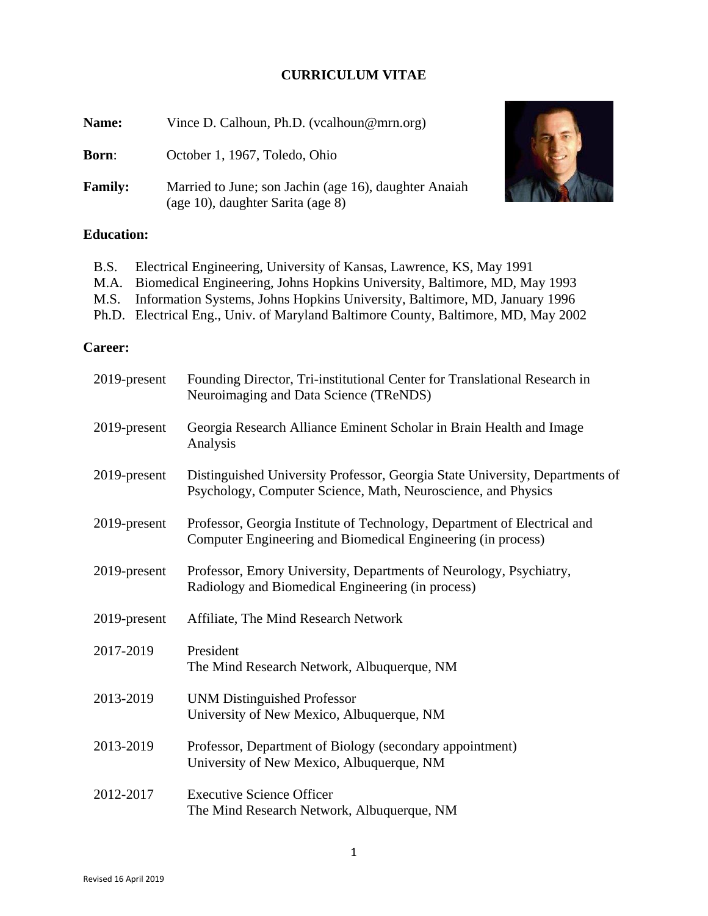# CURRICULUM VITAE

**Name:** Vince D. Calhoun, Ph.D. (vcalhoun@mrn.org)

**Born**: October 1, 1967, Toledo, Ohio

**Family:** Married to June; son Jachin (age 16), daughter Anaiah (age 10), daughter Sarita (age 8)

## Education:

- B.S. Electrical Engineering, University of Kansas, Lawrence, KS, May 1991
- M.A. Biomedical Engineering, Johns Hopkins University, Baltimore, MD, May 1993
- M.S. Information Systems, Johns Hopkins University, Baltimore, MD, January 1996
- Ph.D. Electrical Eng., Univ. of Maryland Baltimore County, Baltimore, MD, May 2002

## Career:

| | |
|---|---|
| 2019-present | Founding Director, Tri-institutional Center for Translational Research in Neuroimaging and Data Science (TReNDS) |
| 2019-present | Georgia Research Alliance Eminent Scholar in Brain Health and Image Analysis |
| 2019-present | Distinguished University Professor, Georgia State University, Departments of Psychology, Computer Science, Math, Neuroscience, and Physics |
| 2019-present | Professor, Georgia Institute of Technology, Department of Electrical and Computer Engineering and Biomedical Engineering (in process) |
| 2019-present | Professor, Emory University, Departments of Neurology, Psychiatry, Radiology and Biomedical Engineering (in process) |
| 2019-present | Affiliate, The Mind Research Network |
| 2017-2019 | President<br>The Mind Research Network, Albuquerque, NM |
| 2013-2019 | UNM Distinguished Professor<br>University of New Mexico, Albuquerque, NM |
| 2013-2019 | Professor, Department of Biology (secondary appointment)<br>University of New Mexico, Albuquerque, NM |
| 2012-2017 | Executive Science Officer<br>The Mind Research Network, Albuquerque, NM |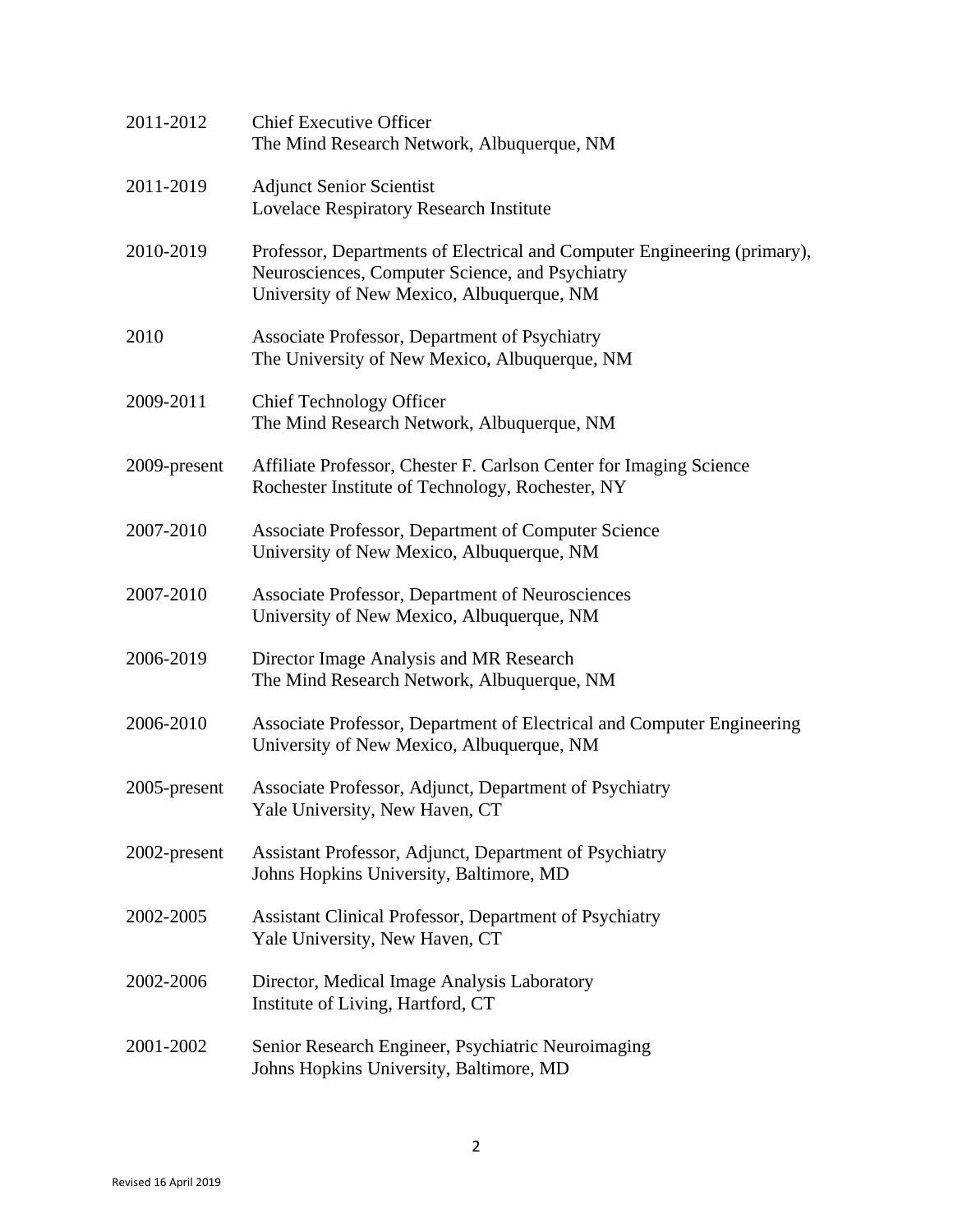2011-2012 Chief Executive Officer
The Mind Research Network, Albuquerque, NM

2011-2019 Adjunct Senior Scientist
Lovelace Respiratory Research Institute

2010-2019 Professor, Departments of Electrical and Computer Engineering (primary), Neurosciences, Computer Science, and Psychiatry
University of New Mexico, Albuquerque, NM

2010 Associate Professor, Department of Psychiatry
The University of New Mexico, Albuquerque, NM

2009-2011 Chief Technology Officer
The Mind Research Network, Albuquerque, NM

2009-present Affiliate Professor, Chester F. Carlson Center for Imaging Science
Rochester Institute of Technology, Rochester, NY

2007-2010 Associate Professor, Department of Computer Science
University of New Mexico, Albuquerque, NM

2007-2010 Associate Professor, Department of Neurosciences
University of New Mexico, Albuquerque, NM

2006-2019 Director Image Analysis and MR Research
The Mind Research Network, Albuquerque, NM

2006-2010 Associate Professor, Department of Electrical and Computer Engineering
University of New Mexico, Albuquerque, NM

2005-present Associate Professor, Adjunct, Department of Psychiatry
Yale University, New Haven, CT

2002-present Assistant Professor, Adjunct, Department of Psychiatry
Johns Hopkins University, Baltimore, MD

2002-2005 Assistant Clinical Professor, Department of Psychiatry
Yale University, New Haven, CT

2002-2006 Director, Medical Image Analysis Laboratory
Institute of Living, Hartford, CT

2001-2002 Senior Research Engineer, Psychiatric Neuroimaging
Johns Hopkins University, Baltimore, MD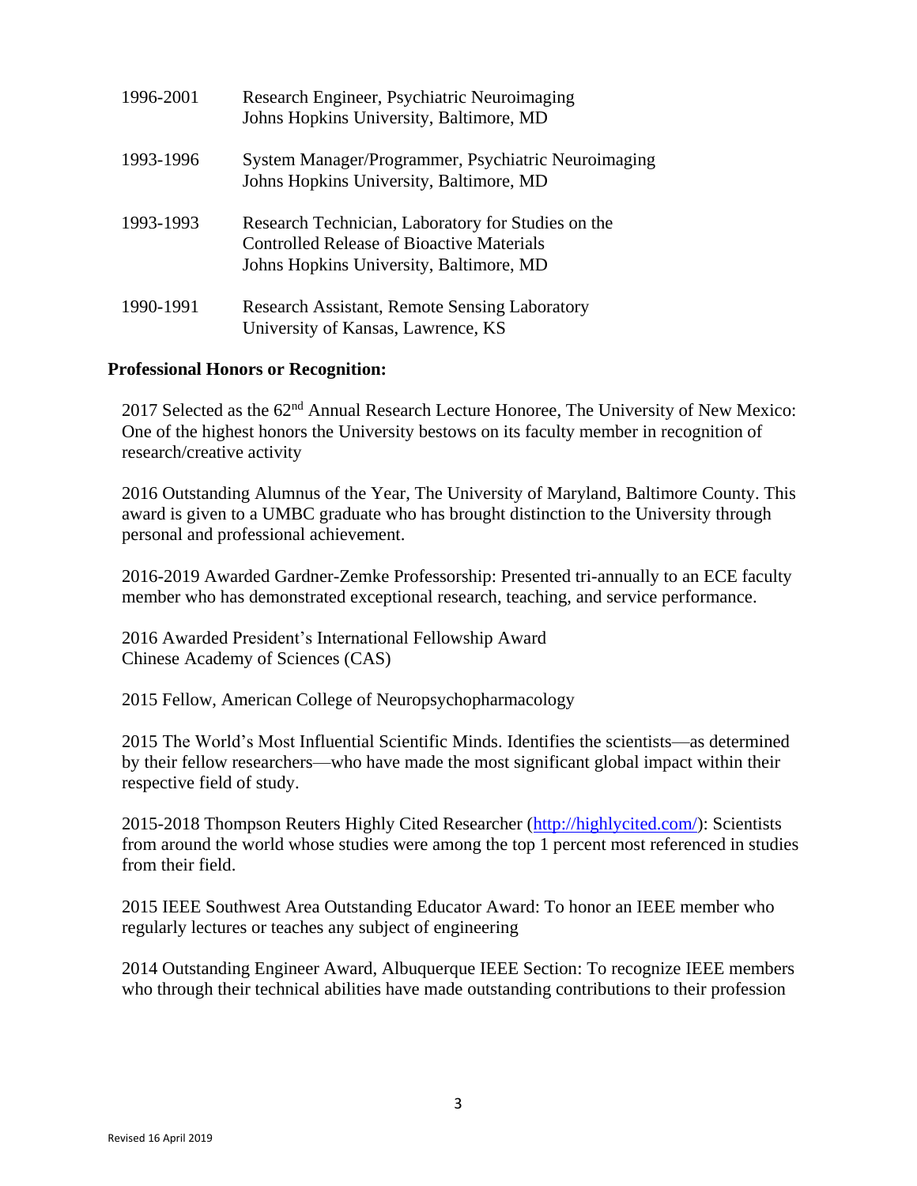| | |
|---|---|
| 1996-2001 | Research Engineer, Psychiatric Neuroimaging<br>Johns Hopkins University, Baltimore, MD |
| 1993-1996 | System Manager/Programmer, Psychiatric Neuroimaging<br>Johns Hopkins University, Baltimore, MD |
| 1993-1993 | Research Technician, Laboratory for Studies on the Controlled Release of Bioactive Materials<br>Johns Hopkins University, Baltimore, MD |
| 1990-1991 | Research Assistant, Remote Sensing Laboratory<br>University of Kansas, Lawrence, KS |

**Professional Honors or Recognition:**

2017 Selected as the 62nd Annual Research Lecture Honoree, The University of New Mexico: One of the highest honors the University bestows on its faculty member in recognition of research/creative activity

2016 Outstanding Alumnus of the Year, The University of Maryland, Baltimore County. This award is given to a UMBC graduate who has brought distinction to the University through personal and professional achievement.

2016-2019 Awarded Gardner-Zemke Professorship: Presented tri-annually to an ECE faculty member who has demonstrated exceptional research, teaching, and service performance.

2016 Awarded President's International Fellowship Award
Chinese Academy of Sciences (CAS)

2015 Fellow, American College of Neuropsychopharmacology

2015 The World's Most Influential Scientific Minds. Identifies the scientists—as determined by their fellow researchers—who have made the most significant global impact within their respective field of study.

2015-2018 Thompson Reuters Highly Cited Researcher (http://highlycited.com/): Scientists from around the world whose studies were among the top 1 percent most referenced in studies from their field.

2015 IEEE Southwest Area Outstanding Educator Award: To honor an IEEE member who regularly lectures or teaches any subject of engineering

2014 Outstanding Engineer Award, Albuquerque IEEE Section: To recognize IEEE members who through their technical abilities have made outstanding contributions to their profession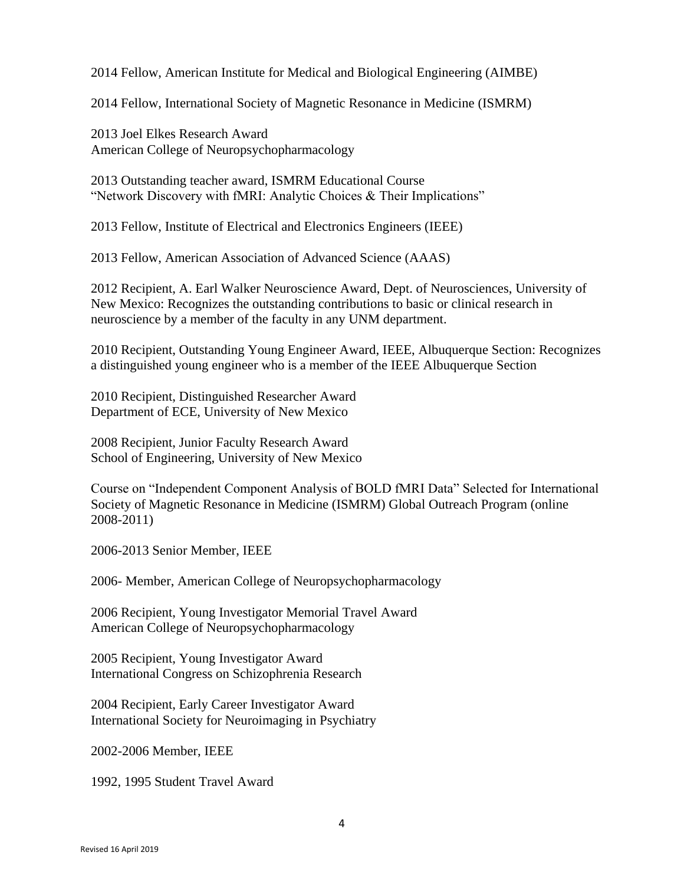2014 Fellow, American Institute for Medical and Biological Engineering (AIMBE)

2014 Fellow, International Society of Magnetic Resonance in Medicine (ISMRM)

2013 Joel Elkes Research Award
American College of Neuropsychopharmacology

2013 Outstanding teacher award, ISMRM Educational Course
"Network Discovery with fMRI: Analytic Choices & Their Implications"

2013 Fellow, Institute of Electrical and Electronics Engineers (IEEE)

2013 Fellow, American Association of Advanced Science (AAAS)

2012 Recipient, A. Earl Walker Neuroscience Award, Dept. of Neurosciences, University of New Mexico: Recognizes the outstanding contributions to basic or clinical research in neuroscience by a member of the faculty in any UNM department.

2010 Recipient, Outstanding Young Engineer Award, IEEE, Albuquerque Section: Recognizes a distinguished young engineer who is a member of the IEEE Albuquerque Section

2010 Recipient, Distinguished Researcher Award
Department of ECE, University of New Mexico

2008 Recipient, Junior Faculty Research Award
School of Engineering, University of New Mexico

Course on "Independent Component Analysis of BOLD fMRI Data" Selected for International Society of Magnetic Resonance in Medicine (ISMRM) Global Outreach Program (online 2008-2011)

2006-2013 Senior Member, IEEE

2006- Member, American College of Neuropsychopharmacology

2006 Recipient, Young Investigator Memorial Travel Award
American College of Neuropsychopharmacology

2005 Recipient, Young Investigator Award
International Congress on Schizophrenia Research

2004 Recipient, Early Career Investigator Award
International Society for Neuroimaging in Psychiatry

2002-2006 Member, IEEE

1992, 1995 Student Travel Award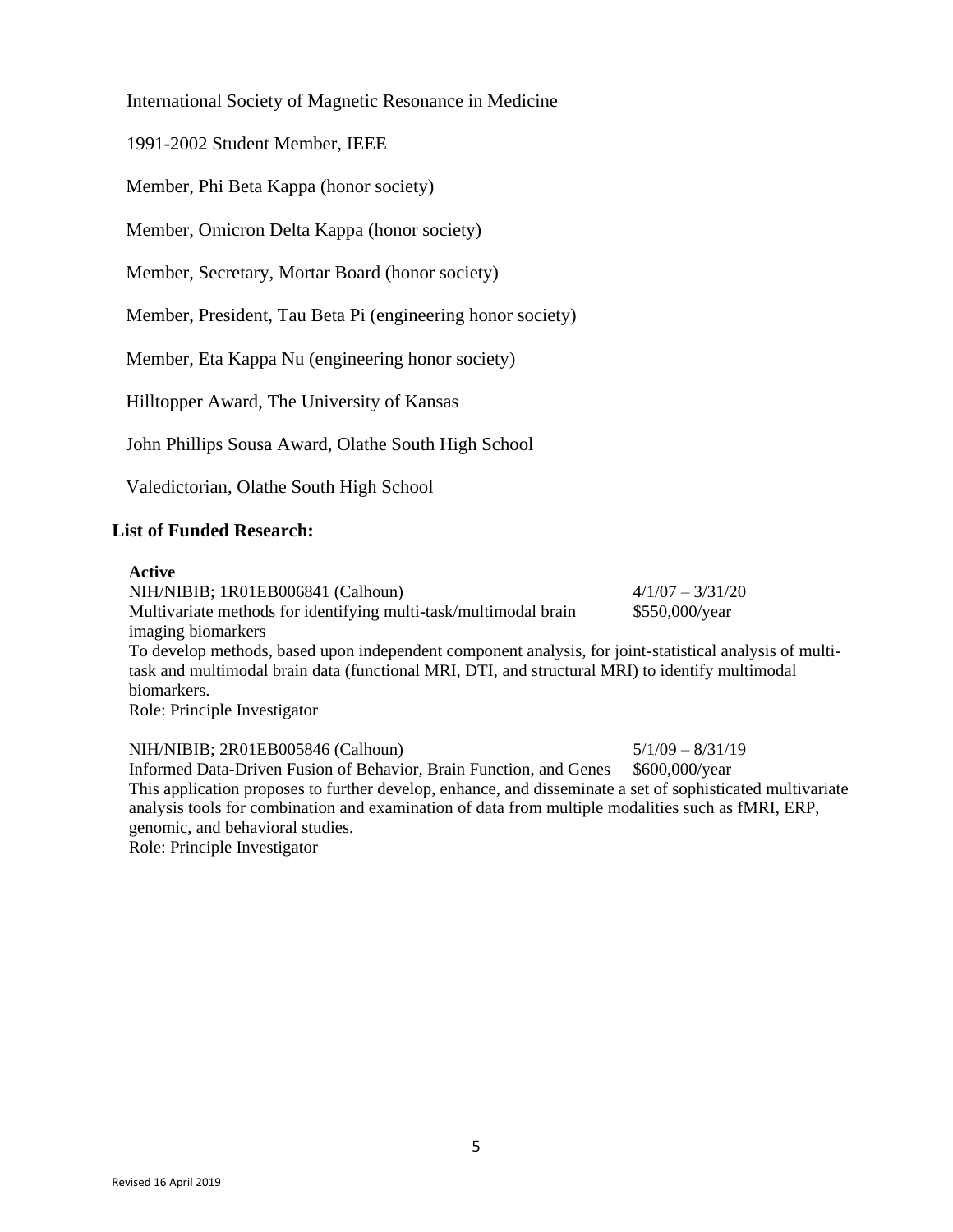International Society of Magnetic Resonance in Medicine

1991-2002 Student Member, IEEE

Member, Phi Beta Kappa (honor society)

Member, Omicron Delta Kappa (honor society)

Member, Secretary, Mortar Board (honor society)

Member, President, Tau Beta Pi (engineering honor society)

Member, Eta Kappa Nu (engineering honor society)

Hilltopper Award, The University of Kansas

John Phillips Sousa Award, Olathe South High School

Valedictorian, Olathe South High School

## List of Funded Research:

**Active**

NIH/NIBIB; 1R01EB006841 (Calhoun) 4/1/07 – 3/31/20
Multivariate methods for identifying multi-task/multimodal brain imaging biomarkers $550,000/year
To develop methods, based upon independent component analysis, for joint-statistical analysis of multi-task and multimodal brain data (functional MRI, DTI, and structural MRI) to identify multimodal biomarkers.
Role: Principle Investigator

NIH/NIBIB; 2R01EB005846 (Calhoun) 5/1/09 – 8/31/19
Informed Data-Driven Fusion of Behavior, Brain Function, and Genes $600,000/year
This application proposes to further develop, enhance, and disseminate a set of sophisticated multivariate analysis tools for combination and examination of data from multiple modalities such as fMRI, ERP, genomic, and behavioral studies.
Role: Principle Investigator

Revised 16 April 2019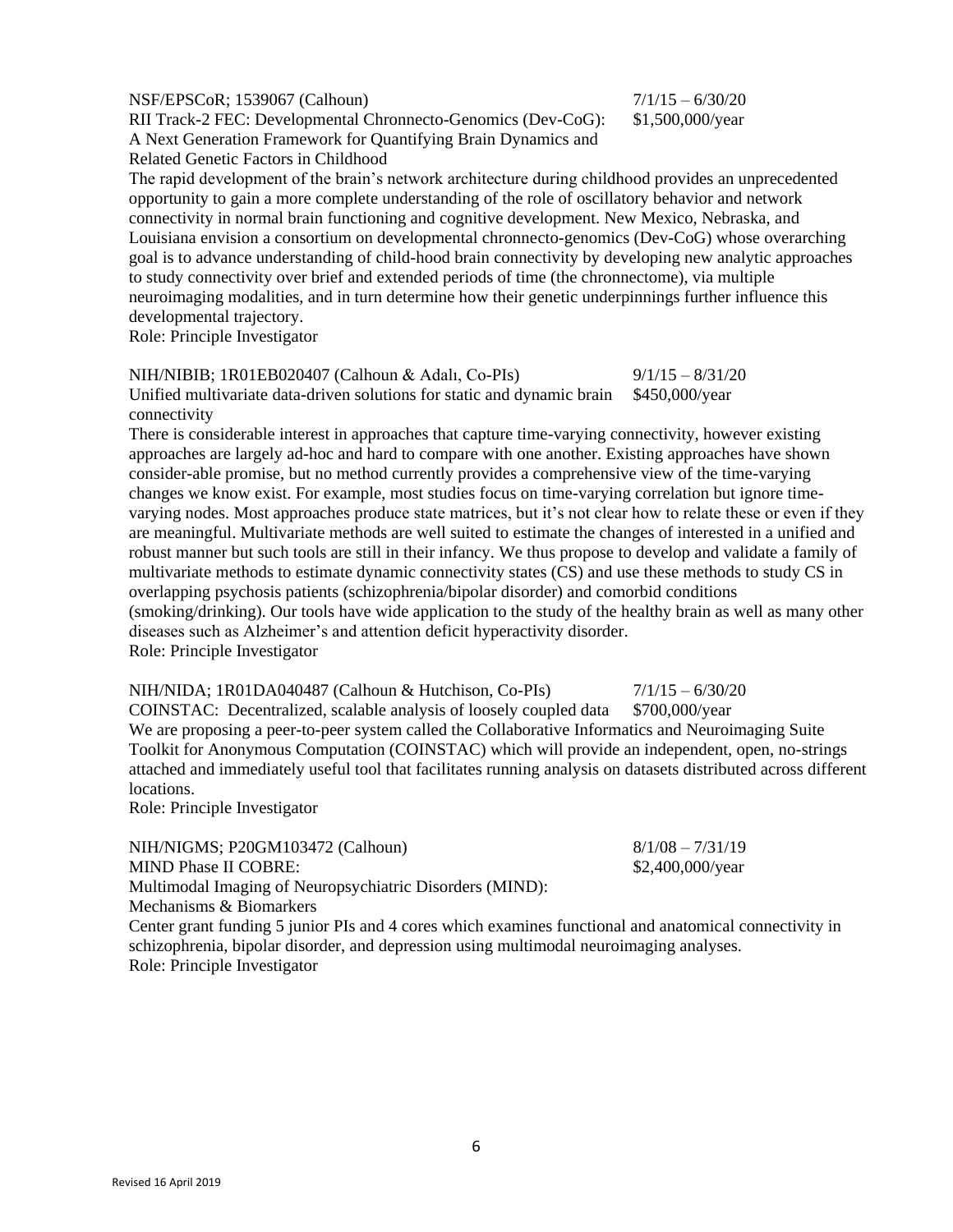NSF/EPSCoR; 1539067 (Calhoun) 7/1/15 – 6/30/20
RII Track-2 FEC: Developmental Chronnecto-Genomics (Dev-CoG): A Next Generation Framework for Quantifying Brain Dynamics and Related Genetic Factors in Childhood $1,500,000/year

The rapid development of the brain's network architecture during childhood provides an unprecedented opportunity to gain a more complete understanding of the role of oscillatory behavior and network connectivity in normal brain functioning and cognitive development. New Mexico, Nebraska, and Louisiana envision a consortium on developmental chronnecto-genomics (Dev-CoG) whose overarching goal is to advance understanding of child-hood brain connectivity by developing new analytic approaches to study connectivity over brief and extended periods of time (the chronnectome), via multiple neuroimaging modalities, and in turn determine how their genetic underpinnings further influence this developmental trajectory.
Role: Principle Investigator

NIH/NIBIB; 1R01EB020407 (Calhoun & Adalı, Co-PIs) 9/1/15 – 8/31/20
Unified multivariate data-driven solutions for static and dynamic brain connectivity $450,000/year

There is considerable interest in approaches that capture time-varying connectivity, however existing approaches are largely ad-hoc and hard to compare with one another. Existing approaches have shown consider-able promise, but no method currently provides a comprehensive view of the time-varying changes we know exist. For example, most studies focus on time-varying correlation but ignore time-varying nodes. Most approaches produce state matrices, but it's not clear how to relate these or even if they are meaningful. Multivariate methods are well suited to estimate the changes of interested in a unified and robust manner but such tools are still in their infancy. We thus propose to develop and validate a family of multivariate methods to estimate dynamic connectivity states (CS) and use these methods to study CS in overlapping psychosis patients (schizophrenia/bipolar disorder) and comorbid conditions (smoking/drinking). Our tools have wide application to the study of the healthy brain as well as many other diseases such as Alzheimer's and attention deficit hyperactivity disorder.
Role: Principle Investigator

NIH/NIDA; 1R01DA040487 (Calhoun & Hutchison, Co-PIs) 7/1/15 – 6/30/20
COINSTAC: Decentralized, scalable analysis of loosely coupled data $700,000/year

We are proposing a peer-to-peer system called the Collaborative Informatics and Neuroimaging Suite Toolkit for Anonymous Computation (COINSTAC) which will provide an independent, open, no-strings attached and immediately useful tool that facilitates running analysis on datasets distributed across different locations.
Role: Principle Investigator

NIH/NIGMS; P20GM103472 (Calhoun) 8/1/08 – 7/31/19
MIND Phase II COBRE: Multimodal Imaging of Neuropsychiatric Disorders (MIND): Mechanisms & Biomarkers $2,400,000/year

Center grant funding 5 junior PIs and 4 cores which examines functional and anatomical connectivity in schizophrenia, bipolar disorder, and depression using multimodal neuroimaging analyses.
Role: Principle Investigator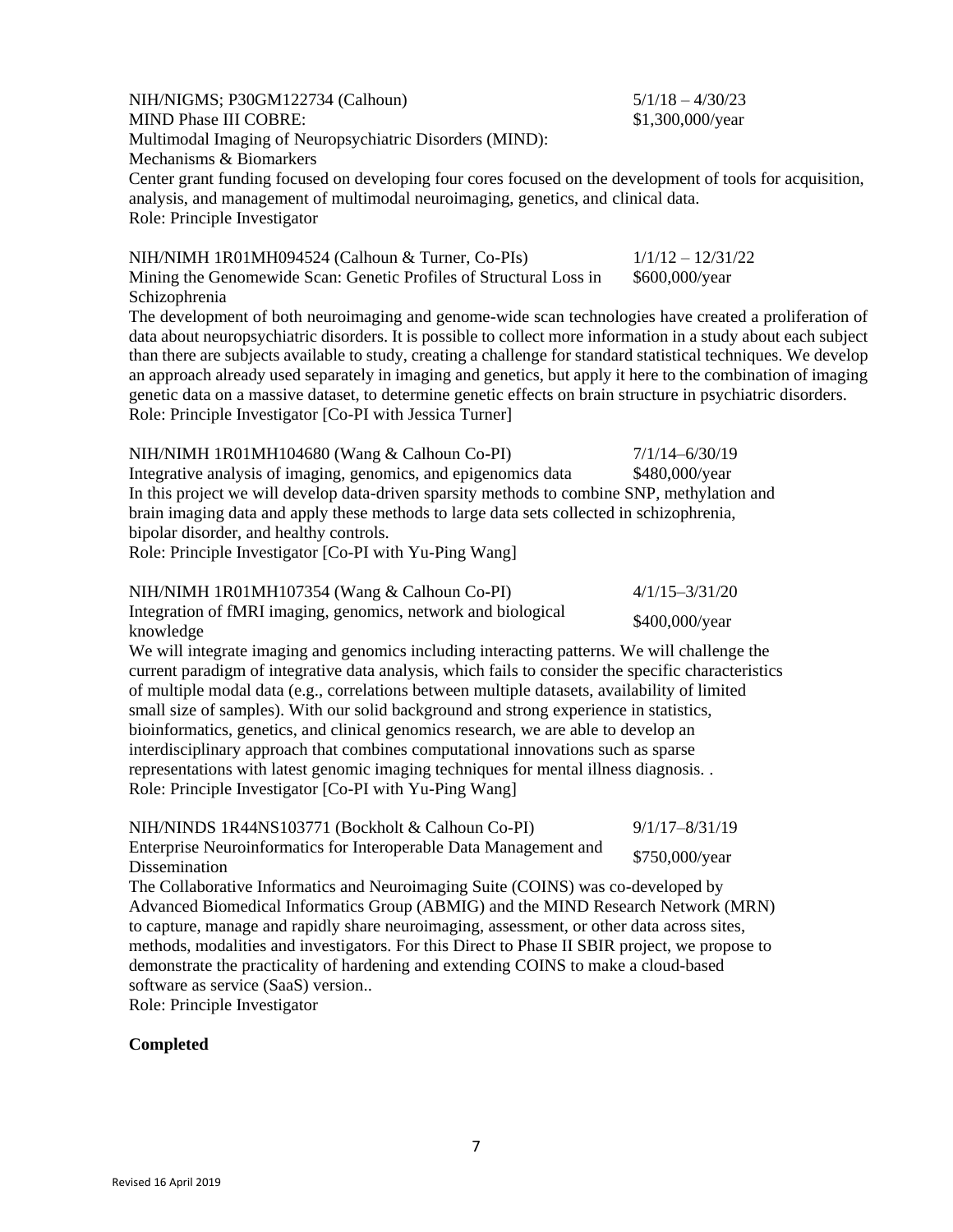NIH/NIGMS; P30GM122734 (Calhoun) 5/1/18 – 4/30/23
MIND Phase III COBRE: \$1,300,000/year
Multimodal Imaging of Neuropsychiatric Disorders (MIND):
Mechanisms & Biomarkers
Center grant funding focused on developing four cores focused on the development of tools for acquisition, analysis, and management of multimodal neuroimaging, genetics, and clinical data.
Role: Principle Investigator

NIH/NIMH 1R01MH094524 (Calhoun & Turner, Co-PIs) 1/1/12 – 12/31/22
Mining the Genomewide Scan: Genetic Profiles of Structural Loss in Schizophrenia \$600,000/year
The development of both neuroimaging and genome-wide scan technologies have created a proliferation of data about neuropsychiatric disorders. It is possible to collect more information in a study about each subject than there are subjects available to study, creating a challenge for standard statistical techniques. We develop an approach already used separately in imaging and genetics, but apply it here to the combination of imaging genetic data on a massive dataset, to determine genetic effects on brain structure in psychiatric disorders.
Role: Principle Investigator [Co-PI with Jessica Turner]

NIH/NIMH 1R01MH104680 (Wang & Calhoun Co-PI) 7/1/14–6/30/19
Integrative analysis of imaging, genomics, and epigenomics data \$480,000/year
In this project we will develop data-driven sparsity methods to combine SNP, methylation and brain imaging data and apply these methods to large data sets collected in schizophrenia, bipolar disorder, and healthy controls.
Role: Principle Investigator [Co-PI with Yu-Ping Wang]

NIH/NIMH 1R01MH107354 (Wang & Calhoun Co-PI) 4/1/15–3/31/20
Integration of fMRI imaging, genomics, network and biological knowledge \$400,000/year
We will integrate imaging and genomics including interacting patterns. We will challenge the current paradigm of integrative data analysis, which fails to consider the specific characteristics of multiple modal data (e.g., correlations between multiple datasets, availability of limited small size of samples). With our solid background and strong experience in statistics, bioinformatics, genetics, and clinical genomics research, we are able to develop an interdisciplinary approach that combines computational innovations such as sparse representations with latest genomic imaging techniques for mental illness diagnosis. .
Role: Principle Investigator [Co-PI with Yu-Ping Wang]

NIH/NINDS 1R44NS103771 (Bockholt & Calhoun Co-PI) 9/1/17–8/31/19
Enterprise Neuroinformatics for Interoperable Data Management and Dissemination \$750,000/year
The Collaborative Informatics and Neuroimaging Suite (COINS) was co-developed by Advanced Biomedical Informatics Group (ABMIG) and the MIND Research Network (MRN) to capture, manage and rapidly share neuroimaging, assessment, or other data across sites, methods, modalities and investigators. For this Direct to Phase II SBIR project, we propose to demonstrate the practicality of hardening and extending COINS to make a cloud-based software as service (SaaS) version..
Role: Principle Investigator

**Completed**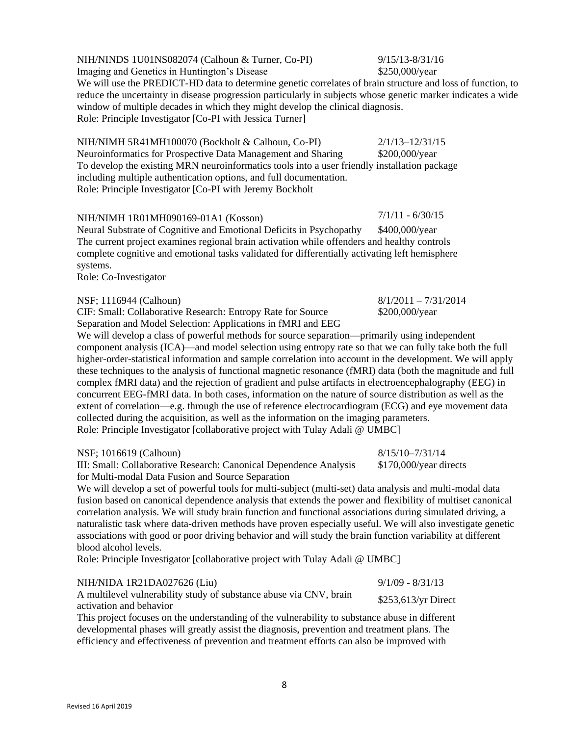NIH/NINDS 1U01NS082074 (Calhoun & Turner, Co-PI) 9/15/13-8/31/16
Imaging and Genetics in Huntington's Disease $250,000/year
We will use the PREDICT-HD data to determine genetic correlates of brain structure and loss of function, to reduce the uncertainty in disease progression particularly in subjects whose genetic marker indicates a wide window of multiple decades in which they might develop the clinical diagnosis.
Role: Principle Investigator [Co-PI with Jessica Turner]

NIH/NIMH 5R41MH100070 (Bockholt & Calhoun, Co-PI) 2/1/13–12/31/15
Neuroinformatics for Prospective Data Management and Sharing $200,000/year
To develop the existing MRN neuroinformatics tools into a user friendly installation package including multiple authentication options, and full documentation.
Role: Principle Investigator [Co-PI with Jeremy Bockholt

NIH/NIMH 1R01MH090169-01A1 (Kosson) 7/1/11 - 6/30/15
Neural Substrate of Cognitive and Emotional Deficits in Psychopathy $400,000/year
The current project examines regional brain activation while offenders and healthy controls complete cognitive and emotional tasks validated for differentially activating left hemisphere systems.
Role: Co-Investigator

NSF; 1116944 (Calhoun) 8/1/2011 – 7/31/2014
CIF: Small: Collaborative Research: Entropy Rate for Source Separation and Model Selection: Applications in fMRI and EEG $200,000/year
We will develop a class of powerful methods for source separation—primarily using independent component analysis (ICA)—and model selection using entropy rate so that we can fully take both the full higher-order-statistical information and sample correlation into account in the development. We will apply these techniques to the analysis of functional magnetic resonance (fMRI) data (both the magnitude and full complex fMRI data) and the rejection of gradient and pulse artifacts in electroencephalography (EEG) in concurrent EEG-fMRI data. In both cases, information on the nature of source distribution as well as the extent of correlation—e.g. through the use of reference electrocardiogram (ECG) and eye movement data collected during the acquisition, as well as the information on the imaging parameters.
Role: Principle Investigator [collaborative project with Tulay Adali @ UMBC]

NSF; 1016619 (Calhoun) 8/15/10–7/31/14
III: Small: Collaborative Research: Canonical Dependence Analysis for Multi-modal Data Fusion and Source Separation $170,000/year directs
We will develop a set of powerful tools for multi-subject (multi-set) data analysis and multi-modal data fusion based on canonical dependence analysis that extends the power and flexibility of multiset canonical correlation analysis. We will study brain function and functional associations during simulated driving, a naturalistic task where data-driven methods have proven especially useful. We will also investigate genetic associations with good or poor driving behavior and will study the brain function variability at different blood alcohol levels.
Role: Principle Investigator [collaborative project with Tulay Adali @ UMBC]

NIH/NIDA 1R21DA027626 (Liu) 9/1/09 - 8/31/13
A multilevel vulnerability study of substance abuse via CNV, brain activation and behavior $253,613/yr Direct
This project focuses on the understanding of the vulnerability to substance abuse in different developmental phases will greatly assist the diagnosis, prevention and treatment plans. The efficiency and effectiveness of prevention and treatment efforts can also be improved with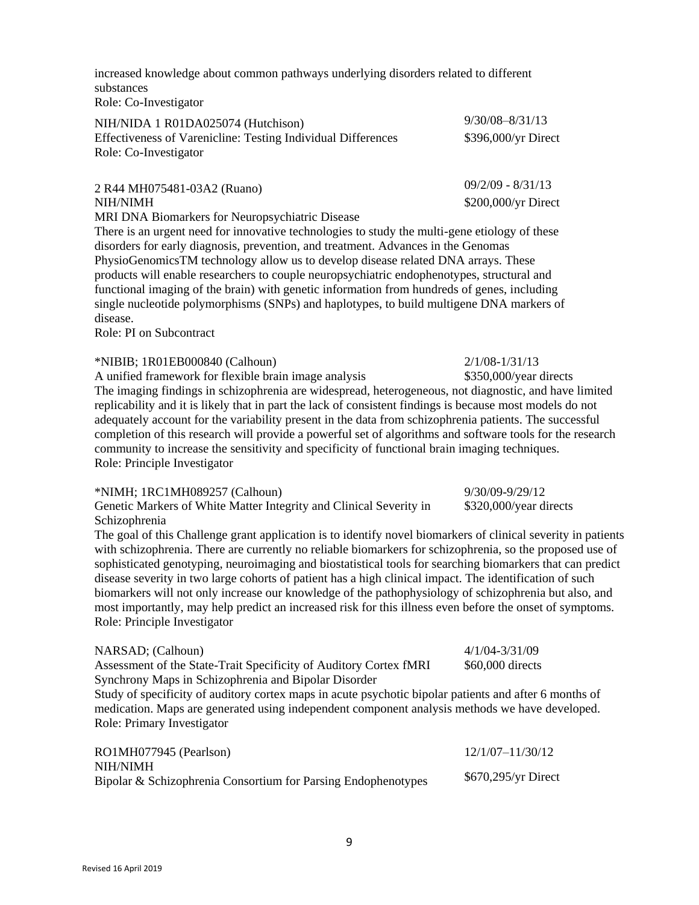increased knowledge about common pathways underlying disorders related to different substances
Role: Co-Investigator

NIH/NIDA 1 R01DA025074 (Hutchison) 9/30/08–8/31/13
Effectiveness of Varenicline: Testing Individual Differences $396,000/yr Direct
Role: Co-Investigator

2 R44 MH075481-03A2 (Ruano) 09/2/09 - 8/31/13
NIH/NIMH $200,000/yr Direct
MRI DNA Biomarkers for Neuropsychiatric Disease
There is an urgent need for innovative technologies to study the multi-gene etiology of these disorders for early diagnosis, prevention, and treatment. Advances in the Genomas PhysioGenomicsTM technology allow us to develop disease related DNA arrays. These products will enable researchers to couple neuropsychiatric endophenotypes, structural and functional imaging of the brain) with genetic information from hundreds of genes, including single nucleotide polymorphisms (SNPs) and haplotypes, to build multigene DNA markers of disease.
Role: PI on Subcontract

*NIBIB; 1R01EB000840 (Calhoun) 2/1/08-1/31/13
A unified framework for flexible brain image analysis $350,000/year directs
The imaging findings in schizophrenia are widespread, heterogeneous, not diagnostic, and have limited replicability and it is likely that in part the lack of consistent findings is because most models do not adequately account for the variability present in the data from schizophrenia patients. The successful completion of this research will provide a powerful set of algorithms and software tools for the research community to increase the sensitivity and specificity of functional brain imaging techniques.
Role: Principle Investigator

*NIMH; 1RC1MH089257 (Calhoun) 9/30/09-9/29/12
Genetic Markers of White Matter Integrity and Clinical Severity in Schizophrenia $320,000/year directs
The goal of this Challenge grant application is to identify novel biomarkers of clinical severity in patients with schizophrenia. There are currently no reliable biomarkers for schizophrenia, so the proposed use of sophisticated genotyping, neuroimaging and biostatistical tools for searching biomarkers that can predict disease severity in two large cohorts of patient has a high clinical impact. The identification of such biomarkers will not only increase our knowledge of the pathophysiology of schizophrenia but also, and most importantly, may help predict an increased risk for this illness even before the onset of symptoms.
Role: Principle Investigator

NARSAD; (Calhoun) 4/1/04-3/31/09
Assessment of the State-Trait Specificity of Auditory Cortex fMRI Synchrony Maps in Schizophrenia and Bipolar Disorder $60,000 directs
Study of specificity of auditory cortex maps in acute psychotic bipolar patients and after 6 months of medication. Maps are generated using independent component analysis methods we have developed.
Role: Primary Investigator

RO1MH077945 (Pearlson) 12/1/07–11/30/12
NIH/NIMH
Bipolar & Schizophrenia Consortium for Parsing Endophenotypes $670,295/yr Direct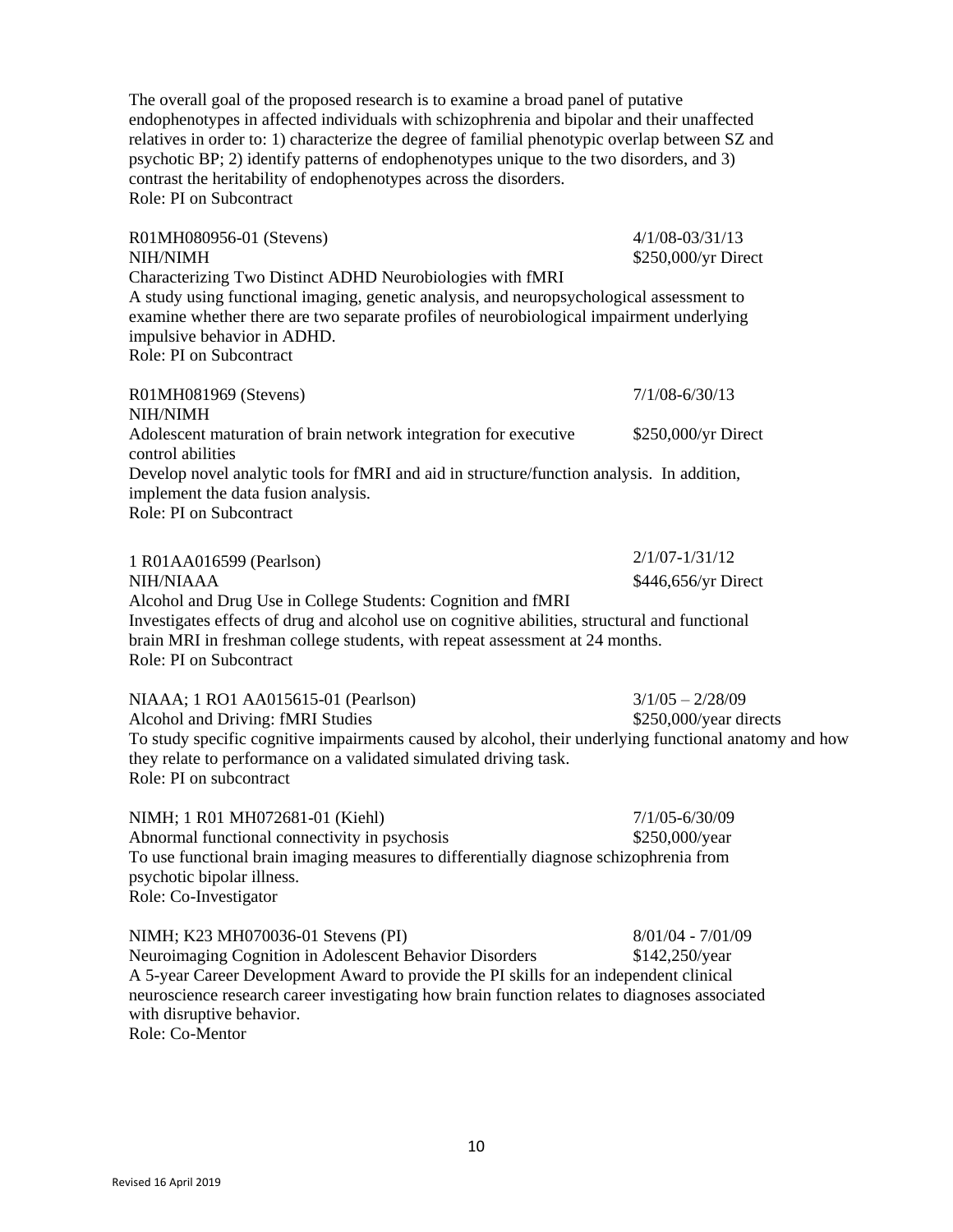The overall goal of the proposed research is to examine a broad panel of putative endophenotypes in affected individuals with schizophrenia and bipolar and their unaffected relatives in order to: 1) characterize the degree of familial phenotypic overlap between SZ and psychotic BP; 2) identify patterns of endophenotypes unique to the two disorders, and 3) contrast the heritability of endophenotypes across the disorders.
Role: PI on Subcontract

R01MH080956-01 (Stevens) 4/1/08-03/31/13
NIH/NIMH $250,000/yr Direct
Characterizing Two Distinct ADHD Neurobiologies with fMRI
A study using functional imaging, genetic analysis, and neuropsychological assessment to examine whether there are two separate profiles of neurobiological impairment underlying impulsive behavior in ADHD.
Role: PI on Subcontract

R01MH081969 (Stevens) 7/1/08-6/30/13
NIH/NIMH
Adolescent maturation of brain network integration for executive control abilities $250,000/yr Direct
Develop novel analytic tools for fMRI and aid in structure/function analysis. In addition, implement the data fusion analysis.
Role: PI on Subcontract

1 R01AA016599 (Pearlson) 2/1/07-1/31/12
NIH/NIAAA $446,656/yr Direct
Alcohol and Drug Use in College Students: Cognition and fMRI
Investigates effects of drug and alcohol use on cognitive abilities, structural and functional brain MRI in freshman college students, with repeat assessment at 24 months.
Role: PI on Subcontract

NIAAA; 1 RO1 AA015615-01 (Pearlson) 3/1/05 – 2/28/09
Alcohol and Driving: fMRI Studies $250,000/year directs
To study specific cognitive impairments caused by alcohol, their underlying functional anatomy and how they relate to performance on a validated simulated driving task.
Role: PI on subcontract

NIMH; 1 R01 MH072681-01 (Kiehl) 7/1/05-6/30/09
Abnormal functional connectivity in psychosis $250,000/year
To use functional brain imaging measures to differentially diagnose schizophrenia from psychotic bipolar illness.
Role: Co-Investigator

NIMH; K23 MH070036-01 Stevens (PI) 8/01/04 - 7/01/09
Neuroimaging Cognition in Adolescent Behavior Disorders $142,250/year
A 5-year Career Development Award to provide the PI skills for an independent clinical neuroscience research career investigating how brain function relates to diagnoses associated with disruptive behavior.
Role: Co-Mentor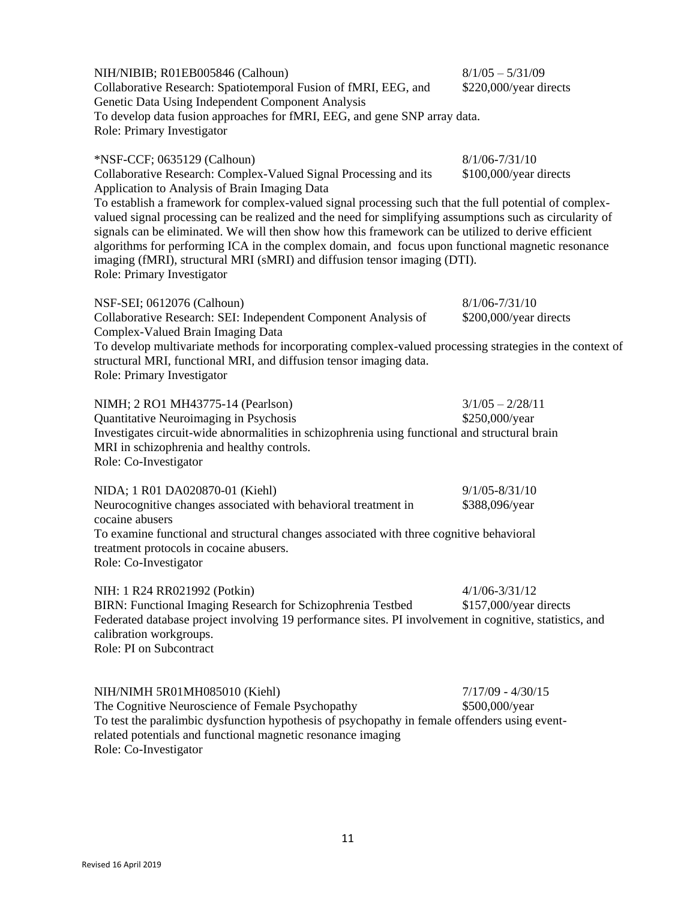NIH/NIBIB; R01EB005846 (Calhoun) 8/1/05 – 5/31/09
Collaborative Research: Spatiotemporal Fusion of fMRI, EEG, and Genetic Data Using Independent Component Analysis $220,000/year directs
To develop data fusion approaches for fMRI, EEG, and gene SNP array data.
Role: Primary Investigator

*NSF-CCF; 0635129 (Calhoun) 8/1/06-7/31/10
Collaborative Research: Complex-Valued Signal Processing and its Application to Analysis of Brain Imaging Data $100,000/year directs
To establish a framework for complex-valued signal processing such that the full potential of complex-valued signal processing can be realized and the need for simplifying assumptions such as circularity of signals can be eliminated. We will then show how this framework can be utilized to derive efficient algorithms for performing ICA in the complex domain, and focus upon functional magnetic resonance imaging (fMRI), structural MRI (sMRI) and diffusion tensor imaging (DTI).
Role: Primary Investigator

NSF-SEI; 0612076 (Calhoun) 8/1/06-7/31/10
Collaborative Research: SEI: Independent Component Analysis of Complex-Valued Brain Imaging Data $200,000/year directs
To develop multivariate methods for incorporating complex-valued processing strategies in the context of structural MRI, functional MRI, and diffusion tensor imaging data.
Role: Primary Investigator

NIMH; 2 RO1 MH43775-14 (Pearlson) 3/1/05 – 2/28/11
Quantitative Neuroimaging in Psychosis $250,000/year
Investigates circuit-wide abnormalities in schizophrenia using functional and structural brain MRI in schizophrenia and healthy controls.
Role: Co-Investigator

NIDA; 1 R01 DA020870-01 (Kiehl) 9/1/05-8/31/10
Neurocognitive changes associated with behavioral treatment in cocaine abusers $388,096/year
To examine functional and structural changes associated with three cognitive behavioral treatment protocols in cocaine abusers.
Role: Co-Investigator

NIH: 1 R24 RR021992 (Potkin) 4/1/06-3/31/12
BIRN: Functional Imaging Research for Schizophrenia Testbed $157,000/year directs
Federated database project involving 19 performance sites. PI involvement in cognitive, statistics, and calibration workgroups.
Role: PI on Subcontract

NIH/NIMH 5R01MH085010 (Kiehl) 7/17/09 - 4/30/15
The Cognitive Neuroscience of Female Psychopathy $500,000/year
To test the paralimbic dysfunction hypothesis of psychopathy in female offenders using event-related potentials and functional magnetic resonance imaging
Role: Co-Investigator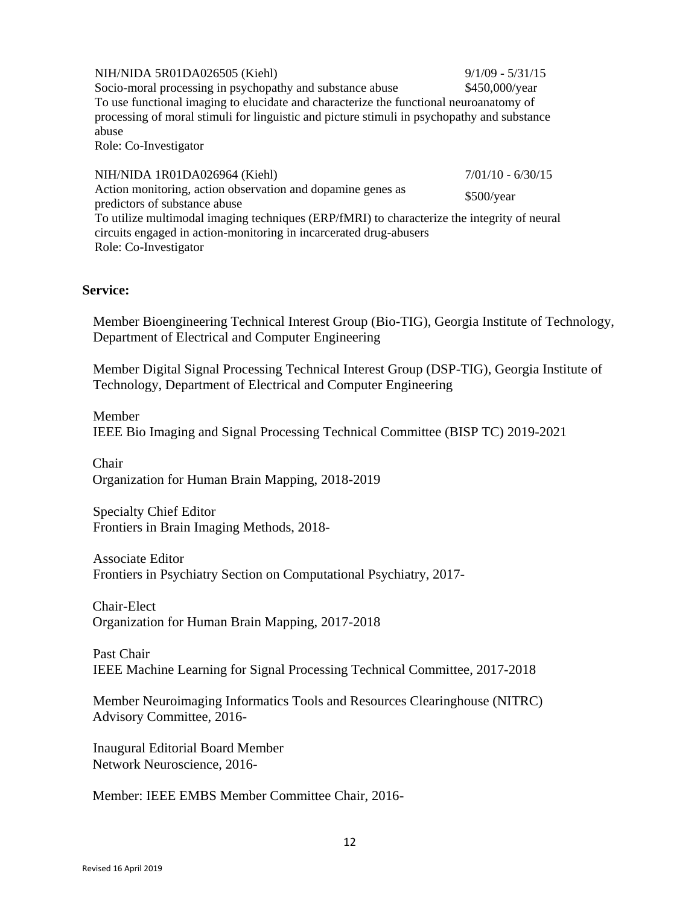NIH/NIDA 5R01DA026505 (Kiehl) 9/1/09 - 5/31/15
Socio-moral processing in psychopathy and substance abuse $450,000/year
To use functional imaging to elucidate and characterize the functional neuroanatomy of processing of moral stimuli for linguistic and picture stimuli in psychopathy and substance abuse
Role: Co-Investigator

NIH/NIDA 1R01DA026964 (Kiehl) 7/01/10 - 6/30/15
Action monitoring, action observation and dopamine genes as predictors of substance abuse $500/year
To utilize multimodal imaging techniques (ERP/fMRI) to characterize the integrity of neural circuits engaged in action-monitoring in incarcerated drug-abusers
Role: Co-Investigator

**Service:**

Member Bioengineering Technical Interest Group (Bio-TIG), Georgia Institute of Technology, Department of Electrical and Computer Engineering

Member Digital Signal Processing Technical Interest Group (DSP-TIG), Georgia Institute of Technology, Department of Electrical and Computer Engineering

Member
IEEE Bio Imaging and Signal Processing Technical Committee (BISP TC) 2019-2021

Chair
Organization for Human Brain Mapping, 2018-2019

Specialty Chief Editor
Frontiers in Brain Imaging Methods, 2018-

Associate Editor
Frontiers in Psychiatry Section on Computational Psychiatry, 2017-

Chair-Elect
Organization for Human Brain Mapping, 2017-2018

Past Chair
IEEE Machine Learning for Signal Processing Technical Committee, 2017-2018

Member Neuroimaging Informatics Tools and Resources Clearinghouse (NITRC) Advisory Committee, 2016-

Inaugural Editorial Board Member
Network Neuroscience, 2016-

Member: IEEE EMBS Member Committee Chair, 2016-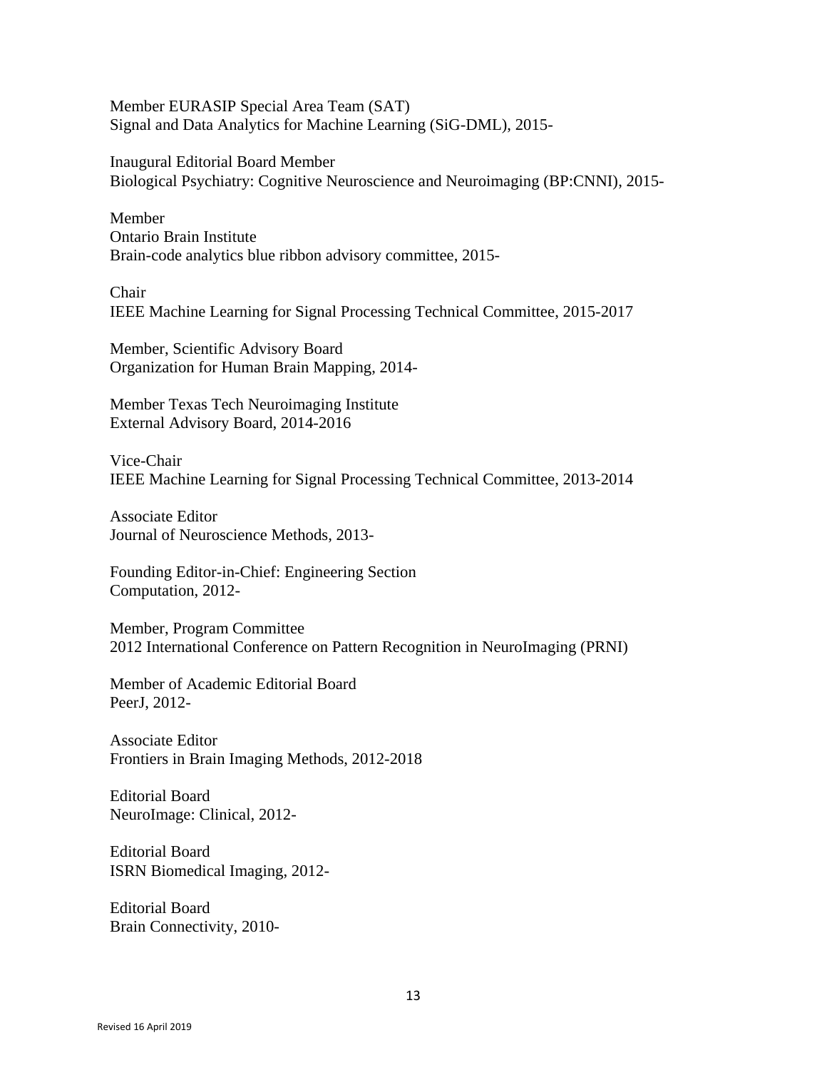Member EURASIP Special Area Team (SAT)
Signal and Data Analytics for Machine Learning (SiG-DML), 2015-

Inaugural Editorial Board Member
Biological Psychiatry: Cognitive Neuroscience and Neuroimaging (BP:CNNI), 2015-

Member
Ontario Brain Institute
Brain-code analytics blue ribbon advisory committee, 2015-

Chair
IEEE Machine Learning for Signal Processing Technical Committee, 2015-2017

Member, Scientific Advisory Board
Organization for Human Brain Mapping, 2014-

Member Texas Tech Neuroimaging Institute
External Advisory Board, 2014-2016

Vice-Chair
IEEE Machine Learning for Signal Processing Technical Committee, 2013-2014

Associate Editor
Journal of Neuroscience Methods, 2013-

Founding Editor-in-Chief: Engineering Section
Computation, 2012-

Member, Program Committee
2012 International Conference on Pattern Recognition in NeuroImaging (PRNI)

Member of Academic Editorial Board
PeerJ, 2012-

Associate Editor
Frontiers in Brain Imaging Methods, 2012-2018

Editorial Board
NeuroImage: Clinical, 2012-

Editorial Board
ISRN Biomedical Imaging, 2012-

Editorial Board
Brain Connectivity, 2010-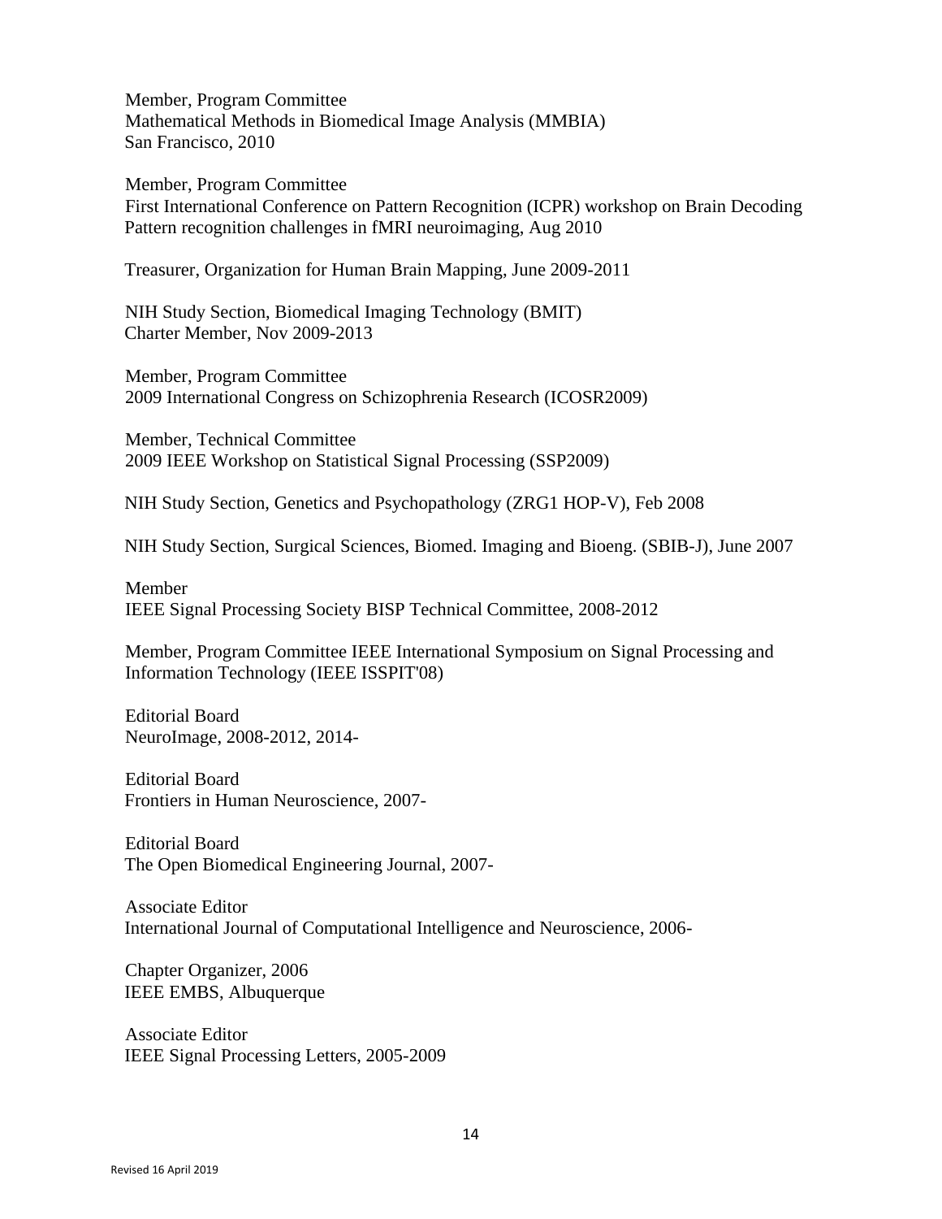Member, Program Committee
Mathematical Methods in Biomedical Image Analysis (MMBIA)
San Francisco, 2010

Member, Program Committee
First International Conference on Pattern Recognition (ICPR) workshop on Brain Decoding
Pattern recognition challenges in fMRI neuroimaging, Aug 2010

Treasurer, Organization for Human Brain Mapping, June 2009-2011

NIH Study Section, Biomedical Imaging Technology (BMIT)
Charter Member, Nov 2009-2013

Member, Program Committee
2009 International Congress on Schizophrenia Research (ICOSR2009)

Member, Technical Committee
2009 IEEE Workshop on Statistical Signal Processing (SSP2009)

NIH Study Section, Genetics and Psychopathology (ZRG1 HOP-V), Feb 2008

NIH Study Section, Surgical Sciences, Biomed. Imaging and Bioeng. (SBIB-J), June 2007

Member
IEEE Signal Processing Society BISP Technical Committee, 2008-2012

Member, Program Committee IEEE International Symposium on Signal Processing and Information Technology (IEEE ISSPIT'08)

Editorial Board
NeuroImage, 2008-2012, 2014-

Editorial Board
Frontiers in Human Neuroscience, 2007-

Editorial Board
The Open Biomedical Engineering Journal, 2007-

Associate Editor
International Journal of Computational Intelligence and Neuroscience, 2006-

Chapter Organizer, 2006
IEEE EMBS, Albuquerque

Associate Editor
IEEE Signal Processing Letters, 2005-2009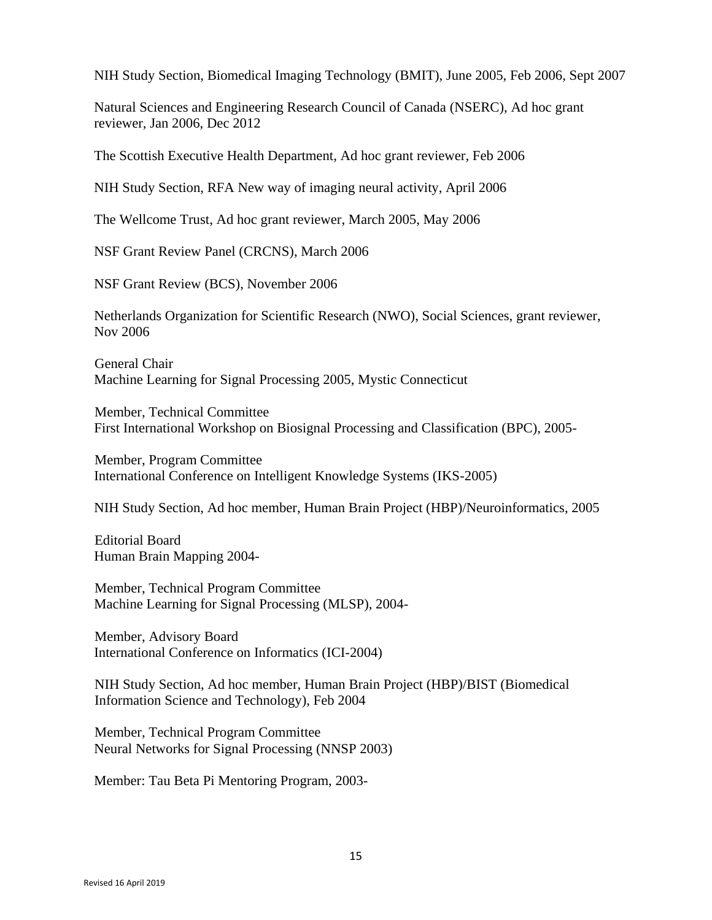NIH Study Section, Biomedical Imaging Technology (BMIT), June 2005, Feb 2006, Sept 2007

Natural Sciences and Engineering Research Council of Canada (NSERC), Ad hoc grant reviewer, Jan 2006, Dec 2012

The Scottish Executive Health Department, Ad hoc grant reviewer, Feb 2006

NIH Study Section, RFA New way of imaging neural activity, April 2006

The Wellcome Trust, Ad hoc grant reviewer, March 2005, May 2006

NSF Grant Review Panel (CRCNS), March 2006

NSF Grant Review (BCS), November 2006

Netherlands Organization for Scientific Research (NWO), Social Sciences, grant reviewer, Nov 2006

General Chair
Machine Learning for Signal Processing 2005, Mystic Connecticut

Member, Technical Committee
First International Workshop on Biosignal Processing and Classification (BPC), 2005-

Member, Program Committee
International Conference on Intelligent Knowledge Systems (IKS-2005)

NIH Study Section, Ad hoc member, Human Brain Project (HBP)/Neuroinformatics, 2005

Editorial Board
Human Brain Mapping 2004-

Member, Technical Program Committee
Machine Learning for Signal Processing (MLSP), 2004-

Member, Advisory Board
International Conference on Informatics (ICI-2004)

NIH Study Section, Ad hoc member, Human Brain Project (HBP)/BIST (Biomedical Information Science and Technology), Feb 2004

Member, Technical Program Committee
Neural Networks for Signal Processing (NNSP 2003)

Member: Tau Beta Pi Mentoring Program, 2003-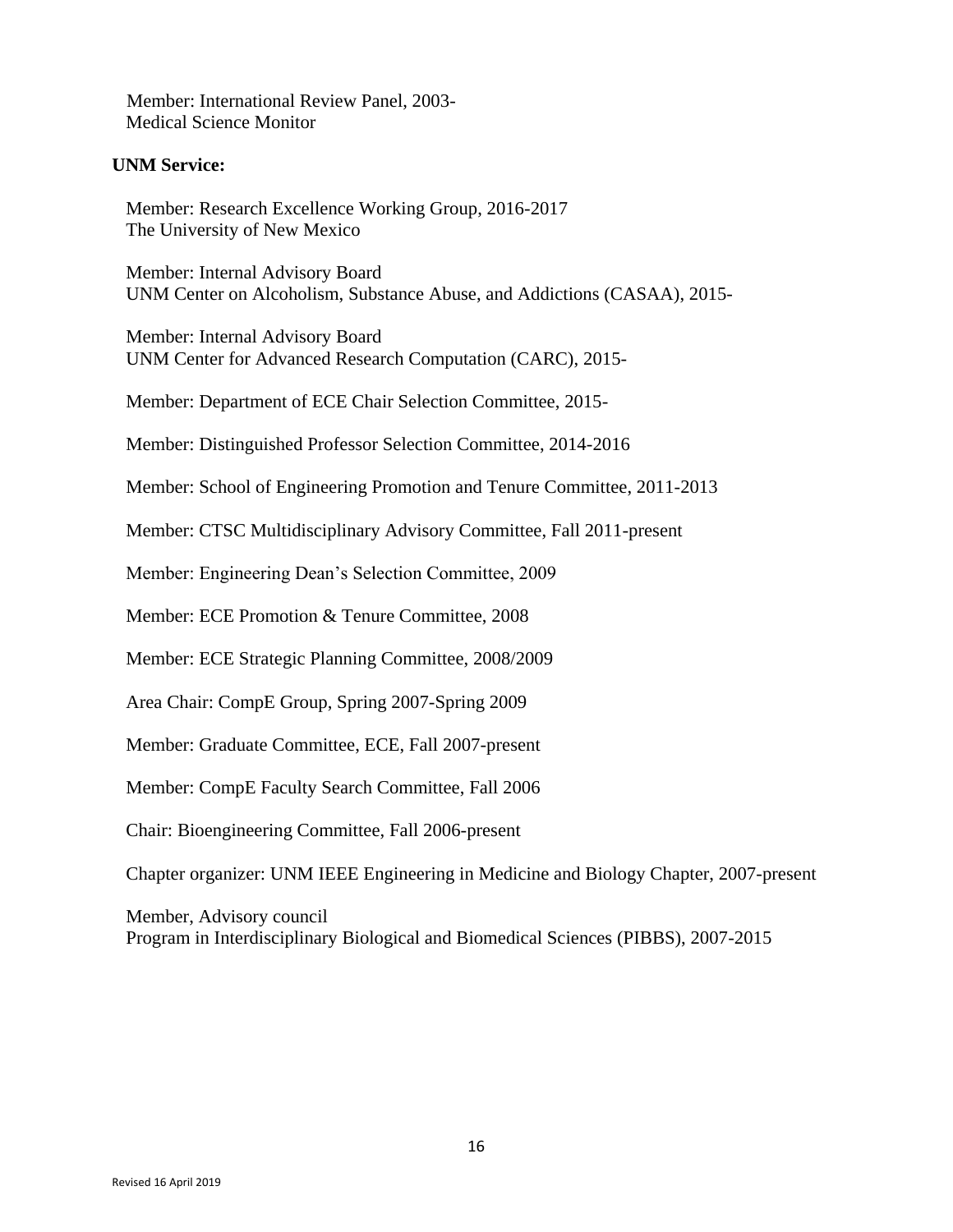Member: International Review Panel, 2003-
Medical Science Monitor

**UNM Service:**

Member: Research Excellence Working Group, 2016-2017
The University of New Mexico

Member: Internal Advisory Board
UNM Center on Alcoholism, Substance Abuse, and Addictions (CASAA), 2015-

Member: Internal Advisory Board
UNM Center for Advanced Research Computation (CARC), 2015-

Member: Department of ECE Chair Selection Committee, 2015-

Member: Distinguished Professor Selection Committee, 2014-2016

Member: School of Engineering Promotion and Tenure Committee, 2011-2013

Member: CTSC Multidisciplinary Advisory Committee, Fall 2011-present

Member: Engineering Dean's Selection Committee, 2009

Member: ECE Promotion & Tenure Committee, 2008

Member: ECE Strategic Planning Committee, 2008/2009

Area Chair: CompE Group, Spring 2007-Spring 2009

Member: Graduate Committee, ECE, Fall 2007-present

Member: CompE Faculty Search Committee, Fall 2006

Chair: Bioengineering Committee, Fall 2006-present

Chapter organizer: UNM IEEE Engineering in Medicine and Biology Chapter, 2007-present

Member, Advisory council
Program in Interdisciplinary Biological and Biomedical Sciences (PIBBS), 2007-2015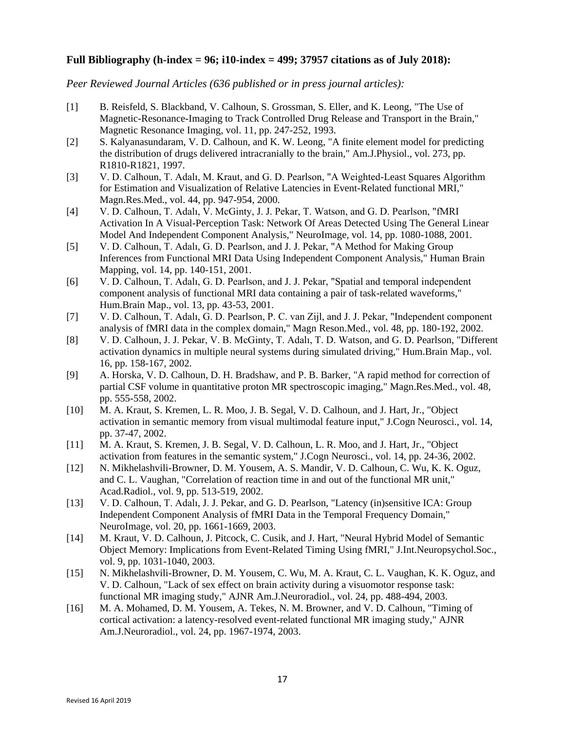**Full Bibliography (h-index = 96; i10-index = 499; 37957 citations as of July 2018):**

*Peer Reviewed Journal Articles (636 published or in press journal articles):*

[1] B. Reisfeld, S. Blackband, V. Calhoun, S. Grossman, S. Eller, and K. Leong, "The Use of Magnetic-Resonance-Imaging to Track Controlled Drug Release and Transport in the Brain," Magnetic Resonance Imaging, vol. 11, pp. 247-252, 1993.

[2] S. Kalyanasundaram, V. D. Calhoun, and K. W. Leong, "A finite element model for predicting the distribution of drugs delivered intracranially to the brain," Am.J.Physiol., vol. 273, pp. R1810-R1821, 1997.

[3] V. D. Calhoun, T. Adalı, M. Kraut, and G. D. Pearlson, "A Weighted-Least Squares Algorithm for Estimation and Visualization of Relative Latencies in Event-Related functional MRI," Magn.Res.Med., vol. 44, pp. 947-954, 2000.

[4] V. D. Calhoun, T. Adalı, V. McGinty, J. J. Pekar, T. Watson, and G. D. Pearlson, "fMRI Activation In A Visual-Perception Task: Network Of Areas Detected Using The General Linear Model And Independent Component Analysis," NeuroImage, vol. 14, pp. 1080-1088, 2001.

[5] V. D. Calhoun, T. Adalı, G. D. Pearlson, and J. J. Pekar, "A Method for Making Group Inferences from Functional MRI Data Using Independent Component Analysis," Human Brain Mapping, vol. 14, pp. 140-151, 2001.

[6] V. D. Calhoun, T. Adalı, G. D. Pearlson, and J. J. Pekar, "Spatial and temporal independent component analysis of functional MRI data containing a pair of task-related waveforms," Hum.Brain Map., vol. 13, pp. 43-53, 2001.

[7] V. D. Calhoun, T. Adalı, G. D. Pearlson, P. C. van Zijl, and J. J. Pekar, "Independent component analysis of fMRI data in the complex domain," Magn Reson.Med., vol. 48, pp. 180-192, 2002.

[8] V. D. Calhoun, J. J. Pekar, V. B. McGinty, T. Adalı, T. D. Watson, and G. D. Pearlson, "Different activation dynamics in multiple neural systems during simulated driving," Hum.Brain Map., vol. 16, pp. 158-167, 2002.

[9] A. Horska, V. D. Calhoun, D. H. Bradshaw, and P. B. Barker, "A rapid method for correction of partial CSF volume in quantitative proton MR spectroscopic imaging," Magn.Res.Med., vol. 48, pp. 555-558, 2002.

[10] M. A. Kraut, S. Kremen, L. R. Moo, J. B. Segal, V. D. Calhoun, and J. Hart, Jr., "Object activation in semantic memory from visual multimodal feature input," J.Cogn Neurosci., vol. 14, pp. 37-47, 2002.

[11] M. A. Kraut, S. Kremen, J. B. Segal, V. D. Calhoun, L. R. Moo, and J. Hart, Jr., "Object activation from features in the semantic system," J.Cogn Neurosci., vol. 14, pp. 24-36, 2002.

[12] N. Mikhelashvili-Browner, D. M. Yousem, A. S. Mandir, V. D. Calhoun, C. Wu, K. K. Oguz, and C. L. Vaughan, "Correlation of reaction time in and out of the functional MR unit," Acad.Radiol., vol. 9, pp. 513-519, 2002.

[13] V. D. Calhoun, T. Adalı, J. J. Pekar, and G. D. Pearlson, "Latency (in)sensitive ICA: Group Independent Component Analysis of fMRI Data in the Temporal Frequency Domain," NeuroImage, vol. 20, pp. 1661-1669, 2003.

[14] M. Kraut, V. D. Calhoun, J. Pitcock, C. Cusik, and J. Hart, "Neural Hybrid Model of Semantic Object Memory: Implications from Event-Related Timing Using fMRI," J.Int.Neuropsychol.Soc., vol. 9, pp. 1031-1040, 2003.

[15] N. Mikhelashvili-Browner, D. M. Yousem, C. Wu, M. A. Kraut, C. L. Vaughan, K. K. Oguz, and V. D. Calhoun, "Lack of sex effect on brain activity during a visuomotor response task: functional MR imaging study," AJNR Am.J.Neuroradiol., vol. 24, pp. 488-494, 2003.

[16] M. A. Mohamed, D. M. Yousem, A. Tekes, N. M. Browner, and V. D. Calhoun, "Timing of cortical activation: a latency-resolved event-related functional MR imaging study," AJNR Am.J.Neuroradiol., vol. 24, pp. 1967-1974, 2003.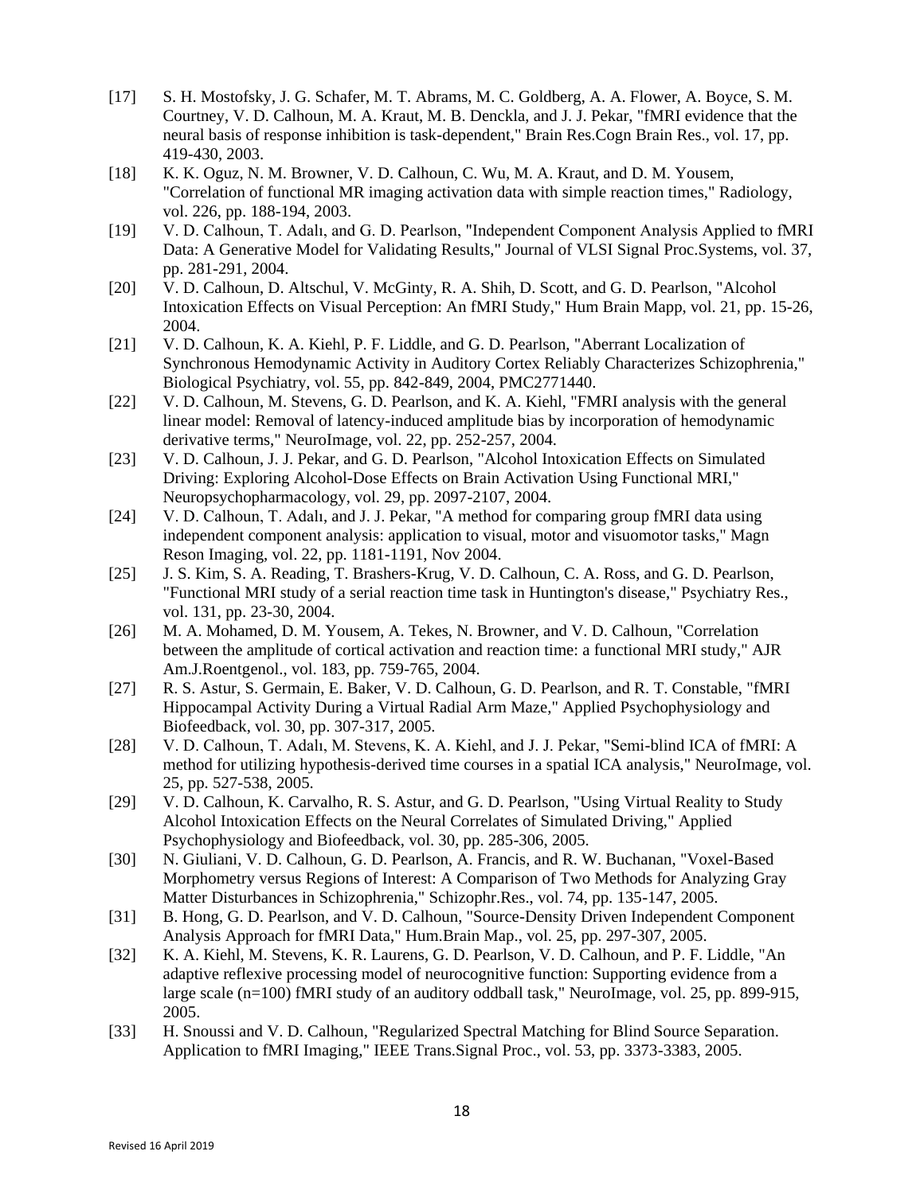[17] S. H. Mostofsky, J. G. Schafer, M. T. Abrams, M. C. Goldberg, A. A. Flower, A. Boyce, S. M. Courtney, V. D. Calhoun, M. A. Kraut, M. B. Denckla, and J. J. Pekar, "fMRI evidence that the neural basis of response inhibition is task-dependent," Brain Res.Cogn Brain Res., vol. 17, pp. 419-430, 2003.

[18] K. K. Oguz, N. M. Browner, V. D. Calhoun, C. Wu, M. A. Kraut, and D. M. Yousem, "Correlation of functional MR imaging activation data with simple reaction times," Radiology, vol. 226, pp. 188-194, 2003.

[19] V. D. Calhoun, T. Adalı, and G. D. Pearlson, "Independent Component Analysis Applied to fMRI Data: A Generative Model for Validating Results," Journal of VLSI Signal Proc.Systems, vol. 37, pp. 281-291, 2004.

[20] V. D. Calhoun, D. Altschul, V. McGinty, R. A. Shih, D. Scott, and G. D. Pearlson, "Alcohol Intoxication Effects on Visual Perception: An fMRI Study," Hum Brain Mapp, vol. 21, pp. 15-26, 2004.

[21] V. D. Calhoun, K. A. Kiehl, P. F. Liddle, and G. D. Pearlson, "Aberrant Localization of Synchronous Hemodynamic Activity in Auditory Cortex Reliably Characterizes Schizophrenia," Biological Psychiatry, vol. 55, pp. 842-849, 2004, PMC2771440.

[22] V. D. Calhoun, M. Stevens, G. D. Pearlson, and K. A. Kiehl, "FMRI analysis with the general linear model: Removal of latency-induced amplitude bias by incorporation of hemodynamic derivative terms," NeuroImage, vol. 22, pp. 252-257, 2004.

[23] V. D. Calhoun, J. J. Pekar, and G. D. Pearlson, "Alcohol Intoxication Effects on Simulated Driving: Exploring Alcohol-Dose Effects on Brain Activation Using Functional MRI," Neuropsychopharmacology, vol. 29, pp. 2097-2107, 2004.

[24] V. D. Calhoun, T. Adalı, and J. J. Pekar, "A method for comparing group fMRI data using independent component analysis: application to visual, motor and visuomotor tasks," Magn Reson Imaging, vol. 22, pp. 1181-1191, Nov 2004.

[25] J. S. Kim, S. A. Reading, T. Brashers-Krug, V. D. Calhoun, C. A. Ross, and G. D. Pearlson, "Functional MRI study of a serial reaction time task in Huntington's disease," Psychiatry Res., vol. 131, pp. 23-30, 2004.

[26] M. A. Mohamed, D. M. Yousem, A. Tekes, N. Browner, and V. D. Calhoun, "Correlation between the amplitude of cortical activation and reaction time: a functional MRI study," AJR Am.J.Roentgenol., vol. 183, pp. 759-765, 2004.

[27] R. S. Astur, S. Germain, E. Baker, V. D. Calhoun, G. D. Pearlson, and R. T. Constable, "fMRI Hippocampal Activity During a Virtual Radial Arm Maze," Applied Psychophysiology and Biofeedback, vol. 30, pp. 307-317, 2005.

[28] V. D. Calhoun, T. Adalı, M. Stevens, K. A. Kiehl, and J. J. Pekar, "Semi-blind ICA of fMRI: A method for utilizing hypothesis-derived time courses in a spatial ICA analysis," NeuroImage, vol. 25, pp. 527-538, 2005.

[29] V. D. Calhoun, K. Carvalho, R. S. Astur, and G. D. Pearlson, "Using Virtual Reality to Study Alcohol Intoxication Effects on the Neural Correlates of Simulated Driving," Applied Psychophysiology and Biofeedback, vol. 30, pp. 285-306, 2005.

[30] N. Giuliani, V. D. Calhoun, G. D. Pearlson, A. Francis, and R. W. Buchanan, "Voxel-Based Morphometry versus Regions of Interest: A Comparison of Two Methods for Analyzing Gray Matter Disturbances in Schizophrenia," Schizophr.Res., vol. 74, pp. 135-147, 2005.

[31] B. Hong, G. D. Pearlson, and V. D. Calhoun, "Source-Density Driven Independent Component Analysis Approach for fMRI Data," Hum.Brain Map., vol. 25, pp. 297-307, 2005.

[32] K. A. Kiehl, M. Stevens, K. R. Laurens, G. D. Pearlson, V. D. Calhoun, and P. F. Liddle, "An adaptive reflexive processing model of neurocognitive function: Supporting evidence from a large scale (n=100) fMRI study of an auditory oddball task," NeuroImage, vol. 25, pp. 899-915, 2005.

[33] H. Snoussi and V. D. Calhoun, "Regularized Spectral Matching for Blind Source Separation. Application to fMRI Imaging," IEEE Trans.Signal Proc., vol. 53, pp. 3373-3383, 2005.

Revised 16 April 2019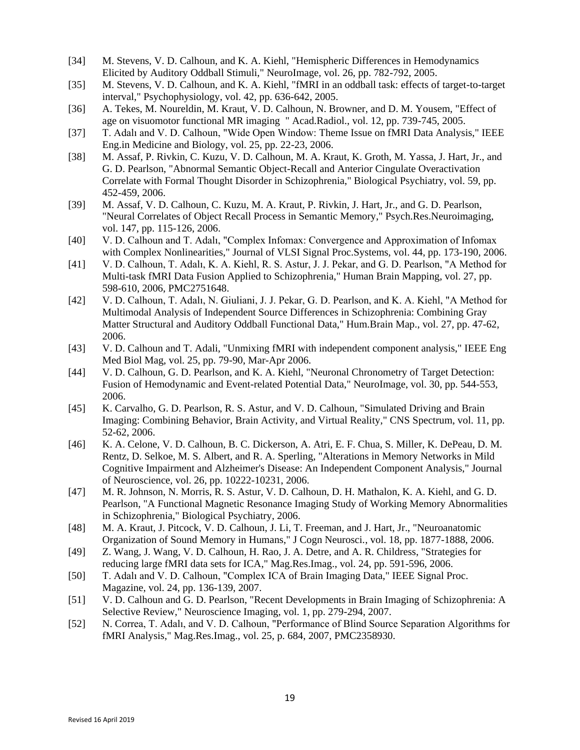[34] M. Stevens, V. D. Calhoun, and K. A. Kiehl, "Hemispheric Differences in Hemodynamics Elicited by Auditory Oddball Stimuli," NeuroImage, vol. 26, pp. 782-792, 2005.

[35] M. Stevens, V. D. Calhoun, and K. A. Kiehl, "fMRI in an oddball task: effects of target-to-target interval," Psychophysiology, vol. 42, pp. 636-642, 2005.

[36] A. Tekes, M. Noureldin, M. Kraut, V. D. Calhoun, N. Browner, and D. M. Yousem, "Effect of age on visuomotor functional MR imaging " Acad.Radiol., vol. 12, pp. 739-745, 2005.

[37] T. Adalı and V. D. Calhoun, "Wide Open Window: Theme Issue on fMRI Data Analysis," IEEE Eng.in Medicine and Biology, vol. 25, pp. 22-23, 2006.

[38] M. Assaf, P. Rivkin, C. Kuzu, V. D. Calhoun, M. A. Kraut, K. Groth, M. Yassa, J. Hart, Jr., and G. D. Pearlson, "Abnormal Semantic Object-Recall and Anterior Cingulate Overactivation Correlate with Formal Thought Disorder in Schizophrenia," Biological Psychiatry, vol. 59, pp. 452-459, 2006.

[39] M. Assaf, V. D. Calhoun, C. Kuzu, M. A. Kraut, P. Rivkin, J. Hart, Jr., and G. D. Pearlson, "Neural Correlates of Object Recall Process in Semantic Memory," Psych.Res.Neuroimaging, vol. 147, pp. 115-126, 2006.

[40] V. D. Calhoun and T. Adalı, "Complex Infomax: Convergence and Approximation of Infomax with Complex Nonlinearities," Journal of VLSI Signal Proc.Systems, vol. 44, pp. 173-190, 2006.

[41] V. D. Calhoun, T. Adalı, K. A. Kiehl, R. S. Astur, J. J. Pekar, and G. D. Pearlson, "A Method for Multi-task fMRI Data Fusion Applied to Schizophrenia," Human Brain Mapping, vol. 27, pp. 598-610, 2006, PMC2751648.

[42] V. D. Calhoun, T. Adalı, N. Giuliani, J. J. Pekar, G. D. Pearlson, and K. A. Kiehl, "A Method for Multimodal Analysis of Independent Source Differences in Schizophrenia: Combining Gray Matter Structural and Auditory Oddball Functional Data," Hum.Brain Map., vol. 27, pp. 47-62, 2006.

[43] V. D. Calhoun and T. Adali, "Unmixing fMRI with independent component analysis," IEEE Eng Med Biol Mag, vol. 25, pp. 79-90, Mar-Apr 2006.

[44] V. D. Calhoun, G. D. Pearlson, and K. A. Kiehl, "Neuronal Chronometry of Target Detection: Fusion of Hemodynamic and Event-related Potential Data," NeuroImage, vol. 30, pp. 544-553, 2006.

[45] K. Carvalho, G. D. Pearlson, R. S. Astur, and V. D. Calhoun, "Simulated Driving and Brain Imaging: Combining Behavior, Brain Activity, and Virtual Reality," CNS Spectrum, vol. 11, pp. 52-62, 2006.

[46] K. A. Celone, V. D. Calhoun, B. C. Dickerson, A. Atri, E. F. Chua, S. Miller, K. DePeau, D. M. Rentz, D. Selkoe, M. S. Albert, and R. A. Sperling, "Alterations in Memory Networks in Mild Cognitive Impairment and Alzheimer's Disease: An Independent Component Analysis," Journal of Neuroscience, vol. 26, pp. 10222-10231, 2006.

[47] M. R. Johnson, N. Morris, R. S. Astur, V. D. Calhoun, D. H. Mathalon, K. A. Kiehl, and G. D. Pearlson, "A Functional Magnetic Resonance Imaging Study of Working Memory Abnormalities in Schizophrenia," Biological Psychiatry, 2006.

[48] M. A. Kraut, J. Pitcock, V. D. Calhoun, J. Li, T. Freeman, and J. Hart, Jr., "Neuroanatomic Organization of Sound Memory in Humans," J Cogn Neurosci., vol. 18, pp. 1877-1888, 2006.

[49] Z. Wang, J. Wang, V. D. Calhoun, H. Rao, J. A. Detre, and A. R. Childress, "Strategies for reducing large fMRI data sets for ICA," Mag.Res.Imag., vol. 24, pp. 591-596, 2006.

[50] T. Adalı and V. D. Calhoun, "Complex ICA of Brain Imaging Data," IEEE Signal Proc. Magazine, vol. 24, pp. 136-139, 2007.

[51] V. D. Calhoun and G. D. Pearlson, "Recent Developments in Brain Imaging of Schizophrenia: A Selective Review," Neuroscience Imaging, vol. 1, pp. 279-294, 2007.

[52] N. Correa, T. Adalı, and V. D. Calhoun, "Performance of Blind Source Separation Algorithms for fMRI Analysis," Mag.Res.Imag., vol. 25, p. 684, 2007, PMC2358930.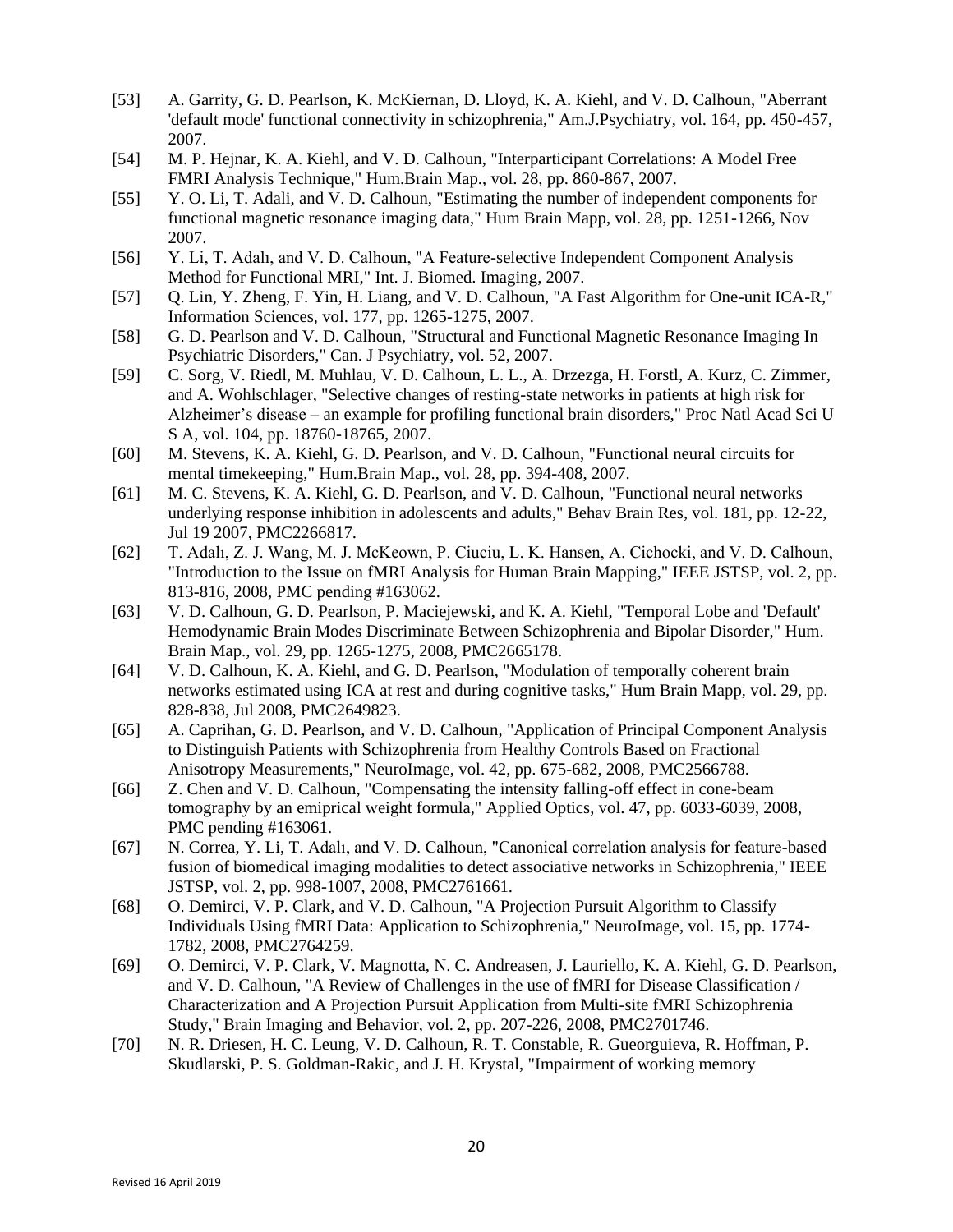[53] A. Garrity, G. D. Pearlson, K. McKiernan, D. Lloyd, K. A. Kiehl, and V. D. Calhoun, "Aberrant 'default mode' functional connectivity in schizophrenia," Am.J.Psychiatry, vol. 164, pp. 450-457, 2007.

[54] M. P. Hejnar, K. A. Kiehl, and V. D. Calhoun, "Interparticipant Correlations: A Model Free FMRI Analysis Technique," Hum.Brain Map., vol. 28, pp. 860-867, 2007.

[55] Y. O. Li, T. Adali, and V. D. Calhoun, "Estimating the number of independent components for functional magnetic resonance imaging data," Hum Brain Mapp, vol. 28, pp. 1251-1266, Nov 2007.

[56] Y. Li, T. Adalı, and V. D. Calhoun, "A Feature-selective Independent Component Analysis Method for Functional MRI," Int. J. Biomed. Imaging, 2007.

[57] Q. Lin, Y. Zheng, F. Yin, H. Liang, and V. D. Calhoun, "A Fast Algorithm for One-unit ICA-R," Information Sciences, vol. 177, pp. 1265-1275, 2007.

[58] G. D. Pearlson and V. D. Calhoun, "Structural and Functional Magnetic Resonance Imaging In Psychiatric Disorders," Can. J Psychiatry, vol. 52, 2007.

[59] C. Sorg, V. Riedl, M. Muhlau, V. D. Calhoun, L. L., A. Drzezga, H. Forstl, A. Kurz, C. Zimmer, and A. Wohlschlager, "Selective changes of resting-state networks in patients at high risk for Alzheimer's disease – an example for profiling functional brain disorders," Proc Natl Acad Sci U S A, vol. 104, pp. 18760-18765, 2007.

[60] M. Stevens, K. A. Kiehl, G. D. Pearlson, and V. D. Calhoun, "Functional neural circuits for mental timekeeping," Hum.Brain Map., vol. 28, pp. 394-408, 2007.

[61] M. C. Stevens, K. A. Kiehl, G. D. Pearlson, and V. D. Calhoun, "Functional neural networks underlying response inhibition in adolescents and adults," Behav Brain Res, vol. 181, pp. 12-22, Jul 19 2007, PMC2266817.

[62] T. Adalı, Z. J. Wang, M. J. McKeown, P. Ciuciu, L. K. Hansen, A. Cichocki, and V. D. Calhoun, "Introduction to the Issue on fMRI Analysis for Human Brain Mapping," IEEE JSTSP, vol. 2, pp. 813-816, 2008, PMC pending #163062.

[63] V. D. Calhoun, G. D. Pearlson, P. Maciejewski, and K. A. Kiehl, "Temporal Lobe and 'Default' Hemodynamic Brain Modes Discriminate Between Schizophrenia and Bipolar Disorder," Hum. Brain Map., vol. 29, pp. 1265-1275, 2008, PMC2665178.

[64] V. D. Calhoun, K. A. Kiehl, and G. D. Pearlson, "Modulation of temporally coherent brain networks estimated using ICA at rest and during cognitive tasks," Hum Brain Mapp, vol. 29, pp. 828-838, Jul 2008, PMC2649823.

[65] A. Caprihan, G. D. Pearlson, and V. D. Calhoun, "Application of Principal Component Analysis to Distinguish Patients with Schizophrenia from Healthy Controls Based on Fractional Anisotropy Measurements," NeuroImage, vol. 42, pp. 675-682, 2008, PMC2566788.

[66] Z. Chen and V. D. Calhoun, "Compensating the intensity falling-off effect in cone-beam tomography by an emipirical weight formula," Applied Optics, vol. 47, pp. 6033-6039, 2008, PMC pending #163061.

[67] N. Correa, Y. Li, T. Adalı, and V. D. Calhoun, "Canonical correlation analysis for feature-based fusion of biomedical imaging modalities to detect associative networks in Schizophrenia," IEEE JSTSP, vol. 2, pp. 998-1007, 2008, PMC2761661.

[68] O. Demirci, V. P. Clark, and V. D. Calhoun, "A Projection Pursuit Algorithm to Classify Individuals Using fMRI Data: Application to Schizophrenia," NeuroImage, vol. 15, pp. 1774-1782, 2008, PMC2764259.

[69] O. Demirci, V. P. Clark, V. Magnotta, N. C. Andreasen, J. Lauriello, K. A. Kiehl, G. D. Pearlson, and V. D. Calhoun, "A Review of Challenges in the use of fMRI for Disease Classification / Characterization and A Projection Pursuit Application from Multi-site fMRI Schizophrenia Study," Brain Imaging and Behavior, vol. 2, pp. 207-226, 2008, PMC2701746.

[70] N. R. Driesen, H. C. Leung, V. D. Calhoun, R. T. Constable, R. Gueorguieva, R. Hoffman, P. Skudlarski, P. S. Goldman-Rakic, and J. H. Krystal, "Impairment of working memory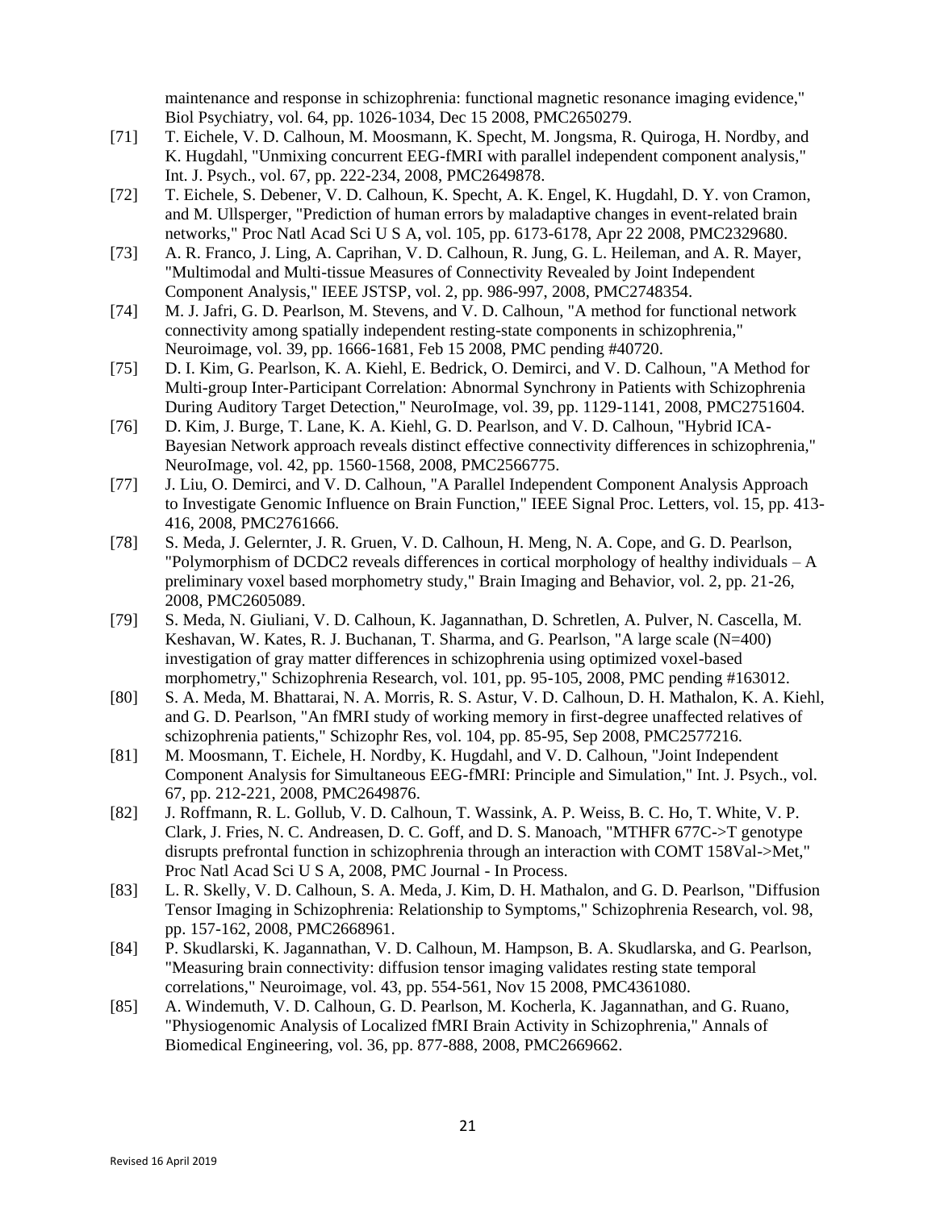maintenance and response in schizophrenia: functional magnetic resonance imaging evidence," Biol Psychiatry, vol. 64, pp. 1026-1034, Dec 15 2008, PMC2650279.

[71] T. Eichele, V. D. Calhoun, M. Moosmann, K. Specht, M. Jongsma, R. Quiroga, H. Nordby, and K. Hugdahl, "Unmixing concurrent EEG-fMRI with parallel independent component analysis," Int. J. Psych., vol. 67, pp. 222-234, 2008, PMC2649878.

[72] T. Eichele, S. Debener, V. D. Calhoun, K. Specht, A. K. Engel, K. Hugdahl, D. Y. von Cramon, and M. Ullsperger, "Prediction of human errors by maladaptive changes in event-related brain networks," Proc Natl Acad Sci U S A, vol. 105, pp. 6173-6178, Apr 22 2008, PMC2329680.

[73] A. R. Franco, J. Ling, A. Caprihan, V. D. Calhoun, R. Jung, G. L. Heileman, and A. R. Mayer, "Multimodal and Multi-tissue Measures of Connectivity Revealed by Joint Independent Component Analysis," IEEE JSTSP, vol. 2, pp. 986-997, 2008, PMC2748354.

[74] M. J. Jafri, G. D. Pearlson, M. Stevens, and V. D. Calhoun, "A method for functional network connectivity among spatially independent resting-state components in schizophrenia," Neuroimage, vol. 39, pp. 1666-1681, Feb 15 2008, PMC pending #40720.

[75] D. I. Kim, G. Pearlson, K. A. Kiehl, E. Bedrick, O. Demirci, and V. D. Calhoun, "A Method for Multi-group Inter-Participant Correlation: Abnormal Synchrony in Patients with Schizophrenia During Auditory Target Detection," NeuroImage, vol. 39, pp. 1129-1141, 2008, PMC2751604.

[76] D. Kim, J. Burge, T. Lane, K. A. Kiehl, G. D. Pearlson, and V. D. Calhoun, "Hybrid ICA-Bayesian Network approach reveals distinct effective connectivity differences in schizophrenia," NeuroImage, vol. 42, pp. 1560-1568, 2008, PMC2566775.

[77] J. Liu, O. Demirci, and V. D. Calhoun, "A Parallel Independent Component Analysis Approach to Investigate Genomic Influence on Brain Function," IEEE Signal Proc. Letters, vol. 15, pp. 413-416, 2008, PMC2761666.

[78] S. Meda, J. Gelernter, J. R. Gruen, V. D. Calhoun, H. Meng, N. A. Cope, and G. D. Pearlson, "Polymorphism of DCDC2 reveals differences in cortical morphology of healthy individuals – A preliminary voxel based morphometry study," Brain Imaging and Behavior, vol. 2, pp. 21-26, 2008, PMC2605089.

[79] S. Meda, N. Giuliani, V. D. Calhoun, K. Jagannathan, D. Schretlen, A. Pulver, N. Cascella, M. Keshavan, W. Kates, R. J. Buchanan, T. Sharma, and G. Pearlson, "A large scale (N=400) investigation of gray matter differences in schizophrenia using optimized voxel-based morphometry," Schizophrenia Research, vol. 101, pp. 95-105, 2008, PMC pending #163012.

[80] S. A. Meda, M. Bhattarai, N. A. Morris, R. S. Astur, V. D. Calhoun, D. H. Mathalon, K. A. Kiehl, and G. D. Pearlson, "An fMRI study of working memory in first-degree unaffected relatives of schizophrenia patients," Schizophr Res, vol. 104, pp. 85-95, Sep 2008, PMC2577216.

[81] M. Moosmann, T. Eichele, H. Nordby, K. Hugdahl, and V. D. Calhoun, "Joint Independent Component Analysis for Simultaneous EEG-fMRI: Principle and Simulation," Int. J. Psych., vol. 67, pp. 212-221, 2008, PMC2649876.

[82] J. Roffmann, R. L. Gollub, V. D. Calhoun, T. Wassink, A. P. Weiss, B. C. Ho, T. White, V. P. Clark, J. Fries, N. C. Andreasen, D. C. Goff, and D. S. Manoach, "MTHFR 677C->T genotype disrupts prefrontal function in schizophrenia through an interaction with COMT 158Val->Met," Proc Natl Acad Sci U S A, 2008, PMC Journal - In Process.

[83] L. R. Skelly, V. D. Calhoun, S. A. Meda, J. Kim, D. H. Mathalon, and G. D. Pearlson, "Diffusion Tensor Imaging in Schizophrenia: Relationship to Symptoms," Schizophrenia Research, vol. 98, pp. 157-162, 2008, PMC2668961.

[84] P. Skudlarski, K. Jagannathan, V. D. Calhoun, M. Hampson, B. A. Skudlarska, and G. Pearlson, "Measuring brain connectivity: diffusion tensor imaging validates resting state temporal correlations," Neuroimage, vol. 43, pp. 554-561, Nov 15 2008, PMC4361080.

[85] A. Windemuth, V. D. Calhoun, G. D. Pearlson, M. Kocherla, K. Jagannathan, and G. Ruano, "Physiogenomic Analysis of Localized fMRI Brain Activity in Schizophrenia," Annals of Biomedical Engineering, vol. 36, pp. 877-888, 2008, PMC2669662.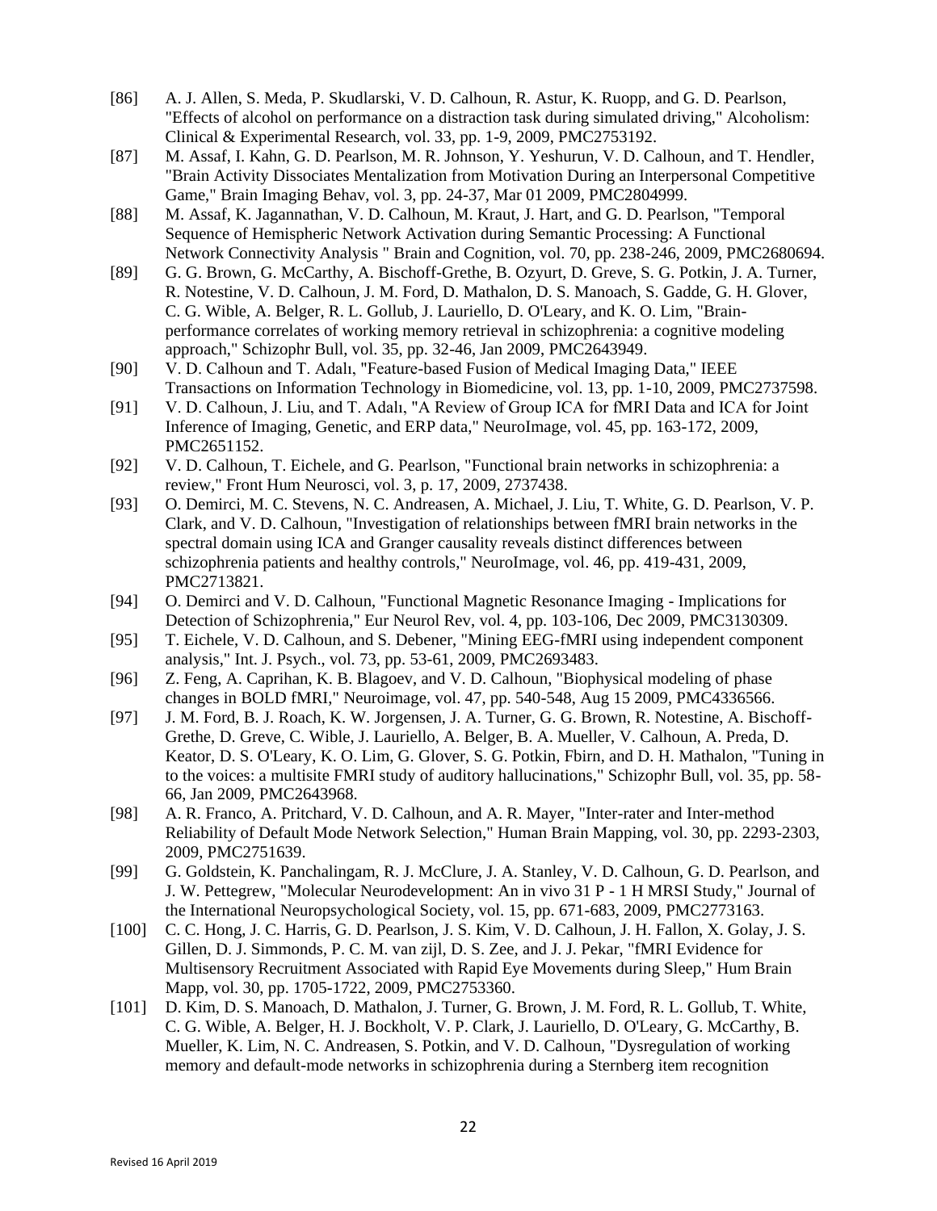[86] A. J. Allen, S. Meda, P. Skudlarski, V. D. Calhoun, R. Astur, K. Ruopp, and G. D. Pearlson, "Effects of alcohol on performance on a distraction task during simulated driving," Alcoholism: Clinical & Experimental Research, vol. 33, pp. 1-9, 2009, PMC2753192.

[87] M. Assaf, I. Kahn, G. D. Pearlson, M. R. Johnson, Y. Yeshurun, V. D. Calhoun, and T. Hendler, "Brain Activity Dissociates Mentalization from Motivation During an Interpersonal Competitive Game," Brain Imaging Behav, vol. 3, pp. 24-37, Mar 01 2009, PMC2804999.

[88] M. Assaf, K. Jagannathan, V. D. Calhoun, M. Kraut, J. Hart, and G. D. Pearlson, "Temporal Sequence of Hemispheric Network Activation during Semantic Processing: A Functional Network Connectivity Analysis " Brain and Cognition, vol. 70, pp. 238-246, 2009, PMC2680694.

[89] G. G. Brown, G. McCarthy, A. Bischoff-Grethe, B. Ozyurt, D. Greve, S. G. Potkin, J. A. Turner, R. Notestine, V. D. Calhoun, J. M. Ford, D. Mathalon, D. S. Manoach, S. Gadde, G. H. Glover, C. G. Wible, A. Belger, R. L. Gollub, J. Lauriello, D. O'Leary, and K. O. Lim, "Brain-performance correlates of working memory retrieval in schizophrenia: a cognitive modeling approach," Schizophr Bull, vol. 35, pp. 32-46, Jan 2009, PMC2643949.

[90] V. D. Calhoun and T. Adalı, "Feature-based Fusion of Medical Imaging Data," IEEE Transactions on Information Technology in Biomedicine, vol. 13, pp. 1-10, 2009, PMC2737598.

[91] V. D. Calhoun, J. Liu, and T. Adalı, "A Review of Group ICA for fMRI Data and ICA for Joint Inference of Imaging, Genetic, and ERP data," NeuroImage, vol. 45, pp. 163-172, 2009, PMC2651152.

[92] V. D. Calhoun, T. Eichele, and G. Pearlson, "Functional brain networks in schizophrenia: a review," Front Hum Neurosci, vol. 3, p. 17, 2009, 2737438.

[93] O. Demirci, M. C. Stevens, N. C. Andreasen, A. Michael, J. Liu, T. White, G. D. Pearlson, V. P. Clark, and V. D. Calhoun, "Investigation of relationships between fMRI brain networks in the spectral domain using ICA and Granger causality reveals distinct differences between schizophrenia patients and healthy controls," NeuroImage, vol. 46, pp. 419-431, 2009, PMC2713821.

[94] O. Demirci and V. D. Calhoun, "Functional Magnetic Resonance Imaging - Implications for Detection of Schizophrenia," Eur Neurol Rev, vol. 4, pp. 103-106, Dec 2009, PMC3130309.

[95] T. Eichele, V. D. Calhoun, and S. Debener, "Mining EEG-fMRI using independent component analysis," Int. J. Psych., vol. 73, pp. 53-61, 2009, PMC2693483.

[96] Z. Feng, A. Caprihan, K. B. Blagoev, and V. D. Calhoun, "Biophysical modeling of phase changes in BOLD fMRI," Neuroimage, vol. 47, pp. 540-548, Aug 15 2009, PMC4336566.

[97] J. M. Ford, B. J. Roach, K. W. Jorgensen, J. A. Turner, G. G. Brown, R. Notestine, A. Bischoff-Grethe, D. Greve, C. Wible, J. Lauriello, A. Belger, B. A. Mueller, V. Calhoun, A. Preda, D. Keator, D. S. O'Leary, K. O. Lim, G. Glover, S. G. Potkin, Fbirn, and D. H. Mathalon, "Tuning in to the voices: a multisite FMRI study of auditory hallucinations," Schizophr Bull, vol. 35, pp. 58-66, Jan 2009, PMC2643968.

[98] A. R. Franco, A. Pritchard, V. D. Calhoun, and A. R. Mayer, "Inter-rater and Inter-method Reliability of Default Mode Network Selection," Human Brain Mapping, vol. 30, pp. 2293-2303, 2009, PMC2751639.

[99] G. Goldstein, K. Panchalingam, R. J. McClure, J. A. Stanley, V. D. Calhoun, G. D. Pearlson, and J. W. Pettegrew, "Molecular Neurodevelopment: An in vivo 31 P - 1 H MRSI Study," Journal of the International Neuropsychological Society, vol. 15, pp. 671-683, 2009, PMC2773163.

[100] C. C. Hong, J. C. Harris, G. D. Pearlson, J. S. Kim, V. D. Calhoun, J. H. Fallon, X. Golay, J. S. Gillen, D. J. Simmonds, P. C. M. van zijl, D. S. Zee, and J. J. Pekar, "fMRI Evidence for Multisensory Recruitment Associated with Rapid Eye Movements during Sleep," Hum Brain Mapp, vol. 30, pp. 1705-1722, 2009, PMC2753360.

[101] D. Kim, D. S. Manoach, D. Mathalon, J. Turner, G. Brown, J. M. Ford, R. L. Gollub, T. White, C. G. Wible, A. Belger, H. J. Bockholt, V. P. Clark, J. Lauriello, D. O'Leary, G. McCarthy, B. Mueller, K. Lim, N. C. Andreasen, S. Potkin, and V. D. Calhoun, "Dysregulation of working memory and default-mode networks in schizophrenia during a Sternberg item recognition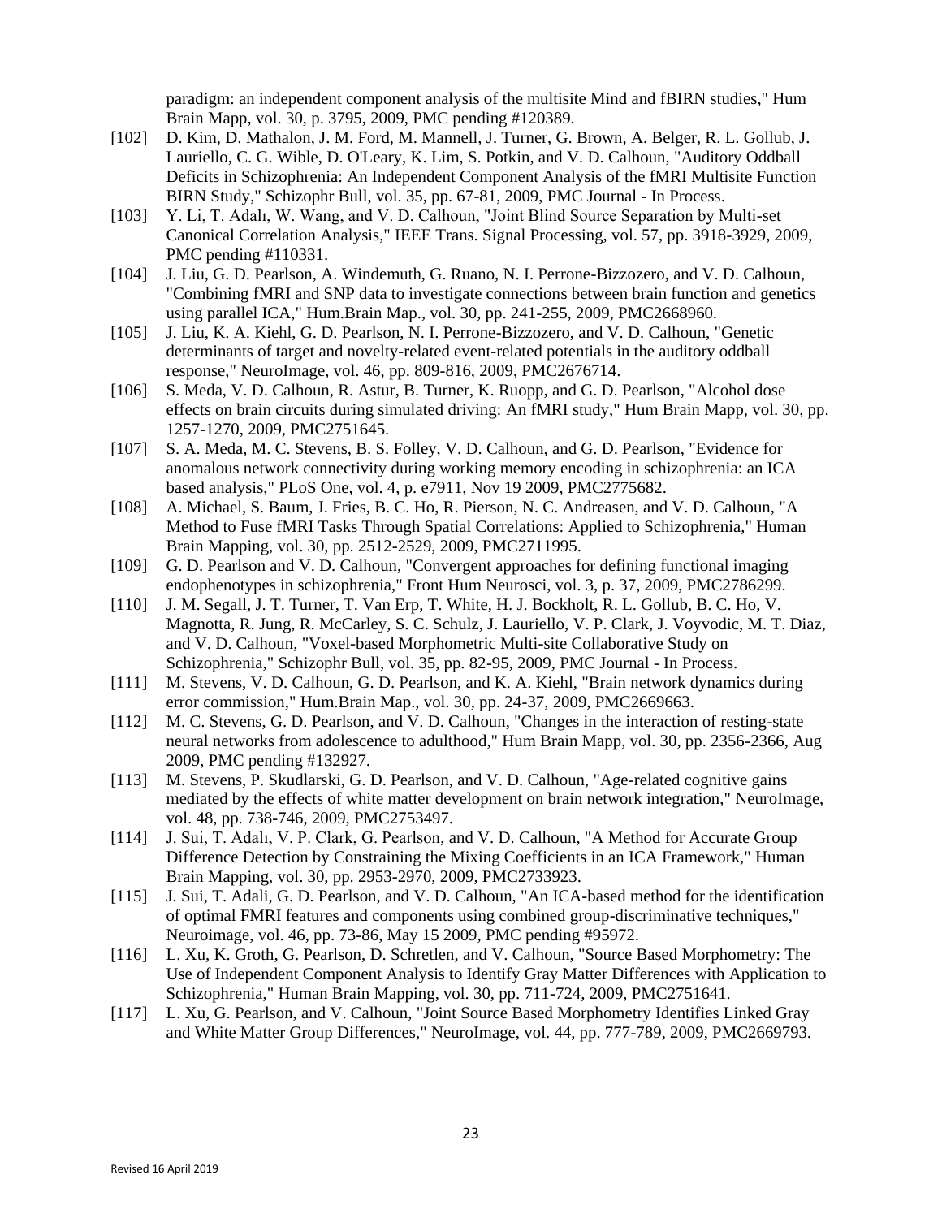paradigm: an independent component analysis of the multisite Mind and fBIRN studies," Hum Brain Mapp, vol. 30, p. 3795, 2009, PMC pending #120389.

[102] D. Kim, D. Mathalon, J. M. Ford, M. Mannell, J. Turner, G. Brown, A. Belger, R. L. Gollub, J. Lauriello, C. G. Wible, D. O'Leary, K. Lim, S. Potkin, and V. D. Calhoun, "Auditory Oddball Deficits in Schizophrenia: An Independent Component Analysis of the fMRI Multisite Function BIRN Study," Schizophr Bull, vol. 35, pp. 67-81, 2009, PMC Journal - In Process.

[103] Y. Li, T. Adalı, W. Wang, and V. D. Calhoun, "Joint Blind Source Separation by Multi-set Canonical Correlation Analysis," IEEE Trans. Signal Processing, vol. 57, pp. 3918-3929, 2009, PMC pending #110331.

[104] J. Liu, G. D. Pearlson, A. Windemuth, G. Ruano, N. I. Perrone-Bizzozero, and V. D. Calhoun, "Combining fMRI and SNP data to investigate connections between brain function and genetics using parallel ICA," Hum.Brain Map., vol. 30, pp. 241-255, 2009, PMC2668960.

[105] J. Liu, K. A. Kiehl, G. D. Pearlson, N. I. Perrone-Bizzozero, and V. D. Calhoun, "Genetic determinants of target and novelty-related event-related potentials in the auditory oddball response," NeuroImage, vol. 46, pp. 809-816, 2009, PMC2676714.

[106] S. Meda, V. D. Calhoun, R. Astur, B. Turner, K. Ruopp, and G. D. Pearlson, "Alcohol dose effects on brain circuits during simulated driving: An fMRI study," Hum Brain Mapp, vol. 30, pp. 1257-1270, 2009, PMC2751645.

[107] S. A. Meda, M. C. Stevens, B. S. Folley, V. D. Calhoun, and G. D. Pearlson, "Evidence for anomalous network connectivity during working memory encoding in schizophrenia: an ICA based analysis," PLoS One, vol. 4, p. e7911, Nov 19 2009, PMC2775682.

[108] A. Michael, S. Baum, J. Fries, B. C. Ho, R. Pierson, N. C. Andreasen, and V. D. Calhoun, "A Method to Fuse fMRI Tasks Through Spatial Correlations: Applied to Schizophrenia," Human Brain Mapping, vol. 30, pp. 2512-2529, 2009, PMC2711995.

[109] G. D. Pearlson and V. D. Calhoun, "Convergent approaches for defining functional imaging endophenotypes in schizophrenia," Front Hum Neurosci, vol. 3, p. 37, 2009, PMC2786299.

[110] J. M. Segall, J. T. Turner, T. Van Erp, T. White, H. J. Bockholt, R. L. Gollub, B. C. Ho, V. Magnotta, R. Jung, R. McCarley, S. C. Schulz, J. Lauriello, V. P. Clark, J. Voyvodic, M. T. Diaz, and V. D. Calhoun, "Voxel-based Morphometric Multi-site Collaborative Study on Schizophrenia," Schizophr Bull, vol. 35, pp. 82-95, 2009, PMC Journal - In Process.

[111] M. Stevens, V. D. Calhoun, G. D. Pearlson, and K. A. Kiehl, "Brain network dynamics during error commission," Hum.Brain Map., vol. 30, pp. 24-37, 2009, PMC2669663.

[112] M. C. Stevens, G. D. Pearlson, and V. D. Calhoun, "Changes in the interaction of resting-state neural networks from adolescence to adulthood," Hum Brain Mapp, vol. 30, pp. 2356-2366, Aug 2009, PMC pending #132927.

[113] M. Stevens, P. Skudlarski, G. D. Pearlson, and V. D. Calhoun, "Age-related cognitive gains mediated by the effects of white matter development on brain network integration," NeuroImage, vol. 48, pp. 738-746, 2009, PMC2753497.

[114] J. Sui, T. Adalı, V. P. Clark, G. Pearlson, and V. D. Calhoun, "A Method for Accurate Group Difference Detection by Constraining the Mixing Coefficients in an ICA Framework," Human Brain Mapping, vol. 30, pp. 2953-2970, 2009, PMC2733923.

[115] J. Sui, T. Adali, G. D. Pearlson, and V. D. Calhoun, "An ICA-based method for the identification of optimal FMRI features and components using combined group-discriminative techniques," Neuroimage, vol. 46, pp. 73-86, May 15 2009, PMC pending #95972.

[116] L. Xu, K. Groth, G. Pearlson, D. Schretlen, and V. Calhoun, "Source Based Morphometry: The Use of Independent Component Analysis to Identify Gray Matter Differences with Application to Schizophrenia," Human Brain Mapping, vol. 30, pp. 711-724, 2009, PMC2751641.

[117] L. Xu, G. Pearlson, and V. Calhoun, "Joint Source Based Morphometry Identifies Linked Gray and White Matter Group Differences," NeuroImage, vol. 44, pp. 777-789, 2009, PMC2669793.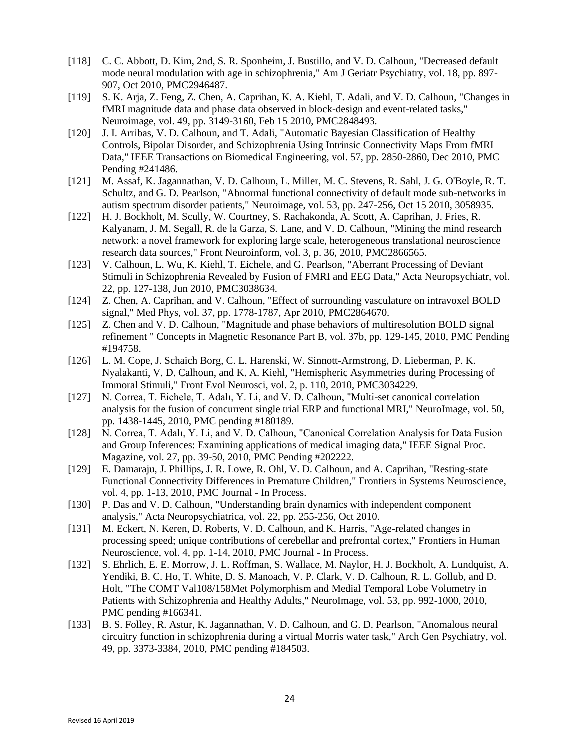[118] C. C. Abbott, D. Kim, 2nd, S. R. Sponheim, J. Bustillo, and V. D. Calhoun, "Decreased default mode neural modulation with age in schizophrenia," Am J Geriatr Psychiatry, vol. 18, pp. 897-907, Oct 2010, PMC2946487.

[119] S. K. Arja, Z. Feng, Z. Chen, A. Caprihan, K. A. Kiehl, T. Adali, and V. D. Calhoun, "Changes in fMRI magnitude data and phase data observed in block-design and event-related tasks," Neuroimage, vol. 49, pp. 3149-3160, Feb 15 2010, PMC2848493.

[120] J. I. Arribas, V. D. Calhoun, and T. Adali, "Automatic Bayesian Classification of Healthy Controls, Bipolar Disorder, and Schizophrenia Using Intrinsic Connectivity Maps From fMRI Data," IEEE Transactions on Biomedical Engineering, vol. 57, pp. 2850-2860, Dec 2010, PMC Pending #241486.

[121] M. Assaf, K. Jagannathan, V. D. Calhoun, L. Miller, M. C. Stevens, R. Sahl, J. G. O'Boyle, R. T. Schultz, and G. D. Pearlson, "Abnormal functional connectivity of default mode sub-networks in autism spectrum disorder patients," Neuroimage, vol. 53, pp. 247-256, Oct 15 2010, 3058935.

[122] H. J. Bockholt, M. Scully, W. Courtney, S. Rachakonda, A. Scott, A. Caprihan, J. Fries, R. Kalyanam, J. M. Segall, R. de la Garza, S. Lane, and V. D. Calhoun, "Mining the mind research network: a novel framework for exploring large scale, heterogeneous translational neuroscience research data sources," Front Neuroinform, vol. 3, p. 36, 2010, PMC2866565.

[123] V. Calhoun, L. Wu, K. Kiehl, T. Eichele, and G. Pearlson, "Aberrant Processing of Deviant Stimuli in Schizophrenia Revealed by Fusion of FMRI and EEG Data," Acta Neuropsychiatr, vol. 22, pp. 127-138, Jun 2010, PMC3038634.

[124] Z. Chen, A. Caprihan, and V. Calhoun, "Effect of surrounding vasculature on intravoxel BOLD signal," Med Phys, vol. 37, pp. 1778-1787, Apr 2010, PMC2864670.

[125] Z. Chen and V. D. Calhoun, "Magnitude and phase behaviors of multiresolution BOLD signal refinement " Concepts in Magnetic Resonance Part B, vol. 37b, pp. 129-145, 2010, PMC Pending #194758.

[126] L. M. Cope, J. Schaich Borg, C. L. Harenski, W. Sinnott-Armstrong, D. Lieberman, P. K. Nyalakanti, V. D. Calhoun, and K. A. Kiehl, "Hemispheric Asymmetries during Processing of Immoral Stimuli," Front Evol Neurosci, vol. 2, p. 110, 2010, PMC3034229.

[127] N. Correa, T. Eichele, T. Adalı, Y. Li, and V. D. Calhoun, "Multi-set canonical correlation analysis for the fusion of concurrent single trial ERP and functional MRI," NeuroImage, vol. 50, pp. 1438-1445, 2010, PMC pending #180189.

[128] N. Correa, T. Adalı, Y. Li, and V. D. Calhoun, "Canonical Correlation Analysis for Data Fusion and Group Inferences: Examining applications of medical imaging data," IEEE Signal Proc. Magazine, vol. 27, pp. 39-50, 2010, PMC Pending #202222.

[129] E. Damaraju, J. Phillips, J. R. Lowe, R. Ohl, V. D. Calhoun, and A. Caprihan, "Resting-state Functional Connectivity Differences in Premature Children," Frontiers in Systems Neuroscience, vol. 4, pp. 1-13, 2010, PMC Journal - In Process.

[130] P. Das and V. D. Calhoun, "Understanding brain dynamics with independent component analysis," Acta Neuropsychiatrica, vol. 22, pp. 255-256, Oct 2010.

[131] M. Eckert, N. Keren, D. Roberts, V. D. Calhoun, and K. Harris, "Age-related changes in processing speed; unique contributions of cerebellar and prefrontal cortex," Frontiers in Human Neuroscience, vol. 4, pp. 1-14, 2010, PMC Journal - In Process.

[132] S. Ehrlich, E. E. Morrow, J. L. Roffman, S. Wallace, M. Naylor, H. J. Bockholt, A. Lundquist, A. Yendiki, B. C. Ho, T. White, D. S. Manoach, V. P. Clark, V. D. Calhoun, R. L. Gollub, and D. Holt, "The COMT Val108/158Met Polymorphism and Medial Temporal Lobe Volumetry in Patients with Schizophrenia and Healthy Adults," NeuroImage, vol. 53, pp. 992-1000, 2010, PMC pending #166341.

[133] B. S. Folley, R. Astur, K. Jagannathan, V. D. Calhoun, and G. D. Pearlson, "Anomalous neural circuitry function in schizophrenia during a virtual Morris water task," Arch Gen Psychiatry, vol. 49, pp. 3373-3384, 2010, PMC pending #184503.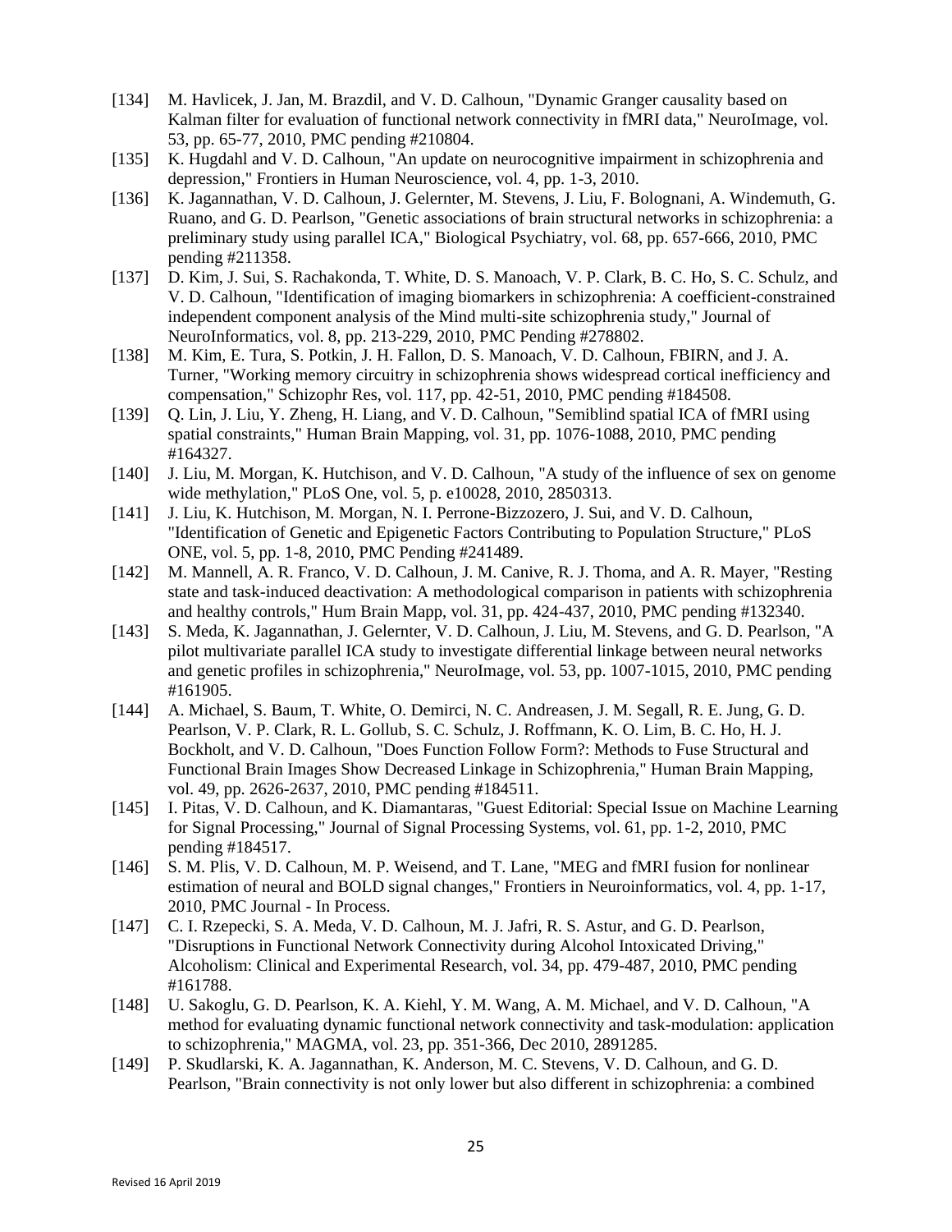[134] M. Havlicek, J. Jan, M. Brazdil, and V. D. Calhoun, "Dynamic Granger causality based on Kalman filter for evaluation of functional network connectivity in fMRI data," NeuroImage, vol. 53, pp. 65-77, 2010, PMC pending #210804.

[135] K. Hugdahl and V. D. Calhoun, "An update on neurocognitive impairment in schizophrenia and depression," Frontiers in Human Neuroscience, vol. 4, pp. 1-3, 2010.

[136] K. Jagannathan, V. D. Calhoun, J. Gelernter, M. Stevens, J. Liu, F. Bolognani, A. Windemuth, G. Ruano, and G. D. Pearlson, "Genetic associations of brain structural networks in schizophrenia: a preliminary study using parallel ICA," Biological Psychiatry, vol. 68, pp. 657-666, 2010, PMC pending #211358.

[137] D. Kim, J. Sui, S. Rachakonda, T. White, D. S. Manoach, V. P. Clark, B. C. Ho, S. C. Schulz, and V. D. Calhoun, "Identification of imaging biomarkers in schizophrenia: A coefficient-constrained independent component analysis of the Mind multi-site schizophrenia study," Journal of NeuroInformatics, vol. 8, pp. 213-229, 2010, PMC Pending #278802.

[138] M. Kim, E. Tura, S. Potkin, J. H. Fallon, D. S. Manoach, V. D. Calhoun, FBIRN, and J. A. Turner, "Working memory circuitry in schizophrenia shows widespread cortical inefficiency and compensation," Schizophr Res, vol. 117, pp. 42-51, 2010, PMC pending #184508.

[139] Q. Lin, J. Liu, Y. Zheng, H. Liang, and V. D. Calhoun, "Semiblind spatial ICA of fMRI using spatial constraints," Human Brain Mapping, vol. 31, pp. 1076-1088, 2010, PMC pending #164327.

[140] J. Liu, M. Morgan, K. Hutchison, and V. D. Calhoun, "A study of the influence of sex on genome wide methylation," PLoS One, vol. 5, p. e10028, 2010, 2850313.

[141] J. Liu, K. Hutchison, M. Morgan, N. I. Perrone-Bizzozero, J. Sui, and V. D. Calhoun, "Identification of Genetic and Epigenetic Factors Contributing to Population Structure," PLoS ONE, vol. 5, pp. 1-8, 2010, PMC Pending #241489.

[142] M. Mannell, A. R. Franco, V. D. Calhoun, J. M. Canive, R. J. Thoma, and A. R. Mayer, "Resting state and task-induced deactivation: A methodological comparison in patients with schizophrenia and healthy controls," Hum Brain Mapp, vol. 31, pp. 424-437, 2010, PMC pending #132340.

[143] S. Meda, K. Jagannathan, J. Gelernter, V. D. Calhoun, J. Liu, M. Stevens, and G. D. Pearlson, "A pilot multivariate parallel ICA study to investigate differential linkage between neural networks and genetic profiles in schizophrenia," NeuroImage, vol. 53, pp. 1007-1015, 2010, PMC pending #161905.

[144] A. Michael, S. Baum, T. White, O. Demirci, N. C. Andreasen, J. M. Segall, R. E. Jung, G. D. Pearlson, V. P. Clark, R. L. Gollub, S. C. Schulz, J. Roffmann, K. O. Lim, B. C. Ho, H. J. Bockholt, and V. D. Calhoun, "Does Function Follow Form?: Methods to Fuse Structural and Functional Brain Images Show Decreased Linkage in Schizophrenia," Human Brain Mapping, vol. 49, pp. 2626-2637, 2010, PMC pending #184511.

[145] I. Pitas, V. D. Calhoun, and K. Diamantaras, "Guest Editorial: Special Issue on Machine Learning for Signal Processing," Journal of Signal Processing Systems, vol. 61, pp. 1-2, 2010, PMC pending #184517.

[146] S. M. Plis, V. D. Calhoun, M. P. Weisend, and T. Lane, "MEG and fMRI fusion for nonlinear estimation of neural and BOLD signal changes," Frontiers in Neuroinformatics, vol. 4, pp. 1-17, 2010, PMC Journal - In Process.

[147] C. I. Rzepecki, S. A. Meda, V. D. Calhoun, M. J. Jafri, R. S. Astur, and G. D. Pearlson, "Disruptions in Functional Network Connectivity during Alcohol Intoxicated Driving," Alcoholism: Clinical and Experimental Research, vol. 34, pp. 479-487, 2010, PMC pending #161788.

[148] U. Sakoglu, G. D. Pearlson, K. A. Kiehl, Y. M. Wang, A. M. Michael, and V. D. Calhoun, "A method for evaluating dynamic functional network connectivity and task-modulation: application to schizophrenia," MAGMA, vol. 23, pp. 351-366, Dec 2010, 2891285.

[149] P. Skudlarski, K. A. Jagannathan, K. Anderson, M. C. Stevens, V. D. Calhoun, and G. D. Pearlson, "Brain connectivity is not only lower but also different in schizophrenia: a combined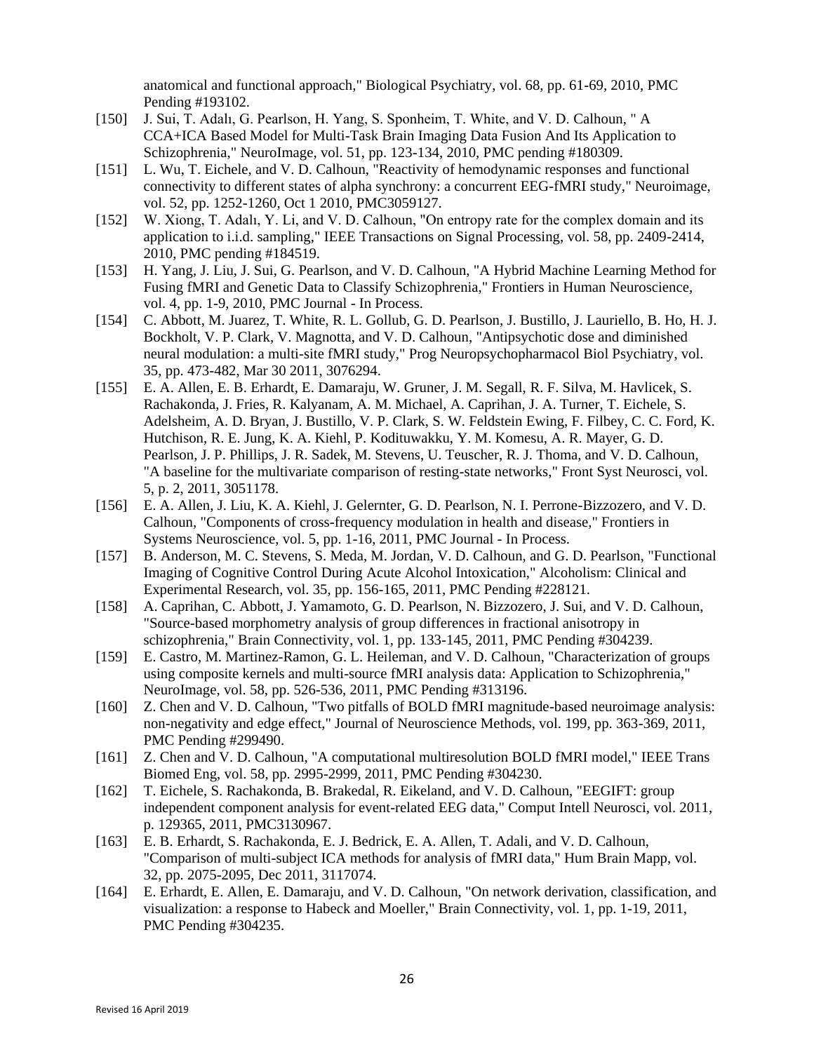anatomical and functional approach," Biological Psychiatry, vol. 68, pp. 61-69, 2010, PMC Pending #193102.

[150] J. Sui, T. Adalı, G. Pearlson, H. Yang, S. Sponheim, T. White, and V. D. Calhoun, " A CCA+ICA Based Model for Multi-Task Brain Imaging Data Fusion And Its Application to Schizophrenia," NeuroImage, vol. 51, pp. 123-134, 2010, PMC pending #180309.

[151] L. Wu, T. Eichele, and V. D. Calhoun, "Reactivity of hemodynamic responses and functional connectivity to different states of alpha synchrony: a concurrent EEG-fMRI study," Neuroimage, vol. 52, pp. 1252-1260, Oct 1 2010, PMC3059127.

[152] W. Xiong, T. Adalı, Y. Li, and V. D. Calhoun, "On entropy rate for the complex domain and its application to i.i.d. sampling," IEEE Transactions on Signal Processing, vol. 58, pp. 2409-2414, 2010, PMC pending #184519.

[153] H. Yang, J. Liu, J. Sui, G. Pearlson, and V. D. Calhoun, "A Hybrid Machine Learning Method for Fusing fMRI and Genetic Data to Classify Schizophrenia," Frontiers in Human Neuroscience, vol. 4, pp. 1-9, 2010, PMC Journal - In Process.

[154] C. Abbott, M. Juarez, T. White, R. L. Gollub, G. D. Pearlson, J. Bustillo, J. Lauriello, B. Ho, H. J. Bockholt, V. P. Clark, V. Magnotta, and V. D. Calhoun, "Antipsychotic dose and diminished neural modulation: a multi-site fMRI study," Prog Neuropsychopharmacol Biol Psychiatry, vol. 35, pp. 473-482, Mar 30 2011, 3076294.

[155] E. A. Allen, E. B. Erhardt, E. Damaraju, W. Gruner, J. M. Segall, R. F. Silva, M. Havlicek, S. Rachakonda, J. Fries, R. Kalyanam, A. M. Michael, A. Caprihan, J. A. Turner, T. Eichele, S. Adelsheim, A. D. Bryan, J. Bustillo, V. P. Clark, S. W. Feldstein Ewing, F. Filbey, C. C. Ford, K. Hutchison, R. E. Jung, K. A. Kiehl, P. Kodituwakku, Y. M. Komesu, A. R. Mayer, G. D. Pearlson, J. P. Phillips, J. R. Sadek, M. Stevens, U. Teuscher, R. J. Thoma, and V. D. Calhoun, "A baseline for the multivariate comparison of resting-state networks," Front Syst Neurosci, vol. 5, p. 2, 2011, 3051178.

[156] E. A. Allen, J. Liu, K. A. Kiehl, J. Gelernter, G. D. Pearlson, N. I. Perrone-Bizzozero, and V. D. Calhoun, "Components of cross-frequency modulation in health and disease," Frontiers in Systems Neuroscience, vol. 5, pp. 1-16, 2011, PMC Journal - In Process.

[157] B. Anderson, M. C. Stevens, S. Meda, M. Jordan, V. D. Calhoun, and G. D. Pearlson, "Functional Imaging of Cognitive Control During Acute Alcohol Intoxication," Alcoholism: Clinical and Experimental Research, vol. 35, pp. 156-165, 2011, PMC Pending #228121.

[158] A. Caprihan, C. Abbott, J. Yamamoto, G. D. Pearlson, N. Bizzozero, J. Sui, and V. D. Calhoun, "Source-based morphometry analysis of group differences in fractional anisotropy in schizophrenia," Brain Connectivity, vol. 1, pp. 133-145, 2011, PMC Pending #304239.

[159] E. Castro, M. Martinez-Ramon, G. L. Heileman, and V. D. Calhoun, "Characterization of groups using composite kernels and multi-source fMRI analysis data: Application to Schizophrenia," NeuroImage, vol. 58, pp. 526-536, 2011, PMC Pending #313196.

[160] Z. Chen and V. D. Calhoun, "Two pitfalls of BOLD fMRI magnitude-based neuroimage analysis: non-negativity and edge effect," Journal of Neuroscience Methods, vol. 199, pp. 363-369, 2011, PMC Pending #299490.

[161] Z. Chen and V. D. Calhoun, "A computational multiresolution BOLD fMRI model," IEEE Trans Biomed Eng, vol. 58, pp. 2995-2999, 2011, PMC Pending #304230.

[162] T. Eichele, S. Rachakonda, B. Brakedal, R. Eikeland, and V. D. Calhoun, "EEGIFT: group independent component analysis for event-related EEG data," Comput Intell Neurosci, vol. 2011, p. 129365, 2011, PMC3130967.

[163] E. B. Erhardt, S. Rachakonda, E. J. Bedrick, E. A. Allen, T. Adali, and V. D. Calhoun, "Comparison of multi-subject ICA methods for analysis of fMRI data," Hum Brain Mapp, vol. 32, pp. 2075-2095, Dec 2011, 3117074.

[164] E. Erhardt, E. Allen, E. Damaraju, and V. D. Calhoun, "On network derivation, classification, and visualization: a response to Habeck and Moeller," Brain Connectivity, vol. 1, pp. 1-19, 2011, PMC Pending #304235.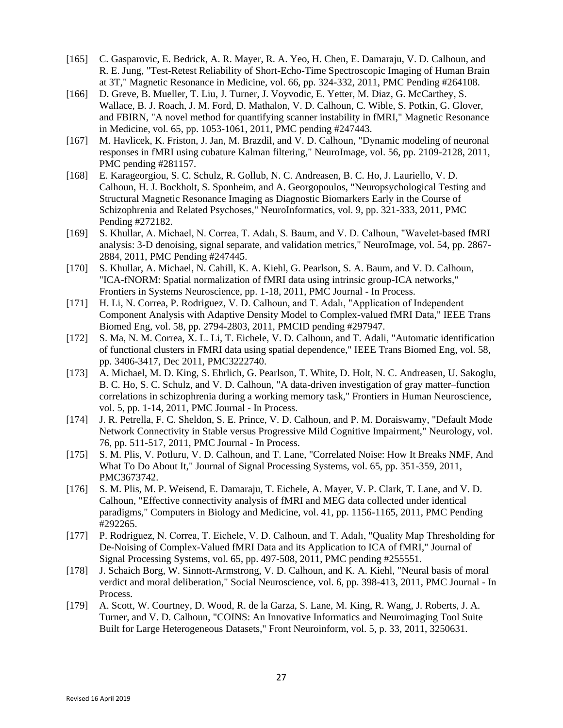[165] C. Gasparovic, E. Bedrick, A. R. Mayer, R. A. Yeo, H. Chen, E. Damaraju, V. D. Calhoun, and R. E. Jung, "Test-Retest Reliability of Short-Echo-Time Spectroscopic Imaging of Human Brain at 3T," Magnetic Resonance in Medicine, vol. 66, pp. 324-332, 2011, PMC Pending #264108.

[166] D. Greve, B. Mueller, T. Liu, J. Turner, J. Voyvodic, E. Yetter, M. Diaz, G. McCarthey, S. Wallace, B. J. Roach, J. M. Ford, D. Mathalon, V. D. Calhoun, C. Wible, S. Potkin, G. Glover, and FBIRN, "A novel method for quantifying scanner instability in fMRI," Magnetic Resonance in Medicine, vol. 65, pp. 1053-1061, 2011, PMC pending #247443.

[167] M. Havlicek, K. Friston, J. Jan, M. Brazdil, and V. D. Calhoun, "Dynamic modeling of neuronal responses in fMRI using cubature Kalman filtering," NeuroImage, vol. 56, pp. 2109-2128, 2011, PMC pending #281157.

[168] E. Karageorgiou, S. C. Schulz, R. Gollub, N. C. Andreasen, B. C. Ho, J. Lauriello, V. D. Calhoun, H. J. Bockholt, S. Sponheim, and A. Georgopoulos, "Neuropsychological Testing and Structural Magnetic Resonance Imaging as Diagnostic Biomarkers Early in the Course of Schizophrenia and Related Psychoses," NeuroInformatics, vol. 9, pp. 321-333, 2011, PMC Pending #272182.

[169] S. Khullar, A. Michael, N. Correa, T. Adalı, S. Baum, and V. D. Calhoun, "Wavelet-based fMRI analysis: 3-D denoising, signal separate, and validation metrics," NeuroImage, vol. 54, pp. 2867-2884, 2011, PMC Pending #247445.

[170] S. Khullar, A. Michael, N. Cahill, K. A. Kiehl, G. Pearlson, S. A. Baum, and V. D. Calhoun, "ICA-fNORM: Spatial normalization of fMRI data using intrinsic group-ICA networks," Frontiers in Systems Neuroscience, pp. 1-18, 2011, PMC Journal - In Process.

[171] H. Li, N. Correa, P. Rodriguez, V. D. Calhoun, and T. Adalı, "Application of Independent Component Analysis with Adaptive Density Model to Complex-valued fMRI Data," IEEE Trans Biomed Eng, vol. 58, pp. 2794-2803, 2011, PMCID pending #297947.

[172] S. Ma, N. M. Correa, X. L. Li, T. Eichele, V. D. Calhoun, and T. Adali, "Automatic identification of functional clusters in FMRI data using spatial dependence," IEEE Trans Biomed Eng, vol. 58, pp. 3406-3417, Dec 2011, PMC3222740.

[173] A. Michael, M. D. King, S. Ehrlich, G. Pearlson, T. White, D. Holt, N. C. Andreasen, U. Sakoglu, B. C. Ho, S. C. Schulz, and V. D. Calhoun, "A data-driven investigation of gray matter–function correlations in schizophrenia during a working memory task," Frontiers in Human Neuroscience, vol. 5, pp. 1-14, 2011, PMC Journal - In Process.

[174] J. R. Petrella, F. C. Sheldon, S. E. Prince, V. D. Calhoun, and P. M. Doraiswamy, "Default Mode Network Connectivity in Stable versus Progressive Mild Cognitive Impairment," Neurology, vol. 76, pp. 511-517, 2011, PMC Journal - In Process.

[175] S. M. Plis, V. Potluru, V. D. Calhoun, and T. Lane, "Correlated Noise: How It Breaks NMF, And What To Do About It," Journal of Signal Processing Systems, vol. 65, pp. 351-359, 2011, PMC3673742.

[176] S. M. Plis, M. P. Weisend, E. Damaraju, T. Eichele, A. Mayer, V. P. Clark, T. Lane, and V. D. Calhoun, "Effective connectivity analysis of fMRI and MEG data collected under identical paradigms," Computers in Biology and Medicine, vol. 41, pp. 1156-1165, 2011, PMC Pending #292265.

[177] P. Rodriguez, N. Correa, T. Eichele, V. D. Calhoun, and T. Adalı, "Quality Map Thresholding for De-Noising of Complex-Valued fMRI Data and its Application to ICA of fMRI," Journal of Signal Processing Systems, vol. 65, pp. 497-508, 2011, PMC pending #255551.

[178] J. Schaich Borg, W. Sinnott-Armstrong, V. D. Calhoun, and K. A. Kiehl, "Neural basis of moral verdict and moral deliberation," Social Neuroscience, vol. 6, pp. 398-413, 2011, PMC Journal - In Process.

[179] A. Scott, W. Courtney, D. Wood, R. de la Garza, S. Lane, M. King, R. Wang, J. Roberts, J. A. Turner, and V. D. Calhoun, "COINS: An Innovative Informatics and Neuroimaging Tool Suite Built for Large Heterogeneous Datasets," Front Neuroinform, vol. 5, p. 33, 2011, 3250631.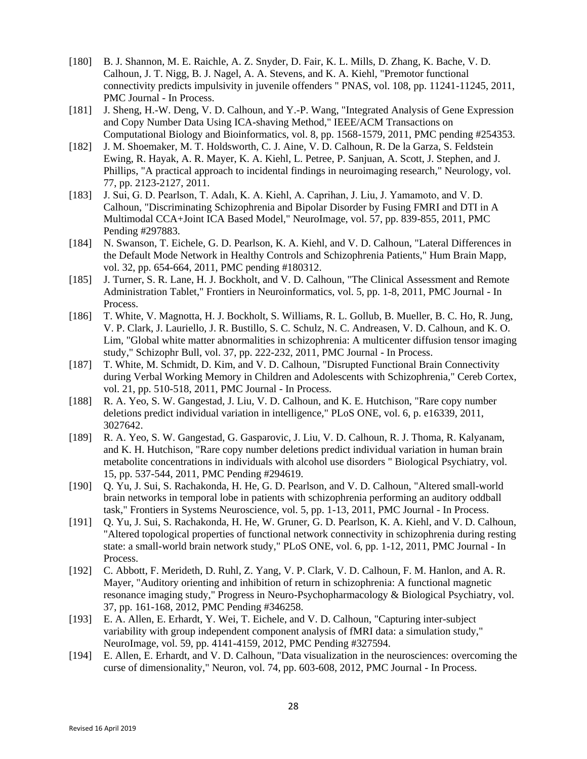[180] B. J. Shannon, M. E. Raichle, A. Z. Snyder, D. Fair, K. L. Mills, D. Zhang, K. Bache, V. D. Calhoun, J. T. Nigg, B. J. Nagel, A. A. Stevens, and K. A. Kiehl, "Premotor functional connectivity predicts impulsivity in juvenile offenders " PNAS, vol. 108, pp. 11241-11245, 2011, PMC Journal - In Process.

[181] J. Sheng, H.-W. Deng, V. D. Calhoun, and Y.-P. Wang, "Integrated Analysis of Gene Expression and Copy Number Data Using ICA-shaving Method," IEEE/ACM Transactions on Computational Biology and Bioinformatics, vol. 8, pp. 1568-1579, 2011, PMC pending #254353.

[182] J. M. Shoemaker, M. T. Holdsworth, C. J. Aine, V. D. Calhoun, R. De la Garza, S. Feldstein Ewing, R. Hayak, A. R. Mayer, K. A. Kiehl, L. Petree, P. Sanjuan, A. Scott, J. Stephen, and J. Phillips, "A practical approach to incidental findings in neuroimaging research," Neurology, vol. 77, pp. 2123-2127, 2011.

[183] J. Sui, G. D. Pearlson, T. Adalı, K. A. Kiehl, A. Caprihan, J. Liu, J. Yamamoto, and V. D. Calhoun, "Discriminating Schizophrenia and Bipolar Disorder by Fusing FMRI and DTI in A Multimodal CCA+Joint ICA Based Model," NeuroImage, vol. 57, pp. 839-855, 2011, PMC Pending #297883.

[184] N. Swanson, T. Eichele, G. D. Pearlson, K. A. Kiehl, and V. D. Calhoun, "Lateral Differences in the Default Mode Network in Healthy Controls and Schizophrenia Patients," Hum Brain Mapp, vol. 32, pp. 654-664, 2011, PMC pending #180312.

[185] J. Turner, S. R. Lane, H. J. Bockholt, and V. D. Calhoun, "The Clinical Assessment and Remote Administration Tablet," Frontiers in Neuroinformatics, vol. 5, pp. 1-8, 2011, PMC Journal - In Process.

[186] T. White, V. Magnotta, H. J. Bockholt, S. Williams, R. L. Gollub, B. Mueller, B. C. Ho, R. Jung, V. P. Clark, J. Lauriello, J. R. Bustillo, S. C. Schulz, N. C. Andreasen, V. D. Calhoun, and K. O. Lim, "Global white matter abnormalities in schizophrenia: A multicenter diffusion tensor imaging study," Schizophr Bull, vol. 37, pp. 222-232, 2011, PMC Journal - In Process.

[187] T. White, M. Schmidt, D. Kim, and V. D. Calhoun, "Disrupted Functional Brain Connectivity during Verbal Working Memory in Children and Adolescents with Schizophrenia," Cereb Cortex, vol. 21, pp. 510-518, 2011, PMC Journal - In Process.

[188] R. A. Yeo, S. W. Gangestad, J. Liu, V. D. Calhoun, and K. E. Hutchison, "Rare copy number deletions predict individual variation in intelligence," PLoS ONE, vol. 6, p. e16339, 2011, 3027642.

[189] R. A. Yeo, S. W. Gangestad, G. Gasparovic, J. Liu, V. D. Calhoun, R. J. Thoma, R. Kalyanam, and K. H. Hutchison, "Rare copy number deletions predict individual variation in human brain metabolite concentrations in individuals with alcohol use disorders " Biological Psychiatry, vol. 15, pp. 537-544, 2011, PMC Pending #294619.

[190] Q. Yu, J. Sui, S. Rachakonda, H. He, G. D. Pearlson, and V. D. Calhoun, "Altered small-world brain networks in temporal lobe in patients with schizophrenia performing an auditory oddball task," Frontiers in Systems Neuroscience, vol. 5, pp. 1-13, 2011, PMC Journal - In Process.

[191] Q. Yu, J. Sui, S. Rachakonda, H. He, W. Gruner, G. D. Pearlson, K. A. Kiehl, and V. D. Calhoun, "Altered topological properties of functional network connectivity in schizophrenia during resting state: a small-world brain network study," PLoS ONE, vol. 6, pp. 1-12, 2011, PMC Journal - In Process.

[192] C. Abbott, F. Merideth, D. Ruhl, Z. Yang, V. P. Clark, V. D. Calhoun, F. M. Hanlon, and A. R. Mayer, "Auditory orienting and inhibition of return in schizophrenia: A functional magnetic resonance imaging study," Progress in Neuro-Psychopharmacology & Biological Psychiatry, vol. 37, pp. 161-168, 2012, PMC Pending #346258.

[193] E. A. Allen, E. Erhardt, Y. Wei, T. Eichele, and V. D. Calhoun, "Capturing inter-subject variability with group independent component analysis of fMRI data: a simulation study," NeuroImage, vol. 59, pp. 4141-4159, 2012, PMC Pending #327594.

[194] E. Allen, E. Erhardt, and V. D. Calhoun, "Data visualization in the neurosciences: overcoming the curse of dimensionality," Neuron, vol. 74, pp. 603-608, 2012, PMC Journal - In Process.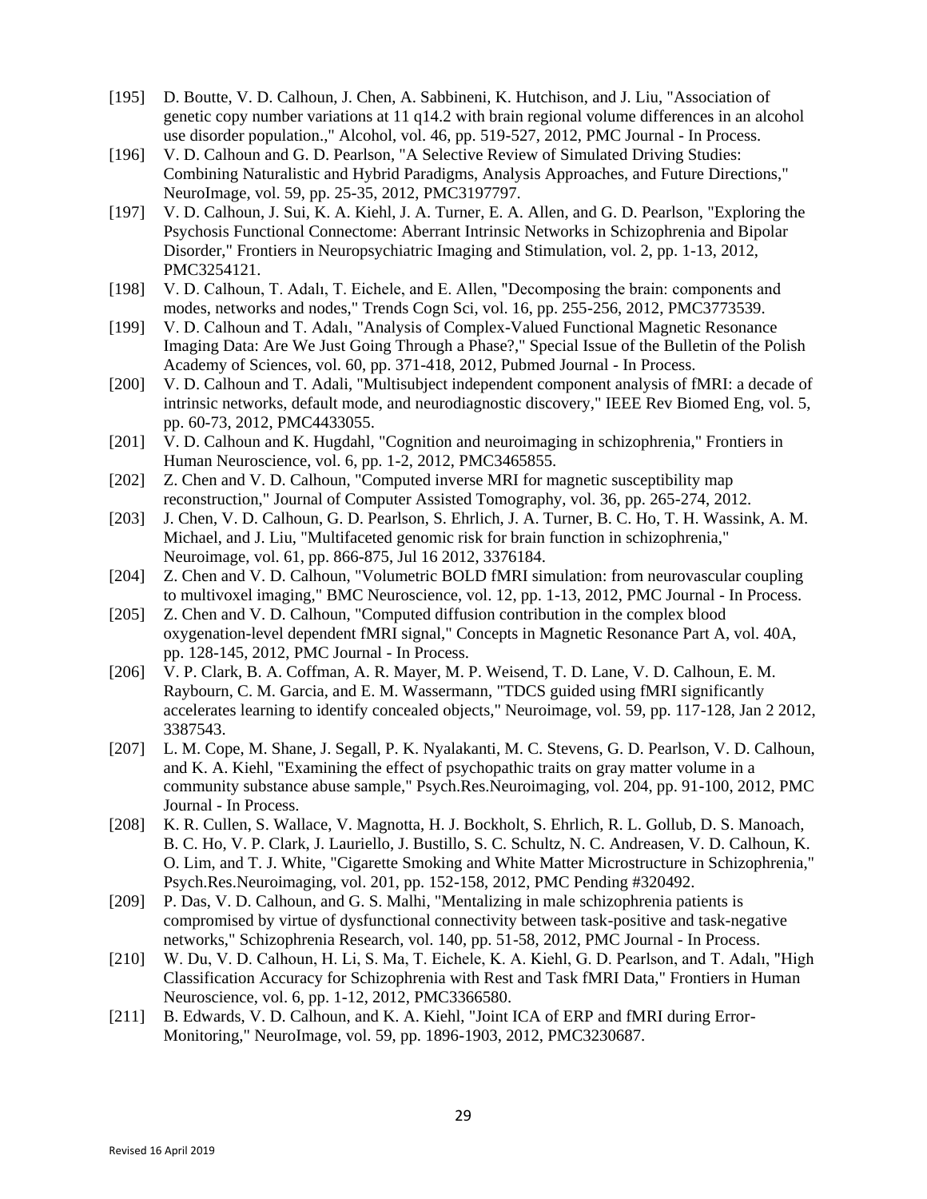[195] D. Boutte, V. D. Calhoun, J. Chen, A. Sabbineni, K. Hutchison, and J. Liu, "Association of genetic copy number variations at 11 q14.2 with brain regional volume differences in an alcohol use disorder population.," Alcohol, vol. 46, pp. 519-527, 2012, PMC Journal - In Process.

[196] V. D. Calhoun and G. D. Pearlson, "A Selective Review of Simulated Driving Studies: Combining Naturalistic and Hybrid Paradigms, Analysis Approaches, and Future Directions," NeuroImage, vol. 59, pp. 25-35, 2012, PMC3197797.

[197] V. D. Calhoun, J. Sui, K. A. Kiehl, J. A. Turner, E. A. Allen, and G. D. Pearlson, "Exploring the Psychosis Functional Connectome: Aberrant Intrinsic Networks in Schizophrenia and Bipolar Disorder," Frontiers in Neuropsychiatric Imaging and Stimulation, vol. 2, pp. 1-13, 2012, PMC3254121.

[198] V. D. Calhoun, T. Adalı, T. Eichele, and E. Allen, "Decomposing the brain: components and modes, networks and nodes," Trends Cogn Sci, vol. 16, pp. 255-256, 2012, PMC3773539.

[199] V. D. Calhoun and T. Adalı, "Analysis of Complex-Valued Functional Magnetic Resonance Imaging Data: Are We Just Going Through a Phase?," Special Issue of the Bulletin of the Polish Academy of Sciences, vol. 60, pp. 371-418, 2012, Pubmed Journal - In Process.

[200] V. D. Calhoun and T. Adali, "Multisubject independent component analysis of fMRI: a decade of intrinsic networks, default mode, and neurodiagnostic discovery," IEEE Rev Biomed Eng, vol. 5, pp. 60-73, 2012, PMC4433055.

[201] V. D. Calhoun and K. Hugdahl, "Cognition and neuroimaging in schizophrenia," Frontiers in Human Neuroscience, vol. 6, pp. 1-2, 2012, PMC3465855.

[202] Z. Chen and V. D. Calhoun, "Computed inverse MRI for magnetic susceptibility map reconstruction," Journal of Computer Assisted Tomography, vol. 36, pp. 265-274, 2012.

[203] J. Chen, V. D. Calhoun, G. D. Pearlson, S. Ehrlich, J. A. Turner, B. C. Ho, T. H. Wassink, A. M. Michael, and J. Liu, "Multifaceted genomic risk for brain function in schizophrenia," Neuroimage, vol. 61, pp. 866-875, Jul 16 2012, 3376184.

[204] Z. Chen and V. D. Calhoun, "Volumetric BOLD fMRI simulation: from neurovascular coupling to multivoxel imaging," BMC Neuroscience, vol. 12, pp. 1-13, 2012, PMC Journal - In Process.

[205] Z. Chen and V. D. Calhoun, "Computed diffusion contribution in the complex blood oxygenation-level dependent fMRI signal," Concepts in Magnetic Resonance Part A, vol. 40A, pp. 128-145, 2012, PMC Journal - In Process.

[206] V. P. Clark, B. A. Coffman, A. R. Mayer, M. P. Weisend, T. D. Lane, V. D. Calhoun, E. M. Raybourn, C. M. Garcia, and E. M. Wassermann, "TDCS guided using fMRI significantly accelerates learning to identify concealed objects," Neuroimage, vol. 59, pp. 117-128, Jan 2 2012, 3387543.

[207] L. M. Cope, M. Shane, J. Segall, P. K. Nyalakanti, M. C. Stevens, G. D. Pearlson, V. D. Calhoun, and K. A. Kiehl, "Examining the effect of psychopathic traits on gray matter volume in a community substance abuse sample," Psych.Res.Neuroimaging, vol. 204, pp. 91-100, 2012, PMC Journal - In Process.

[208] K. R. Cullen, S. Wallace, V. Magnotta, H. J. Bockholt, S. Ehrlich, R. L. Gollub, D. S. Manoach, B. C. Ho, V. P. Clark, J. Lauriello, J. Bustillo, S. C. Schultz, N. C. Andreasen, V. D. Calhoun, K. O. Lim, and T. J. White, "Cigarette Smoking and White Matter Microstructure in Schizophrenia," Psych.Res.Neuroimaging, vol. 201, pp. 152-158, 2012, PMC Pending #320492.

[209] P. Das, V. D. Calhoun, and G. S. Malhi, "Mentalizing in male schizophrenia patients is compromised by virtue of dysfunctional connectivity between task-positive and task-negative networks," Schizophrenia Research, vol. 140, pp. 51-58, 2012, PMC Journal - In Process.

[210] W. Du, V. D. Calhoun, H. Li, S. Ma, T. Eichele, K. A. Kiehl, G. D. Pearlson, and T. Adalı, "High Classification Accuracy for Schizophrenia with Rest and Task fMRI Data," Frontiers in Human Neuroscience, vol. 6, pp. 1-12, 2012, PMC3366580.

[211] B. Edwards, V. D. Calhoun, and K. A. Kiehl, "Joint ICA of ERP and fMRI during Error-Monitoring," NeuroImage, vol. 59, pp. 1896-1903, 2012, PMC3230687.

Revised 16 April 2019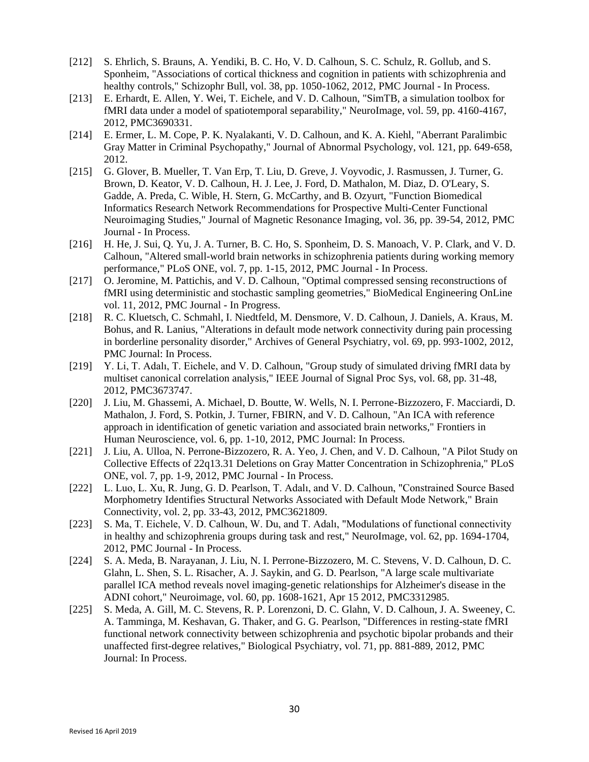[212] S. Ehrlich, S. Brauns, A. Yendiki, B. C. Ho, V. D. Calhoun, S. C. Schulz, R. Gollub, and S. Sponheim, "Associations of cortical thickness and cognition in patients with schizophrenia and healthy controls," Schizophr Bull, vol. 38, pp. 1050-1062, 2012, PMC Journal - In Process.

[213] E. Erhardt, E. Allen, Y. Wei, T. Eichele, and V. D. Calhoun, "SimTB, a simulation toolbox for fMRI data under a model of spatiotemporal separability," NeuroImage, vol. 59, pp. 4160-4167, 2012, PMC3690331.

[214] E. Ermer, L. M. Cope, P. K. Nyalakanti, V. D. Calhoun, and K. A. Kiehl, "Aberrant Paralimbic Gray Matter in Criminal Psychopathy," Journal of Abnormal Psychology, vol. 121, pp. 649-658, 2012.

[215] G. Glover, B. Mueller, T. Van Erp, T. Liu, D. Greve, J. Voyvodic, J. Rasmussen, J. Turner, G. Brown, D. Keator, V. D. Calhoun, H. J. Lee, J. Ford, D. Mathalon, M. Diaz, D. O'Leary, S. Gadde, A. Preda, C. Wible, H. Stern, G. McCarthy, and B. Ozyurt, "Function Biomedical Informatics Research Network Recommendations for Prospective Multi-Center Functional Neuroimaging Studies," Journal of Magnetic Resonance Imaging, vol. 36, pp. 39-54, 2012, PMC Journal - In Process.

[216] H. He, J. Sui, Q. Yu, J. A. Turner, B. C. Ho, S. Sponheim, D. S. Manoach, V. P. Clark, and V. D. Calhoun, "Altered small-world brain networks in schizophrenia patients during working memory performance," PLoS ONE, vol. 7, pp. 1-15, 2012, PMC Journal - In Process.

[217] O. Jeromine, M. Pattichis, and V. D. Calhoun, "Optimal compressed sensing reconstructions of fMRI using deterministic and stochastic sampling geometries," BioMedical Engineering OnLine vol. 11, 2012, PMC Journal - In Progress.

[218] R. C. Kluetsch, C. Schmahl, I. Niedtfeld, M. Densmore, V. D. Calhoun, J. Daniels, A. Kraus, M. Bohus, and R. Lanius, "Alterations in default mode network connectivity during pain processing in borderline personality disorder," Archives of General Psychiatry, vol. 69, pp. 993-1002, 2012, PMC Journal: In Process.

[219] Y. Li, T. Adalı, T. Eichele, and V. D. Calhoun, "Group study of simulated driving fMRI data by multiset canonical correlation analysis," IEEE Journal of Signal Proc Sys, vol. 68, pp. 31-48, 2012, PMC3673747.

[220] J. Liu, M. Ghassemi, A. Michael, D. Boutte, W. Wells, N. I. Perrone-Bizzozero, F. Macciardi, D. Mathalon, J. Ford, S. Potkin, J. Turner, FBIRN, and V. D. Calhoun, "An ICA with reference approach in identification of genetic variation and associated brain networks," Frontiers in Human Neuroscience, vol. 6, pp. 1-10, 2012, PMC Journal: In Process.

[221] J. Liu, A. Ulloa, N. Perrone-Bizzozero, R. A. Yeo, J. Chen, and V. D. Calhoun, "A Pilot Study on Collective Effects of 22q13.31 Deletions on Gray Matter Concentration in Schizophrenia," PLoS ONE, vol. 7, pp. 1-9, 2012, PMC Journal - In Process.

[222] L. Luo, L. Xu, R. Jung, G. D. Pearlson, T. Adalı, and V. D. Calhoun, "Constrained Source Based Morphometry Identifies Structural Networks Associated with Default Mode Network," Brain Connectivity, vol. 2, pp. 33-43, 2012, PMC3621809.

[223] S. Ma, T. Eichele, V. D. Calhoun, W. Du, and T. Adalı, "Modulations of functional connectivity in healthy and schizophrenia groups during task and rest," NeuroImage, vol. 62, pp. 1694-1704, 2012, PMC Journal - In Process.

[224] S. A. Meda, B. Narayanan, J. Liu, N. I. Perrone-Bizzozero, M. C. Stevens, V. D. Calhoun, D. C. Glahn, L. Shen, S. L. Risacher, A. J. Saykin, and G. D. Pearlson, "A large scale multivariate parallel ICA method reveals novel imaging-genetic relationships for Alzheimer's disease in the ADNI cohort," Neuroimage, vol. 60, pp. 1608-1621, Apr 15 2012, PMC3312985.

[225] S. Meda, A. Gill, M. C. Stevens, R. P. Lorenzoni, D. C. Glahn, V. D. Calhoun, J. A. Sweeney, C. A. Tamminga, M. Keshavan, G. Thaker, and G. G. Pearlson, "Differences in resting-state fMRI functional network connectivity between schizophrenia and psychotic bipolar probands and their unaffected first-degree relatives," Biological Psychiatry, vol. 71, pp. 881-889, 2012, PMC Journal: In Process.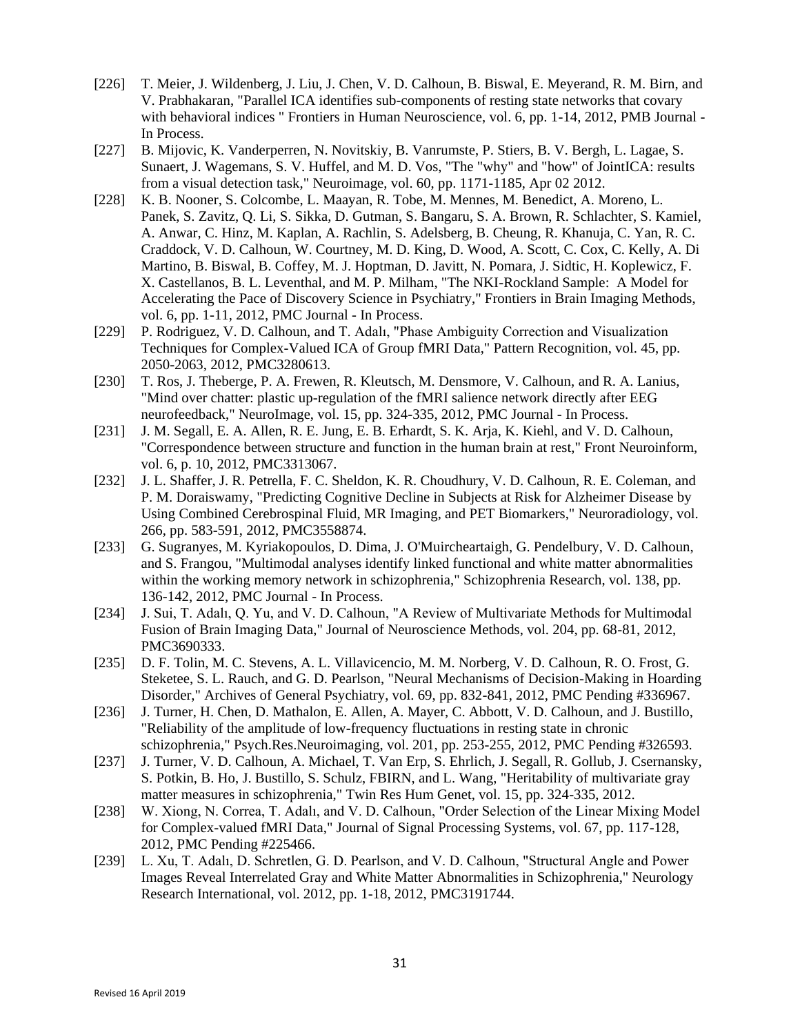[226] T. Meier, J. Wildenberg, J. Liu, J. Chen, V. D. Calhoun, B. Biswal, E. Meyerand, R. M. Birn, and V. Prabhakaran, "Parallel ICA identifies sub-components of resting state networks that covary with behavioral indices " Frontiers in Human Neuroscience, vol. 6, pp. 1-14, 2012, PMB Journal - In Process.

[227] B. Mijovic, K. Vanderperren, N. Novitskiy, B. Vanrumste, P. Stiers, B. V. Bergh, L. Lagae, S. Sunaert, J. Wagemans, S. V. Huffel, and M. D. Vos, "The "why" and "how" of JointICA: results from a visual detection task," Neuroimage, vol. 60, pp. 1171-1185, Apr 02 2012.

[228] K. B. Nooner, S. Colcombe, L. Maayan, R. Tobe, M. Mennes, M. Benedict, A. Moreno, L. Panek, S. Zavitz, Q. Li, S. Sikka, D. Gutman, S. Bangaru, S. A. Brown, R. Schlachter, S. Kamiel, A. Anwar, C. Hinz, M. Kaplan, A. Rachlin, S. Adelsberg, B. Cheung, R. Khanuja, C. Yan, R. C. Craddock, V. D. Calhoun, W. Courtney, M. D. King, D. Wood, A. Scott, C. Cox, C. Kelly, A. Di Martino, B. Biswal, B. Coffey, M. J. Hoptman, D. Javitt, N. Pomara, J. Sidtic, H. Koplewicz, F. X. Castellanos, B. L. Leventhal, and M. P. Milham, "The NKI-Rockland Sample: A Model for Accelerating the Pace of Discovery Science in Psychiatry," Frontiers in Brain Imaging Methods, vol. 6, pp. 1-11, 2012, PMC Journal - In Process.

[229] P. Rodriguez, V. D. Calhoun, and T. Adalı, "Phase Ambiguity Correction and Visualization Techniques for Complex-Valued ICA of Group fMRI Data," Pattern Recognition, vol. 45, pp. 2050-2063, 2012, PMC3280613.

[230] T. Ros, J. Theberge, P. A. Frewen, R. Kleutsch, M. Densmore, V. Calhoun, and R. A. Lanius, "Mind over chatter: plastic up-regulation of the fMRI salience network directly after EEG neurofeedback," NeuroImage, vol. 15, pp. 324-335, 2012, PMC Journal - In Process.

[231] J. M. Segall, E. A. Allen, R. E. Jung, E. B. Erhardt, S. K. Arja, K. Kiehl, and V. D. Calhoun, "Correspondence between structure and function in the human brain at rest," Front Neuroinform, vol. 6, p. 10, 2012, PMC3313067.

[232] J. L. Shaffer, J. R. Petrella, F. C. Sheldon, K. R. Choudhury, V. D. Calhoun, R. E. Coleman, and P. M. Doraiswamy, "Predicting Cognitive Decline in Subjects at Risk for Alzheimer Disease by Using Combined Cerebrospinal Fluid, MR Imaging, and PET Biomarkers," Neuroradiology, vol. 266, pp. 583-591, 2012, PMC3558874.

[233] G. Sugranyes, M. Kyriakopoulos, D. Dima, J. O'Muircheartaigh, G. Pendelbury, V. D. Calhoun, and S. Frangou, "Multimodal analyses identify linked functional and white matter abnormalities within the working memory network in schizophrenia," Schizophrenia Research, vol. 138, pp. 136-142, 2012, PMC Journal - In Process.

[234] J. Sui, T. Adalı, Q. Yu, and V. D. Calhoun, "A Review of Multivariate Methods for Multimodal Fusion of Brain Imaging Data," Journal of Neuroscience Methods, vol. 204, pp. 68-81, 2012, PMC3690333.

[235] D. F. Tolin, M. C. Stevens, A. L. Villavicencio, M. M. Norberg, V. D. Calhoun, R. O. Frost, G. Steketee, S. L. Rauch, and G. D. Pearlson, "Neural Mechanisms of Decision-Making in Hoarding Disorder," Archives of General Psychiatry, vol. 69, pp. 832-841, 2012, PMC Pending #336967.

[236] J. Turner, H. Chen, D. Mathalon, E. Allen, A. Mayer, C. Abbott, V. D. Calhoun, and J. Bustillo, "Reliability of the amplitude of low-frequency fluctuations in resting state in chronic schizophrenia," Psych.Res.Neuroimaging, vol. 201, pp. 253-255, 2012, PMC Pending #326593.

[237] J. Turner, V. D. Calhoun, A. Michael, T. Van Erp, S. Ehrlich, J. Segall, R. Gollub, J. Csernansky, S. Potkin, B. Ho, J. Bustillo, S. Schulz, FBIRN, and L. Wang, "Heritability of multivariate gray matter measures in schizophrenia," Twin Res Hum Genet, vol. 15, pp. 324-335, 2012.

[238] W. Xiong, N. Correa, T. Adalı, and V. D. Calhoun, "Order Selection of the Linear Mixing Model for Complex-valued fMRI Data," Journal of Signal Processing Systems, vol. 67, pp. 117-128, 2012, PMC Pending #225466.

[239] L. Xu, T. Adalı, D. Schretlen, G. D. Pearlson, and V. D. Calhoun, "Structural Angle and Power Images Reveal Interrelated Gray and White Matter Abnormalities in Schizophrenia," Neurology Research International, vol. 2012, pp. 1-18, 2012, PMC3191744.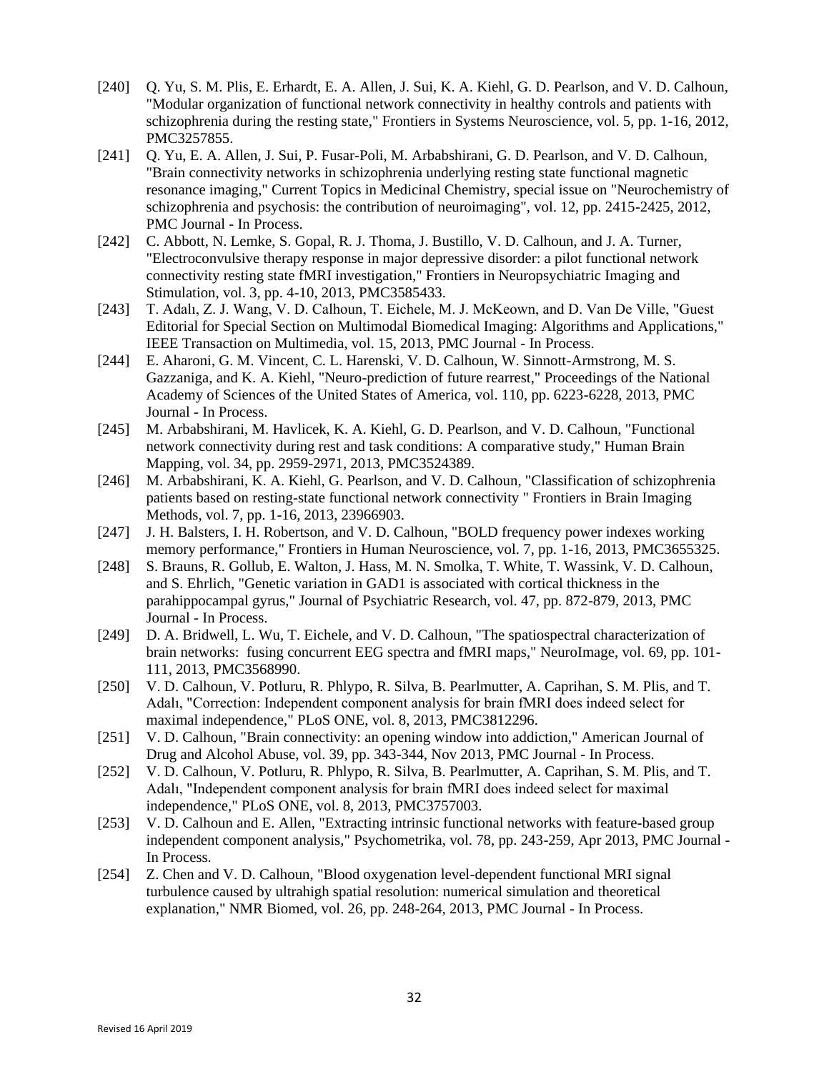[240] Q. Yu, S. M. Plis, E. Erhardt, E. A. Allen, J. Sui, K. A. Kiehl, G. D. Pearlson, and V. D. Calhoun, "Modular organization of functional network connectivity in healthy controls and patients with schizophrenia during the resting state," Frontiers in Systems Neuroscience, vol. 5, pp. 1-16, 2012, PMC3257855.

[241] Q. Yu, E. A. Allen, J. Sui, P. Fusar-Poli, M. Arbabshirani, G. D. Pearlson, and V. D. Calhoun, "Brain connectivity networks in schizophrenia underlying resting state functional magnetic resonance imaging," Current Topics in Medicinal Chemistry, special issue on "Neurochemistry of schizophrenia and psychosis: the contribution of neuroimaging", vol. 12, pp. 2415-2425, 2012, PMC Journal - In Process.

[242] C. Abbott, N. Lemke, S. Gopal, R. J. Thoma, J. Bustillo, V. D. Calhoun, and J. A. Turner, "Electroconvulsive therapy response in major depressive disorder: a pilot functional network connectivity resting state fMRI investigation," Frontiers in Neuropsychiatric Imaging and Stimulation, vol. 3, pp. 4-10, 2013, PMC3585433.

[243] T. Adalı, Z. J. Wang, V. D. Calhoun, T. Eichele, M. J. McKeown, and D. Van De Ville, "Guest Editorial for Special Section on Multimodal Biomedical Imaging: Algorithms and Applications," IEEE Transaction on Multimedia, vol. 15, 2013, PMC Journal - In Process.

[244] E. Aharoni, G. M. Vincent, C. L. Harenski, V. D. Calhoun, W. Sinnott-Armstrong, M. S. Gazzaniga, and K. A. Kiehl, "Neuro-prediction of future rearrest," Proceedings of the National Academy of Sciences of the United States of America, vol. 110, pp. 6223-6228, 2013, PMC Journal - In Process.

[245] M. Arbabshirani, M. Havlicek, K. A. Kiehl, G. D. Pearlson, and V. D. Calhoun, "Functional network connectivity during rest and task conditions: A comparative study," Human Brain Mapping, vol. 34, pp. 2959-2971, 2013, PMC3524389.

[246] M. Arbabshirani, K. A. Kiehl, G. Pearlson, and V. D. Calhoun, "Classification of schizophrenia patients based on resting-state functional network connectivity " Frontiers in Brain Imaging Methods, vol. 7, pp. 1-16, 2013, 23966903.

[247] J. H. Balsters, I. H. Robertson, and V. D. Calhoun, "BOLD frequency power indexes working memory performance," Frontiers in Human Neuroscience, vol. 7, pp. 1-16, 2013, PMC3655325.

[248] S. Brauns, R. Gollub, E. Walton, J. Hass, M. N. Smolka, T. White, T. Wassink, V. D. Calhoun, and S. Ehrlich, "Genetic variation in GAD1 is associated with cortical thickness in the parahippocampal gyrus," Journal of Psychiatric Research, vol. 47, pp. 872-879, 2013, PMC Journal - In Process.

[249] D. A. Bridwell, L. Wu, T. Eichele, and V. D. Calhoun, "The spatiospectral characterization of brain networks: fusing concurrent EEG spectra and fMRI maps," NeuroImage, vol. 69, pp. 101-111, 2013, PMC3568990.

[250] V. D. Calhoun, V. Potluru, R. Phlypo, R. Silva, B. Pearlmutter, A. Caprihan, S. M. Plis, and T. Adalı, "Correction: Independent component analysis for brain fMRI does indeed select for maximal independence," PLoS ONE, vol. 8, 2013, PMC3812296.

[251] V. D. Calhoun, "Brain connectivity: an opening window into addiction," American Journal of Drug and Alcohol Abuse, vol. 39, pp. 343-344, Nov 2013, PMC Journal - In Process.

[252] V. D. Calhoun, V. Potluru, R. Phlypo, R. Silva, B. Pearlmutter, A. Caprihan, S. M. Plis, and T. Adalı, "Independent component analysis for brain fMRI does indeed select for maximal independence," PLoS ONE, vol. 8, 2013, PMC3757003.

[253] V. D. Calhoun and E. Allen, "Extracting intrinsic functional networks with feature-based group independent component analysis," Psychometrika, vol. 78, pp. 243-259, Apr 2013, PMC Journal - In Process.

[254] Z. Chen and V. D. Calhoun, "Blood oxygenation level-dependent functional MRI signal turbulence caused by ultrahigh spatial resolution: numerical simulation and theoretical explanation," NMR Biomed, vol. 26, pp. 248-264, 2013, PMC Journal - In Process.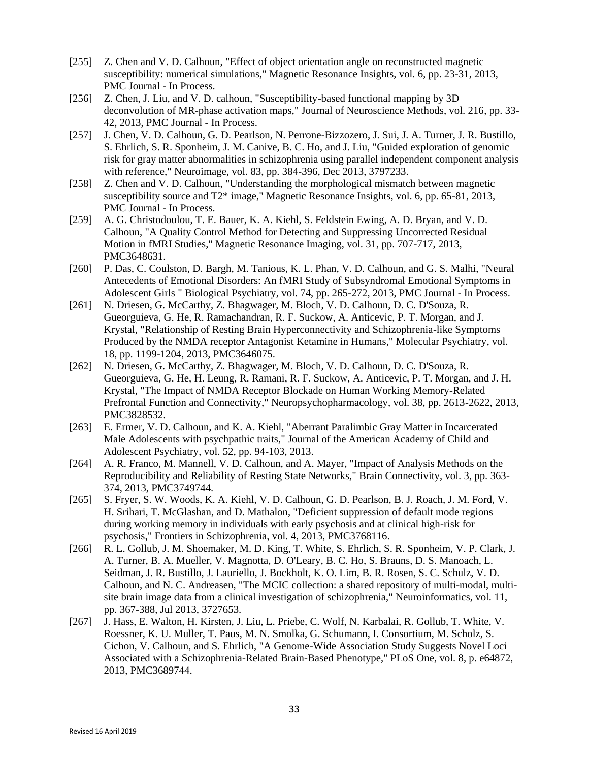[255] Z. Chen and V. D. Calhoun, "Effect of object orientation angle on reconstructed magnetic susceptibility: numerical simulations," Magnetic Resonance Insights, vol. 6, pp. 23-31, 2013, PMC Journal - In Process.

[256] Z. Chen, J. Liu, and V. D. calhoun, "Susceptibility-based functional mapping by 3D deconvolution of MR-phase activation maps," Journal of Neuroscience Methods, vol. 216, pp. 33-42, 2013, PMC Journal - In Process.

[257] J. Chen, V. D. Calhoun, G. D. Pearlson, N. Perrone-Bizzozero, J. Sui, J. A. Turner, J. R. Bustillo, S. Ehrlich, S. R. Sponheim, J. M. Canive, B. C. Ho, and J. Liu, "Guided exploration of genomic risk for gray matter abnormalities in schizophrenia using parallel independent component analysis with reference," Neuroimage, vol. 83, pp. 384-396, Dec 2013, 3797233.

[258] Z. Chen and V. D. Calhoun, "Understanding the morphological mismatch between magnetic susceptibility source and T2* image," Magnetic Resonance Insights, vol. 6, pp. 65-81, 2013, PMC Journal - In Process.

[259] A. G. Christodoulou, T. E. Bauer, K. A. Kiehl, S. Feldstein Ewing, A. D. Bryan, and V. D. Calhoun, "A Quality Control Method for Detecting and Suppressing Uncorrected Residual Motion in fMRI Studies," Magnetic Resonance Imaging, vol. 31, pp. 707-717, 2013, PMC3648631.

[260] P. Das, C. Coulston, D. Bargh, M. Tanious, K. L. Phan, V. D. Calhoun, and G. S. Malhi, "Neural Antecedents of Emotional Disorders: An fMRI Study of Subsyndromal Emotional Symptoms in Adolescent Girls " Biological Psychiatry, vol. 74, pp. 265-272, 2013, PMC Journal - In Process.

[261] N. Driesen, G. McCarthy, Z. Bhagwager, M. Bloch, V. D. Calhoun, D. C. D'Souza, R. Gueorguieva, G. He, R. Ramachandran, R. F. Suckow, A. Anticevic, P. T. Morgan, and J. Krystal, "Relationship of Resting Brain Hyperconnectivity and Schizophrenia-like Symptoms Produced by the NMDA receptor Antagonist Ketamine in Humans," Molecular Psychiatry, vol. 18, pp. 1199-1204, 2013, PMC3646075.

[262] N. Driesen, G. McCarthy, Z. Bhagwager, M. Bloch, V. D. Calhoun, D. C. D'Souza, R. Gueorguieva, G. He, H. Leung, R. Ramani, R. F. Suckow, A. Anticevic, P. T. Morgan, and J. H. Krystal, "The Impact of NMDA Receptor Blockade on Human Working Memory-Related Prefrontal Function and Connectivity," Neuropsychopharmacology, vol. 38, pp. 2613-2622, 2013, PMC3828532.

[263] E. Ermer, V. D. Calhoun, and K. A. Kiehl, "Aberrant Paralimbic Gray Matter in Incarcerated Male Adolescents with psychpathic traits," Journal of the American Academy of Child and Adolescent Psychiatry, vol. 52, pp. 94-103, 2013.

[264] A. R. Franco, M. Mannell, V. D. Calhoun, and A. Mayer, "Impact of Analysis Methods on the Reproducibility and Reliability of Resting State Networks," Brain Connectivity, vol. 3, pp. 363-374, 2013, PMC3749744.

[265] S. Fryer, S. W. Woods, K. A. Kiehl, V. D. Calhoun, G. D. Pearlson, B. J. Roach, J. M. Ford, V. H. Srihari, T. McGlashan, and D. Mathalon, "Deficient suppression of default mode regions during working memory in individuals with early psychosis and at clinical high-risk for psychosis," Frontiers in Schizophrenia, vol. 4, 2013, PMC3768116.

[266] R. L. Gollub, J. M. Shoemaker, M. D. King, T. White, S. Ehrlich, S. R. Sponheim, V. P. Clark, J. A. Turner, B. A. Mueller, V. Magnotta, D. O'Leary, B. C. Ho, S. Brauns, D. S. Manoach, L. Seidman, J. R. Bustillo, J. Lauriello, J. Bockholt, K. O. Lim, B. R. Rosen, S. C. Schulz, V. D. Calhoun, and N. C. Andreasen, "The MCIC collection: a shared repository of multi-modal, multi-site brain image data from a clinical investigation of schizophrenia," Neuroinformatics, vol. 11, pp. 367-388, Jul 2013, 3727653.

[267] J. Hass, E. Walton, H. Kirsten, J. Liu, L. Priebe, C. Wolf, N. Karbalai, R. Gollub, T. White, V. Roessner, K. U. Muller, T. Paus, M. N. Smolka, G. Schumann, I. Consortium, M. Scholz, S. Cichon, V. Calhoun, and S. Ehrlich, "A Genome-Wide Association Study Suggests Novel Loci Associated with a Schizophrenia-Related Brain-Based Phenotype," PLoS One, vol. 8, p. e64872, 2013, PMC3689744.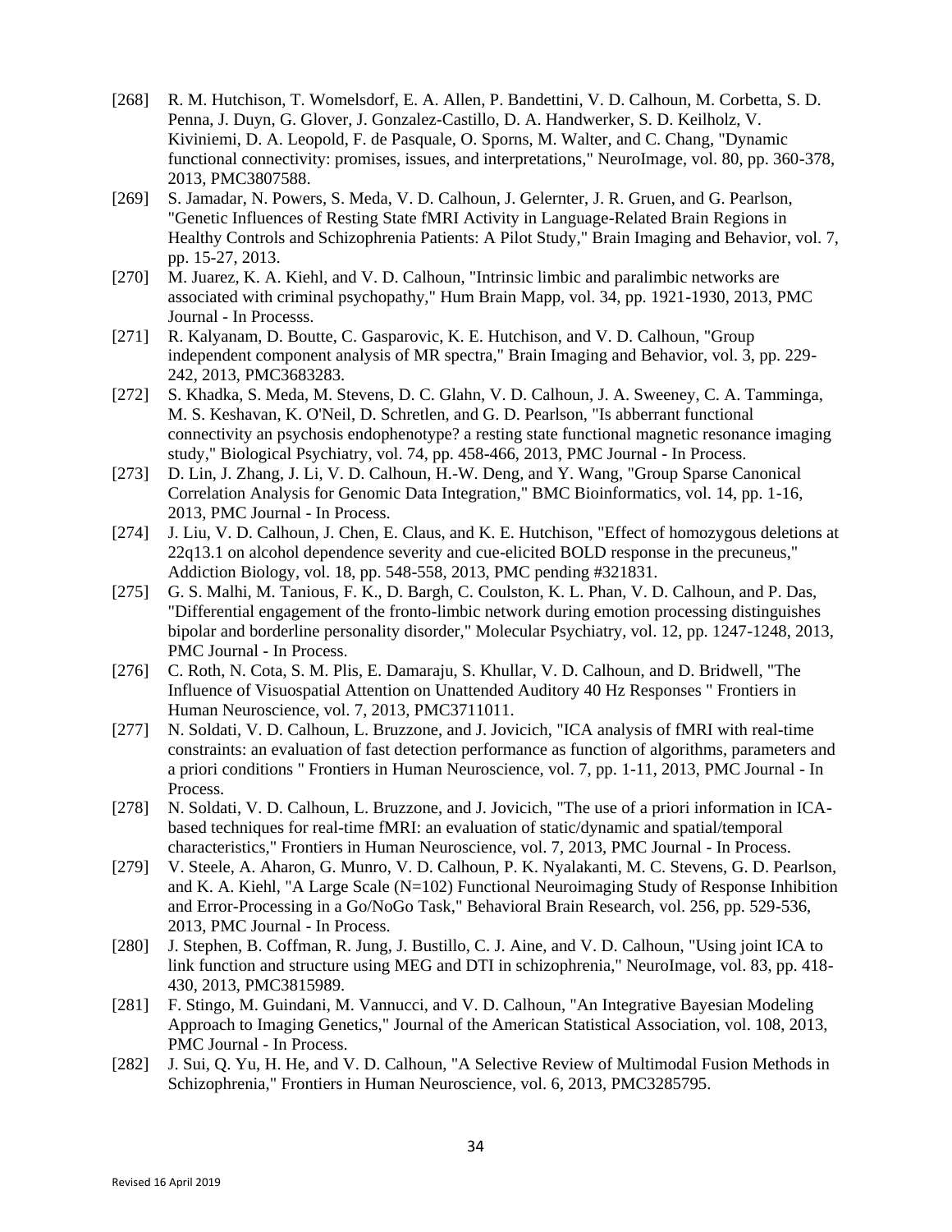[268] R. M. Hutchison, T. Womelsdorf, E. A. Allen, P. Bandettini, V. D. Calhoun, M. Corbetta, S. D. Penna, J. Duyn, G. Glover, J. Gonzalez-Castillo, D. A. Handwerker, S. D. Keilholz, V. Kiviniemi, D. A. Leopold, F. de Pasquale, O. Sporns, M. Walter, and C. Chang, "Dynamic functional connectivity: promises, issues, and interpretations," NeuroImage, vol. 80, pp. 360-378, 2013, PMC3807588.

[269] S. Jamadar, N. Powers, S. Meda, V. D. Calhoun, J. Gelernter, J. R. Gruen, and G. Pearlson, "Genetic Influences of Resting State fMRI Activity in Language-Related Brain Regions in Healthy Controls and Schizophrenia Patients: A Pilot Study," Brain Imaging and Behavior, vol. 7, pp. 15-27, 2013.

[270] M. Juarez, K. A. Kiehl, and V. D. Calhoun, "Intrinsic limbic and paralimbic networks are associated with criminal psychopathy," Hum Brain Mapp, vol. 34, pp. 1921-1930, 2013, PMC Journal - In Processs.

[271] R. Kalyanam, D. Boutte, C. Gasparovic, K. E. Hutchison, and V. D. Calhoun, "Group independent component analysis of MR spectra," Brain Imaging and Behavior, vol. 3, pp. 229-242, 2013, PMC3683283.

[272] S. Khadka, S. Meda, M. Stevens, D. C. Glahn, V. D. Calhoun, J. A. Sweeney, C. A. Tamminga, M. S. Keshavan, K. O'Neil, D. Schretlen, and G. D. Pearlson, "Is abberrant functional connectivity an psychosis endophenotype? a resting state functional magnetic resonance imaging study," Biological Psychiatry, vol. 74, pp. 458-466, 2013, PMC Journal - In Process.

[273] D. Lin, J. Zhang, J. Li, V. D. Calhoun, H.-W. Deng, and Y. Wang, "Group Sparse Canonical Correlation Analysis for Genomic Data Integration," BMC Bioinformatics, vol. 14, pp. 1-16, 2013, PMC Journal - In Process.

[274] J. Liu, V. D. Calhoun, J. Chen, E. Claus, and K. E. Hutchison, "Effect of homozygous deletions at 22q13.1 on alcohol dependence severity and cue-elicited BOLD response in the precuneus," Addiction Biology, vol. 18, pp. 548-558, 2013, PMC pending #321831.

[275] G. S. Malhi, M. Tanious, F. K., D. Bargh, C. Coulston, K. L. Phan, V. D. Calhoun, and P. Das, "Differential engagement of the fronto-limbic network during emotion processing distinguishes bipolar and borderline personality disorder," Molecular Psychiatry, vol. 12, pp. 1247-1248, 2013, PMC Journal - In Process.

[276] C. Roth, N. Cota, S. M. Plis, E. Damaraju, S. Khullar, V. D. Calhoun, and D. Bridwell, "The Influence of Visuospatial Attention on Unattended Auditory 40 Hz Responses " Frontiers in Human Neuroscience, vol. 7, 2013, PMC3711011.

[277] N. Soldati, V. D. Calhoun, L. Bruzzone, and J. Jovicich, "ICA analysis of fMRI with real-time constraints: an evaluation of fast detection performance as function of algorithms, parameters and a priori conditions " Frontiers in Human Neuroscience, vol. 7, pp. 1-11, 2013, PMC Journal - In Process.

[278] N. Soldati, V. D. Calhoun, L. Bruzzone, and J. Jovicich, "The use of a priori information in ICA-based techniques for real-time fMRI: an evaluation of static/dynamic and spatial/temporal characteristics," Frontiers in Human Neuroscience, vol. 7, 2013, PMC Journal - In Process.

[279] V. Steele, A. Aharon, G. Munro, V. D. Calhoun, P. K. Nyalakanti, M. C. Stevens, G. D. Pearlson, and K. A. Kiehl, "A Large Scale (N=102) Functional Neuroimaging Study of Response Inhibition and Error-Processing in a Go/NoGo Task," Behavioral Brain Research, vol. 256, pp. 529-536, 2013, PMC Journal - In Process.

[280] J. Stephen, B. Coffman, R. Jung, J. Bustillo, C. J. Aine, and V. D. Calhoun, "Using joint ICA to link function and structure using MEG and DTI in schizophrenia," NeuroImage, vol. 83, pp. 418-430, 2013, PMC3815989.

[281] F. Stingo, M. Guindani, M. Vannucci, and V. D. Calhoun, "An Integrative Bayesian Modeling Approach to Imaging Genetics," Journal of the American Statistical Association, vol. 108, 2013, PMC Journal - In Process.

[282] J. Sui, Q. Yu, H. He, and V. D. Calhoun, "A Selective Review of Multimodal Fusion Methods in Schizophrenia," Frontiers in Human Neuroscience, vol. 6, 2013, PMC3285795.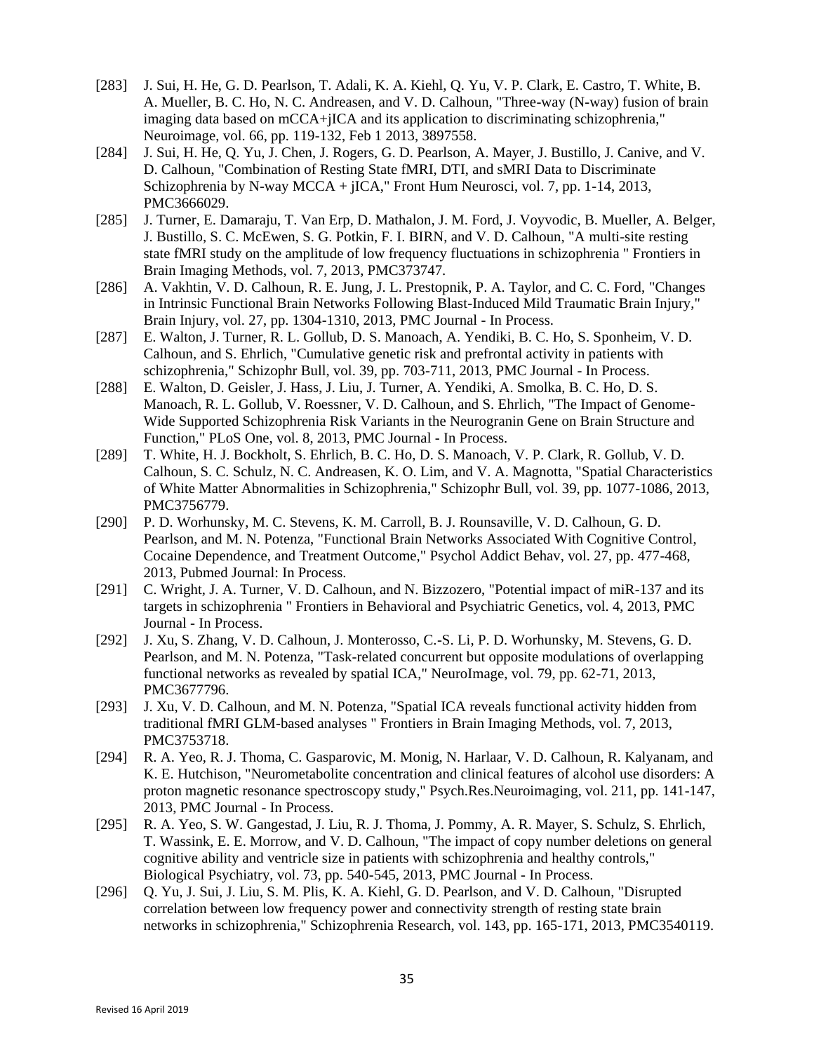[283] J. Sui, H. He, G. D. Pearlson, T. Adali, K. A. Kiehl, Q. Yu, V. P. Clark, E. Castro, T. White, B. A. Mueller, B. C. Ho, N. C. Andreasen, and V. D. Calhoun, "Three-way (N-way) fusion of brain imaging data based on mCCA+jICA and its application to discriminating schizophrenia," Neuroimage, vol. 66, pp. 119-132, Feb 1 2013, 3897558.

[284] J. Sui, H. He, Q. Yu, J. Chen, J. Rogers, G. D. Pearlson, A. Mayer, J. Bustillo, J. Canive, and V. D. Calhoun, "Combination of Resting State fMRI, DTI, and sMRI Data to Discriminate Schizophrenia by N-way MCCA + jICA," Front Hum Neurosci, vol. 7, pp. 1-14, 2013, PMC3666029.

[285] J. Turner, E. Damaraju, T. Van Erp, D. Mathalon, J. M. Ford, J. Voyvodic, B. Mueller, A. Belger, J. Bustillo, S. C. McEwen, S. G. Potkin, F. I. BIRN, and V. D. Calhoun, "A multi-site resting state fMRI study on the amplitude of low frequency fluctuations in schizophrenia " Frontiers in Brain Imaging Methods, vol. 7, 2013, PMC373747.

[286] A. Vakhtin, V. D. Calhoun, R. E. Jung, J. L. Prestopnik, P. A. Taylor, and C. C. Ford, "Changes in Intrinsic Functional Brain Networks Following Blast-Induced Mild Traumatic Brain Injury," Brain Injury, vol. 27, pp. 1304-1310, 2013, PMC Journal - In Process.

[287] E. Walton, J. Turner, R. L. Gollub, D. S. Manoach, A. Yendiki, B. C. Ho, S. Sponheim, V. D. Calhoun, and S. Ehrlich, "Cumulative genetic risk and prefrontal activity in patients with schizophrenia," Schizophr Bull, vol. 39, pp. 703-711, 2013, PMC Journal - In Process.

[288] E. Walton, D. Geisler, J. Hass, J. Liu, J. Turner, A. Yendiki, A. Smolka, B. C. Ho, D. S. Manoach, R. L. Gollub, V. Roessner, V. D. Calhoun, and S. Ehrlich, "The Impact of Genome-Wide Supported Schizophrenia Risk Variants in the Neurogranin Gene on Brain Structure and Function," PLoS One, vol. 8, 2013, PMC Journal - In Process.

[289] T. White, H. J. Bockholt, S. Ehrlich, B. C. Ho, D. S. Manoach, V. P. Clark, R. Gollub, V. D. Calhoun, S. C. Schulz, N. C. Andreasen, K. O. Lim, and V. A. Magnotta, "Spatial Characteristics of White Matter Abnormalities in Schizophrenia," Schizophr Bull, vol. 39, pp. 1077-1086, 2013, PMC3756779.

[290] P. D. Worhunsky, M. C. Stevens, K. M. Carroll, B. J. Rounsaville, V. D. Calhoun, G. D. Pearlson, and M. N. Potenza, "Functional Brain Networks Associated With Cognitive Control, Cocaine Dependence, and Treatment Outcome," Psychol Addict Behav, vol. 27, pp. 477-468, 2013, Pubmed Journal: In Process.

[291] C. Wright, J. A. Turner, V. D. Calhoun, and N. Bizzozero, "Potential impact of miR-137 and its targets in schizophrenia " Frontiers in Behavioral and Psychiatric Genetics, vol. 4, 2013, PMC Journal - In Process.

[292] J. Xu, S. Zhang, V. D. Calhoun, J. Monterosso, C.-S. Li, P. D. Worhunsky, M. Stevens, G. D. Pearlson, and M. N. Potenza, "Task-related concurrent but opposite modulations of overlapping functional networks as revealed by spatial ICA," NeuroImage, vol. 79, pp. 62-71, 2013, PMC3677796.

[293] J. Xu, V. D. Calhoun, and M. N. Potenza, "Spatial ICA reveals functional activity hidden from traditional fMRI GLM-based analyses " Frontiers in Brain Imaging Methods, vol. 7, 2013, PMC3753718.

[294] R. A. Yeo, R. J. Thoma, C. Gasparovic, M. Monig, N. Harlaar, V. D. Calhoun, R. Kalyanam, and K. E. Hutchison, "Neurometabolite concentration and clinical features of alcohol use disorders: A proton magnetic resonance spectroscopy study," Psych.Res.Neuroimaging, vol. 211, pp. 141-147, 2013, PMC Journal - In Process.

[295] R. A. Yeo, S. W. Gangestad, J. Liu, R. J. Thoma, J. Pommy, A. R. Mayer, S. Schulz, S. Ehrlich, T. Wassink, E. E. Morrow, and V. D. Calhoun, "The impact of copy number deletions on general cognitive ability and ventricle size in patients with schizophrenia and healthy controls," Biological Psychiatry, vol. 73, pp. 540-545, 2013, PMC Journal - In Process.

[296] Q. Yu, J. Sui, J. Liu, S. M. Plis, K. A. Kiehl, G. D. Pearlson, and V. D. Calhoun, "Disrupted correlation between low frequency power and connectivity strength of resting state brain networks in schizophrenia," Schizophrenia Research, vol. 143, pp. 165-171, 2013, PMC3540119.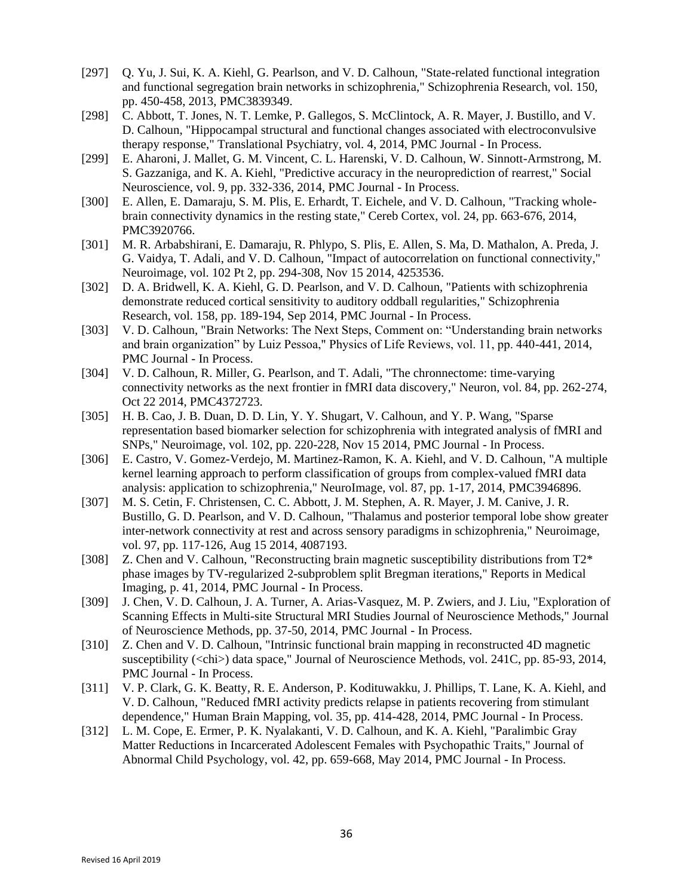[297] Q. Yu, J. Sui, K. A. Kiehl, G. Pearlson, and V. D. Calhoun, "State-related functional integration and functional segregation brain networks in schizophrenia," Schizophrenia Research, vol. 150, pp. 450-458, 2013, PMC3839349.

[298] C. Abbott, T. Jones, N. T. Lemke, P. Gallegos, S. McClintock, A. R. Mayer, J. Bustillo, and V. D. Calhoun, "Hippocampal structural and functional changes associated with electroconvulsive therapy response," Translational Psychiatry, vol. 4, 2014, PMC Journal - In Process.

[299] E. Aharoni, J. Mallet, G. M. Vincent, C. L. Harenski, V. D. Calhoun, W. Sinnott-Armstrong, M. S. Gazzaniga, and K. A. Kiehl, "Predictive accuracy in the neuroprediction of rearrest," Social Neuroscience, vol. 9, pp. 332-336, 2014, PMC Journal - In Process.

[300] E. Allen, E. Damaraju, S. M. Plis, E. Erhardt, T. Eichele, and V. D. Calhoun, "Tracking whole-brain connectivity dynamics in the resting state," Cereb Cortex, vol. 24, pp. 663-676, 2014, PMC3920766.

[301] M. R. Arbabshirani, E. Damaraju, R. Phlypo, S. Plis, E. Allen, S. Ma, D. Mathalon, A. Preda, J. G. Vaidya, T. Adali, and V. D. Calhoun, "Impact of autocorrelation on functional connectivity," Neuroimage, vol. 102 Pt 2, pp. 294-308, Nov 15 2014, 4253536.

[302] D. A. Bridwell, K. A. Kiehl, G. D. Pearlson, and V. D. Calhoun, "Patients with schizophrenia demonstrate reduced cortical sensitivity to auditory oddball regularities," Schizophrenia Research, vol. 158, pp. 189-194, Sep 2014, PMC Journal - In Process.

[303] V. D. Calhoun, "Brain Networks: The Next Steps, Comment on: "Understanding brain networks and brain organization" by Luiz Pessoa," Physics of Life Reviews, vol. 11, pp. 440-441, 2014, PMC Journal - In Process.

[304] V. D. Calhoun, R. Miller, G. Pearlson, and T. Adali, "The chronnectome: time-varying connectivity networks as the next frontier in fMRI data discovery," Neuron, vol. 84, pp. 262-274, Oct 22 2014, PMC4372723.

[305] H. B. Cao, J. B. Duan, D. D. Lin, Y. Y. Shugart, V. Calhoun, and Y. P. Wang, "Sparse representation based biomarker selection for schizophrenia with integrated analysis of fMRI and SNPs," Neuroimage, vol. 102, pp. 220-228, Nov 15 2014, PMC Journal - In Process.

[306] E. Castro, V. Gomez-Verdejo, M. Martinez-Ramon, K. A. Kiehl, and V. D. Calhoun, "A multiple kernel learning approach to perform classification of groups from complex-valued fMRI data analysis: application to schizophrenia," NeuroImage, vol. 87, pp. 1-17, 2014, PMC3946896.

[307] M. S. Cetin, F. Christensen, C. C. Abbott, J. M. Stephen, A. R. Mayer, J. M. Canive, J. R. Bustillo, G. D. Pearlson, and V. D. Calhoun, "Thalamus and posterior temporal lobe show greater inter-network connectivity at rest and across sensory paradigms in schizophrenia," Neuroimage, vol. 97, pp. 117-126, Aug 15 2014, 4087193.

[308] Z. Chen and V. Calhoun, "Reconstructing brain magnetic susceptibility distributions from T2* phase images by TV-regularized 2-subproblem split Bregman iterations," Reports in Medical Imaging, p. 41, 2014, PMC Journal - In Process.

[309] J. Chen, V. D. Calhoun, J. A. Turner, A. Arias-Vasquez, M. P. Zwiers, and J. Liu, "Exploration of Scanning Effects in Multi-site Structural MRI Studies Journal of Neuroscience Methods," Journal of Neuroscience Methods, pp. 37-50, 2014, PMC Journal - In Process.

[310] Z. Chen and V. D. Calhoun, "Intrinsic functional brain mapping in reconstructed 4D magnetic susceptibility (<chi>) data space," Journal of Neuroscience Methods, vol. 241C, pp. 85-93, 2014, PMC Journal - In Process.

[311] V. P. Clark, G. K. Beatty, R. E. Anderson, P. Kodituwakku, J. Phillips, T. Lane, K. A. Kiehl, and V. D. Calhoun, "Reduced fMRI activity predicts relapse in patients recovering from stimulant dependence," Human Brain Mapping, vol. 35, pp. 414-428, 2014, PMC Journal - In Process.

[312] L. M. Cope, E. Ermer, P. K. Nyalakanti, V. D. Calhoun, and K. A. Kiehl, "Paralimbic Gray Matter Reductions in Incarcerated Adolescent Females with Psychopathic Traits," Journal of Abnormal Child Psychology, vol. 42, pp. 659-668, May 2014, PMC Journal - In Process.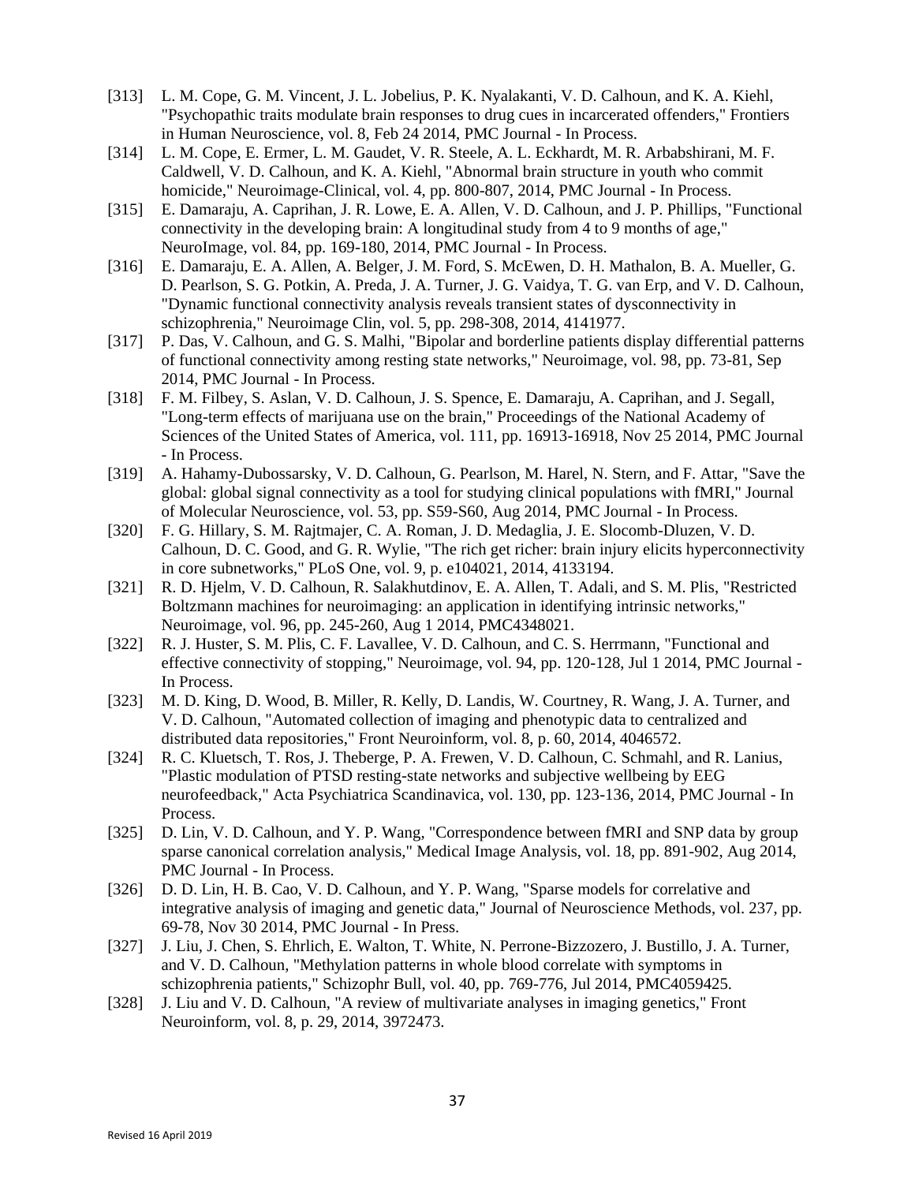[313] L. M. Cope, G. M. Vincent, J. L. Jobelius, P. K. Nyalakanti, V. D. Calhoun, and K. A. Kiehl, "Psychopathic traits modulate brain responses to drug cues in incarcerated offenders," Frontiers in Human Neuroscience, vol. 8, Feb 24 2014, PMC Journal - In Process.

[314] L. M. Cope, E. Ermer, L. M. Gaudet, V. R. Steele, A. L. Eckhardt, M. R. Arbabshirani, M. F. Caldwell, V. D. Calhoun, and K. A. Kiehl, "Abnormal brain structure in youth who commit homicide," Neuroimage-Clinical, vol. 4, pp. 800-807, 2014, PMC Journal - In Process.

[315] E. Damaraju, A. Caprihan, J. R. Lowe, E. A. Allen, V. D. Calhoun, and J. P. Phillips, "Functional connectivity in the developing brain: A longitudinal study from 4 to 9 months of age," NeuroImage, vol. 84, pp. 169-180, 2014, PMC Journal - In Process.

[316] E. Damaraju, E. A. Allen, A. Belger, J. M. Ford, S. McEwen, D. H. Mathalon, B. A. Mueller, G. D. Pearlson, S. G. Potkin, A. Preda, J. A. Turner, J. G. Vaidya, T. G. van Erp, and V. D. Calhoun, "Dynamic functional connectivity analysis reveals transient states of dysconnectivity in schizophrenia," Neuroimage Clin, vol. 5, pp. 298-308, 2014, 4141977.

[317] P. Das, V. Calhoun, and G. S. Malhi, "Bipolar and borderline patients display differential patterns of functional connectivity among resting state networks," Neuroimage, vol. 98, pp. 73-81, Sep 2014, PMC Journal - In Process.

[318] F. M. Filbey, S. Aslan, V. D. Calhoun, J. S. Spence, E. Damaraju, A. Caprihan, and J. Segall, "Long-term effects of marijuana use on the brain," Proceedings of the National Academy of Sciences of the United States of America, vol. 111, pp. 16913-16918, Nov 25 2014, PMC Journal - In Process.

[319] A. Hahamy-Dubossarsky, V. D. Calhoun, G. Pearlson, M. Harel, N. Stern, and F. Attar, "Save the global: global signal connectivity as a tool for studying clinical populations with fMRI," Journal of Molecular Neuroscience, vol. 53, pp. S59-S60, Aug 2014, PMC Journal - In Process.

[320] F. G. Hillary, S. M. Rajtmajer, C. A. Roman, J. D. Medaglia, J. E. Slocomb-Dluzen, V. D. Calhoun, D. C. Good, and G. R. Wylie, "The rich get richer: brain injury elicits hyperconnectivity in core subnetworks," PLoS One, vol. 9, p. e104021, 2014, 4133194.

[321] R. D. Hjelm, V. D. Calhoun, R. Salakhutdinov, E. A. Allen, T. Adali, and S. M. Plis, "Restricted Boltzmann machines for neuroimaging: an application in identifying intrinsic networks," Neuroimage, vol. 96, pp. 245-260, Aug 1 2014, PMC4348021.

[322] R. J. Huster, S. M. Plis, C. F. Lavallee, V. D. Calhoun, and C. S. Herrmann, "Functional and effective connectivity of stopping," Neuroimage, vol. 94, pp. 120-128, Jul 1 2014, PMC Journal - In Process.

[323] M. D. King, D. Wood, B. Miller, R. Kelly, D. Landis, W. Courtney, R. Wang, J. A. Turner, and V. D. Calhoun, "Automated collection of imaging and phenotypic data to centralized and distributed data repositories," Front Neuroinform, vol. 8, p. 60, 2014, 4046572.

[324] R. C. Kluetsch, T. Ros, J. Theberge, P. A. Frewen, V. D. Calhoun, C. Schmahl, and R. Lanius, "Plastic modulation of PTSD resting-state networks and subjective wellbeing by EEG neurofeedback," Acta Psychiatrica Scandinavica, vol. 130, pp. 123-136, 2014, PMC Journal - In Process.

[325] D. Lin, V. D. Calhoun, and Y. P. Wang, "Correspondence between fMRI and SNP data by group sparse canonical correlation analysis," Medical Image Analysis, vol. 18, pp. 891-902, Aug 2014, PMC Journal - In Process.

[326] D. D. Lin, H. B. Cao, V. D. Calhoun, and Y. P. Wang, "Sparse models for correlative and integrative analysis of imaging and genetic data," Journal of Neuroscience Methods, vol. 237, pp. 69-78, Nov 30 2014, PMC Journal - In Press.

[327] J. Liu, J. Chen, S. Ehrlich, E. Walton, T. White, N. Perrone-Bizzozero, J. Bustillo, J. A. Turner, and V. D. Calhoun, "Methylation patterns in whole blood correlate with symptoms in schizophrenia patients," Schizophr Bull, vol. 40, pp. 769-776, Jul 2014, PMC4059425.

[328] J. Liu and V. D. Calhoun, "A review of multivariate analyses in imaging genetics," Front Neuroinform, vol. 8, p. 29, 2014, 3972473.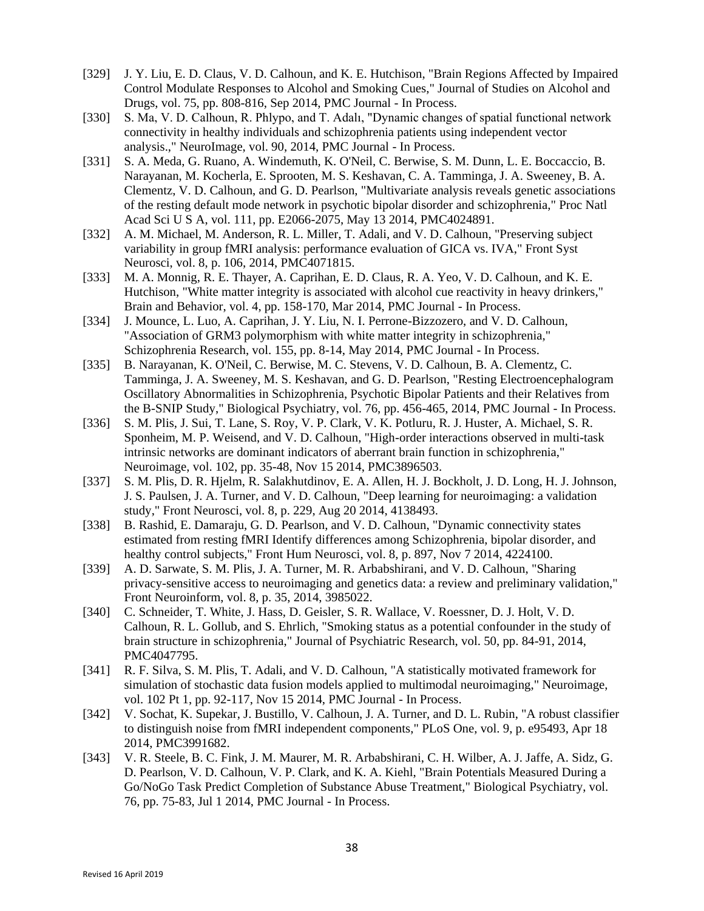[329] J. Y. Liu, E. D. Claus, V. D. Calhoun, and K. E. Hutchison, "Brain Regions Affected by Impaired Control Modulate Responses to Alcohol and Smoking Cues," Journal of Studies on Alcohol and Drugs, vol. 75, pp. 808-816, Sep 2014, PMC Journal - In Process.

[330] S. Ma, V. D. Calhoun, R. Phlypo, and T. Adalı, "Dynamic changes of spatial functional network connectivity in healthy individuals and schizophrenia patients using independent vector analysis.," NeuroImage, vol. 90, 2014, PMC Journal - In Process.

[331] S. A. Meda, G. Ruano, A. Windemuth, K. O'Neil, C. Berwise, S. M. Dunn, L. E. Boccaccio, B. Narayanan, M. Kocherla, E. Sprooten, M. S. Keshavan, C. A. Tamminga, J. A. Sweeney, B. A. Clementz, V. D. Calhoun, and G. D. Pearlson, "Multivariate analysis reveals genetic associations of the resting default mode network in psychotic bipolar disorder and schizophrenia," Proc Natl Acad Sci U S A, vol. 111, pp. E2066-2075, May 13 2014, PMC4024891.

[332] A. M. Michael, M. Anderson, R. L. Miller, T. Adali, and V. D. Calhoun, "Preserving subject variability in group fMRI analysis: performance evaluation of GICA vs. IVA," Front Syst Neurosci, vol. 8, p. 106, 2014, PMC4071815.

[333] M. A. Monnig, R. E. Thayer, A. Caprihan, E. D. Claus, R. A. Yeo, V. D. Calhoun, and K. E. Hutchison, "White matter integrity is associated with alcohol cue reactivity in heavy drinkers," Brain and Behavior, vol. 4, pp. 158-170, Mar 2014, PMC Journal - In Process.

[334] J. Mounce, L. Luo, A. Caprihan, J. Y. Liu, N. I. Perrone-Bizzozero, and V. D. Calhoun, "Association of GRM3 polymorphism with white matter integrity in schizophrenia," Schizophrenia Research, vol. 155, pp. 8-14, May 2014, PMC Journal - In Process.

[335] B. Narayanan, K. O'Neil, C. Berwise, M. C. Stevens, V. D. Calhoun, B. A. Clementz, C. Tamminga, J. A. Sweeney, M. S. Keshavan, and G. D. Pearlson, "Resting Electroencephalogram Oscillatory Abnormalities in Schizophrenia, Psychotic Bipolar Patients and their Relatives from the B-SNIP Study," Biological Psychiatry, vol. 76, pp. 456-465, 2014, PMC Journal - In Process.

[336] S. M. Plis, J. Sui, T. Lane, S. Roy, V. P. Clark, V. K. Potluru, R. J. Huster, A. Michael, S. R. Sponheim, M. P. Weisend, and V. D. Calhoun, "High-order interactions observed in multi-task intrinsic networks are dominant indicators of aberrant brain function in schizophrenia," Neuroimage, vol. 102, pp. 35-48, Nov 15 2014, PMC3896503.

[337] S. M. Plis, D. R. Hjelm, R. Salakhutdinov, E. A. Allen, H. J. Bockholt, J. D. Long, H. J. Johnson, J. S. Paulsen, J. A. Turner, and V. D. Calhoun, "Deep learning for neuroimaging: a validation study," Front Neurosci, vol. 8, p. 229, Aug 20 2014, 4138493.

[338] B. Rashid, E. Damaraju, G. D. Pearlson, and V. D. Calhoun, "Dynamic connectivity states estimated from resting fMRI Identify differences among Schizophrenia, bipolar disorder, and healthy control subjects," Front Hum Neurosci, vol. 8, p. 897, Nov 7 2014, 4224100.

[339] A. D. Sarwate, S. M. Plis, J. A. Turner, M. R. Arbabshirani, and V. D. Calhoun, "Sharing privacy-sensitive access to neuroimaging and genetics data: a review and preliminary validation," Front Neuroinform, vol. 8, p. 35, 2014, 3985022.

[340] C. Schneider, T. White, J. Hass, D. Geisler, S. R. Wallace, V. Roessner, D. J. Holt, V. D. Calhoun, R. L. Gollub, and S. Ehrlich, "Smoking status as a potential confounder in the study of brain structure in schizophrenia," Journal of Psychiatric Research, vol. 50, pp. 84-91, 2014, PMC4047795.

[341] R. F. Silva, S. M. Plis, T. Adali, and V. D. Calhoun, "A statistically motivated framework for simulation of stochastic data fusion models applied to multimodal neuroimaging," Neuroimage, vol. 102 Pt 1, pp. 92-117, Nov 15 2014, PMC Journal - In Process.

[342] V. Sochat, K. Supekar, J. Bustillo, V. Calhoun, J. A. Turner, and D. L. Rubin, "A robust classifier to distinguish noise from fMRI independent components," PLoS One, vol. 9, p. e95493, Apr 18 2014, PMC3991682.

[343] V. R. Steele, B. C. Fink, J. M. Maurer, M. R. Arbabshirani, C. H. Wilber, A. J. Jaffe, A. Sidz, G. D. Pearlson, V. D. Calhoun, V. P. Clark, and K. A. Kiehl, "Brain Potentials Measured During a Go/NoGo Task Predict Completion of Substance Abuse Treatment," Biological Psychiatry, vol. 76, pp. 75-83, Jul 1 2014, PMC Journal - In Process.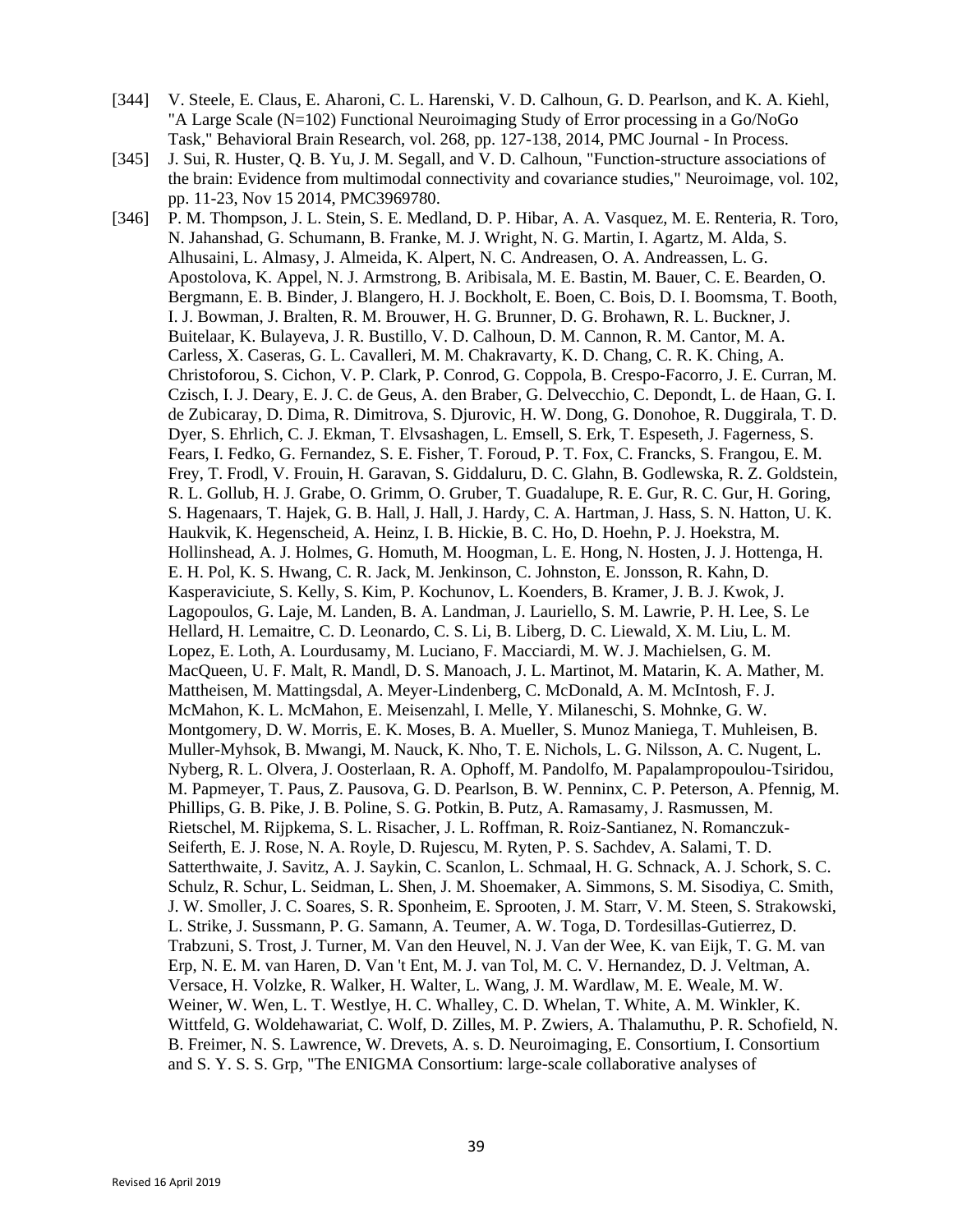[344] V. Steele, E. Claus, E. Aharoni, C. L. Harenski, V. D. Calhoun, G. D. Pearlson, and K. A. Kiehl, "A Large Scale (N=102) Functional Neuroimaging Study of Error processing in a Go/NoGo Task," Behavioral Brain Research, vol. 268, pp. 127-138, 2014, PMC Journal - In Process.

[345] J. Sui, R. Huster, Q. B. Yu, J. M. Segall, and V. D. Calhoun, "Function-structure associations of the brain: Evidence from multimodal connectivity and covariance studies," Neuroimage, vol. 102, pp. 11-23, Nov 15 2014, PMC3969780.

[346] P. M. Thompson, J. L. Stein, S. E. Medland, D. P. Hibar, A. A. Vasquez, M. E. Renteria, R. Toro, N. Jahanshad, G. Schumann, B. Franke, M. J. Wright, N. G. Martin, I. Agartz, M. Alda, S. Alhusaini, L. Almasy, J. Almeida, K. Alpert, N. C. Andreasen, O. A. Andreassen, L. G. Apostolova, K. Appel, N. J. Armstrong, B. Aribisala, M. E. Bastin, M. Bauer, C. E. Bearden, O. Bergmann, E. B. Binder, J. Blangero, H. J. Bockholt, E. Boen, C. Bois, D. I. Boomsma, T. Booth, I. J. Bowman, J. Bralten, R. M. Brouwer, H. G. Brunner, D. G. Brohawn, R. L. Buckner, J. Buitelaar, K. Bulayeva, J. R. Bustillo, V. D. Calhoun, D. M. Cannon, R. M. Cantor, M. A. Carless, X. Caseras, G. L. Cavalleri, M. M. Chakravarty, K. D. Chang, C. R. K. Ching, A. Christoforou, S. Cichon, V. P. Clark, P. Conrod, G. Coppola, B. Crespo-Facorro, J. E. Curran, M. Czisch, I. J. Deary, E. J. C. de Geus, A. den Braber, G. Delvecchio, C. Depondt, L. de Haan, G. I. de Zubicaray, D. Dima, R. Dimitrova, S. Djurovic, H. W. Dong, G. Donohoe, R. Duggirala, T. D. Dyer, S. Ehrlich, C. J. Ekman, T. Elvsashagen, L. Emsell, S. Erk, T. Espeseth, J. Fagerness, S. Fears, I. Fedko, G. Fernandez, S. E. Fisher, T. Foroud, P. T. Fox, C. Francks, S. Frangou, E. M. Frey, T. Frodl, V. Frouin, H. Garavan, S. Giddaluru, D. C. Glahn, B. Godlewska, R. Z. Goldstein, R. L. Gollub, H. J. Grabe, O. Grimm, O. Gruber, T. Guadalupe, R. E. Gur, R. C. Gur, H. Goring, S. Hagenaars, T. Hajek, G. B. Hall, J. Hall, J. Hardy, C. A. Hartman, J. Hass, S. N. Hatton, U. K. Haukvik, K. Hegenscheid, A. Heinz, I. B. Hickie, B. C. Ho, D. Hoehn, P. J. Hoekstra, M. Hollinshead, A. J. Holmes, G. Homuth, M. Hoogman, L. E. Hong, N. Hosten, J. J. Hottenga, H. E. H. Pol, K. S. Hwang, C. R. Jack, M. Jenkinson, C. Johnston, E. Jonsson, R. Kahn, D. Kasperaviciute, S. Kelly, S. Kim, P. Kochunov, L. Koenders, B. Kramer, J. B. J. Kwok, J. Lagopoulos, G. Laje, M. Landen, B. A. Landman, J. Lauriello, S. M. Lawrie, P. H. Lee, S. Le Hellard, H. Lemaitre, C. D. Leonardo, C. S. Li, B. Liberg, D. C. Liewald, X. M. Liu, L. M. Lopez, E. Loth, A. Lourdusamy, M. Luciano, F. Macciardi, M. W. J. Machielsen, G. M. MacQueen, U. F. Malt, R. Mandl, D. S. Manoach, J. L. Martinot, M. Matarin, K. A. Mather, M. Mattheisen, M. Mattingsdal, A. Meyer-Lindenberg, C. McDonald, A. M. McIntosh, F. J. McMahon, K. L. McMahon, E. Meisenzahl, I. Melle, Y. Milaneschi, S. Mohnke, G. W. Montgomery, D. W. Morris, E. K. Moses, B. A. Mueller, S. Munoz Maniega, T. Muhleisen, B. Muller-Myhsok, B. Mwangi, M. Nauck, K. Nho, T. E. Nichols, L. G. Nilsson, A. C. Nugent, L. Nyberg, R. L. Olvera, J. Oosterlaan, R. A. Ophoff, M. Pandolfo, M. Papalampropoulou-Tsiridou, M. Papmeyer, T. Paus, Z. Pausova, G. D. Pearlson, B. W. Penninx, C. P. Peterson, A. Pfennig, M. Phillips, G. B. Pike, J. B. Poline, S. G. Potkin, B. Putz, A. Ramasamy, J. Rasmussen, M. Rietschel, M. Rijpkema, S. L. Risacher, J. L. Roffman, R. Roiz-Santianez, N. Romanczuk-Seiferth, E. J. Rose, N. A. Royle, D. Rujescu, M. Ryten, P. S. Sachdev, A. Salami, T. D. Satterthwaite, J. Savitz, A. J. Saykin, C. Scanlon, L. Schmaal, H. G. Schnack, A. J. Schork, S. C. Schulz, R. Schur, L. Seidman, L. Shen, J. M. Shoemaker, A. Simmons, S. M. Sisodiya, C. Smith, J. W. Smoller, J. C. Soares, S. R. Sponheim, E. Sprooten, J. M. Starr, V. M. Steen, S. Strakowski, L. Strike, J. Sussmann, P. G. Samann, A. Teumer, A. W. Toga, D. Tordesillas-Gutierrez, D. Trabzuni, S. Trost, J. Turner, M. Van den Heuvel, N. J. Van der Wee, K. van Eijk, T. G. M. van Erp, N. E. M. van Haren, D. Van 't Ent, M. J. van Tol, M. C. V. Hernandez, D. J. Veltman, A. Versace, H. Volzke, R. Walker, H. Walter, L. Wang, J. M. Wardlaw, M. E. Weale, M. W. Weiner, W. Wen, L. T. Westlye, H. C. Whalley, C. D. Whelan, T. White, A. M. Winkler, K. Wittfeld, G. Woldehawariat, C. Wolf, D. Zilles, M. P. Zwiers, A. Thalamuthu, P. R. Schofield, N. B. Freimer, N. S. Lawrence, W. Drevets, A. s. D. Neuroimaging, E. Consortium, I. Consortium and S. Y. S. S. Grp, "The ENIGMA Consortium: large-scale collaborative analyses of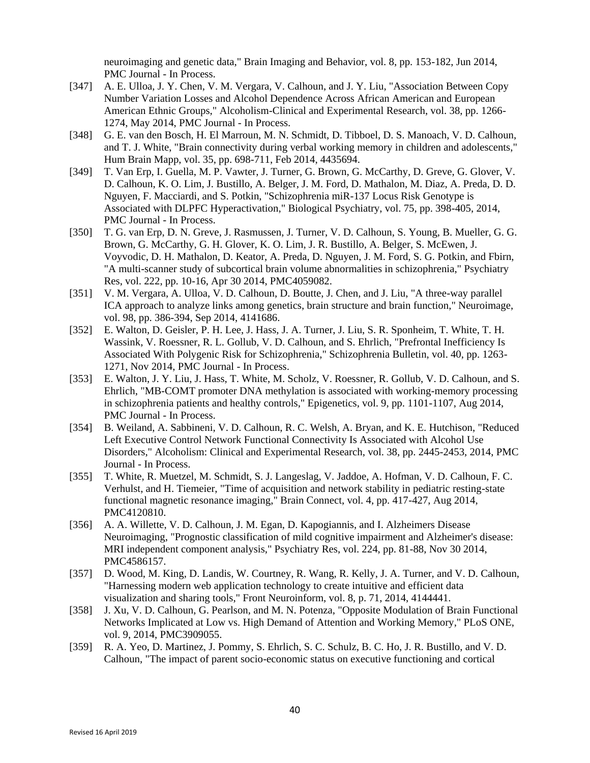neuroimaging and genetic data," Brain Imaging and Behavior, vol. 8, pp. 153-182, Jun 2014, PMC Journal - In Process.

[347] A. E. Ulloa, J. Y. Chen, V. M. Vergara, V. Calhoun, and J. Y. Liu, "Association Between Copy Number Variation Losses and Alcohol Dependence Across African American and European American Ethnic Groups," Alcoholism-Clinical and Experimental Research, vol. 38, pp. 1266-1274, May 2014, PMC Journal - In Process.

[348] G. E. van den Bosch, H. El Marroun, M. N. Schmidt, D. Tibboel, D. S. Manoach, V. D. Calhoun, and T. J. White, "Brain connectivity during verbal working memory in children and adolescents," Hum Brain Mapp, vol. 35, pp. 698-711, Feb 2014, 4435694.

[349] T. Van Erp, I. Guella, M. P. Vawter, J. Turner, G. Brown, G. McCarthy, D. Greve, G. Glover, V. D. Calhoun, K. O. Lim, J. Bustillo, A. Belger, J. M. Ford, D. Mathalon, M. Diaz, A. Preda, D. D. Nguyen, F. Macciardi, and S. Potkin, "Schizophrenia miR-137 Locus Risk Genotype is Associated with DLPFC Hyperactivation," Biological Psychiatry, vol. 75, pp. 398-405, 2014, PMC Journal - In Process.

[350] T. G. van Erp, D. N. Greve, J. Rasmussen, J. Turner, V. D. Calhoun, S. Young, B. Mueller, G. G. Brown, G. McCarthy, G. H. Glover, K. O. Lim, J. R. Bustillo, A. Belger, S. McEwen, J. Voyvodic, D. H. Mathalon, D. Keator, A. Preda, D. Nguyen, J. M. Ford, S. G. Potkin, and Fbirn, "A multi-scanner study of subcortical brain volume abnormalities in schizophrenia," Psychiatry Res, vol. 222, pp. 10-16, Apr 30 2014, PMC4059082.

[351] V. M. Vergara, A. Ulloa, V. D. Calhoun, D. Boutte, J. Chen, and J. Liu, "A three-way parallel ICA approach to analyze links among genetics, brain structure and brain function," Neuroimage, vol. 98, pp. 386-394, Sep 2014, 4141686.

[352] E. Walton, D. Geisler, P. H. Lee, J. Hass, J. A. Turner, J. Liu, S. R. Sponheim, T. White, T. H. Wassink, V. Roessner, R. L. Gollub, V. D. Calhoun, and S. Ehrlich, "Prefrontal Inefficiency Is Associated With Polygenic Risk for Schizophrenia," Schizophrenia Bulletin, vol. 40, pp. 1263-1271, Nov 2014, PMC Journal - In Process.

[353] E. Walton, J. Y. Liu, J. Hass, T. White, M. Scholz, V. Roessner, R. Gollub, V. D. Calhoun, and S. Ehrlich, "MB-COMT promoter DNA methylation is associated with working-memory processing in schizophrenia patients and healthy controls," Epigenetics, vol. 9, pp. 1101-1107, Aug 2014, PMC Journal - In Process.

[354] B. Weiland, A. Sabbineni, V. D. Calhoun, R. C. Welsh, A. Bryan, and K. E. Hutchison, "Reduced Left Executive Control Network Functional Connectivity Is Associated with Alcohol Use Disorders," Alcoholism: Clinical and Experimental Research, vol. 38, pp. 2445-2453, 2014, PMC Journal - In Process.

[355] T. White, R. Muetzel, M. Schmidt, S. J. Langeslag, V. Jaddoe, A. Hofman, V. D. Calhoun, F. C. Verhulst, and H. Tiemeier, "Time of acquisition and network stability in pediatric resting-state functional magnetic resonance imaging," Brain Connect, vol. 4, pp. 417-427, Aug 2014, PMC4120810.

[356] A. A. Willette, V. D. Calhoun, J. M. Egan, D. Kapogiannis, and I. Alzheimers Disease Neuroimaging, "Prognostic classification of mild cognitive impairment and Alzheimer's disease: MRI independent component analysis," Psychiatry Res, vol. 224, pp. 81-88, Nov 30 2014, PMC4586157.

[357] D. Wood, M. King, D. Landis, W. Courtney, R. Wang, R. Kelly, J. A. Turner, and V. D. Calhoun, "Harnessing modern web application technology to create intuitive and efficient data visualization and sharing tools," Front Neuroinform, vol. 8, p. 71, 2014, 4144441.

[358] J. Xu, V. D. Calhoun, G. Pearlson, and M. N. Potenza, "Opposite Modulation of Brain Functional Networks Implicated at Low vs. High Demand of Attention and Working Memory," PLoS ONE, vol. 9, 2014, PMC3909055.

[359] R. A. Yeo, D. Martinez, J. Pommy, S. Ehrlich, S. C. Schulz, B. C. Ho, J. R. Bustillo, and V. D. Calhoun, "The impact of parent socio-economic status on executive functioning and cortical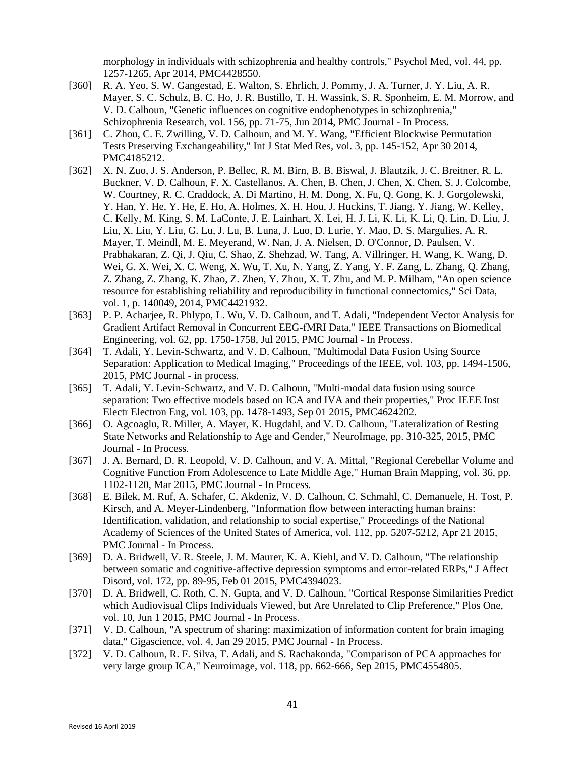morphology in individuals with schizophrenia and healthy controls," Psychol Med, vol. 44, pp. 1257-1265, Apr 2014, PMC4428550.

[360] R. A. Yeo, S. W. Gangestad, E. Walton, S. Ehrlich, J. Pommy, J. A. Turner, J. Y. Liu, A. R. Mayer, S. C. Schulz, B. C. Ho, J. R. Bustillo, T. H. Wassink, S. R. Sponheim, E. M. Morrow, and V. D. Calhoun, "Genetic influences on cognitive endophenotypes in schizophrenia," Schizophrenia Research, vol. 156, pp. 71-75, Jun 2014, PMC Journal - In Process.

[361] C. Zhou, C. E. Zwilling, V. D. Calhoun, and M. Y. Wang, "Efficient Blockwise Permutation Tests Preserving Exchangeability," Int J Stat Med Res, vol. 3, pp. 145-152, Apr 30 2014, PMC4185212.

[362] X. N. Zuo, J. S. Anderson, P. Bellec, R. M. Birn, B. B. Biswal, J. Blautzik, J. C. Breitner, R. L. Buckner, V. D. Calhoun, F. X. Castellanos, A. Chen, B. Chen, J. Chen, X. Chen, S. J. Colcombe, W. Courtney, R. C. Craddock, A. Di Martino, H. M. Dong, X. Fu, Q. Gong, K. J. Gorgolewski, Y. Han, Y. He, Y. He, E. Ho, A. Holmes, X. H. Hou, J. Huckins, T. Jiang, Y. Jiang, W. Kelley, C. Kelly, M. King, S. M. LaConte, J. E. Lainhart, X. Lei, H. J. Li, K. Li, K. Li, Q. Lin, D. Liu, J. Liu, X. Liu, Y. Liu, G. Lu, J. Lu, B. Luna, J. Luo, D. Lurie, Y. Mao, D. S. Margulies, A. R. Mayer, T. Meindl, M. E. Meyerand, W. Nan, J. A. Nielsen, D. O'Connor, D. Paulsen, V. Prabhakaran, Z. Qi, J. Qiu, C. Shao, Z. Shehzad, W. Tang, A. Villringer, H. Wang, K. Wang, D. Wei, G. X. Wei, X. C. Weng, X. Wu, T. Xu, N. Yang, Z. Yang, Y. F. Zang, L. Zhang, Q. Zhang, Z. Zhang, Z. Zhang, K. Zhao, Z. Zhen, Y. Zhou, X. T. Zhu, and M. P. Milham, "An open science resource for establishing reliability and reproducibility in functional connectomics," Sci Data, vol. 1, p. 140049, 2014, PMC4421932.

[363] P. P. Acharjee, R. Phlypo, L. Wu, V. D. Calhoun, and T. Adali, "Independent Vector Analysis for Gradient Artifact Removal in Concurrent EEG-fMRI Data," IEEE Transactions on Biomedical Engineering, vol. 62, pp. 1750-1758, Jul 2015, PMC Journal - In Process.

[364] T. Adali, Y. Levin-Schwartz, and V. D. Calhoun, "Multimodal Data Fusion Using Source Separation: Application to Medical Imaging," Proceedings of the IEEE, vol. 103, pp. 1494-1506, 2015, PMC Journal - in process.

[365] T. Adali, Y. Levin-Schwartz, and V. D. Calhoun, "Multi-modal data fusion using source separation: Two effective models based on ICA and IVA and their properties," Proc IEEE Inst Electr Electron Eng, vol. 103, pp. 1478-1493, Sep 01 2015, PMC4624202.

[366] O. Agcoaglu, R. Miller, A. Mayer, K. Hugdahl, and V. D. Calhoun, "Lateralization of Resting State Networks and Relationship to Age and Gender," NeuroImage, pp. 310-325, 2015, PMC Journal - In Process.

[367] J. A. Bernard, D. R. Leopold, V. D. Calhoun, and V. A. Mittal, "Regional Cerebellar Volume and Cognitive Function From Adolescence to Late Middle Age," Human Brain Mapping, vol. 36, pp. 1102-1120, Mar 2015, PMC Journal - In Process.

[368] E. Bilek, M. Ruf, A. Schafer, C. Akdeniz, V. D. Calhoun, C. Schmahl, C. Demanuele, H. Tost, P. Kirsch, and A. Meyer-Lindenberg, "Information flow between interacting human brains: Identification, validation, and relationship to social expertise," Proceedings of the National Academy of Sciences of the United States of America, vol. 112, pp. 5207-5212, Apr 21 2015, PMC Journal - In Process.

[369] D. A. Bridwell, V. R. Steele, J. M. Maurer, K. A. Kiehl, and V. D. Calhoun, "The relationship between somatic and cognitive-affective depression symptoms and error-related ERPs," J Affect Disord, vol. 172, pp. 89-95, Feb 01 2015, PMC4394023.

[370] D. A. Bridwell, C. Roth, C. N. Gupta, and V. D. Calhoun, "Cortical Response Similarities Predict which Audiovisual Clips Individuals Viewed, but Are Unrelated to Clip Preference," Plos One, vol. 10, Jun 1 2015, PMC Journal - In Process.

[371] V. D. Calhoun, "A spectrum of sharing: maximization of information content for brain imaging data," Gigascience, vol. 4, Jan 29 2015, PMC Journal - In Process.

[372] V. D. Calhoun, R. F. Silva, T. Adali, and S. Rachakonda, "Comparison of PCA approaches for very large group ICA," Neuroimage, vol. 118, pp. 662-666, Sep 2015, PMC4554805.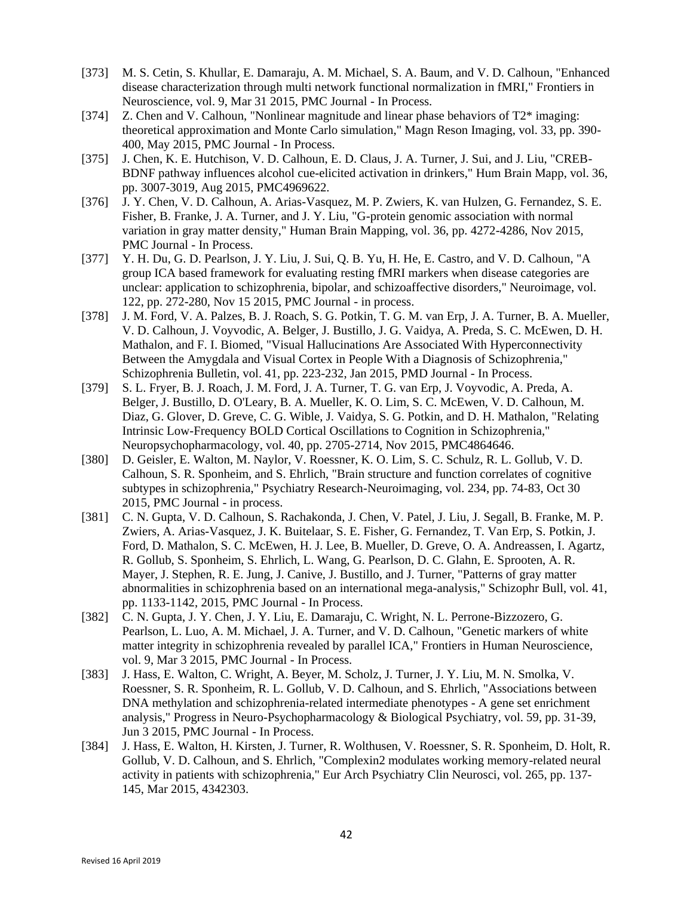[373] M. S. Cetin, S. Khullar, E. Damaraju, A. M. Michael, S. A. Baum, and V. D. Calhoun, "Enhanced disease characterization through multi network functional normalization in fMRI," Frontiers in Neuroscience, vol. 9, Mar 31 2015, PMC Journal - In Process.

[374] Z. Chen and V. Calhoun, "Nonlinear magnitude and linear phase behaviors of T2* imaging: theoretical approximation and Monte Carlo simulation," Magn Reson Imaging, vol. 33, pp. 390-400, May 2015, PMC Journal - In Process.

[375] J. Chen, K. E. Hutchison, V. D. Calhoun, E. D. Claus, J. A. Turner, J. Sui, and J. Liu, "CREB-BDNF pathway influences alcohol cue-elicited activation in drinkers," Hum Brain Mapp, vol. 36, pp. 3007-3019, Aug 2015, PMC4969622.

[376] J. Y. Chen, V. D. Calhoun, A. Arias-Vasquez, M. P. Zwiers, K. van Hulzen, G. Fernandez, S. E. Fisher, B. Franke, J. A. Turner, and J. Y. Liu, "G-protein genomic association with normal variation in gray matter density," Human Brain Mapping, vol. 36, pp. 4272-4286, Nov 2015, PMC Journal - In Process.

[377] Y. H. Du, G. D. Pearlson, J. Y. Liu, J. Sui, Q. B. Yu, H. He, E. Castro, and V. D. Calhoun, "A group ICA based framework for evaluating resting fMRI markers when disease categories are unclear: application to schizophrenia, bipolar, and schizoaffective disorders," Neuroimage, vol. 122, pp. 272-280, Nov 15 2015, PMC Journal - in process.

[378] J. M. Ford, V. A. Palzes, B. J. Roach, S. G. Potkin, T. G. M. van Erp, J. A. Turner, B. A. Mueller, V. D. Calhoun, J. Voyvodic, A. Belger, J. Bustillo, J. G. Vaidya, A. Preda, S. C. McEwen, D. H. Mathalon, and F. I. Biomed, "Visual Hallucinations Are Associated With Hyperconnectivity Between the Amygdala and Visual Cortex in People With a Diagnosis of Schizophrenia," Schizophrenia Bulletin, vol. 41, pp. 223-232, Jan 2015, PMD Journal - In Process.

[379] S. L. Fryer, B. J. Roach, J. M. Ford, J. A. Turner, T. G. van Erp, J. Voyvodic, A. Preda, A. Belger, J. Bustillo, D. O'Leary, B. A. Mueller, K. O. Lim, S. C. McEwen, V. D. Calhoun, M. Diaz, G. Glover, D. Greve, C. G. Wible, J. Vaidya, S. G. Potkin, and D. H. Mathalon, "Relating Intrinsic Low-Frequency BOLD Cortical Oscillations to Cognition in Schizophrenia," Neuropsychopharmacology, vol. 40, pp. 2705-2714, Nov 2015, PMC4864646.

[380] D. Geisler, E. Walton, M. Naylor, V. Roessner, K. O. Lim, S. C. Schulz, R. L. Gollub, V. D. Calhoun, S. R. Sponheim, and S. Ehrlich, "Brain structure and function correlates of cognitive subtypes in schizophrenia," Psychiatry Research-Neuroimaging, vol. 234, pp. 74-83, Oct 30 2015, PMC Journal - in process.

[381] C. N. Gupta, V. D. Calhoun, S. Rachakonda, J. Chen, V. Patel, J. Liu, J. Segall, B. Franke, M. P. Zwiers, A. Arias-Vasquez, J. K. Buitelaar, S. E. Fisher, G. Fernandez, T. Van Erp, S. Potkin, J. Ford, D. Mathalon, S. C. McEwen, H. J. Lee, B. Mueller, D. Greve, O. A. Andreassen, I. Agartz, R. Gollub, S. Sponheim, S. Ehrlich, L. Wang, G. Pearlson, D. C. Glahn, E. Sprooten, A. R. Mayer, J. Stephen, R. E. Jung, J. Canive, J. Bustillo, and J. Turner, "Patterns of gray matter abnormalities in schizophrenia based on an international mega-analysis," Schizophr Bull, vol. 41, pp. 1133-1142, 2015, PMC Journal - In Process.

[382] C. N. Gupta, J. Y. Chen, J. Y. Liu, E. Damaraju, C. Wright, N. L. Perrone-Bizzozero, G. Pearlson, L. Luo, A. M. Michael, J. A. Turner, and V. D. Calhoun, "Genetic markers of white matter integrity in schizophrenia revealed by parallel ICA," Frontiers in Human Neuroscience, vol. 9, Mar 3 2015, PMC Journal - In Process.

[383] J. Hass, E. Walton, C. Wright, A. Beyer, M. Scholz, J. Turner, J. Y. Liu, M. N. Smolka, V. Roessner, S. R. Sponheim, R. L. Gollub, V. D. Calhoun, and S. Ehrlich, "Associations between DNA methylation and schizophrenia-related intermediate phenotypes - A gene set enrichment analysis," Progress in Neuro-Psychopharmacology & Biological Psychiatry, vol. 59, pp. 31-39, Jun 3 2015, PMC Journal - In Process.

[384] J. Hass, E. Walton, H. Kirsten, J. Turner, R. Wolthusen, V. Roessner, S. R. Sponheim, D. Holt, R. Gollub, V. D. Calhoun, and S. Ehrlich, "Complexin2 modulates working memory-related neural activity in patients with schizophrenia," Eur Arch Psychiatry Clin Neurosci, vol. 265, pp. 137-145, Mar 2015, 4342303.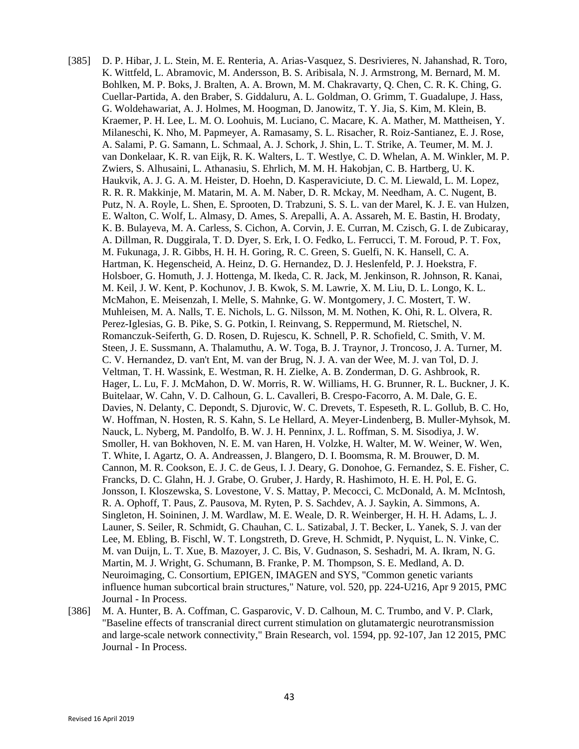[385] D. P. Hibar, J. L. Stein, M. E. Renteria, A. Arias-Vasquez, S. Desrivieres, N. Jahanshad, R. Toro, K. Wittfeld, L. Abramovic, M. Andersson, B. S. Aribisala, N. J. Armstrong, M. Bernard, M. M. Bohlken, M. P. Boks, J. Bralten, A. A. Brown, M. M. Chakravarty, Q. Chen, C. R. K. Ching, G. Cuellar-Partida, A. den Braber, S. Giddaluru, A. L. Goldman, O. Grimm, T. Guadalupe, J. Hass, G. Woldehawariat, A. J. Holmes, M. Hoogman, D. Janowitz, T. Y. Jia, S. Kim, M. Klein, B. Kraemer, P. H. Lee, L. M. O. Loohuis, M. Luciano, C. Macare, K. A. Mather, M. Mattheisen, Y. Milaneschi, K. Nho, M. Papmeyer, A. Ramasamy, S. L. Risacher, R. Roiz-Santianez, E. J. Rose, A. Salami, P. G. Samann, L. Schmaal, A. J. Schork, J. Shin, L. T. Strike, A. Teumer, M. M. J. van Donkelaar, K. R. van Eijk, R. K. Walters, L. T. Westlye, C. D. Whelan, A. M. Winkler, M. P. Zwiers, S. Alhusaini, L. Athanasiu, S. Ehrlich, M. M. H. Hakobjan, C. B. Hartberg, U. K. Haukvik, A. J. G. A. M. Heister, D. Hoehn, D. Kasperaviciute, D. C. M. Liewald, L. M. Lopez, R. R. R. Makkinje, M. Matarin, M. A. M. Naber, D. R. Mckay, M. Needham, A. C. Nugent, B. Putz, N. A. Royle, L. Shen, E. Sprooten, D. Trabzuni, S. S. L. van der Marel, K. J. E. van Hulzen, E. Walton, C. Wolf, L. Almasy, D. Ames, S. Arepalli, A. A. Assareh, M. E. Bastin, H. Brodaty, K. B. Bulayeva, M. A. Carless, S. Cichon, A. Corvin, J. E. Curran, M. Czisch, G. I. de Zubicaray, A. Dillman, R. Duggirala, T. D. Dyer, S. Erk, I. O. Fedko, L. Ferrucci, T. M. Foroud, P. T. Fox, M. Fukunaga, J. R. Gibbs, H. H. H. Goring, R. C. Green, S. Guelfi, N. K. Hansell, C. A. Hartman, K. Hegenscheid, A. Heinz, D. G. Hernandez, D. J. Heslenfeld, P. J. Hoekstra, F. Holsboer, G. Homuth, J. J. Hottenga, M. Ikeda, C. R. Jack, M. Jenkinson, R. Johnson, R. Kanai, M. Keil, J. W. Kent, P. Kochunov, J. B. Kwok, S. M. Lawrie, X. M. Liu, D. L. Longo, K. L. McMahon, E. Meisenzah, I. Melle, S. Mahnke, G. W. Montgomery, J. C. Mostert, T. W. Muhleisen, M. A. Nalls, T. E. Nichols, L. G. Nilsson, M. M. Nothen, K. Ohi, R. L. Olvera, R. Perez-Iglesias, G. B. Pike, S. G. Potkin, I. Reinvang, S. Reppermund, M. Rietschel, N. Romanczuk-Seiferth, G. D. Rosen, D. Rujescu, K. Schnell, P. R. Schofield, C. Smith, V. M. Steen, J. E. Sussmann, A. Thalamuthu, A. W. Toga, B. J. Traynor, J. Troncoso, J. A. Turner, M. C. V. Hernandez, D. van't Ent, M. van der Brug, N. J. A. van der Wee, M. J. van Tol, D. J. Veltman, T. H. Wassink, E. Westman, R. H. Zielke, A. B. Zonderman, D. G. Ashbrook, R. Hager, L. Lu, F. J. McMahon, D. W. Morris, R. W. Williams, H. G. Brunner, R. L. Buckner, J. K. Buitelaar, W. Cahn, V. D. Calhoun, G. L. Cavalleri, B. Crespo-Facorro, A. M. Dale, G. E. Davies, N. Delanty, C. Depondt, S. Djurovic, W. C. Drevets, T. Espeseth, R. L. Gollub, B. C. Ho, W. Hoffman, N. Hosten, R. S. Kahn, S. Le Hellard, A. Meyer-Lindenberg, B. Muller-Myhsok, M. Nauck, L. Nyberg, M. Pandolfo, B. W. J. H. Penninx, J. L. Roffman, S. M. Sisodiya, J. W. Smoller, H. van Bokhoven, N. E. M. van Haren, H. Volzke, H. Walter, M. W. Weiner, W. Wen, T. White, I. Agartz, O. A. Andreassen, J. Blangero, D. I. Boomsma, R. M. Brouwer, D. M. Cannon, M. R. Cookson, E. J. C. de Geus, I. J. Deary, G. Donohoe, G. Fernandez, S. E. Fisher, C. Francks, D. C. Glahn, H. J. Grabe, O. Gruber, J. Hardy, R. Hashimoto, H. E. H. Pol, E. G. Jonsson, I. Kloszewska, S. Lovestone, V. S. Mattay, P. Mecocci, C. McDonald, A. M. McIntosh, R. A. Ophoff, T. Paus, Z. Pausova, M. Ryten, P. S. Sachdev, A. J. Saykin, A. Simmons, A. Singleton, H. Soininen, J. M. Wardlaw, M. E. Weale, D. R. Weinberger, H. H. H. Adams, L. J. Launer, S. Seiler, R. Schmidt, G. Chauhan, C. L. Satizabal, J. T. Becker, L. Yanek, S. J. van der Lee, M. Ebling, B. Fischl, W. T. Longstreth, D. Greve, H. Schmidt, P. Nyquist, L. N. Vinke, C. M. van Duijn, L. T. Xue, B. Mazoyer, J. C. Bis, V. Gudnason, S. Seshadri, M. A. Ikram, N. G. Martin, M. J. Wright, G. Schumann, B. Franke, P. M. Thompson, S. E. Medland, A. D. Neuroimaging, C. Consortium, EPIGEN, IMAGEN and SYS, "Common genetic variants influence human subcortical brain structures," Nature, vol. 520, pp. 224-U216, Apr 9 2015, PMC Journal - In Process.

[386] M. A. Hunter, B. A. Coffman, C. Gasparovic, V. D. Calhoun, M. C. Trumbo, and V. P. Clark, "Baseline effects of transcranial direct current stimulation on glutamatergic neurotransmission and large-scale network connectivity," Brain Research, vol. 1594, pp. 92-107, Jan 12 2015, PMC Journal - In Process.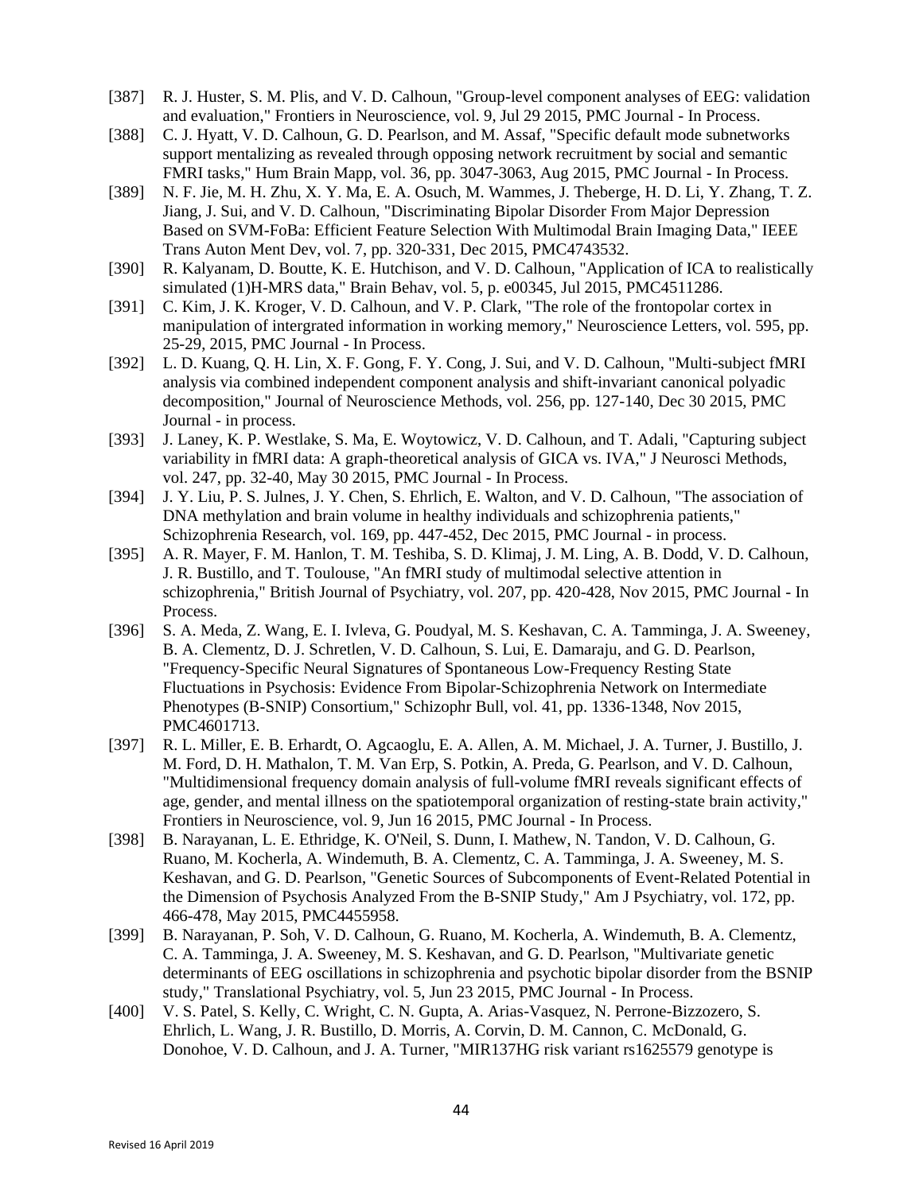[387] R. J. Huster, S. M. Plis, and V. D. Calhoun, "Group-level component analyses of EEG: validation and evaluation," Frontiers in Neuroscience, vol. 9, Jul 29 2015, PMC Journal - In Process.

[388] C. J. Hyatt, V. D. Calhoun, G. D. Pearlson, and M. Assaf, "Specific default mode subnetworks support mentalizing as revealed through opposing network recruitment by social and semantic FMRI tasks," Hum Brain Mapp, vol. 36, pp. 3047-3063, Aug 2015, PMC Journal - In Process.

[389] N. F. Jie, M. H. Zhu, X. Y. Ma, E. A. Osuch, M. Wammes, J. Theberge, H. D. Li, Y. Zhang, T. Z. Jiang, J. Sui, and V. D. Calhoun, "Discriminating Bipolar Disorder From Major Depression Based on SVM-FoBa: Efficient Feature Selection With Multimodal Brain Imaging Data," IEEE Trans Auton Ment Dev, vol. 7, pp. 320-331, Dec 2015, PMC4743532.

[390] R. Kalyanam, D. Boutte, K. E. Hutchison, and V. D. Calhoun, "Application of ICA to realistically simulated (1)H-MRS data," Brain Behav, vol. 5, p. e00345, Jul 2015, PMC4511286.

[391] C. Kim, J. K. Kroger, V. D. Calhoun, and V. P. Clark, "The role of the frontopolar cortex in manipulation of intergrated information in working memory," Neuroscience Letters, vol. 595, pp. 25-29, 2015, PMC Journal - In Process.

[392] L. D. Kuang, Q. H. Lin, X. F. Gong, F. Y. Cong, J. Sui, and V. D. Calhoun, "Multi-subject fMRI analysis via combined independent component analysis and shift-invariant canonical polyadic decomposition," Journal of Neuroscience Methods, vol. 256, pp. 127-140, Dec 30 2015, PMC Journal - in process.

[393] J. Laney, K. P. Westlake, S. Ma, E. Woytowicz, V. D. Calhoun, and T. Adali, "Capturing subject variability in fMRI data: A graph-theoretical analysis of GICA vs. IVA," J Neurosci Methods, vol. 247, pp. 32-40, May 30 2015, PMC Journal - In Process.

[394] J. Y. Liu, P. S. Julnes, J. Y. Chen, S. Ehrlich, E. Walton, and V. D. Calhoun, "The association of DNA methylation and brain volume in healthy individuals and schizophrenia patients," Schizophrenia Research, vol. 169, pp. 447-452, Dec 2015, PMC Journal - in process.

[395] A. R. Mayer, F. M. Hanlon, T. M. Teshiba, S. D. Klimaj, J. M. Ling, A. B. Dodd, V. D. Calhoun, J. R. Bustillo, and T. Toulouse, "An fMRI study of multimodal selective attention in schizophrenia," British Journal of Psychiatry, vol. 207, pp. 420-428, Nov 2015, PMC Journal - In Process.

[396] S. A. Meda, Z. Wang, E. I. Ivleva, G. Poudyal, M. S. Keshavan, C. A. Tamminga, J. A. Sweeney, B. A. Clementz, D. J. Schretlen, V. D. Calhoun, S. Lui, E. Damaraju, and G. D. Pearlson, "Frequency-Specific Neural Signatures of Spontaneous Low-Frequency Resting State Fluctuations in Psychosis: Evidence From Bipolar-Schizophrenia Network on Intermediate Phenotypes (B-SNIP) Consortium," Schizophr Bull, vol. 41, pp. 1336-1348, Nov 2015, PMC4601713.

[397] R. L. Miller, E. B. Erhardt, O. Agcaoglu, E. A. Allen, A. M. Michael, J. A. Turner, J. Bustillo, J. M. Ford, D. H. Mathalon, T. M. Van Erp, S. Potkin, A. Preda, G. Pearlson, and V. D. Calhoun, "Multidimensional frequency domain analysis of full-volume fMRI reveals significant effects of age, gender, and mental illness on the spatiotemporal organization of resting-state brain activity," Frontiers in Neuroscience, vol. 9, Jun 16 2015, PMC Journal - In Process.

[398] B. Narayanan, L. E. Ethridge, K. O'Neil, S. Dunn, I. Mathew, N. Tandon, V. D. Calhoun, G. Ruano, M. Kocherla, A. Windemuth, B. A. Clementz, C. A. Tamminga, J. A. Sweeney, M. S. Keshavan, and G. D. Pearlson, "Genetic Sources of Subcomponents of Event-Related Potential in the Dimension of Psychosis Analyzed From the B-SNIP Study," Am J Psychiatry, vol. 172, pp. 466-478, May 2015, PMC4455958.

[399] B. Narayanan, P. Soh, V. D. Calhoun, G. Ruano, M. Kocherla, A. Windemuth, B. A. Clementz, C. A. Tamminga, J. A. Sweeney, M. S. Keshavan, and G. D. Pearlson, "Multivariate genetic determinants of EEG oscillations in schizophrenia and psychotic bipolar disorder from the BSNIP study," Translational Psychiatry, vol. 5, Jun 23 2015, PMC Journal - In Process.

[400] V. S. Patel, S. Kelly, C. Wright, C. N. Gupta, A. Arias-Vasquez, N. Perrone-Bizzozero, S. Ehrlich, L. Wang, J. R. Bustillo, D. Morris, A. Corvin, D. M. Cannon, C. McDonald, G. Donohoe, V. D. Calhoun, and J. A. Turner, "MIR137HG risk variant rs1625579 genotype is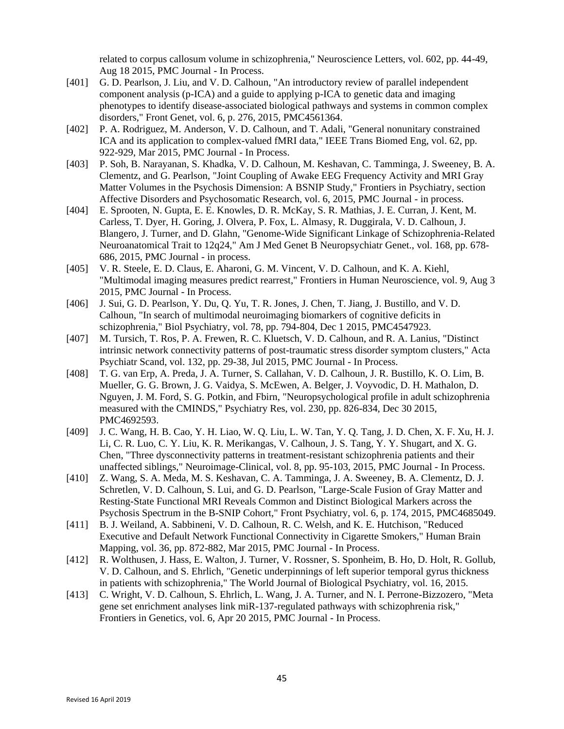related to corpus callosum volume in schizophrenia," Neuroscience Letters, vol. 602, pp. 44-49, Aug 18 2015, PMC Journal - In Process.

[401] G. D. Pearlson, J. Liu, and V. D. Calhoun, "An introductory review of parallel independent component analysis (p-ICA) and a guide to applying p-ICA to genetic data and imaging phenotypes to identify disease-associated biological pathways and systems in common complex disorders," Front Genet, vol. 6, p. 276, 2015, PMC4561364.

[402] P. A. Rodriguez, M. Anderson, V. D. Calhoun, and T. Adali, "General nonunitary constrained ICA and its application to complex-valued fMRI data," IEEE Trans Biomed Eng, vol. 62, pp. 922-929, Mar 2015, PMC Journal - In Process.

[403] P. Soh, B. Narayanan, S. Khadka, V. D. Calhoun, M. Keshavan, C. Tamminga, J. Sweeney, B. A. Clementz, and G. Pearlson, "Joint Coupling of Awake EEG Frequency Activity and MRI Gray Matter Volumes in the Psychosis Dimension: A BSNIP Study," Frontiers in Psychiatry, section Affective Disorders and Psychosomatic Research, vol. 6, 2015, PMC Journal - in process.

[404] E. Sprooten, N. Gupta, E. E. Knowles, D. R. McKay, S. R. Mathias, J. E. Curran, J. Kent, M. Carless, T. Dyer, H. Goring, J. Olvera, P. Fox, L. Almasy, R. Duggirala, V. D. Calhoun, J. Blangero, J. Turner, and D. Glahn, "Genome-Wide Significant Linkage of Schizophrenia-Related Neuroanatomical Trait to 12q24," Am J Med Genet B Neuropsychiatr Genet., vol. 168, pp. 678-686, 2015, PMC Journal - in process.

[405] V. R. Steele, E. D. Claus, E. Aharoni, G. M. Vincent, V. D. Calhoun, and K. A. Kiehl, "Multimodal imaging measures predict rearrest," Frontiers in Human Neuroscience, vol. 9, Aug 3 2015, PMC Journal - In Process.

[406] J. Sui, G. D. Pearlson, Y. Du, Q. Yu, T. R. Jones, J. Chen, T. Jiang, J. Bustillo, and V. D. Calhoun, "In search of multimodal neuroimaging biomarkers of cognitive deficits in schizophrenia," Biol Psychiatry, vol. 78, pp. 794-804, Dec 1 2015, PMC4547923.

[407] M. Tursich, T. Ros, P. A. Frewen, R. C. Kluetsch, V. D. Calhoun, and R. A. Lanius, "Distinct intrinsic network connectivity patterns of post-traumatic stress disorder symptom clusters," Acta Psychiatr Scand, vol. 132, pp. 29-38, Jul 2015, PMC Journal - In Process.

[408] T. G. van Erp, A. Preda, J. A. Turner, S. Callahan, V. D. Calhoun, J. R. Bustillo, K. O. Lim, B. Mueller, G. G. Brown, J. G. Vaidya, S. McEwen, A. Belger, J. Voyvodic, D. H. Mathalon, D. Nguyen, J. M. Ford, S. G. Potkin, and Fbirn, "Neuropsychological profile in adult schizophrenia measured with the CMINDS," Psychiatry Res, vol. 230, pp. 826-834, Dec 30 2015, PMC4692593.

[409] J. C. Wang, H. B. Cao, Y. H. Liao, W. Q. Liu, L. W. Tan, Y. Q. Tang, J. D. Chen, X. F. Xu, H. J. Li, C. R. Luo, C. Y. Liu, K. R. Merikangas, V. Calhoun, J. S. Tang, Y. Y. Shugart, and X. G. Chen, "Three dysconnectivity patterns in treatment-resistant schizophrenia patients and their unaffected siblings," Neuroimage-Clinical, vol. 8, pp. 95-103, 2015, PMC Journal - In Process.

[410] Z. Wang, S. A. Meda, M. S. Keshavan, C. A. Tamminga, J. A. Sweeney, B. A. Clementz, D. J. Schretlen, V. D. Calhoun, S. Lui, and G. D. Pearlson, "Large-Scale Fusion of Gray Matter and Resting-State Functional MRI Reveals Common and Distinct Biological Markers across the Psychosis Spectrum in the B-SNIP Cohort," Front Psychiatry, vol. 6, p. 174, 2015, PMC4685049.

[411] B. J. Weiland, A. Sabbineni, V. D. Calhoun, R. C. Welsh, and K. E. Hutchison, "Reduced Executive and Default Network Functional Connectivity in Cigarette Smokers," Human Brain Mapping, vol. 36, pp. 872-882, Mar 2015, PMC Journal - In Process.

[412] R. Wolthusen, J. Hass, E. Walton, J. Turner, V. Rossner, S. Sponheim, B. Ho, D. Holt, R. Gollub, V. D. Calhoun, and S. Ehrlich, "Genetic underpinnings of left superior temporal gyrus thickness in patients with schizophrenia," The World Journal of Biological Psychiatry, vol. 16, 2015.

[413] C. Wright, V. D. Calhoun, S. Ehrlich, L. Wang, J. A. Turner, and N. I. Perrone-Bizzozero, "Meta gene set enrichment analyses link miR-137-regulated pathways with schizophrenia risk," Frontiers in Genetics, vol. 6, Apr 20 2015, PMC Journal - In Process.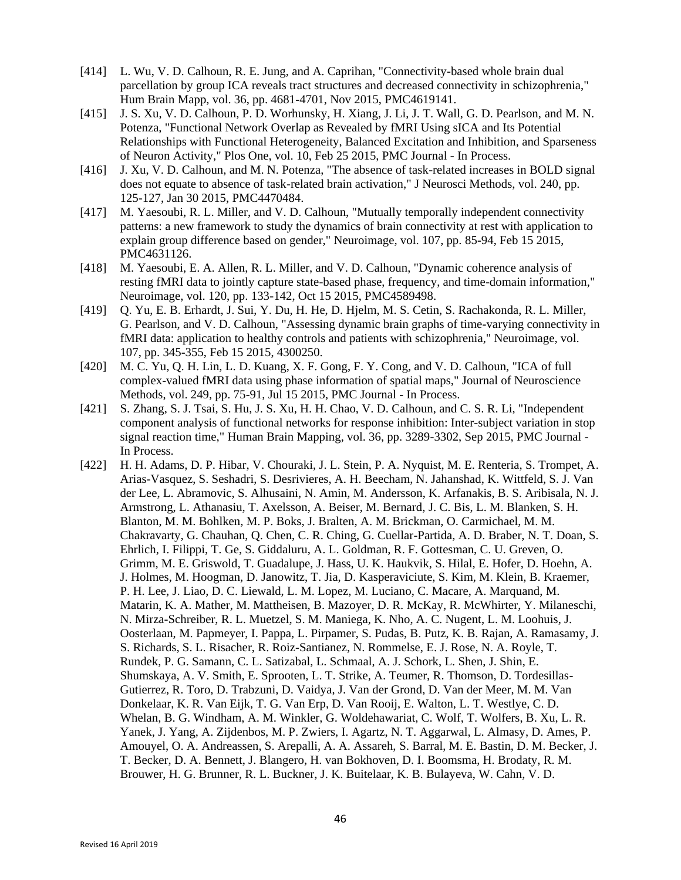[414] L. Wu, V. D. Calhoun, R. E. Jung, and A. Caprihan, "Connectivity-based whole brain dual parcellation by group ICA reveals tract structures and decreased connectivity in schizophrenia," Hum Brain Mapp, vol. 36, pp. 4681-4701, Nov 2015, PMC4619141.

[415] J. S. Xu, V. D. Calhoun, P. D. Worhunsky, H. Xiang, J. Li, J. T. Wall, G. D. Pearlson, and M. N. Potenza, "Functional Network Overlap as Revealed by fMRI Using sICA and Its Potential Relationships with Functional Heterogeneity, Balanced Excitation and Inhibition, and Sparseness of Neuron Activity," Plos One, vol. 10, Feb 25 2015, PMC Journal - In Process.

[416] J. Xu, V. D. Calhoun, and M. N. Potenza, "The absence of task-related increases in BOLD signal does not equate to absence of task-related brain activation," J Neurosci Methods, vol. 240, pp. 125-127, Jan 30 2015, PMC4470484.

[417] M. Yaesoubi, R. L. Miller, and V. D. Calhoun, "Mutually temporally independent connectivity patterns: a new framework to study the dynamics of brain connectivity at rest with application to explain group difference based on gender," Neuroimage, vol. 107, pp. 85-94, Feb 15 2015, PMC4631126.

[418] M. Yaesoubi, E. A. Allen, R. L. Miller, and V. D. Calhoun, "Dynamic coherence analysis of resting fMRI data to jointly capture state-based phase, frequency, and time-domain information," Neuroimage, vol. 120, pp. 133-142, Oct 15 2015, PMC4589498.

[419] Q. Yu, E. B. Erhardt, J. Sui, Y. Du, H. He, D. Hjelm, M. S. Cetin, S. Rachakonda, R. L. Miller, G. Pearlson, and V. D. Calhoun, "Assessing dynamic brain graphs of time-varying connectivity in fMRI data: application to healthy controls and patients with schizophrenia," Neuroimage, vol. 107, pp. 345-355, Feb 15 2015, 4300250.

[420] M. C. Yu, Q. H. Lin, L. D. Kuang, X. F. Gong, F. Y. Cong, and V. D. Calhoun, "ICA of full complex-valued fMRI data using phase information of spatial maps," Journal of Neuroscience Methods, vol. 249, pp. 75-91, Jul 15 2015, PMC Journal - In Process.

[421] S. Zhang, S. J. Tsai, S. Hu, J. S. Xu, H. H. Chao, V. D. Calhoun, and C. S. R. Li, "Independent component analysis of functional networks for response inhibition: Inter-subject variation in stop signal reaction time," Human Brain Mapping, vol. 36, pp. 3289-3302, Sep 2015, PMC Journal - In Process.

[422] H. H. Adams, D. P. Hibar, V. Chouraki, J. L. Stein, P. A. Nyquist, M. E. Renteria, S. Trompet, A. Arias-Vasquez, S. Seshadri, S. Desrivieres, A. H. Beecham, N. Jahanshad, K. Wittfeld, S. J. Van der Lee, L. Abramovic, S. Alhusaini, N. Amin, M. Andersson, K. Arfanakis, B. S. Aribisala, N. J. Armstrong, L. Athanasiu, T. Axelsson, A. Beiser, M. Bernard, J. C. Bis, L. M. Blanken, S. H. Blanton, M. M. Bohlken, M. P. Boks, J. Bralten, A. M. Brickman, O. Carmichael, M. M. Chakravarty, G. Chauhan, Q. Chen, C. R. Ching, G. Cuellar-Partida, A. D. Braber, N. T. Doan, S. Ehrlich, I. Filippi, T. Ge, S. Giddaluru, A. L. Goldman, R. F. Gottesman, C. U. Greven, O. Grimm, M. E. Griswold, T. Guadalupe, J. Hass, U. K. Haukvik, S. Hilal, E. Hofer, D. Hoehn, A. J. Holmes, M. Hoogman, D. Janowitz, T. Jia, D. Kasperaviciute, S. Kim, M. Klein, B. Kraemer, P. H. Lee, J. Liao, D. C. Liewald, L. M. Lopez, M. Luciano, C. Macare, A. Marquand, M. Matarin, K. A. Mather, M. Mattheisen, B. Mazoyer, D. R. McKay, R. McWhirter, Y. Milaneschi, N. Mirza-Schreiber, R. L. Muetzel, S. M. Maniega, K. Nho, A. C. Nugent, L. M. Loohuis, J. Oosterlaan, M. Papmeyer, I. Pappa, L. Pirpamer, S. Pudas, B. Putz, K. B. Rajan, A. Ramasamy, J. S. Richards, S. L. Risacher, R. Roiz-Santianez, N. Rommelse, E. J. Rose, N. A. Royle, T. Rundek, P. G. Samann, C. L. Satizabal, L. Schmaal, A. J. Schork, L. Shen, J. Shin, E. Shumskaya, A. V. Smith, E. Sprooten, L. T. Strike, A. Teumer, R. Thomson, D. Tordesillas-Gutierrez, R. Toro, D. Trabzuni, D. Vaidya, J. Van der Grond, D. Van der Meer, M. M. Van Donkelaar, K. R. Van Eijk, T. G. Van Erp, D. Van Rooij, E. Walton, L. T. Westlye, C. D. Whelan, B. G. Windham, A. M. Winkler, G. Woldehawariat, C. Wolf, T. Wolfers, B. Xu, L. R. Yanek, J. Yang, A. Zijdenbos, M. P. Zwiers, I. Agartz, N. T. Aggarwal, L. Almasy, D. Ames, P. Amouyel, O. A. Andreassen, S. Arepalli, A. A. Assareh, S. Barral, M. E. Bastin, D. M. Becker, J. T. Becker, D. A. Bennett, J. Blangero, H. van Bokhoven, D. I. Boomsma, H. Brodaty, R. M. Brouwer, H. G. Brunner, R. L. Buckner, J. K. Buitelaar, K. B. Bulayeva, W. Cahn, V. D.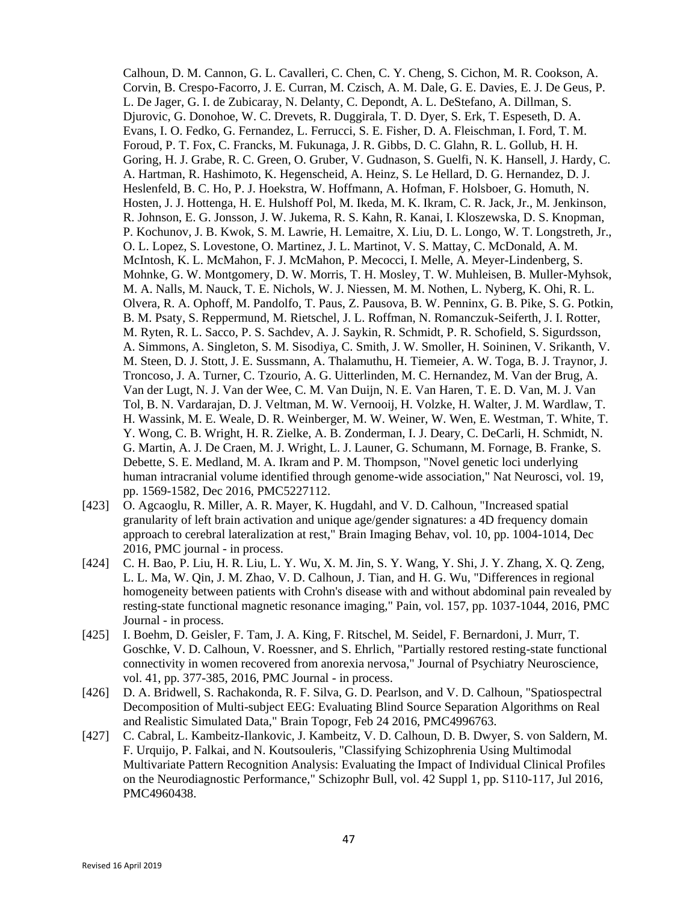Calhoun, D. M. Cannon, G. L. Cavalleri, C. Chen, C. Y. Cheng, S. Cichon, M. R. Cookson, A. Corvin, B. Crespo-Facorro, J. E. Curran, M. Czisch, A. M. Dale, G. E. Davies, E. J. De Geus, P. L. De Jager, G. I. de Zubicaray, N. Delanty, C. Depondt, A. L. DeStefano, A. Dillman, S. Djurovic, G. Donohoe, W. C. Drevets, R. Duggirala, T. D. Dyer, S. Erk, T. Espeseth, D. A. Evans, I. O. Fedko, G. Fernandez, L. Ferrucci, S. E. Fisher, D. A. Fleischman, I. Ford, T. M. Foroud, P. T. Fox, C. Francks, M. Fukunaga, J. R. Gibbs, D. C. Glahn, R. L. Gollub, H. H. Goring, H. J. Grabe, R. C. Green, O. Gruber, V. Gudnason, S. Guelfi, N. K. Hansell, J. Hardy, C. A. Hartman, R. Hashimoto, K. Hegenscheid, A. Heinz, S. Le Hellard, D. G. Hernandez, D. J. Heslenfeld, B. C. Ho, P. J. Hoekstra, W. Hoffmann, A. Hofman, F. Holsboer, G. Homuth, N. Hosten, J. J. Hottenga, H. E. Hulshoff Pol, M. Ikeda, M. K. Ikram, C. R. Jack, Jr., M. Jenkinson, R. Johnson, E. G. Jonsson, J. W. Jukema, R. S. Kahn, R. Kanai, I. Kloszewska, D. S. Knopman, P. Kochunov, J. B. Kwok, S. M. Lawrie, H. Lemaitre, X. Liu, D. L. Longo, W. T. Longstreth, Jr., O. L. Lopez, S. Lovestone, O. Martinez, J. L. Martinot, V. S. Mattay, C. McDonald, A. M. McIntosh, K. L. McMahon, F. J. McMahon, P. Mecocci, I. Melle, A. Meyer-Lindenberg, S. Mohnke, G. W. Montgomery, D. W. Morris, T. H. Mosley, T. W. Muhleisen, B. Muller-Myhsok, M. A. Nalls, M. Nauck, T. E. Nichols, W. J. Niessen, M. M. Nothen, L. Nyberg, K. Ohi, R. L. Olvera, R. A. Ophoff, M. Pandolfo, T. Paus, Z. Pausova, B. W. Penninx, G. B. Pike, S. G. Potkin, B. M. Psaty, S. Reppermund, M. Rietschel, J. L. Roffman, N. Romanczuk-Seiferth, J. I. Rotter, M. Ryten, R. L. Sacco, P. S. Sachdev, A. J. Saykin, R. Schmidt, P. R. Schofield, S. Sigurdsson, A. Simmons, A. Singleton, S. M. Sisodiya, C. Smith, J. W. Smoller, H. Soininen, V. Srikanth, V. M. Steen, D. J. Stott, J. E. Sussmann, A. Thalamuthu, H. Tiemeier, A. W. Toga, B. J. Traynor, J. Troncoso, J. A. Turner, C. Tzourio, A. G. Uitterlinden, M. C. Hernandez, M. Van der Brug, A. Van der Lugt, N. J. Van der Wee, C. M. Van Duijn, N. E. Van Haren, T. E. D. Van, M. J. Van Tol, B. N. Vardarajan, D. J. Veltman, M. W. Vernooij, H. Volzke, H. Walter, J. M. Wardlaw, T. H. Wassink, M. E. Weale, D. R. Weinberger, M. W. Weiner, W. Wen, E. Westman, T. White, T. Y. Wong, C. B. Wright, H. R. Zielke, A. B. Zonderman, I. J. Deary, C. DeCarli, H. Schmidt, N. G. Martin, A. J. De Craen, M. J. Wright, L. J. Launer, G. Schumann, M. Fornage, B. Franke, S. Debette, S. E. Medland, M. A. Ikram and P. M. Thompson, "Novel genetic loci underlying human intracranial volume identified through genome-wide association," Nat Neurosci, vol. 19, pp. 1569-1582, Dec 2016, PMC5227112.

[423] O. Agcaoglu, R. Miller, A. R. Mayer, K. Hugdahl, and V. D. Calhoun, "Increased spatial granularity of left brain activation and unique age/gender signatures: a 4D frequency domain approach to cerebral lateralization at rest," Brain Imaging Behav, vol. 10, pp. 1004-1014, Dec 2016, PMC journal - in process.

[424] C. H. Bao, P. Liu, H. R. Liu, L. Y. Wu, X. M. Jin, S. Y. Wang, Y. Shi, J. Y. Zhang, X. Q. Zeng, L. L. Ma, W. Qin, J. M. Zhao, V. D. Calhoun, J. Tian, and H. G. Wu, "Differences in regional homogeneity between patients with Crohn's disease with and without abdominal pain revealed by resting-state functional magnetic resonance imaging," Pain, vol. 157, pp. 1037-1044, 2016, PMC Journal - in process.

[425] I. Boehm, D. Geisler, F. Tam, J. A. King, F. Ritschel, M. Seidel, F. Bernardoni, J. Murr, T. Goschke, V. D. Calhoun, V. Roessner, and S. Ehrlich, "Partially restored resting-state functional connectivity in women recovered from anorexia nervosa," Journal of Psychiatry Neuroscience, vol. 41, pp. 377-385, 2016, PMC Journal - in process.

[426] D. A. Bridwell, S. Rachakonda, R. F. Silva, G. D. Pearlson, and V. D. Calhoun, "Spatiospectral Decomposition of Multi-subject EEG: Evaluating Blind Source Separation Algorithms on Real and Realistic Simulated Data," Brain Topogr, Feb 24 2016, PMC4996763.

[427] C. Cabral, L. Kambeitz-Ilankovic, J. Kambeitz, V. D. Calhoun, D. B. Dwyer, S. von Saldern, M. F. Urquijo, P. Falkai, and N. Koutsouleris, "Classifying Schizophrenia Using Multimodal Multivariate Pattern Recognition Analysis: Evaluating the Impact of Individual Clinical Profiles on the Neurodiagnostic Performance," Schizophr Bull, vol. 42 Suppl 1, pp. S110-117, Jul 2016, PMC4960438.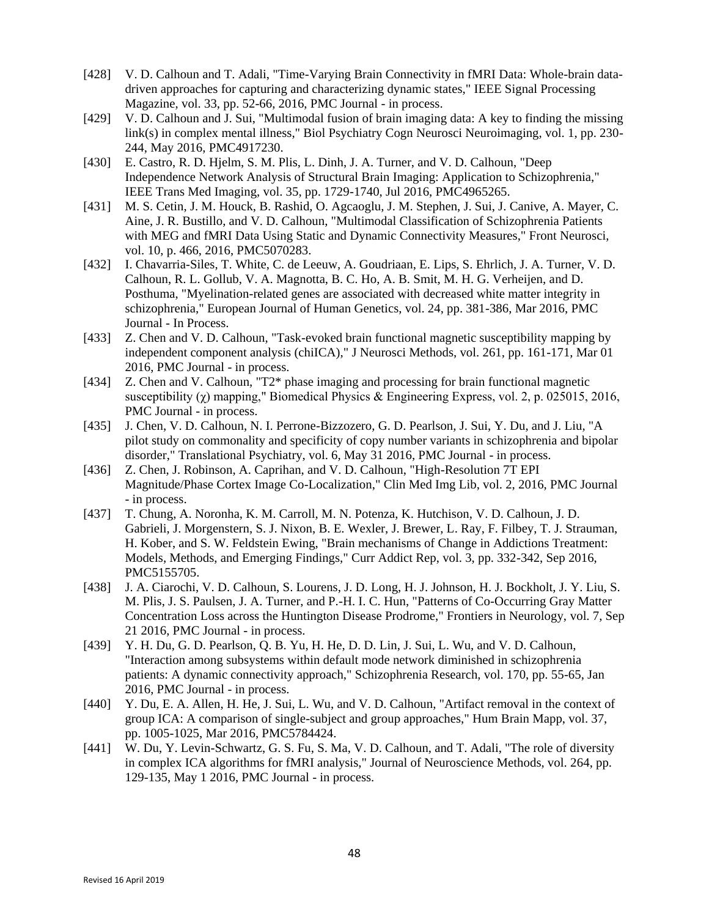[428] V. D. Calhoun and T. Adali, "Time-Varying Brain Connectivity in fMRI Data: Whole-brain data-driven approaches for capturing and characterizing dynamic states," IEEE Signal Processing Magazine, vol. 33, pp. 52-66, 2016, PMC Journal - in process.

[429] V. D. Calhoun and J. Sui, "Multimodal fusion of brain imaging data: A key to finding the missing link(s) in complex mental illness," Biol Psychiatry Cogn Neurosci Neuroimaging, vol. 1, pp. 230-244, May 2016, PMC4917230.

[430] E. Castro, R. D. Hjelm, S. M. Plis, L. Dinh, J. A. Turner, and V. D. Calhoun, "Deep Independence Network Analysis of Structural Brain Imaging: Application to Schizophrenia," IEEE Trans Med Imaging, vol. 35, pp. 1729-1740, Jul 2016, PMC4965265.

[431] M. S. Cetin, J. M. Houck, B. Rashid, O. Agcaoglu, J. M. Stephen, J. Sui, J. Canive, A. Mayer, C. Aine, J. R. Bustillo, and V. D. Calhoun, "Multimodal Classification of Schizophrenia Patients with MEG and fMRI Data Using Static and Dynamic Connectivity Measures," Front Neurosci, vol. 10, p. 466, 2016, PMC5070283.

[432] I. Chavarria-Siles, T. White, C. de Leeuw, A. Goudriaan, E. Lips, S. Ehrlich, J. A. Turner, V. D. Calhoun, R. L. Gollub, V. A. Magnotta, B. C. Ho, A. B. Smit, M. H. G. Verheijen, and D. Posthuma, "Myelination-related genes are associated with decreased white matter integrity in schizophrenia," European Journal of Human Genetics, vol. 24, pp. 381-386, Mar 2016, PMC Journal - In Process.

[433] Z. Chen and V. D. Calhoun, "Task-evoked brain functional magnetic susceptibility mapping by independent component analysis (chiICA)," J Neurosci Methods, vol. 261, pp. 161-171, Mar 01 2016, PMC Journal - in process.

[434] Z. Chen and V. Calhoun, "T2* phase imaging and processing for brain functional magnetic susceptibility (χ) mapping," Biomedical Physics & Engineering Express, vol. 2, p. 025015, 2016, PMC Journal - in process.

[435] J. Chen, V. D. Calhoun, N. I. Perrone-Bizzozero, G. D. Pearlson, J. Sui, Y. Du, and J. Liu, "A pilot study on commonality and specificity of copy number variants in schizophrenia and bipolar disorder," Translational Psychiatry, vol. 6, May 31 2016, PMC Journal - in process.

[436] Z. Chen, J. Robinson, A. Caprihan, and V. D. Calhoun, "High-Resolution 7T EPI Magnitude/Phase Cortex Image Co-Localization," Clin Med Img Lib, vol. 2, 2016, PMC Journal - in process.

[437] T. Chung, A. Noronha, K. M. Carroll, M. N. Potenza, K. Hutchison, V. D. Calhoun, J. D. Gabrieli, J. Morgenstern, S. J. Nixon, B. E. Wexler, J. Brewer, L. Ray, F. Filbey, T. J. Strauman, H. Kober, and S. W. Feldstein Ewing, "Brain mechanisms of Change in Addictions Treatment: Models, Methods, and Emerging Findings," Curr Addict Rep, vol. 3, pp. 332-342, Sep 2016, PMC5155705.

[438] J. A. Ciarochi, V. D. Calhoun, S. Lourens, J. D. Long, H. J. Johnson, H. J. Bockholt, J. Y. Liu, S. M. Plis, J. S. Paulsen, J. A. Turner, and P.-H. I. C. Hun, "Patterns of Co-Occurring Gray Matter Concentration Loss across the Huntington Disease Prodrome," Frontiers in Neurology, vol. 7, Sep 21 2016, PMC Journal - in process.

[439] Y. H. Du, G. D. Pearlson, Q. B. Yu, H. He, D. D. Lin, J. Sui, L. Wu, and V. D. Calhoun, "Interaction among subsystems within default mode network diminished in schizophrenia patients: A dynamic connectivity approach," Schizophrenia Research, vol. 170, pp. 55-65, Jan 2016, PMC Journal - in process.

[440] Y. Du, E. A. Allen, H. He, J. Sui, L. Wu, and V. D. Calhoun, "Artifact removal in the context of group ICA: A comparison of single-subject and group approaches," Hum Brain Mapp, vol. 37, pp. 1005-1025, Mar 2016, PMC5784424.

[441] W. Du, Y. Levin-Schwartz, G. S. Fu, S. Ma, V. D. Calhoun, and T. Adali, "The role of diversity in complex ICA algorithms for fMRI analysis," Journal of Neuroscience Methods, vol. 264, pp. 129-135, May 1 2016, PMC Journal - in process.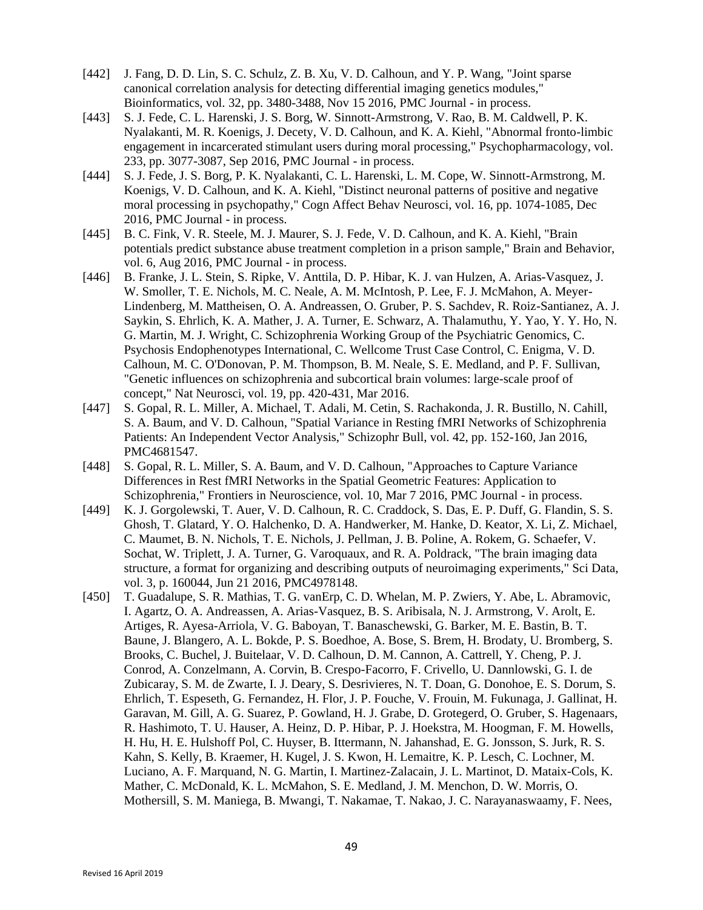[442] J. Fang, D. D. Lin, S. C. Schulz, Z. B. Xu, V. D. Calhoun, and Y. P. Wang, "Joint sparse canonical correlation analysis for detecting differential imaging genetics modules," Bioinformatics, vol. 32, pp. 3480-3488, Nov 15 2016, PMC Journal - in process.

[443] S. J. Fede, C. L. Harenski, J. S. Borg, W. Sinnott-Armstrong, V. Rao, B. M. Caldwell, P. K. Nyalakanti, M. R. Koenigs, J. Decety, V. D. Calhoun, and K. A. Kiehl, "Abnormal fronto-limbic engagement in incarcerated stimulant users during moral processing," Psychopharmacology, vol. 233, pp. 3077-3087, Sep 2016, PMC Journal - in process.

[444] S. J. Fede, J. S. Borg, P. K. Nyalakanti, C. L. Harenski, L. M. Cope, W. Sinnott-Armstrong, M. Koenigs, V. D. Calhoun, and K. A. Kiehl, "Distinct neuronal patterns of positive and negative moral processing in psychopathy," Cogn Affect Behav Neurosci, vol. 16, pp. 1074-1085, Dec 2016, PMC Journal - in process.

[445] B. C. Fink, V. R. Steele, M. J. Maurer, S. J. Fede, V. D. Calhoun, and K. A. Kiehl, "Brain potentials predict substance abuse treatment completion in a prison sample," Brain and Behavior, vol. 6, Aug 2016, PMC Journal - in process.

[446] B. Franke, J. L. Stein, S. Ripke, V. Anttila, D. P. Hibar, K. J. van Hulzen, A. Arias-Vasquez, J. W. Smoller, T. E. Nichols, M. C. Neale, A. M. McIntosh, P. Lee, F. J. McMahon, A. Meyer-Lindenberg, M. Mattheisen, O. A. Andreassen, O. Gruber, P. S. Sachdev, R. Roiz-Santianez, A. J. Saykin, S. Ehrlich, K. A. Mather, J. A. Turner, E. Schwarz, A. Thalamuthu, Y. Yao, Y. Y. Ho, N. G. Martin, M. J. Wright, C. Schizophrenia Working Group of the Psychiatric Genomics, C. Psychosis Endophenotypes International, C. Wellcome Trust Case Control, C. Enigma, V. D. Calhoun, M. C. O'Donovan, P. M. Thompson, B. M. Neale, S. E. Medland, and P. F. Sullivan, "Genetic influences on schizophrenia and subcortical brain volumes: large-scale proof of concept," Nat Neurosci, vol. 19, pp. 420-431, Mar 2016.

[447] S. Gopal, R. L. Miller, A. Michael, T. Adali, M. Cetin, S. Rachakonda, J. R. Bustillo, N. Cahill, S. A. Baum, and V. D. Calhoun, "Spatial Variance in Resting fMRI Networks of Schizophrenia Patients: An Independent Vector Analysis," Schizophr Bull, vol. 42, pp. 152-160, Jan 2016, PMC4681547.

[448] S. Gopal, R. L. Miller, S. A. Baum, and V. D. Calhoun, "Approaches to Capture Variance Differences in Rest fMRI Networks in the Spatial Geometric Features: Application to Schizophrenia," Frontiers in Neuroscience, vol. 10, Mar 7 2016, PMC Journal - in process.

[449] K. J. Gorgolewski, T. Auer, V. D. Calhoun, R. C. Craddock, S. Das, E. P. Duff, G. Flandin, S. S. Ghosh, T. Glatard, Y. O. Halchenko, D. A. Handwerker, M. Hanke, D. Keator, X. Li, Z. Michael, C. Maumet, B. N. Nichols, T. E. Nichols, J. Pellman, J. B. Poline, A. Rokem, G. Schaefer, V. Sochat, W. Triplett, J. A. Turner, G. Varoquaux, and R. A. Poldrack, "The brain imaging data structure, a format for organizing and describing outputs of neuroimaging experiments," Sci Data, vol. 3, p. 160044, Jun 21 2016, PMC4978148.

[450] T. Guadalupe, S. R. Mathias, T. G. vanErp, C. D. Whelan, M. P. Zwiers, Y. Abe, L. Abramovic, I. Agartz, O. A. Andreassen, A. Arias-Vasquez, B. S. Aribisala, N. J. Armstrong, V. Arolt, E. Artiges, R. Ayesa-Arriola, V. G. Baboyan, T. Banaschewski, G. Barker, M. E. Bastin, B. T. Baune, J. Blangero, A. L. Bokde, P. S. Boedhoe, A. Bose, S. Brem, H. Brodaty, U. Bromberg, S. Brooks, C. Buchel, J. Buitelaar, V. D. Calhoun, D. M. Cannon, A. Cattrell, Y. Cheng, P. J. Conrod, A. Conzelmann, A. Corvin, B. Crespo-Facorro, F. Crivello, U. Dannlowski, G. I. de Zubicaray, S. M. de Zwarte, I. J. Deary, S. Desrivieres, N. T. Doan, G. Donohoe, E. S. Dorum, S. Ehrlich, T. Espeseth, G. Fernandez, H. Flor, J. P. Fouche, V. Frouin, M. Fukunaga, J. Gallinat, H. Garavan, M. Gill, A. G. Suarez, P. Gowland, H. J. Grabe, D. Grotegerd, O. Gruber, S. Hagenaars, R. Hashimoto, T. U. Hauser, A. Heinz, D. P. Hibar, P. J. Hoekstra, M. Hoogman, F. M. Howells, H. Hu, H. E. Hulshoff Pol, C. Huyser, B. Ittermann, N. Jahanshad, E. G. Jonsson, S. Jurk, R. S. Kahn, S. Kelly, B. Kraemer, H. Kugel, J. S. Kwon, H. Lemaitre, K. P. Lesch, C. Lochner, M. Luciano, A. F. Marquand, N. G. Martin, I. Martinez-Zalacain, J. L. Martinot, D. Mataix-Cols, K. Mather, C. McDonald, K. L. McMahon, S. E. Medland, J. M. Menchon, D. W. Morris, O. Mothersill, S. M. Maniega, B. Mwangi, T. Nakamae, T. Nakao, J. C. Narayanaswaamy, F. Nees,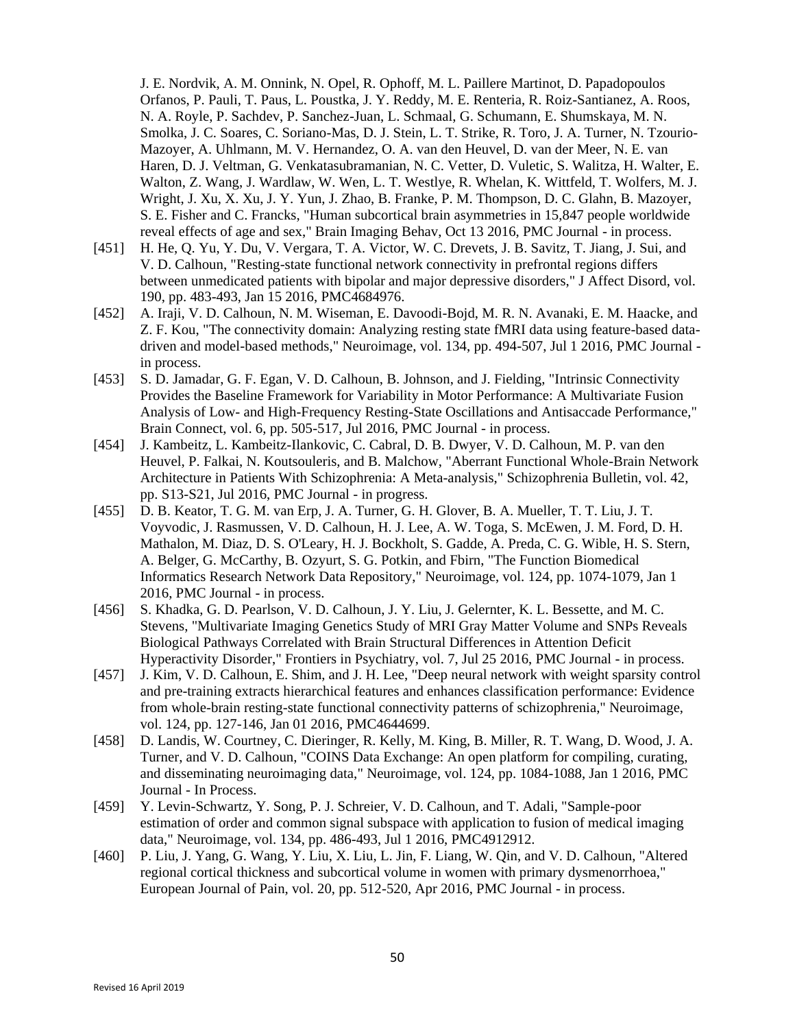J. E. Nordvik, A. M. Onnink, N. Opel, R. Ophoff, M. L. Paillere Martinot, D. Papadopoulos Orfanos, P. Pauli, T. Paus, L. Poustka, J. Y. Reddy, M. E. Renteria, R. Roiz-Santianez, A. Roos, N. A. Royle, P. Sachdev, P. Sanchez-Juan, L. Schmaal, G. Schumann, E. Shumskaya, M. N. Smolka, J. C. Soares, C. Soriano-Mas, D. J. Stein, L. T. Strike, R. Toro, J. A. Turner, N. Tzourio-Mazoyer, A. Uhlmann, M. V. Hernandez, O. A. van den Heuvel, D. van der Meer, N. E. van Haren, D. J. Veltman, G. Venkatasubramanian, N. C. Vetter, D. Vuletic, S. Walitza, H. Walter, E. Walton, Z. Wang, J. Wardlaw, W. Wen, L. T. Westlye, R. Whelan, K. Wittfeld, T. Wolfers, M. J. Wright, J. Xu, X. Xu, J. Y. Yun, J. Zhao, B. Franke, P. M. Thompson, D. C. Glahn, B. Mazoyer, S. E. Fisher and C. Francks, "Human subcortical brain asymmetries in 15,847 people worldwide reveal effects of age and sex," Brain Imaging Behav, Oct 13 2016, PMC Journal - in process.

[451] H. He, Q. Yu, Y. Du, V. Vergara, T. A. Victor, W. C. Drevets, J. B. Savitz, T. Jiang, J. Sui, and V. D. Calhoun, "Resting-state functional network connectivity in prefrontal regions differs between unmedicated patients with bipolar and major depressive disorders," J Affect Disord, vol. 190, pp. 483-493, Jan 15 2016, PMC4684976.

[452] A. Iraji, V. D. Calhoun, N. M. Wiseman, E. Davoodi-Bojd, M. R. N. Avanaki, E. M. Haacke, and Z. F. Kou, "The connectivity domain: Analyzing resting state fMRI data using feature-based data-driven and model-based methods," Neuroimage, vol. 134, pp. 494-507, Jul 1 2016, PMC Journal - in process.

[453] S. D. Jamadar, G. F. Egan, V. D. Calhoun, B. Johnson, and J. Fielding, "Intrinsic Connectivity Provides the Baseline Framework for Variability in Motor Performance: A Multivariate Fusion Analysis of Low- and High-Frequency Resting-State Oscillations and Antisaccade Performance," Brain Connect, vol. 6, pp. 505-517, Jul 2016, PMC Journal - in process.

[454] J. Kambeitz, L. Kambeitz-Ilankovic, C. Cabral, D. B. Dwyer, V. D. Calhoun, M. P. van den Heuvel, P. Falkai, N. Koutsouleris, and B. Malchow, "Aberrant Functional Whole-Brain Network Architecture in Patients With Schizophrenia: A Meta-analysis," Schizophrenia Bulletin, vol. 42, pp. S13-S21, Jul 2016, PMC Journal - in progress.

[455] D. B. Keator, T. G. M. van Erp, J. A. Turner, G. H. Glover, B. A. Mueller, T. T. Liu, J. T. Voyvodic, J. Rasmussen, V. D. Calhoun, H. J. Lee, A. W. Toga, S. McEwen, J. M. Ford, D. H. Mathalon, M. Diaz, D. S. O'Leary, H. J. Bockholt, S. Gadde, A. Preda, C. G. Wible, H. S. Stern, A. Belger, G. McCarthy, B. Ozyurt, S. G. Potkin, and Fbirn, "The Function Biomedical Informatics Research Network Data Repository," Neuroimage, vol. 124, pp. 1074-1079, Jan 1 2016, PMC Journal - in process.

[456] S. Khadka, G. D. Pearlson, V. D. Calhoun, J. Y. Liu, J. Gelernter, K. L. Bessette, and M. C. Stevens, "Multivariate Imaging Genetics Study of MRI Gray Matter Volume and SNPs Reveals Biological Pathways Correlated with Brain Structural Differences in Attention Deficit Hyperactivity Disorder," Frontiers in Psychiatry, vol. 7, Jul 25 2016, PMC Journal - in process.

[457] J. Kim, V. D. Calhoun, E. Shim, and J. H. Lee, "Deep neural network with weight sparsity control and pre-training extracts hierarchical features and enhances classification performance: Evidence from whole-brain resting-state functional connectivity patterns of schizophrenia," Neuroimage, vol. 124, pp. 127-146, Jan 01 2016, PMC4644699.

[458] D. Landis, W. Courtney, C. Dieringer, R. Kelly, M. King, B. Miller, R. T. Wang, D. Wood, J. A. Turner, and V. D. Calhoun, "COINS Data Exchange: An open platform for compiling, curating, and disseminating neuroimaging data," Neuroimage, vol. 124, pp. 1084-1088, Jan 1 2016, PMC Journal - In Process.

[459] Y. Levin-Schwartz, Y. Song, P. J. Schreier, V. D. Calhoun, and T. Adali, "Sample-poor estimation of order and common signal subspace with application to fusion of medical imaging data," Neuroimage, vol. 134, pp. 486-493, Jul 1 2016, PMC4912912.

[460] P. Liu, J. Yang, G. Wang, Y. Liu, X. Liu, L. Jin, F. Liang, W. Qin, and V. D. Calhoun, "Altered regional cortical thickness and subcortical volume in women with primary dysmenorrhoea," European Journal of Pain, vol. 20, pp. 512-520, Apr 2016, PMC Journal - in process.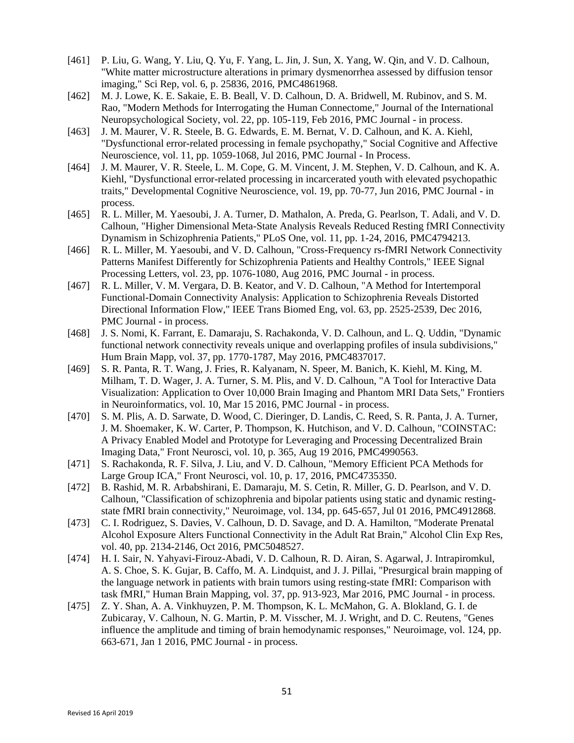[461] P. Liu, G. Wang, Y. Liu, Q. Yu, F. Yang, L. Jin, J. Sun, X. Yang, W. Qin, and V. D. Calhoun, "White matter microstructure alterations in primary dysmenorrhea assessed by diffusion tensor imaging," Sci Rep, vol. 6, p. 25836, 2016, PMC4861968.

[462] M. J. Lowe, K. E. Sakaie, E. B. Beall, V. D. Calhoun, D. A. Bridwell, M. Rubinov, and S. M. Rao, "Modern Methods for Interrogating the Human Connectome," Journal of the International Neuropsychological Society, vol. 22, pp. 105-119, Feb 2016, PMC Journal - in process.

[463] J. M. Maurer, V. R. Steele, B. G. Edwards, E. M. Bernat, V. D. Calhoun, and K. A. Kiehl, "Dysfunctional error-related processing in female psychopathy," Social Cognitive and Affective Neuroscience, vol. 11, pp. 1059-1068, Jul 2016, PMC Journal - In Process.

[464] J. M. Maurer, V. R. Steele, L. M. Cope, G. M. Vincent, J. M. Stephen, V. D. Calhoun, and K. A. Kiehl, "Dysfunctional error-related processing in incarcerated youth with elevated psychopathic traits," Developmental Cognitive Neuroscience, vol. 19, pp. 70-77, Jun 2016, PMC Journal - in process.

[465] R. L. Miller, M. Yaesoubi, J. A. Turner, D. Mathalon, A. Preda, G. Pearlson, T. Adali, and V. D. Calhoun, "Higher Dimensional Meta-State Analysis Reveals Reduced Resting fMRI Connectivity Dynamism in Schizophrenia Patients," PLoS One, vol. 11, pp. 1-24, 2016, PMC4794213.

[466] R. L. Miller, M. Yaesoubi, and V. D. Calhoun, "Cross-Frequency rs-fMRI Network Connectivity Patterns Manifest Differently for Schizophrenia Patients and Healthy Controls," IEEE Signal Processing Letters, vol. 23, pp. 1076-1080, Aug 2016, PMC Journal - in process.

[467] R. L. Miller, V. M. Vergara, D. B. Keator, and V. D. Calhoun, "A Method for Intertemporal Functional-Domain Connectivity Analysis: Application to Schizophrenia Reveals Distorted Directional Information Flow," IEEE Trans Biomed Eng, vol. 63, pp. 2525-2539, Dec 2016, PMC Journal - in process.

[468] J. S. Nomi, K. Farrant, E. Damaraju, S. Rachakonda, V. D. Calhoun, and L. Q. Uddin, "Dynamic functional network connectivity reveals unique and overlapping profiles of insula subdivisions," Hum Brain Mapp, vol. 37, pp. 1770-1787, May 2016, PMC4837017.

[469] S. R. Panta, R. T. Wang, J. Fries, R. Kalyanam, N. Speer, M. Banich, K. Kiehl, M. King, M. Milham, T. D. Wager, J. A. Turner, S. M. Plis, and V. D. Calhoun, "A Tool for Interactive Data Visualization: Application to Over 10,000 Brain Imaging and Phantom MRI Data Sets," Frontiers in Neuroinformatics, vol. 10, Mar 15 2016, PMC Journal - in process.

[470] S. M. Plis, A. D. Sarwate, D. Wood, C. Dieringer, D. Landis, C. Reed, S. R. Panta, J. A. Turner, J. M. Shoemaker, K. W. Carter, P. Thompson, K. Hutchison, and V. D. Calhoun, "COINSTAC: A Privacy Enabled Model and Prototype for Leveraging and Processing Decentralized Brain Imaging Data," Front Neurosci, vol. 10, p. 365, Aug 19 2016, PMC4990563.

[471] S. Rachakonda, R. F. Silva, J. Liu, and V. D. Calhoun, "Memory Efficient PCA Methods for Large Group ICA," Front Neurosci, vol. 10, p. 17, 2016, PMC4735350.

[472] B. Rashid, M. R. Arbabshirani, E. Damaraju, M. S. Cetin, R. Miller, G. D. Pearlson, and V. D. Calhoun, "Classification of schizophrenia and bipolar patients using static and dynamic resting-state fMRI brain connectivity," Neuroimage, vol. 134, pp. 645-657, Jul 01 2016, PMC4912868.

[473] C. I. Rodriguez, S. Davies, V. Calhoun, D. D. Savage, and D. A. Hamilton, "Moderate Prenatal Alcohol Exposure Alters Functional Connectivity in the Adult Rat Brain," Alcohol Clin Exp Res, vol. 40, pp. 2134-2146, Oct 2016, PMC5048527.

[474] H. I. Sair, N. Yahyavi-Firouz-Abadi, V. D. Calhoun, R. D. Airan, S. Agarwal, J. Intrapiromkul, A. S. Choe, S. K. Gujar, B. Caffo, M. A. Lindquist, and J. J. Pillai, "Presurgical brain mapping of the language network in patients with brain tumors using resting-state fMRI: Comparison with task fMRI," Human Brain Mapping, vol. 37, pp. 913-923, Mar 2016, PMC Journal - in process.

[475] Z. Y. Shan, A. A. Vinkhuyzen, P. M. Thompson, K. L. McMahon, G. A. Blokland, G. I. de Zubicaray, V. Calhoun, N. G. Martin, P. M. Visscher, M. J. Wright, and D. C. Reutens, "Genes influence the amplitude and timing of brain hemodynamic responses," Neuroimage, vol. 124, pp. 663-671, Jan 1 2016, PMC Journal - in process.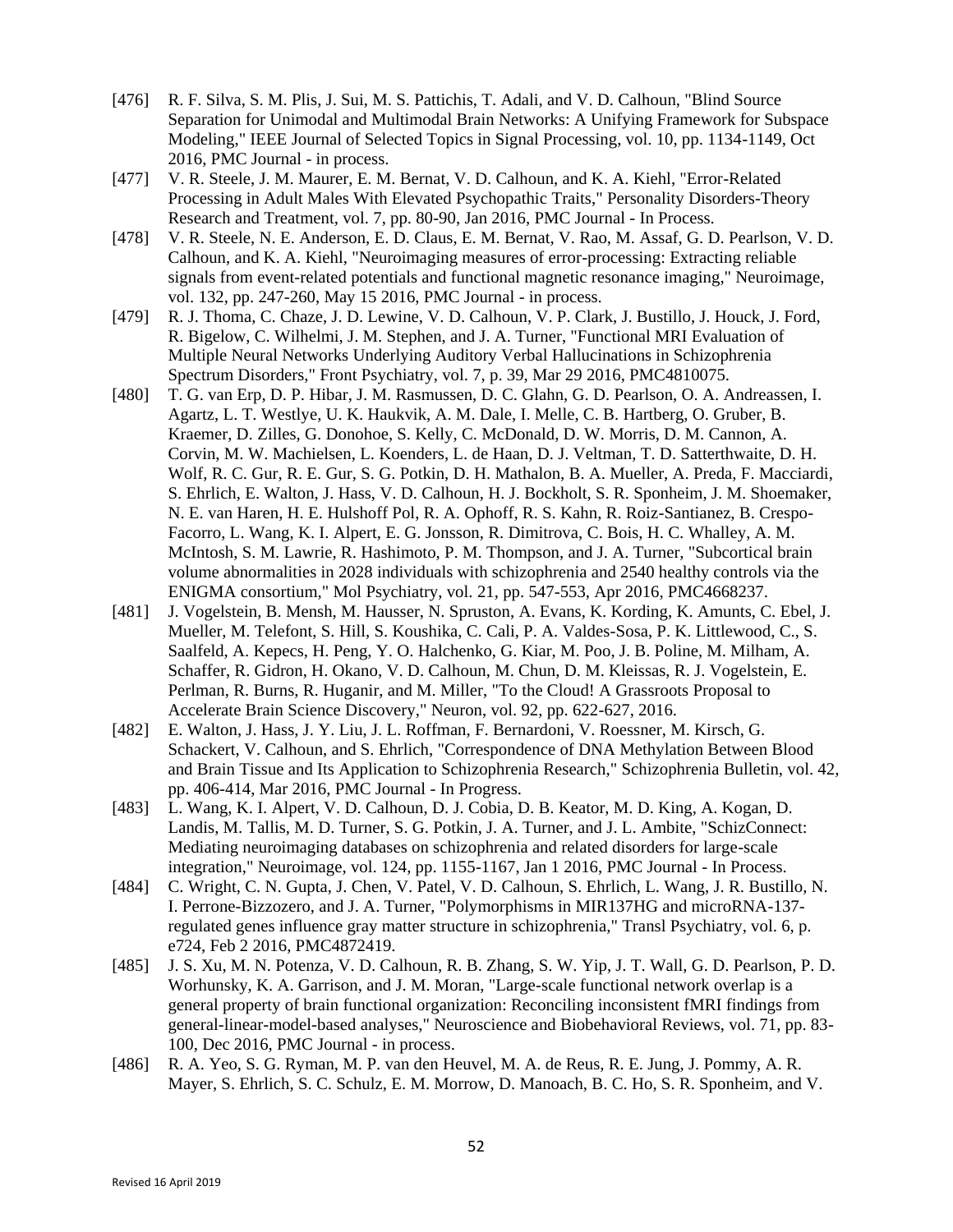[476] R. F. Silva, S. M. Plis, J. Sui, M. S. Pattichis, T. Adali, and V. D. Calhoun, "Blind Source Separation for Unimodal and Multimodal Brain Networks: A Unifying Framework for Subspace Modeling," IEEE Journal of Selected Topics in Signal Processing, vol. 10, pp. 1134-1149, Oct 2016, PMC Journal - in process.

[477] V. R. Steele, J. M. Maurer, E. M. Bernat, V. D. Calhoun, and K. A. Kiehl, "Error-Related Processing in Adult Males With Elevated Psychopathic Traits," Personality Disorders-Theory Research and Treatment, vol. 7, pp. 80-90, Jan 2016, PMC Journal - In Process.

[478] V. R. Steele, N. E. Anderson, E. D. Claus, E. M. Bernat, V. Rao, M. Assaf, G. D. Pearlson, V. D. Calhoun, and K. A. Kiehl, "Neuroimaging measures of error-processing: Extracting reliable signals from event-related potentials and functional magnetic resonance imaging," Neuroimage, vol. 132, pp. 247-260, May 15 2016, PMC Journal - in process.

[479] R. J. Thoma, C. Chaze, J. D. Lewine, V. D. Calhoun, V. P. Clark, J. Bustillo, J. Houck, J. Ford, R. Bigelow, C. Wilhelmi, J. M. Stephen, and J. A. Turner, "Functional MRI Evaluation of Multiple Neural Networks Underlying Auditory Verbal Hallucinations in Schizophrenia Spectrum Disorders," Front Psychiatry, vol. 7, p. 39, Mar 29 2016, PMC4810075.

[480] T. G. van Erp, D. P. Hibar, J. M. Rasmussen, D. C. Glahn, G. D. Pearlson, O. A. Andreassen, I. Agartz, L. T. Westlye, U. K. Haukvik, A. M. Dale, I. Melle, C. B. Hartberg, O. Gruber, B. Kraemer, D. Zilles, G. Donohoe, S. Kelly, C. McDonald, D. W. Morris, D. M. Cannon, A. Corvin, M. W. Machielsen, L. Koenders, L. de Haan, D. J. Veltman, T. D. Satterthwaite, D. H. Wolf, R. C. Gur, R. E. Gur, S. G. Potkin, D. H. Mathalon, B. A. Mueller, A. Preda, F. Macciardi, S. Ehrlich, E. Walton, J. Hass, V. D. Calhoun, H. J. Bockholt, S. R. Sponheim, J. M. Shoemaker, N. E. van Haren, H. E. Hulshoff Pol, R. A. Ophoff, R. S. Kahn, R. Roiz-Santianez, B. Crespo-Facorro, L. Wang, K. I. Alpert, E. G. Jonsson, R. Dimitrova, C. Bois, H. C. Whalley, A. M. McIntosh, S. M. Lawrie, R. Hashimoto, P. M. Thompson, and J. A. Turner, "Subcortical brain volume abnormalities in 2028 individuals with schizophrenia and 2540 healthy controls via the ENIGMA consortium," Mol Psychiatry, vol. 21, pp. 547-553, Apr 2016, PMC4668237.

[481] J. Vogelstein, B. Mensh, M. Hausser, N. Spruston, A. Evans, K. Kording, K. Amunts, C. Ebel, J. Mueller, M. Telefont, S. Hill, S. Koushika, C. Cali, P. A. Valdes-Sosa, P. K. Littlewood, C., S. Saalfeld, A. Kepecs, H. Peng, Y. O. Halchenko, G. Kiar, M. Poo, J. B. Poline, M. Milham, A. Schaffer, R. Gidron, H. Okano, V. D. Calhoun, M. Chun, D. M. Kleissas, R. J. Vogelstein, E. Perlman, R. Burns, R. Huganir, and M. Miller, "To the Cloud! A Grassroots Proposal to Accelerate Brain Science Discovery," Neuron, vol. 92, pp. 622-627, 2016.

[482] E. Walton, J. Hass, J. Y. Liu, J. L. Roffman, F. Bernardoni, V. Roessner, M. Kirsch, G. Schackert, V. Calhoun, and S. Ehrlich, "Correspondence of DNA Methylation Between Blood and Brain Tissue and Its Application to Schizophrenia Research," Schizophrenia Bulletin, vol. 42, pp. 406-414, Mar 2016, PMC Journal - In Progress.

[483] L. Wang, K. I. Alpert, V. D. Calhoun, D. J. Cobia, D. B. Keator, M. D. King, A. Kogan, D. Landis, M. Tallis, M. D. Turner, S. G. Potkin, J. A. Turner, and J. L. Ambite, "SchizConnect: Mediating neuroimaging databases on schizophrenia and related disorders for large-scale integration," Neuroimage, vol. 124, pp. 1155-1167, Jan 1 2016, PMC Journal - In Process.

[484] C. Wright, C. N. Gupta, J. Chen, V. Patel, V. D. Calhoun, S. Ehrlich, L. Wang, J. R. Bustillo, N. I. Perrone-Bizzozero, and J. A. Turner, "Polymorphisms in MIR137HG and microRNA-137-regulated genes influence gray matter structure in schizophrenia," Transl Psychiatry, vol. 6, p. e724, Feb 2 2016, PMC4872419.

[485] J. S. Xu, M. N. Potenza, V. D. Calhoun, R. B. Zhang, S. W. Yip, J. T. Wall, G. D. Pearlson, P. D. Worhunsky, K. A. Garrison, and J. M. Moran, "Large-scale functional network overlap is a general property of brain functional organization: Reconciling inconsistent fMRI findings from general-linear-model-based analyses," Neuroscience and Biobehavioral Reviews, vol. 71, pp. 83-100, Dec 2016, PMC Journal - in process.

[486] R. A. Yeo, S. G. Ryman, M. P. van den Heuvel, M. A. de Reus, R. E. Jung, J. Pommy, A. R. Mayer, S. Ehrlich, S. C. Schulz, E. M. Morrow, D. Manoach, B. C. Ho, S. R. Sponheim, and V.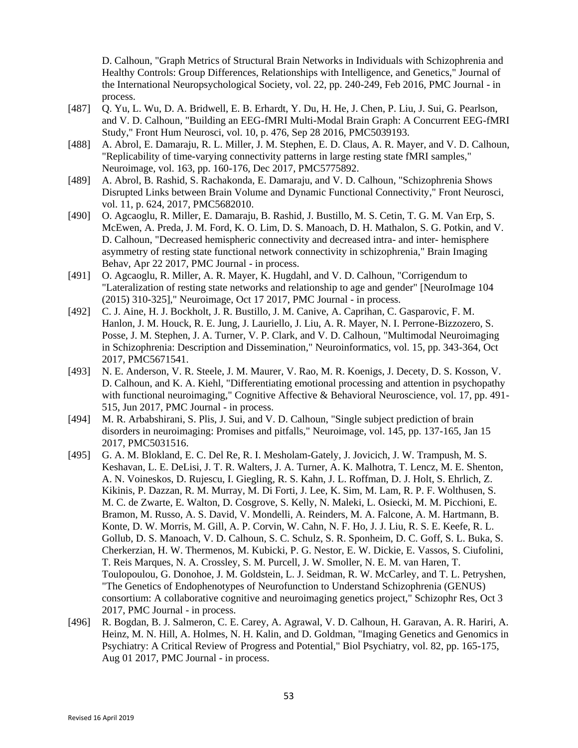D. Calhoun, "Graph Metrics of Structural Brain Networks in Individuals with Schizophrenia and Healthy Controls: Group Differences, Relationships with Intelligence, and Genetics," Journal of the International Neuropsychological Society, vol. 22, pp. 240-249, Feb 2016, PMC Journal - in process.

[487] Q. Yu, L. Wu, D. A. Bridwell, E. B. Erhardt, Y. Du, H. He, J. Chen, P. Liu, J. Sui, G. Pearlson, and V. D. Calhoun, "Building an EEG-fMRI Multi-Modal Brain Graph: A Concurrent EEG-fMRI Study," Front Hum Neurosci, vol. 10, p. 476, Sep 28 2016, PMC5039193.

[488] A. Abrol, E. Damaraju, R. L. Miller, J. M. Stephen, E. D. Claus, A. R. Mayer, and V. D. Calhoun, "Replicability of time-varying connectivity patterns in large resting state fMRI samples," Neuroimage, vol. 163, pp. 160-176, Dec 2017, PMC5775892.

[489] A. Abrol, B. Rashid, S. Rachakonda, E. Damaraju, and V. D. Calhoun, "Schizophrenia Shows Disrupted Links between Brain Volume and Dynamic Functional Connectivity," Front Neurosci, vol. 11, p. 624, 2017, PMC5682010.

[490] O. Agcaoglu, R. Miller, E. Damaraju, B. Rashid, J. Bustillo, M. S. Cetin, T. G. M. Van Erp, S. McEwen, A. Preda, J. M. Ford, K. O. Lim, D. S. Manoach, D. H. Mathalon, S. G. Potkin, and V. D. Calhoun, "Decreased hemispheric connectivity and decreased intra- and inter- hemisphere asymmetry of resting state functional network connectivity in schizophrenia," Brain Imaging Behav, Apr 22 2017, PMC Journal - in process.

[491] O. Agcaoglu, R. Miller, A. R. Mayer, K. Hugdahl, and V. D. Calhoun, "Corrigendum to "Lateralization of resting state networks and relationship to age and gender" [NeuroImage 104 (2015) 310-325]," Neuroimage, Oct 17 2017, PMC Journal - in process.

[492] C. J. Aine, H. J. Bockholt, J. R. Bustillo, J. M. Canive, A. Caprihan, C. Gasparovic, F. M. Hanlon, J. M. Houck, R. E. Jung, J. Lauriello, J. Liu, A. R. Mayer, N. I. Perrone-Bizzozero, S. Posse, J. M. Stephen, J. A. Turner, V. P. Clark, and V. D. Calhoun, "Multimodal Neuroimaging in Schizophrenia: Description and Dissemination," Neuroinformatics, vol. 15, pp. 343-364, Oct 2017, PMC5671541.

[493] N. E. Anderson, V. R. Steele, J. M. Maurer, V. Rao, M. R. Koenigs, J. Decety, D. S. Kosson, V. D. Calhoun, and K. A. Kiehl, "Differentiating emotional processing and attention in psychopathy with functional neuroimaging," Cognitive Affective & Behavioral Neuroscience, vol. 17, pp. 491-515, Jun 2017, PMC Journal - in process.

[494] M. R. Arbabshirani, S. Plis, J. Sui, and V. D. Calhoun, "Single subject prediction of brain disorders in neuroimaging: Promises and pitfalls," Neuroimage, vol. 145, pp. 137-165, Jan 15 2017, PMC5031516.

[495] G. A. M. Blokland, E. C. Del Re, R. I. Mesholam-Gately, J. Jovicich, J. W. Trampush, M. S. Keshavan, L. E. DeLisi, J. T. R. Walters, J. A. Turner, A. K. Malhotra, T. Lencz, M. E. Shenton, A. N. Voineskos, D. Rujescu, I. Giegling, R. S. Kahn, J. L. Roffman, D. J. Holt, S. Ehrlich, Z. Kikinis, P. Dazzan, R. M. Murray, M. Di Forti, J. Lee, K. Sim, M. Lam, R. P. F. Wolthusen, S. M. C. de Zwarte, E. Walton, D. Cosgrove, S. Kelly, N. Maleki, L. Osiecki, M. M. Picchioni, E. Bramon, M. Russo, A. S. David, V. Mondelli, A. Reinders, M. A. Falcone, A. M. Hartmann, B. Konte, D. W. Morris, M. Gill, A. P. Corvin, W. Cahn, N. F. Ho, J. J. Liu, R. S. E. Keefe, R. L. Gollub, D. S. Manoach, V. D. Calhoun, S. C. Schulz, S. R. Sponheim, D. C. Goff, S. L. Buka, S. Cherkerzian, H. W. Thermenos, M. Kubicki, P. G. Nestor, E. W. Dickie, E. Vassos, S. Ciufolini, T. Reis Marques, N. A. Crossley, S. M. Purcell, J. W. Smoller, N. E. M. van Haren, T. Toulopoulou, G. Donohoe, J. M. Goldstein, L. J. Seidman, R. W. McCarley, and T. L. Petryshen, "The Genetics of Endophenotypes of Neurofunction to Understand Schizophrenia (GENUS) consortium: A collaborative cognitive and neuroimaging genetics project," Schizophr Res, Oct 3 2017, PMC Journal - in process.

[496] R. Bogdan, B. J. Salmeron, C. E. Carey, A. Agrawal, V. D. Calhoun, H. Garavan, A. R. Hariri, A. Heinz, M. N. Hill, A. Holmes, N. H. Kalin, and D. Goldman, "Imaging Genetics and Genomics in Psychiatry: A Critical Review of Progress and Potential," Biol Psychiatry, vol. 82, pp. 165-175, Aug 01 2017, PMC Journal - in process.

Revised 16 April 2019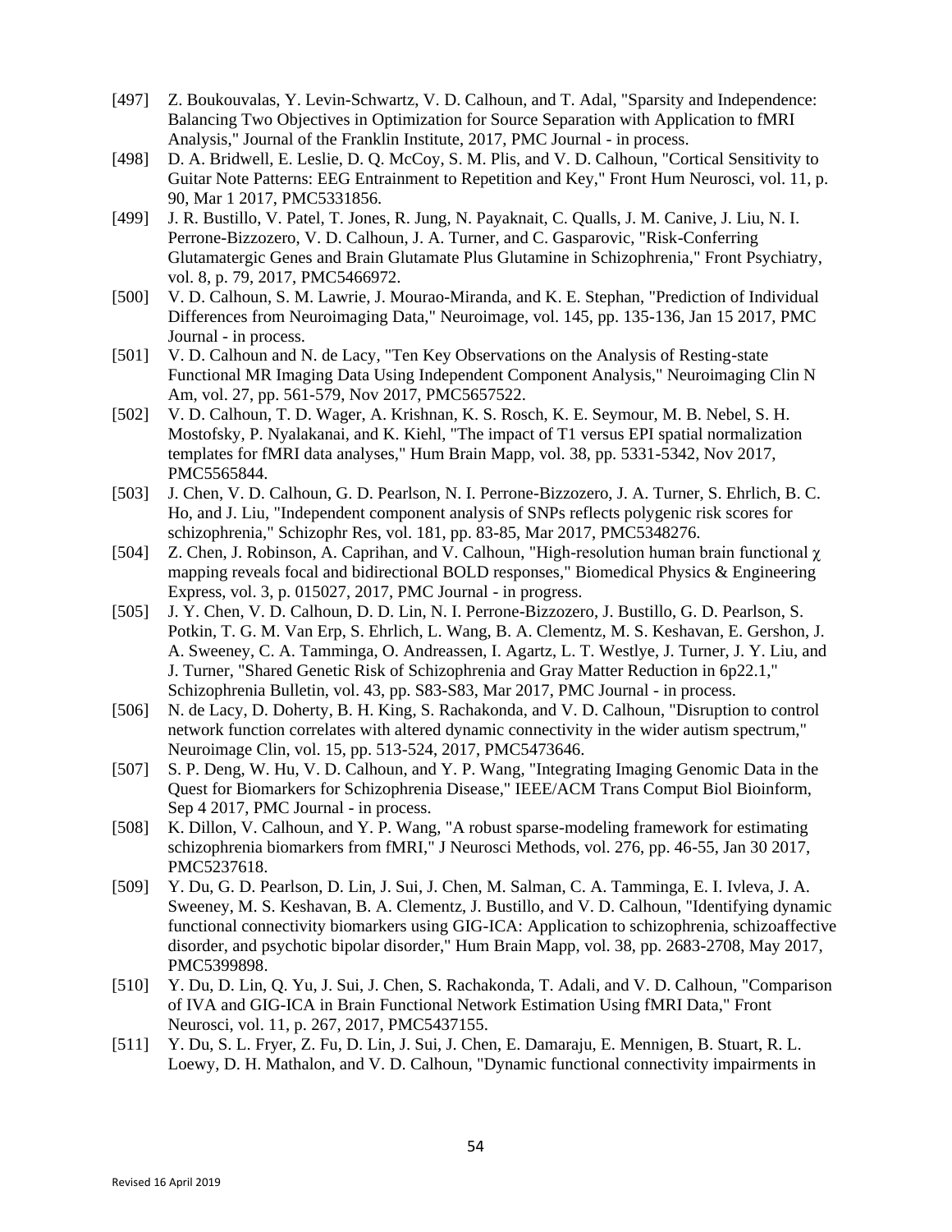[497] Z. Boukouvalas, Y. Levin-Schwartz, V. D. Calhoun, and T. Adal, "Sparsity and Independence: Balancing Two Objectives in Optimization for Source Separation with Application to fMRI Analysis," Journal of the Franklin Institute, 2017, PMC Journal - in process.

[498] D. A. Bridwell, E. Leslie, D. Q. McCoy, S. M. Plis, and V. D. Calhoun, "Cortical Sensitivity to Guitar Note Patterns: EEG Entrainment to Repetition and Key," Front Hum Neurosci, vol. 11, p. 90, Mar 1 2017, PMC5331856.

[499] J. R. Bustillo, V. Patel, T. Jones, R. Jung, N. Payaknait, C. Qualls, J. M. Canive, J. Liu, N. I. Perrone-Bizzozero, V. D. Calhoun, J. A. Turner, and C. Gasparovic, "Risk-Conferring Glutamatergic Genes and Brain Glutamate Plus Glutamine in Schizophrenia," Front Psychiatry, vol. 8, p. 79, 2017, PMC5466972.

[500] V. D. Calhoun, S. M. Lawrie, J. Mourao-Miranda, and K. E. Stephan, "Prediction of Individual Differences from Neuroimaging Data," Neuroimage, vol. 145, pp. 135-136, Jan 15 2017, PMC Journal - in process.

[501] V. D. Calhoun and N. de Lacy, "Ten Key Observations on the Analysis of Resting-state Functional MR Imaging Data Using Independent Component Analysis," Neuroimaging Clin N Am, vol. 27, pp. 561-579, Nov 2017, PMC5657522.

[502] V. D. Calhoun, T. D. Wager, A. Krishnan, K. S. Rosch, K. E. Seymour, M. B. Nebel, S. H. Mostofsky, P. Nyalakanai, and K. Kiehl, "The impact of T1 versus EPI spatial normalization templates for fMRI data analyses," Hum Brain Mapp, vol. 38, pp. 5331-5342, Nov 2017, PMC5565844.

[503] J. Chen, V. D. Calhoun, G. D. Pearlson, N. I. Perrone-Bizzozero, J. A. Turner, S. Ehrlich, B. C. Ho, and J. Liu, "Independent component analysis of SNPs reflects polygenic risk scores for schizophrenia," Schizophr Res, vol. 181, pp. 83-85, Mar 2017, PMC5348276.

[504] Z. Chen, J. Robinson, A. Caprihan, and V. Calhoun, "High-resolution human brain functional χ mapping reveals focal and bidirectional BOLD responses," Biomedical Physics & Engineering Express, vol. 3, p. 015027, 2017, PMC Journal - in progress.

[505] J. Y. Chen, V. D. Calhoun, D. D. Lin, N. I. Perrone-Bizzozero, J. Bustillo, G. D. Pearlson, S. Potkin, T. G. M. Van Erp, S. Ehrlich, L. Wang, B. A. Clementz, M. S. Keshavan, E. Gershon, J. A. Sweeney, C. A. Tamminga, O. Andreassen, I. Agartz, L. T. Westlye, J. Turner, J. Y. Liu, and J. Turner, "Shared Genetic Risk of Schizophrenia and Gray Matter Reduction in 6p22.1," Schizophrenia Bulletin, vol. 43, pp. S83-S83, Mar 2017, PMC Journal - in process.

[506] N. de Lacy, D. Doherty, B. H. King, S. Rachakonda, and V. D. Calhoun, "Disruption to control network function correlates with altered dynamic connectivity in the wider autism spectrum," Neuroimage Clin, vol. 15, pp. 513-524, 2017, PMC5473646.

[507] S. P. Deng, W. Hu, V. D. Calhoun, and Y. P. Wang, "Integrating Imaging Genomic Data in the Quest for Biomarkers for Schizophrenia Disease," IEEE/ACM Trans Comput Biol Bioinform, Sep 4 2017, PMC Journal - in process.

[508] K. Dillon, V. Calhoun, and Y. P. Wang, "A robust sparse-modeling framework for estimating schizophrenia biomarkers from fMRI," J Neurosci Methods, vol. 276, pp. 46-55, Jan 30 2017, PMC5237618.

[509] Y. Du, G. D. Pearlson, D. Lin, J. Sui, J. Chen, M. Salman, C. A. Tamminga, E. I. Ivleva, J. A. Sweeney, M. S. Keshavan, B. A. Clementz, J. Bustillo, and V. D. Calhoun, "Identifying dynamic functional connectivity biomarkers using GIG-ICA: Application to schizophrenia, schizoaffective disorder, and psychotic bipolar disorder," Hum Brain Mapp, vol. 38, pp. 2683-2708, May 2017, PMC5399898.

[510] Y. Du, D. Lin, Q. Yu, J. Sui, J. Chen, S. Rachakonda, T. Adali, and V. D. Calhoun, "Comparison of IVA and GIG-ICA in Brain Functional Network Estimation Using fMRI Data," Front Neurosci, vol. 11, p. 267, 2017, PMC5437155.

[511] Y. Du, S. L. Fryer, Z. Fu, D. Lin, J. Sui, J. Chen, E. Damaraju, E. Mennigen, B. Stuart, R. L. Loewy, D. H. Mathalon, and V. D. Calhoun, "Dynamic functional connectivity impairments in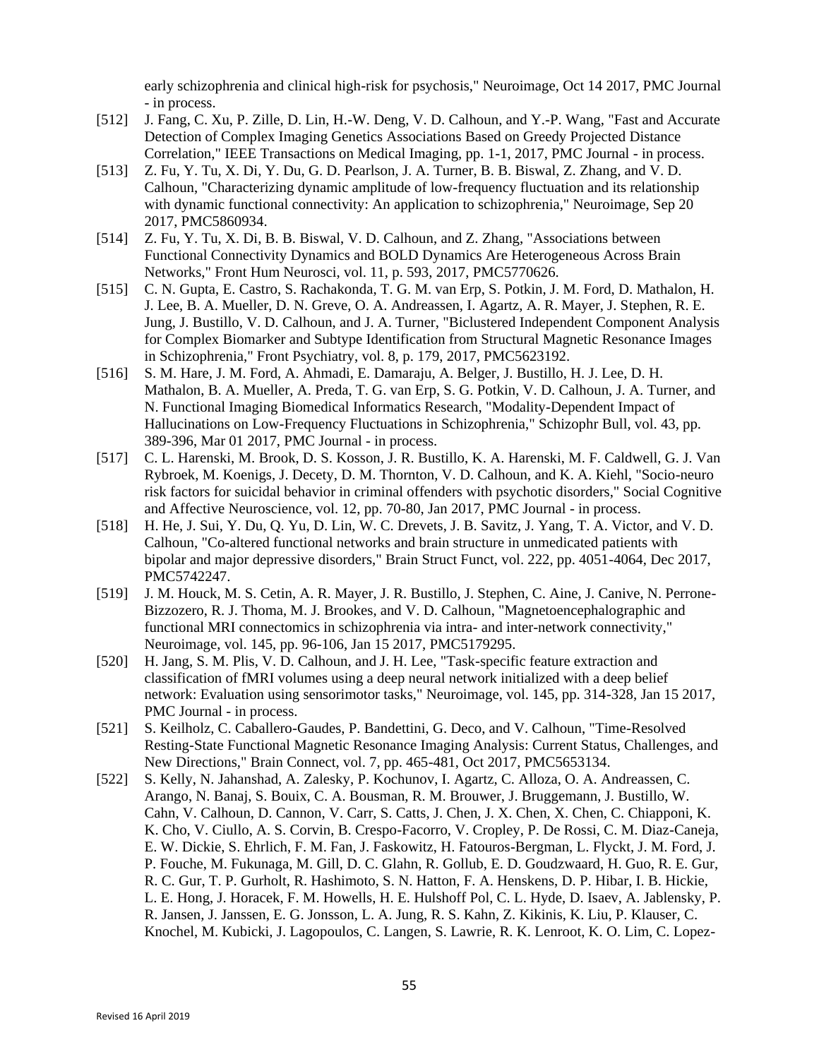early schizophrenia and clinical high-risk for psychosis," Neuroimage, Oct 14 2017, PMC Journal - in process.

[512] J. Fang, C. Xu, P. Zille, D. Lin, H.-W. Deng, V. D. Calhoun, and Y.-P. Wang, "Fast and Accurate Detection of Complex Imaging Genetics Associations Based on Greedy Projected Distance Correlation," IEEE Transactions on Medical Imaging, pp. 1-1, 2017, PMC Journal - in process.

[513] Z. Fu, Y. Tu, X. Di, Y. Du, G. D. Pearlson, J. A. Turner, B. B. Biswal, Z. Zhang, and V. D. Calhoun, "Characterizing dynamic amplitude of low-frequency fluctuation and its relationship with dynamic functional connectivity: An application to schizophrenia," Neuroimage, Sep 20 2017, PMC5860934.

[514] Z. Fu, Y. Tu, X. Di, B. B. Biswal, V. D. Calhoun, and Z. Zhang, "Associations between Functional Connectivity Dynamics and BOLD Dynamics Are Heterogeneous Across Brain Networks," Front Hum Neurosci, vol. 11, p. 593, 2017, PMC5770626.

[515] C. N. Gupta, E. Castro, S. Rachakonda, T. G. M. van Erp, S. Potkin, J. M. Ford, D. Mathalon, H. J. Lee, B. A. Mueller, D. N. Greve, O. A. Andreassen, I. Agartz, A. R. Mayer, J. Stephen, R. E. Jung, J. Bustillo, V. D. Calhoun, and J. A. Turner, "Biclustered Independent Component Analysis for Complex Biomarker and Subtype Identification from Structural Magnetic Resonance Images in Schizophrenia," Front Psychiatry, vol. 8, p. 179, 2017, PMC5623192.

[516] S. M. Hare, J. M. Ford, A. Ahmadi, E. Damaraju, A. Belger, J. Bustillo, H. J. Lee, D. H. Mathalon, B. A. Mueller, A. Preda, T. G. van Erp, S. G. Potkin, V. D. Calhoun, J. A. Turner, and N. Functional Imaging Biomedical Informatics Research, "Modality-Dependent Impact of Hallucinations on Low-Frequency Fluctuations in Schizophrenia," Schizophr Bull, vol. 43, pp. 389-396, Mar 01 2017, PMC Journal - in process.

[517] C. L. Harenski, M. Brook, D. S. Kosson, J. R. Bustillo, K. A. Harenski, M. F. Caldwell, G. J. Van Rybroek, M. Koenigs, J. Decety, D. M. Thornton, V. D. Calhoun, and K. A. Kiehl, "Socio-neuro risk factors for suicidal behavior in criminal offenders with psychotic disorders," Social Cognitive and Affective Neuroscience, vol. 12, pp. 70-80, Jan 2017, PMC Journal - in process.

[518] H. He, J. Sui, Y. Du, Q. Yu, D. Lin, W. C. Drevets, J. B. Savitz, J. Yang, T. A. Victor, and V. D. Calhoun, "Co-altered functional networks and brain structure in unmedicated patients with bipolar and major depressive disorders," Brain Struct Funct, vol. 222, pp. 4051-4064, Dec 2017, PMC5742247.

[519] J. M. Houck, M. S. Cetin, A. R. Mayer, J. R. Bustillo, J. Stephen, C. Aine, J. Canive, N. Perrone-Bizzozero, R. J. Thoma, M. J. Brookes, and V. D. Calhoun, "Magnetoencephalographic and functional MRI connectomics in schizophrenia via intra- and inter-network connectivity," Neuroimage, vol. 145, pp. 96-106, Jan 15 2017, PMC5179295.

[520] H. Jang, S. M. Plis, V. D. Calhoun, and J. H. Lee, "Task-specific feature extraction and classification of fMRI volumes using a deep neural network initialized with a deep belief network: Evaluation using sensorimotor tasks," Neuroimage, vol. 145, pp. 314-328, Jan 15 2017, PMC Journal - in process.

[521] S. Keilholz, C. Caballero-Gaudes, P. Bandettini, G. Deco, and V. Calhoun, "Time-Resolved Resting-State Functional Magnetic Resonance Imaging Analysis: Current Status, Challenges, and New Directions," Brain Connect, vol. 7, pp. 465-481, Oct 2017, PMC5653134.

[522] S. Kelly, N. Jahanshad, A. Zalesky, P. Kochunov, I. Agartz, C. Alloza, O. A. Andreassen, C. Arango, N. Banaj, S. Bouix, C. A. Bousman, R. M. Brouwer, J. Bruggemann, J. Bustillo, W. Cahn, V. Calhoun, D. Cannon, V. Carr, S. Catts, J. Chen, J. X. Chen, X. Chen, C. Chiapponi, K. K. Cho, V. Ciullo, A. S. Corvin, B. Crespo-Facorro, V. Cropley, P. De Rossi, C. M. Diaz-Caneja, E. W. Dickie, S. Ehrlich, F. M. Fan, J. Faskowitz, H. Fatouros-Bergman, L. Flyckt, J. M. Ford, J. P. Fouche, M. Fukunaga, M. Gill, D. C. Glahn, R. Gollub, E. D. Goudzwaard, H. Guo, R. E. Gur, R. C. Gur, T. P. Gurholt, R. Hashimoto, S. N. Hatton, F. A. Henskens, D. P. Hibar, I. B. Hickie, L. E. Hong, J. Horacek, F. M. Howells, H. E. Hulshoff Pol, C. L. Hyde, D. Isaev, A. Jablensky, P. R. Jansen, J. Janssen, E. G. Jonsson, L. A. Jung, R. S. Kahn, Z. Kikinis, K. Liu, P. Klauser, C. Knochel, M. Kubicki, J. Lagopoulos, C. Langen, S. Lawrie, R. K. Lenroot, K. O. Lim, C. Lopez-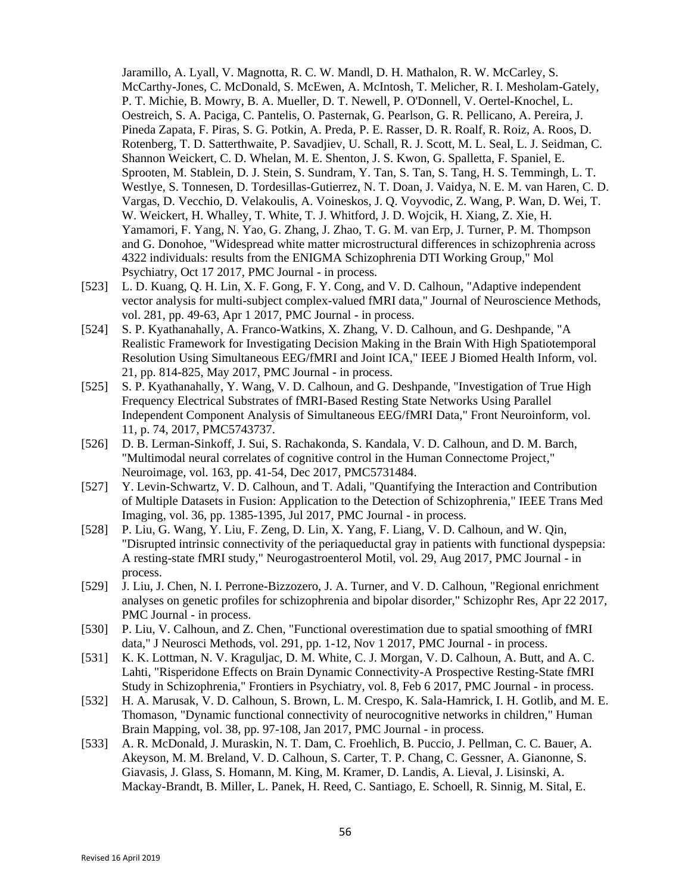Jaramillo, A. Lyall, V. Magnotta, R. C. W. Mandl, D. H. Mathalon, R. W. McCarley, S. McCarthy-Jones, C. McDonald, S. McEwen, A. McIntosh, T. Melicher, R. I. Mesholam-Gately, P. T. Michie, B. Mowry, B. A. Mueller, D. T. Newell, P. O'Donnell, V. Oertel-Knochel, L. Oestreich, S. A. Paciga, C. Pantelis, O. Pasternak, G. Pearlson, G. R. Pellicano, A. Pereira, J. Pineda Zapata, F. Piras, S. G. Potkin, A. Preda, P. E. Rasser, D. R. Roalf, R. Roiz, A. Roos, D. Rotenberg, T. D. Satterthwaite, P. Savadjiev, U. Schall, R. J. Scott, M. L. Seal, L. J. Seidman, C. Shannon Weickert, C. D. Whelan, M. E. Shenton, J. S. Kwon, G. Spalletta, F. Spaniel, E. Sprooten, M. Stablein, D. J. Stein, S. Sundram, Y. Tan, S. Tan, S. Tang, H. S. Temmingh, L. T. Westlye, S. Tonnesen, D. Tordesillas-Gutierrez, N. T. Doan, J. Vaidya, N. E. M. van Haren, C. D. Vargas, D. Vecchio, D. Velakoulis, A. Voineskos, J. Q. Voyvodic, Z. Wang, P. Wan, D. Wei, T. W. Weickert, H. Whalley, T. White, T. J. Whitford, J. D. Wojcik, H. Xiang, Z. Xie, H. Yamamori, F. Yang, N. Yao, G. Zhang, J. Zhao, T. G. M. van Erp, J. Turner, P. M. Thompson and G. Donohoe, "Widespread white matter microstructural differences in schizophrenia across 4322 individuals: results from the ENIGMA Schizophrenia DTI Working Group," Mol Psychiatry, Oct 17 2017, PMC Journal - in process.

[523] L. D. Kuang, Q. H. Lin, X. F. Gong, F. Y. Cong, and V. D. Calhoun, "Adaptive independent vector analysis for multi-subject complex-valued fMRI data," Journal of Neuroscience Methods, vol. 281, pp. 49-63, Apr 1 2017, PMC Journal - in process.

[524] S. P. Kyathanahally, A. Franco-Watkins, X. Zhang, V. D. Calhoun, and G. Deshpande, "A Realistic Framework for Investigating Decision Making in the Brain With High Spatiotemporal Resolution Using Simultaneous EEG/fMRI and Joint ICA," IEEE J Biomed Health Inform, vol. 21, pp. 814-825, May 2017, PMC Journal - in process.

[525] S. P. Kyathanahally, Y. Wang, V. D. Calhoun, and G. Deshpande, "Investigation of True High Frequency Electrical Substrates of fMRI-Based Resting State Networks Using Parallel Independent Component Analysis of Simultaneous EEG/fMRI Data," Front Neuroinform, vol. 11, p. 74, 2017, PMC5743737.

[526] D. B. Lerman-Sinkoff, J. Sui, S. Rachakonda, S. Kandala, V. D. Calhoun, and D. M. Barch, "Multimodal neural correlates of cognitive control in the Human Connectome Project," Neuroimage, vol. 163, pp. 41-54, Dec 2017, PMC5731484.

[527] Y. Levin-Schwartz, V. D. Calhoun, and T. Adali, "Quantifying the Interaction and Contribution of Multiple Datasets in Fusion: Application to the Detection of Schizophrenia," IEEE Trans Med Imaging, vol. 36, pp. 1385-1395, Jul 2017, PMC Journal - in process.

[528] P. Liu, G. Wang, Y. Liu, F. Zeng, D. Lin, X. Yang, F. Liang, V. D. Calhoun, and W. Qin, "Disrupted intrinsic connectivity of the periaqueductal gray in patients with functional dyspepsia: A resting-state fMRI study," Neurogastroenterol Motil, vol. 29, Aug 2017, PMC Journal - in process.

[529] J. Liu, J. Chen, N. I. Perrone-Bizzozero, J. A. Turner, and V. D. Calhoun, "Regional enrichment analyses on genetic profiles for schizophrenia and bipolar disorder," Schizophr Res, Apr 22 2017, PMC Journal - in process.

[530] P. Liu, V. Calhoun, and Z. Chen, "Functional overestimation due to spatial smoothing of fMRI data," J Neurosci Methods, vol. 291, pp. 1-12, Nov 1 2017, PMC Journal - in process.

[531] K. K. Lottman, N. V. Kraguljac, D. M. White, C. J. Morgan, V. D. Calhoun, A. Butt, and A. C. Lahti, "Risperidone Effects on Brain Dynamic Connectivity-A Prospective Resting-State fMRI Study in Schizophrenia," Frontiers in Psychiatry, vol. 8, Feb 6 2017, PMC Journal - in process.

[532] H. A. Marusak, V. D. Calhoun, S. Brown, L. M. Crespo, K. Sala-Hamrick, I. H. Gotlib, and M. E. Thomason, "Dynamic functional connectivity of neurocognitive networks in children," Human Brain Mapping, vol. 38, pp. 97-108, Jan 2017, PMC Journal - in process.

[533] A. R. McDonald, J. Muraskin, N. T. Dam, C. Froehlich, B. Puccio, J. Pellman, C. C. Bauer, A. Akeyson, M. M. Breland, V. D. Calhoun, S. Carter, T. P. Chang, C. Gessner, A. Gianonne, S. Giavasis, J. Glass, S. Homann, M. King, M. Kramer, D. Landis, A. Lieval, J. Lisinski, A. Mackay-Brandt, B. Miller, L. Panek, H. Reed, C. Santiago, E. Schoell, R. Sinnig, M. Sital, E.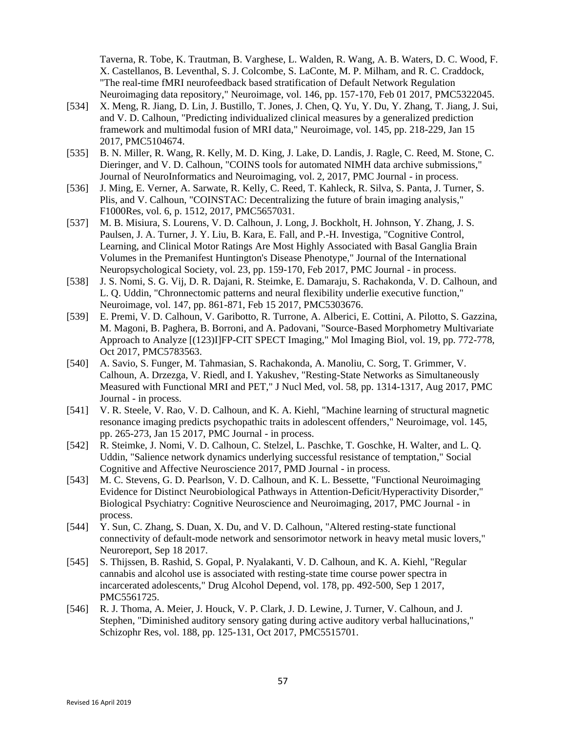Taverna, R. Tobe, K. Trautman, B. Varghese, L. Walden, R. Wang, A. B. Waters, D. C. Wood, F. X. Castellanos, B. Leventhal, S. J. Colcombe, S. LaConte, M. P. Milham, and R. C. Craddock, "The real-time fMRI neurofeedback based stratification of Default Network Regulation Neuroimaging data repository," Neuroimage, vol. 146, pp. 157-170, Feb 01 2017, PMC5322045.

[534] X. Meng, R. Jiang, D. Lin, J. Bustillo, T. Jones, J. Chen, Q. Yu, Y. Du, Y. Zhang, T. Jiang, J. Sui, and V. D. Calhoun, "Predicting individualized clinical measures by a generalized prediction framework and multimodal fusion of MRI data," Neuroimage, vol. 145, pp. 218-229, Jan 15 2017, PMC5104674.

[535] B. N. Miller, R. Wang, R. Kelly, M. D. King, J. Lake, D. Landis, J. Ragle, C. Reed, M. Stone, C. Dieringer, and V. D. Calhoun, "COINS tools for automated NIMH data archive submissions," Journal of NeuroInformatics and Neuroimaging, vol. 2, 2017, PMC Journal - in process.

[536] J. Ming, E. Verner, A. Sarwate, R. Kelly, C. Reed, T. Kahleck, R. Silva, S. Panta, J. Turner, S. Plis, and V. Calhoun, "COINSTAC: Decentralizing the future of brain imaging analysis," F1000Res, vol. 6, p. 1512, 2017, PMC5657031.

[537] M. B. Misiura, S. Lourens, V. D. Calhoun, J. Long, J. Bockholt, H. Johnson, Y. Zhang, J. S. Paulsen, J. A. Turner, J. Y. Liu, B. Kara, E. Fall, and P.-H. Investiga, "Cognitive Control, Learning, and Clinical Motor Ratings Are Most Highly Associated with Basal Ganglia Brain Volumes in the Premanifest Huntington's Disease Phenotype," Journal of the International Neuropsychological Society, vol. 23, pp. 159-170, Feb 2017, PMC Journal - in process.

[538] J. S. Nomi, S. G. Vij, D. R. Dajani, R. Steimke, E. Damaraju, S. Rachakonda, V. D. Calhoun, and L. Q. Uddin, "Chronnectomic patterns and neural flexibility underlie executive function," Neuroimage, vol. 147, pp. 861-871, Feb 15 2017, PMC5303676.

[539] E. Premi, V. D. Calhoun, V. Garibotto, R. Turrone, A. Alberici, E. Cottini, A. Pilotto, S. Gazzina, M. Magoni, B. Paghera, B. Borroni, and A. Padovani, "Source-Based Morphometry Multivariate Approach to Analyze [(123)I]FP-CIT SPECT Imaging," Mol Imaging Biol, vol. 19, pp. 772-778, Oct 2017, PMC5783563.

[540] A. Savio, S. Funger, M. Tahmasian, S. Rachakonda, A. Manoliu, C. Sorg, T. Grimmer, V. Calhoun, A. Drzezga, V. Riedl, and I. Yakushev, "Resting-State Networks as Simultaneously Measured with Functional MRI and PET," J Nucl Med, vol. 58, pp. 1314-1317, Aug 2017, PMC Journal - in process.

[541] V. R. Steele, V. Rao, V. D. Calhoun, and K. A. Kiehl, "Machine learning of structural magnetic resonance imaging predicts psychopathic traits in adolescent offenders," Neuroimage, vol. 145, pp. 265-273, Jan 15 2017, PMC Journal - in process.

[542] R. Steimke, J. Nomi, V. D. Calhoun, C. Stelzel, L. Paschke, T. Goschke, H. Walter, and L. Q. Uddin, "Salience network dynamics underlying successful resistance of temptation," Social Cognitive and Affective Neuroscience 2017, PMD Journal - in process.

[543] M. C. Stevens, G. D. Pearlson, V. D. Calhoun, and K. L. Bessette, "Functional Neuroimaging Evidence for Distinct Neurobiological Pathways in Attention-Deficit/Hyperactivity Disorder," Biological Psychiatry: Cognitive Neuroscience and Neuroimaging, 2017, PMC Journal - in process.

[544] Y. Sun, C. Zhang, S. Duan, X. Du, and V. D. Calhoun, "Altered resting-state functional connectivity of default-mode network and sensorimotor network in heavy metal music lovers," Neuroreport, Sep 18 2017.

[545] S. Thijssen, B. Rashid, S. Gopal, P. Nyalakanti, V. D. Calhoun, and K. A. Kiehl, "Regular cannabis and alcohol use is associated with resting-state time course power spectra in incarcerated adolescents," Drug Alcohol Depend, vol. 178, pp. 492-500, Sep 1 2017, PMC5561725.

[546] R. J. Thoma, A. Meier, J. Houck, V. P. Clark, J. D. Lewine, J. Turner, V. Calhoun, and J. Stephen, "Diminished auditory sensory gating during active auditory verbal hallucinations," Schizophr Res, vol. 188, pp. 125-131, Oct 2017, PMC5515701.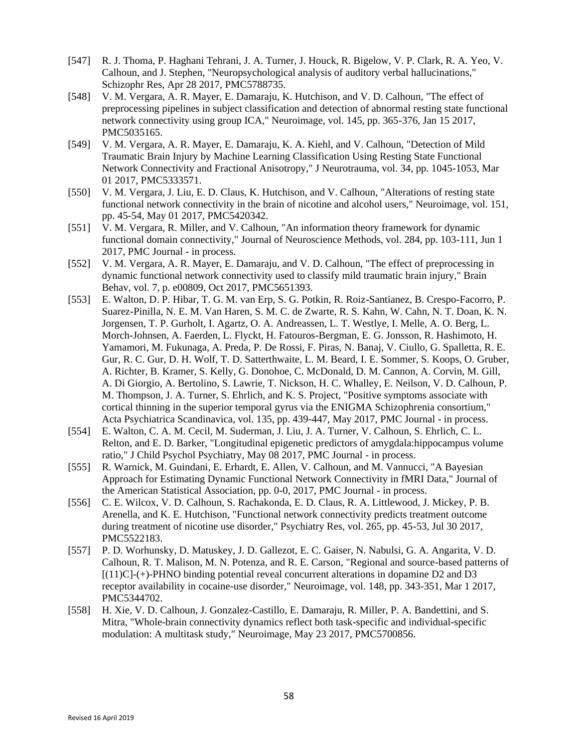[547] R. J. Thoma, P. Haghani Tehrani, J. A. Turner, J. Houck, R. Bigelow, V. P. Clark, R. A. Yeo, V. Calhoun, and J. Stephen, "Neuropsychological analysis of auditory verbal hallucinations," Schizophr Res, Apr 28 2017, PMC5788735.

[548] V. M. Vergara, A. R. Mayer, E. Damaraju, K. Hutchison, and V. D. Calhoun, "The effect of preprocessing pipelines in subject classification and detection of abnormal resting state functional network connectivity using group ICA," Neuroimage, vol. 145, pp. 365-376, Jan 15 2017, PMC5035165.

[549] V. M. Vergara, A. R. Mayer, E. Damaraju, K. A. Kiehl, and V. Calhoun, "Detection of Mild Traumatic Brain Injury by Machine Learning Classification Using Resting State Functional Network Connectivity and Fractional Anisotropy," J Neurotrauma, vol. 34, pp. 1045-1053, Mar 01 2017, PMC5333571.

[550] V. M. Vergara, J. Liu, E. D. Claus, K. Hutchison, and V. Calhoun, "Alterations of resting state functional network connectivity in the brain of nicotine and alcohol users," Neuroimage, vol. 151, pp. 45-54, May 01 2017, PMC5420342.

[551] V. M. Vergara, R. Miller, and V. Calhoun, "An information theory framework for dynamic functional domain connectivity," Journal of Neuroscience Methods, vol. 284, pp. 103-111, Jun 1 2017, PMC Journal - in process.

[552] V. M. Vergara, A. R. Mayer, E. Damaraju, and V. D. Calhoun, "The effect of preprocessing in dynamic functional network connectivity used to classify mild traumatic brain injury," Brain Behav, vol. 7, p. e00809, Oct 2017, PMC5651393.

[553] E. Walton, D. P. Hibar, T. G. M. van Erp, S. G. Potkin, R. Roiz-Santianez, B. Crespo-Facorro, P. Suarez-Pinilla, N. E. M. Van Haren, S. M. C. de Zwarte, R. S. Kahn, W. Cahn, N. T. Doan, K. N. Jorgensen, T. P. Gurholt, I. Agartz, O. A. Andreassen, L. T. Westlye, I. Melle, A. O. Berg, L. Morch-Johnsen, A. Faerden, L. Flyckt, H. Fatouros-Bergman, E. G. Jonsson, R. Hashimoto, H. Yamamori, M. Fukunaga, A. Preda, P. De Rossi, F. Piras, N. Banaj, V. Ciullo, G. Spalletta, R. E. Gur, R. C. Gur, D. H. Wolf, T. D. Satterthwaite, L. M. Beard, I. E. Sommer, S. Koops, O. Gruber, A. Richter, B. Kramer, S. Kelly, G. Donohoe, C. McDonald, D. M. Cannon, A. Corvin, M. Gill, A. Di Giorgio, A. Bertolino, S. Lawrie, T. Nickson, H. C. Whalley, E. Neilson, V. D. Calhoun, P. M. Thompson, J. A. Turner, S. Ehrlich, and K. S. Project, "Positive symptoms associate with cortical thinning in the superior temporal gyrus via the ENIGMA Schizophrenia consortium," Acta Psychiatrica Scandinavica, vol. 135, pp. 439-447, May 2017, PMC Journal - in process.

[554] E. Walton, C. A. M. Cecil, M. Suderman, J. Liu, J. A. Turner, V. Calhoun, S. Ehrlich, C. L. Relton, and E. D. Barker, "Longitudinal epigenetic predictors of amygdala:hippocampus volume ratio," J Child Psychol Psychiatry, May 08 2017, PMC Journal - in process.

[555] R. Warnick, M. Guindani, E. Erhardt, E. Allen, V. Calhoun, and M. Vannucci, "A Bayesian Approach for Estimating Dynamic Functional Network Connectivity in fMRI Data," Journal of the American Statistical Association, pp. 0-0, 2017, PMC Journal - in process.

[556] C. E. Wilcox, V. D. Calhoun, S. Rachakonda, E. D. Claus, R. A. Littlewood, J. Mickey, P. B. Arenella, and K. E. Hutchison, "Functional network connectivity predicts treatment outcome during treatment of nicotine use disorder," Psychiatry Res, vol. 265, pp. 45-53, Jul 30 2017, PMC5522183.

[557] P. D. Worhunsky, D. Matuskey, J. D. Gallezot, E. C. Gaiser, N. Nabulsi, G. A. Angarita, V. D. Calhoun, R. T. Malison, M. N. Potenza, and R. E. Carson, "Regional and source-based patterns of [(11)C]-(+)-PHNO binding potential reveal concurrent alterations in dopamine D2 and D3 receptor availability in cocaine-use disorder," Neuroimage, vol. 148, pp. 343-351, Mar 1 2017, PMC5344702.

[558] H. Xie, V. D. Calhoun, J. Gonzalez-Castillo, E. Damaraju, R. Miller, P. A. Bandettini, and S. Mitra, "Whole-brain connectivity dynamics reflect both task-specific and individual-specific modulation: A multitask study," Neuroimage, May 23 2017, PMC5700856.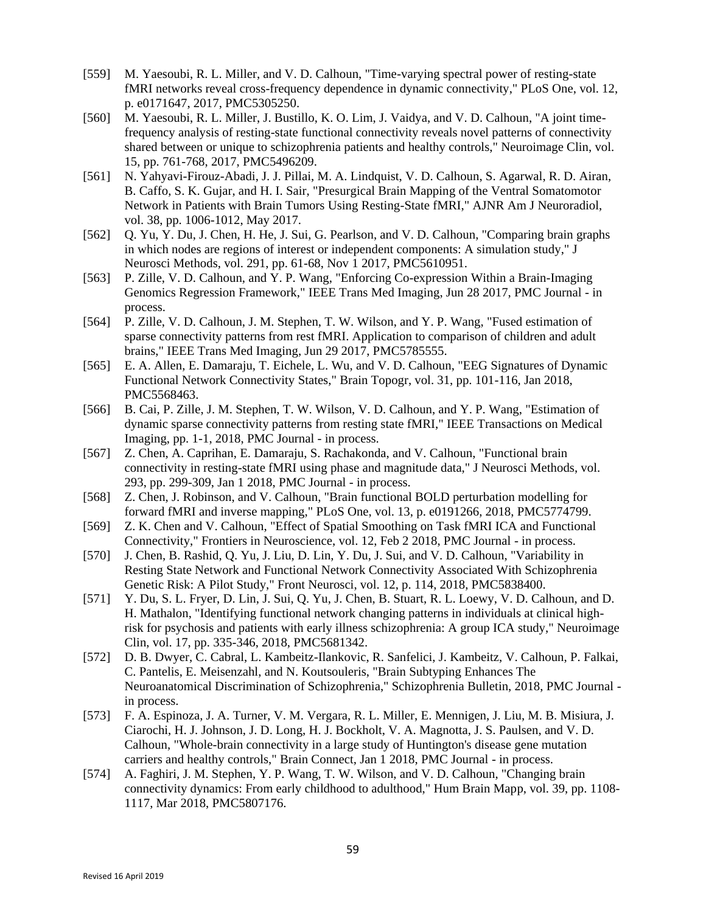[559] M. Yaesoubi, R. L. Miller, and V. D. Calhoun, "Time-varying spectral power of resting-state fMRI networks reveal cross-frequency dependence in dynamic connectivity," PLoS One, vol. 12, p. e0171647, 2017, PMC5305250.

[560] M. Yaesoubi, R. L. Miller, J. Bustillo, K. O. Lim, J. Vaidya, and V. D. Calhoun, "A joint time-frequency analysis of resting-state functional connectivity reveals novel patterns of connectivity shared between or unique to schizophrenia patients and healthy controls," Neuroimage Clin, vol. 15, pp. 761-768, 2017, PMC5496209.

[561] N. Yahyavi-Firouz-Abadi, J. J. Pillai, M. A. Lindquist, V. D. Calhoun, S. Agarwal, R. D. Airan, B. Caffo, S. K. Gujar, and H. I. Sair, "Presurgical Brain Mapping of the Ventral Somatomotor Network in Patients with Brain Tumors Using Resting-State fMRI," AJNR Am J Neuroradiol, vol. 38, pp. 1006-1012, May 2017.

[562] Q. Yu, Y. Du, J. Chen, H. He, J. Sui, G. Pearlson, and V. D. Calhoun, "Comparing brain graphs in which nodes are regions of interest or independent components: A simulation study," J Neurosci Methods, vol. 291, pp. 61-68, Nov 1 2017, PMC5610951.

[563] P. Zille, V. D. Calhoun, and Y. P. Wang, "Enforcing Co-expression Within a Brain-Imaging Genomics Regression Framework," IEEE Trans Med Imaging, Jun 28 2017, PMC Journal - in process.

[564] P. Zille, V. D. Calhoun, J. M. Stephen, T. W. Wilson, and Y. P. Wang, "Fused estimation of sparse connectivity patterns from rest fMRI. Application to comparison of children and adult brains," IEEE Trans Med Imaging, Jun 29 2017, PMC5785555.

[565] E. A. Allen, E. Damaraju, T. Eichele, L. Wu, and V. D. Calhoun, "EEG Signatures of Dynamic Functional Network Connectivity States," Brain Topogr, vol. 31, pp. 101-116, Jan 2018, PMC5568463.

[566] B. Cai, P. Zille, J. M. Stephen, T. W. Wilson, V. D. Calhoun, and Y. P. Wang, "Estimation of dynamic sparse connectivity patterns from resting state fMRI," IEEE Transactions on Medical Imaging, pp. 1-1, 2018, PMC Journal - in process.

[567] Z. Chen, A. Caprihan, E. Damaraju, S. Rachakonda, and V. Calhoun, "Functional brain connectivity in resting-state fMRI using phase and magnitude data," J Neurosci Methods, vol. 293, pp. 299-309, Jan 1 2018, PMC Journal - in process.

[568] Z. Chen, J. Robinson, and V. Calhoun, "Brain functional BOLD perturbation modelling for forward fMRI and inverse mapping," PLoS One, vol. 13, p. e0191266, 2018, PMC5774799.

[569] Z. K. Chen and V. Calhoun, "Effect of Spatial Smoothing on Task fMRI ICA and Functional Connectivity," Frontiers in Neuroscience, vol. 12, Feb 2 2018, PMC Journal - in process.

[570] J. Chen, B. Rashid, Q. Yu, J. Liu, D. Lin, Y. Du, J. Sui, and V. D. Calhoun, "Variability in Resting State Network and Functional Network Connectivity Associated With Schizophrenia Genetic Risk: A Pilot Study," Front Neurosci, vol. 12, p. 114, 2018, PMC5838400.

[571] Y. Du, S. L. Fryer, D. Lin, J. Sui, Q. Yu, J. Chen, B. Stuart, R. L. Loewy, V. D. Calhoun, and D. H. Mathalon, "Identifying functional network changing patterns in individuals at clinical high-risk for psychosis and patients with early illness schizophrenia: A group ICA study," Neuroimage Clin, vol. 17, pp. 335-346, 2018, PMC5681342.

[572] D. B. Dwyer, C. Cabral, L. Kambeitz-Ilankovic, R. Sanfelici, J. Kambeitz, V. Calhoun, P. Falkai, C. Pantelis, E. Meisenzahl, and N. Koutsouleris, "Brain Subtyping Enhances The Neuroanatomical Discrimination of Schizophrenia," Schizophrenia Bulletin, 2018, PMC Journal - in process.

[573] F. A. Espinoza, J. A. Turner, V. M. Vergara, R. L. Miller, E. Mennigen, J. Liu, M. B. Misiura, J. Ciarochi, H. J. Johnson, J. D. Long, H. J. Bockholt, V. A. Magnotta, J. S. Paulsen, and V. D. Calhoun, "Whole-brain connectivity in a large study of Huntington's disease gene mutation carriers and healthy controls," Brain Connect, Jan 1 2018, PMC Journal - in process.

[574] A. Faghiri, J. M. Stephen, Y. P. Wang, T. W. Wilson, and V. D. Calhoun, "Changing brain connectivity dynamics: From early childhood to adulthood," Hum Brain Mapp, vol. 39, pp. 1108-1117, Mar 2018, PMC5807176.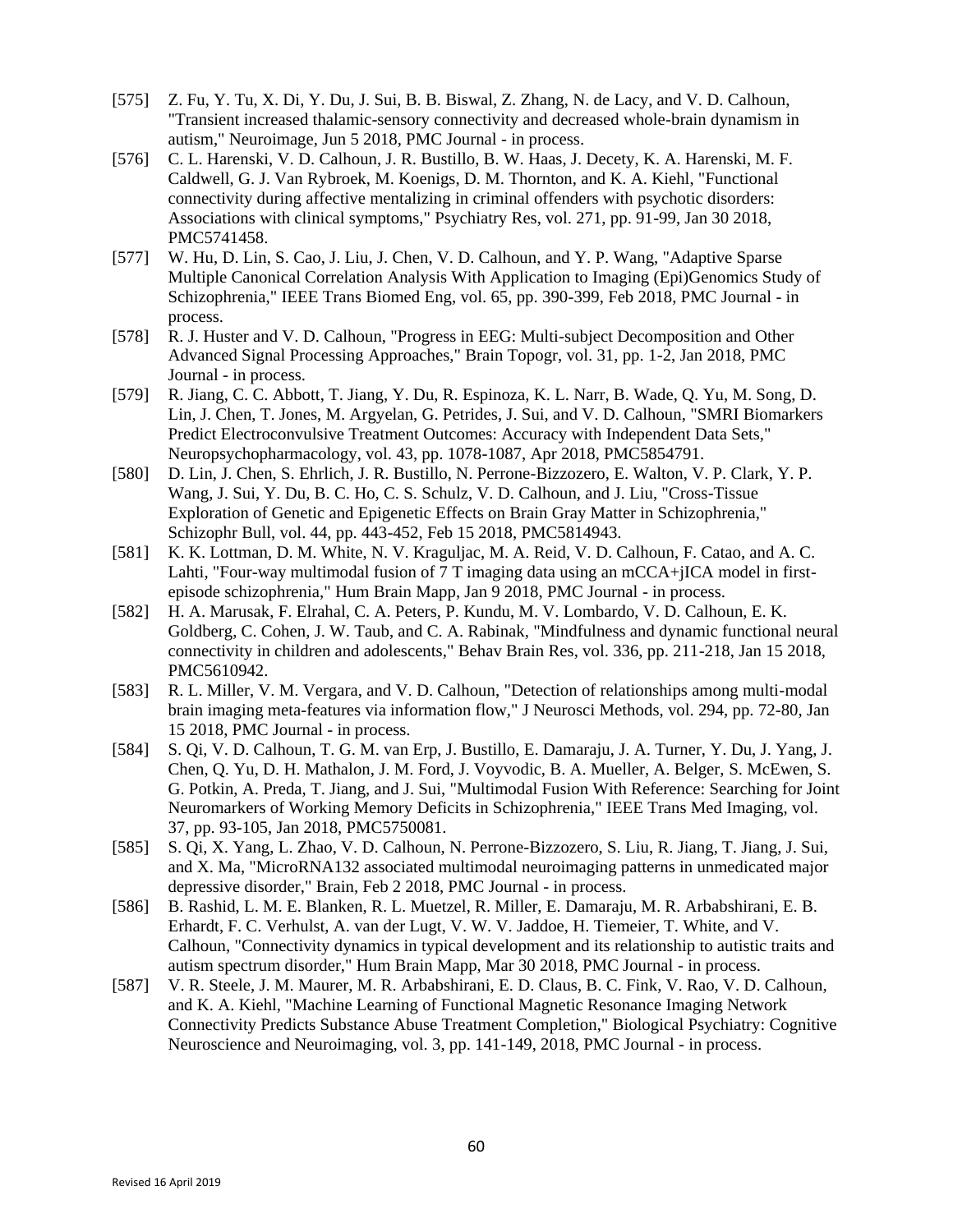[575] Z. Fu, Y. Tu, X. Di, Y. Du, J. Sui, B. B. Biswal, Z. Zhang, N. de Lacy, and V. D. Calhoun, "Transient increased thalamic-sensory connectivity and decreased whole-brain dynamism in autism," Neuroimage, Jun 5 2018, PMC Journal - in process.

[576] C. L. Harenski, V. D. Calhoun, J. R. Bustillo, B. W. Haas, J. Decety, K. A. Harenski, M. F. Caldwell, G. J. Van Rybroek, M. Koenigs, D. M. Thornton, and K. A. Kiehl, "Functional connectivity during affective mentalizing in criminal offenders with psychotic disorders: Associations with clinical symptoms," Psychiatry Res, vol. 271, pp. 91-99, Jan 30 2018, PMC5741458.

[577] W. Hu, D. Lin, S. Cao, J. Liu, J. Chen, V. D. Calhoun, and Y. P. Wang, "Adaptive Sparse Multiple Canonical Correlation Analysis With Application to Imaging (Epi)Genomics Study of Schizophrenia," IEEE Trans Biomed Eng, vol. 65, pp. 390-399, Feb 2018, PMC Journal - in process.

[578] R. J. Huster and V. D. Calhoun, "Progress in EEG: Multi-subject Decomposition and Other Advanced Signal Processing Approaches," Brain Topogr, vol. 31, pp. 1-2, Jan 2018, PMC Journal - in process.

[579] R. Jiang, C. C. Abbott, T. Jiang, Y. Du, R. Espinoza, K. L. Narr, B. Wade, Q. Yu, M. Song, D. Lin, J. Chen, T. Jones, M. Argyelan, G. Petrides, J. Sui, and V. D. Calhoun, "SMRI Biomarkers Predict Electroconvulsive Treatment Outcomes: Accuracy with Independent Data Sets," Neuropsychopharmacology, vol. 43, pp. 1078-1087, Apr 2018, PMC5854791.

[580] D. Lin, J. Chen, S. Ehrlich, J. R. Bustillo, N. Perrone-Bizzozero, E. Walton, V. P. Clark, Y. P. Wang, J. Sui, Y. Du, B. C. Ho, C. S. Schulz, V. D. Calhoun, and J. Liu, "Cross-Tissue Exploration of Genetic and Epigenetic Effects on Brain Gray Matter in Schizophrenia," Schizophr Bull, vol. 44, pp. 443-452, Feb 15 2018, PMC5814943.

[581] K. K. Lottman, D. M. White, N. V. Kraguljac, M. A. Reid, V. D. Calhoun, F. Catao, and A. C. Lahti, "Four-way multimodal fusion of 7 T imaging data using an mCCA+jICA model in first-episode schizophrenia," Hum Brain Mapp, Jan 9 2018, PMC Journal - in process.

[582] H. A. Marusak, F. Elrahal, C. A. Peters, P. Kundu, M. V. Lombardo, V. D. Calhoun, E. K. Goldberg, C. Cohen, J. W. Taub, and C. A. Rabinak, "Mindfulness and dynamic functional neural connectivity in children and adolescents," Behav Brain Res, vol. 336, pp. 211-218, Jan 15 2018, PMC5610942.

[583] R. L. Miller, V. M. Vergara, and V. D. Calhoun, "Detection of relationships among multi-modal brain imaging meta-features via information flow," J Neurosci Methods, vol. 294, pp. 72-80, Jan 15 2018, PMC Journal - in process.

[584] S. Qi, V. D. Calhoun, T. G. M. van Erp, J. Bustillo, E. Damaraju, J. A. Turner, Y. Du, J. Yang, J. Chen, Q. Yu, D. H. Mathalon, J. M. Ford, J. Voyvodic, B. A. Mueller, A. Belger, S. McEwen, S. G. Potkin, A. Preda, T. Jiang, and J. Sui, "Multimodal Fusion With Reference: Searching for Joint Neuromarkers of Working Memory Deficits in Schizophrenia," IEEE Trans Med Imaging, vol. 37, pp. 93-105, Jan 2018, PMC5750081.

[585] S. Qi, X. Yang, L. Zhao, V. D. Calhoun, N. Perrone-Bizzozero, S. Liu, R. Jiang, T. Jiang, J. Sui, and X. Ma, "MicroRNA132 associated multimodal neuroimaging patterns in unmedicated major depressive disorder," Brain, Feb 2 2018, PMC Journal - in process.

[586] B. Rashid, L. M. E. Blanken, R. L. Muetzel, R. Miller, E. Damaraju, M. R. Arbabshirani, E. B. Erhardt, F. C. Verhulst, A. van der Lugt, V. W. V. Jaddoe, H. Tiemeier, T. White, and V. Calhoun, "Connectivity dynamics in typical development and its relationship to autistic traits and autism spectrum disorder," Hum Brain Mapp, Mar 30 2018, PMC Journal - in process.

[587] V. R. Steele, J. M. Maurer, M. R. Arbabshirani, E. D. Claus, B. C. Fink, V. Rao, V. D. Calhoun, and K. A. Kiehl, "Machine Learning of Functional Magnetic Resonance Imaging Network Connectivity Predicts Substance Abuse Treatment Completion," Biological Psychiatry: Cognitive Neuroscience and Neuroimaging, vol. 3, pp. 141-149, 2018, PMC Journal - in process.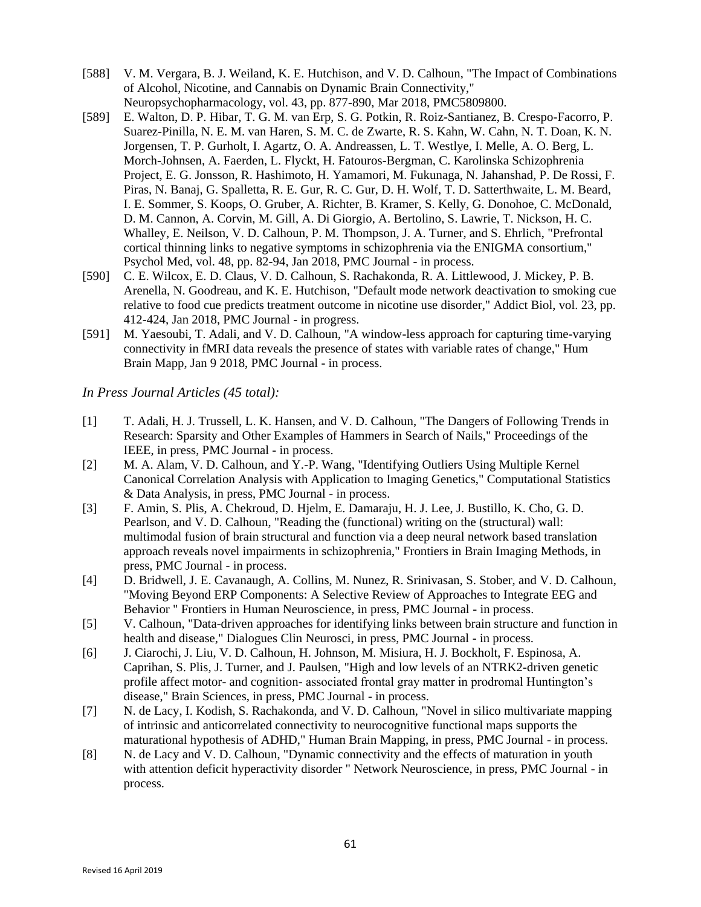[588] V. M. Vergara, B. J. Weiland, K. E. Hutchison, and V. D. Calhoun, "The Impact of Combinations of Alcohol, Nicotine, and Cannabis on Dynamic Brain Connectivity," Neuropsychopharmacology, vol. 43, pp. 877-890, Mar 2018, PMC5809800.

[589] E. Walton, D. P. Hibar, T. G. M. van Erp, S. G. Potkin, R. Roiz-Santianez, B. Crespo-Facorro, P. Suarez-Pinilla, N. E. M. van Haren, S. M. C. de Zwarte, R. S. Kahn, W. Cahn, N. T. Doan, K. N. Jorgensen, T. P. Gurholt, I. Agartz, O. A. Andreassen, L. T. Westlye, I. Melle, A. O. Berg, L. Morch-Johnsen, A. Faerden, L. Flyckt, H. Fatouros-Bergman, C. Karolinska Schizophrenia Project, E. G. Jonsson, R. Hashimoto, H. Yamamori, M. Fukunaga, N. Jahanshad, P. De Rossi, F. Piras, N. Banaj, G. Spalletta, R. E. Gur, R. C. Gur, D. H. Wolf, T. D. Satterthwaite, L. M. Beard, I. E. Sommer, S. Koops, O. Gruber, A. Richter, B. Kramer, S. Kelly, G. Donohoe, C. McDonald, D. M. Cannon, A. Corvin, M. Gill, A. Di Giorgio, A. Bertolino, S. Lawrie, T. Nickson, H. C. Whalley, E. Neilson, V. D. Calhoun, P. M. Thompson, J. A. Turner, and S. Ehrlich, "Prefrontal cortical thinning links to negative symptoms in schizophrenia via the ENIGMA consortium," Psychol Med, vol. 48, pp. 82-94, Jan 2018, PMC Journal - in process.

[590] C. E. Wilcox, E. D. Claus, V. D. Calhoun, S. Rachakonda, R. A. Littlewood, J. Mickey, P. B. Arenella, N. Goodreau, and K. E. Hutchison, "Default mode network deactivation to smoking cue relative to food cue predicts treatment outcome in nicotine use disorder," Addict Biol, vol. 23, pp. 412-424, Jan 2018, PMC Journal - in progress.

[591] M. Yaesoubi, T. Adali, and V. D. Calhoun, "A window-less approach for capturing time-varying connectivity in fMRI data reveals the presence of states with variable rates of change," Hum Brain Mapp, Jan 9 2018, PMC Journal - in process.

*In Press Journal Articles (45 total):*

[1] T. Adali, H. J. Trussell, L. K. Hansen, and V. D. Calhoun, "The Dangers of Following Trends in Research: Sparsity and Other Examples of Hammers in Search of Nails," Proceedings of the IEEE, in press, PMC Journal - in process.

[2] M. A. Alam, V. D. Calhoun, and Y.-P. Wang, "Identifying Outliers Using Multiple Kernel Canonical Correlation Analysis with Application to Imaging Genetics," Computational Statistics & Data Analysis, in press, PMC Journal - in process.

[3] F. Amin, S. Plis, A. Chekroud, D. Hjelm, E. Damaraju, H. J. Lee, J. Bustillo, K. Cho, G. D. Pearlson, and V. D. Calhoun, "Reading the (functional) writing on the (structural) wall: multimodal fusion of brain structural and function via a deep neural network based translation approach reveals novel impairments in schizophrenia," Frontiers in Brain Imaging Methods, in press, PMC Journal - in process.

[4] D. Bridwell, J. E. Cavanaugh, A. Collins, M. Nunez, R. Srinivasan, S. Stober, and V. D. Calhoun, "Moving Beyond ERP Components: A Selective Review of Approaches to Integrate EEG and Behavior " Frontiers in Human Neuroscience, in press, PMC Journal - in process.

[5] V. Calhoun, "Data-driven approaches for identifying links between brain structure and function in health and disease," Dialogues Clin Neurosci, in press, PMC Journal - in process.

[6] J. Ciarochi, J. Liu, V. D. Calhoun, H. Johnson, M. Misiura, H. J. Bockholt, F. Espinosa, A. Caprihan, S. Plis, J. Turner, and J. Paulsen, "High and low levels of an NTRK2-driven genetic profile affect motor- and cognition- associated frontal gray matter in prodromal Huntington's disease," Brain Sciences, in press, PMC Journal - in process.

[7] N. de Lacy, I. Kodish, S. Rachakonda, and V. D. Calhoun, "Novel in silico multivariate mapping of intrinsic and anticorrelated connectivity to neurocognitive functional maps supports the maturational hypothesis of ADHD," Human Brain Mapping, in press, PMC Journal - in process.

[8] N. de Lacy and V. D. Calhoun, "Dynamic connectivity and the effects of maturation in youth with attention deficit hyperactivity disorder " Network Neuroscience, in press, PMC Journal - in process.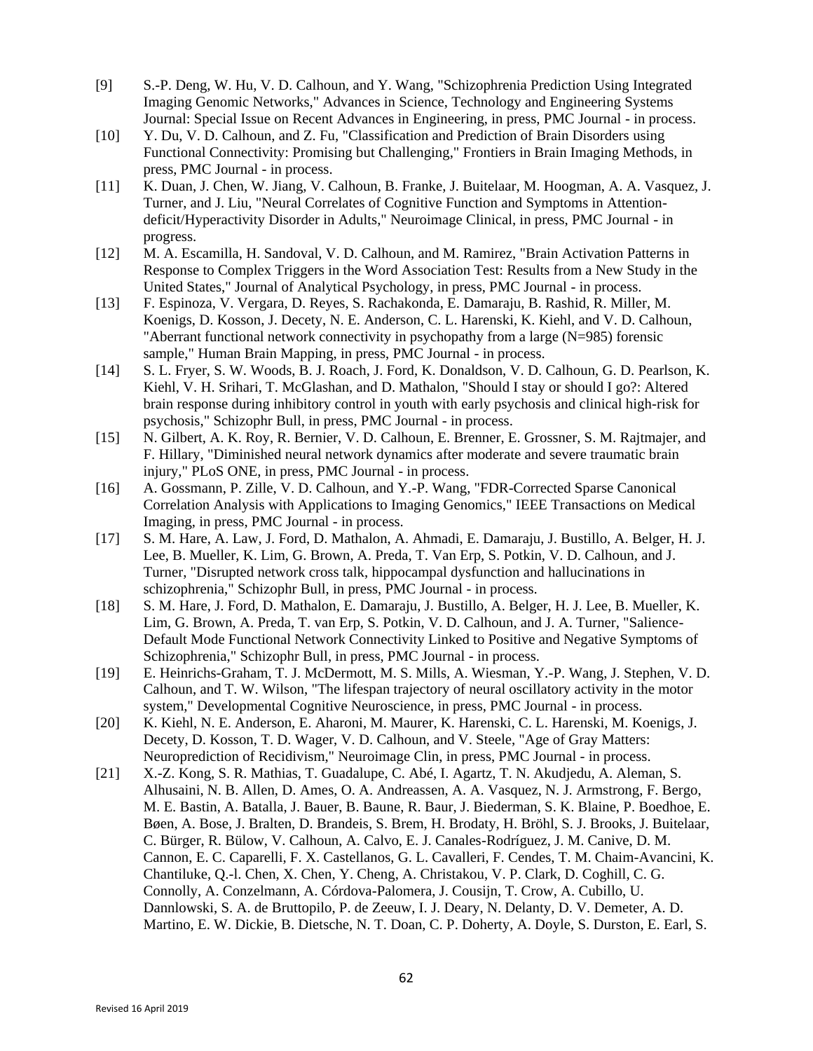[9] S.-P. Deng, W. Hu, V. D. Calhoun, and Y. Wang, "Schizophrenia Prediction Using Integrated Imaging Genomic Networks," Advances in Science, Technology and Engineering Systems Journal: Special Issue on Recent Advances in Engineering, in press, PMC Journal - in process.

[10] Y. Du, V. D. Calhoun, and Z. Fu, "Classification and Prediction of Brain Disorders using Functional Connectivity: Promising but Challenging," Frontiers in Brain Imaging Methods, in press, PMC Journal - in process.

[11] K. Duan, J. Chen, W. Jiang, V. Calhoun, B. Franke, J. Buitelaar, M. Hoogman, A. A. Vasquez, J. Turner, and J. Liu, "Neural Correlates of Cognitive Function and Symptoms in Attention-deficit/Hyperactivity Disorder in Adults," Neuroimage Clinical, in press, PMC Journal - in progress.

[12] M. A. Escamilla, H. Sandoval, V. D. Calhoun, and M. Ramirez, "Brain Activation Patterns in Response to Complex Triggers in the Word Association Test: Results from a New Study in the United States," Journal of Analytical Psychology, in press, PMC Journal - in process.

[13] F. Espinoza, V. Vergara, D. Reyes, S. Rachakonda, E. Damaraju, B. Rashid, R. Miller, M. Koenigs, D. Kosson, J. Decety, N. E. Anderson, C. L. Harenski, K. Kiehl, and V. D. Calhoun, "Aberrant functional network connectivity in psychopathy from a large (N=985) forensic sample," Human Brain Mapping, in press, PMC Journal - in process.

[14] S. L. Fryer, S. W. Woods, B. J. Roach, J. Ford, K. Donaldson, V. D. Calhoun, G. D. Pearlson, K. Kiehl, V. H. Srihari, T. McGlashan, and D. Mathalon, "Should I stay or should I go?: Altered brain response during inhibitory control in youth with early psychosis and clinical high-risk for psychosis," Schizophr Bull, in press, PMC Journal - in process.

[15] N. Gilbert, A. K. Roy, R. Bernier, V. D. Calhoun, E. Brenner, E. Grossner, S. M. Rajtmajer, and F. Hillary, "Diminished neural network dynamics after moderate and severe traumatic brain injury," PLoS ONE, in press, PMC Journal - in process.

[16] A. Gossmann, P. Zille, V. D. Calhoun, and Y.-P. Wang, "FDR-Corrected Sparse Canonical Correlation Analysis with Applications to Imaging Genomics," IEEE Transactions on Medical Imaging, in press, PMC Journal - in process.

[17] S. M. Hare, A. Law, J. Ford, D. Mathalon, A. Ahmadi, E. Damaraju, J. Bustillo, A. Belger, H. J. Lee, B. Mueller, K. Lim, G. Brown, A. Preda, T. Van Erp, S. Potkin, V. D. Calhoun, and J. Turner, "Disrupted network cross talk, hippocampal dysfunction and hallucinations in schizophrenia," Schizophr Bull, in press, PMC Journal - in process.

[18] S. M. Hare, J. Ford, D. Mathalon, E. Damaraju, J. Bustillo, A. Belger, H. J. Lee, B. Mueller, K. Lim, G. Brown, A. Preda, T. van Erp, S. Potkin, V. D. Calhoun, and J. A. Turner, "Salience-Default Mode Functional Network Connectivity Linked to Positive and Negative Symptoms of Schizophrenia," Schizophr Bull, in press, PMC Journal - in process.

[19] E. Heinrichs-Graham, T. J. McDermott, M. S. Mills, A. Wiesman, Y.-P. Wang, J. Stephen, V. D. Calhoun, and T. W. Wilson, "The lifespan trajectory of neural oscillatory activity in the motor system," Developmental Cognitive Neuroscience, in press, PMC Journal - in process.

[20] K. Kiehl, N. E. Anderson, E. Aharoni, M. Maurer, K. Harenski, C. L. Harenski, M. Koenigs, J. Decety, D. Kosson, T. D. Wager, V. D. Calhoun, and V. Steele, "Age of Gray Matters: Neuroprediction of Recidivism," Neuroimage Clin, in press, PMC Journal - in process.

[21] X.-Z. Kong, S. R. Mathias, T. Guadalupe, C. Abé, I. Agartz, T. N. Akudjedu, A. Aleman, S. Alhusaini, N. B. Allen, D. Ames, O. A. Andreassen, A. A. Vasquez, N. J. Armstrong, F. Bergo, M. E. Bastin, A. Batalla, J. Bauer, B. Baune, R. Baur, J. Biederman, S. K. Blaine, P. Boedhoe, E. Bøen, A. Bose, J. Bralten, D. Brandeis, S. Brem, H. Brodaty, H. Bröhl, S. J. Brooks, J. Buitelaar, C. Bürger, R. Bülow, V. Calhoun, A. Calvo, E. J. Canales-Rodríguez, J. M. Canive, D. M. Cannon, E. C. Caparelli, F. X. Castellanos, G. L. Cavalleri, F. Cendes, T. M. Chaim-Avancini, K. Chantiluke, Q.-l. Chen, X. Chen, Y. Cheng, A. Christakou, V. P. Clark, D. Coghill, C. G. Connolly, A. Conzelmann, A. Córdova-Palomera, J. Cousijn, T. Crow, A. Cubillo, U. Dannlowski, S. A. de Bruttopilo, P. de Zeeuw, I. J. Deary, N. Delanty, D. V. Demeter, A. D. Martino, E. W. Dickie, B. Dietsche, N. T. Doan, C. P. Doherty, A. Doyle, S. Durston, E. Earl, S.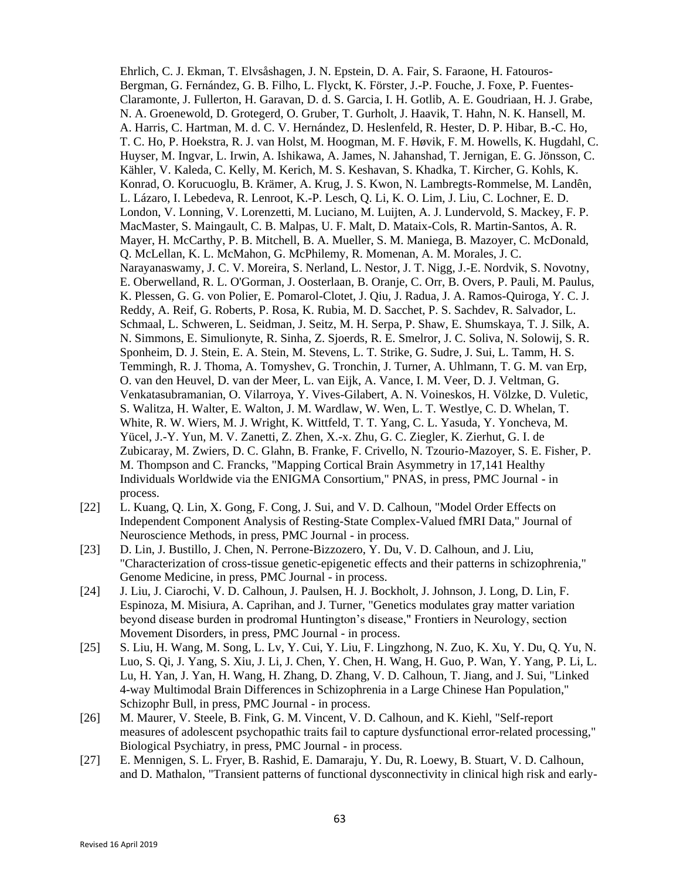Ehrlich, C. J. Ekman, T. Elvsåshagen, J. N. Epstein, D. A. Fair, S. Faraone, H. Fatouros-Bergman, G. Fernández, G. B. Filho, L. Flyckt, K. Förster, J.-P. Fouche, J. Foxe, P. Fuentes-Claramonte, J. Fullerton, H. Garavan, D. d. S. Garcia, I. H. Gotlib, A. E. Goudriaan, H. J. Grabe, N. A. Groenewold, D. Grotegerd, O. Gruber, T. Gurholt, J. Haavik, T. Hahn, N. K. Hansell, M. A. Harris, C. Hartman, M. d. C. V. Hernández, D. Heslenfeld, R. Hester, D. P. Hibar, B.-C. Ho, T. C. Ho, P. Hoekstra, R. J. van Holst, M. Hoogman, M. F. Høvik, F. M. Howells, K. Hugdahl, C. Huyser, M. Ingvar, L. Irwin, A. Ishikawa, A. James, N. Jahanshad, T. Jernigan, E. G. Jönsson, C. Kähler, V. Kaleda, C. Kelly, M. Kerich, M. S. Keshavan, S. Khadka, T. Kircher, G. Kohls, K. Konrad, O. Korucuoglu, B. Krämer, A. Krug, J. S. Kwon, N. Lambregts-Rommelse, M. Landên, L. Lázaro, I. Lebedeva, R. Lenroot, K.-P. Lesch, Q. Li, K. O. Lim, J. Liu, C. Lochner, E. D. London, V. Lonning, V. Lorenzetti, M. Luciano, M. Luijten, A. J. Lundervold, S. Mackey, F. P. MacMaster, S. Maingault, C. B. Malpas, U. F. Malt, D. Mataix-Cols, R. Martin-Santos, A. R. Mayer, H. McCarthy, P. B. Mitchell, B. A. Mueller, S. M. Maniega, B. Mazoyer, C. McDonald, Q. McLellan, K. L. McMahon, G. McPhilemy, R. Momenan, A. M. Morales, J. C. Narayanaswamy, J. C. V. Moreira, S. Nerland, L. Nestor, J. T. Nigg, J.-E. Nordvik, S. Novotny, E. Oberwelland, R. L. O'Gorman, J. Oosterlaan, B. Oranje, C. Orr, B. Overs, P. Pauli, M. Paulus, K. Plessen, G. G. von Polier, E. Pomarol-Clotet, J. Qiu, J. Radua, J. A. Ramos-Quiroga, Y. C. J. Reddy, A. Reif, G. Roberts, P. Rosa, K. Rubia, M. D. Sacchet, P. S. Sachdev, R. Salvador, L. Schmaal, L. Schweren, L. Seidman, J. Seitz, M. H. Serpa, P. Shaw, E. Shumskaya, T. J. Silk, A. N. Simmons, E. Simulionyte, R. Sinha, Z. Sjoerds, R. E. Smelror, J. C. Soliva, N. Solowij, S. R. Sponheim, D. J. Stein, E. A. Stein, M. Stevens, L. T. Strike, G. Sudre, J. Sui, L. Tamm, H. S. Temmingh, R. J. Thoma, A. Tomyshev, G. Tronchin, J. Turner, A. Uhlmann, T. G. M. van Erp, O. van den Heuvel, D. van der Meer, L. van Eijk, A. Vance, I. M. Veer, D. J. Veltman, G. Venkatasubramanian, O. Vilarroya, Y. Vives-Gilabert, A. N. Voineskos, H. Völzke, D. Vuletic, S. Walitza, H. Walter, E. Walton, J. M. Wardlaw, W. Wen, L. T. Westlye, C. D. Whelan, T. White, R. W. Wiers, M. J. Wright, K. Wittfeld, T. T. Yang, C. L. Yasuda, Y. Yoncheva, M. Yücel, J.-Y. Yun, M. V. Zanetti, Z. Zhen, X.-x. Zhu, G. C. Ziegler, K. Zierhut, G. I. de Zubicaray, M. Zwiers, D. C. Glahn, B. Franke, F. Crivello, N. Tzourio-Mazoyer, S. E. Fisher, P. M. Thompson and C. Francks, "Mapping Cortical Brain Asymmetry in 17,141 Healthy Individuals Worldwide via the ENIGMA Consortium," PNAS, in press, PMC Journal - in process.

[22] L. Kuang, Q. Lin, X. Gong, F. Cong, J. Sui, and V. D. Calhoun, "Model Order Effects on Independent Component Analysis of Resting-State Complex-Valued fMRI Data," Journal of Neuroscience Methods, in press, PMC Journal - in process.

[23] D. Lin, J. Bustillo, J. Chen, N. Perrone-Bizzozero, Y. Du, V. D. Calhoun, and J. Liu, "Characterization of cross-tissue genetic-epigenetic effects and their patterns in schizophrenia," Genome Medicine, in press, PMC Journal - in process.

[24] J. Liu, J. Ciarochi, V. D. Calhoun, J. Paulsen, H. J. Bockholt, J. Johnson, J. Long, D. Lin, F. Espinoza, M. Misiura, A. Caprihan, and J. Turner, "Genetics modulates gray matter variation beyond disease burden in prodromal Huntington's disease," Frontiers in Neurology, section Movement Disorders, in press, PMC Journal - in process.

[25] S. Liu, H. Wang, M. Song, L. Lv, Y. Cui, Y. Liu, F. Lingzhong, N. Zuo, K. Xu, Y. Du, Q. Yu, N. Luo, S. Qi, J. Yang, S. Xiu, J. Li, J. Chen, Y. Chen, H. Wang, H. Guo, P. Wan, Y. Yang, P. Li, L. Lu, H. Yan, J. Yan, H. Wang, H. Zhang, D. Zhang, V. D. Calhoun, T. Jiang, and J. Sui, "Linked 4-way Multimodal Brain Differences in Schizophrenia in a Large Chinese Han Population," Schizophr Bull, in press, PMC Journal - in process.

[26] M. Maurer, V. Steele, B. Fink, G. M. Vincent, V. D. Calhoun, and K. Kiehl, "Self-report measures of adolescent psychopathic traits fail to capture dysfunctional error-related processing," Biological Psychiatry, in press, PMC Journal - in process.

[27] E. Mennigen, S. L. Fryer, B. Rashid, E. Damaraju, Y. Du, R. Loewy, B. Stuart, V. D. Calhoun, and D. Mathalon, "Transient patterns of functional dysconnectivity in clinical high risk and early-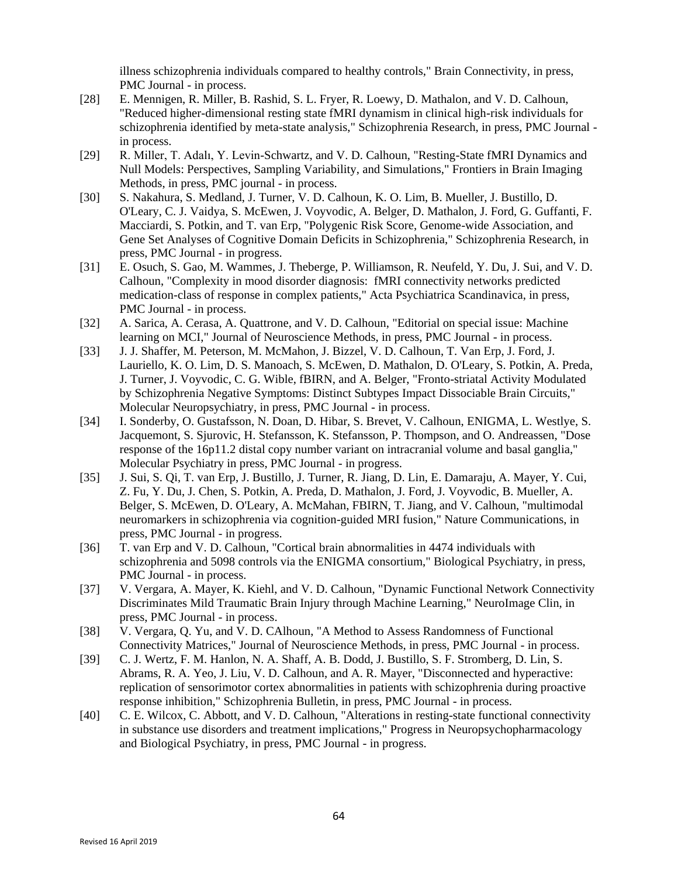illness schizophrenia individuals compared to healthy controls," Brain Connectivity, in press, PMC Journal - in process.

[28] E. Mennigen, R. Miller, B. Rashid, S. L. Fryer, R. Loewy, D. Mathalon, and V. D. Calhoun, "Reduced higher-dimensional resting state fMRI dynamism in clinical high-risk individuals for schizophrenia identified by meta-state analysis," Schizophrenia Research, in press, PMC Journal - in process.

[29] R. Miller, T. Adalı, Y. Levin-Schwartz, and V. D. Calhoun, "Resting-State fMRI Dynamics and Null Models: Perspectives, Sampling Variability, and Simulations," Frontiers in Brain Imaging Methods, in press, PMC journal - in process.

[30] S. Nakahura, S. Medland, J. Turner, V. D. Calhoun, K. O. Lim, B. Mueller, J. Bustillo, D. O'Leary, C. J. Vaidya, S. McEwen, J. Voyvodic, A. Belger, D. Mathalon, J. Ford, G. Guffanti, F. Macciardi, S. Potkin, and T. van Erp, "Polygenic Risk Score, Genome-wide Association, and Gene Set Analyses of Cognitive Domain Deficits in Schizophrenia," Schizophrenia Research, in press, PMC Journal - in progress.

[31] E. Osuch, S. Gao, M. Wammes, J. Theberge, P. Williamson, R. Neufeld, Y. Du, J. Sui, and V. D. Calhoun, "Complexity in mood disorder diagnosis: fMRI connectivity networks predicted medication-class of response in complex patients," Acta Psychiatrica Scandinavica, in press, PMC Journal - in process.

[32] A. Sarica, A. Cerasa, A. Quattrone, and V. D. Calhoun, "Editorial on special issue: Machine learning on MCI," Journal of Neuroscience Methods, in press, PMC Journal - in process.

[33] J. J. Shaffer, M. Peterson, M. McMahon, J. Bizzel, V. D. Calhoun, T. Van Erp, J. Ford, J. Lauriello, K. O. Lim, D. S. Manoach, S. McEwen, D. Mathalon, D. O'Leary, S. Potkin, A. Preda, J. Turner, J. Voyvodic, C. G. Wible, fBIRN, and A. Belger, "Fronto-striatal Activity Modulated by Schizophrenia Negative Symptoms: Distinct Subtypes Impact Dissociable Brain Circuits," Molecular Neuropsychiatry, in press, PMC Journal - in process.

[34] I. Sonderby, O. Gustafsson, N. Doan, D. Hibar, S. Brevet, V. Calhoun, ENIGMA, L. Westlye, S. Jacquemont, S. Sjurovic, H. Stefansson, K. Stefansson, P. Thompson, and O. Andreassen, "Dose response of the 16p11.2 distal copy number variant on intracranial volume and basal ganglia," Molecular Psychiatry in press, PMC Journal - in progress.

[35] J. Sui, S. Qi, T. van Erp, J. Bustillo, J. Turner, R. Jiang, D. Lin, E. Damaraju, A. Mayer, Y. Cui, Z. Fu, Y. Du, J. Chen, S. Potkin, A. Preda, D. Mathalon, J. Ford, J. Voyvodic, B. Mueller, A. Belger, S. McEwen, D. O'Leary, A. McMahan, FBIRN, T. Jiang, and V. Calhoun, "multimodal neuromarkers in schizophrenia via cognition-guided MRI fusion," Nature Communications, in press, PMC Journal - in progress.

[36] T. van Erp and V. D. Calhoun, "Cortical brain abnormalities in 4474 individuals with schizophrenia and 5098 controls via the ENIGMA consortium," Biological Psychiatry, in press, PMC Journal - in process.

[37] V. Vergara, A. Mayer, K. Kiehl, and V. D. Calhoun, "Dynamic Functional Network Connectivity Discriminates Mild Traumatic Brain Injury through Machine Learning," NeuroImage Clin, in press, PMC Journal - in process.

[38] V. Vergara, Q. Yu, and V. D. CAlhoun, "A Method to Assess Randomness of Functional Connectivity Matrices," Journal of Neuroscience Methods, in press, PMC Journal - in process.

[39] C. J. Wertz, F. M. Hanlon, N. A. Shaff, A. B. Dodd, J. Bustillo, S. F. Stromberg, D. Lin, S. Abrams, R. A. Yeo, J. Liu, V. D. Calhoun, and A. R. Mayer, "Disconnected and hyperactive: replication of sensorimotor cortex abnormalities in patients with schizophrenia during proactive response inhibition," Schizophrenia Bulletin, in press, PMC Journal - in process.

[40] C. E. Wilcox, C. Abbott, and V. D. Calhoun, "Alterations in resting-state functional connectivity in substance use disorders and treatment implications," Progress in Neuropsychopharmacology and Biological Psychiatry, in press, PMC Journal - in progress.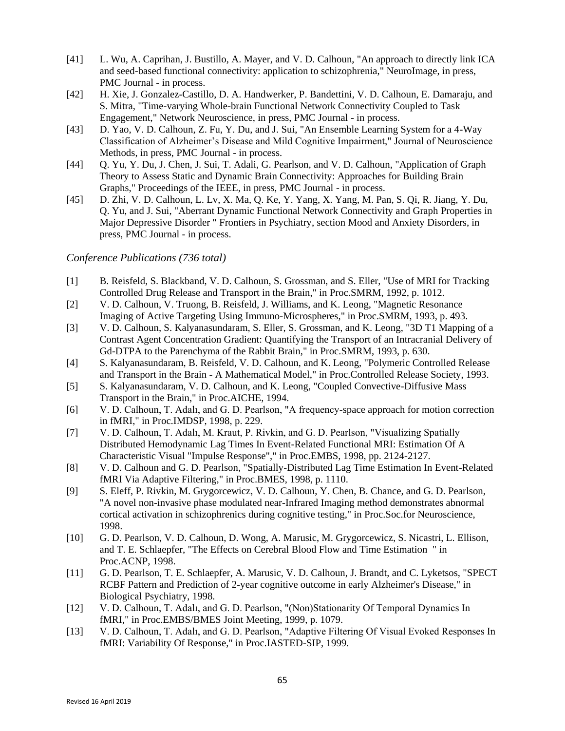[41] L. Wu, A. Caprihan, J. Bustillo, A. Mayer, and V. D. Calhoun, "An approach to directly link ICA and seed-based functional connectivity: application to schizophrenia," NeuroImage, in press, PMC Journal - in process.

[42] H. Xie, J. Gonzalez-Castillo, D. A. Handwerker, P. Bandettini, V. D. Calhoun, E. Damaraju, and S. Mitra, "Time-varying Whole-brain Functional Network Connectivity Coupled to Task Engagement," Network Neuroscience, in press, PMC Journal - in process.

[43] D. Yao, V. D. Calhoun, Z. Fu, Y. Du, and J. Sui, "An Ensemble Learning System for a 4-Way Classification of Alzheimer's Disease and Mild Cognitive Impairment," Journal of Neuroscience Methods, in press, PMC Journal - in process.

[44] Q. Yu, Y. Du, J. Chen, J. Sui, T. Adali, G. Pearlson, and V. D. Calhoun, "Application of Graph Theory to Assess Static and Dynamic Brain Connectivity: Approaches for Building Brain Graphs," Proceedings of the IEEE, in press, PMC Journal - in process.

[45] D. Zhi, V. D. Calhoun, L. Lv, X. Ma, Q. Ke, Y. Yang, X. Yang, M. Pan, S. Qi, R. Jiang, Y. Du, Q. Yu, and J. Sui, "Aberrant Dynamic Functional Network Connectivity and Graph Properties in Major Depressive Disorder " Frontiers in Psychiatry, section Mood and Anxiety Disorders, in press, PMC Journal - in process.

*Conference Publications (736 total)*

[1] B. Reisfeld, S. Blackband, V. D. Calhoun, S. Grossman, and S. Eller, "Use of MRI for Tracking Controlled Drug Release and Transport in the Brain," in Proc.SMRM, 1992, p. 1012.

[2] V. D. Calhoun, V. Truong, B. Reisfeld, J. Williams, and K. Leong, "Magnetic Resonance Imaging of Active Targeting Using Immuno-Microspheres," in Proc.SMRM, 1993, p. 493.

[3] V. D. Calhoun, S. Kalyanasundaram, S. Eller, S. Grossman, and K. Leong, "3D T1 Mapping of a Contrast Agent Concentration Gradient: Quantifying the Transport of an Intracranial Delivery of Gd-DTPA to the Parenchyma of the Rabbit Brain," in Proc.SMRM, 1993, p. 630.

[4] S. Kalyanasundaram, B. Reisfeld, V. D. Calhoun, and K. Leong, "Polymeric Controlled Release and Transport in the Brain - A Mathematical Model," in Proc.Controlled Release Society, 1993.

[5] S. Kalyanasundaram, V. D. Calhoun, and K. Leong, "Coupled Convective-Diffusive Mass Transport in the Brain," in Proc.AICHE, 1994.

[6] V. D. Calhoun, T. Adalı, and G. D. Pearlson, "A frequency-space approach for motion correction in fMRI," in Proc.IMDSP, 1998, p. 229.

[7] V. D. Calhoun, T. Adalı, M. Kraut, P. Rivkin, and G. D. Pearlson, "Visualizing Spatially Distributed Hemodynamic Lag Times In Event-Related Functional MRI: Estimation Of A Characteristic Visual "Impulse Response"," in Proc.EMBS, 1998, pp. 2124-2127.

[8] V. D. Calhoun and G. D. Pearlson, "Spatially-Distributed Lag Time Estimation In Event-Related fMRI Via Adaptive Filtering," in Proc.BMES, 1998, p. 1110.

[9] S. Eleff, P. Rivkin, M. Grygorcewicz, V. D. Calhoun, Y. Chen, B. Chance, and G. D. Pearlson, "A novel non-invasive phase modulated near-Infrared Imaging method demonstrates abnormal cortical activation in schizophrenics during cognitive testing," in Proc.Soc.for Neuroscience, 1998.

[10] G. D. Pearlson, V. D. Calhoun, D. Wong, A. Marusic, M. Grygorcewicz, S. Nicastri, L. Ellison, and T. E. Schlaepfer, "The Effects on Cerebral Blood Flow and Time Estimation " in Proc.ACNP, 1998.

[11] G. D. Pearlson, T. E. Schlaepfer, A. Marusic, V. D. Calhoun, J. Brandt, and C. Lyketsos, "SPECT RCBF Pattern and Prediction of 2-year cognitive outcome in early Alzheimer's Disease," in Biological Psychiatry, 1998.

[12] V. D. Calhoun, T. Adalı, and G. D. Pearlson, "(Non)Stationarity Of Temporal Dynamics In fMRI," in Proc.EMBS/BMES Joint Meeting, 1999, p. 1079.

[13] V. D. Calhoun, T. Adalı, and G. D. Pearlson, "Adaptive Filtering Of Visual Evoked Responses In fMRI: Variability Of Response," in Proc.IASTED-SIP, 1999.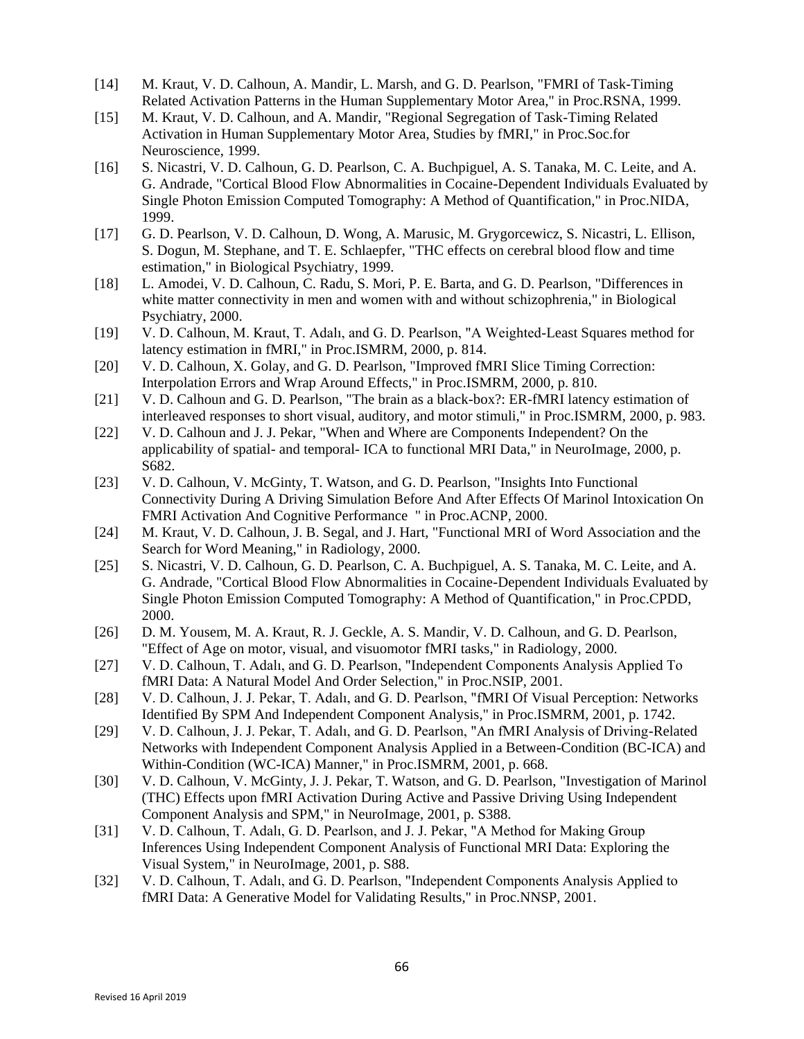[14] M. Kraut, V. D. Calhoun, A. Mandir, L. Marsh, and G. D. Pearlson, "FMRI of Task-Timing Related Activation Patterns in the Human Supplementary Motor Area," in Proc.RSNA, 1999.

[15] M. Kraut, V. D. Calhoun, and A. Mandir, "Regional Segregation of Task-Timing Related Activation in Human Supplementary Motor Area, Studies by fMRI," in Proc.Soc.for Neuroscience, 1999.

[16] S. Nicastri, V. D. Calhoun, G. D. Pearlson, C. A. Buchpiguel, A. S. Tanaka, M. C. Leite, and A. G. Andrade, "Cortical Blood Flow Abnormalities in Cocaine-Dependent Individuals Evaluated by Single Photon Emission Computed Tomography: A Method of Quantification," in Proc.NIDA, 1999.

[17] G. D. Pearlson, V. D. Calhoun, D. Wong, A. Marusic, M. Grygorcewicz, S. Nicastri, L. Ellison, S. Dogun, M. Stephane, and T. E. Schlaepfer, "THC effects on cerebral blood flow and time estimation," in Biological Psychiatry, 1999.

[18] L. Amodei, V. D. Calhoun, C. Radu, S. Mori, P. E. Barta, and G. D. Pearlson, "Differences in white matter connectivity in men and women with and without schizophrenia," in Biological Psychiatry, 2000.

[19] V. D. Calhoun, M. Kraut, T. Adalı, and G. D. Pearlson, "A Weighted-Least Squares method for latency estimation in fMRI," in Proc.ISMRM, 2000, p. 814.

[20] V. D. Calhoun, X. Golay, and G. D. Pearlson, "Improved fMRI Slice Timing Correction: Interpolation Errors and Wrap Around Effects," in Proc.ISMRM, 2000, p. 810.

[21] V. D. Calhoun and G. D. Pearlson, "The brain as a black-box?: ER-fMRI latency estimation of interleaved responses to short visual, auditory, and motor stimuli," in Proc.ISMRM, 2000, p. 983.

[22] V. D. Calhoun and J. J. Pekar, "When and Where are Components Independent? On the applicability of spatial- and temporal- ICA to functional MRI Data," in NeuroImage, 2000, p. S682.

[23] V. D. Calhoun, V. McGinty, T. Watson, and G. D. Pearlson, "Insights Into Functional Connectivity During A Driving Simulation Before And After Effects Of Marinol Intoxication On FMRI Activation And Cognitive Performance " in Proc.ACNP, 2000.

[24] M. Kraut, V. D. Calhoun, J. B. Segal, and J. Hart, "Functional MRI of Word Association and the Search for Word Meaning," in Radiology, 2000.

[25] S. Nicastri, V. D. Calhoun, G. D. Pearlson, C. A. Buchpiguel, A. S. Tanaka, M. C. Leite, and A. G. Andrade, "Cortical Blood Flow Abnormalities in Cocaine-Dependent Individuals Evaluated by Single Photon Emission Computed Tomography: A Method of Quantification," in Proc.CPDD, 2000.

[26] D. M. Yousem, M. A. Kraut, R. J. Geckle, A. S. Mandir, V. D. Calhoun, and G. D. Pearlson, "Effect of Age on motor, visual, and visuomotor fMRI tasks," in Radiology, 2000.

[27] V. D. Calhoun, T. Adalı, and G. D. Pearlson, "Independent Components Analysis Applied To fMRI Data: A Natural Model And Order Selection," in Proc.NSIP, 2001.

[28] V. D. Calhoun, J. J. Pekar, T. Adalı, and G. D. Pearlson, "fMRI Of Visual Perception: Networks Identified By SPM And Independent Component Analysis," in Proc.ISMRM, 2001, p. 1742.

[29] V. D. Calhoun, J. J. Pekar, T. Adalı, and G. D. Pearlson, "An fMRI Analysis of Driving-Related Networks with Independent Component Analysis Applied in a Between-Condition (BC-ICA) and Within-Condition (WC-ICA) Manner," in Proc.ISMRM, 2001, p. 668.

[30] V. D. Calhoun, V. McGinty, J. J. Pekar, T. Watson, and G. D. Pearlson, "Investigation of Marinol (THC) Effects upon fMRI Activation During Active and Passive Driving Using Independent Component Analysis and SPM," in NeuroImage, 2001, p. S388.

[31] V. D. Calhoun, T. Adalı, G. D. Pearlson, and J. J. Pekar, "A Method for Making Group Inferences Using Independent Component Analysis of Functional MRI Data: Exploring the Visual System," in NeuroImage, 2001, p. S88.

[32] V. D. Calhoun, T. Adalı, and G. D. Pearlson, "Independent Components Analysis Applied to fMRI Data: A Generative Model for Validating Results," in Proc.NNSP, 2001.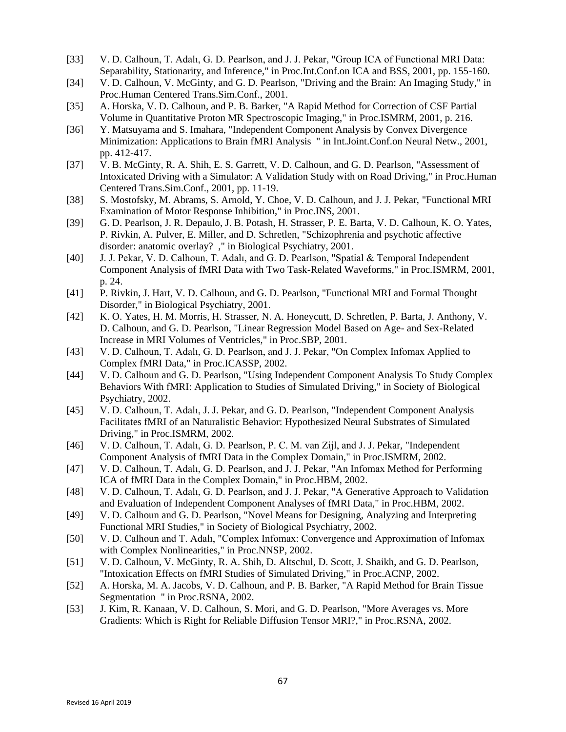[33] V. D. Calhoun, T. Adalı, G. D. Pearlson, and J. J. Pekar, "Group ICA of Functional MRI Data: Separability, Stationarity, and Inference," in Proc.Int.Conf.on ICA and BSS, 2001, pp. 155-160.

[34] V. D. Calhoun, V. McGinty, and G. D. Pearlson, "Driving and the Brain: An Imaging Study," in Proc.Human Centered Trans.Sim.Conf., 2001.

[35] A. Horska, V. D. Calhoun, and P. B. Barker, "A Rapid Method for Correction of CSF Partial Volume in Quantitative Proton MR Spectroscopic Imaging," in Proc.ISMRM, 2001, p. 216.

[36] Y. Matsuyama and S. Imahara, "Independent Component Analysis by Convex Divergence Minimization: Applications to Brain fMRI Analysis " in Int.Joint.Conf.on Neural Netw., 2001, pp. 412-417.

[37] V. B. McGinty, R. A. Shih, E. S. Garrett, V. D. Calhoun, and G. D. Pearlson, "Assessment of Intoxicated Driving with a Simulator: A Validation Study with on Road Driving," in Proc.Human Centered Trans.Sim.Conf., 2001, pp. 11-19.

[38] S. Mostofsky, M. Abrams, S. Arnold, Y. Choe, V. D. Calhoun, and J. J. Pekar, "Functional MRI Examination of Motor Response Inhibition," in Proc.INS, 2001.

[39] G. D. Pearlson, J. R. Depaulo, J. B. Potash, H. Strasser, P. E. Barta, V. D. Calhoun, K. O. Yates, P. Rivkin, A. Pulver, E. Miller, and D. Schretlen, "Schizophrenia and psychotic affective disorder: anatomic overlay? ," in Biological Psychiatry, 2001.

[40] J. J. Pekar, V. D. Calhoun, T. Adalı, and G. D. Pearlson, "Spatial & Temporal Independent Component Analysis of fMRI Data with Two Task-Related Waveforms," in Proc.ISMRM, 2001, p. 24.

[41] P. Rivkin, J. Hart, V. D. Calhoun, and G. D. Pearlson, "Functional MRI and Formal Thought Disorder," in Biological Psychiatry, 2001.

[42] K. O. Yates, H. M. Morris, H. Strasser, N. A. Honeycutt, D. Schretlen, P. Barta, J. Anthony, V. D. Calhoun, and G. D. Pearlson, "Linear Regression Model Based on Age- and Sex-Related Increase in MRI Volumes of Ventricles," in Proc.SBP, 2001.

[43] V. D. Calhoun, T. Adalı, G. D. Pearlson, and J. J. Pekar, "On Complex Infomax Applied to Complex fMRI Data," in Proc.ICASSP, 2002.

[44] V. D. Calhoun and G. D. Pearlson, "Using Independent Component Analysis To Study Complex Behaviors With fMRI: Application to Studies of Simulated Driving," in Society of Biological Psychiatry, 2002.

[45] V. D. Calhoun, T. Adalı, J. J. Pekar, and G. D. Pearlson, "Independent Component Analysis Facilitates fMRI of an Naturalistic Behavior: Hypothesized Neural Substrates of Simulated Driving," in Proc.ISMRM, 2002.

[46] V. D. Calhoun, T. Adalı, G. D. Pearlson, P. C. M. van Zijl, and J. J. Pekar, "Independent Component Analysis of fMRI Data in the Complex Domain," in Proc.ISMRM, 2002.

[47] V. D. Calhoun, T. Adalı, G. D. Pearlson, and J. J. Pekar, "An Infomax Method for Performing ICA of fMRI Data in the Complex Domain," in Proc.HBM, 2002.

[48] V. D. Calhoun, T. Adalı, G. D. Pearlson, and J. J. Pekar, "A Generative Approach to Validation and Evaluation of Independent Component Analyses of fMRI Data," in Proc.HBM, 2002.

[49] V. D. Calhoun and G. D. Pearlson, "Novel Means for Designing, Analyzing and Interpreting Functional MRI Studies," in Society of Biological Psychiatry, 2002.

[50] V. D. Calhoun and T. Adalı, "Complex Infomax: Convergence and Approximation of Infomax with Complex Nonlinearities," in Proc.NNSP, 2002.

[51] V. D. Calhoun, V. McGinty, R. A. Shih, D. Altschul, D. Scott, J. Shaikh, and G. D. Pearlson, "Intoxication Effects on fMRI Studies of Simulated Driving," in Proc.ACNP, 2002.

[52] A. Horska, M. A. Jacobs, V. D. Calhoun, and P. B. Barker, "A Rapid Method for Brain Tissue Segmentation " in Proc.RSNA, 2002.

[53] J. Kim, R. Kanaan, V. D. Calhoun, S. Mori, and G. D. Pearlson, "More Averages vs. More Gradients: Which is Right for Reliable Diffusion Tensor MRI?," in Proc.RSNA, 2002.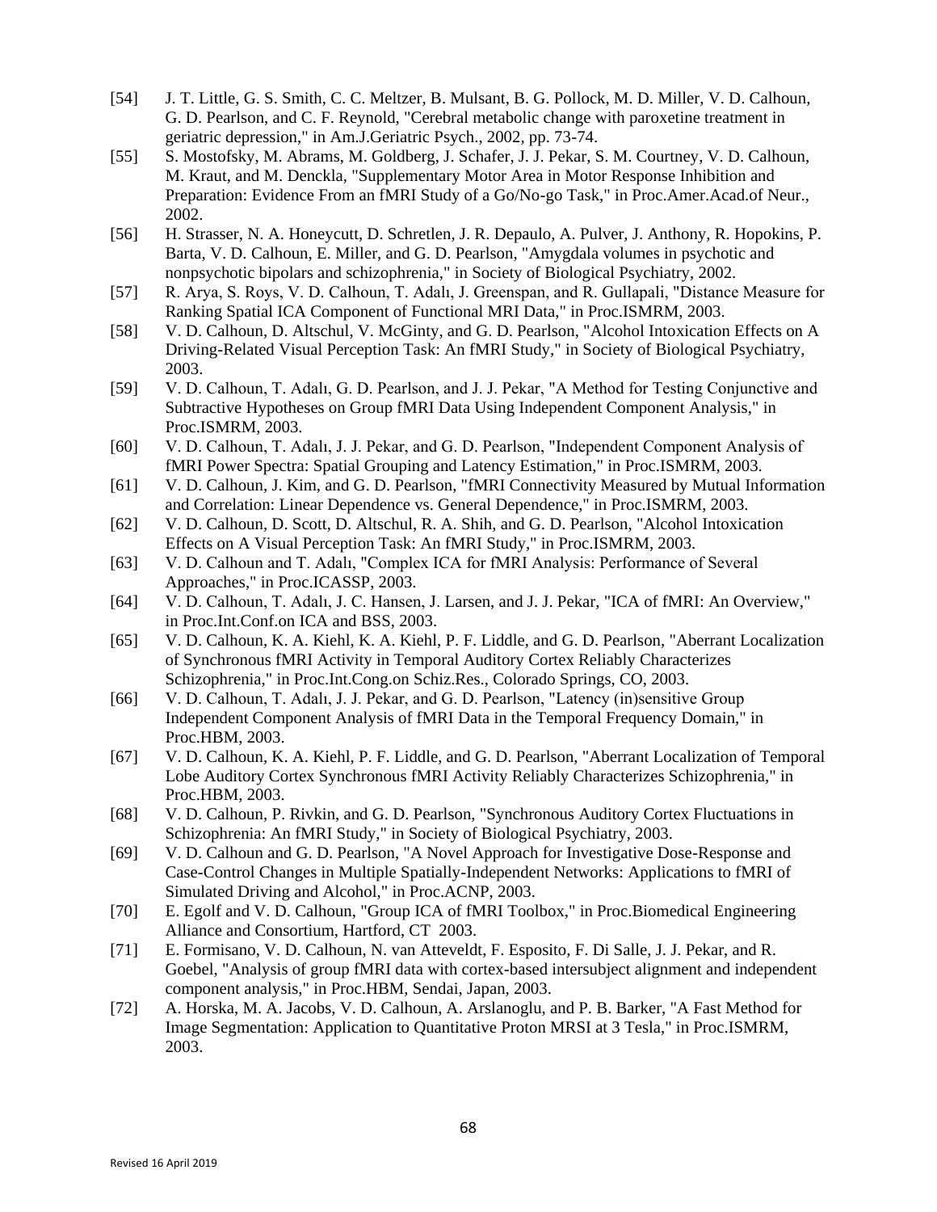[54] J. T. Little, G. S. Smith, C. C. Meltzer, B. Mulsant, B. G. Pollock, M. D. Miller, V. D. Calhoun, G. D. Pearlson, and C. F. Reynold, "Cerebral metabolic change with paroxetine treatment in geriatric depression," in Am.J.Geriatric Psych., 2002, pp. 73-74.

[55] S. Mostofsky, M. Abrams, M. Goldberg, J. Schafer, J. J. Pekar, S. M. Courtney, V. D. Calhoun, M. Kraut, and M. Denckla, "Supplementary Motor Area in Motor Response Inhibition and Preparation: Evidence From an fMRI Study of a Go/No-go Task," in Proc.Amer.Acad.of Neur., 2002.

[56] H. Strasser, N. A. Honeycutt, D. Schretlen, J. R. Depaulo, A. Pulver, J. Anthony, R. Hopokins, P. Barta, V. D. Calhoun, E. Miller, and G. D. Pearlson, "Amygdala volumes in psychotic and nonpsychotic bipolars and schizophrenia," in Society of Biological Psychiatry, 2002.

[57] R. Arya, S. Roys, V. D. Calhoun, T. Adalı, J. Greenspan, and R. Gullapali, "Distance Measure for Ranking Spatial ICA Component of Functional MRI Data," in Proc.ISMRM, 2003.

[58] V. D. Calhoun, D. Altschul, V. McGinty, and G. D. Pearlson, "Alcohol Intoxication Effects on A Driving-Related Visual Perception Task: An fMRI Study," in Society of Biological Psychiatry, 2003.

[59] V. D. Calhoun, T. Adalı, G. D. Pearlson, and J. J. Pekar, "A Method for Testing Conjunctive and Subtractive Hypotheses on Group fMRI Data Using Independent Component Analysis," in Proc.ISMRM, 2003.

[60] V. D. Calhoun, T. Adalı, J. J. Pekar, and G. D. Pearlson, "Independent Component Analysis of fMRI Power Spectra: Spatial Grouping and Latency Estimation," in Proc.ISMRM, 2003.

[61] V. D. Calhoun, J. Kim, and G. D. Pearlson, "fMRI Connectivity Measured by Mutual Information and Correlation: Linear Dependence vs. General Dependence," in Proc.ISMRM, 2003.

[62] V. D. Calhoun, D. Scott, D. Altschul, R. A. Shih, and G. D. Pearlson, "Alcohol Intoxication Effects on A Visual Perception Task: An fMRI Study," in Proc.ISMRM, 2003.

[63] V. D. Calhoun and T. Adalı, "Complex ICA for fMRI Analysis: Performance of Several Approaches," in Proc.ICASSP, 2003.

[64] V. D. Calhoun, T. Adalı, J. C. Hansen, J. Larsen, and J. J. Pekar, "ICA of fMRI: An Overview," in Proc.Int.Conf.on ICA and BSS, 2003.

[65] V. D. Calhoun, K. A. Kiehl, K. A. Kiehl, P. F. Liddle, and G. D. Pearlson, "Aberrant Localization of Synchronous fMRI Activity in Temporal Auditory Cortex Reliably Characterizes Schizophrenia," in Proc.Int.Cong.on Schiz.Res., Colorado Springs, CO, 2003.

[66] V. D. Calhoun, T. Adalı, J. J. Pekar, and G. D. Pearlson, "Latency (in)sensitive Group Independent Component Analysis of fMRI Data in the Temporal Frequency Domain," in Proc.HBM, 2003.

[67] V. D. Calhoun, K. A. Kiehl, P. F. Liddle, and G. D. Pearlson, "Aberrant Localization of Temporal Lobe Auditory Cortex Synchronous fMRI Activity Reliably Characterizes Schizophrenia," in Proc.HBM, 2003.

[68] V. D. Calhoun, P. Rivkin, and G. D. Pearlson, "Synchronous Auditory Cortex Fluctuations in Schizophrenia: An fMRI Study," in Society of Biological Psychiatry, 2003.

[69] V. D. Calhoun and G. D. Pearlson, "A Novel Approach for Investigative Dose-Response and Case-Control Changes in Multiple Spatially-Independent Networks: Applications to fMRI of Simulated Driving and Alcohol," in Proc.ACNP, 2003.

[70] E. Egolf and V. D. Calhoun, "Group ICA of fMRI Toolbox," in Proc.Biomedical Engineering Alliance and Consortium, Hartford, CT 2003.

[71] E. Formisano, V. D. Calhoun, N. van Atteveldt, F. Esposito, F. Di Salle, J. J. Pekar, and R. Goebel, "Analysis of group fMRI data with cortex-based intersubject alignment and independent component analysis," in Proc.HBM, Sendai, Japan, 2003.

[72] A. Horska, M. A. Jacobs, V. D. Calhoun, A. Arslanoglu, and P. B. Barker, "A Fast Method for Image Segmentation: Application to Quantitative Proton MRSI at 3 Tesla," in Proc.ISMRM, 2003.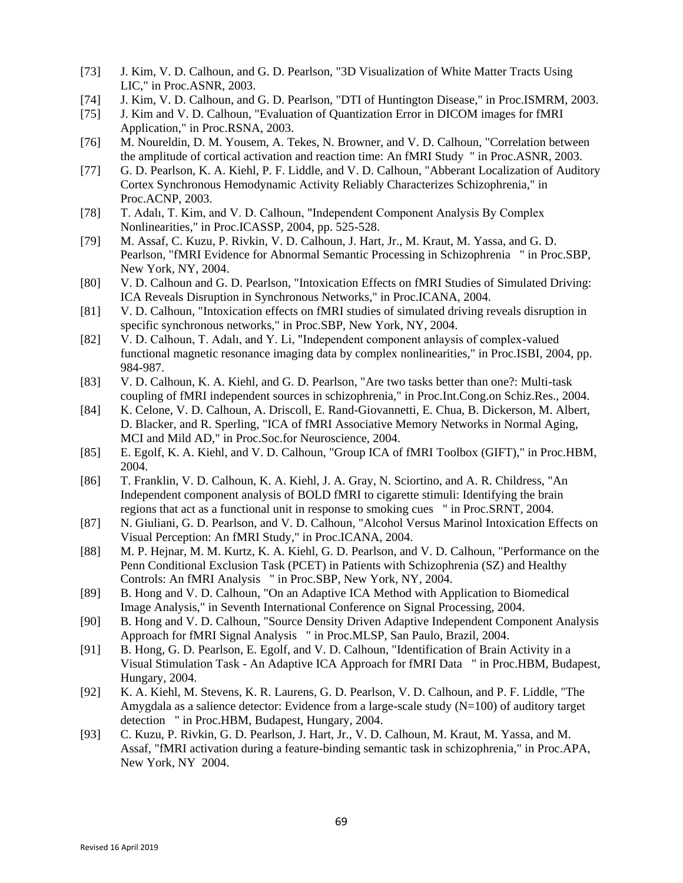[73] J. Kim, V. D. Calhoun, and G. D. Pearlson, "3D Visualization of White Matter Tracts Using LIC," in Proc.ASNR, 2003.

[74] J. Kim, V. D. Calhoun, and G. D. Pearlson, "DTI of Huntington Disease," in Proc.ISMRM, 2003.

[75] J. Kim and V. D. Calhoun, "Evaluation of Quantization Error in DICOM images for fMRI Application," in Proc.RSNA, 2003.

[76] M. Noureldin, D. M. Yousem, A. Tekes, N. Browner, and V. D. Calhoun, "Correlation between the amplitude of cortical activation and reaction time: An fMRI Study " in Proc.ASNR, 2003.

[77] G. D. Pearlson, K. A. Kiehl, P. F. Liddle, and V. D. Calhoun, "Abberant Localization of Auditory Cortex Synchronous Hemodynamic Activity Reliably Characterizes Schizophrenia," in Proc.ACNP, 2003.

[78] T. Adalı, T. Kim, and V. D. Calhoun, "Independent Component Analysis By Complex Nonlinearities," in Proc.ICASSP, 2004, pp. 525-528.

[79] M. Assaf, C. Kuzu, P. Rivkin, V. D. Calhoun, J. Hart, Jr., M. Kraut, M. Yassa, and G. D. Pearlson, "fMRI Evidence for Abnormal Semantic Processing in Schizophrenia " in Proc.SBP, New York, NY, 2004.

[80] V. D. Calhoun and G. D. Pearlson, "Intoxication Effects on fMRI Studies of Simulated Driving: ICA Reveals Disruption in Synchronous Networks," in Proc.ICANA, 2004.

[81] V. D. Calhoun, "Intoxication effects on fMRI studies of simulated driving reveals disruption in specific synchronous networks," in Proc.SBP, New York, NY, 2004.

[82] V. D. Calhoun, T. Adalı, and Y. Li, "Independent component anlaysis of complex-valued functional magnetic resonance imaging data by complex nonlinearities," in Proc.ISBI, 2004, pp. 984-987.

[83] V. D. Calhoun, K. A. Kiehl, and G. D. Pearlson, "Are two tasks better than one?: Multi-task coupling of fMRI independent sources in schizophrenia," in Proc.Int.Cong.on Schiz.Res., 2004.

[84] K. Celone, V. D. Calhoun, A. Driscoll, E. Rand-Giovannetti, E. Chua, B. Dickerson, M. Albert, D. Blacker, and R. Sperling, "ICA of fMRI Associative Memory Networks in Normal Aging, MCI and Mild AD," in Proc.Soc.for Neuroscience, 2004.

[85] E. Egolf, K. A. Kiehl, and V. D. Calhoun, "Group ICA of fMRI Toolbox (GIFT)," in Proc.HBM, 2004.

[86] T. Franklin, V. D. Calhoun, K. A. Kiehl, J. A. Gray, N. Sciortino, and A. R. Childress, "An Independent component analysis of BOLD fMRI to cigarette stimuli: Identifying the brain regions that act as a functional unit in response to smoking cues " in Proc.SRNT, 2004.

[87] N. Giuliani, G. D. Pearlson, and V. D. Calhoun, "Alcohol Versus Marinol Intoxication Effects on Visual Perception: An fMRI Study," in Proc.ICANA, 2004.

[88] M. P. Hejnar, M. M. Kurtz, K. A. Kiehl, G. D. Pearlson, and V. D. Calhoun, "Performance on the Penn Conditional Exclusion Task (PCET) in Patients with Schizophrenia (SZ) and Healthy Controls: An fMRI Analysis " in Proc.SBP, New York, NY, 2004.

[89] B. Hong and V. D. Calhoun, "On an Adaptive ICA Method with Application to Biomedical Image Analysis," in Seventh International Conference on Signal Processing, 2004.

[90] B. Hong and V. D. Calhoun, "Source Density Driven Adaptive Independent Component Analysis Approach for fMRI Signal Analysis " in Proc.MLSP, San Paulo, Brazil, 2004.

[91] B. Hong, G. D. Pearlson, E. Egolf, and V. D. Calhoun, "Identification of Brain Activity in a Visual Stimulation Task - An Adaptive ICA Approach for fMRI Data " in Proc.HBM, Budapest, Hungary, 2004.

[92] K. A. Kiehl, M. Stevens, K. R. Laurens, G. D. Pearlson, V. D. Calhoun, and P. F. Liddle, "The Amygdala as a salience detector: Evidence from a large-scale study (N=100) of auditory target detection " in Proc.HBM, Budapest, Hungary, 2004.

[93] C. Kuzu, P. Rivkin, G. D. Pearlson, J. Hart, Jr., V. D. Calhoun, M. Kraut, M. Yassa, and M. Assaf, "fMRI activation during a feature-binding semantic task in schizophrenia," in Proc.APA, New York, NY 2004.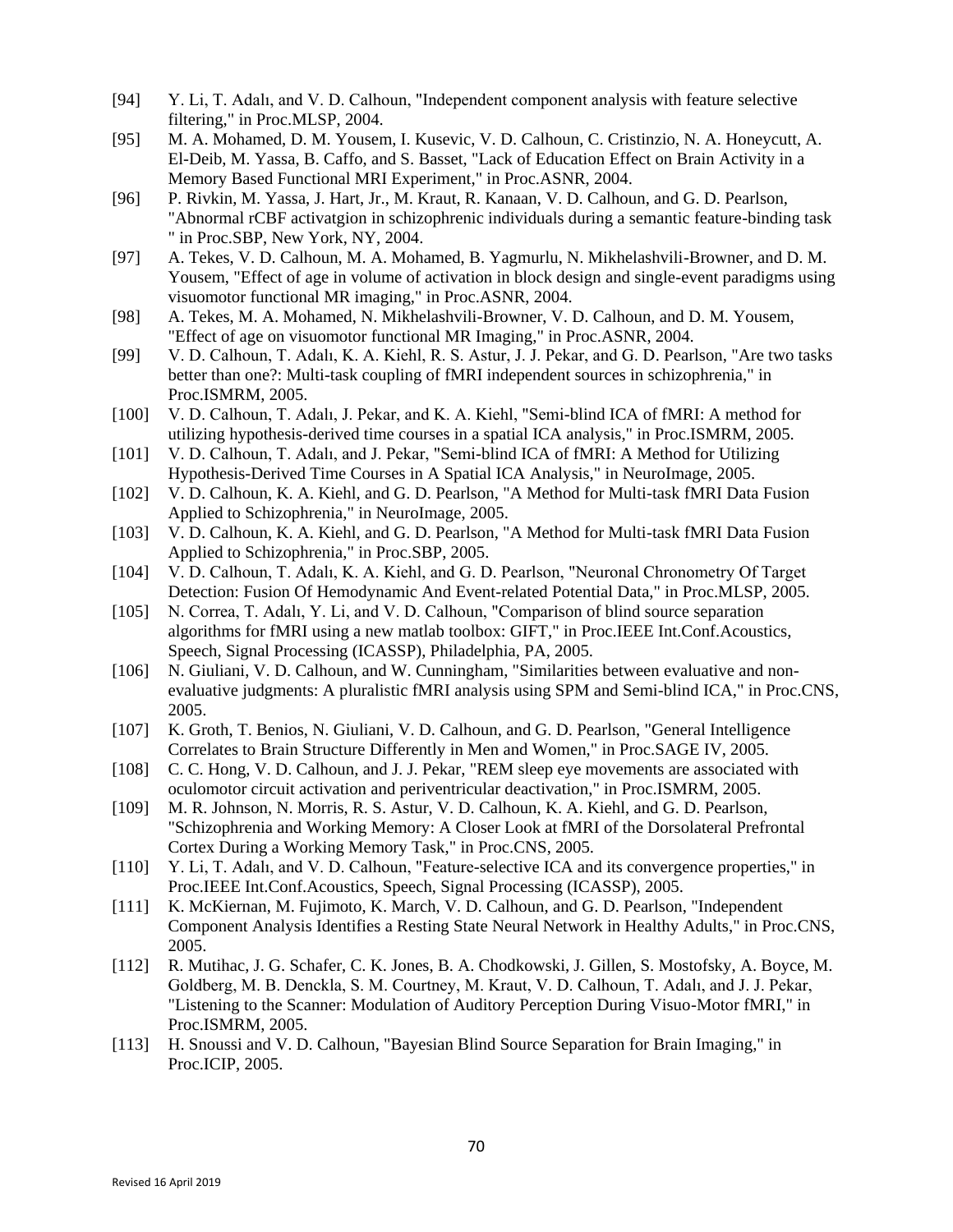[94] Y. Li, T. Adalı, and V. D. Calhoun, "Independent component analysis with feature selective filtering," in Proc.MLSP, 2004.

[95] M. A. Mohamed, D. M. Yousem, I. Kusevic, V. D. Calhoun, C. Cristinzio, N. A. Honeycutt, A. El-Deib, M. Yassa, B. Caffo, and S. Basset, "Lack of Education Effect on Brain Activity in a Memory Based Functional MRI Experiment," in Proc.ASNR, 2004.

[96] P. Rivkin, M. Yassa, J. Hart, Jr., M. Kraut, R. Kanaan, V. D. Calhoun, and G. D. Pearlson, "Abnormal rCBF activatgion in schizophrenic individuals during a semantic feature-binding task " in Proc.SBP, New York, NY, 2004.

[97] A. Tekes, V. D. Calhoun, M. A. Mohamed, B. Yagmurlu, N. Mikhelashvili-Browner, and D. M. Yousem, "Effect of age in volume of activation in block design and single-event paradigms using visuomotor functional MR imaging," in Proc.ASNR, 2004.

[98] A. Tekes, M. A. Mohamed, N. Mikhelashvili-Browner, V. D. Calhoun, and D. M. Yousem, "Effect of age on visuomotor functional MR Imaging," in Proc.ASNR, 2004.

[99] V. D. Calhoun, T. Adalı, K. A. Kiehl, R. S. Astur, J. J. Pekar, and G. D. Pearlson, "Are two tasks better than one?: Multi-task coupling of fMRI independent sources in schizophrenia," in Proc.ISMRM, 2005.

[100] V. D. Calhoun, T. Adalı, J. Pekar, and K. A. Kiehl, "Semi-blind ICA of fMRI: A method for utilizing hypothesis-derived time courses in a spatial ICA analysis," in Proc.ISMRM, 2005.

[101] V. D. Calhoun, T. Adalı, and J. Pekar, "Semi-blind ICA of fMRI: A Method for Utilizing Hypothesis-Derived Time Courses in A Spatial ICA Analysis," in NeuroImage, 2005.

[102] V. D. Calhoun, K. A. Kiehl, and G. D. Pearlson, "A Method for Multi-task fMRI Data Fusion Applied to Schizophrenia," in NeuroImage, 2005.

[103] V. D. Calhoun, K. A. Kiehl, and G. D. Pearlson, "A Method for Multi-task fMRI Data Fusion Applied to Schizophrenia," in Proc.SBP, 2005.

[104] V. D. Calhoun, T. Adalı, K. A. Kiehl, and G. D. Pearlson, "Neuronal Chronometry Of Target Detection: Fusion Of Hemodynamic And Event-related Potential Data," in Proc.MLSP, 2005.

[105] N. Correa, T. Adalı, Y. Li, and V. D. Calhoun, "Comparison of blind source separation algorithms for fMRI using a new matlab toolbox: GIFT," in Proc.IEEE Int.Conf.Acoustics, Speech, Signal Processing (ICASSP), Philadelphia, PA, 2005.

[106] N. Giuliani, V. D. Calhoun, and W. Cunningham, "Similarities between evaluative and non-evaluative judgments: A pluralistic fMRI analysis using SPM and Semi-blind ICA," in Proc.CNS, 2005.

[107] K. Groth, T. Benios, N. Giuliani, V. D. Calhoun, and G. D. Pearlson, "General Intelligence Correlates to Brain Structure Differently in Men and Women," in Proc.SAGE IV, 2005.

[108] C. C. Hong, V. D. Calhoun, and J. J. Pekar, "REM sleep eye movements are associated with oculomotor circuit activation and periventricular deactivation," in Proc.ISMRM, 2005.

[109] M. R. Johnson, N. Morris, R. S. Astur, V. D. Calhoun, K. A. Kiehl, and G. D. Pearlson, "Schizophrenia and Working Memory: A Closer Look at fMRI of the Dorsolateral Prefrontal Cortex During a Working Memory Task," in Proc.CNS, 2005.

[110] Y. Li, T. Adalı, and V. D. Calhoun, "Feature-selective ICA and its convergence properties," in Proc.IEEE Int.Conf.Acoustics, Speech, Signal Processing (ICASSP), 2005.

[111] K. McKiernan, M. Fujimoto, K. March, V. D. Calhoun, and G. D. Pearlson, "Independent Component Analysis Identifies a Resting State Neural Network in Healthy Adults," in Proc.CNS, 2005.

[112] R. Mutihac, J. G. Schafer, C. K. Jones, B. A. Chodkowski, J. Gillen, S. Mostofsky, A. Boyce, M. Goldberg, M. B. Denckla, S. M. Courtney, M. Kraut, V. D. Calhoun, T. Adalı, and J. J. Pekar, "Listening to the Scanner: Modulation of Auditory Perception During Visuo-Motor fMRI," in Proc.ISMRM, 2005.

[113] H. Snoussi and V. D. Calhoun, "Bayesian Blind Source Separation for Brain Imaging," in Proc.ICIP, 2005.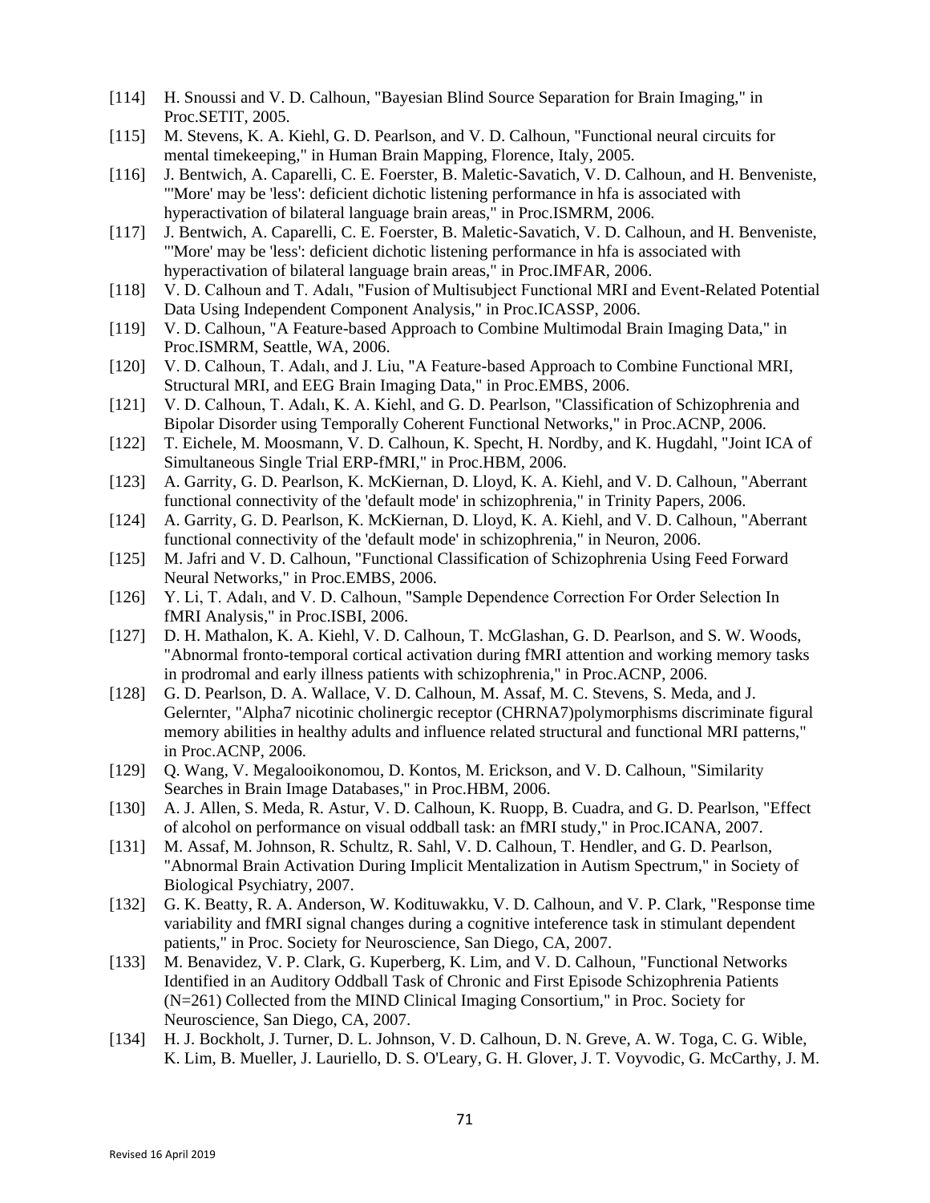[114] H. Snoussi and V. D. Calhoun, "Bayesian Blind Source Separation for Brain Imaging," in Proc.SETIT, 2005.

[115] M. Stevens, K. A. Kiehl, G. D. Pearlson, and V. D. Calhoun, "Functional neural circuits for mental timekeeping," in Human Brain Mapping, Florence, Italy, 2005.

[116] J. Bentwich, A. Caparelli, C. E. Foerster, B. Maletic-Savatich, V. D. Calhoun, and H. Benveniste, "'More' may be 'less': deficient dichotic listening performance in hfa is associated with hyperactivation of bilateral language brain areas," in Proc.ISMRM, 2006.

[117] J. Bentwich, A. Caparelli, C. E. Foerster, B. Maletic-Savatich, V. D. Calhoun, and H. Benveniste, "'More' may be 'less': deficient dichotic listening performance in hfa is associated with hyperactivation of bilateral language brain areas," in Proc.IMFAR, 2006.

[118] V. D. Calhoun and T. Adalı, "Fusion of Multisubject Functional MRI and Event-Related Potential Data Using Independent Component Analysis," in Proc.ICASSP, 2006.

[119] V. D. Calhoun, "A Feature-based Approach to Combine Multimodal Brain Imaging Data," in Proc.ISMRM, Seattle, WA, 2006.

[120] V. D. Calhoun, T. Adalı, and J. Liu, "A Feature-based Approach to Combine Functional MRI, Structural MRI, and EEG Brain Imaging Data," in Proc.EMBS, 2006.

[121] V. D. Calhoun, T. Adalı, K. A. Kiehl, and G. D. Pearlson, "Classification of Schizophrenia and Bipolar Disorder using Temporally Coherent Functional Networks," in Proc.ACNP, 2006.

[122] T. Eichele, M. Moosmann, V. D. Calhoun, K. Specht, H. Nordby, and K. Hugdahl, "Joint ICA of Simultaneous Single Trial ERP-fMRI," in Proc.HBM, 2006.

[123] A. Garrity, G. D. Pearlson, K. McKiernan, D. Lloyd, K. A. Kiehl, and V. D. Calhoun, "Aberrant functional connectivity of the 'default mode' in schizophrenia," in Trinity Papers, 2006.

[124] A. Garrity, G. D. Pearlson, K. McKiernan, D. Lloyd, K. A. Kiehl, and V. D. Calhoun, "Aberrant functional connectivity of the 'default mode' in schizophrenia," in Neuron, 2006.

[125] M. Jafri and V. D. Calhoun, "Functional Classification of Schizophrenia Using Feed Forward Neural Networks," in Proc.EMBS, 2006.

[126] Y. Li, T. Adalı, and V. D. Calhoun, "Sample Dependence Correction For Order Selection In fMRI Analysis," in Proc.ISBI, 2006.

[127] D. H. Mathalon, K. A. Kiehl, V. D. Calhoun, T. McGlashan, G. D. Pearlson, and S. W. Woods, "Abnormal fronto-temporal cortical activation during fMRI attention and working memory tasks in prodromal and early illness patients with schizophrenia," in Proc.ACNP, 2006.

[128] G. D. Pearlson, D. A. Wallace, V. D. Calhoun, M. Assaf, M. C. Stevens, S. Meda, and J. Gelernter, "Alpha7 nicotinic cholinergic receptor (CHRNA7)polymorphisms discriminate figural memory abilities in healthy adults and influence related structural and functional MRI patterns," in Proc.ACNP, 2006.

[129] Q. Wang, V. Megalooikonomou, D. Kontos, M. Erickson, and V. D. Calhoun, "Similarity Searches in Brain Image Databases," in Proc.HBM, 2006.

[130] A. J. Allen, S. Meda, R. Astur, V. D. Calhoun, K. Ruopp, B. Cuadra, and G. D. Pearlson, "Effect of alcohol on performance on visual oddball task: an fMRI study," in Proc.ICANA, 2007.

[131] M. Assaf, M. Johnson, R. Schultz, R. Sahl, V. D. Calhoun, T. Hendler, and G. D. Pearlson, "Abnormal Brain Activation During Implicit Mentalization in Autism Spectrum," in Society of Biological Psychiatry, 2007.

[132] G. K. Beatty, R. A. Anderson, W. Kodituwakku, V. D. Calhoun, and V. P. Clark, "Response time variability and fMRI signal changes during a cognitive inteference task in stimulant dependent patients," in Proc. Society for Neuroscience, San Diego, CA, 2007.

[133] M. Benavidez, V. P. Clark, G. Kuperberg, K. Lim, and V. D. Calhoun, "Functional Networks Identified in an Auditory Oddball Task of Chronic and First Episode Schizophrenia Patients (N=261) Collected from the MIND Clinical Imaging Consortium," in Proc. Society for Neuroscience, San Diego, CA, 2007.

[134] H. J. Bockholt, J. Turner, D. L. Johnson, V. D. Calhoun, D. N. Greve, A. W. Toga, C. G. Wible, K. Lim, B. Mueller, J. Lauriello, D. S. O'Leary, G. H. Glover, J. T. Voyvodic, G. McCarthy, J. M.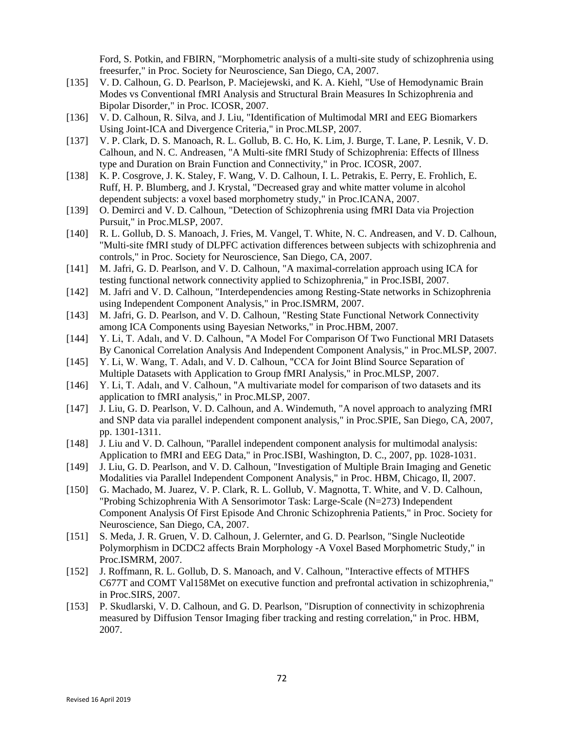Ford, S. Potkin, and FBIRN, "Morphometric analysis of a multi-site study of schizophrenia using freesurfer," in Proc. Society for Neuroscience, San Diego, CA, 2007.

[135] V. D. Calhoun, G. D. Pearlson, P. Maciejewski, and K. A. Kiehl, "Use of Hemodynamic Brain Modes vs Conventional fMRI Analysis and Structural Brain Measures In Schizophrenia and Bipolar Disorder," in Proc. ICOSR, 2007.

[136] V. D. Calhoun, R. Silva, and J. Liu, "Identification of Multimodal MRI and EEG Biomarkers Using Joint-ICA and Divergence Criteria," in Proc.MLSP, 2007.

[137] V. P. Clark, D. S. Manoach, R. L. Gollub, B. C. Ho, K. Lim, J. Burge, T. Lane, P. Lesnik, V. D. Calhoun, and N. C. Andreasen, "A Multi-site fMRI Study of Schizophrenia: Effects of Illness type and Duration on Brain Function and Connectivity," in Proc. ICOSR, 2007.

[138] K. P. Cosgrove, J. K. Staley, F. Wang, V. D. Calhoun, I. L. Petrakis, E. Perry, E. Frohlich, E. Ruff, H. P. Blumberg, and J. Krystal, "Decreased gray and white matter volume in alcohol dependent subjects: a voxel based morphometry study," in Proc.ICANA, 2007.

[139] O. Demirci and V. D. Calhoun, "Detection of Schizophrenia using fMRI Data via Projection Pursuit," in Proc.MLSP, 2007.

[140] R. L. Gollub, D. S. Manoach, J. Fries, M. Vangel, T. White, N. C. Andreasen, and V. D. Calhoun, "Multi-site fMRI study of DLPFC activation differences between subjects with schizophrenia and controls," in Proc. Society for Neuroscience, San Diego, CA, 2007.

[141] M. Jafri, G. D. Pearlson, and V. D. Calhoun, "A maximal-correlation approach using ICA for testing functional network connectivity applied to Schizophrenia," in Proc.ISBI, 2007.

[142] M. Jafri and V. D. Calhoun, "Interdependencies among Resting-State networks in Schizophrenia using Independent Component Analysis," in Proc.ISMRM, 2007.

[143] M. Jafri, G. D. Pearlson, and V. D. Calhoun, "Resting State Functional Network Connectivity among ICA Components using Bayesian Networks," in Proc.HBM, 2007.

[144] Y. Li, T. Adalı, and V. D. Calhoun, "A Model For Comparison Of Two Functional MRI Datasets By Canonical Correlation Analysis And Independent Component Analysis," in Proc.MLSP, 2007.

[145] Y. Li, W. Wang, T. Adalı, and V. D. Calhoun, "CCA for Joint Blind Source Separation of Multiple Datasets with Application to Group fMRI Analysis," in Proc.MLSP, 2007.

[146] Y. Li, T. Adalı, and V. Calhoun, "A multivariate model for comparison of two datasets and its application to fMRI analysis," in Proc.MLSP, 2007.

[147] J. Liu, G. D. Pearlson, V. D. Calhoun, and A. Windemuth, "A novel approach to analyzing fMRI and SNP data via parallel independent component analysis," in Proc.SPIE, San Diego, CA, 2007, pp. 1301-1311.

[148] J. Liu and V. D. Calhoun, "Parallel independent component analysis for multimodal analysis: Application to fMRI and EEG Data," in Proc.ISBI, Washington, D. C., 2007, pp. 1028-1031.

[149] J. Liu, G. D. Pearlson, and V. D. Calhoun, "Investigation of Multiple Brain Imaging and Genetic Modalities via Parallel Independent Component Analysis," in Proc. HBM, Chicago, Il, 2007.

[150] G. Machado, M. Juarez, V. P. Clark, R. L. Gollub, V. Magnotta, T. White, and V. D. Calhoun, "Probing Schizophrenia With A Sensorimotor Task: Large-Scale (N=273) Independent Component Analysis Of First Episode And Chronic Schizophrenia Patients," in Proc. Society for Neuroscience, San Diego, CA, 2007.

[151] S. Meda, J. R. Gruen, V. D. Calhoun, J. Gelernter, and G. D. Pearlson, "Single Nucleotide Polymorphism in DCDC2 affects Brain Morphology -A Voxel Based Morphometric Study," in Proc.ISMRM, 2007.

[152] J. Roffmann, R. L. Gollub, D. S. Manoach, and V. Calhoun, "Interactive effects of MTHFS C677T and COMT Val158Met on executive function and prefrontal activation in schizophrenia," in Proc.SIRS, 2007.

[153] P. Skudlarski, V. D. Calhoun, and G. D. Pearlson, "Disruption of connectivity in schizophrenia measured by Diffusion Tensor Imaging fiber tracking and resting correlation," in Proc. HBM, 2007.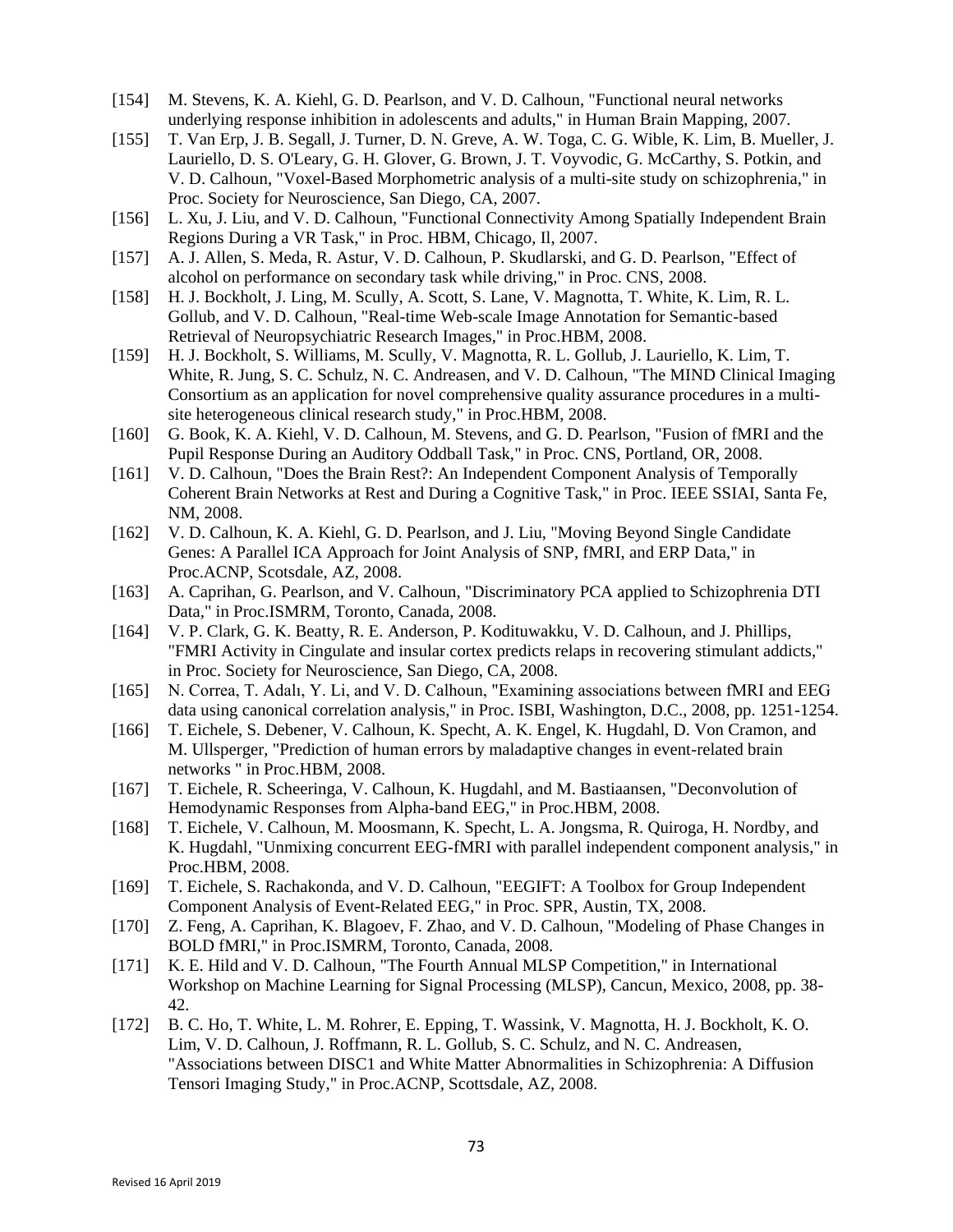[154] M. Stevens, K. A. Kiehl, G. D. Pearlson, and V. D. Calhoun, "Functional neural networks underlying response inhibition in adolescents and adults," in Human Brain Mapping, 2007.

[155] T. Van Erp, J. B. Segall, J. Turner, D. N. Greve, A. W. Toga, C. G. Wible, K. Lim, B. Mueller, J. Lauriello, D. S. O'Leary, G. H. Glover, G. Brown, J. T. Voyvodic, G. McCarthy, S. Potkin, and V. D. Calhoun, "Voxel-Based Morphometric analysis of a multi-site study on schizophrenia," in Proc. Society for Neuroscience, San Diego, CA, 2007.

[156] L. Xu, J. Liu, and V. D. Calhoun, "Functional Connectivity Among Spatially Independent Brain Regions During a VR Task," in Proc. HBM, Chicago, Il, 2007.

[157] A. J. Allen, S. Meda, R. Astur, V. D. Calhoun, P. Skudlarski, and G. D. Pearlson, "Effect of alcohol on performance on secondary task while driving," in Proc. CNS, 2008.

[158] H. J. Bockholt, J. Ling, M. Scully, A. Scott, S. Lane, V. Magnotta, T. White, K. Lim, R. L. Gollub, and V. D. Calhoun, "Real-time Web-scale Image Annotation for Semantic-based Retrieval of Neuropsychiatric Research Images," in Proc.HBM, 2008.

[159] H. J. Bockholt, S. Williams, M. Scully, V. Magnotta, R. L. Gollub, J. Lauriello, K. Lim, T. White, R. Jung, S. C. Schulz, N. C. Andreasen, and V. D. Calhoun, "The MIND Clinical Imaging Consortium as an application for novel comprehensive quality assurance procedures in a multi-site heterogeneous clinical research study," in Proc.HBM, 2008.

[160] G. Book, K. A. Kiehl, V. D. Calhoun, M. Stevens, and G. D. Pearlson, "Fusion of fMRI and the Pupil Response During an Auditory Oddball Task," in Proc. CNS, Portland, OR, 2008.

[161] V. D. Calhoun, "Does the Brain Rest?: An Independent Component Analysis of Temporally Coherent Brain Networks at Rest and During a Cognitive Task," in Proc. IEEE SSIAI, Santa Fe, NM, 2008.

[162] V. D. Calhoun, K. A. Kiehl, G. D. Pearlson, and J. Liu, "Moving Beyond Single Candidate Genes: A Parallel ICA Approach for Joint Analysis of SNP, fMRI, and ERP Data," in Proc.ACNP, Scotsdale, AZ, 2008.

[163] A. Caprihan, G. Pearlson, and V. Calhoun, "Discriminatory PCA applied to Schizophrenia DTI Data," in Proc.ISMRM, Toronto, Canada, 2008.

[164] V. P. Clark, G. K. Beatty, R. E. Anderson, P. Kodituwakku, V. D. Calhoun, and J. Phillips, "FMRI Activity in Cingulate and insular cortex predicts relaps in recovering stimulant addicts," in Proc. Society for Neuroscience, San Diego, CA, 2008.

[165] N. Correa, T. Adalı, Y. Li, and V. D. Calhoun, "Examining associations between fMRI and EEG data using canonical correlation analysis," in Proc. ISBI, Washington, D.C., 2008, pp. 1251-1254.

[166] T. Eichele, S. Debener, V. Calhoun, K. Specht, A. K. Engel, K. Hugdahl, D. Von Cramon, and M. Ullsperger, "Prediction of human errors by maladaptive changes in event-related brain networks " in Proc.HBM, 2008.

[167] T. Eichele, R. Scheeringa, V. Calhoun, K. Hugdahl, and M. Bastiaansen, "Deconvolution of Hemodynamic Responses from Alpha-band EEG," in Proc.HBM, 2008.

[168] T. Eichele, V. Calhoun, M. Moosmann, K. Specht, L. A. Jongsma, R. Quiroga, H. Nordby, and K. Hugdahl, "Unmixing concurrent EEG-fMRI with parallel independent component analysis," in Proc.HBM, 2008.

[169] T. Eichele, S. Rachakonda, and V. D. Calhoun, "EEGIFT: A Toolbox for Group Independent Component Analysis of Event-Related EEG," in Proc. SPR, Austin, TX, 2008.

[170] Z. Feng, A. Caprihan, K. Blagoev, F. Zhao, and V. D. Calhoun, "Modeling of Phase Changes in BOLD fMRI," in Proc.ISMRM, Toronto, Canada, 2008.

[171] K. E. Hild and V. D. Calhoun, "The Fourth Annual MLSP Competition," in International Workshop on Machine Learning for Signal Processing (MLSP), Cancun, Mexico, 2008, pp. 38-42.

[172] B. C. Ho, T. White, L. M. Rohrer, E. Epping, T. Wassink, V. Magnotta, H. J. Bockholt, K. O. Lim, V. D. Calhoun, J. Roffmann, R. L. Gollub, S. C. Schulz, and N. C. Andreasen, "Associations between DISC1 and White Matter Abnormalities in Schizophrenia: A Diffusion Tensori Imaging Study," in Proc.ACNP, Scottsdale, AZ, 2008.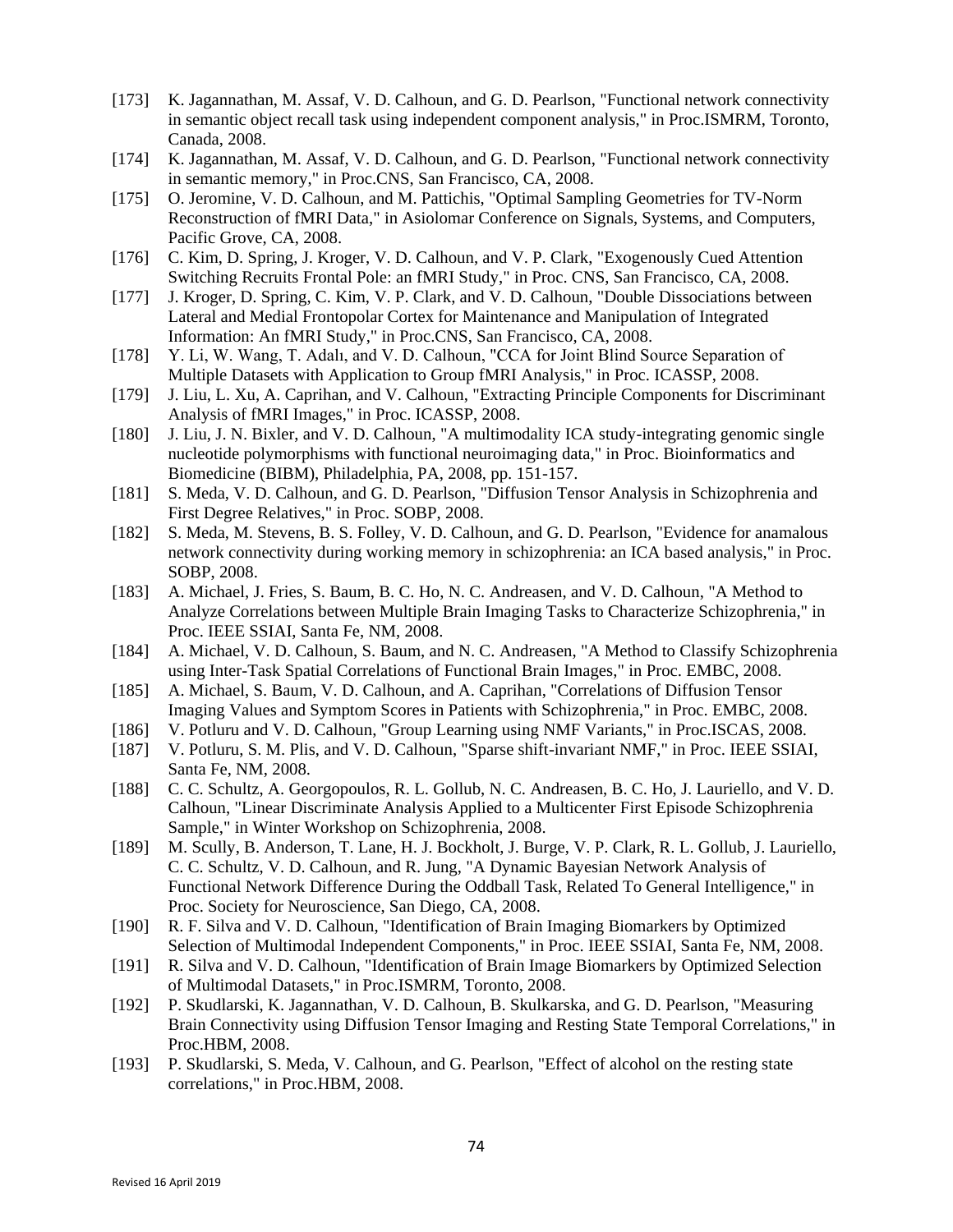[173] K. Jagannathan, M. Assaf, V. D. Calhoun, and G. D. Pearlson, "Functional network connectivity in semantic object recall task using independent component analysis," in Proc.ISMRM, Toronto, Canada, 2008.

[174] K. Jagannathan, M. Assaf, V. D. Calhoun, and G. D. Pearlson, "Functional network connectivity in semantic memory," in Proc.CNS, San Francisco, CA, 2008.

[175] O. Jeromine, V. D. Calhoun, and M. Pattichis, "Optimal Sampling Geometries for TV-Norm Reconstruction of fMRI Data," in Asiolomar Conference on Signals, Systems, and Computers, Pacific Grove, CA, 2008.

[176] C. Kim, D. Spring, J. Kroger, V. D. Calhoun, and V. P. Clark, "Exogenously Cued Attention Switching Recruits Frontal Pole: an fMRI Study," in Proc. CNS, San Francisco, CA, 2008.

[177] J. Kroger, D. Spring, C. Kim, V. P. Clark, and V. D. Calhoun, "Double Dissociations between Lateral and Medial Frontopolar Cortex for Maintenance and Manipulation of Integrated Information: An fMRI Study," in Proc.CNS, San Francisco, CA, 2008.

[178] Y. Li, W. Wang, T. Adalı, and V. D. Calhoun, "CCA for Joint Blind Source Separation of Multiple Datasets with Application to Group fMRI Analysis," in Proc. ICASSP, 2008.

[179] J. Liu, L. Xu, A. Caprihan, and V. Calhoun, "Extracting Principle Components for Discriminant Analysis of fMRI Images," in Proc. ICASSP, 2008.

[180] J. Liu, J. N. Bixler, and V. D. Calhoun, "A multimodality ICA study-integrating genomic single nucleotide polymorphisms with functional neuroimaging data," in Proc. Bioinformatics and Biomedicine (BIBM), Philadelphia, PA, 2008, pp. 151-157.

[181] S. Meda, V. D. Calhoun, and G. D. Pearlson, "Diffusion Tensor Analysis in Schizophrenia and First Degree Relatives," in Proc. SOBP, 2008.

[182] S. Meda, M. Stevens, B. S. Folley, V. D. Calhoun, and G. D. Pearlson, "Evidence for anamalous network connectivity during working memory in schizophrenia: an ICA based analysis," in Proc. SOBP, 2008.

[183] A. Michael, J. Fries, S. Baum, B. C. Ho, N. C. Andreasen, and V. D. Calhoun, "A Method to Analyze Correlations between Multiple Brain Imaging Tasks to Characterize Schizophrenia," in Proc. IEEE SSIAI, Santa Fe, NM, 2008.

[184] A. Michael, V. D. Calhoun, S. Baum, and N. C. Andreasen, "A Method to Classify Schizophrenia using Inter-Task Spatial Correlations of Functional Brain Images," in Proc. EMBC, 2008.

[185] A. Michael, S. Baum, V. D. Calhoun, and A. Caprihan, "Correlations of Diffusion Tensor Imaging Values and Symptom Scores in Patients with Schizophrenia," in Proc. EMBC, 2008.

[186] V. Potluru and V. D. Calhoun, "Group Learning using NMF Variants," in Proc.ISCAS, 2008.

[187] V. Potluru, S. M. Plis, and V. D. Calhoun, "Sparse shift-invariant NMF," in Proc. IEEE SSIAI, Santa Fe, NM, 2008.

[188] C. C. Schultz, A. Georgopoulos, R. L. Gollub, N. C. Andreasen, B. C. Ho, J. Lauriello, and V. D. Calhoun, "Linear Discriminate Analysis Applied to a Multicenter First Episode Schizophrenia Sample," in Winter Workshop on Schizophrenia, 2008.

[189] M. Scully, B. Anderson, T. Lane, H. J. Bockholt, J. Burge, V. P. Clark, R. L. Gollub, J. Lauriello, C. C. Schultz, V. D. Calhoun, and R. Jung, "A Dynamic Bayesian Network Analysis of Functional Network Difference During the Oddball Task, Related To General Intelligence," in Proc. Society for Neuroscience, San Diego, CA, 2008.

[190] R. F. Silva and V. D. Calhoun, "Identification of Brain Imaging Biomarkers by Optimized Selection of Multimodal Independent Components," in Proc. IEEE SSIAI, Santa Fe, NM, 2008.

[191] R. Silva and V. D. Calhoun, "Identification of Brain Image Biomarkers by Optimized Selection of Multimodal Datasets," in Proc.ISMRM, Toronto, 2008.

[192] P. Skudlarski, K. Jagannathan, V. D. Calhoun, B. Skulkarska, and G. D. Pearlson, "Measuring Brain Connectivity using Diffusion Tensor Imaging and Resting State Temporal Correlations," in Proc.HBM, 2008.

[193] P. Skudlarski, S. Meda, V. Calhoun, and G. Pearlson, "Effect of alcohol on the resting state correlations," in Proc.HBM, 2008.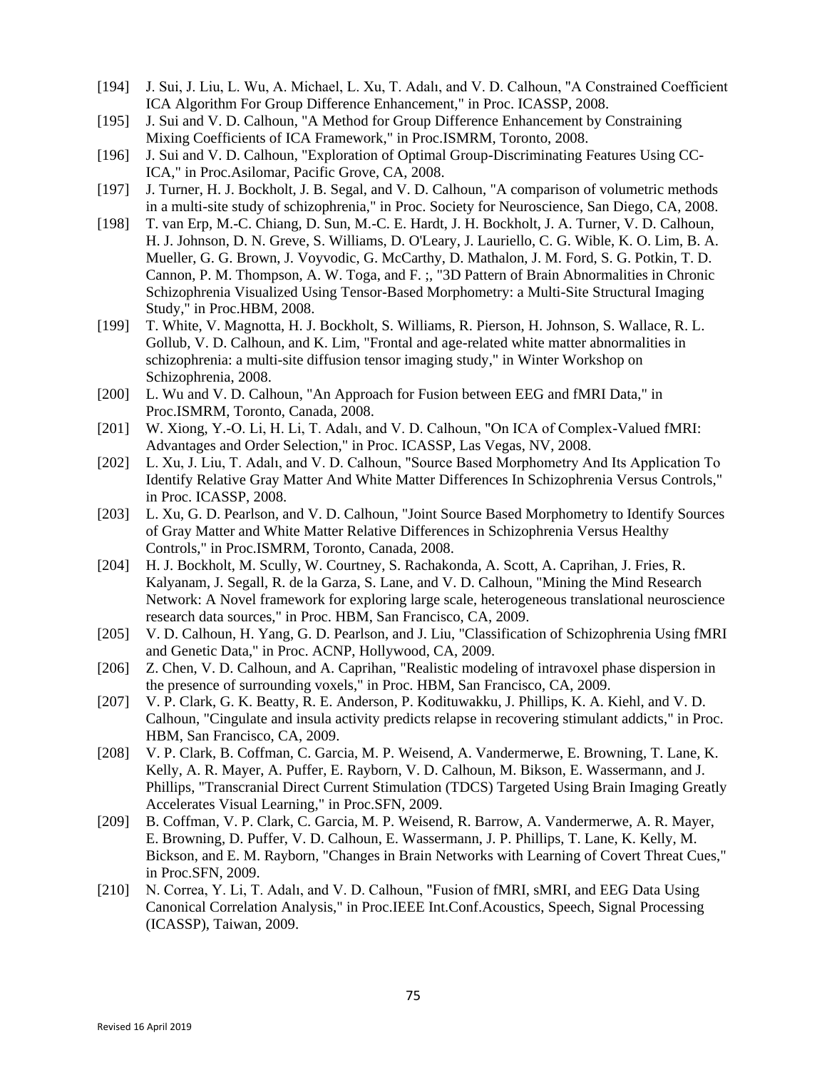[194] J. Sui, J. Liu, L. Wu, A. Michael, L. Xu, T. Adalı, and V. D. Calhoun, "A Constrained Coefficient ICA Algorithm For Group Difference Enhancement," in Proc. ICASSP, 2008.

[195] J. Sui and V. D. Calhoun, "A Method for Group Difference Enhancement by Constraining Mixing Coefficients of ICA Framework," in Proc.ISMRM, Toronto, 2008.

[196] J. Sui and V. D. Calhoun, "Exploration of Optimal Group-Discriminating Features Using CC-ICA," in Proc.Asilomar, Pacific Grove, CA, 2008.

[197] J. Turner, H. J. Bockholt, J. B. Segal, and V. D. Calhoun, "A comparison of volumetric methods in a multi-site study of schizophrenia," in Proc. Society for Neuroscience, San Diego, CA, 2008.

[198] T. van Erp, M.-C. Chiang, D. Sun, M.-C. E. Hardt, J. H. Bockholt, J. A. Turner, V. D. Calhoun, H. J. Johnson, D. N. Greve, S. Williams, D. O'Leary, J. Lauriello, C. G. Wible, K. O. Lim, B. A. Mueller, G. G. Brown, J. Voyvodic, G. McCarthy, D. Mathalon, J. M. Ford, S. G. Potkin, T. D. Cannon, P. M. Thompson, A. W. Toga, and F. ;, "3D Pattern of Brain Abnormalities in Chronic Schizophrenia Visualized Using Tensor-Based Morphometry: a Multi-Site Structural Imaging Study," in Proc.HBM, 2008.

[199] T. White, V. Magnotta, H. J. Bockholt, S. Williams, R. Pierson, H. Johnson, S. Wallace, R. L. Gollub, V. D. Calhoun, and K. Lim, "Frontal and age-related white matter abnormalities in schizophrenia: a multi-site diffusion tensor imaging study," in Winter Workshop on Schizophrenia, 2008.

[200] L. Wu and V. D. Calhoun, "An Approach for Fusion between EEG and fMRI Data," in Proc.ISMRM, Toronto, Canada, 2008.

[201] W. Xiong, Y.-O. Li, H. Li, T. Adalı, and V. D. Calhoun, "On ICA of Complex-Valued fMRI: Advantages and Order Selection," in Proc. ICASSP, Las Vegas, NV, 2008.

[202] L. Xu, J. Liu, T. Adalı, and V. D. Calhoun, "Source Based Morphometry And Its Application To Identify Relative Gray Matter And White Matter Differences In Schizophrenia Versus Controls," in Proc. ICASSP, 2008.

[203] L. Xu, G. D. Pearlson, and V. D. Calhoun, "Joint Source Based Morphometry to Identify Sources of Gray Matter and White Matter Relative Differences in Schizophrenia Versus Healthy Controls," in Proc.ISMRM, Toronto, Canada, 2008.

[204] H. J. Bockholt, M. Scully, W. Courtney, S. Rachakonda, A. Scott, A. Caprihan, J. Fries, R. Kalyanam, J. Segall, R. de la Garza, S. Lane, and V. D. Calhoun, "Mining the Mind Research Network: A Novel framework for exploring large scale, heterogeneous translational neuroscience research data sources," in Proc. HBM, San Francisco, CA, 2009.

[205] V. D. Calhoun, H. Yang, G. D. Pearlson, and J. Liu, "Classification of Schizophrenia Using fMRI and Genetic Data," in Proc. ACNP, Hollywood, CA, 2009.

[206] Z. Chen, V. D. Calhoun, and A. Caprihan, "Realistic modeling of intravoxel phase dispersion in the presence of surrounding voxels," in Proc. HBM, San Francisco, CA, 2009.

[207] V. P. Clark, G. K. Beatty, R. E. Anderson, P. Kodituwakku, J. Phillips, K. A. Kiehl, and V. D. Calhoun, "Cingulate and insula activity predicts relapse in recovering stimulant addicts," in Proc. HBM, San Francisco, CA, 2009.

[208] V. P. Clark, B. Coffman, C. Garcia, M. P. Weisend, A. Vandermerwe, E. Browning, T. Lane, K. Kelly, A. R. Mayer, A. Puffer, E. Rayborn, V. D. Calhoun, M. Bikson, E. Wassermann, and J. Phillips, "Transcranial Direct Current Stimulation (TDCS) Targeted Using Brain Imaging Greatly Accelerates Visual Learning," in Proc.SFN, 2009.

[209] B. Coffman, V. P. Clark, C. Garcia, M. P. Weisend, R. Barrow, A. Vandermerwe, A. R. Mayer, E. Browning, D. Puffer, V. D. Calhoun, E. Wassermann, J. P. Phillips, T. Lane, K. Kelly, M. Bickson, and E. M. Rayborn, "Changes in Brain Networks with Learning of Covert Threat Cues," in Proc.SFN, 2009.

[210] N. Correa, Y. Li, T. Adalı, and V. D. Calhoun, "Fusion of fMRI, sMRI, and EEG Data Using Canonical Correlation Analysis," in Proc.IEEE Int.Conf.Acoustics, Speech, Signal Processing (ICASSP), Taiwan, 2009.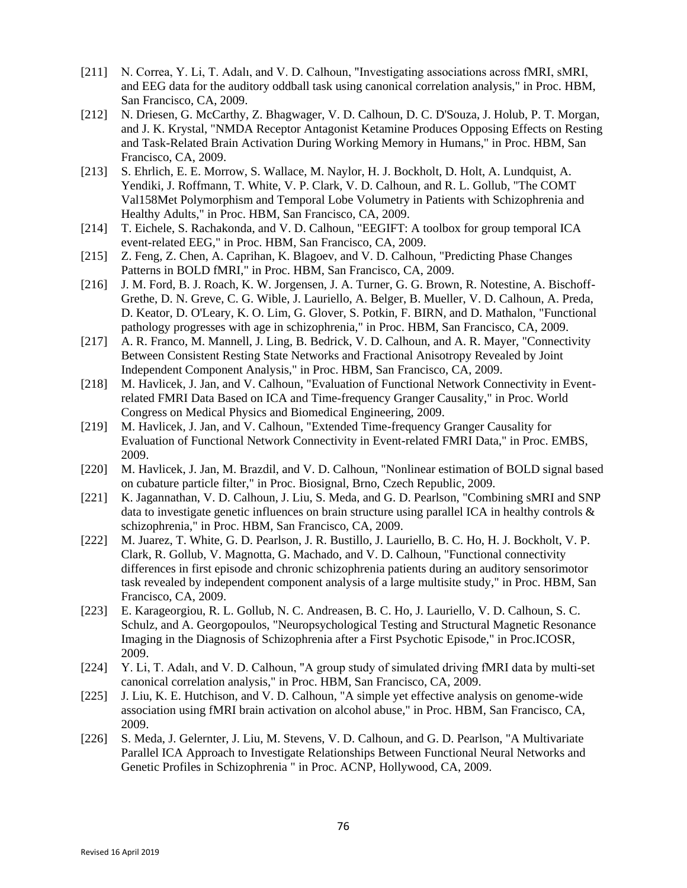[211] N. Correa, Y. Li, T. Adalı, and V. D. Calhoun, "Investigating associations across fMRI, sMRI, and EEG data for the auditory oddball task using canonical correlation analysis," in Proc. HBM, San Francisco, CA, 2009.

[212] N. Driesen, G. McCarthy, Z. Bhagwager, V. D. Calhoun, D. C. D'Souza, J. Holub, P. T. Morgan, and J. K. Krystal, "NMDA Receptor Antagonist Ketamine Produces Opposing Effects on Resting and Task-Related Brain Activation During Working Memory in Humans," in Proc. HBM, San Francisco, CA, 2009.

[213] S. Ehrlich, E. E. Morrow, S. Wallace, M. Naylor, H. J. Bockholt, D. Holt, A. Lundquist, A. Yendiki, J. Roffmann, T. White, V. P. Clark, V. D. Calhoun, and R. L. Gollub, "The COMT Val158Met Polymorphism and Temporal Lobe Volumetry in Patients with Schizophrenia and Healthy Adults," in Proc. HBM, San Francisco, CA, 2009.

[214] T. Eichele, S. Rachakonda, and V. D. Calhoun, "EEGIFT: A toolbox for group temporal ICA event-related EEG," in Proc. HBM, San Francisco, CA, 2009.

[215] Z. Feng, Z. Chen, A. Caprihan, K. Blagoev, and V. D. Calhoun, "Predicting Phase Changes Patterns in BOLD fMRI," in Proc. HBM, San Francisco, CA, 2009.

[216] J. M. Ford, B. J. Roach, K. W. Jorgensen, J. A. Turner, G. G. Brown, R. Notestine, A. Bischoff-Grethe, D. N. Greve, C. G. Wible, J. Lauriello, A. Belger, B. Mueller, V. D. Calhoun, A. Preda, D. Keator, D. O'Leary, K. O. Lim, G. Glover, S. Potkin, F. BIRN, and D. Mathalon, "Functional pathology progresses with age in schizophrenia," in Proc. HBM, San Francisco, CA, 2009.

[217] A. R. Franco, M. Mannell, J. Ling, B. Bedrick, V. D. Calhoun, and A. R. Mayer, "Connectivity Between Consistent Resting State Networks and Fractional Anisotropy Revealed by Joint Independent Component Analysis," in Proc. HBM, San Francisco, CA, 2009.

[218] M. Havlicek, J. Jan, and V. Calhoun, "Evaluation of Functional Network Connectivity in Event-related FMRI Data Based on ICA and Time-frequency Granger Causality," in Proc. World Congress on Medical Physics and Biomedical Engineering, 2009.

[219] M. Havlicek, J. Jan, and V. Calhoun, "Extended Time-frequency Granger Causality for Evaluation of Functional Network Connectivity in Event-related FMRI Data," in Proc. EMBS, 2009.

[220] M. Havlicek, J. Jan, M. Brazdil, and V. D. Calhoun, "Nonlinear estimation of BOLD signal based on cubature particle filter," in Proc. Biosignal, Brno, Czech Republic, 2009.

[221] K. Jagannathan, V. D. Calhoun, J. Liu, S. Meda, and G. D. Pearlson, "Combining sMRI and SNP data to investigate genetic influences on brain structure using parallel ICA in healthy controls & schizophrenia," in Proc. HBM, San Francisco, CA, 2009.

[222] M. Juarez, T. White, G. D. Pearlson, J. R. Bustillo, J. Lauriello, B. C. Ho, H. J. Bockholt, V. P. Clark, R. Gollub, V. Magnotta, G. Machado, and V. D. Calhoun, "Functional connectivity differences in first episode and chronic schizophrenia patients during an auditory sensorimotor task revealed by independent component analysis of a large multisite study," in Proc. HBM, San Francisco, CA, 2009.

[223] E. Karageorgiou, R. L. Gollub, N. C. Andreasen, B. C. Ho, J. Lauriello, V. D. Calhoun, S. C. Schulz, and A. Georgopoulos, "Neuropsychological Testing and Structural Magnetic Resonance Imaging in the Diagnosis of Schizophrenia after a First Psychotic Episode," in Proc.ICOSR, 2009.

[224] Y. Li, T. Adalı, and V. D. Calhoun, "A group study of simulated driving fMRI data by multi-set canonical correlation analysis," in Proc. HBM, San Francisco, CA, 2009.

[225] J. Liu, K. E. Hutchison, and V. D. Calhoun, "A simple yet effective analysis on genome-wide association using fMRI brain activation on alcohol abuse," in Proc. HBM, San Francisco, CA, 2009.

[226] S. Meda, J. Gelernter, J. Liu, M. Stevens, V. D. Calhoun, and G. D. Pearlson, "A Multivariate Parallel ICA Approach to Investigate Relationships Between Functional Neural Networks and Genetic Profiles in Schizophrenia " in Proc. ACNP, Hollywood, CA, 2009.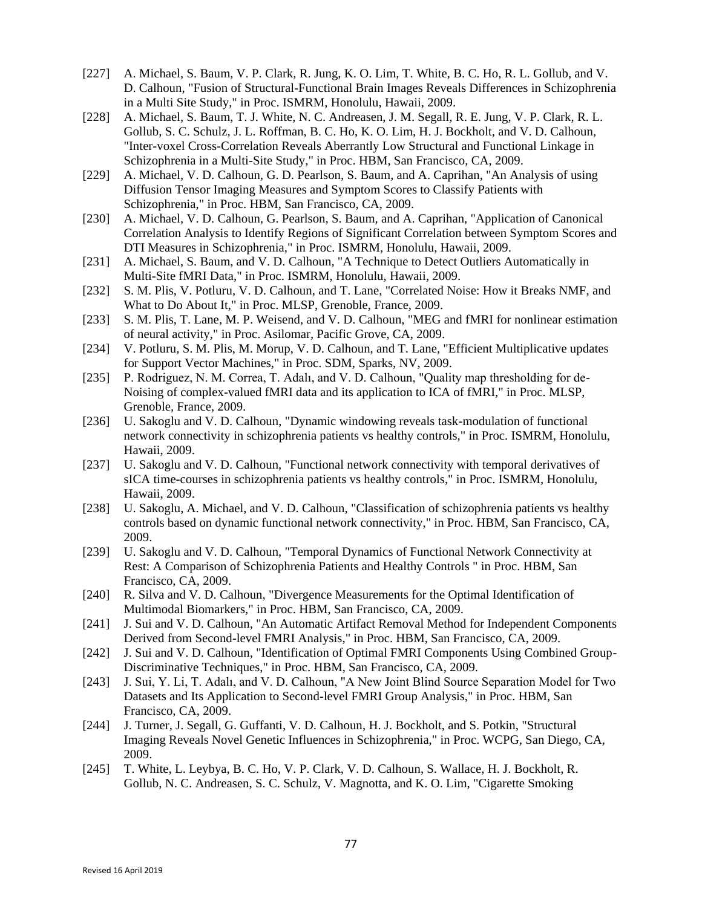[227] A. Michael, S. Baum, V. P. Clark, R. Jung, K. O. Lim, T. White, B. C. Ho, R. L. Gollub, and V. D. Calhoun, "Fusion of Structural-Functional Brain Images Reveals Differences in Schizophrenia in a Multi Site Study," in Proc. ISMRM, Honolulu, Hawaii, 2009.

[228] A. Michael, S. Baum, T. J. White, N. C. Andreasen, J. M. Segall, R. E. Jung, V. P. Clark, R. L. Gollub, S. C. Schulz, J. L. Roffman, B. C. Ho, K. O. Lim, H. J. Bockholt, and V. D. Calhoun, "Inter-voxel Cross-Correlation Reveals Aberrantly Low Structural and Functional Linkage in Schizophrenia in a Multi-Site Study," in Proc. HBM, San Francisco, CA, 2009.

[229] A. Michael, V. D. Calhoun, G. D. Pearlson, S. Baum, and A. Caprihan, "An Analysis of using Diffusion Tensor Imaging Measures and Symptom Scores to Classify Patients with Schizophrenia," in Proc. HBM, San Francisco, CA, 2009.

[230] A. Michael, V. D. Calhoun, G. Pearlson, S. Baum, and A. Caprihan, "Application of Canonical Correlation Analysis to Identify Regions of Significant Correlation between Symptom Scores and DTI Measures in Schizophrenia," in Proc. ISMRM, Honolulu, Hawaii, 2009.

[231] A. Michael, S. Baum, and V. D. Calhoun, "A Technique to Detect Outliers Automatically in Multi-Site fMRI Data," in Proc. ISMRM, Honolulu, Hawaii, 2009.

[232] S. M. Plis, V. Potluru, V. D. Calhoun, and T. Lane, "Correlated Noise: How it Breaks NMF, and What to Do About It," in Proc. MLSP, Grenoble, France, 2009.

[233] S. M. Plis, T. Lane, M. P. Weisend, and V. D. Calhoun, "MEG and fMRI for nonlinear estimation of neural activity," in Proc. Asilomar, Pacific Grove, CA, 2009.

[234] V. Potluru, S. M. Plis, M. Morup, V. D. Calhoun, and T. Lane, "Efficient Multiplicative updates for Support Vector Machines," in Proc. SDM, Sparks, NV, 2009.

[235] P. Rodriguez, N. M. Correa, T. Adalı, and V. D. Calhoun, "Quality map thresholding for de-Noising of complex-valued fMRI data and its application to ICA of fMRI," in Proc. MLSP, Grenoble, France, 2009.

[236] U. Sakoglu and V. D. Calhoun, "Dynamic windowing reveals task-modulation of functional network connectivity in schizophrenia patients vs healthy controls," in Proc. ISMRM, Honolulu, Hawaii, 2009.

[237] U. Sakoglu and V. D. Calhoun, "Functional network connectivity with temporal derivatives of sICA time-courses in schizophrenia patients vs healthy controls," in Proc. ISMRM, Honolulu, Hawaii, 2009.

[238] U. Sakoglu, A. Michael, and V. D. Calhoun, "Classification of schizophrenia patients vs healthy controls based on dynamic functional network connectivity," in Proc. HBM, San Francisco, CA, 2009.

[239] U. Sakoglu and V. D. Calhoun, "Temporal Dynamics of Functional Network Connectivity at Rest: A Comparison of Schizophrenia Patients and Healthy Controls " in Proc. HBM, San Francisco, CA, 2009.

[240] R. Silva and V. D. Calhoun, "Divergence Measurements for the Optimal Identification of Multimodal Biomarkers," in Proc. HBM, San Francisco, CA, 2009.

[241] J. Sui and V. D. Calhoun, "An Automatic Artifact Removal Method for Independent Components Derived from Second-level FMRI Analysis," in Proc. HBM, San Francisco, CA, 2009.

[242] J. Sui and V. D. Calhoun, "Identification of Optimal FMRI Components Using Combined Group-Discriminative Techniques," in Proc. HBM, San Francisco, CA, 2009.

[243] J. Sui, Y. Li, T. Adalı, and V. D. Calhoun, "A New Joint Blind Source Separation Model for Two Datasets and Its Application to Second-level FMRI Group Analysis," in Proc. HBM, San Francisco, CA, 2009.

[244] J. Turner, J. Segall, G. Guffanti, V. D. Calhoun, H. J. Bockholt, and S. Potkin, "Structural Imaging Reveals Novel Genetic Influences in Schizophrenia," in Proc. WCPG, San Diego, CA, 2009.

[245] T. White, L. Leybya, B. C. Ho, V. P. Clark, V. D. Calhoun, S. Wallace, H. J. Bockholt, R. Gollub, N. C. Andreasen, S. C. Schulz, V. Magnotta, and K. O. Lim, "Cigarette Smoking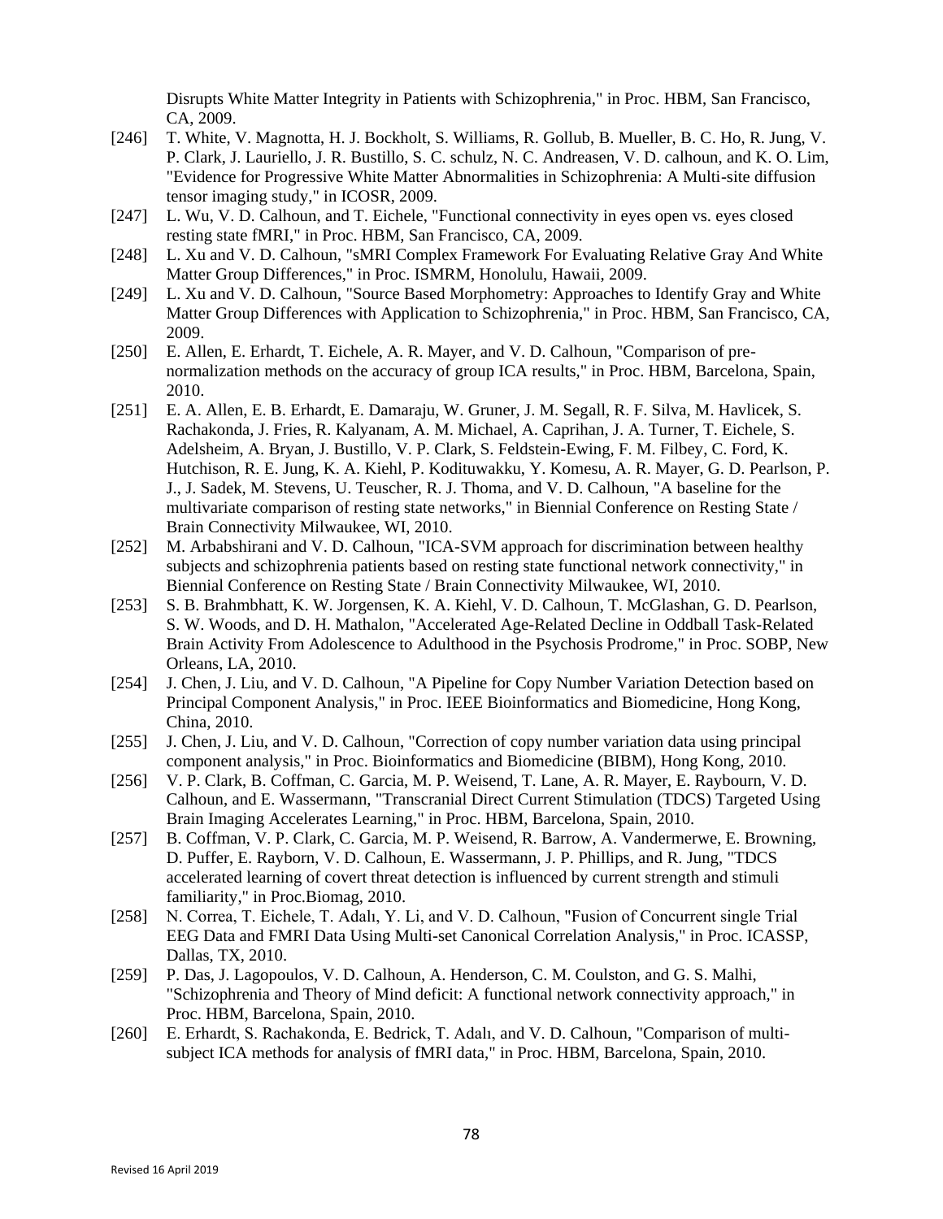Disrupts White Matter Integrity in Patients with Schizophrenia," in Proc. HBM, San Francisco, CA, 2009.

[246] T. White, V. Magnotta, H. J. Bockholt, S. Williams, R. Gollub, B. Mueller, B. C. Ho, R. Jung, V. P. Clark, J. Lauriello, J. R. Bustillo, S. C. schulz, N. C. Andreasen, V. D. calhoun, and K. O. Lim, "Evidence for Progressive White Matter Abnormalities in Schizophrenia: A Multi-site diffusion tensor imaging study," in ICOSR, 2009.

[247] L. Wu, V. D. Calhoun, and T. Eichele, "Functional connectivity in eyes open vs. eyes closed resting state fMRI," in Proc. HBM, San Francisco, CA, 2009.

[248] L. Xu and V. D. Calhoun, "sMRI Complex Framework For Evaluating Relative Gray And White Matter Group Differences," in Proc. ISMRM, Honolulu, Hawaii, 2009.

[249] L. Xu and V. D. Calhoun, "Source Based Morphometry: Approaches to Identify Gray and White Matter Group Differences with Application to Schizophrenia," in Proc. HBM, San Francisco, CA, 2009.

[250] E. Allen, E. Erhardt, T. Eichele, A. R. Mayer, and V. D. Calhoun, "Comparison of pre-normalization methods on the accuracy of group ICA results," in Proc. HBM, Barcelona, Spain, 2010.

[251] E. A. Allen, E. B. Erhardt, E. Damaraju, W. Gruner, J. M. Segall, R. F. Silva, M. Havlicek, S. Rachakonda, J. Fries, R. Kalyanam, A. M. Michael, A. Caprihan, J. A. Turner, T. Eichele, S. Adelsheim, A. Bryan, J. Bustillo, V. P. Clark, S. Feldstein-Ewing, F. M. Filbey, C. Ford, K. Hutchison, R. E. Jung, K. A. Kiehl, P. Kodituwakku, Y. Komesu, A. R. Mayer, G. D. Pearlson, P. J., J. Sadek, M. Stevens, U. Teuscher, R. J. Thoma, and V. D. Calhoun, "A baseline for the multivariate comparison of resting state networks," in Biennial Conference on Resting State / Brain Connectivity Milwaukee, WI, 2010.

[252] M. Arbabshirani and V. D. Calhoun, "ICA-SVM approach for discrimination between healthy subjects and schizophrenia patients based on resting state functional network connectivity," in Biennial Conference on Resting State / Brain Connectivity Milwaukee, WI, 2010.

[253] S. B. Brahmbhatt, K. W. Jorgensen, K. A. Kiehl, V. D. Calhoun, T. McGlashan, G. D. Pearlson, S. W. Woods, and D. H. Mathalon, "Accelerated Age-Related Decline in Oddball Task-Related Brain Activity From Adolescence to Adulthood in the Psychosis Prodrome," in Proc. SOBP, New Orleans, LA, 2010.

[254] J. Chen, J. Liu, and V. D. Calhoun, "A Pipeline for Copy Number Variation Detection based on Principal Component Analysis," in Proc. IEEE Bioinformatics and Biomedicine, Hong Kong, China, 2010.

[255] J. Chen, J. Liu, and V. D. Calhoun, "Correction of copy number variation data using principal component analysis," in Proc. Bioinformatics and Biomedicine (BIBM), Hong Kong, 2010.

[256] V. P. Clark, B. Coffman, C. Garcia, M. P. Weisend, T. Lane, A. R. Mayer, E. Raybourn, V. D. Calhoun, and E. Wassermann, "Transcranial Direct Current Stimulation (TDCS) Targeted Using Brain Imaging Accelerates Learning," in Proc. HBM, Barcelona, Spain, 2010.

[257] B. Coffman, V. P. Clark, C. Garcia, M. P. Weisend, R. Barrow, A. Vandermerwe, E. Browning, D. Puffer, E. Rayborn, V. D. Calhoun, E. Wassermann, J. P. Phillips, and R. Jung, "TDCS accelerated learning of covert threat detection is influenced by current strength and stimuli familiarity," in Proc.Biomag, 2010.

[258] N. Correa, T. Eichele, T. Adalı, Y. Li, and V. D. Calhoun, "Fusion of Concurrent single Trial EEG Data and FMRI Data Using Multi-set Canonical Correlation Analysis," in Proc. ICASSP, Dallas, TX, 2010.

[259] P. Das, J. Lagopoulos, V. D. Calhoun, A. Henderson, C. M. Coulston, and G. S. Malhi, "Schizophrenia and Theory of Mind deficit: A functional network connectivity approach," in Proc. HBM, Barcelona, Spain, 2010.

[260] E. Erhardt, S. Rachakonda, E. Bedrick, T. Adalı, and V. D. Calhoun, "Comparison of multi-subject ICA methods for analysis of fMRI data," in Proc. HBM, Barcelona, Spain, 2010.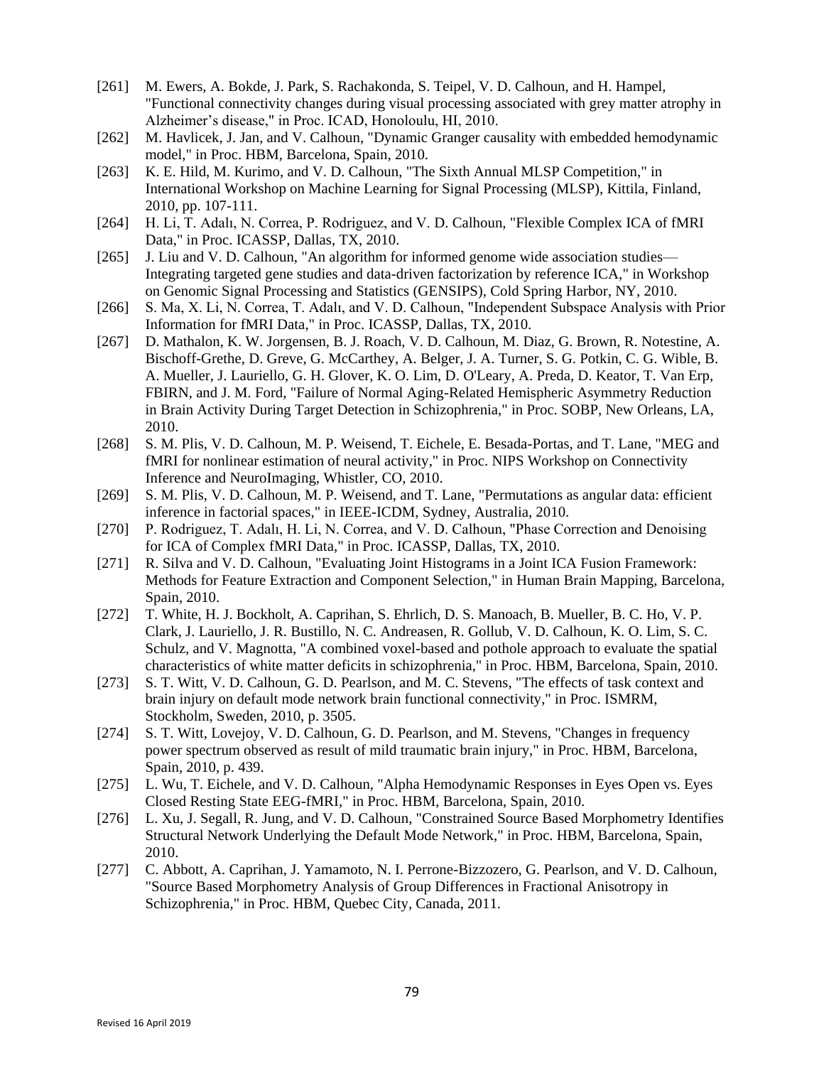[261] M. Ewers, A. Bokde, J. Park, S. Rachakonda, S. Teipel, V. D. Calhoun, and H. Hampel, "Functional connectivity changes during visual processing associated with grey matter atrophy in Alzheimer's disease," in Proc. ICAD, Honoloulu, HI, 2010.

[262] M. Havlicek, J. Jan, and V. Calhoun, "Dynamic Granger causality with embedded hemodynamic model," in Proc. HBM, Barcelona, Spain, 2010.

[263] K. E. Hild, M. Kurimo, and V. D. Calhoun, "The Sixth Annual MLSP Competition," in International Workshop on Machine Learning for Signal Processing (MLSP), Kittila, Finland, 2010, pp. 107-111.

[264] H. Li, T. Adalı, N. Correa, P. Rodriguez, and V. D. Calhoun, "Flexible Complex ICA of fMRI Data," in Proc. ICASSP, Dallas, TX, 2010.

[265] J. Liu and V. D. Calhoun, "An algorithm for informed genome wide association studies—Integrating targeted gene studies and data-driven factorization by reference ICA," in Workshop on Genomic Signal Processing and Statistics (GENSIPS), Cold Spring Harbor, NY, 2010.

[266] S. Ma, X. Li, N. Correa, T. Adalı, and V. D. Calhoun, "Independent Subspace Analysis with Prior Information for fMRI Data," in Proc. ICASSP, Dallas, TX, 2010.

[267] D. Mathalon, K. W. Jorgensen, B. J. Roach, V. D. Calhoun, M. Diaz, G. Brown, R. Notestine, A. Bischoff-Grethe, D. Greve, G. McCarthey, A. Belger, J. A. Turner, S. G. Potkin, C. G. Wible, B. A. Mueller, J. Lauriello, G. H. Glover, K. O. Lim, D. O'Leary, A. Preda, D. Keator, T. Van Erp, FBIRN, and J. M. Ford, "Failure of Normal Aging-Related Hemispheric Asymmetry Reduction in Brain Activity During Target Detection in Schizophrenia," in Proc. SOBP, New Orleans, LA, 2010.

[268] S. M. Plis, V. D. Calhoun, M. P. Weisend, T. Eichele, E. Besada-Portas, and T. Lane, "MEG and fMRI for nonlinear estimation of neural activity," in Proc. NIPS Workshop on Connectivity Inference and NeuroImaging, Whistler, CO, 2010.

[269] S. M. Plis, V. D. Calhoun, M. P. Weisend, and T. Lane, "Permutations as angular data: efficient inference in factorial spaces," in IEEE-ICDM, Sydney, Australia, 2010.

[270] P. Rodriguez, T. Adalı, H. Li, N. Correa, and V. D. Calhoun, "Phase Correction and Denoising for ICA of Complex fMRI Data," in Proc. ICASSP, Dallas, TX, 2010.

[271] R. Silva and V. D. Calhoun, "Evaluating Joint Histograms in a Joint ICA Fusion Framework: Methods for Feature Extraction and Component Selection," in Human Brain Mapping, Barcelona, Spain, 2010.

[272] T. White, H. J. Bockholt, A. Caprihan, S. Ehrlich, D. S. Manoach, B. Mueller, B. C. Ho, V. P. Clark, J. Lauriello, J. R. Bustillo, N. C. Andreasen, R. Gollub, V. D. Calhoun, K. O. Lim, S. C. Schulz, and V. Magnotta, "A combined voxel-based and pothole approach to evaluate the spatial characteristics of white matter deficits in schizophrenia," in Proc. HBM, Barcelona, Spain, 2010.

[273] S. T. Witt, V. D. Calhoun, G. D. Pearlson, and M. C. Stevens, "The effects of task context and brain injury on default mode network brain functional connectivity," in Proc. ISMRM, Stockholm, Sweden, 2010, p. 3505.

[274] S. T. Witt, Lovejoy, V. D. Calhoun, G. D. Pearlson, and M. Stevens, "Changes in frequency power spectrum observed as result of mild traumatic brain injury," in Proc. HBM, Barcelona, Spain, 2010, p. 439.

[275] L. Wu, T. Eichele, and V. D. Calhoun, "Alpha Hemodynamic Responses in Eyes Open vs. Eyes Closed Resting State EEG-fMRI," in Proc. HBM, Barcelona, Spain, 2010.

[276] L. Xu, J. Segall, R. Jung, and V. D. Calhoun, "Constrained Source Based Morphometry Identifies Structural Network Underlying the Default Mode Network," in Proc. HBM, Barcelona, Spain, 2010.

[277] C. Abbott, A. Caprihan, J. Yamamoto, N. I. Perrone-Bizzozero, G. Pearlson, and V. D. Calhoun, "Source Based Morphometry Analysis of Group Differences in Fractional Anisotropy in Schizophrenia," in Proc. HBM, Quebec City, Canada, 2011.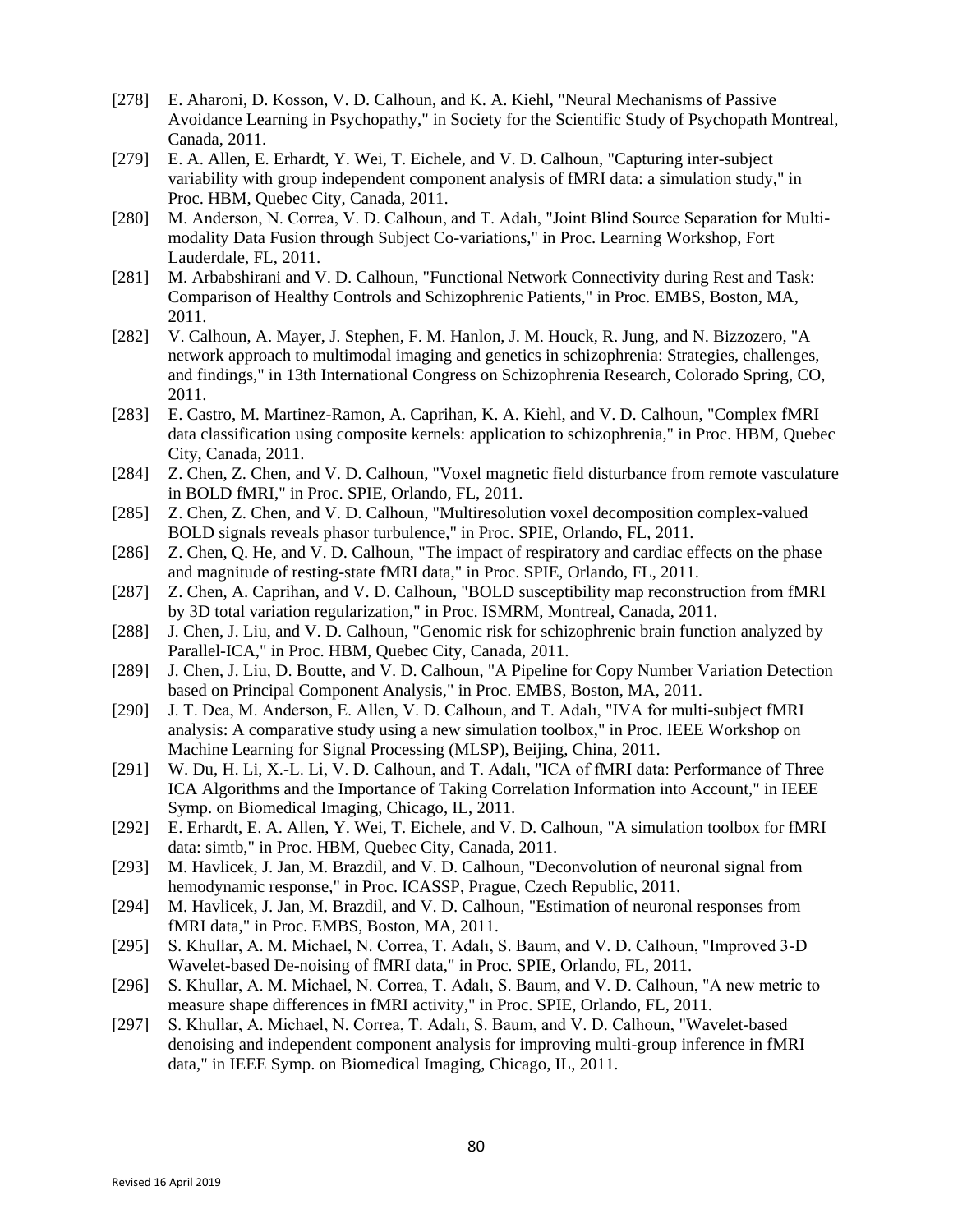[278] E. Aharoni, D. Kosson, V. D. Calhoun, and K. A. Kiehl, "Neural Mechanisms of Passive Avoidance Learning in Psychopathy," in Society for the Scientific Study of Psychopath Montreal, Canada, 2011.

[279] E. A. Allen, E. Erhardt, Y. Wei, T. Eichele, and V. D. Calhoun, "Capturing inter-subject variability with group independent component analysis of fMRI data: a simulation study," in Proc. HBM, Quebec City, Canada, 2011.

[280] M. Anderson, N. Correa, V. D. Calhoun, and T. Adalı, "Joint Blind Source Separation for Multi-modality Data Fusion through Subject Co-variations," in Proc. Learning Workshop, Fort Lauderdale, FL, 2011.

[281] M. Arbabshirani and V. D. Calhoun, "Functional Network Connectivity during Rest and Task: Comparison of Healthy Controls and Schizophrenic Patients," in Proc. EMBS, Boston, MA, 2011.

[282] V. Calhoun, A. Mayer, J. Stephen, F. M. Hanlon, J. M. Houck, R. Jung, and N. Bizzozero, "A network approach to multimodal imaging and genetics in schizophrenia: Strategies, challenges, and findings," in 13th International Congress on Schizophrenia Research, Colorado Spring, CO, 2011.

[283] E. Castro, M. Martinez-Ramon, A. Caprihan, K. A. Kiehl, and V. D. Calhoun, "Complex fMRI data classification using composite kernels: application to schizophrenia," in Proc. HBM, Quebec City, Canada, 2011.

[284] Z. Chen, Z. Chen, and V. D. Calhoun, "Voxel magnetic field disturbance from remote vasculature in BOLD fMRI," in Proc. SPIE, Orlando, FL, 2011.

[285] Z. Chen, Z. Chen, and V. D. Calhoun, "Multiresolution voxel decomposition complex-valued BOLD signals reveals phasor turbulence," in Proc. SPIE, Orlando, FL, 2011.

[286] Z. Chen, Q. He, and V. D. Calhoun, "The impact of respiratory and cardiac effects on the phase and magnitude of resting-state fMRI data," in Proc. SPIE, Orlando, FL, 2011.

[287] Z. Chen, A. Caprihan, and V. D. Calhoun, "BOLD susceptibility map reconstruction from fMRI by 3D total variation regularization," in Proc. ISMRM, Montreal, Canada, 2011.

[288] J. Chen, J. Liu, and V. D. Calhoun, "Genomic risk for schizophrenic brain function analyzed by Parallel-ICA," in Proc. HBM, Quebec City, Canada, 2011.

[289] J. Chen, J. Liu, D. Boutte, and V. D. Calhoun, "A Pipeline for Copy Number Variation Detection based on Principal Component Analysis," in Proc. EMBS, Boston, MA, 2011.

[290] J. T. Dea, M. Anderson, E. Allen, V. D. Calhoun, and T. Adalı, "IVA for multi-subject fMRI analysis: A comparative study using a new simulation toolbox," in Proc. IEEE Workshop on Machine Learning for Signal Processing (MLSP), Beijing, China, 2011.

[291] W. Du, H. Li, X.-L. Li, V. D. Calhoun, and T. Adalı, "ICA of fMRI data: Performance of Three ICA Algorithms and the Importance of Taking Correlation Information into Account," in IEEE Symp. on Biomedical Imaging, Chicago, IL, 2011.

[292] E. Erhardt, E. A. Allen, Y. Wei, T. Eichele, and V. D. Calhoun, "A simulation toolbox for fMRI data: simtb," in Proc. HBM, Quebec City, Canada, 2011.

[293] M. Havlicek, J. Jan, M. Brazdil, and V. D. Calhoun, "Deconvolution of neuronal signal from hemodynamic response," in Proc. ICASSP, Prague, Czech Republic, 2011.

[294] M. Havlicek, J. Jan, M. Brazdil, and V. D. Calhoun, "Estimation of neuronal responses from fMRI data," in Proc. EMBS, Boston, MA, 2011.

[295] S. Khullar, A. M. Michael, N. Correa, T. Adalı, S. Baum, and V. D. Calhoun, "Improved 3-D Wavelet-based De-noising of fMRI data," in Proc. SPIE, Orlando, FL, 2011.

[296] S. Khullar, A. M. Michael, N. Correa, T. Adalı, S. Baum, and V. D. Calhoun, "A new metric to measure shape differences in fMRI activity," in Proc. SPIE, Orlando, FL, 2011.

[297] S. Khullar, A. Michael, N. Correa, T. Adalı, S. Baum, and V. D. Calhoun, "Wavelet-based denoising and independent component analysis for improving multi-group inference in fMRI data," in IEEE Symp. on Biomedical Imaging, Chicago, IL, 2011.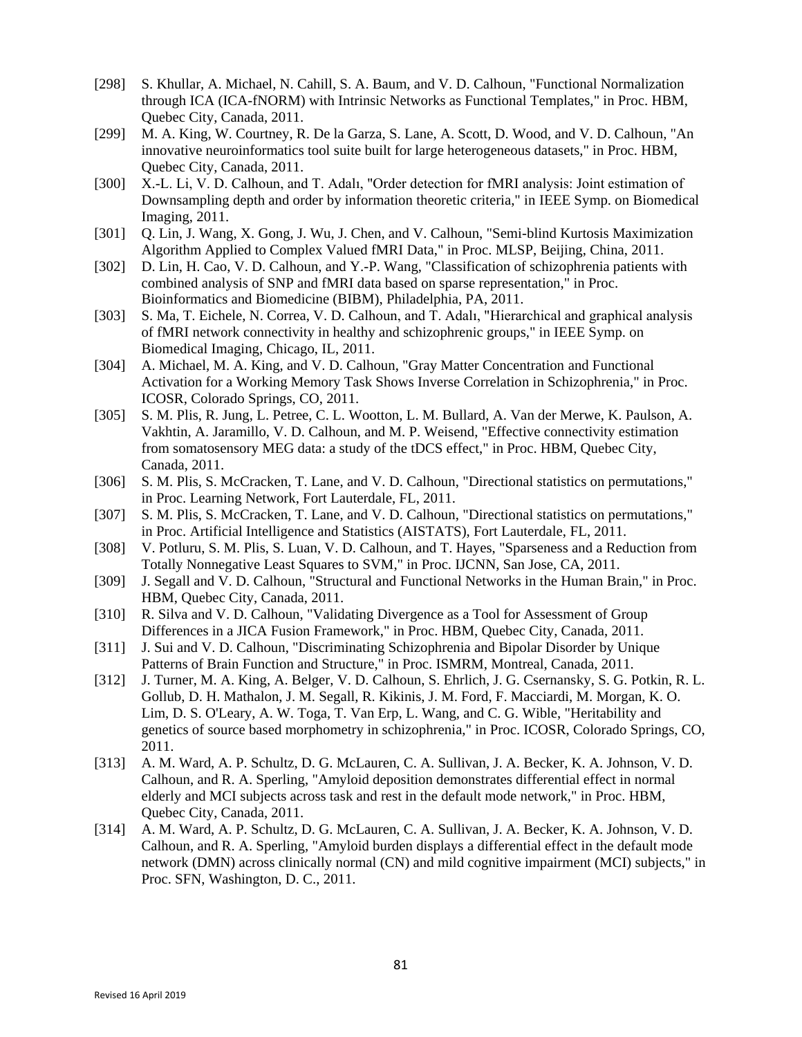[298] S. Khullar, A. Michael, N. Cahill, S. A. Baum, and V. D. Calhoun, "Functional Normalization through ICA (ICA-fNORM) with Intrinsic Networks as Functional Templates," in Proc. HBM, Quebec City, Canada, 2011.

[299] M. A. King, W. Courtney, R. De la Garza, S. Lane, A. Scott, D. Wood, and V. D. Calhoun, "An innovative neuroinformatics tool suite built for large heterogeneous datasets," in Proc. HBM, Quebec City, Canada, 2011.

[300] X.-L. Li, V. D. Calhoun, and T. Adalı, "Order detection for fMRI analysis: Joint estimation of Downsampling depth and order by information theoretic criteria," in IEEE Symp. on Biomedical Imaging, 2011.

[301] Q. Lin, J. Wang, X. Gong, J. Wu, J. Chen, and V. Calhoun, "Semi-blind Kurtosis Maximization Algorithm Applied to Complex Valued fMRI Data," in Proc. MLSP, Beijing, China, 2011.

[302] D. Lin, H. Cao, V. D. Calhoun, and Y.-P. Wang, "Classification of schizophrenia patients with combined analysis of SNP and fMRI data based on sparse representation," in Proc. Bioinformatics and Biomedicine (BIBM), Philadelphia, PA, 2011.

[303] S. Ma, T. Eichele, N. Correa, V. D. Calhoun, and T. Adalı, "Hierarchical and graphical analysis of fMRI network connectivity in healthy and schizophrenic groups," in IEEE Symp. on Biomedical Imaging, Chicago, IL, 2011.

[304] A. Michael, M. A. King, and V. D. Calhoun, "Gray Matter Concentration and Functional Activation for a Working Memory Task Shows Inverse Correlation in Schizophrenia," in Proc. ICOSR, Colorado Springs, CO, 2011.

[305] S. M. Plis, R. Jung, L. Petree, C. L. Wootton, L. M. Bullard, A. Van der Merwe, K. Paulson, A. Vakhtin, A. Jaramillo, V. D. Calhoun, and M. P. Weisend, "Effective connectivity estimation from somatosensory MEG data: a study of the tDCS effect," in Proc. HBM, Quebec City, Canada, 2011.

[306] S. M. Plis, S. McCracken, T. Lane, and V. D. Calhoun, "Directional statistics on permutations," in Proc. Learning Network, Fort Lauterdale, FL, 2011.

[307] S. M. Plis, S. McCracken, T. Lane, and V. D. Calhoun, "Directional statistics on permutations," in Proc. Artificial Intelligence and Statistics (AISTATS), Fort Lauterdale, FL, 2011.

[308] V. Potluru, S. M. Plis, S. Luan, V. D. Calhoun, and T. Hayes, "Sparseness and a Reduction from Totally Nonnegative Least Squares to SVM," in Proc. IJCNN, San Jose, CA, 2011.

[309] J. Segall and V. D. Calhoun, "Structural and Functional Networks in the Human Brain," in Proc. HBM, Quebec City, Canada, 2011.

[310] R. Silva and V. D. Calhoun, "Validating Divergence as a Tool for Assessment of Group Differences in a JICA Fusion Framework," in Proc. HBM, Quebec City, Canada, 2011.

[311] J. Sui and V. D. Calhoun, "Discriminating Schizophrenia and Bipolar Disorder by Unique Patterns of Brain Function and Structure," in Proc. ISMRM, Montreal, Canada, 2011.

[312] J. Turner, M. A. King, A. Belger, V. D. Calhoun, S. Ehrlich, J. G. Csernansky, S. G. Potkin, R. L. Gollub, D. H. Mathalon, J. M. Segall, R. Kikinis, J. M. Ford, F. Macciardi, M. Morgan, K. O. Lim, D. S. O'Leary, A. W. Toga, T. Van Erp, L. Wang, and C. G. Wible, "Heritability and genetics of source based morphometry in schizophrenia," in Proc. ICOSR, Colorado Springs, CO, 2011.

[313] A. M. Ward, A. P. Schultz, D. G. McLauren, C. A. Sullivan, J. A. Becker, K. A. Johnson, V. D. Calhoun, and R. A. Sperling, "Amyloid deposition demonstrates differential effect in normal elderly and MCI subjects across task and rest in the default mode network," in Proc. HBM, Quebec City, Canada, 2011.

[314] A. M. Ward, A. P. Schultz, D. G. McLauren, C. A. Sullivan, J. A. Becker, K. A. Johnson, V. D. Calhoun, and R. A. Sperling, "Amyloid burden displays a differential effect in the default mode network (DMN) across clinically normal (CN) and mild cognitive impairment (MCI) subjects," in Proc. SFN, Washington, D. C., 2011.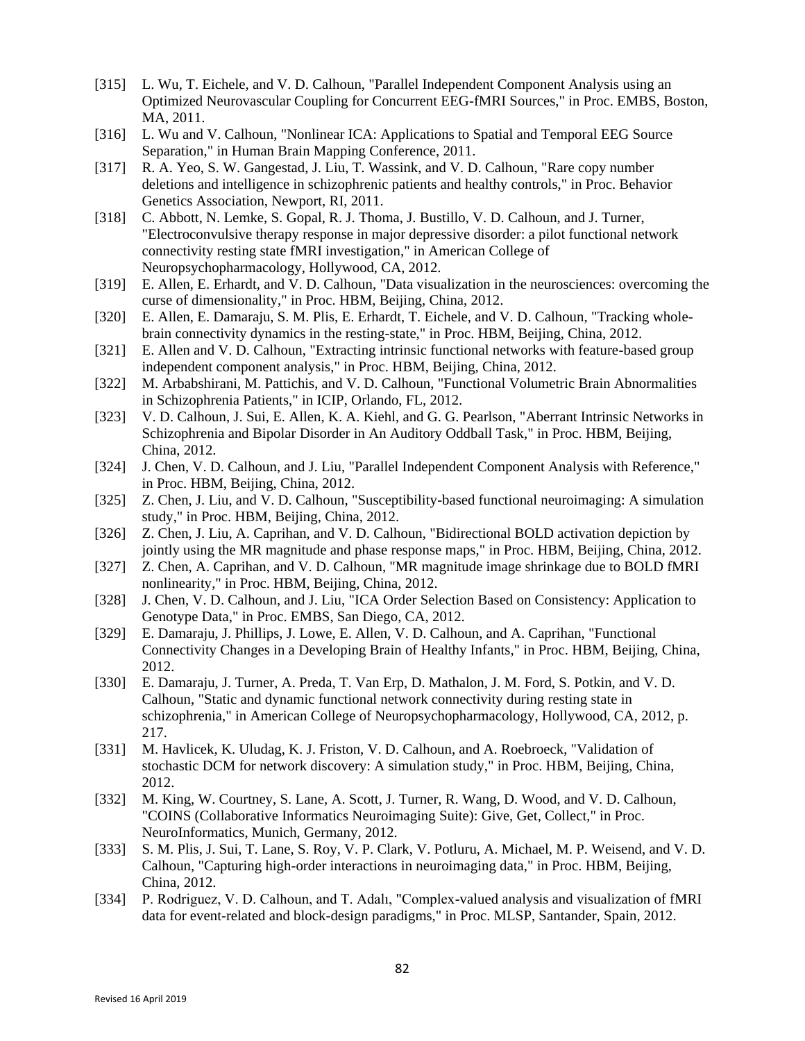[315] L. Wu, T. Eichele, and V. D. Calhoun, "Parallel Independent Component Analysis using an Optimized Neurovascular Coupling for Concurrent EEG-fMRI Sources," in Proc. EMBS, Boston, MA, 2011.

[316] L. Wu and V. Calhoun, "Nonlinear ICA: Applications to Spatial and Temporal EEG Source Separation," in Human Brain Mapping Conference, 2011.

[317] R. A. Yeo, S. W. Gangestad, J. Liu, T. Wassink, and V. D. Calhoun, "Rare copy number deletions and intelligence in schizophrenic patients and healthy controls," in Proc. Behavior Genetics Association, Newport, RI, 2011.

[318] C. Abbott, N. Lemke, S. Gopal, R. J. Thoma, J. Bustillo, V. D. Calhoun, and J. Turner, "Electroconvulsive therapy response in major depressive disorder: a pilot functional network connectivity resting state fMRI investigation," in American College of Neuropsychopharmacology, Hollywood, CA, 2012.

[319] E. Allen, E. Erhardt, and V. D. Calhoun, "Data visualization in the neurosciences: overcoming the curse of dimensionality," in Proc. HBM, Beijing, China, 2012.

[320] E. Allen, E. Damaraju, S. M. Plis, E. Erhardt, T. Eichele, and V. D. Calhoun, "Tracking whole-brain connectivity dynamics in the resting-state," in Proc. HBM, Beijing, China, 2012.

[321] E. Allen and V. D. Calhoun, "Extracting intrinsic functional networks with feature-based group independent component analysis," in Proc. HBM, Beijing, China, 2012.

[322] M. Arbabshirani, M. Pattichis, and V. D. Calhoun, "Functional Volumetric Brain Abnormalities in Schizophrenia Patients," in ICIP, Orlando, FL, 2012.

[323] V. D. Calhoun, J. Sui, E. Allen, K. A. Kiehl, and G. G. Pearlson, "Aberrant Intrinsic Networks in Schizophrenia and Bipolar Disorder in An Auditory Oddball Task," in Proc. HBM, Beijing, China, 2012.

[324] J. Chen, V. D. Calhoun, and J. Liu, "Parallel Independent Component Analysis with Reference," in Proc. HBM, Beijing, China, 2012.

[325] Z. Chen, J. Liu, and V. D. Calhoun, "Susceptibility-based functional neuroimaging: A simulation study," in Proc. HBM, Beijing, China, 2012.

[326] Z. Chen, J. Liu, A. Caprihan, and V. D. Calhoun, "Bidirectional BOLD activation depiction by jointly using the MR magnitude and phase response maps," in Proc. HBM, Beijing, China, 2012.

[327] Z. Chen, A. Caprihan, and V. D. Calhoun, "MR magnitude image shrinkage due to BOLD fMRI nonlinearity," in Proc. HBM, Beijing, China, 2012.

[328] J. Chen, V. D. Calhoun, and J. Liu, "ICA Order Selection Based on Consistency: Application to Genotype Data," in Proc. EMBS, San Diego, CA, 2012.

[329] E. Damaraju, J. Phillips, J. Lowe, E. Allen, V. D. Calhoun, and A. Caprihan, "Functional Connectivity Changes in a Developing Brain of Healthy Infants," in Proc. HBM, Beijing, China, 2012.

[330] E. Damaraju, J. Turner, A. Preda, T. Van Erp, D. Mathalon, J. M. Ford, S. Potkin, and V. D. Calhoun, "Static and dynamic functional network connectivity during resting state in schizophrenia," in American College of Neuropsychopharmacology, Hollywood, CA, 2012, p. 217.

[331] M. Havlicek, K. Uludag, K. J. Friston, V. D. Calhoun, and A. Roebroeck, "Validation of stochastic DCM for network discovery: A simulation study," in Proc. HBM, Beijing, China, 2012.

[332] M. King, W. Courtney, S. Lane, A. Scott, J. Turner, R. Wang, D. Wood, and V. D. Calhoun, "COINS (Collaborative Informatics Neuroimaging Suite): Give, Get, Collect," in Proc. NeuroInformatics, Munich, Germany, 2012.

[333] S. M. Plis, J. Sui, T. Lane, S. Roy, V. P. Clark, V. Potluru, A. Michael, M. P. Weisend, and V. D. Calhoun, "Capturing high-order interactions in neuroimaging data," in Proc. HBM, Beijing, China, 2012.

[334] P. Rodriguez, V. D. Calhoun, and T. Adalı, "Complex-valued analysis and visualization of fMRI data for event-related and block-design paradigms," in Proc. MLSP, Santander, Spain, 2012.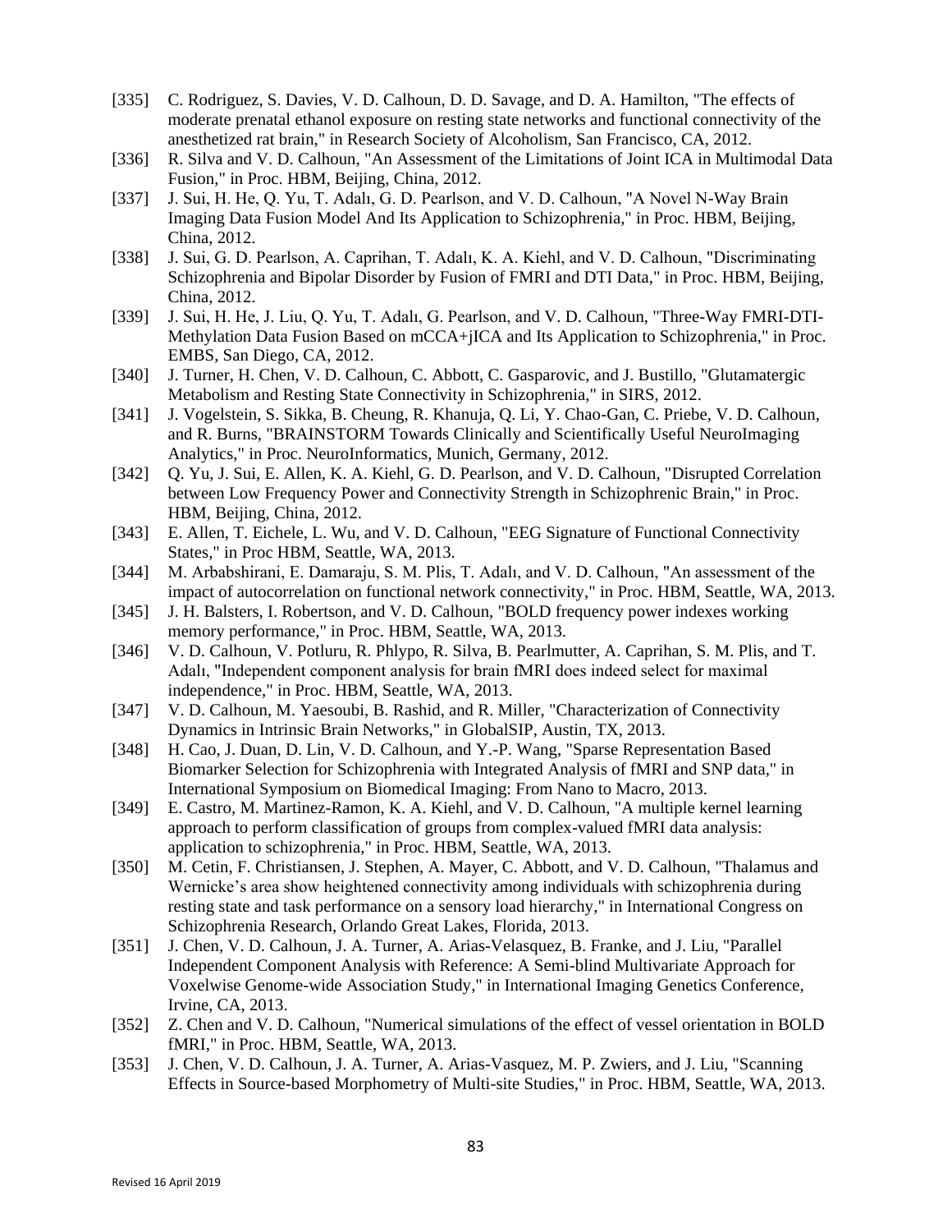[335] C. Rodriguez, S. Davies, V. D. Calhoun, D. D. Savage, and D. A. Hamilton, "The effects of moderate prenatal ethanol exposure on resting state networks and functional connectivity of the anesthetized rat brain," in Research Society of Alcoholism, San Francisco, CA, 2012.

[336] R. Silva and V. D. Calhoun, "An Assessment of the Limitations of Joint ICA in Multimodal Data Fusion," in Proc. HBM, Beijing, China, 2012.

[337] J. Sui, H. He, Q. Yu, T. Adalı, G. D. Pearlson, and V. D. Calhoun, "A Novel N-Way Brain Imaging Data Fusion Model And Its Application to Schizophrenia," in Proc. HBM, Beijing, China, 2012.

[338] J. Sui, G. D. Pearlson, A. Caprihan, T. Adalı, K. A. Kiehl, and V. D. Calhoun, "Discriminating Schizophrenia and Bipolar Disorder by Fusion of FMRI and DTI Data," in Proc. HBM, Beijing, China, 2012.

[339] J. Sui, H. He, J. Liu, Q. Yu, T. Adalı, G. Pearlson, and V. D. Calhoun, "Three-Way FMRI-DTI-Methylation Data Fusion Based on mCCA+jICA and Its Application to Schizophrenia," in Proc. EMBS, San Diego, CA, 2012.

[340] J. Turner, H. Chen, V. D. Calhoun, C. Abbott, C. Gasparovic, and J. Bustillo, "Glutamatergic Metabolism and Resting State Connectivity in Schizophrenia," in SIRS, 2012.

[341] J. Vogelstein, S. Sikka, B. Cheung, R. Khanuja, Q. Li, Y. Chao-Gan, C. Priebe, V. D. Calhoun, and R. Burns, "BRAINSTORM Towards Clinically and Scientifically Useful NeuroImaging Analytics," in Proc. NeuroInformatics, Munich, Germany, 2012.

[342] Q. Yu, J. Sui, E. Allen, K. A. Kiehl, G. D. Pearlson, and V. D. Calhoun, "Disrupted Correlation between Low Frequency Power and Connectivity Strength in Schizophrenic Brain," in Proc. HBM, Beijing, China, 2012.

[343] E. Allen, T. Eichele, L. Wu, and V. D. Calhoun, "EEG Signature of Functional Connectivity States," in Proc HBM, Seattle, WA, 2013.

[344] M. Arbabshirani, E. Damaraju, S. M. Plis, T. Adalı, and V. D. Calhoun, "An assessment of the impact of autocorrelation on functional network connectivity," in Proc. HBM, Seattle, WA, 2013.

[345] J. H. Balsters, I. Robertson, and V. D. Calhoun, "BOLD frequency power indexes working memory performance," in Proc. HBM, Seattle, WA, 2013.

[346] V. D. Calhoun, V. Potluru, R. Phlypo, R. Silva, B. Pearlmutter, A. Caprihan, S. M. Plis, and T. Adalı, "Independent component analysis for brain fMRI does indeed select for maximal independence," in Proc. HBM, Seattle, WA, 2013.

[347] V. D. Calhoun, M. Yaesoubi, B. Rashid, and R. Miller, "Characterization of Connectivity Dynamics in Intrinsic Brain Networks," in GlobalSIP, Austin, TX, 2013.

[348] H. Cao, J. Duan, D. Lin, V. D. Calhoun, and Y.-P. Wang, "Sparse Representation Based Biomarker Selection for Schizophrenia with Integrated Analysis of fMRI and SNP data," in International Symposium on Biomedical Imaging: From Nano to Macro, 2013.

[349] E. Castro, M. Martinez-Ramon, K. A. Kiehl, and V. D. Calhoun, "A multiple kernel learning approach to perform classification of groups from complex-valued fMRI data analysis: application to schizophrenia," in Proc. HBM, Seattle, WA, 2013.

[350] M. Cetin, F. Christiansen, J. Stephen, A. Mayer, C. Abbott, and V. D. Calhoun, "Thalamus and Wernicke's area show heightened connectivity among individuals with schizophrenia during resting state and task performance on a sensory load hierarchy," in International Congress on Schizophrenia Research, Orlando Great Lakes, Florida, 2013.

[351] J. Chen, V. D. Calhoun, J. A. Turner, A. Arias-Velasquez, B. Franke, and J. Liu, "Parallel Independent Component Analysis with Reference: A Semi-blind Multivariate Approach for Voxelwise Genome-wide Association Study," in International Imaging Genetics Conference, Irvine, CA, 2013.

[352] Z. Chen and V. D. Calhoun, "Numerical simulations of the effect of vessel orientation in BOLD fMRI," in Proc. HBM, Seattle, WA, 2013.

[353] J. Chen, V. D. Calhoun, J. A. Turner, A. Arias-Vasquez, M. P. Zwiers, and J. Liu, "Scanning Effects in Source-based Morphometry of Multi-site Studies," in Proc. HBM, Seattle, WA, 2013.

Revised 16 April 2019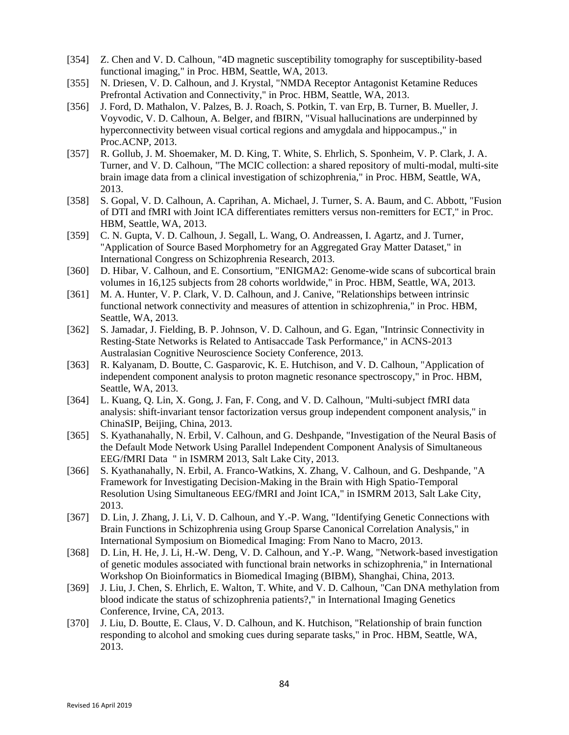[354] Z. Chen and V. D. Calhoun, "4D magnetic susceptibility tomography for susceptibility-based functional imaging," in Proc. HBM, Seattle, WA, 2013.

[355] N. Driesen, V. D. Calhoun, and J. Krystal, "NMDA Receptor Antagonist Ketamine Reduces Prefrontal Activation and Connectivity," in Proc. HBM, Seattle, WA, 2013.

[356] J. Ford, D. Mathalon, V. Palzes, B. J. Roach, S. Potkin, T. van Erp, B. Turner, B. Mueller, J. Voyvodic, V. D. Calhoun, A. Belger, and fBIRN, "Visual hallucinations are underpinned by hyperconnectivity between visual cortical regions and amygdala and hippocampus.," in Proc.ACNP, 2013.

[357] R. Gollub, J. M. Shoemaker, M. D. King, T. White, S. Ehrlich, S. Sponheim, V. P. Clark, J. A. Turner, and V. D. Calhoun, "The MCIC collection: a shared repository of multi-modal, multi-site brain image data from a clinical investigation of schizophrenia," in Proc. HBM, Seattle, WA, 2013.

[358] S. Gopal, V. D. Calhoun, A. Caprihan, A. Michael, J. Turner, S. A. Baum, and C. Abbott, "Fusion of DTI and fMRI with Joint ICA differentiates remitters versus non-remitters for ECT," in Proc. HBM, Seattle, WA, 2013.

[359] C. N. Gupta, V. D. Calhoun, J. Segall, L. Wang, O. Andreassen, I. Agartz, and J. Turner, "Application of Source Based Morphometry for an Aggregated Gray Matter Dataset," in International Congress on Schizophrenia Research, 2013.

[360] D. Hibar, V. Calhoun, and E. Consortium, "ENIGMA2: Genome-wide scans of subcortical brain volumes in 16,125 subjects from 28 cohorts worldwide," in Proc. HBM, Seattle, WA, 2013.

[361] M. A. Hunter, V. P. Clark, V. D. Calhoun, and J. Canive, "Relationships between intrinsic functional network connectivity and measures of attention in schizophrenia," in Proc. HBM, Seattle, WA, 2013.

[362] S. Jamadar, J. Fielding, B. P. Johnson, V. D. Calhoun, and G. Egan, "Intrinsic Connectivity in Resting-State Networks is Related to Antisaccade Task Performance," in ACNS-2013 Australasian Cognitive Neuroscience Society Conference, 2013.

[363] R. Kalyanam, D. Boutte, C. Gasparovic, K. E. Hutchison, and V. D. Calhoun, "Application of independent component analysis to proton magnetic resonance spectroscopy," in Proc. HBM, Seattle, WA, 2013.

[364] L. Kuang, Q. Lin, X. Gong, J. Fan, F. Cong, and V. D. Calhoun, "Multi-subject fMRI data analysis: shift-invariant tensor factorization versus group independent component analysis," in ChinaSIP, Beijing, China, 2013.

[365] S. Kyathanahally, N. Erbil, V. Calhoun, and G. Deshpande, "Investigation of the Neural Basis of the Default Mode Network Using Parallel Independent Component Analysis of Simultaneous EEG/fMRI Data " in ISMRM 2013, Salt Lake City, 2013.

[366] S. Kyathanahally, N. Erbil, A. Franco-Watkins, X. Zhang, V. Calhoun, and G. Deshpande, "A Framework for Investigating Decision-Making in the Brain with High Spatio-Temporal Resolution Using Simultaneous EEG/fMRI and Joint ICA," in ISMRM 2013, Salt Lake City, 2013.

[367] D. Lin, J. Zhang, J. Li, V. D. Calhoun, and Y.-P. Wang, "Identifying Genetic Connections with Brain Functions in Schizophrenia using Group Sparse Canonical Correlation Analysis," in International Symposium on Biomedical Imaging: From Nano to Macro, 2013.

[368] D. Lin, H. He, J. Li, H.-W. Deng, V. D. Calhoun, and Y.-P. Wang, "Network-based investigation of genetic modules associated with functional brain networks in schizophrenia," in International Workshop On Bioinformatics in Biomedical Imaging (BIBM), Shanghai, China, 2013.

[369] J. Liu, J. Chen, S. Ehrlich, E. Walton, T. White, and V. D. Calhoun, "Can DNA methylation from blood indicate the status of schizophrenia patients?," in International Imaging Genetics Conference, Irvine, CA, 2013.

[370] J. Liu, D. Boutte, E. Claus, V. D. Calhoun, and K. Hutchison, "Relationship of brain function responding to alcohol and smoking cues during separate tasks," in Proc. HBM, Seattle, WA, 2013.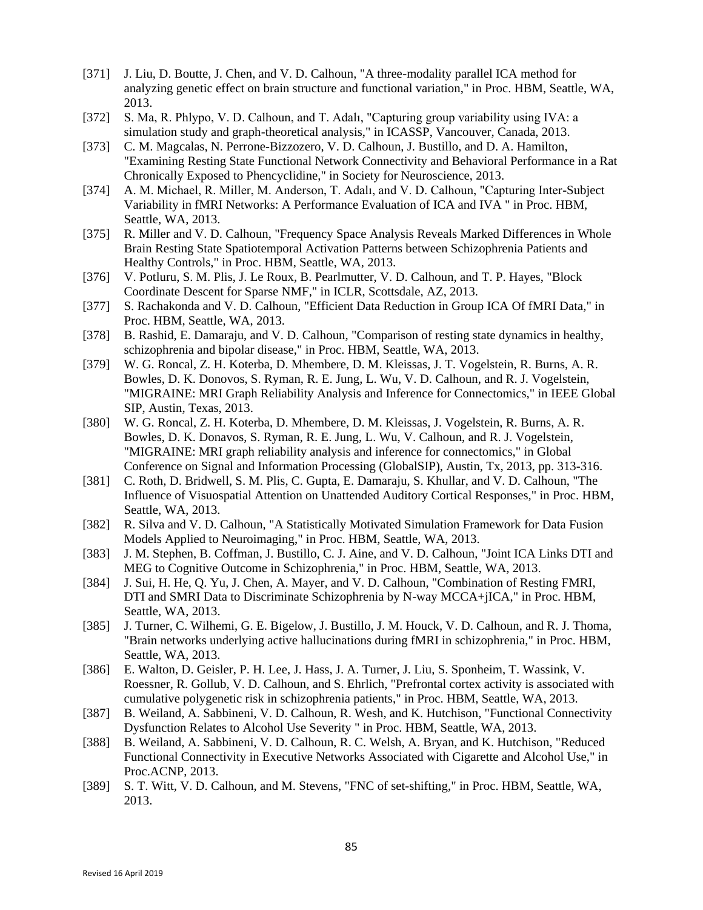[371] J. Liu, D. Boutte, J. Chen, and V. D. Calhoun, "A three-modality parallel ICA method for analyzing genetic effect on brain structure and functional variation," in Proc. HBM, Seattle, WA, 2013.

[372] S. Ma, R. Phlypo, V. D. Calhoun, and T. Adalı, "Capturing group variability using IVA: a simulation study and graph-theoretical analysis," in ICASSP, Vancouver, Canada, 2013.

[373] C. M. Magcalas, N. Perrone-Bizzozero, V. D. Calhoun, J. Bustillo, and D. A. Hamilton, "Examining Resting State Functional Network Connectivity and Behavioral Performance in a Rat Chronically Exposed to Phencyclidine," in Society for Neuroscience, 2013.

[374] A. M. Michael, R. Miller, M. Anderson, T. Adalı, and V. D. Calhoun, "Capturing Inter-Subject Variability in fMRI Networks: A Performance Evaluation of ICA and IVA " in Proc. HBM, Seattle, WA, 2013.

[375] R. Miller and V. D. Calhoun, "Frequency Space Analysis Reveals Marked Differences in Whole Brain Resting State Spatiotemporal Activation Patterns between Schizophrenia Patients and Healthy Controls," in Proc. HBM, Seattle, WA, 2013.

[376] V. Potluru, S. M. Plis, J. Le Roux, B. Pearlmutter, V. D. Calhoun, and T. P. Hayes, "Block Coordinate Descent for Sparse NMF," in ICLR, Scottsdale, AZ, 2013.

[377] S. Rachakonda and V. D. Calhoun, "Efficient Data Reduction in Group ICA Of fMRI Data," in Proc. HBM, Seattle, WA, 2013.

[378] B. Rashid, E. Damaraju, and V. D. Calhoun, "Comparison of resting state dynamics in healthy, schizophrenia and bipolar disease," in Proc. HBM, Seattle, WA, 2013.

[379] W. G. Roncal, Z. H. Koterba, D. Mhembere, D. M. Kleissas, J. T. Vogelstein, R. Burns, A. R. Bowles, D. K. Donovos, S. Ryman, R. E. Jung, L. Wu, V. D. Calhoun, and R. J. Vogelstein, "MIGRAINE: MRI Graph Reliability Analysis and Inference for Connectomics," in IEEE Global SIP, Austin, Texas, 2013.

[380] W. G. Roncal, Z. H. Koterba, D. Mhembere, D. M. Kleissas, J. Vogelstein, R. Burns, A. R. Bowles, D. K. Donavos, S. Ryman, R. E. Jung, L. Wu, V. Calhoun, and R. J. Vogelstein, "MIGRAINE: MRI graph reliability analysis and inference for connectomics," in Global Conference on Signal and Information Processing (GlobalSIP), Austin, Tx, 2013, pp. 313-316.

[381] C. Roth, D. Bridwell, S. M. Plis, C. Gupta, E. Damaraju, S. Khullar, and V. D. Calhoun, "The Influence of Visuospatial Attention on Unattended Auditory Cortical Responses," in Proc. HBM, Seattle, WA, 2013.

[382] R. Silva and V. D. Calhoun, "A Statistically Motivated Simulation Framework for Data Fusion Models Applied to Neuroimaging," in Proc. HBM, Seattle, WA, 2013.

[383] J. M. Stephen, B. Coffman, J. Bustillo, C. J. Aine, and V. D. Calhoun, "Joint ICA Links DTI and MEG to Cognitive Outcome in Schizophrenia," in Proc. HBM, Seattle, WA, 2013.

[384] J. Sui, H. He, Q. Yu, J. Chen, A. Mayer, and V. D. Calhoun, "Combination of Resting FMRI, DTI and SMRI Data to Discriminate Schizophrenia by N-way MCCA+jICA," in Proc. HBM, Seattle, WA, 2013.

[385] J. Turner, C. Wilhemi, G. E. Bigelow, J. Bustillo, J. M. Houck, V. D. Calhoun, and R. J. Thoma, "Brain networks underlying active hallucinations during fMRI in schizophrenia," in Proc. HBM, Seattle, WA, 2013.

[386] E. Walton, D. Geisler, P. H. Lee, J. Hass, J. A. Turner, J. Liu, S. Sponheim, T. Wassink, V. Roessner, R. Gollub, V. D. Calhoun, and S. Ehrlich, "Prefrontal cortex activity is associated with cumulative polygenetic risk in schizophrenia patients," in Proc. HBM, Seattle, WA, 2013.

[387] B. Weiland, A. Sabbineni, V. D. Calhoun, R. Wesh, and K. Hutchison, "Functional Connectivity Dysfunction Relates to Alcohol Use Severity " in Proc. HBM, Seattle, WA, 2013.

[388] B. Weiland, A. Sabbineni, V. D. Calhoun, R. C. Welsh, A. Bryan, and K. Hutchison, "Reduced Functional Connectivity in Executive Networks Associated with Cigarette and Alcohol Use," in Proc.ACNP, 2013.

[389] S. T. Witt, V. D. Calhoun, and M. Stevens, "FNC of set-shifting," in Proc. HBM, Seattle, WA, 2013.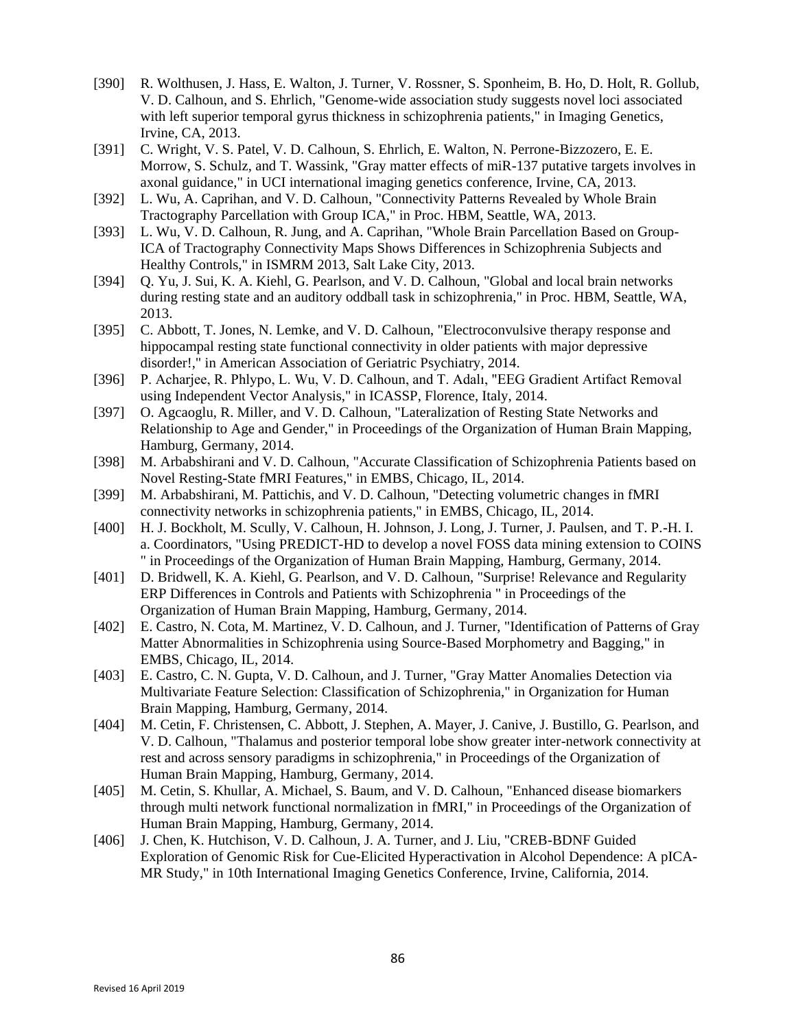[390] R. Wolthusen, J. Hass, E. Walton, J. Turner, V. Rossner, S. Sponheim, B. Ho, D. Holt, R. Gollub, V. D. Calhoun, and S. Ehrlich, "Genome-wide association study suggests novel loci associated with left superior temporal gyrus thickness in schizophrenia patients," in Imaging Genetics, Irvine, CA, 2013.

[391] C. Wright, V. S. Patel, V. D. Calhoun, S. Ehrlich, E. Walton, N. Perrone-Bizzozero, E. E. Morrow, S. Schulz, and T. Wassink, "Gray matter effects of miR-137 putative targets involves in axonal guidance," in UCI international imaging genetics conference, Irvine, CA, 2013.

[392] L. Wu, A. Caprihan, and V. D. Calhoun, "Connectivity Patterns Revealed by Whole Brain Tractography Parcellation with Group ICA," in Proc. HBM, Seattle, WA, 2013.

[393] L. Wu, V. D. Calhoun, R. Jung, and A. Caprihan, "Whole Brain Parcellation Based on Group-ICA of Tractography Connectivity Maps Shows Differences in Schizophrenia Subjects and Healthy Controls," in ISMRM 2013, Salt Lake City, 2013.

[394] Q. Yu, J. Sui, K. A. Kiehl, G. Pearlson, and V. D. Calhoun, "Global and local brain networks during resting state and an auditory oddball task in schizophrenia," in Proc. HBM, Seattle, WA, 2013.

[395] C. Abbott, T. Jones, N. Lemke, and V. D. Calhoun, "Electroconvulsive therapy response and hippocampal resting state functional connectivity in older patients with major depressive disorder!," in American Association of Geriatric Psychiatry, 2014.

[396] P. Acharjee, R. Phlypo, L. Wu, V. D. Calhoun, and T. Adalı, "EEG Gradient Artifact Removal using Independent Vector Analysis," in ICASSP, Florence, Italy, 2014.

[397] O. Agcaoglu, R. Miller, and V. D. Calhoun, "Lateralization of Resting State Networks and Relationship to Age and Gender," in Proceedings of the Organization of Human Brain Mapping, Hamburg, Germany, 2014.

[398] M. Arbabshirani and V. D. Calhoun, "Accurate Classification of Schizophrenia Patients based on Novel Resting-State fMRI Features," in EMBS, Chicago, IL, 2014.

[399] M. Arbabshirani, M. Pattichis, and V. D. Calhoun, "Detecting volumetric changes in fMRI connectivity networks in schizophrenia patients," in EMBS, Chicago, IL, 2014.

[400] H. J. Bockholt, M. Scully, V. Calhoun, H. Johnson, J. Long, J. Turner, J. Paulsen, and T. P.-H. I. a. Coordinators, "Using PREDICT-HD to develop a novel FOSS data mining extension to COINS " in Proceedings of the Organization of Human Brain Mapping, Hamburg, Germany, 2014.

[401] D. Bridwell, K. A. Kiehl, G. Pearlson, and V. D. Calhoun, "Surprise! Relevance and Regularity ERP Differences in Controls and Patients with Schizophrenia " in Proceedings of the Organization of Human Brain Mapping, Hamburg, Germany, 2014.

[402] E. Castro, N. Cota, M. Martinez, V. D. Calhoun, and J. Turner, "Identification of Patterns of Gray Matter Abnormalities in Schizophrenia using Source-Based Morphometry and Bagging," in EMBS, Chicago, IL, 2014.

[403] E. Castro, C. N. Gupta, V. D. Calhoun, and J. Turner, "Gray Matter Anomalies Detection via Multivariate Feature Selection: Classification of Schizophrenia," in Organization for Human Brain Mapping, Hamburg, Germany, 2014.

[404] M. Cetin, F. Christensen, C. Abbott, J. Stephen, A. Mayer, J. Canive, J. Bustillo, G. Pearlson, and V. D. Calhoun, "Thalamus and posterior temporal lobe show greater inter-network connectivity at rest and across sensory paradigms in schizophrenia," in Proceedings of the Organization of Human Brain Mapping, Hamburg, Germany, 2014.

[405] M. Cetin, S. Khullar, A. Michael, S. Baum, and V. D. Calhoun, "Enhanced disease biomarkers through multi network functional normalization in fMRI," in Proceedings of the Organization of Human Brain Mapping, Hamburg, Germany, 2014.

[406] J. Chen, K. Hutchison, V. D. Calhoun, J. A. Turner, and J. Liu, "CREB-BDNF Guided Exploration of Genomic Risk for Cue-Elicited Hyperactivation in Alcohol Dependence: A pICA-MR Study," in 10th International Imaging Genetics Conference, Irvine, California, 2014.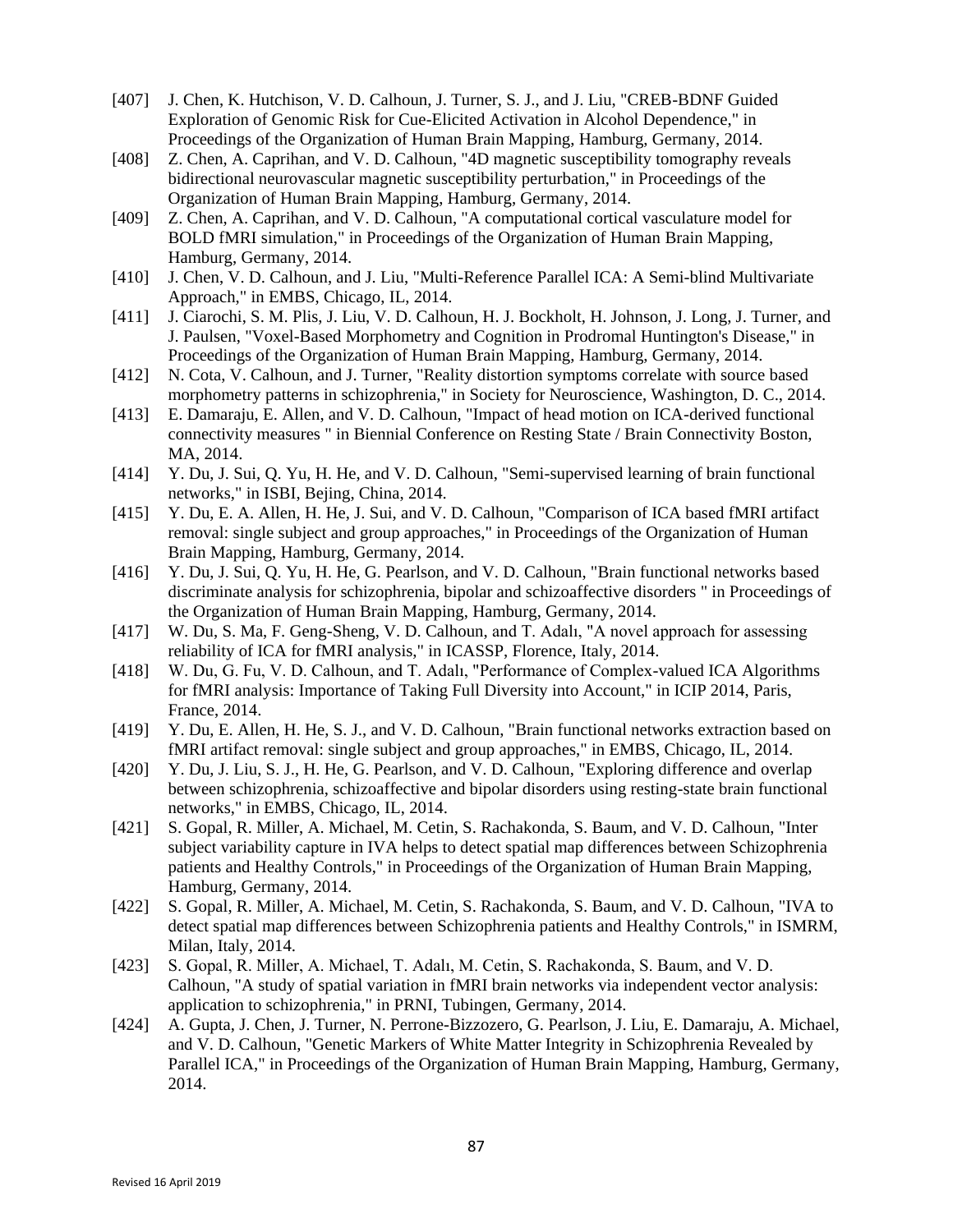[407] J. Chen, K. Hutchison, V. D. Calhoun, J. Turner, S. J., and J. Liu, "CREB-BDNF Guided Exploration of Genomic Risk for Cue-Elicited Activation in Alcohol Dependence," in Proceedings of the Organization of Human Brain Mapping, Hamburg, Germany, 2014.

[408] Z. Chen, A. Caprihan, and V. D. Calhoun, "4D magnetic susceptibility tomography reveals bidirectional neurovascular magnetic susceptibility perturbation," in Proceedings of the Organization of Human Brain Mapping, Hamburg, Germany, 2014.

[409] Z. Chen, A. Caprihan, and V. D. Calhoun, "A computational cortical vasculature model for BOLD fMRI simulation," in Proceedings of the Organization of Human Brain Mapping, Hamburg, Germany, 2014.

[410] J. Chen, V. D. Calhoun, and J. Liu, "Multi-Reference Parallel ICA: A Semi-blind Multivariate Approach," in EMBS, Chicago, IL, 2014.

[411] J. Ciarochi, S. M. Plis, J. Liu, V. D. Calhoun, H. J. Bockholt, H. Johnson, J. Long, J. Turner, and J. Paulsen, "Voxel-Based Morphometry and Cognition in Prodromal Huntington's Disease," in Proceedings of the Organization of Human Brain Mapping, Hamburg, Germany, 2014.

[412] N. Cota, V. Calhoun, and J. Turner, "Reality distortion symptoms correlate with source based morphometry patterns in schizophrenia," in Society for Neuroscience, Washington, D. C., 2014.

[413] E. Damaraju, E. Allen, and V. D. Calhoun, "Impact of head motion on ICA-derived functional connectivity measures " in Biennial Conference on Resting State / Brain Connectivity Boston, MA, 2014.

[414] Y. Du, J. Sui, Q. Yu, H. He, and V. D. Calhoun, "Semi-supervised learning of brain functional networks," in ISBI, Bejing, China, 2014.

[415] Y. Du, E. A. Allen, H. He, J. Sui, and V. D. Calhoun, "Comparison of ICA based fMRI artifact removal: single subject and group approaches," in Proceedings of the Organization of Human Brain Mapping, Hamburg, Germany, 2014.

[416] Y. Du, J. Sui, Q. Yu, H. He, G. Pearlson, and V. D. Calhoun, "Brain functional networks based discriminate analysis for schizophrenia, bipolar and schizoaffective disorders " in Proceedings of the Organization of Human Brain Mapping, Hamburg, Germany, 2014.

[417] W. Du, S. Ma, F. Geng-Sheng, V. D. Calhoun, and T. Adalı, "A novel approach for assessing reliability of ICA for fMRI analysis," in ICASSP, Florence, Italy, 2014.

[418] W. Du, G. Fu, V. D. Calhoun, and T. Adalı, "Performance of Complex-valued ICA Algorithms for fMRI analysis: Importance of Taking Full Diversity into Account," in ICIP 2014, Paris, France, 2014.

[419] Y. Du, E. Allen, H. He, S. J., and V. D. Calhoun, "Brain functional networks extraction based on fMRI artifact removal: single subject and group approaches," in EMBS, Chicago, IL, 2014.

[420] Y. Du, J. Liu, S. J., H. He, G. Pearlson, and V. D. Calhoun, "Exploring difference and overlap between schizophrenia, schizoaffective and bipolar disorders using resting-state brain functional networks," in EMBS, Chicago, IL, 2014.

[421] S. Gopal, R. Miller, A. Michael, M. Cetin, S. Rachakonda, S. Baum, and V. D. Calhoun, "Inter subject variability capture in IVA helps to detect spatial map differences between Schizophrenia patients and Healthy Controls," in Proceedings of the Organization of Human Brain Mapping, Hamburg, Germany, 2014.

[422] S. Gopal, R. Miller, A. Michael, M. Cetin, S. Rachakonda, S. Baum, and V. D. Calhoun, "IVA to detect spatial map differences between Schizophrenia patients and Healthy Controls," in ISMRM, Milan, Italy, 2014.

[423] S. Gopal, R. Miller, A. Michael, T. Adalı, M. Cetin, S. Rachakonda, S. Baum, and V. D. Calhoun, "A study of spatial variation in fMRI brain networks via independent vector analysis: application to schizophrenia," in PRNI, Tubingen, Germany, 2014.

[424] A. Gupta, J. Chen, J. Turner, N. Perrone-Bizzozero, G. Pearlson, J. Liu, E. Damaraju, A. Michael, and V. D. Calhoun, "Genetic Markers of White Matter Integrity in Schizophrenia Revealed by Parallel ICA," in Proceedings of the Organization of Human Brain Mapping, Hamburg, Germany, 2014.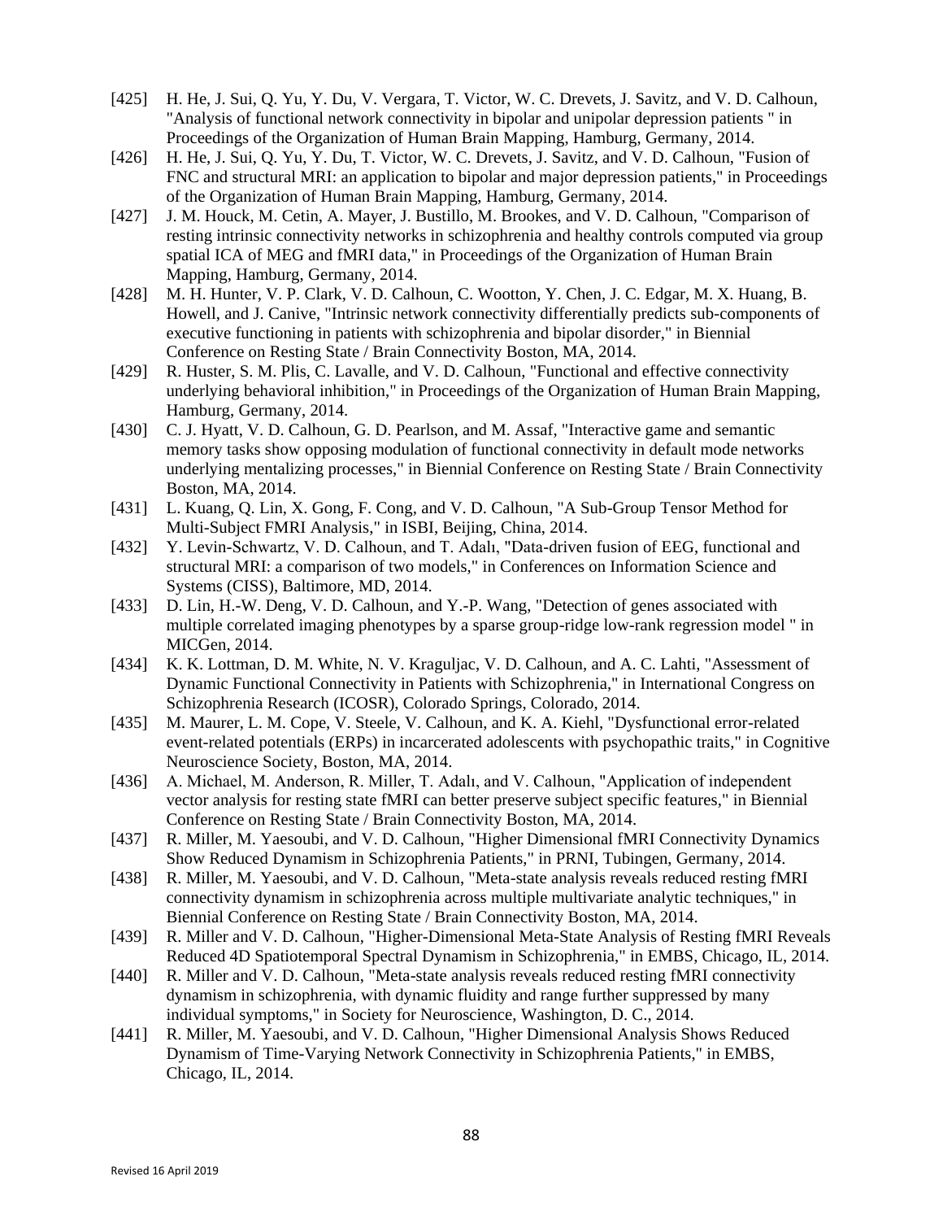[425] H. He, J. Sui, Q. Yu, Y. Du, V. Vergara, T. Victor, W. C. Drevets, J. Savitz, and V. D. Calhoun, "Analysis of functional network connectivity in bipolar and unipolar depression patients " in Proceedings of the Organization of Human Brain Mapping, Hamburg, Germany, 2014.

[426] H. He, J. Sui, Q. Yu, Y. Du, T. Victor, W. C. Drevets, J. Savitz, and V. D. Calhoun, "Fusion of FNC and structural MRI: an application to bipolar and major depression patients," in Proceedings of the Organization of Human Brain Mapping, Hamburg, Germany, 2014.

[427] J. M. Houck, M. Cetin, A. Mayer, J. Bustillo, M. Brookes, and V. D. Calhoun, "Comparison of resting intrinsic connectivity networks in schizophrenia and healthy controls computed via group spatial ICA of MEG and fMRI data," in Proceedings of the Organization of Human Brain Mapping, Hamburg, Germany, 2014.

[428] M. H. Hunter, V. P. Clark, V. D. Calhoun, C. Wootton, Y. Chen, J. C. Edgar, M. X. Huang, B. Howell, and J. Canive, "Intrinsic network connectivity differentially predicts sub-components of executive functioning in patients with schizophrenia and bipolar disorder," in Biennial Conference on Resting State / Brain Connectivity Boston, MA, 2014.

[429] R. Huster, S. M. Plis, C. Lavalle, and V. D. Calhoun, "Functional and effective connectivity underlying behavioral inhibition," in Proceedings of the Organization of Human Brain Mapping, Hamburg, Germany, 2014.

[430] C. J. Hyatt, V. D. Calhoun, G. D. Pearlson, and M. Assaf, "Interactive game and semantic memory tasks show opposing modulation of functional connectivity in default mode networks underlying mentalizing processes," in Biennial Conference on Resting State / Brain Connectivity Boston, MA, 2014.

[431] L. Kuang, Q. Lin, X. Gong, F. Cong, and V. D. Calhoun, "A Sub-Group Tensor Method for Multi-Subject FMRI Analysis," in ISBI, Beijing, China, 2014.

[432] Y. Levin-Schwartz, V. D. Calhoun, and T. Adalı, "Data-driven fusion of EEG, functional and structural MRI: a comparison of two models," in Conferences on Information Science and Systems (CISS), Baltimore, MD, 2014.

[433] D. Lin, H.-W. Deng, V. D. Calhoun, and Y.-P. Wang, "Detection of genes associated with multiple correlated imaging phenotypes by a sparse group-ridge low-rank regression model " in MICGen, 2014.

[434] K. K. Lottman, D. M. White, N. V. Kraguljac, V. D. Calhoun, and A. C. Lahti, "Assessment of Dynamic Functional Connectivity in Patients with Schizophrenia," in International Congress on Schizophrenia Research (ICOSR), Colorado Springs, Colorado, 2014.

[435] M. Maurer, L. M. Cope, V. Steele, V. Calhoun, and K. A. Kiehl, "Dysfunctional error-related event-related potentials (ERPs) in incarcerated adolescents with psychopathic traits," in Cognitive Neuroscience Society, Boston, MA, 2014.

[436] A. Michael, M. Anderson, R. Miller, T. Adalı, and V. Calhoun, "Application of independent vector analysis for resting state fMRI can better preserve subject specific features," in Biennial Conference on Resting State / Brain Connectivity Boston, MA, 2014.

[437] R. Miller, M. Yaesoubi, and V. D. Calhoun, "Higher Dimensional fMRI Connectivity Dynamics Show Reduced Dynamism in Schizophrenia Patients," in PRNI, Tubingen, Germany, 2014.

[438] R. Miller, M. Yaesoubi, and V. D. Calhoun, "Meta-state analysis reveals reduced resting fMRI connectivity dynamism in schizophrenia across multiple multivariate analytic techniques," in Biennial Conference on Resting State / Brain Connectivity Boston, MA, 2014.

[439] R. Miller and V. D. Calhoun, "Higher-Dimensional Meta-State Analysis of Resting fMRI Reveals Reduced 4D Spatiotemporal Spectral Dynamism in Schizophrenia," in EMBS, Chicago, IL, 2014.

[440] R. Miller and V. D. Calhoun, "Meta-state analysis reveals reduced resting fMRI connectivity dynamism in schizophrenia, with dynamic fluidity and range further suppressed by many individual symptoms," in Society for Neuroscience, Washington, D. C., 2014.

[441] R. Miller, M. Yaesoubi, and V. D. Calhoun, "Higher Dimensional Analysis Shows Reduced Dynamism of Time-Varying Network Connectivity in Schizophrenia Patients," in EMBS, Chicago, IL, 2014.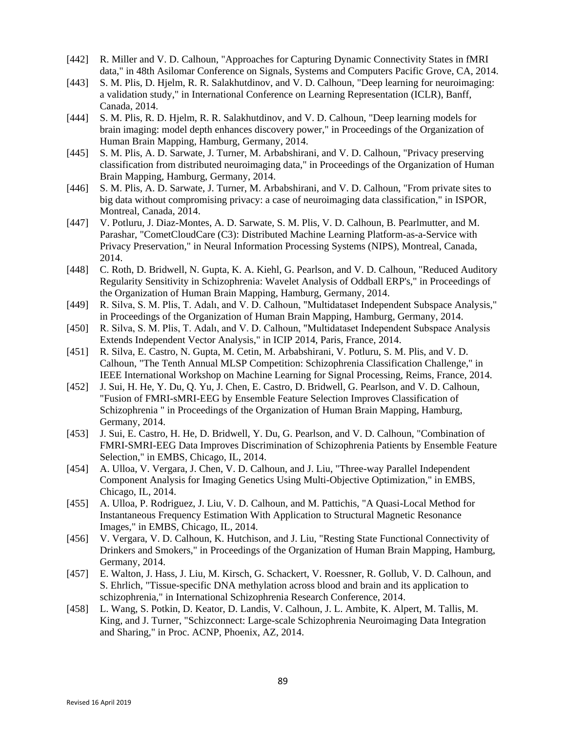[442] R. Miller and V. D. Calhoun, "Approaches for Capturing Dynamic Connectivity States in fMRI data," in 48th Asilomar Conference on Signals, Systems and Computers Pacific Grove, CA, 2014.

[443] S. M. Plis, D. Hjelm, R. R. Salakhutdinov, and V. D. Calhoun, "Deep learning for neuroimaging: a validation study," in International Conference on Learning Representation (ICLR), Banff, Canada, 2014.

[444] S. M. Plis, R. D. Hjelm, R. R. Salakhutdinov, and V. D. Calhoun, "Deep learning models for brain imaging: model depth enhances discovery power," in Proceedings of the Organization of Human Brain Mapping, Hamburg, Germany, 2014.

[445] S. M. Plis, A. D. Sarwate, J. Turner, M. Arbabshirani, and V. D. Calhoun, "Privacy preserving classification from distributed neuroimaging data," in Proceedings of the Organization of Human Brain Mapping, Hamburg, Germany, 2014.

[446] S. M. Plis, A. D. Sarwate, J. Turner, M. Arbabshirani, and V. D. Calhoun, "From private sites to big data without compromising privacy: a case of neuroimaging data classification," in ISPOR, Montreal, Canada, 2014.

[447] V. Potluru, J. Diaz-Montes, A. D. Sarwate, S. M. Plis, V. D. Calhoun, B. Pearlmutter, and M. Parashar, "CometCloudCare (C3): Distributed Machine Learning Platform-as-a-Service with Privacy Preservation," in Neural Information Processing Systems (NIPS), Montreal, Canada, 2014.

[448] C. Roth, D. Bridwell, N. Gupta, K. A. Kiehl, G. Pearlson, and V. D. Calhoun, "Reduced Auditory Regularity Sensitivity in Schizophrenia: Wavelet Analysis of Oddball ERP's," in Proceedings of the Organization of Human Brain Mapping, Hamburg, Germany, 2014.

[449] R. Silva, S. M. Plis, T. Adalı, and V. D. Calhoun, "Multidataset Independent Subspace Analysis," in Proceedings of the Organization of Human Brain Mapping, Hamburg, Germany, 2014.

[450] R. Silva, S. M. Plis, T. Adalı, and V. D. Calhoun, "Multidataset Independent Subspace Analysis Extends Independent Vector Analysis," in ICIP 2014, Paris, France, 2014.

[451] R. Silva, E. Castro, N. Gupta, M. Cetin, M. Arbabshirani, V. Potluru, S. M. Plis, and V. D. Calhoun, "The Tenth Annual MLSP Competition: Schizophrenia Classification Challenge," in IEEE International Workshop on Machine Learning for Signal Processing, Reims, France, 2014.

[452] J. Sui, H. He, Y. Du, Q. Yu, J. Chen, E. Castro, D. Bridwell, G. Pearlson, and V. D. Calhoun, "Fusion of FMRI-sMRI-EEG by Ensemble Feature Selection Improves Classification of Schizophrenia " in Proceedings of the Organization of Human Brain Mapping, Hamburg, Germany, 2014.

[453] J. Sui, E. Castro, H. He, D. Bridwell, Y. Du, G. Pearlson, and V. D. Calhoun, "Combination of FMRI-SMRI-EEG Data Improves Discrimination of Schizophrenia Patients by Ensemble Feature Selection," in EMBS, Chicago, IL, 2014.

[454] A. Ulloa, V. Vergara, J. Chen, V. D. Calhoun, and J. Liu, "Three-way Parallel Independent Component Analysis for Imaging Genetics Using Multi-Objective Optimization," in EMBS, Chicago, IL, 2014.

[455] A. Ulloa, P. Rodriguez, J. Liu, V. D. Calhoun, and M. Pattichis, "A Quasi-Local Method for Instantaneous Frequency Estimation With Application to Structural Magnetic Resonance Images," in EMBS, Chicago, IL, 2014.

[456] V. Vergara, V. D. Calhoun, K. Hutchison, and J. Liu, "Resting State Functional Connectivity of Drinkers and Smokers," in Proceedings of the Organization of Human Brain Mapping, Hamburg, Germany, 2014.

[457] E. Walton, J. Hass, J. Liu, M. Kirsch, G. Schackert, V. Roessner, R. Gollub, V. D. Calhoun, and S. Ehrlich, "Tissue-specific DNA methylation across blood and brain and its application to schizophrenia," in International Schizophrenia Research Conference, 2014.

[458] L. Wang, S. Potkin, D. Keator, D. Landis, V. Calhoun, J. L. Ambite, K. Alpert, M. Tallis, M. King, and J. Turner, "Schizconnect: Large-scale Schizophrenia Neuroimaging Data Integration and Sharing," in Proc. ACNP, Phoenix, AZ, 2014.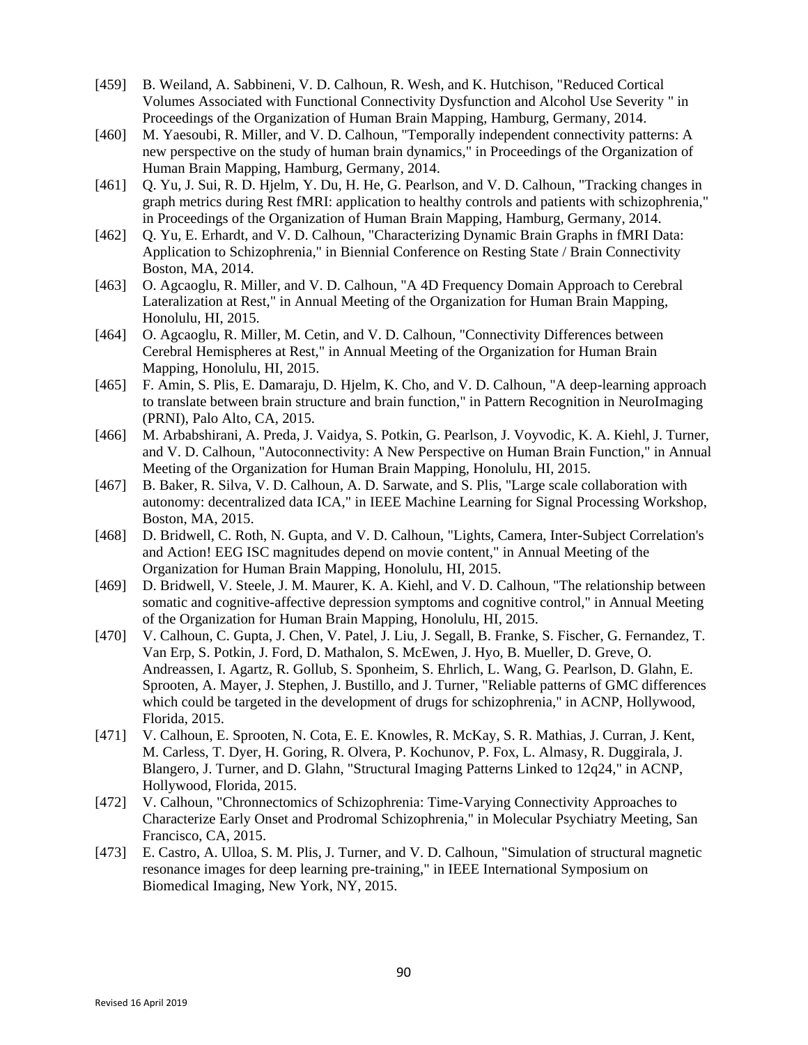[459] B. Weiland, A. Sabbineni, V. D. Calhoun, R. Wesh, and K. Hutchison, "Reduced Cortical Volumes Associated with Functional Connectivity Dysfunction and Alcohol Use Severity " in Proceedings of the Organization of Human Brain Mapping, Hamburg, Germany, 2014.

[460] M. Yaesoubi, R. Miller, and V. D. Calhoun, "Temporally independent connectivity patterns: A new perspective on the study of human brain dynamics," in Proceedings of the Organization of Human Brain Mapping, Hamburg, Germany, 2014.

[461] Q. Yu, J. Sui, R. D. Hjelm, Y. Du, H. He, G. Pearlson, and V. D. Calhoun, "Tracking changes in graph metrics during Rest fMRI: application to healthy controls and patients with schizophrenia," in Proceedings of the Organization of Human Brain Mapping, Hamburg, Germany, 2014.

[462] Q. Yu, E. Erhardt, and V. D. Calhoun, "Characterizing Dynamic Brain Graphs in fMRI Data: Application to Schizophrenia," in Biennial Conference on Resting State / Brain Connectivity Boston, MA, 2014.

[463] O. Agcaoglu, R. Miller, and V. D. Calhoun, "A 4D Frequency Domain Approach to Cerebral Lateralization at Rest," in Annual Meeting of the Organization for Human Brain Mapping, Honolulu, HI, 2015.

[464] O. Agcaoglu, R. Miller, M. Cetin, and V. D. Calhoun, "Connectivity Differences between Cerebral Hemispheres at Rest," in Annual Meeting of the Organization for Human Brain Mapping, Honolulu, HI, 2015.

[465] F. Amin, S. Plis, E. Damaraju, D. Hjelm, K. Cho, and V. D. Calhoun, "A deep-learning approach to translate between brain structure and brain function," in Pattern Recognition in NeuroImaging (PRNI), Palo Alto, CA, 2015.

[466] M. Arbabshirani, A. Preda, J. Vaidya, S. Potkin, G. Pearlson, J. Voyvodic, K. A. Kiehl, J. Turner, and V. D. Calhoun, "Autoconnectivity: A New Perspective on Human Brain Function," in Annual Meeting of the Organization for Human Brain Mapping, Honolulu, HI, 2015.

[467] B. Baker, R. Silva, V. D. Calhoun, A. D. Sarwate, and S. Plis, "Large scale collaboration with autonomy: decentralized data ICA," in IEEE Machine Learning for Signal Processing Workshop, Boston, MA, 2015.

[468] D. Bridwell, C. Roth, N. Gupta, and V. D. Calhoun, "Lights, Camera, Inter-Subject Correlation's and Action! EEG ISC magnitudes depend on movie content," in Annual Meeting of the Organization for Human Brain Mapping, Honolulu, HI, 2015.

[469] D. Bridwell, V. Steele, J. M. Maurer, K. A. Kiehl, and V. D. Calhoun, "The relationship between somatic and cognitive-affective depression symptoms and cognitive control," in Annual Meeting of the Organization for Human Brain Mapping, Honolulu, HI, 2015.

[470] V. Calhoun, C. Gupta, J. Chen, V. Patel, J. Liu, J. Segall, B. Franke, S. Fischer, G. Fernandez, T. Van Erp, S. Potkin, J. Ford, D. Mathalon, S. McEwen, J. Hyo, B. Mueller, D. Greve, O. Andreassen, I. Agartz, R. Gollub, S. Sponheim, S. Ehrlich, L. Wang, G. Pearlson, D. Glahn, E. Sprooten, A. Mayer, J. Stephen, J. Bustillo, and J. Turner, "Reliable patterns of GMC differences which could be targeted in the development of drugs for schizophrenia," in ACNP, Hollywood, Florida, 2015.

[471] V. Calhoun, E. Sprooten, N. Cota, E. E. Knowles, R. McKay, S. R. Mathias, J. Curran, J. Kent, M. Carless, T. Dyer, H. Goring, R. Olvera, P. Kochunov, P. Fox, L. Almasy, R. Duggirala, J. Blangero, J. Turner, and D. Glahn, "Structural Imaging Patterns Linked to 12q24," in ACNP, Hollywood, Florida, 2015.

[472] V. Calhoun, "Chronnectomics of Schizophrenia: Time-Varying Connectivity Approaches to Characterize Early Onset and Prodromal Schizophrenia," in Molecular Psychiatry Meeting, San Francisco, CA, 2015.

[473] E. Castro, A. Ulloa, S. M. Plis, J. Turner, and V. D. Calhoun, "Simulation of structural magnetic resonance images for deep learning pre-training," in IEEE International Symposium on Biomedical Imaging, New York, NY, 2015.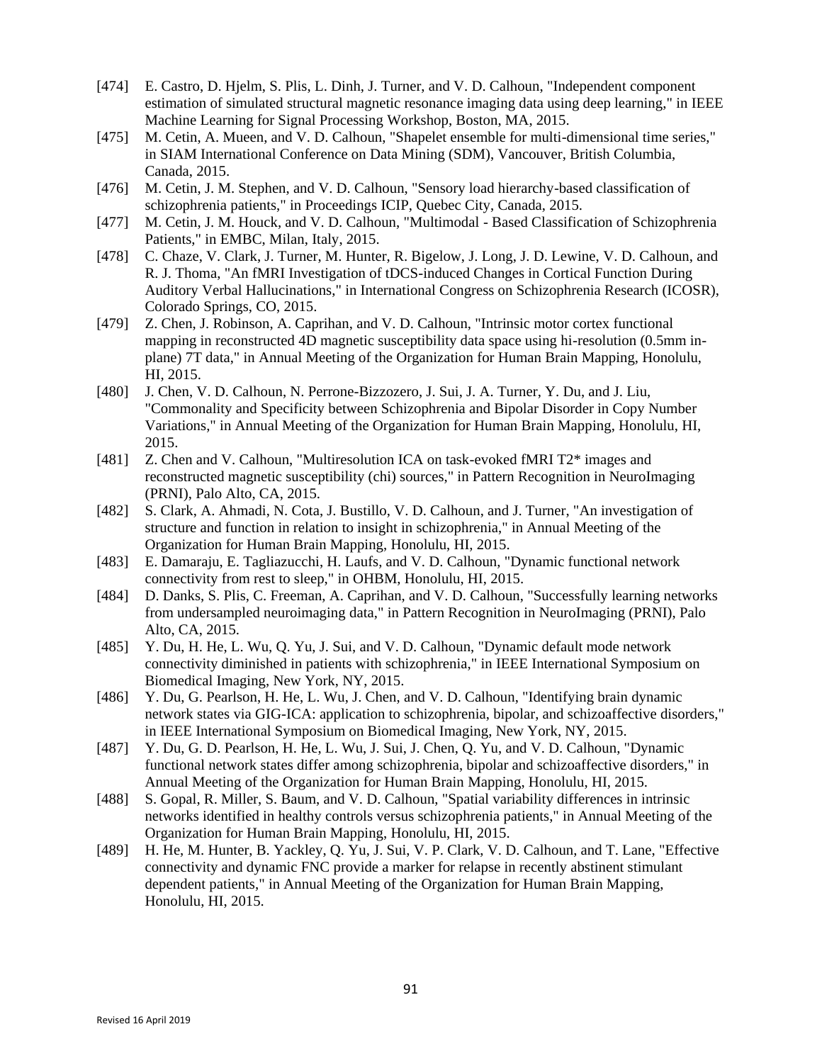[474] E. Castro, D. Hjelm, S. Plis, L. Dinh, J. Turner, and V. D. Calhoun, "Independent component estimation of simulated structural magnetic resonance imaging data using deep learning," in IEEE Machine Learning for Signal Processing Workshop, Boston, MA, 2015.

[475] M. Cetin, A. Mueen, and V. D. Calhoun, "Shapelet ensemble for multi-dimensional time series," in SIAM International Conference on Data Mining (SDM), Vancouver, British Columbia, Canada, 2015.

[476] M. Cetin, J. M. Stephen, and V. D. Calhoun, "Sensory load hierarchy-based classification of schizophrenia patients," in Proceedings ICIP, Quebec City, Canada, 2015.

[477] M. Cetin, J. M. Houck, and V. D. Calhoun, "Multimodal - Based Classification of Schizophrenia Patients," in EMBC, Milan, Italy, 2015.

[478] C. Chaze, V. Clark, J. Turner, M. Hunter, R. Bigelow, J. Long, J. D. Lewine, V. D. Calhoun, and R. J. Thoma, "An fMRI Investigation of tDCS-induced Changes in Cortical Function During Auditory Verbal Hallucinations," in International Congress on Schizophrenia Research (ICOSR), Colorado Springs, CO, 2015.

[479] Z. Chen, J. Robinson, A. Caprihan, and V. D. Calhoun, "Intrinsic motor cortex functional mapping in reconstructed 4D magnetic susceptibility data space using hi-resolution (0.5mm in-plane) 7T data," in Annual Meeting of the Organization for Human Brain Mapping, Honolulu, HI, 2015.

[480] J. Chen, V. D. Calhoun, N. Perrone-Bizzozero, J. Sui, J. A. Turner, Y. Du, and J. Liu, "Commonality and Specificity between Schizophrenia and Bipolar Disorder in Copy Number Variations," in Annual Meeting of the Organization for Human Brain Mapping, Honolulu, HI, 2015.

[481] Z. Chen and V. Calhoun, "Multiresolution ICA on task-evoked fMRI T2* images and reconstructed magnetic susceptibility (chi) sources," in Pattern Recognition in NeuroImaging (PRNI), Palo Alto, CA, 2015.

[482] S. Clark, A. Ahmadi, N. Cota, J. Bustillo, V. D. Calhoun, and J. Turner, "An investigation of structure and function in relation to insight in schizophrenia," in Annual Meeting of the Organization for Human Brain Mapping, Honolulu, HI, 2015.

[483] E. Damaraju, E. Tagliazucchi, H. Laufs, and V. D. Calhoun, "Dynamic functional network connectivity from rest to sleep," in OHBM, Honolulu, HI, 2015.

[484] D. Danks, S. Plis, C. Freeman, A. Caprihan, and V. D. Calhoun, "Successfully learning networks from undersampled neuroimaging data," in Pattern Recognition in NeuroImaging (PRNI), Palo Alto, CA, 2015.

[485] Y. Du, H. He, L. Wu, Q. Yu, J. Sui, and V. D. Calhoun, "Dynamic default mode network connectivity diminished in patients with schizophrenia," in IEEE International Symposium on Biomedical Imaging, New York, NY, 2015.

[486] Y. Du, G. Pearlson, H. He, L. Wu, J. Chen, and V. D. Calhoun, "Identifying brain dynamic network states via GIG-ICA: application to schizophrenia, bipolar, and schizoaffective disorders," in IEEE International Symposium on Biomedical Imaging, New York, NY, 2015.

[487] Y. Du, G. D. Pearlson, H. He, L. Wu, J. Sui, J. Chen, Q. Yu, and V. D. Calhoun, "Dynamic functional network states differ among schizophrenia, bipolar and schizoaffective disorders," in Annual Meeting of the Organization for Human Brain Mapping, Honolulu, HI, 2015.

[488] S. Gopal, R. Miller, S. Baum, and V. D. Calhoun, "Spatial variability differences in intrinsic networks identified in healthy controls versus schizophrenia patients," in Annual Meeting of the Organization for Human Brain Mapping, Honolulu, HI, 2015.

[489] H. He, M. Hunter, B. Yackley, Q. Yu, J. Sui, V. P. Clark, V. D. Calhoun, and T. Lane, "Effective connectivity and dynamic FNC provide a marker for relapse in recently abstinent stimulant dependent patients," in Annual Meeting of the Organization for Human Brain Mapping, Honolulu, HI, 2015.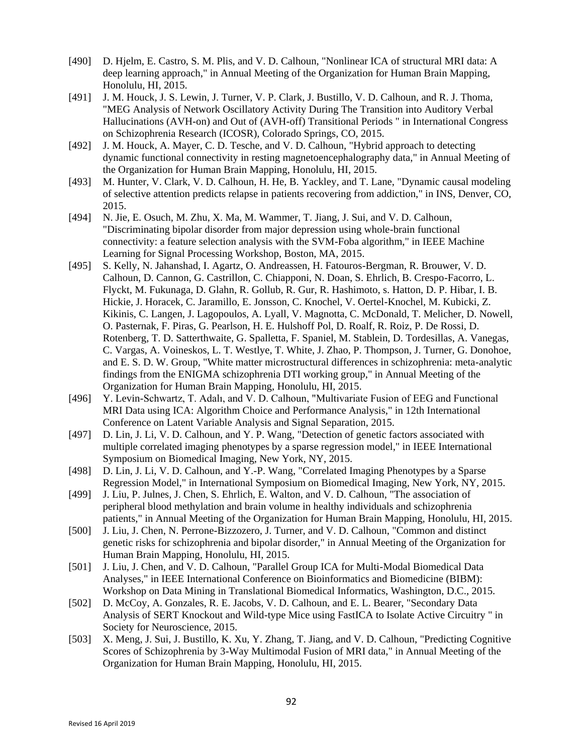[490] D. Hjelm, E. Castro, S. M. Plis, and V. D. Calhoun, "Nonlinear ICA of structural MRI data: A deep learning approach," in Annual Meeting of the Organization for Human Brain Mapping, Honolulu, HI, 2015.

[491] J. M. Houck, J. S. Lewin, J. Turner, V. P. Clark, J. Bustillo, V. D. Calhoun, and R. J. Thoma, "MEG Analysis of Network Oscillatory Activity During The Transition into Auditory Verbal Hallucinations (AVH-on) and Out of (AVH-off) Transitional Periods " in International Congress on Schizophrenia Research (ICOSR), Colorado Springs, CO, 2015.

[492] J. M. Houck, A. Mayer, C. D. Tesche, and V. D. Calhoun, "Hybrid approach to detecting dynamic functional connectivity in resting magnetoencephalography data," in Annual Meeting of the Organization for Human Brain Mapping, Honolulu, HI, 2015.

[493] M. Hunter, V. Clark, V. D. Calhoun, H. He, B. Yackley, and T. Lane, "Dynamic causal modeling of selective attention predicts relapse in patients recovering from addiction," in INS, Denver, CO, 2015.

[494] N. Jie, E. Osuch, M. Zhu, X. Ma, M. Wammer, T. Jiang, J. Sui, and V. D. Calhoun, "Discriminating bipolar disorder from major depression using whole-brain functional connectivity: a feature selection analysis with the SVM-Foba algorithm," in IEEE Machine Learning for Signal Processing Workshop, Boston, MA, 2015.

[495] S. Kelly, N. Jahanshad, I. Agartz, O. Andreassen, H. Fatouros-Bergman, R. Brouwer, V. D. Calhoun, D. Cannon, G. Castrillon, C. Chiapponi, N. Doan, S. Ehrlich, B. Crespo-Facorro, L. Flyckt, M. Fukunaga, D. Glahn, R. Gollub, R. Gur, R. Hashimoto, s. Hatton, D. P. Hibar, I. B. Hickie, J. Horacek, C. Jaramillo, E. Jonsson, C. Knochel, V. Oertel-Knochel, M. Kubicki, Z. Kikinis, C. Langen, J. Lagopoulos, A. Lyall, V. Magnotta, C. McDonald, T. Melicher, D. Nowell, O. Pasternak, F. Piras, G. Pearlson, H. E. Hulshoff Pol, D. Roalf, R. Roiz, P. De Rossi, D. Rotenberg, T. D. Satterthwaite, G. Spalletta, F. Spaniel, M. Stablein, D. Tordesillas, A. Vanegas, C. Vargas, A. Voineskos, L. T. Westlye, T. White, J. Zhao, P. Thompson, J. Turner, G. Donohoe, and E. S. D. W. Group, "White matter microstructural differences in schizophrenia: meta-analytic findings from the ENIGMA schizophrenia DTI working group," in Annual Meeting of the Organization for Human Brain Mapping, Honolulu, HI, 2015.

[496] Y. Levin-Schwartz, T. Adalı, and V. D. Calhoun, "Multivariate Fusion of EEG and Functional MRI Data using ICA: Algorithm Choice and Performance Analysis," in 12th International Conference on Latent Variable Analysis and Signal Separation, 2015.

[497] D. Lin, J. Li, V. D. Calhoun, and Y. P. Wang, "Detection of genetic factors associated with multiple correlated imaging phenotypes by a sparse regression model," in IEEE International Symposium on Biomedical Imaging, New York, NY, 2015.

[498] D. Lin, J. Li, V. D. Calhoun, and Y.-P. Wang, "Correlated Imaging Phenotypes by a Sparse Regression Model," in International Symposium on Biomedical Imaging, New York, NY, 2015.

[499] J. Liu, P. Julnes, J. Chen, S. Ehrlich, E. Walton, and V. D. Calhoun, "The association of peripheral blood methylation and brain volume in healthy individuals and schizophrenia patients," in Annual Meeting of the Organization for Human Brain Mapping, Honolulu, HI, 2015.

[500] J. Liu, J. Chen, N. Perrone-Bizzozero, J. Turner, and V. D. Calhoun, "Common and distinct genetic risks for schizophrenia and bipolar disorder," in Annual Meeting of the Organization for Human Brain Mapping, Honolulu, HI, 2015.

[501] J. Liu, J. Chen, and V. D. Calhoun, "Parallel Group ICA for Multi-Modal Biomedical Data Analyses," in IEEE International Conference on Bioinformatics and Biomedicine (BIBM): Workshop on Data Mining in Translational Biomedical Informatics, Washington, D.C., 2015.

[502] D. McCoy, A. Gonzales, R. E. Jacobs, V. D. Calhoun, and E. L. Bearer, "Secondary Data Analysis of SERT Knockout and Wild-type Mice using FastICA to Isolate Active Circuitry " in Society for Neuroscience, 2015.

[503] X. Meng, J. Sui, J. Bustillo, K. Xu, Y. Zhang, T. Jiang, and V. D. Calhoun, "Predicting Cognitive Scores of Schizophrenia by 3-Way Multimodal Fusion of MRI data," in Annual Meeting of the Organization for Human Brain Mapping, Honolulu, HI, 2015.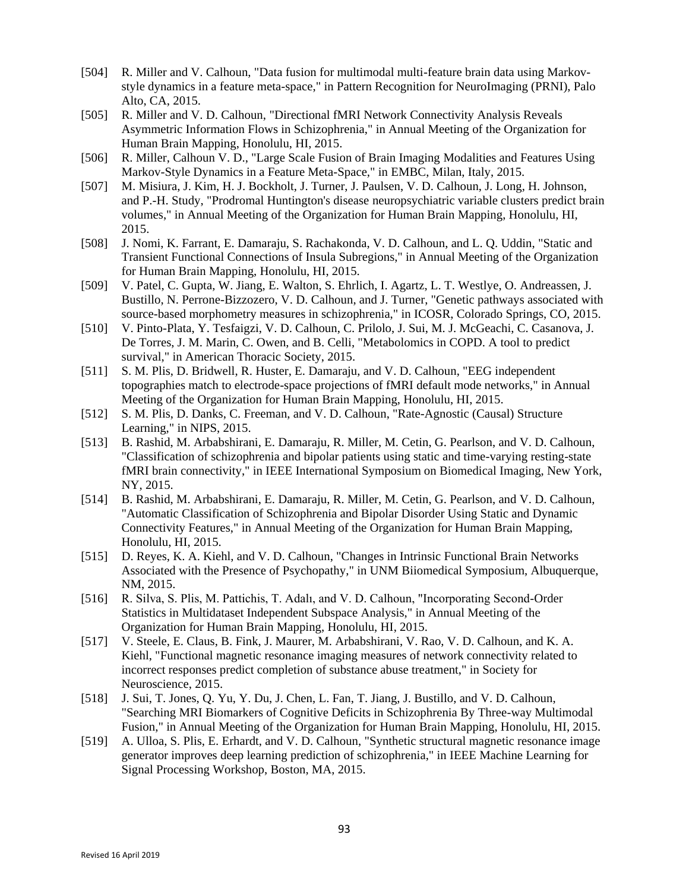[504] R. Miller and V. Calhoun, "Data fusion for multimodal multi-feature brain data using Markov-style dynamics in a feature meta-space," in Pattern Recognition for NeuroImaging (PRNI), Palo Alto, CA, 2015.

[505] R. Miller and V. D. Calhoun, "Directional fMRI Network Connectivity Analysis Reveals Asymmetric Information Flows in Schizophrenia," in Annual Meeting of the Organization for Human Brain Mapping, Honolulu, HI, 2015.

[506] R. Miller, Calhoun V. D., "Large Scale Fusion of Brain Imaging Modalities and Features Using Markov-Style Dynamics in a Feature Meta-Space," in EMBC, Milan, Italy, 2015.

[507] M. Misiura, J. Kim, H. J. Bockholt, J. Turner, J. Paulsen, V. D. Calhoun, J. Long, H. Johnson, and P.-H. Study, "Prodromal Huntington's disease neuropsychiatric variable clusters predict brain volumes," in Annual Meeting of the Organization for Human Brain Mapping, Honolulu, HI, 2015.

[508] J. Nomi, K. Farrant, E. Damaraju, S. Rachakonda, V. D. Calhoun, and L. Q. Uddin, "Static and Transient Functional Connections of Insula Subregions," in Annual Meeting of the Organization for Human Brain Mapping, Honolulu, HI, 2015.

[509] V. Patel, C. Gupta, W. Jiang, E. Walton, S. Ehrlich, I. Agartz, L. T. Westlye, O. Andreassen, J. Bustillo, N. Perrone-Bizzozero, V. D. Calhoun, and J. Turner, "Genetic pathways associated with source-based morphometry measures in schizophrenia," in ICOSR, Colorado Springs, CO, 2015.

[510] V. Pinto-Plata, Y. Tesfaigzi, V. D. Calhoun, C. Prilolo, J. Sui, M. J. McGeachi, C. Casanova, J. De Torres, J. M. Marin, C. Owen, and B. Celli, "Metabolomics in COPD. A tool to predict survival," in American Thoracic Society, 2015.

[511] S. M. Plis, D. Bridwell, R. Huster, E. Damaraju, and V. D. Calhoun, "EEG independent topographies match to electrode-space projections of fMRI default mode networks," in Annual Meeting of the Organization for Human Brain Mapping, Honolulu, HI, 2015.

[512] S. M. Plis, D. Danks, C. Freeman, and V. D. Calhoun, "Rate-Agnostic (Causal) Structure Learning," in NIPS, 2015.

[513] B. Rashid, M. Arbabshirani, E. Damaraju, R. Miller, M. Cetin, G. Pearlson, and V. D. Calhoun, "Classification of schizophrenia and bipolar patients using static and time-varying resting-state fMRI brain connectivity," in IEEE International Symposium on Biomedical Imaging, New York, NY, 2015.

[514] B. Rashid, M. Arbabshirani, E. Damaraju, R. Miller, M. Cetin, G. Pearlson, and V. D. Calhoun, "Automatic Classification of Schizophrenia and Bipolar Disorder Using Static and Dynamic Connectivity Features," in Annual Meeting of the Organization for Human Brain Mapping, Honolulu, HI, 2015.

[515] D. Reyes, K. A. Kiehl, and V. D. Calhoun, "Changes in Intrinsic Functional Brain Networks Associated with the Presence of Psychopathy," in UNM Biiomedical Symposium, Albuquerque, NM, 2015.

[516] R. Silva, S. Plis, M. Pattichis, T. Adalı, and V. D. Calhoun, "Incorporating Second-Order Statistics in Multidataset Independent Subspace Analysis," in Annual Meeting of the Organization for Human Brain Mapping, Honolulu, HI, 2015.

[517] V. Steele, E. Claus, B. Fink, J. Maurer, M. Arbabshirani, V. Rao, V. D. Calhoun, and K. A. Kiehl, "Functional magnetic resonance imaging measures of network connectivity related to incorrect responses predict completion of substance abuse treatment," in Society for Neuroscience, 2015.

[518] J. Sui, T. Jones, Q. Yu, Y. Du, J. Chen, L. Fan, T. Jiang, J. Bustillo, and V. D. Calhoun, "Searching MRI Biomarkers of Cognitive Deficits in Schizophrenia By Three-way Multimodal Fusion," in Annual Meeting of the Organization for Human Brain Mapping, Honolulu, HI, 2015.

[519] A. Ulloa, S. Plis, E. Erhardt, and V. D. Calhoun, "Synthetic structural magnetic resonance image generator improves deep learning prediction of schizophrenia," in IEEE Machine Learning for Signal Processing Workshop, Boston, MA, 2015.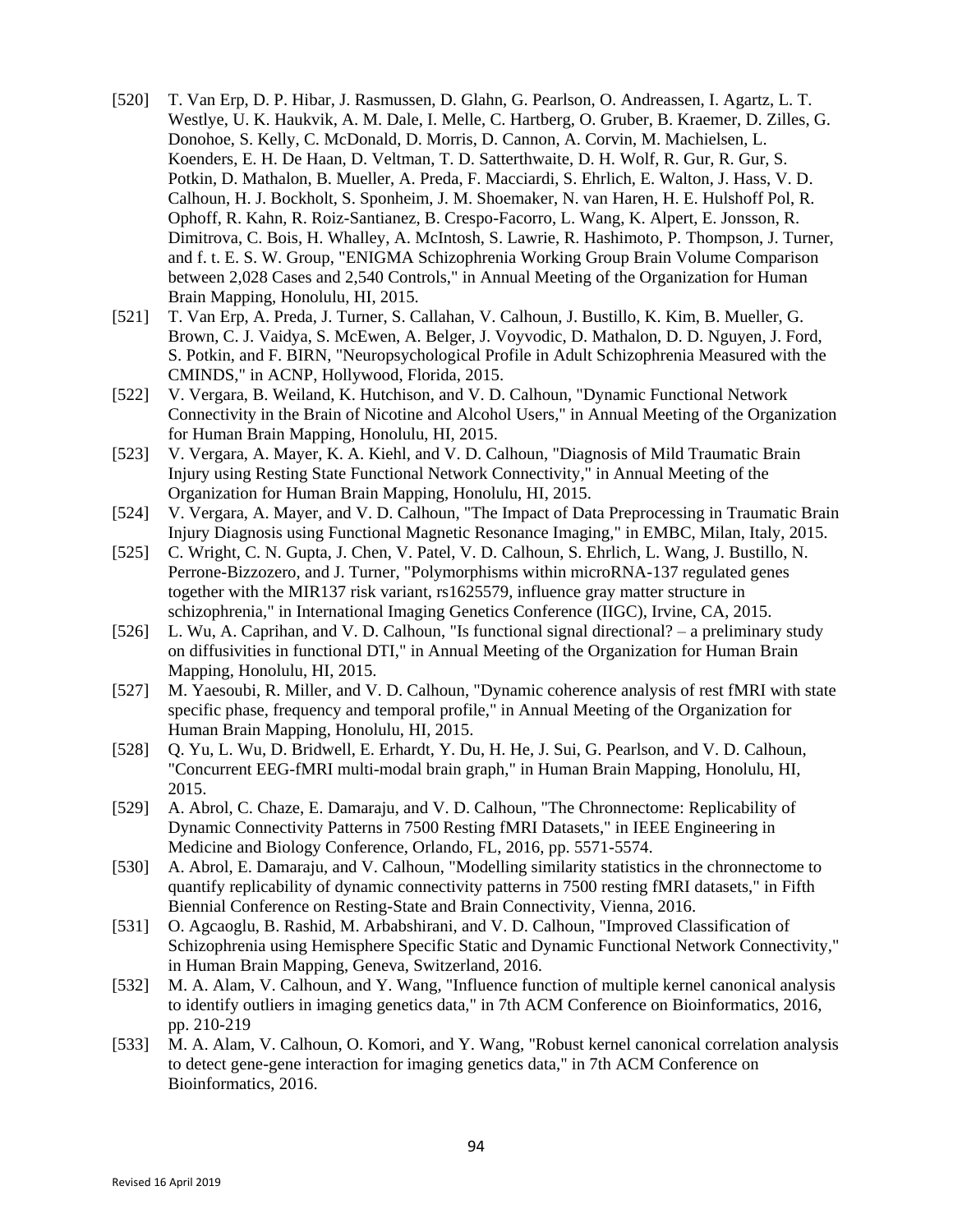[520] T. Van Erp, D. P. Hibar, J. Rasmussen, D. Glahn, G. Pearlson, O. Andreassen, I. Agartz, L. T. Westlye, U. K. Haukvik, A. M. Dale, I. Melle, C. Hartberg, O. Gruber, B. Kraemer, D. Zilles, G. Donohoe, S. Kelly, C. McDonald, D. Morris, D. Cannon, A. Corvin, M. Machielsen, L. Koenders, E. H. De Haan, D. Veltman, T. D. Satterthwaite, D. H. Wolf, R. Gur, R. Gur, S. Potkin, D. Mathalon, B. Mueller, A. Preda, F. Macciardi, S. Ehrlich, E. Walton, J. Hass, V. D. Calhoun, H. J. Bockholt, S. Sponheim, J. M. Shoemaker, N. van Haren, H. E. Hulshoff Pol, R. Ophoff, R. Kahn, R. Roiz-Santianez, B. Crespo-Facorro, L. Wang, K. Alpert, E. Jonsson, R. Dimitrova, C. Bois, H. Whalley, A. McIntosh, S. Lawrie, R. Hashimoto, P. Thompson, J. Turner, and f. t. E. S. W. Group, "ENIGMA Schizophrenia Working Group Brain Volume Comparison between 2,028 Cases and 2,540 Controls," in Annual Meeting of the Organization for Human Brain Mapping, Honolulu, HI, 2015.

[521] T. Van Erp, A. Preda, J. Turner, S. Callahan, V. Calhoun, J. Bustillo, K. Kim, B. Mueller, G. Brown, C. J. Vaidya, S. McEwen, A. Belger, J. Voyvodic, D. Mathalon, D. D. Nguyen, J. Ford, S. Potkin, and F. BIRN, "Neuropsychological Profile in Adult Schizophrenia Measured with the CMINDS," in ACNP, Hollywood, Florida, 2015.

[522] V. Vergara, B. Weiland, K. Hutchison, and V. D. Calhoun, "Dynamic Functional Network Connectivity in the Brain of Nicotine and Alcohol Users," in Annual Meeting of the Organization for Human Brain Mapping, Honolulu, HI, 2015.

[523] V. Vergara, A. Mayer, K. A. Kiehl, and V. D. Calhoun, "Diagnosis of Mild Traumatic Brain Injury using Resting State Functional Network Connectivity," in Annual Meeting of the Organization for Human Brain Mapping, Honolulu, HI, 2015.

[524] V. Vergara, A. Mayer, and V. D. Calhoun, "The Impact of Data Preprocessing in Traumatic Brain Injury Diagnosis using Functional Magnetic Resonance Imaging," in EMBC, Milan, Italy, 2015.

[525] C. Wright, C. N. Gupta, J. Chen, V. Patel, V. D. Calhoun, S. Ehrlich, L. Wang, J. Bustillo, N. Perrone-Bizzozero, and J. Turner, "Polymorphisms within microRNA-137 regulated genes together with the MIR137 risk variant, rs1625579, influence gray matter structure in schizophrenia," in International Imaging Genetics Conference (IIGC), Irvine, CA, 2015.

[526] L. Wu, A. Caprihan, and V. D. Calhoun, "Is functional signal directional? – a preliminary study on diffusivities in functional DTI," in Annual Meeting of the Organization for Human Brain Mapping, Honolulu, HI, 2015.

[527] M. Yaesoubi, R. Miller, and V. D. Calhoun, "Dynamic coherence analysis of rest fMRI with state specific phase, frequency and temporal profile," in Annual Meeting of the Organization for Human Brain Mapping, Honolulu, HI, 2015.

[528] Q. Yu, L. Wu, D. Bridwell, E. Erhardt, Y. Du, H. He, J. Sui, G. Pearlson, and V. D. Calhoun, "Concurrent EEG-fMRI multi-modal brain graph," in Human Brain Mapping, Honolulu, HI, 2015.

[529] A. Abrol, C. Chaze, E. Damaraju, and V. D. Calhoun, "The Chronnectome: Replicability of Dynamic Connectivity Patterns in 7500 Resting fMRI Datasets," in IEEE Engineering in Medicine and Biology Conference, Orlando, FL, 2016, pp. 5571-5574.

[530] A. Abrol, E. Damaraju, and V. Calhoun, "Modelling similarity statistics in the chronnectome to quantify replicability of dynamic connectivity patterns in 7500 resting fMRI datasets," in Fifth Biennial Conference on Resting-State and Brain Connectivity, Vienna, 2016.

[531] O. Agcaoglu, B. Rashid, M. Arbabshirani, and V. D. Calhoun, "Improved Classification of Schizophrenia using Hemisphere Specific Static and Dynamic Functional Network Connectivity," in Human Brain Mapping, Geneva, Switzerland, 2016.

[532] M. A. Alam, V. Calhoun, and Y. Wang, "Influence function of multiple kernel canonical analysis to identify outliers in imaging genetics data," in 7th ACM Conference on Bioinformatics, 2016, pp. 210-219

[533] M. A. Alam, V. Calhoun, O. Komori, and Y. Wang, "Robust kernel canonical correlation analysis to detect gene-gene interaction for imaging genetics data," in 7th ACM Conference on Bioinformatics, 2016.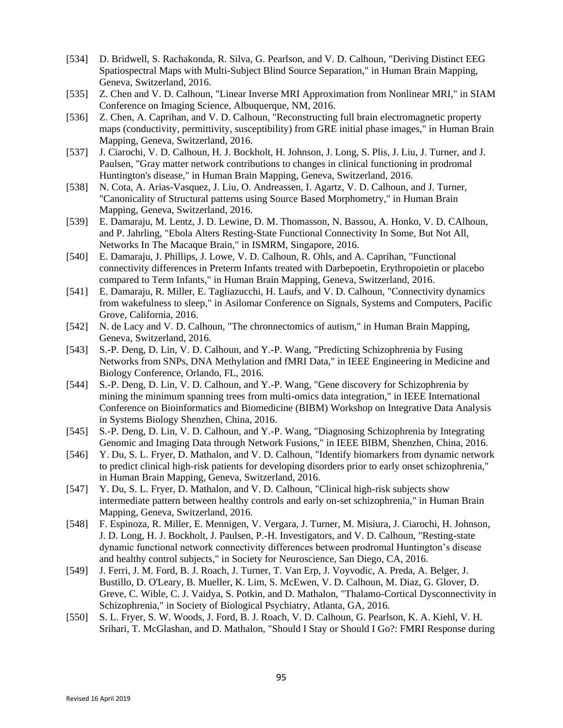[534] D. Bridwell, S. Rachakonda, R. Silva, G. Pearlson, and V. D. Calhoun, "Deriving Distinct EEG Spatiospectral Maps with Multi-Subject Blind Source Separation," in Human Brain Mapping, Geneva, Switzerland, 2016.

[535] Z. Chen and V. D. Calhoun, "Linear Inverse MRI Approximation from Nonlinear MRI," in SIAM Conference on Imaging Science, Albuquerque, NM, 2016.

[536] Z. Chen, A. Caprihan, and V. D. Calhoun, "Reconstructing full brain electromagnetic property maps (conductivity, permittivity, susceptibility) from GRE initial phase images," in Human Brain Mapping, Geneva, Switzerland, 2016.

[537] J. Ciarochi, V. D. Calhoun, H. J. Bockholt, H. Johnson, J. Long, S. Plis, J. Liu, J. Turner, and J. Paulsen, "Gray matter network contributions to changes in clinical functioning in prodromal Huntington's disease," in Human Brain Mapping, Geneva, Switzerland, 2016.

[538] N. Cota, A. Arias-Vasquez, J. Liu, O. Andreassen, I. Agartz, V. D. Calhoun, and J. Turner, "Canonicality of Structural patterns using Source Based Morphometry," in Human Brain Mapping, Geneva, Switzerland, 2016.

[539] E. Damaraju, M. Lentz, J. D. Lewine, D. M. Thomasson, N. Bassou, A. Honko, V. D. CAlhoun, and P. Jahrling, "Ebola Alters Resting-State Functional Connectivity In Some, But Not All, Networks In The Macaque Brain," in ISMRM, Singapore, 2016.

[540] E. Damaraju, J. Phillips, J. Lowe, V. D. Calhoun, R. Ohls, and A. Caprihan, "Functional connectivity differences in Preterm Infants treated with Darbepoetin, Erythropoietin or placebo compared to Term Infants," in Human Brain Mapping, Geneva, Switzerland, 2016.

[541] E. Damaraju, R. Miller, E. Tagliazucchi, H. Laufs, and V. D. Calhoun, "Connectivity dynamics from wakefulness to sleep," in Asilomar Conference on Signals, Systems and Computers, Pacific Grove, California, 2016.

[542] N. de Lacy and V. D. Calhoun, "The chronnectomics of autism," in Human Brain Mapping, Geneva, Switzerland, 2016.

[543] S.-P. Deng, D. Lin, V. D. Calhoun, and Y.-P. Wang, "Predicting Schizophrenia by Fusing Networks from SNPs, DNA Methylation and fMRI Data," in IEEE Engineering in Medicine and Biology Conference, Orlando, FL, 2016.

[544] S.-P. Deng, D. Lin, V. D. Calhoun, and Y.-P. Wang, "Gene discovery for Schizophrenia by mining the minimum spanning trees from multi-omics data integration," in IEEE International Conference on Bioinformatics and Biomedicine (BIBM) Workshop on Integrative Data Analysis in Systems Biology Shenzhen, China, 2016.

[545] S.-P. Deng, D. Lin, V. D. Calhoun, and Y.-P. Wang, "Diagnosing Schizophrenia by Integrating Genomic and Imaging Data through Network Fusions," in IEEE BIBM, Shenzhen, China, 2016.

[546] Y. Du, S. L. Fryer, D. Mathalon, and V. D. Calhoun, "Identify biomarkers from dynamic network to predict clinical high-risk patients for developing disorders prior to early onset schizophrenia," in Human Brain Mapping, Geneva, Switzerland, 2016.

[547] Y. Du, S. L. Fryer, D. Mathalon, and V. D. Calhoun, "Clinical high-risk subjects show intermediate pattern between healthy controls and early on-set schizophrenia," in Human Brain Mapping, Geneva, Switzerland, 2016.

[548] F. Espinoza, R. Miller, E. Mennigen, V. Vergara, J. Turner, M. Misiura, J. Ciarochi, H. Johnson, J. D. Long, H. J. Bockholt, J. Paulsen, P.-H. Investigators, and V. D. Calhoun, "Resting-state dynamic functional network connectivity differences between prodromal Huntington's disease and healthy control subjects," in Society for Neuroscience, San Diego, CA, 2016.

[549] J. Ferri, J. M. Ford, B. J. Roach, J. Turner, T. Van Erp, J. Voyvodic, A. Preda, A. Belger, J. Bustillo, D. O'Leary, B. Mueller, K. Lim, S. McEwen, V. D. Calhoun, M. Diaz, G. Glover, D. Greve, C. Wible, C. J. Vaidya, S. Potkin, and D. Mathalon, "Thalamo-Cortical Dysconnectivity in Schizophrenia," in Society of Biological Psychiatry, Atlanta, GA, 2016.

[550] S. L. Fryer, S. W. Woods, J. Ford, B. J. Roach, V. D. Calhoun, G. Pearlson, K. A. Kiehl, V. H. Srihari, T. McGlashan, and D. Mathalon, "Should I Stay or Should I Go?: FMRI Response during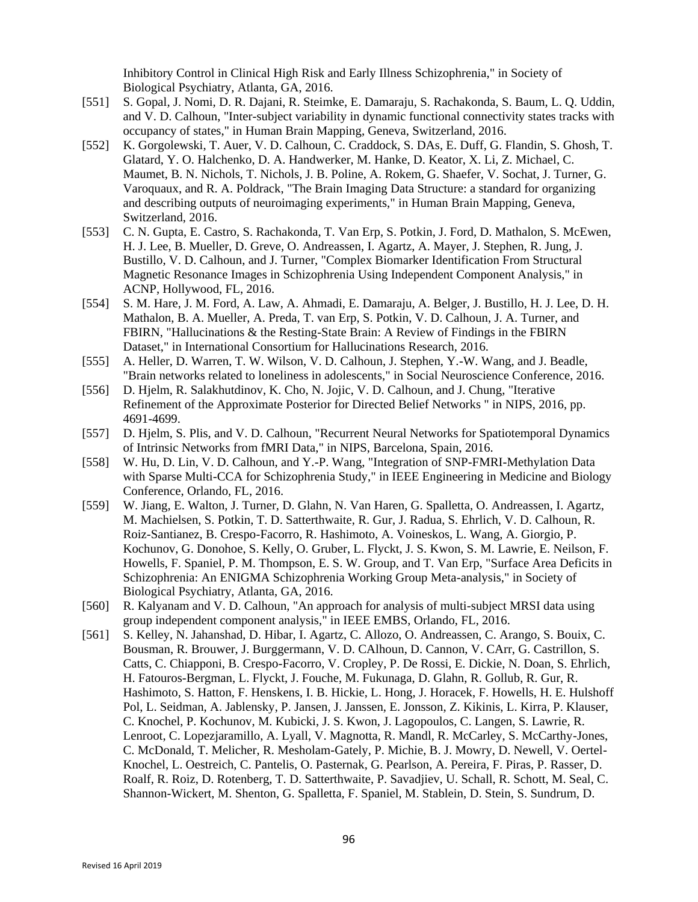Inhibitory Control in Clinical High Risk and Early Illness Schizophrenia," in Society of Biological Psychiatry, Atlanta, GA, 2016.

[551] S. Gopal, J. Nomi, D. R. Dajani, R. Steimke, E. Damaraju, S. Rachakonda, S. Baum, L. Q. Uddin, and V. D. Calhoun, "Inter-subject variability in dynamic functional connectivity states tracks with occupancy of states," in Human Brain Mapping, Geneva, Switzerland, 2016.

[552] K. Gorgolewski, T. Auer, V. D. Calhoun, C. Craddock, S. DAs, E. Duff, G. Flandin, S. Ghosh, T. Glatard, Y. O. Halchenko, D. A. Handwerker, M. Hanke, D. Keator, X. Li, Z. Michael, C. Maumet, B. N. Nichols, T. Nichols, J. B. Poline, A. Rokem, G. Shaefer, V. Sochat, J. Turner, G. Varoquaux, and R. A. Poldrack, "The Brain Imaging Data Structure: a standard for organizing and describing outputs of neuroimaging experiments," in Human Brain Mapping, Geneva, Switzerland, 2016.

[553] C. N. Gupta, E. Castro, S. Rachakonda, T. Van Erp, S. Potkin, J. Ford, D. Mathalon, S. McEwen, H. J. Lee, B. Mueller, D. Greve, O. Andreassen, I. Agartz, A. Mayer, J. Stephen, R. Jung, J. Bustillo, V. D. Calhoun, and J. Turner, "Complex Biomarker Identification From Structural Magnetic Resonance Images in Schizophrenia Using Independent Component Analysis," in ACNP, Hollywood, FL, 2016.

[554] S. M. Hare, J. M. Ford, A. Law, A. Ahmadi, E. Damaraju, A. Belger, J. Bustillo, H. J. Lee, D. H. Mathalon, B. A. Mueller, A. Preda, T. van Erp, S. Potkin, V. D. Calhoun, J. A. Turner, and FBIRN, "Hallucinations & the Resting-State Brain: A Review of Findings in the FBIRN Dataset," in International Consortium for Hallucinations Research, 2016.

[555] A. Heller, D. Warren, T. W. Wilson, V. D. Calhoun, J. Stephen, Y.-W. Wang, and J. Beadle, "Brain networks related to loneliness in adolescents," in Social Neuroscience Conference, 2016.

[556] D. Hjelm, R. Salakhutdinov, K. Cho, N. Jojic, V. D. Calhoun, and J. Chung, "Iterative Refinement of the Approximate Posterior for Directed Belief Networks " in NIPS, 2016, pp. 4691-4699.

[557] D. Hjelm, S. Plis, and V. D. Calhoun, "Recurrent Neural Networks for Spatiotemporal Dynamics of Intrinsic Networks from fMRI Data," in NIPS, Barcelona, Spain, 2016.

[558] W. Hu, D. Lin, V. D. Calhoun, and Y.-P. Wang, "Integration of SNP-FMRI-Methylation Data with Sparse Multi-CCA for Schizophrenia Study," in IEEE Engineering in Medicine and Biology Conference, Orlando, FL, 2016.

[559] W. Jiang, E. Walton, J. Turner, D. Glahn, N. Van Haren, G. Spalletta, O. Andreassen, I. Agartz, M. Machielsen, S. Potkin, T. D. Satterthwaite, R. Gur, J. Radua, S. Ehrlich, V. D. Calhoun, R. Roiz-Santianez, B. Crespo-Facorro, R. Hashimoto, A. Voineskos, L. Wang, A. Giorgio, P. Kochunov, G. Donohoe, S. Kelly, O. Gruber, L. Flyckt, J. S. Kwon, S. M. Lawrie, E. Neilson, F. Howells, F. Spaniel, P. M. Thompson, E. S. W. Group, and T. Van Erp, "Surface Area Deficits in Schizophrenia: An ENIGMA Schizophrenia Working Group Meta-analysis," in Society of Biological Psychiatry, Atlanta, GA, 2016.

[560] R. Kalyanam and V. D. Calhoun, "An approach for analysis of multi-subject MRSI data using group independent component analysis," in IEEE EMBS, Orlando, FL, 2016.

[561] S. Kelley, N. Jahanshad, D. Hibar, I. Agartz, C. Allozo, O. Andreassen, C. Arango, S. Bouix, C. Bousman, R. Brouwer, J. Burggermann, V. D. CAlhoun, D. Cannon, V. CArr, G. Castrillon, S. Catts, C. Chiapponi, B. Crespo-Facorro, V. Cropley, P. De Rossi, E. Dickie, N. Doan, S. Ehrlich, H. Fatouros-Bergman, L. Flyckt, J. Fouche, M. Fukunaga, D. Glahn, R. Gollub, R. Gur, R. Hashimoto, S. Hatton, F. Henskens, I. B. Hickie, L. Hong, J. Horacek, F. Howells, H. E. Hulshoff Pol, L. Seidman, A. Jablensky, P. Jansen, J. Janssen, E. Jonsson, Z. Kikinis, L. Kirra, P. Klauser, C. Knochel, P. Kochunov, M. Kubicki, J. S. Kwon, J. Lagopoulos, C. Langen, S. Lawrie, R. Lenroot, C. Lopezjaramillo, A. Lyall, V. Magnotta, R. Mandl, R. McCarley, S. McCarthy-Jones, C. McDonald, T. Melicher, R. Mesholam-Gately, P. Michie, B. J. Mowry, D. Newell, V. Oertel-Knochel, L. Oestreich, C. Pantelis, O. Pasternak, G. Pearlson, A. Pereira, F. Piras, P. Rasser, D. Roalf, R. Roiz, D. Rotenberg, T. D. Satterthwaite, P. Savadjiev, U. Schall, R. Schott, M. Seal, C. Shannon-Wickert, M. Shenton, G. Spalletta, F. Spaniel, M. Stablein, D. Stein, S. Sundrum, D.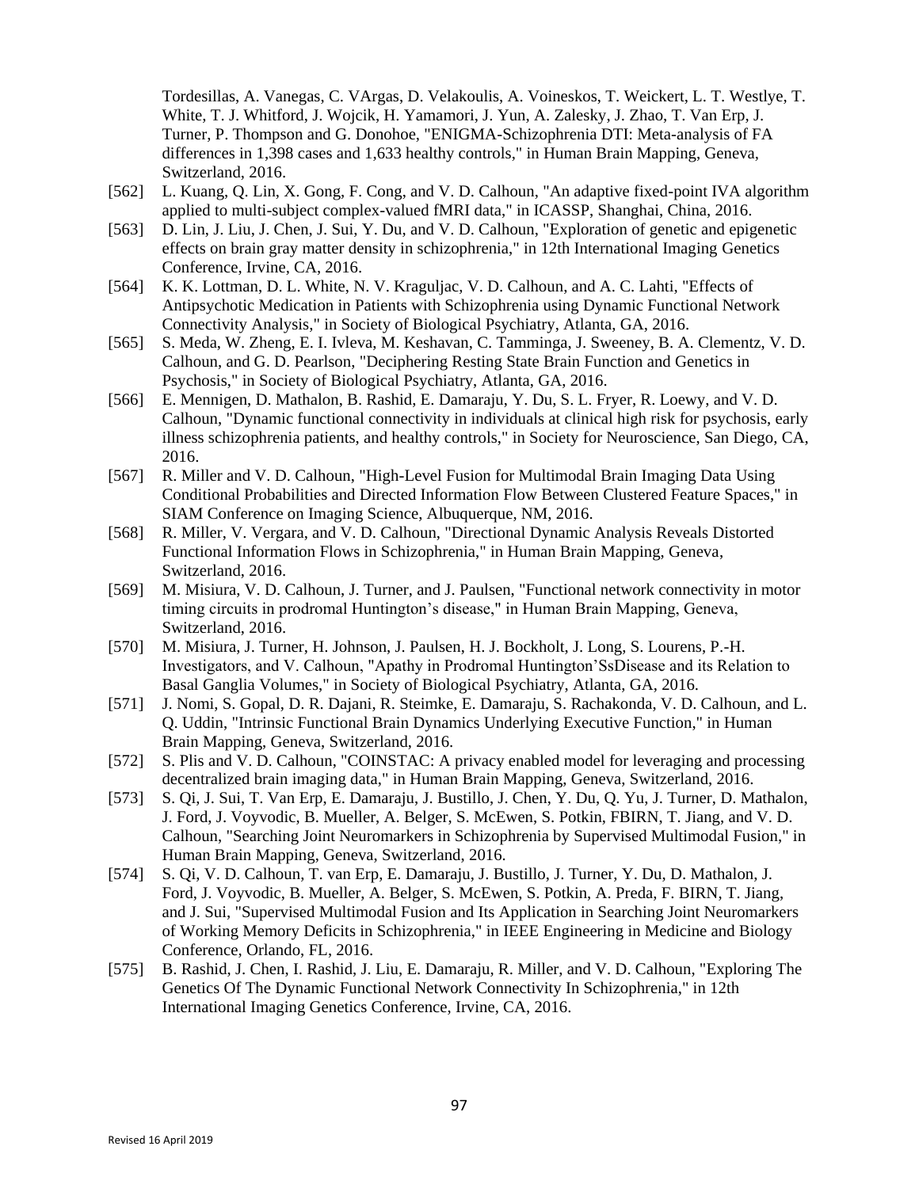Tordesillas, A. Vanegas, C. VArgas, D. Velakoulis, A. Voineskos, T. Weickert, L. T. Westlye, T. White, T. J. Whitford, J. Wojcik, H. Yamamori, J. Yun, A. Zalesky, J. Zhao, T. Van Erp, J. Turner, P. Thompson and G. Donohoe, "ENIGMA-Schizophrenia DTI: Meta-analysis of FA differences in 1,398 cases and 1,633 healthy controls," in Human Brain Mapping, Geneva, Switzerland, 2016.

[562] L. Kuang, Q. Lin, X. Gong, F. Cong, and V. D. Calhoun, "An adaptive fixed-point IVA algorithm applied to multi-subject complex-valued fMRI data," in ICASSP, Shanghai, China, 2016.

[563] D. Lin, J. Liu, J. Chen, J. Sui, Y. Du, and V. D. Calhoun, "Exploration of genetic and epigenetic effects on brain gray matter density in schizophrenia," in 12th International Imaging Genetics Conference, Irvine, CA, 2016.

[564] K. K. Lottman, D. L. White, N. V. Kraguljac, V. D. Calhoun, and A. C. Lahti, "Effects of Antipsychotic Medication in Patients with Schizophrenia using Dynamic Functional Network Connectivity Analysis," in Society of Biological Psychiatry, Atlanta, GA, 2016.

[565] S. Meda, W. Zheng, E. I. Ivleva, M. Keshavan, C. Tamminga, J. Sweeney, B. A. Clementz, V. D. Calhoun, and G. D. Pearlson, "Deciphering Resting State Brain Function and Genetics in Psychosis," in Society of Biological Psychiatry, Atlanta, GA, 2016.

[566] E. Mennigen, D. Mathalon, B. Rashid, E. Damaraju, Y. Du, S. L. Fryer, R. Loewy, and V. D. Calhoun, "Dynamic functional connectivity in individuals at clinical high risk for psychosis, early illness schizophrenia patients, and healthy controls," in Society for Neuroscience, San Diego, CA, 2016.

[567] R. Miller and V. D. Calhoun, "High-Level Fusion for Multimodal Brain Imaging Data Using Conditional Probabilities and Directed Information Flow Between Clustered Feature Spaces," in SIAM Conference on Imaging Science, Albuquerque, NM, 2016.

[568] R. Miller, V. Vergara, and V. D. Calhoun, "Directional Dynamic Analysis Reveals Distorted Functional Information Flows in Schizophrenia," in Human Brain Mapping, Geneva, Switzerland, 2016.

[569] M. Misiura, V. D. Calhoun, J. Turner, and J. Paulsen, "Functional network connectivity in motor timing circuits in prodromal Huntington's disease," in Human Brain Mapping, Geneva, Switzerland, 2016.

[570] M. Misiura, J. Turner, H. Johnson, J. Paulsen, H. J. Bockholt, J. Long, S. Lourens, P.-H. Investigators, and V. Calhoun, "Apathy in Prodromal Huntington'SsDisease and its Relation to Basal Ganglia Volumes," in Society of Biological Psychiatry, Atlanta, GA, 2016.

[571] J. Nomi, S. Gopal, D. R. Dajani, R. Steimke, E. Damaraju, S. Rachakonda, V. D. Calhoun, and L. Q. Uddin, "Intrinsic Functional Brain Dynamics Underlying Executive Function," in Human Brain Mapping, Geneva, Switzerland, 2016.

[572] S. Plis and V. D. Calhoun, "COINSTAC: A privacy enabled model for leveraging and processing decentralized brain imaging data," in Human Brain Mapping, Geneva, Switzerland, 2016.

[573] S. Qi, J. Sui, T. Van Erp, E. Damaraju, J. Bustillo, J. Chen, Y. Du, Q. Yu, J. Turner, D. Mathalon, J. Ford, J. Voyvodic, B. Mueller, A. Belger, S. McEwen, S. Potkin, FBIRN, T. Jiang, and V. D. Calhoun, "Searching Joint Neuromarkers in Schizophrenia by Supervised Multimodal Fusion," in Human Brain Mapping, Geneva, Switzerland, 2016.

[574] S. Qi, V. D. Calhoun, T. van Erp, E. Damaraju, J. Bustillo, J. Turner, Y. Du, D. Mathalon, J. Ford, J. Voyvodic, B. Mueller, A. Belger, S. McEwen, S. Potkin, A. Preda, F. BIRN, T. Jiang, and J. Sui, "Supervised Multimodal Fusion and Its Application in Searching Joint Neuromarkers of Working Memory Deficits in Schizophrenia," in IEEE Engineering in Medicine and Biology Conference, Orlando, FL, 2016.

[575] B. Rashid, J. Chen, I. Rashid, J. Liu, E. Damaraju, R. Miller, and V. D. Calhoun, "Exploring The Genetics Of The Dynamic Functional Network Connectivity In Schizophrenia," in 12th International Imaging Genetics Conference, Irvine, CA, 2016.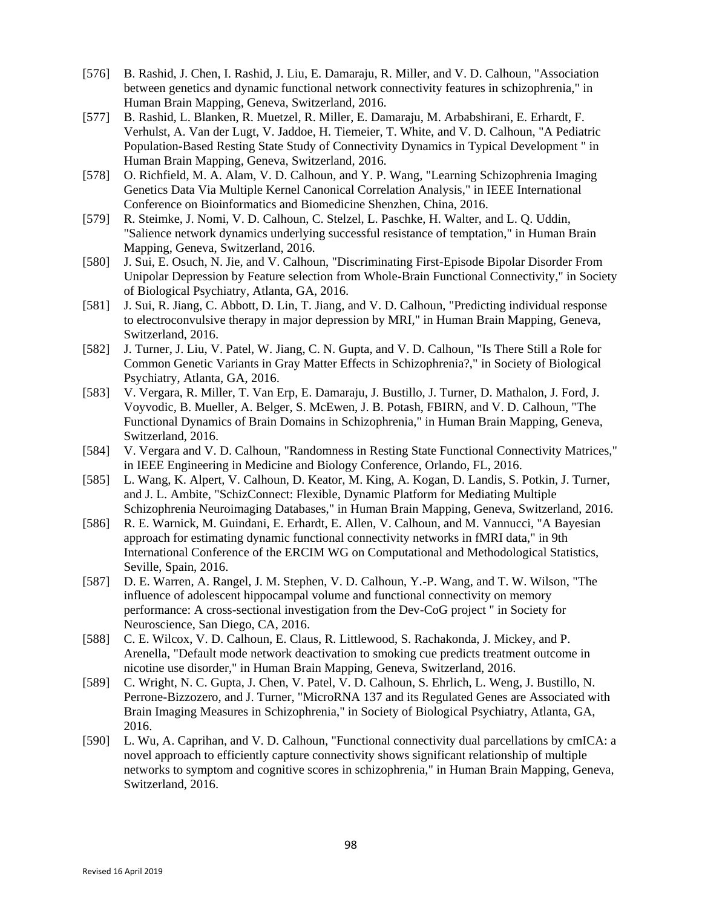[576] B. Rashid, J. Chen, I. Rashid, J. Liu, E. Damaraju, R. Miller, and V. D. Calhoun, "Association between genetics and dynamic functional network connectivity features in schizophrenia," in Human Brain Mapping, Geneva, Switzerland, 2016.

[577] B. Rashid, L. Blanken, R. Muetzel, R. Miller, E. Damaraju, M. Arbabshirani, E. Erhardt, F. Verhulst, A. Van der Lugt, V. Jaddoe, H. Tiemeier, T. White, and V. D. Calhoun, "A Pediatric Population-Based Resting State Study of Connectivity Dynamics in Typical Development " in Human Brain Mapping, Geneva, Switzerland, 2016.

[578] O. Richfield, M. A. Alam, V. D. Calhoun, and Y. P. Wang, "Learning Schizophrenia Imaging Genetics Data Via Multiple Kernel Canonical Correlation Analysis," in IEEE International Conference on Bioinformatics and Biomedicine Shenzhen, China, 2016.

[579] R. Steimke, J. Nomi, V. D. Calhoun, C. Stelzel, L. Paschke, H. Walter, and L. Q. Uddin, "Salience network dynamics underlying successful resistance of temptation," in Human Brain Mapping, Geneva, Switzerland, 2016.

[580] J. Sui, E. Osuch, N. Jie, and V. Calhoun, "Discriminating First-Episode Bipolar Disorder From Unipolar Depression by Feature selection from Whole-Brain Functional Connectivity," in Society of Biological Psychiatry, Atlanta, GA, 2016.

[581] J. Sui, R. Jiang, C. Abbott, D. Lin, T. Jiang, and V. D. Calhoun, "Predicting individual response to electroconvulsive therapy in major depression by MRI," in Human Brain Mapping, Geneva, Switzerland, 2016.

[582] J. Turner, J. Liu, V. Patel, W. Jiang, C. N. Gupta, and V. D. Calhoun, "Is There Still a Role for Common Genetic Variants in Gray Matter Effects in Schizophrenia?," in Society of Biological Psychiatry, Atlanta, GA, 2016.

[583] V. Vergara, R. Miller, T. Van Erp, E. Damaraju, J. Bustillo, J. Turner, D. Mathalon, J. Ford, J. Voyvodic, B. Mueller, A. Belger, S. McEwen, J. B. Potash, FBIRN, and V. D. Calhoun, "The Functional Dynamics of Brain Domains in Schizophrenia," in Human Brain Mapping, Geneva, Switzerland, 2016.

[584] V. Vergara and V. D. Calhoun, "Randomness in Resting State Functional Connectivity Matrices," in IEEE Engineering in Medicine and Biology Conference, Orlando, FL, 2016.

[585] L. Wang, K. Alpert, V. Calhoun, D. Keator, M. King, A. Kogan, D. Landis, S. Potkin, J. Turner, and J. L. Ambite, "SchizConnect: Flexible, Dynamic Platform for Mediating Multiple Schizophrenia Neuroimaging Databases," in Human Brain Mapping, Geneva, Switzerland, 2016.

[586] R. E. Warnick, M. Guindani, E. Erhardt, E. Allen, V. Calhoun, and M. Vannucci, "A Bayesian approach for estimating dynamic functional connectivity networks in fMRI data," in 9th International Conference of the ERCIM WG on Computational and Methodological Statistics, Seville, Spain, 2016.

[587] D. E. Warren, A. Rangel, J. M. Stephen, V. D. Calhoun, Y.-P. Wang, and T. W. Wilson, "The influence of adolescent hippocampal volume and functional connectivity on memory performance: A cross-sectional investigation from the Dev-CoG project " in Society for Neuroscience, San Diego, CA, 2016.

[588] C. E. Wilcox, V. D. Calhoun, E. Claus, R. Littlewood, S. Rachakonda, J. Mickey, and P. Arenella, "Default mode network deactivation to smoking cue predicts treatment outcome in nicotine use disorder," in Human Brain Mapping, Geneva, Switzerland, 2016.

[589] C. Wright, N. C. Gupta, J. Chen, V. Patel, V. D. Calhoun, S. Ehrlich, L. Weng, J. Bustillo, N. Perrone-Bizzozero, and J. Turner, "MicroRNA 137 and its Regulated Genes are Associated with Brain Imaging Measures in Schizophrenia," in Society of Biological Psychiatry, Atlanta, GA, 2016.

[590] L. Wu, A. Caprihan, and V. D. Calhoun, "Functional connectivity dual parcellations by cmICA: a novel approach to efficiently capture connectivity shows significant relationship of multiple networks to symptom and cognitive scores in schizophrenia," in Human Brain Mapping, Geneva, Switzerland, 2016.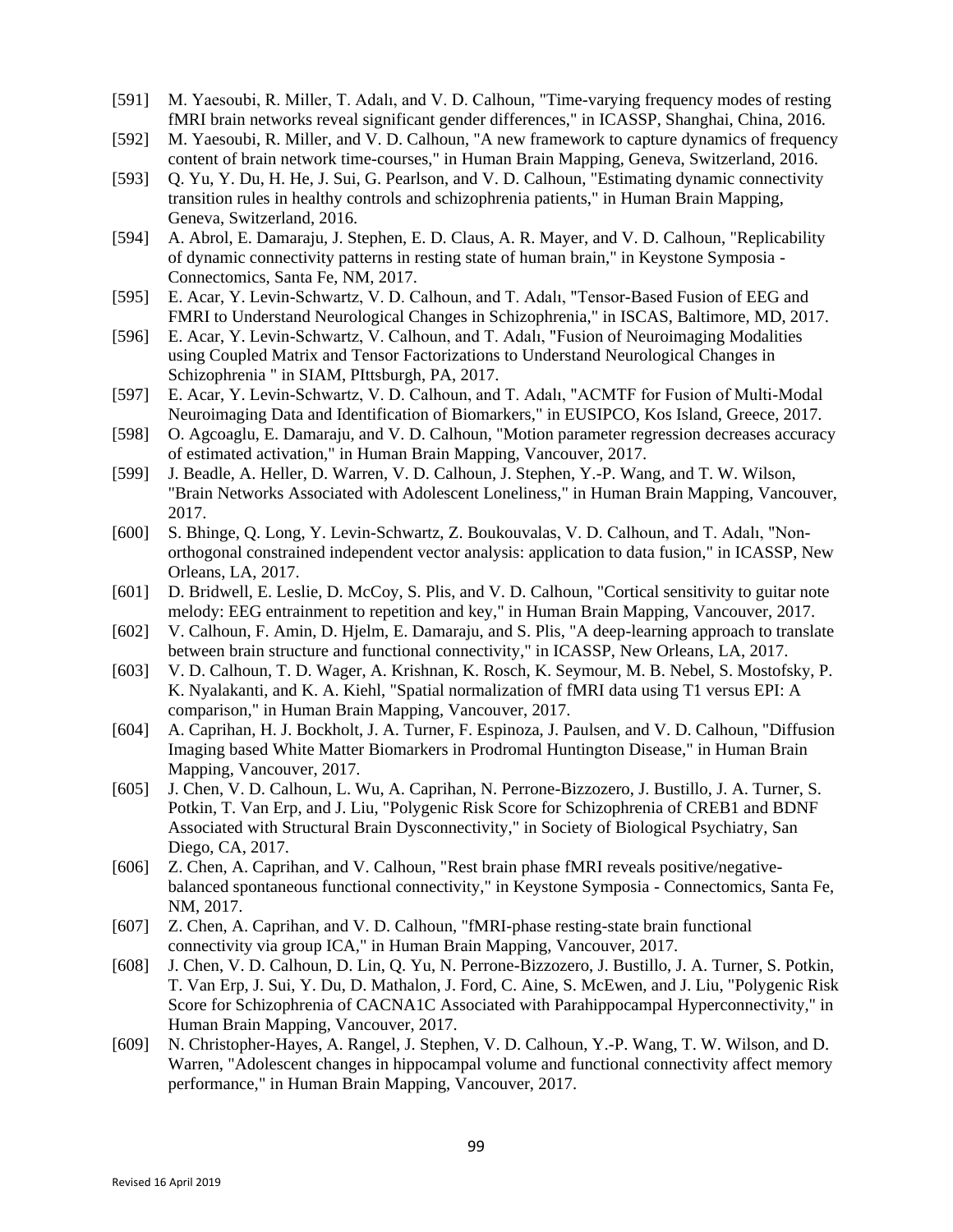[591] M. Yaesoubi, R. Miller, T. Adalı, and V. D. Calhoun, "Time-varying frequency modes of resting fMRI brain networks reveal significant gender differences," in ICASSP, Shanghai, China, 2016.

[592] M. Yaesoubi, R. Miller, and V. D. Calhoun, "A new framework to capture dynamics of frequency content of brain network time-courses," in Human Brain Mapping, Geneva, Switzerland, 2016.

[593] Q. Yu, Y. Du, H. He, J. Sui, G. Pearlson, and V. D. Calhoun, "Estimating dynamic connectivity transition rules in healthy controls and schizophrenia patients," in Human Brain Mapping, Geneva, Switzerland, 2016.

[594] A. Abrol, E. Damaraju, J. Stephen, E. D. Claus, A. R. Mayer, and V. D. Calhoun, "Replicability of dynamic connectivity patterns in resting state of human brain," in Keystone Symposia - Connectomics, Santa Fe, NM, 2017.

[595] E. Acar, Y. Levin-Schwartz, V. D. Calhoun, and T. Adalı, "Tensor-Based Fusion of EEG and FMRI to Understand Neurological Changes in Schizophrenia," in ISCAS, Baltimore, MD, 2017.

[596] E. Acar, Y. Levin-Schwartz, V. Calhoun, and T. Adalı, "Fusion of Neuroimaging Modalities using Coupled Matrix and Tensor Factorizations to Understand Neurological Changes in Schizophrenia " in SIAM, PIttsburgh, PA, 2017.

[597] E. Acar, Y. Levin-Schwartz, V. D. Calhoun, and T. Adalı, "ACMTF for Fusion of Multi-Modal Neuroimaging Data and Identification of Biomarkers," in EUSIPCO, Kos Island, Greece, 2017.

[598] O. Agcoaglu, E. Damaraju, and V. D. Calhoun, "Motion parameter regression decreases accuracy of estimated activation," in Human Brain Mapping, Vancouver, 2017.

[599] J. Beadle, A. Heller, D. Warren, V. D. Calhoun, J. Stephen, Y.-P. Wang, and T. W. Wilson, "Brain Networks Associated with Adolescent Loneliness," in Human Brain Mapping, Vancouver, 2017.

[600] S. Bhinge, Q. Long, Y. Levin-Schwartz, Z. Boukouvalas, V. D. Calhoun, and T. Adalı, "Non-orthogonal constrained independent vector analysis: application to data fusion," in ICASSP, New Orleans, LA, 2017.

[601] D. Bridwell, E. Leslie, D. McCoy, S. Plis, and V. D. Calhoun, "Cortical sensitivity to guitar note melody: EEG entrainment to repetition and key," in Human Brain Mapping, Vancouver, 2017.

[602] V. Calhoun, F. Amin, D. Hjelm, E. Damaraju, and S. Plis, "A deep-learning approach to translate between brain structure and functional connectivity," in ICASSP, New Orleans, LA, 2017.

[603] V. D. Calhoun, T. D. Wager, A. Krishnan, K. Rosch, K. Seymour, M. B. Nebel, S. Mostofsky, P. K. Nyalakanti, and K. A. Kiehl, "Spatial normalization of fMRI data using T1 versus EPI: A comparison," in Human Brain Mapping, Vancouver, 2017.

[604] A. Caprihan, H. J. Bockholt, J. A. Turner, F. Espinoza, J. Paulsen, and V. D. Calhoun, "Diffusion Imaging based White Matter Biomarkers in Prodromal Huntington Disease," in Human Brain Mapping, Vancouver, 2017.

[605] J. Chen, V. D. Calhoun, L. Wu, A. Caprihan, N. Perrone-Bizzozero, J. Bustillo, J. A. Turner, S. Potkin, T. Van Erp, and J. Liu, "Polygenic Risk Score for Schizophrenia of CREB1 and BDNF Associated with Structural Brain Dysconnectivity," in Society of Biological Psychiatry, San Diego, CA, 2017.

[606] Z. Chen, A. Caprihan, and V. Calhoun, "Rest brain phase fMRI reveals positive/negative-balanced spontaneous functional connectivity," in Keystone Symposia - Connectomics, Santa Fe, NM, 2017.

[607] Z. Chen, A. Caprihan, and V. D. Calhoun, "fMRI-phase resting-state brain functional connectivity via group ICA," in Human Brain Mapping, Vancouver, 2017.

[608] J. Chen, V. D. Calhoun, D. Lin, Q. Yu, N. Perrone-Bizzozero, J. Bustillo, J. A. Turner, S. Potkin, T. Van Erp, J. Sui, Y. Du, D. Mathalon, J. Ford, C. Aine, S. McEwen, and J. Liu, "Polygenic Risk Score for Schizophrenia of CACNA1C Associated with Parahippocampal Hyperconnectivity," in Human Brain Mapping, Vancouver, 2017.

[609] N. Christopher-Hayes, A. Rangel, J. Stephen, V. D. Calhoun, Y.-P. Wang, T. W. Wilson, and D. Warren, "Adolescent changes in hippocampal volume and functional connectivity affect memory performance," in Human Brain Mapping, Vancouver, 2017.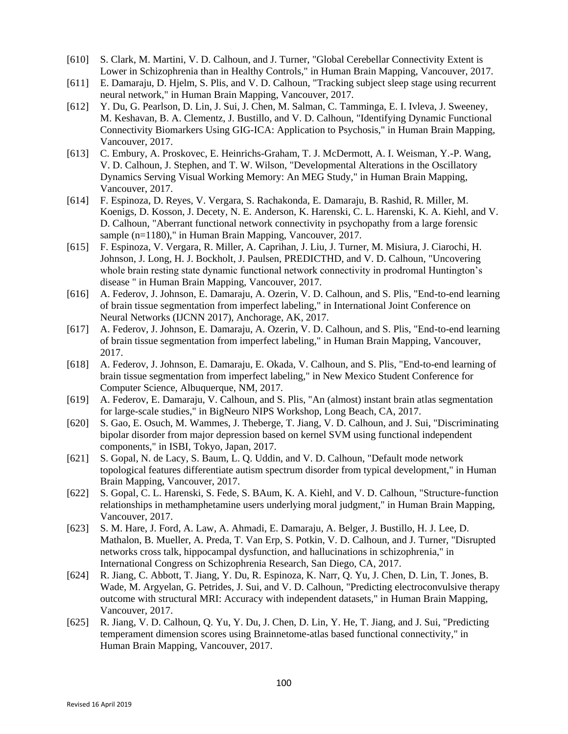[610] S. Clark, M. Martini, V. D. Calhoun, and J. Turner, "Global Cerebellar Connectivity Extent is Lower in Schizophrenia than in Healthy Controls," in Human Brain Mapping, Vancouver, 2017.

[611] E. Damaraju, D. Hjelm, S. Plis, and V. D. Calhoun, "Tracking subject sleep stage using recurrent neural network," in Human Brain Mapping, Vancouver, 2017.

[612] Y. Du, G. Pearlson, D. Lin, J. Sui, J. Chen, M. Salman, C. Tamminga, E. I. Ivleva, J. Sweeney, M. Keshavan, B. A. Clementz, J. Bustillo, and V. D. Calhoun, "Identifying Dynamic Functional Connectivity Biomarkers Using GIG-ICA: Application to Psychosis," in Human Brain Mapping, Vancouver, 2017.

[613] C. Embury, A. Proskovec, E. Heinrichs-Graham, T. J. McDermott, A. I. Weisman, Y.-P. Wang, V. D. Calhoun, J. Stephen, and T. W. Wilson, "Developmental Alterations in the Oscillatory Dynamics Serving Visual Working Memory: An MEG Study," in Human Brain Mapping, Vancouver, 2017.

[614] F. Espinoza, D. Reyes, V. Vergara, S. Rachakonda, E. Damaraju, B. Rashid, R. Miller, M. Koenigs, D. Kosson, J. Decety, N. E. Anderson, K. Harenski, C. L. Harenski, K. A. Kiehl, and V. D. Calhoun, "Aberrant functional network connectivity in psychopathy from a large forensic sample (n=1180)," in Human Brain Mapping, Vancouver, 2017.

[615] F. Espinoza, V. Vergara, R. Miller, A. Caprihan, J. Liu, J. Turner, M. Misiura, J. Ciarochi, H. Johnson, J. Long, H. J. Bockholt, J. Paulsen, PREDICTHD, and V. D. Calhoun, "Uncovering whole brain resting state dynamic functional network connectivity in prodromal Huntington's disease " in Human Brain Mapping, Vancouver, 2017.

[616] A. Federov, J. Johnson, E. Damaraju, A. Ozerin, V. D. Calhoun, and S. Plis, "End-to-end learning of brain tissue segmentation from imperfect labeling," in International Joint Conference on Neural Networks (IJCNN 2017), Anchorage, AK, 2017.

[617] A. Federov, J. Johnson, E. Damaraju, A. Ozerin, V. D. Calhoun, and S. Plis, "End-to-end learning of brain tissue segmentation from imperfect labeling," in Human Brain Mapping, Vancouver, 2017.

[618] A. Federov, J. Johnson, E. Damaraju, E. Okada, V. Calhoun, and S. Plis, "End-to-end learning of brain tissue segmentation from imperfect labeling," in New Mexico Student Conference for Computer Science, Albuquerque, NM, 2017.

[619] A. Federov, E. Damaraju, V. Calhoun, and S. Plis, "An (almost) instant brain atlas segmentation for large-scale studies," in BigNeuro NIPS Workshop, Long Beach, CA, 2017.

[620] S. Gao, E. Osuch, M. Wammes, J. Theberge, T. Jiang, V. D. Calhoun, and J. Sui, "Discriminating bipolar disorder from major depression based on kernel SVM using functional independent components," in ISBI, Tokyo, Japan, 2017.

[621] S. Gopal, N. de Lacy, S. Baum, L. Q. Uddin, and V. D. Calhoun, "Default mode network topological features differentiate autism spectrum disorder from typical development," in Human Brain Mapping, Vancouver, 2017.

[622] S. Gopal, C. L. Harenski, S. Fede, S. BAum, K. A. Kiehl, and V. D. Calhoun, "Structure-function relationships in methamphetamine users underlying moral judgment," in Human Brain Mapping, Vancouver, 2017.

[623] S. M. Hare, J. Ford, A. Law, A. Ahmadi, E. Damaraju, A. Belger, J. Bustillo, H. J. Lee, D. Mathalon, B. Mueller, A. Preda, T. Van Erp, S. Potkin, V. D. Calhoun, and J. Turner, "Disrupted networks cross talk, hippocampal dysfunction, and hallucinations in schizophrenia," in International Congress on Schizophrenia Research, San Diego, CA, 2017.

[624] R. Jiang, C. Abbott, T. Jiang, Y. Du, R. Espinoza, K. Narr, Q. Yu, J. Chen, D. Lin, T. Jones, B. Wade, M. Argyelan, G. Petrides, J. Sui, and V. D. Calhoun, "Predicting electroconvulsive therapy outcome with structural MRI: Accuracy with independent datasets," in Human Brain Mapping, Vancouver, 2017.

[625] R. Jiang, V. D. Calhoun, Q. Yu, Y. Du, J. Chen, D. Lin, Y. He, T. Jiang, and J. Sui, "Predicting temperament dimension scores using Brainnetome-atlas based functional connectivity," in Human Brain Mapping, Vancouver, 2017.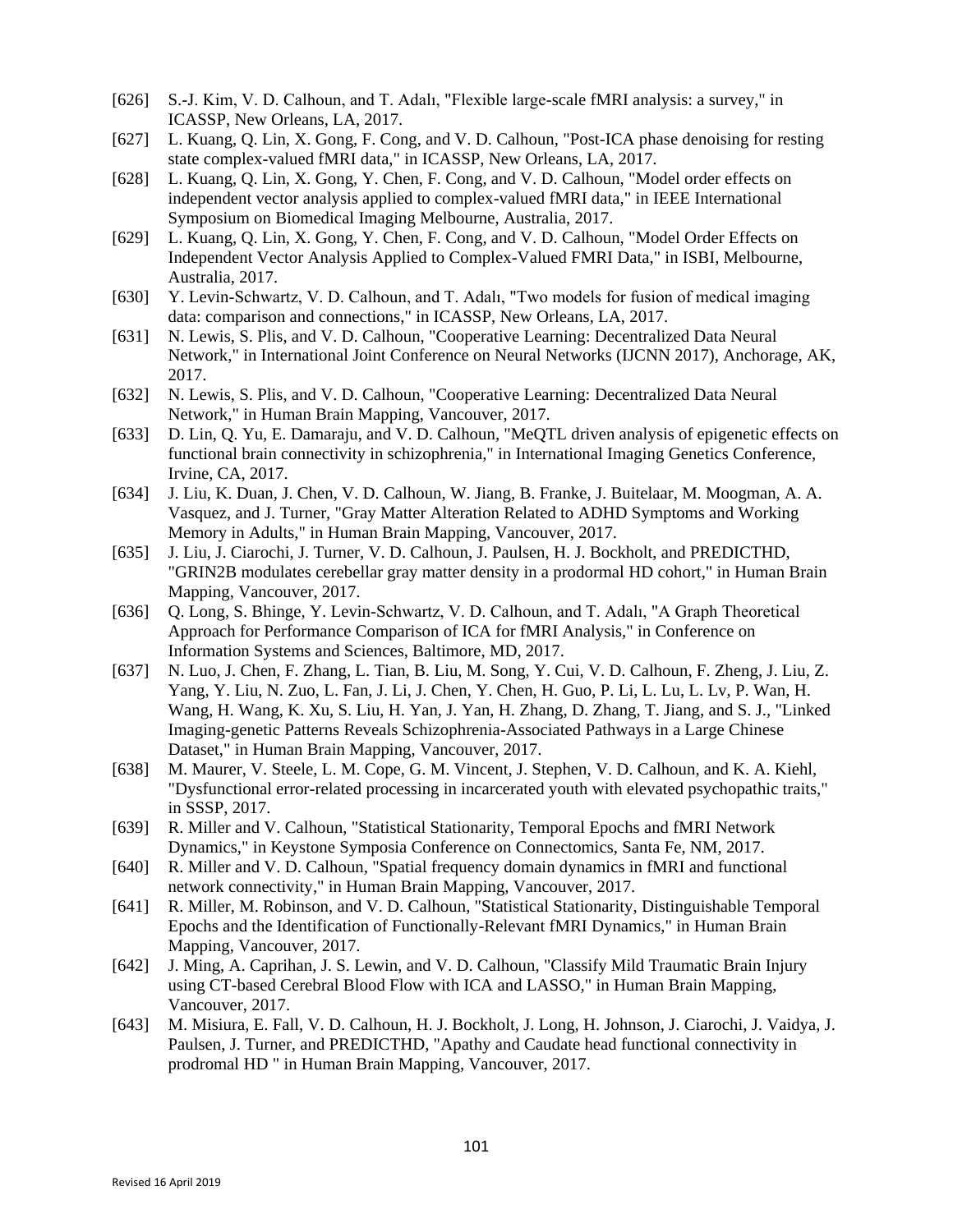[626] S.-J. Kim, V. D. Calhoun, and T. Adalı, "Flexible large-scale fMRI analysis: a survey," in ICASSP, New Orleans, LA, 2017.

[627] L. Kuang, Q. Lin, X. Gong, F. Cong, and V. D. Calhoun, "Post-ICA phase denoising for resting state complex-valued fMRI data," in ICASSP, New Orleans, LA, 2017.

[628] L. Kuang, Q. Lin, X. Gong, Y. Chen, F. Cong, and V. D. Calhoun, "Model order effects on independent vector analysis applied to complex-valued fMRI data," in IEEE International Symposium on Biomedical Imaging Melbourne, Australia, 2017.

[629] L. Kuang, Q. Lin, X. Gong, Y. Chen, F. Cong, and V. D. Calhoun, "Model Order Effects on Independent Vector Analysis Applied to Complex-Valued FMRI Data," in ISBI, Melbourne, Australia, 2017.

[630] Y. Levin-Schwartz, V. D. Calhoun, and T. Adalı, "Two models for fusion of medical imaging data: comparison and connections," in ICASSP, New Orleans, LA, 2017.

[631] N. Lewis, S. Plis, and V. D. Calhoun, "Cooperative Learning: Decentralized Data Neural Network," in International Joint Conference on Neural Networks (IJCNN 2017), Anchorage, AK, 2017.

[632] N. Lewis, S. Plis, and V. D. Calhoun, "Cooperative Learning: Decentralized Data Neural Network," in Human Brain Mapping, Vancouver, 2017.

[633] D. Lin, Q. Yu, E. Damaraju, and V. D. Calhoun, "MeQTL driven analysis of epigenetic effects on functional brain connectivity in schizophrenia," in International Imaging Genetics Conference, Irvine, CA, 2017.

[634] J. Liu, K. Duan, J. Chen, V. D. Calhoun, W. Jiang, B. Franke, J. Buitelaar, M. Moogman, A. A. Vasquez, and J. Turner, "Gray Matter Alteration Related to ADHD Symptoms and Working Memory in Adults," in Human Brain Mapping, Vancouver, 2017.

[635] J. Liu, J. Ciarochi, J. Turner, V. D. Calhoun, J. Paulsen, H. J. Bockholt, and PREDICTHD, "GRIN2B modulates cerebellar gray matter density in a prodormal HD cohort," in Human Brain Mapping, Vancouver, 2017.

[636] Q. Long, S. Bhinge, Y. Levin-Schwartz, V. D. Calhoun, and T. Adalı, "A Graph Theoretical Approach for Performance Comparison of ICA for fMRI Analysis," in Conference on Information Systems and Sciences, Baltimore, MD, 2017.

[637] N. Luo, J. Chen, F. Zhang, L. Tian, B. Liu, M. Song, Y. Cui, V. D. Calhoun, F. Zheng, J. Liu, Z. Yang, Y. Liu, N. Zuo, L. Fan, J. Li, J. Chen, Y. Chen, H. Guo, P. Li, L. Lu, L. Lv, P. Wan, H. Wang, H. Wang, K. Xu, S. Liu, H. Yan, J. Yan, H. Zhang, D. Zhang, T. Jiang, and S. J., "Linked Imaging-genetic Patterns Reveals Schizophrenia-Associated Pathways in a Large Chinese Dataset," in Human Brain Mapping, Vancouver, 2017.

[638] M. Maurer, V. Steele, L. M. Cope, G. M. Vincent, J. Stephen, V. D. Calhoun, and K. A. Kiehl, "Dysfunctional error-related processing in incarcerated youth with elevated psychopathic traits," in SSSP, 2017.

[639] R. Miller and V. Calhoun, "Statistical Stationarity, Temporal Epochs and fMRI Network Dynamics," in Keystone Symposia Conference on Connectomics, Santa Fe, NM, 2017.

[640] R. Miller and V. D. Calhoun, "Spatial frequency domain dynamics in fMRI and functional network connectivity," in Human Brain Mapping, Vancouver, 2017.

[641] R. Miller, M. Robinson, and V. D. Calhoun, "Statistical Stationarity, Distinguishable Temporal Epochs and the Identification of Functionally-Relevant fMRI Dynamics," in Human Brain Mapping, Vancouver, 2017.

[642] J. Ming, A. Caprihan, J. S. Lewin, and V. D. Calhoun, "Classify Mild Traumatic Brain Injury using CT-based Cerebral Blood Flow with ICA and LASSO," in Human Brain Mapping, Vancouver, 2017.

[643] M. Misiura, E. Fall, V. D. Calhoun, H. J. Bockholt, J. Long, H. Johnson, J. Ciarochi, J. Vaidya, J. Paulsen, J. Turner, and PREDICTHD, "Apathy and Caudate head functional connectivity in prodromal HD " in Human Brain Mapping, Vancouver, 2017.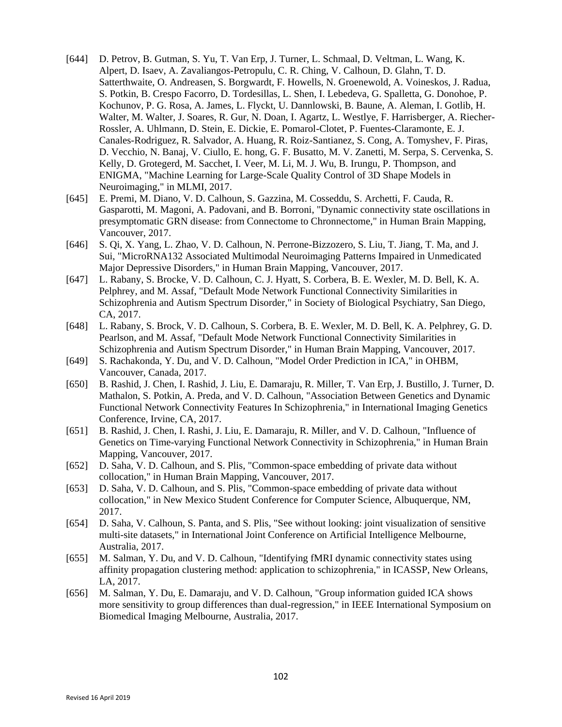[644] D. Petrov, B. Gutman, S. Yu, T. Van Erp, J. Turner, L. Schmaal, D. Veltman, L. Wang, K. Alpert, D. Isaev, A. Zavaliangos-Petropulu, C. R. Ching, V. Calhoun, D. Glahn, T. D. Satterthwaite, O. Andreasen, S. Borgwardt, F. Howells, N. Groenewold, A. Voineskos, J. Radua, S. Potkin, B. Crespo Facorro, D. Tordesillas, L. Shen, I. Lebedeva, G. Spalletta, G. Donohoe, P. Kochunov, P. G. Rosa, A. James, L. Flyckt, U. Dannlowski, B. Baune, A. Aleman, I. Gotlib, H. Walter, M. Walter, J. Soares, R. Gur, N. Doan, I. Agartz, L. Westlye, F. Harrisberger, A. Riecher-Rossler, A. Uhlmann, D. Stein, E. Dickie, E. Pomarol-Clotet, P. Fuentes-Claramonte, E. J. Canales-Rodriguez, R. Salvador, A. Huang, R. Roiz-Santianez, S. Cong, A. Tomyshev, F. Piras, D. Vecchio, N. Banaj, V. Ciullo, E. hong, G. F. Busatto, M. V. Zanetti, M. Serpa, S. Cervenka, S. Kelly, D. Grotegerd, M. Sacchet, I. Veer, M. Li, M. J. Wu, B. Irungu, P. Thompson, and ENIGMA, "Machine Learning for Large-Scale Quality Control of 3D Shape Models in Neuroimaging," in MLMI, 2017.

[645] E. Premi, M. Diano, V. D. Calhoun, S. Gazzina, M. Cosseddu, S. Archetti, F. Cauda, R. Gasparotti, M. Magoni, A. Padovani, and B. Borroni, "Dynamic connectivity state oscillations in presymptomatic GRN disease: from Connectome to Chronnectome," in Human Brain Mapping, Vancouver, 2017.

[646] S. Qi, X. Yang, L. Zhao, V. D. Calhoun, N. Perrone-Bizzozero, S. Liu, T. Jiang, T. Ma, and J. Sui, "MicroRNA132 Associated Multimodal Neuroimaging Patterns Impaired in Unmedicated Major Depressive Disorders," in Human Brain Mapping, Vancouver, 2017.

[647] L. Rabany, S. Brocke, V. D. Calhoun, C. J. Hyatt, S. Corbera, B. E. Wexler, M. D. Bell, K. A. Pelphrey, and M. Assaf, "Default Mode Network Functional Connectivity Similarities in Schizophrenia and Autism Spectrum Disorder," in Society of Biological Psychiatry, San Diego, CA, 2017.

[648] L. Rabany, S. Brock, V. D. Calhoun, S. Corbera, B. E. Wexler, M. D. Bell, K. A. Pelphrey, G. D. Pearlson, and M. Assaf, "Default Mode Network Functional Connectivity Similarities in Schizophrenia and Autism Spectrum Disorder," in Human Brain Mapping, Vancouver, 2017.

[649] S. Rachakonda, Y. Du, and V. D. Calhoun, "Model Order Prediction in ICA," in OHBM, Vancouver, Canada, 2017.

[650] B. Rashid, J. Chen, I. Rashid, J. Liu, E. Damaraju, R. Miller, T. Van Erp, J. Bustillo, J. Turner, D. Mathalon, S. Potkin, A. Preda, and V. D. Calhoun, "Association Between Genetics and Dynamic Functional Network Connectivity Features In Schizophrenia," in International Imaging Genetics Conference, Irvine, CA, 2017.

[651] B. Rashid, J. Chen, I. Rashi, J. Liu, E. Damaraju, R. Miller, and V. D. Calhoun, "Influence of Genetics on Time-varying Functional Network Connectivity in Schizophrenia," in Human Brain Mapping, Vancouver, 2017.

[652] D. Saha, V. D. Calhoun, and S. Plis, "Common-space embedding of private data without collocation," in Human Brain Mapping, Vancouver, 2017.

[653] D. Saha, V. D. Calhoun, and S. Plis, "Common-space embedding of private data without collocation," in New Mexico Student Conference for Computer Science, Albuquerque, NM, 2017.

[654] D. Saha, V. Calhoun, S. Panta, and S. Plis, "See without looking: joint visualization of sensitive multi-site datasets," in International Joint Conference on Artificial Intelligence Melbourne, Australia, 2017.

[655] M. Salman, Y. Du, and V. D. Calhoun, "Identifying fMRI dynamic connectivity states using affinity propagation clustering method: application to schizophrenia," in ICASSP, New Orleans, LA, 2017.

[656] M. Salman, Y. Du, E. Damaraju, and V. D. Calhoun, "Group information guided ICA shows more sensitivity to group differences than dual-regression," in IEEE International Symposium on Biomedical Imaging Melbourne, Australia, 2017.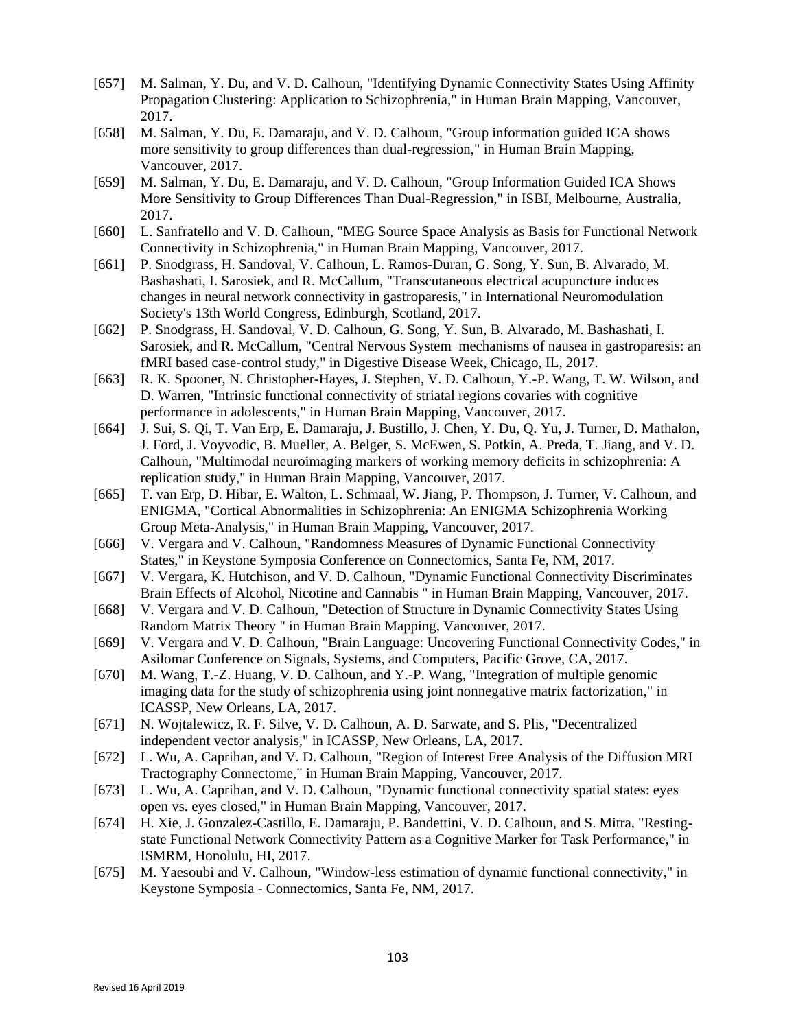[657] M. Salman, Y. Du, and V. D. Calhoun, "Identifying Dynamic Connectivity States Using Affinity Propagation Clustering: Application to Schizophrenia," in Human Brain Mapping, Vancouver, 2017.

[658] M. Salman, Y. Du, E. Damaraju, and V. D. Calhoun, "Group information guided ICA shows more sensitivity to group differences than dual-regression," in Human Brain Mapping, Vancouver, 2017.

[659] M. Salman, Y. Du, E. Damaraju, and V. D. Calhoun, "Group Information Guided ICA Shows More Sensitivity to Group Differences Than Dual-Regression," in ISBI, Melbourne, Australia, 2017.

[660] L. Sanfratello and V. D. Calhoun, "MEG Source Space Analysis as Basis for Functional Network Connectivity in Schizophrenia," in Human Brain Mapping, Vancouver, 2017.

[661] P. Snodgrass, H. Sandoval, V. Calhoun, L. Ramos-Duran, G. Song, Y. Sun, B. Alvarado, M. Bashashati, I. Sarosiek, and R. McCallum, "Transcutaneous electrical acupuncture induces changes in neural network connectivity in gastroparesis," in International Neuromodulation Society's 13th World Congress, Edinburgh, Scotland, 2017.

[662] P. Snodgrass, H. Sandoval, V. D. Calhoun, G. Song, Y. Sun, B. Alvarado, M. Bashashati, I. Sarosiek, and R. McCallum, "Central Nervous System mechanisms of nausea in gastroparesis: an fMRI based case-control study," in Digestive Disease Week, Chicago, IL, 2017.

[663] R. K. Spooner, N. Christopher-Hayes, J. Stephen, V. D. Calhoun, Y.-P. Wang, T. W. Wilson, and D. Warren, "Intrinsic functional connectivity of striatal regions covaries with cognitive performance in adolescents," in Human Brain Mapping, Vancouver, 2017.

[664] J. Sui, S. Qi, T. Van Erp, E. Damaraju, J. Bustillo, J. Chen, Y. Du, Q. Yu, J. Turner, D. Mathalon, J. Ford, J. Voyvodic, B. Mueller, A. Belger, S. McEwen, S. Potkin, A. Preda, T. Jiang, and V. D. Calhoun, "Multimodal neuroimaging markers of working memory deficits in schizophrenia: A replication study," in Human Brain Mapping, Vancouver, 2017.

[665] T. van Erp, D. Hibar, E. Walton, L. Schmaal, W. Jiang, P. Thompson, J. Turner, V. Calhoun, and ENIGMA, "Cortical Abnormalities in Schizophrenia: An ENIGMA Schizophrenia Working Group Meta-Analysis," in Human Brain Mapping, Vancouver, 2017.

[666] V. Vergara and V. Calhoun, "Randomness Measures of Dynamic Functional Connectivity States," in Keystone Symposia Conference on Connectomics, Santa Fe, NM, 2017.

[667] V. Vergara, K. Hutchison, and V. D. Calhoun, "Dynamic Functional Connectivity Discriminates Brain Effects of Alcohol, Nicotine and Cannabis " in Human Brain Mapping, Vancouver, 2017.

[668] V. Vergara and V. D. Calhoun, "Detection of Structure in Dynamic Connectivity States Using Random Matrix Theory " in Human Brain Mapping, Vancouver, 2017.

[669] V. Vergara and V. D. Calhoun, "Brain Language: Uncovering Functional Connectivity Codes," in Asilomar Conference on Signals, Systems, and Computers, Pacific Grove, CA, 2017.

[670] M. Wang, T.-Z. Huang, V. D. Calhoun, and Y.-P. Wang, "Integration of multiple genomic imaging data for the study of schizophrenia using joint nonnegative matrix factorization," in ICASSP, New Orleans, LA, 2017.

[671] N. Wojtalewicz, R. F. Silve, V. D. Calhoun, A. D. Sarwate, and S. Plis, "Decentralized independent vector analysis," in ICASSP, New Orleans, LA, 2017.

[672] L. Wu, A. Caprihan, and V. D. Calhoun, "Region of Interest Free Analysis of the Diffusion MRI Tractography Connectome," in Human Brain Mapping, Vancouver, 2017.

[673] L. Wu, A. Caprihan, and V. D. Calhoun, "Dynamic functional connectivity spatial states: eyes open vs. eyes closed," in Human Brain Mapping, Vancouver, 2017.

[674] H. Xie, J. Gonzalez-Castillo, E. Damaraju, P. Bandettini, V. D. Calhoun, and S. Mitra, "Resting-state Functional Network Connectivity Pattern as a Cognitive Marker for Task Performance," in ISMRM, Honolulu, HI, 2017.

[675] M. Yaesoubi and V. Calhoun, "Window-less estimation of dynamic functional connectivity," in Keystone Symposia - Connectomics, Santa Fe, NM, 2017.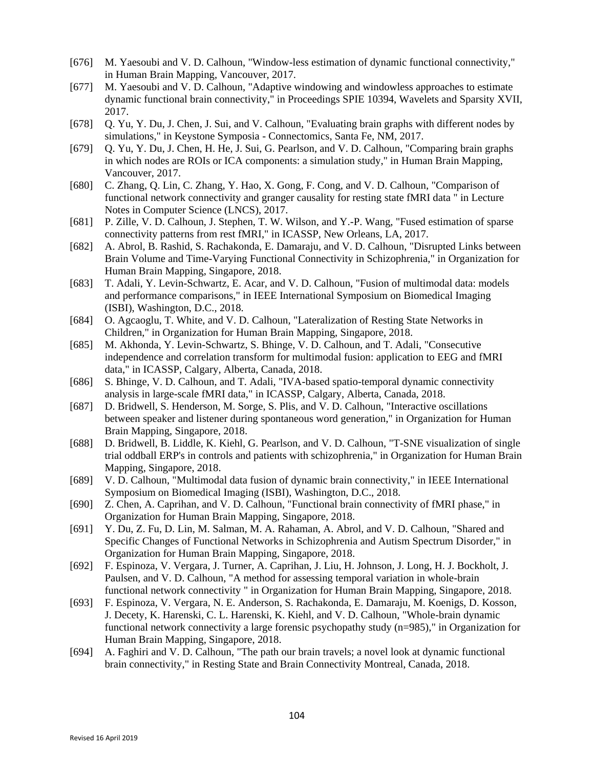[676] M. Yaesoubi and V. D. Calhoun, "Window-less estimation of dynamic functional connectivity," in Human Brain Mapping, Vancouver, 2017.

[677] M. Yaesoubi and V. D. Calhoun, "Adaptive windowing and windowless approaches to estimate dynamic functional brain connectivity," in Proceedings SPIE 10394, Wavelets and Sparsity XVII, 2017.

[678] Q. Yu, Y. Du, J. Chen, J. Sui, and V. Calhoun, "Evaluating brain graphs with different nodes by simulations," in Keystone Symposia - Connectomics, Santa Fe, NM, 2017.

[679] Q. Yu, Y. Du, J. Chen, H. He, J. Sui, G. Pearlson, and V. D. Calhoun, "Comparing brain graphs in which nodes are ROIs or ICA components: a simulation study," in Human Brain Mapping, Vancouver, 2017.

[680] C. Zhang, Q. Lin, C. Zhang, Y. Hao, X. Gong, F. Cong, and V. D. Calhoun, "Comparison of functional network connectivity and granger causality for resting state fMRI data " in Lecture Notes in Computer Science (LNCS), 2017.

[681] P. Zille, V. D. Calhoun, J. Stephen, T. W. Wilson, and Y.-P. Wang, "Fused estimation of sparse connectivity patterns from rest fMRI," in ICASSP, New Orleans, LA, 2017.

[682] A. Abrol, B. Rashid, S. Rachakonda, E. Damaraju, and V. D. Calhoun, "Disrupted Links between Brain Volume and Time-Varying Functional Connectivity in Schizophrenia," in Organization for Human Brain Mapping, Singapore, 2018.

[683] T. Adali, Y. Levin-Schwartz, E. Acar, and V. D. Calhoun, "Fusion of multimodal data: models and performance comparisons," in IEEE International Symposium on Biomedical Imaging (ISBI), Washington, D.C., 2018.

[684] O. Agcaoglu, T. White, and V. D. Calhoun, "Lateralization of Resting State Networks in Children," in Organization for Human Brain Mapping, Singapore, 2018.

[685] M. Akhonda, Y. Levin-Schwartz, S. Bhinge, V. D. Calhoun, and T. Adali, "Consecutive independence and correlation transform for multimodal fusion: application to EEG and fMRI data," in ICASSP, Calgary, Alberta, Canada, 2018.

[686] S. Bhinge, V. D. Calhoun, and T. Adali, "IVA-based spatio-temporal dynamic connectivity analysis in large-scale fMRI data," in ICASSP, Calgary, Alberta, Canada, 2018.

[687] D. Bridwell, S. Henderson, M. Sorge, S. Plis, and V. D. Calhoun, "Interactive oscillations between speaker and listener during spontaneous word generation," in Organization for Human Brain Mapping, Singapore, 2018.

[688] D. Bridwell, B. Liddle, K. Kiehl, G. Pearlson, and V. D. Calhoun, "T-SNE visualization of single trial oddball ERP's in controls and patients with schizophrenia," in Organization for Human Brain Mapping, Singapore, 2018.

[689] V. D. Calhoun, "Multimodal data fusion of dynamic brain connectivity," in IEEE International Symposium on Biomedical Imaging (ISBI), Washington, D.C., 2018.

[690] Z. Chen, A. Caprihan, and V. D. Calhoun, "Functional brain connectivity of fMRI phase," in Organization for Human Brain Mapping, Singapore, 2018.

[691] Y. Du, Z. Fu, D. Lin, M. Salman, M. A. Rahaman, A. Abrol, and V. D. Calhoun, "Shared and Specific Changes of Functional Networks in Schizophrenia and Autism Spectrum Disorder," in Organization for Human Brain Mapping, Singapore, 2018.

[692] F. Espinoza, V. Vergara, J. Turner, A. Caprihan, J. Liu, H. Johnson, J. Long, H. J. Bockholt, J. Paulsen, and V. D. Calhoun, "A method for assessing temporal variation in whole-brain functional network connectivity " in Organization for Human Brain Mapping, Singapore, 2018.

[693] F. Espinoza, V. Vergara, N. E. Anderson, S. Rachakonda, E. Damaraju, M. Koenigs, D. Kosson, J. Decety, K. Harenski, C. L. Harenski, K. Kiehl, and V. D. Calhoun, "Whole-brain dynamic functional network connectivity a large forensic psychopathy study (n=985)," in Organization for Human Brain Mapping, Singapore, 2018.

[694] A. Faghiri and V. D. Calhoun, "The path our brain travels; a novel look at dynamic functional brain connectivity," in Resting State and Brain Connectivity Montreal, Canada, 2018.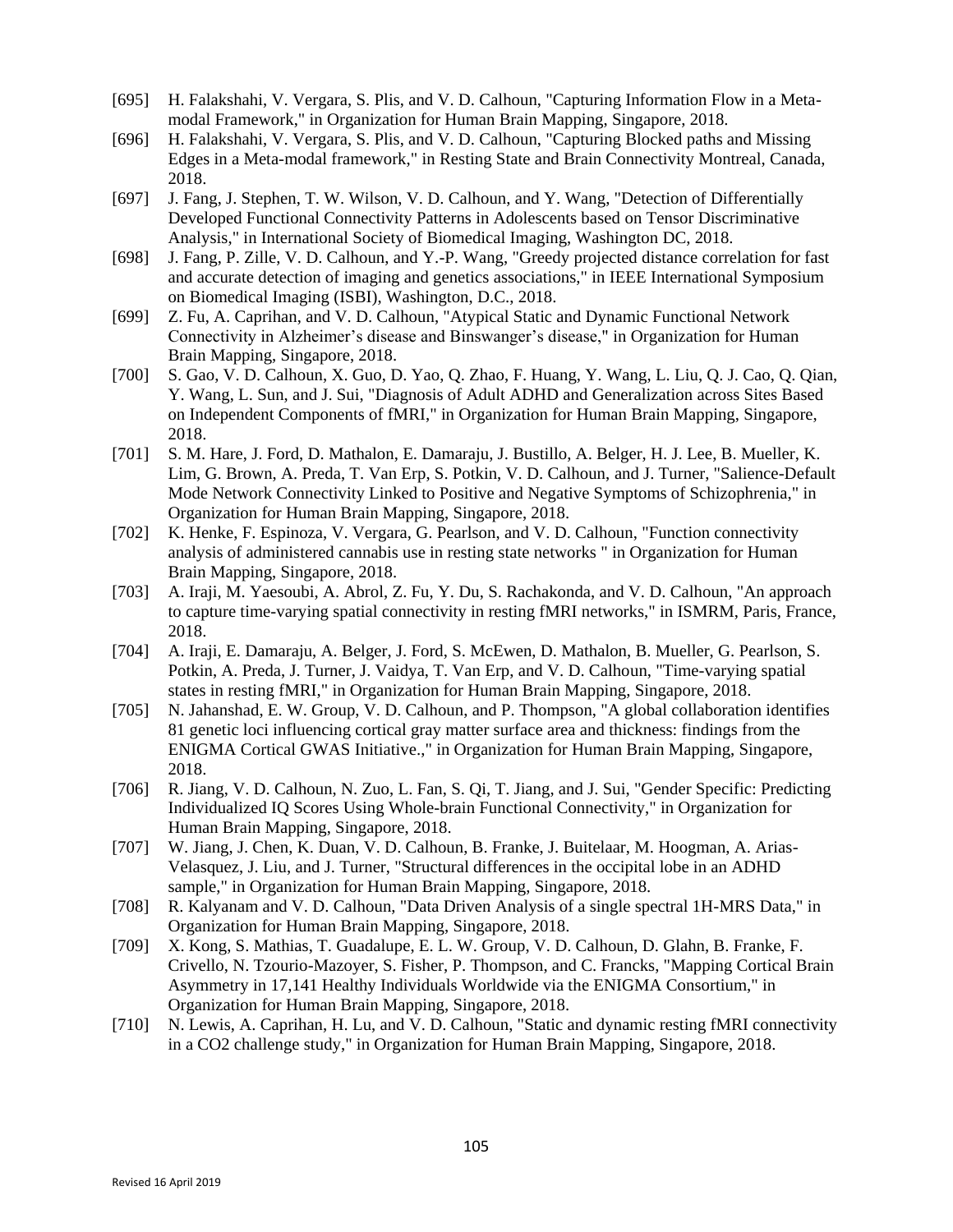[695] H. Falakshahi, V. Vergara, S. Plis, and V. D. Calhoun, "Capturing Information Flow in a Meta-modal Framework," in Organization for Human Brain Mapping, Singapore, 2018.

[696] H. Falakshahi, V. Vergara, S. Plis, and V. D. Calhoun, "Capturing Blocked paths and Missing Edges in a Meta-modal framework," in Resting State and Brain Connectivity Montreal, Canada, 2018.

[697] J. Fang, J. Stephen, T. W. Wilson, V. D. Calhoun, and Y. Wang, "Detection of Differentially Developed Functional Connectivity Patterns in Adolescents based on Tensor Discriminative Analysis," in International Society of Biomedical Imaging, Washington DC, 2018.

[698] J. Fang, P. Zille, V. D. Calhoun, and Y.-P. Wang, "Greedy projected distance correlation for fast and accurate detection of imaging and genetics associations," in IEEE International Symposium on Biomedical Imaging (ISBI), Washington, D.C., 2018.

[699] Z. Fu, A. Caprihan, and V. D. Calhoun, "Atypical Static and Dynamic Functional Network Connectivity in Alzheimer's disease and Binswanger's disease," in Organization for Human Brain Mapping, Singapore, 2018.

[700] S. Gao, V. D. Calhoun, X. Guo, D. Yao, Q. Zhao, F. Huang, Y. Wang, L. Liu, Q. J. Cao, Q. Qian, Y. Wang, L. Sun, and J. Sui, "Diagnosis of Adult ADHD and Generalization across Sites Based on Independent Components of fMRI," in Organization for Human Brain Mapping, Singapore, 2018.

[701] S. M. Hare, J. Ford, D. Mathalon, E. Damaraju, J. Bustillo, A. Belger, H. J. Lee, B. Mueller, K. Lim, G. Brown, A. Preda, T. Van Erp, S. Potkin, V. D. Calhoun, and J. Turner, "Salience-Default Mode Network Connectivity Linked to Positive and Negative Symptoms of Schizophrenia," in Organization for Human Brain Mapping, Singapore, 2018.

[702] K. Henke, F. Espinoza, V. Vergara, G. Pearlson, and V. D. Calhoun, "Function connectivity analysis of administered cannabis use in resting state networks " in Organization for Human Brain Mapping, Singapore, 2018.

[703] A. Iraji, M. Yaesoubi, A. Abrol, Z. Fu, Y. Du, S. Rachakonda, and V. D. Calhoun, "An approach to capture time-varying spatial connectivity in resting fMRI networks," in ISMRM, Paris, France, 2018.

[704] A. Iraji, E. Damaraju, A. Belger, J. Ford, S. McEwen, D. Mathalon, B. Mueller, G. Pearlson, S. Potkin, A. Preda, J. Turner, J. Vaidya, T. Van Erp, and V. D. Calhoun, "Time-varying spatial states in resting fMRI," in Organization for Human Brain Mapping, Singapore, 2018.

[705] N. Jahanshad, E. W. Group, V. D. Calhoun, and P. Thompson, "A global collaboration identifies 81 genetic loci influencing cortical gray matter surface area and thickness: findings from the ENIGMA Cortical GWAS Initiative.," in Organization for Human Brain Mapping, Singapore, 2018.

[706] R. Jiang, V. D. Calhoun, N. Zuo, L. Fan, S. Qi, T. Jiang, and J. Sui, "Gender Specific: Predicting Individualized IQ Scores Using Whole-brain Functional Connectivity," in Organization for Human Brain Mapping, Singapore, 2018.

[707] W. Jiang, J. Chen, K. Duan, V. D. Calhoun, B. Franke, J. Buitelaar, M. Hoogman, A. Arias-Velasquez, J. Liu, and J. Turner, "Structural differences in the occipital lobe in an ADHD sample," in Organization for Human Brain Mapping, Singapore, 2018.

[708] R. Kalyanam and V. D. Calhoun, "Data Driven Analysis of a single spectral 1H-MRS Data," in Organization for Human Brain Mapping, Singapore, 2018.

[709] X. Kong, S. Mathias, T. Guadalupe, E. L. W. Group, V. D. Calhoun, D. Glahn, B. Franke, F. Crivello, N. Tzourio-Mazoyer, S. Fisher, P. Thompson, and C. Francks, "Mapping Cortical Brain Asymmetry in 17,141 Healthy Individuals Worldwide via the ENIGMA Consortium," in Organization for Human Brain Mapping, Singapore, 2018.

[710] N. Lewis, A. Caprihan, H. Lu, and V. D. Calhoun, "Static and dynamic resting fMRI connectivity in a CO2 challenge study," in Organization for Human Brain Mapping, Singapore, 2018.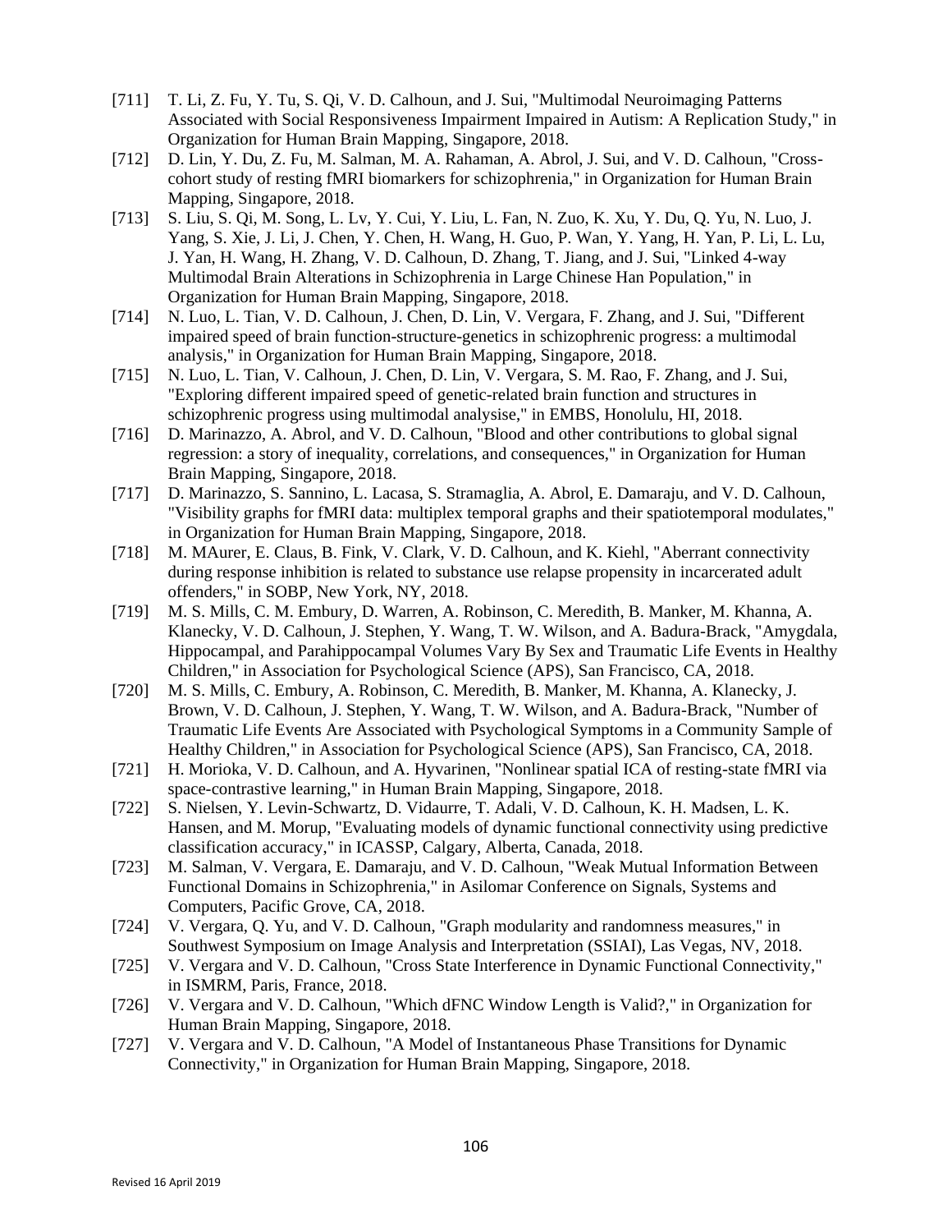[711] T. Li, Z. Fu, Y. Tu, S. Qi, V. D. Calhoun, and J. Sui, "Multimodal Neuroimaging Patterns Associated with Social Responsiveness Impairment Impaired in Autism: A Replication Study," in Organization for Human Brain Mapping, Singapore, 2018.

[712] D. Lin, Y. Du, Z. Fu, M. Salman, M. A. Rahaman, A. Abrol, J. Sui, and V. D. Calhoun, "Cross-cohort study of resting fMRI biomarkers for schizophrenia," in Organization for Human Brain Mapping, Singapore, 2018.

[713] S. Liu, S. Qi, M. Song, L. Lv, Y. Cui, Y. Liu, L. Fan, N. Zuo, K. Xu, Y. Du, Q. Yu, N. Luo, J. Yang, S. Xie, J. Li, J. Chen, Y. Chen, H. Wang, H. Guo, P. Wan, Y. Yang, H. Yan, P. Li, L. Lu, J. Yan, H. Wang, H. Zhang, V. D. Calhoun, D. Zhang, T. Jiang, and J. Sui, "Linked 4-way Multimodal Brain Alterations in Schizophrenia in Large Chinese Han Population," in Organization for Human Brain Mapping, Singapore, 2018.

[714] N. Luo, L. Tian, V. D. Calhoun, J. Chen, D. Lin, V. Vergara, F. Zhang, and J. Sui, "Different impaired speed of brain function-structure-genetics in schizophrenic progress: a multimodal analysis," in Organization for Human Brain Mapping, Singapore, 2018.

[715] N. Luo, L. Tian, V. Calhoun, J. Chen, D. Lin, V. Vergara, S. M. Rao, F. Zhang, and J. Sui, "Exploring different impaired speed of genetic-related brain function and structures in schizophrenic progress using multimodal analysise," in EMBS, Honolulu, HI, 2018.

[716] D. Marinazzo, A. Abrol, and V. D. Calhoun, "Blood and other contributions to global signal regression: a story of inequality, correlations, and consequences," in Organization for Human Brain Mapping, Singapore, 2018.

[717] D. Marinazzo, S. Sannino, L. Lacasa, S. Stramaglia, A. Abrol, E. Damaraju, and V. D. Calhoun, "Visibility graphs for fMRI data: multiplex temporal graphs and their spatiotemporal modulates," in Organization for Human Brain Mapping, Singapore, 2018.

[718] M. MAurer, E. Claus, B. Fink, V. Clark, V. D. Calhoun, and K. Kiehl, "Aberrant connectivity during response inhibition is related to substance use relapse propensity in incarcerated adult offenders," in SOBP, New York, NY, 2018.

[719] M. S. Mills, C. M. Embury, D. Warren, A. Robinson, C. Meredith, B. Manker, M. Khanna, A. Klanecky, V. D. Calhoun, J. Stephen, Y. Wang, T. W. Wilson, and A. Badura-Brack, "Amygdala, Hippocampal, and Parahippocampal Volumes Vary By Sex and Traumatic Life Events in Healthy Children," in Association for Psychological Science (APS), San Francisco, CA, 2018.

[720] M. S. Mills, C. Embury, A. Robinson, C. Meredith, B. Manker, M. Khanna, A. Klanecky, J. Brown, V. D. Calhoun, J. Stephen, Y. Wang, T. W. Wilson, and A. Badura-Brack, "Number of Traumatic Life Events Are Associated with Psychological Symptoms in a Community Sample of Healthy Children," in Association for Psychological Science (APS), San Francisco, CA, 2018.

[721] H. Morioka, V. D. Calhoun, and A. Hyvarinen, "Nonlinear spatial ICA of resting-state fMRI via space-contrastive learning," in Human Brain Mapping, Singapore, 2018.

[722] S. Nielsen, Y. Levin-Schwartz, D. Vidaurre, T. Adali, V. D. Calhoun, K. H. Madsen, L. K. Hansen, and M. Morup, "Evaluating models of dynamic functional connectivity using predictive classification accuracy," in ICASSP, Calgary, Alberta, Canada, 2018.

[723] M. Salman, V. Vergara, E. Damaraju, and V. D. Calhoun, "Weak Mutual Information Between Functional Domains in Schizophrenia," in Asilomar Conference on Signals, Systems and Computers, Pacific Grove, CA, 2018.

[724] V. Vergara, Q. Yu, and V. D. Calhoun, "Graph modularity and randomness measures," in Southwest Symposium on Image Analysis and Interpretation (SSIAI), Las Vegas, NV, 2018.

[725] V. Vergara and V. D. Calhoun, "Cross State Interference in Dynamic Functional Connectivity," in ISMRM, Paris, France, 2018.

[726] V. Vergara and V. D. Calhoun, "Which dFNC Window Length is Valid?," in Organization for Human Brain Mapping, Singapore, 2018.

[727] V. Vergara and V. D. Calhoun, "A Model of Instantaneous Phase Transitions for Dynamic Connectivity," in Organization for Human Brain Mapping, Singapore, 2018.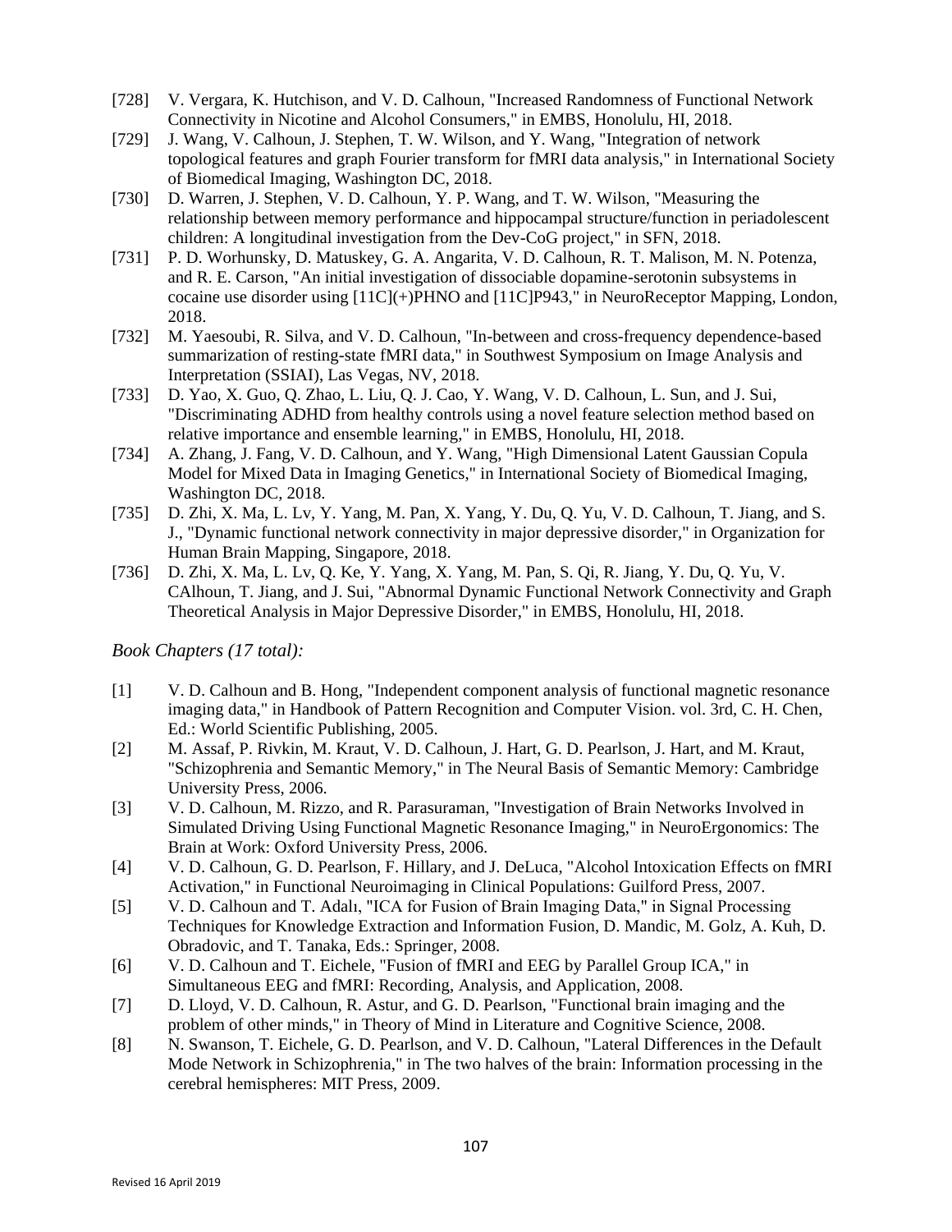[728] V. Vergara, K. Hutchison, and V. D. Calhoun, "Increased Randomness of Functional Network Connectivity in Nicotine and Alcohol Consumers," in EMBS, Honolulu, HI, 2018.

[729] J. Wang, V. Calhoun, J. Stephen, T. W. Wilson, and Y. Wang, "Integration of network topological features and graph Fourier transform for fMRI data analysis," in International Society of Biomedical Imaging, Washington DC, 2018.

[730] D. Warren, J. Stephen, V. D. Calhoun, Y. P. Wang, and T. W. Wilson, "Measuring the relationship between memory performance and hippocampal structure/function in periadolescent children: A longitudinal investigation from the Dev-CoG project," in SFN, 2018.

[731] P. D. Worhunsky, D. Matuskey, G. A. Angarita, V. D. Calhoun, R. T. Malison, M. N. Potenza, and R. E. Carson, "An initial investigation of dissociable dopamine-serotonin subsystems in cocaine use disorder using [11C](+)PHNO and [11C]P943," in NeuroReceptor Mapping, London, 2018.

[732] M. Yaesoubi, R. Silva, and V. D. Calhoun, "In-between and cross-frequency dependence-based summarization of resting-state fMRI data," in Southwest Symposium on Image Analysis and Interpretation (SSIAI), Las Vegas, NV, 2018.

[733] D. Yao, X. Guo, Q. Zhao, L. Liu, Q. J. Cao, Y. Wang, V. D. Calhoun, L. Sun, and J. Sui, "Discriminating ADHD from healthy controls using a novel feature selection method based on relative importance and ensemble learning," in EMBS, Honolulu, HI, 2018.

[734] A. Zhang, J. Fang, V. D. Calhoun, and Y. Wang, "High Dimensional Latent Gaussian Copula Model for Mixed Data in Imaging Genetics," in International Society of Biomedical Imaging, Washington DC, 2018.

[735] D. Zhi, X. Ma, L. Lv, Y. Yang, M. Pan, X. Yang, Y. Du, Q. Yu, V. D. Calhoun, T. Jiang, and S. J., "Dynamic functional network connectivity in major depressive disorder," in Organization for Human Brain Mapping, Singapore, 2018.

[736] D. Zhi, X. Ma, L. Lv, Q. Ke, Y. Yang, X. Yang, M. Pan, S. Qi, R. Jiang, Y. Du, Q. Yu, V. CAlhoun, T. Jiang, and J. Sui, "Abnormal Dynamic Functional Network Connectivity and Graph Theoretical Analysis in Major Depressive Disorder," in EMBS, Honolulu, HI, 2018.

*Book Chapters (17 total):*

[1] V. D. Calhoun and B. Hong, "Independent component analysis of functional magnetic resonance imaging data," in Handbook of Pattern Recognition and Computer Vision. vol. 3rd, C. H. Chen, Ed.: World Scientific Publishing, 2005.

[2] M. Assaf, P. Rivkin, M. Kraut, V. D. Calhoun, J. Hart, G. D. Pearlson, J. Hart, and M. Kraut, "Schizophrenia and Semantic Memory," in The Neural Basis of Semantic Memory: Cambridge University Press, 2006.

[3] V. D. Calhoun, M. Rizzo, and R. Parasuraman, "Investigation of Brain Networks Involved in Simulated Driving Using Functional Magnetic Resonance Imaging," in NeuroErgonomics: The Brain at Work: Oxford University Press, 2006.

[4] V. D. Calhoun, G. D. Pearlson, F. Hillary, and J. DeLuca, "Alcohol Intoxication Effects on fMRI Activation," in Functional Neuroimaging in Clinical Populations: Guilford Press, 2007.

[5] V. D. Calhoun and T. Adalı, "ICA for Fusion of Brain Imaging Data," in Signal Processing Techniques for Knowledge Extraction and Information Fusion, D. Mandic, M. Golz, A. Kuh, D. Obradovic, and T. Tanaka, Eds.: Springer, 2008.

[6] V. D. Calhoun and T. Eichele, "Fusion of fMRI and EEG by Parallel Group ICA," in Simultaneous EEG and fMRI: Recording, Analysis, and Application, 2008.

[7] D. Lloyd, V. D. Calhoun, R. Astur, and G. D. Pearlson, "Functional brain imaging and the problem of other minds," in Theory of Mind in Literature and Cognitive Science, 2008.

[8] N. Swanson, T. Eichele, G. D. Pearlson, and V. D. Calhoun, "Lateral Differences in the Default Mode Network in Schizophrenia," in The two halves of the brain: Information processing in the cerebral hemispheres: MIT Press, 2009.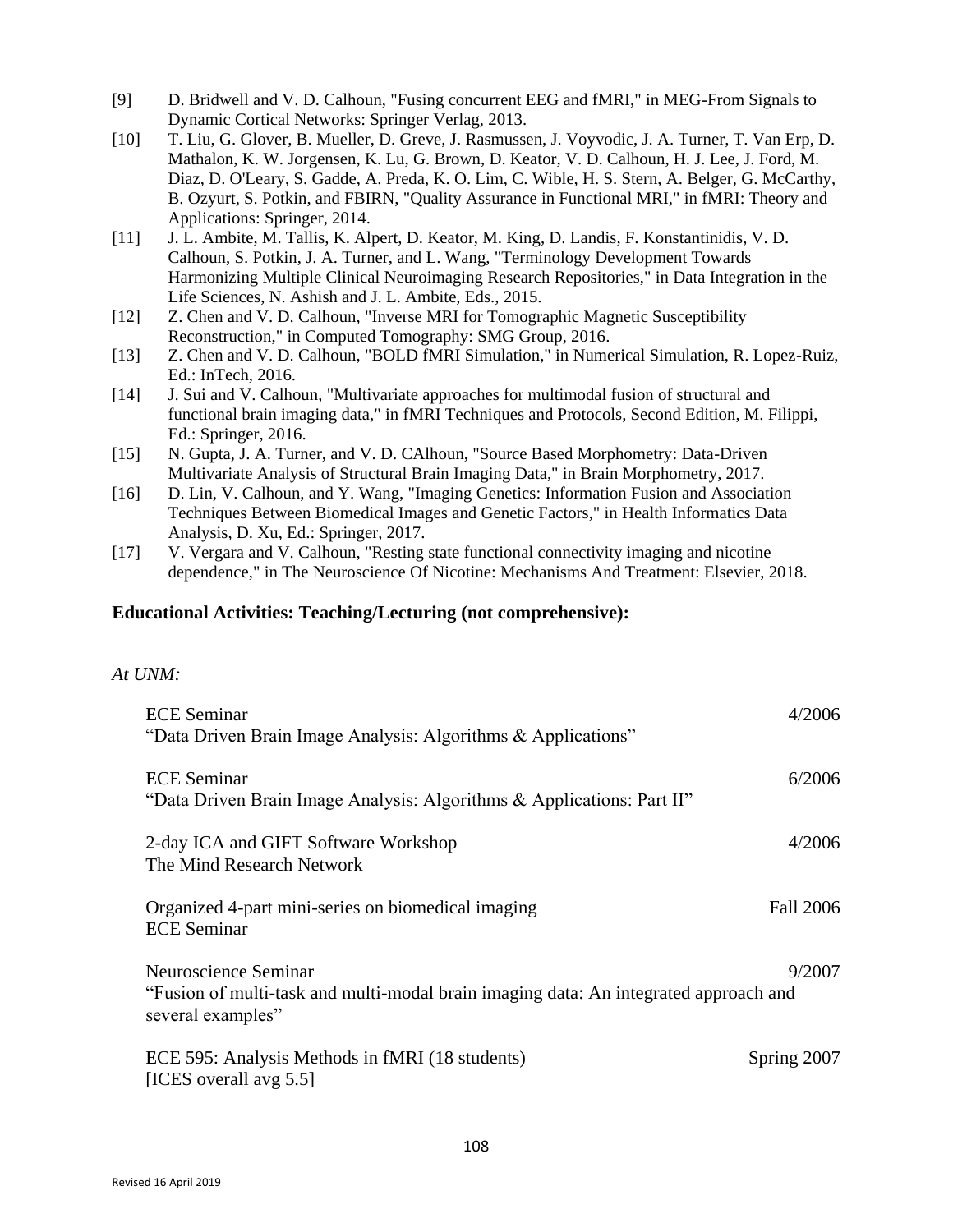[9] D. Bridwell and V. D. Calhoun, "Fusing concurrent EEG and fMRI," in MEG-From Signals to Dynamic Cortical Networks: Springer Verlag, 2013.

[10] T. Liu, G. Glover, B. Mueller, D. Greve, J. Rasmussen, J. Voyvodic, J. A. Turner, T. Van Erp, D. Mathalon, K. W. Jorgensen, K. Lu, G. Brown, D. Keator, V. D. Calhoun, H. J. Lee, J. Ford, M. Diaz, D. O'Leary, S. Gadde, A. Preda, K. O. Lim, C. Wible, H. S. Stern, A. Belger, G. McCarthy, B. Ozyurt, S. Potkin, and FBIRN, "Quality Assurance in Functional MRI," in fMRI: Theory and Applications: Springer, 2014.

[11] J. L. Ambite, M. Tallis, K. Alpert, D. Keator, M. King, D. Landis, F. Konstantinidis, V. D. Calhoun, S. Potkin, J. A. Turner, and L. Wang, "Terminology Development Towards Harmonizing Multiple Clinical Neuroimaging Research Repositories," in Data Integration in the Life Sciences, N. Ashish and J. L. Ambite, Eds., 2015.

[12] Z. Chen and V. D. Calhoun, "Inverse MRI for Tomographic Magnetic Susceptibility Reconstruction," in Computed Tomography: SMG Group, 2016.

[13] Z. Chen and V. D. Calhoun, "BOLD fMRI Simulation," in Numerical Simulation, R. Lopez-Ruiz, Ed.: InTech, 2016.

[14] J. Sui and V. Calhoun, "Multivariate approaches for multimodal fusion of structural and functional brain imaging data," in fMRI Techniques and Protocols, Second Edition, M. Filippi, Ed.: Springer, 2016.

[15] N. Gupta, J. A. Turner, and V. D. CAlhoun, "Source Based Morphometry: Data-Driven Multivariate Analysis of Structural Brain Imaging Data," in Brain Morphometry, 2017.

[16] D. Lin, V. Calhoun, and Y. Wang, "Imaging Genetics: Information Fusion and Association Techniques Between Biomedical Images and Genetic Factors," in Health Informatics Data Analysis, D. Xu, Ed.: Springer, 2017.

[17] V. Vergara and V. Calhoun, "Resting state functional connectivity imaging and nicotine dependence," in The Neuroscience Of Nicotine: Mechanisms And Treatment: Elsevier, 2018.

**Educational Activities: Teaching/Lecturing (not comprehensive):**

*At UNM:*

ECE Seminar — 4/2006
"Data Driven Brain Image Analysis: Algorithms & Applications"

ECE Seminar — 6/2006
"Data Driven Brain Image Analysis: Algorithms & Applications: Part II"

2-day ICA and GIFT Software Workshop — 4/2006
The Mind Research Network

Organized 4-part mini-series on biomedical imaging — Fall 2006
ECE Seminar

Neuroscience Seminar — 9/2007
"Fusion of multi-task and multi-modal brain imaging data: An integrated approach and several examples"

ECE 595: Analysis Methods in fMRI (18 students) — Spring 2007
[ICES overall avg 5.5]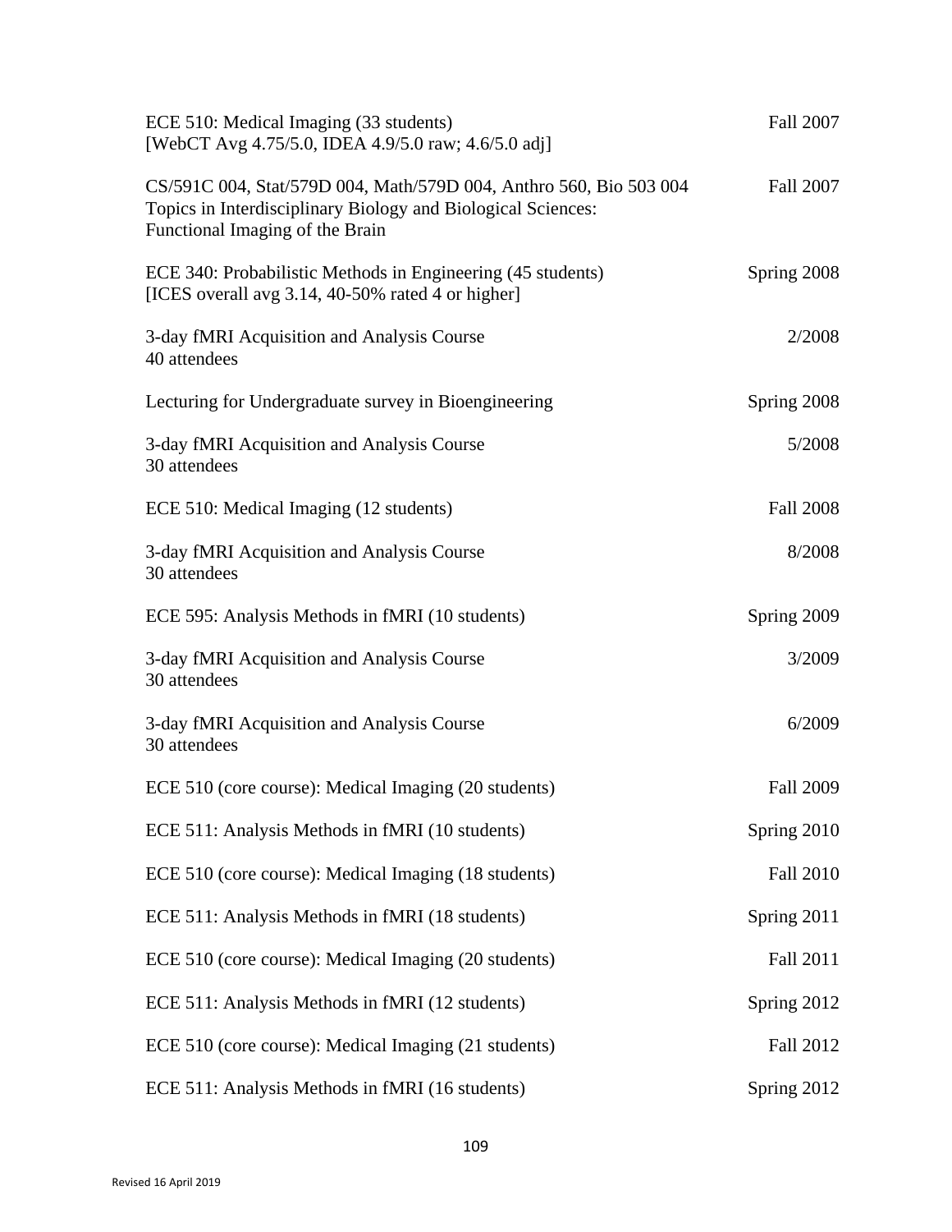ECE 510: Medical Imaging (33 students) Fall 2007
[WebCT Avg 4.75/5.0, IDEA 4.9/5.0 raw; 4.6/5.0 adj]

CS/591C 004, Stat/579D 004, Math/579D 004, Anthro 560, Bio 503 004 Fall 2007
Topics in Interdisciplinary Biology and Biological Sciences:
Functional Imaging of the Brain

ECE 340: Probabilistic Methods in Engineering (45 students) Spring 2008
[ICES overall avg 3.14, 40-50% rated 4 or higher]

3-day fMRI Acquisition and Analysis Course 2/2008
40 attendees

Lecturing for Undergraduate survey in Bioengineering Spring 2008

3-day fMRI Acquisition and Analysis Course 5/2008
30 attendees

ECE 510: Medical Imaging (12 students) Fall 2008

3-day fMRI Acquisition and Analysis Course 8/2008
30 attendees

ECE 595: Analysis Methods in fMRI (10 students) Spring 2009

3-day fMRI Acquisition and Analysis Course 3/2009
30 attendees

3-day fMRI Acquisition and Analysis Course 6/2009
30 attendees

ECE 510 (core course): Medical Imaging (20 students) Fall 2009

ECE 511: Analysis Methods in fMRI (10 students) Spring 2010

ECE 510 (core course): Medical Imaging (18 students) Fall 2010

ECE 511: Analysis Methods in fMRI (18 students) Spring 2011

ECE 510 (core course): Medical Imaging (20 students) Fall 2011

ECE 511: Analysis Methods in fMRI (12 students) Spring 2012

ECE 510 (core course): Medical Imaging (21 students) Fall 2012

ECE 511: Analysis Methods in fMRI (16 students) Spring 2012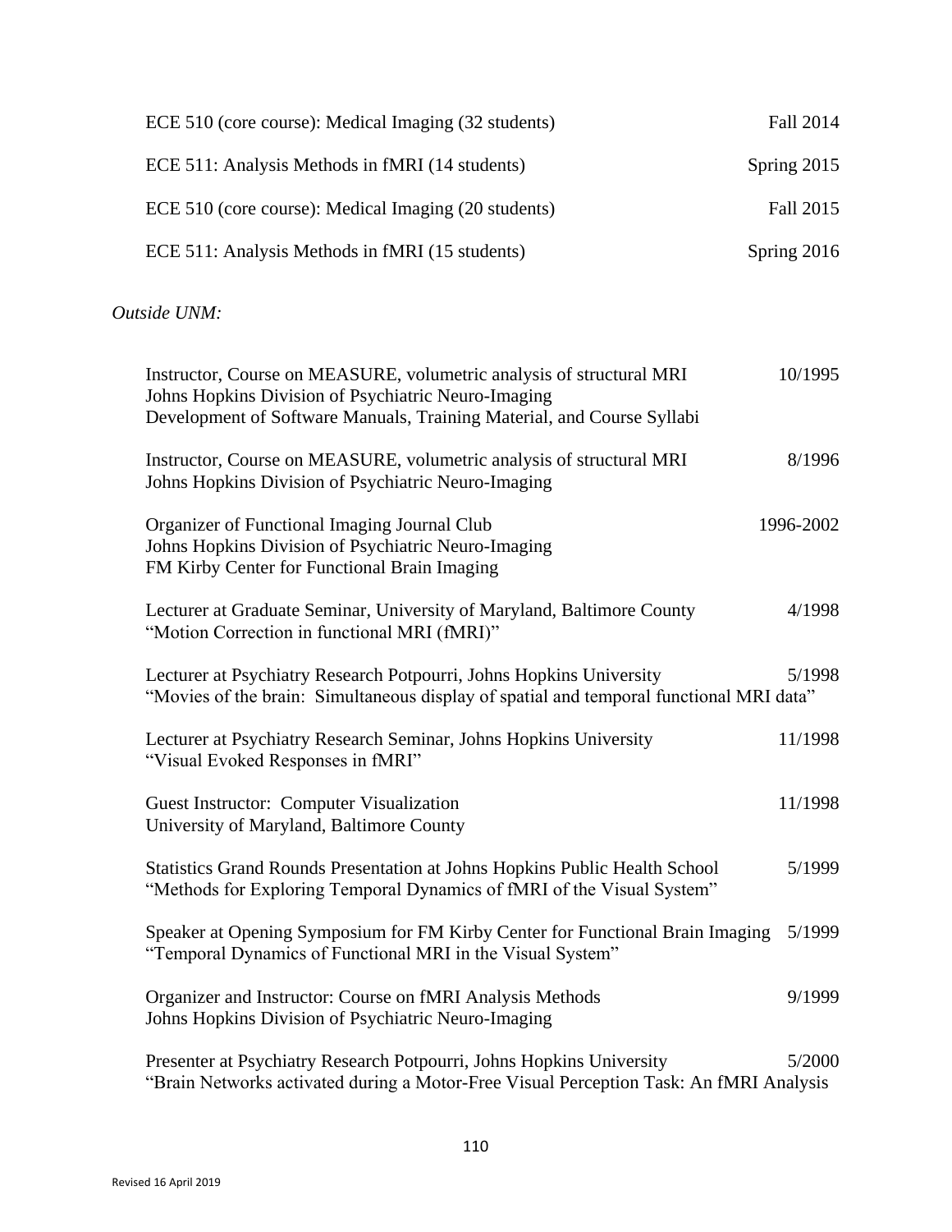ECE 510 (core course): Medical Imaging (32 students) Fall 2014

ECE 511: Analysis Methods in fMRI (14 students) Spring 2015

ECE 510 (core course): Medical Imaging (20 students) Fall 2015

ECE 511: Analysis Methods in fMRI (15 students) Spring 2016

*Outside UNM:*

Instructor, Course on MEASURE, volumetric analysis of structural MRI 10/1995
Johns Hopkins Division of Psychiatric Neuro-Imaging
Development of Software Manuals, Training Material, and Course Syllabi

Instructor, Course on MEASURE, volumetric analysis of structural MRI 8/1996
Johns Hopkins Division of Psychiatric Neuro-Imaging

Organizer of Functional Imaging Journal Club 1996-2002
Johns Hopkins Division of Psychiatric Neuro-Imaging
FM Kirby Center for Functional Brain Imaging

Lecturer at Graduate Seminar, University of Maryland, Baltimore County 4/1998
"Motion Correction in functional MRI (fMRI)"

Lecturer at Psychiatry Research Potpourri, Johns Hopkins University 5/1998
"Movies of the brain: Simultaneous display of spatial and temporal functional MRI data"

Lecturer at Psychiatry Research Seminar, Johns Hopkins University 11/1998
"Visual Evoked Responses in fMRI"

Guest Instructor: Computer Visualization 11/1998
University of Maryland, Baltimore County

Statistics Grand Rounds Presentation at Johns Hopkins Public Health School 5/1999
"Methods for Exploring Temporal Dynamics of fMRI of the Visual System"

Speaker at Opening Symposium for FM Kirby Center for Functional Brain Imaging 5/1999
"Temporal Dynamics of Functional MRI in the Visual System"

Organizer and Instructor: Course on fMRI Analysis Methods 9/1999
Johns Hopkins Division of Psychiatric Neuro-Imaging

Presenter at Psychiatry Research Potpourri, Johns Hopkins University 5/2000
"Brain Networks activated during a Motor-Free Visual Perception Task: An fMRI Analysis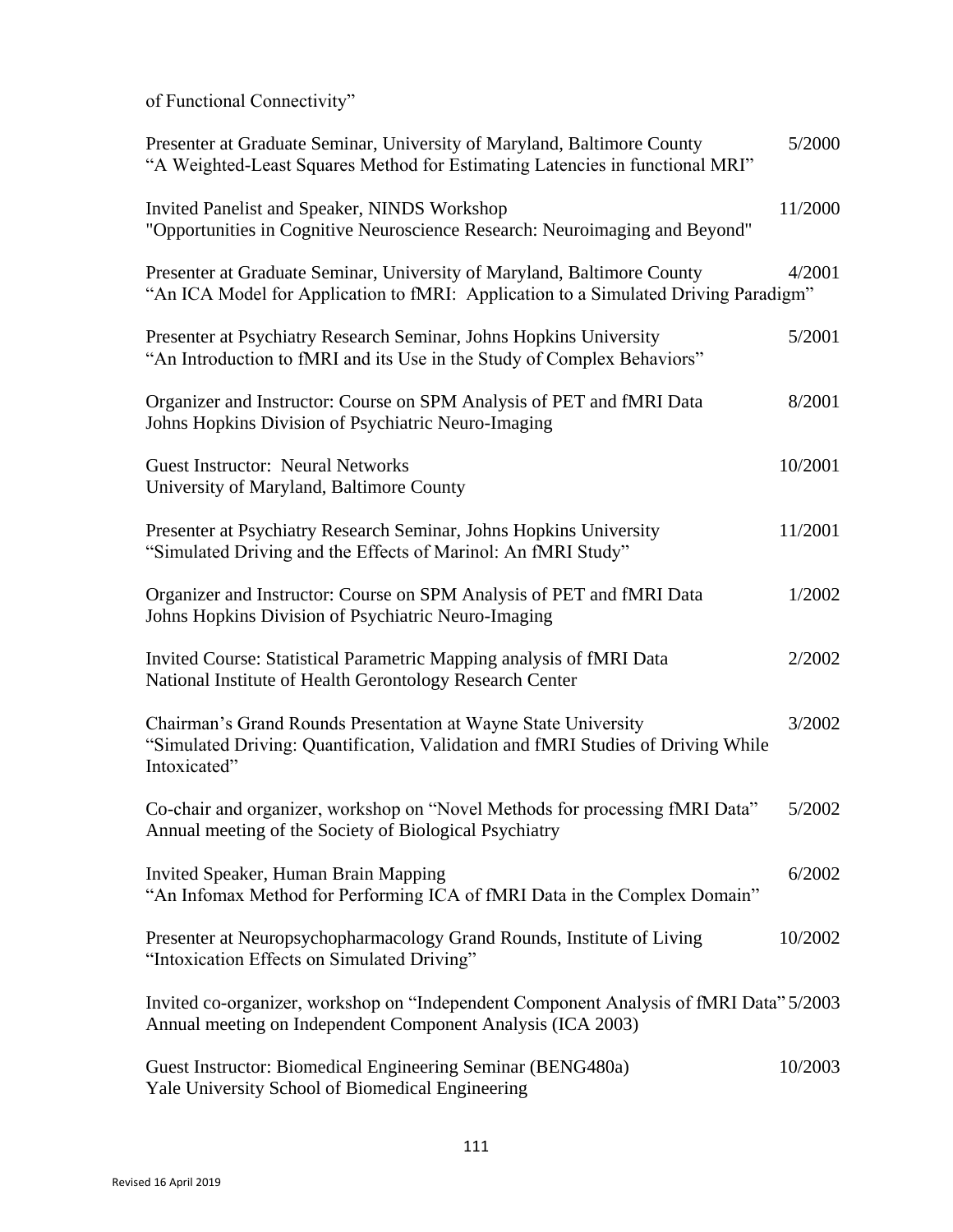of Functional Connectivity"

Presenter at Graduate Seminar, University of Maryland, Baltimore County 5/2000
"A Weighted-Least Squares Method for Estimating Latencies in functional MRI"

Invited Panelist and Speaker, NINDS Workshop 11/2000
"Opportunities in Cognitive Neuroscience Research: Neuroimaging and Beyond"

Presenter at Graduate Seminar, University of Maryland, Baltimore County 4/2001
"An ICA Model for Application to fMRI: Application to a Simulated Driving Paradigm"

Presenter at Psychiatry Research Seminar, Johns Hopkins University 5/2001
"An Introduction to fMRI and its Use in the Study of Complex Behaviors"

Organizer and Instructor: Course on SPM Analysis of PET and fMRI Data 8/2001
Johns Hopkins Division of Psychiatric Neuro-Imaging

Guest Instructor: Neural Networks 10/2001
University of Maryland, Baltimore County

Presenter at Psychiatry Research Seminar, Johns Hopkins University 11/2001
"Simulated Driving and the Effects of Marinol: An fMRI Study"

Organizer and Instructor: Course on SPM Analysis of PET and fMRI Data 1/2002
Johns Hopkins Division of Psychiatric Neuro-Imaging

Invited Course: Statistical Parametric Mapping analysis of fMRI Data 2/2002
National Institute of Health Gerontology Research Center

Chairman's Grand Rounds Presentation at Wayne State University 3/2002
"Simulated Driving: Quantification, Validation and fMRI Studies of Driving While Intoxicated"

Co-chair and organizer, workshop on "Novel Methods for processing fMRI Data" 5/2002
Annual meeting of the Society of Biological Psychiatry

Invited Speaker, Human Brain Mapping 6/2002
"An Infomax Method for Performing ICA of fMRI Data in the Complex Domain"

Presenter at Neuropsychopharmacology Grand Rounds, Institute of Living 10/2002
"Intoxication Effects on Simulated Driving"

Invited co-organizer, workshop on "Independent Component Analysis of fMRI Data" 5/2003
Annual meeting on Independent Component Analysis (ICA 2003)

Guest Instructor: Biomedical Engineering Seminar (BENG480a) 10/2003
Yale University School of Biomedical Engineering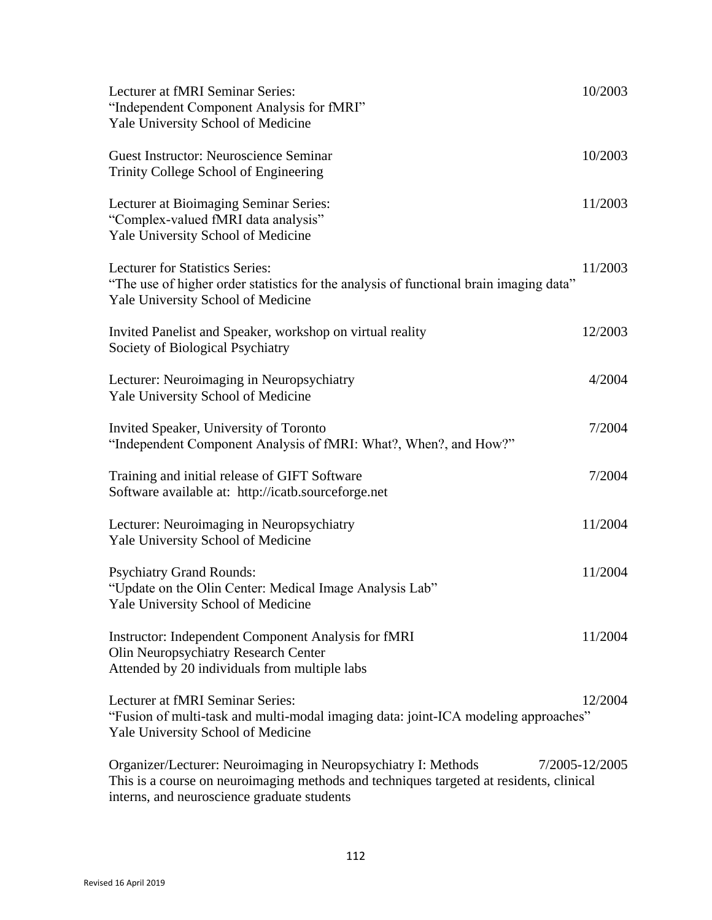Lecturer at fMRI Seminar Series: 10/2003
"Independent Component Analysis for fMRI"
Yale University School of Medicine

Guest Instructor: Neuroscience Seminar 10/2003
Trinity College School of Engineering

Lecturer at Bioimaging Seminar Series: 11/2003
"Complex-valued fMRI data analysis"
Yale University School of Medicine

Lecturer for Statistics Series: 11/2003
"The use of higher order statistics for the analysis of functional brain imaging data"
Yale University School of Medicine

Invited Panelist and Speaker, workshop on virtual reality 12/2003
Society of Biological Psychiatry

Lecturer: Neuroimaging in Neuropsychiatry 4/2004
Yale University School of Medicine

Invited Speaker, University of Toronto 7/2004
"Independent Component Analysis of fMRI: What?, When?, and How?"

Training and initial release of GIFT Software 7/2004
Software available at: http://icatb.sourceforge.net

Lecturer: Neuroimaging in Neuropsychiatry 11/2004
Yale University School of Medicine

Psychiatry Grand Rounds: 11/2004
"Update on the Olin Center: Medical Image Analysis Lab"
Yale University School of Medicine

Instructor: Independent Component Analysis for fMRI 11/2004
Olin Neuropsychiatry Research Center
Attended by 20 individuals from multiple labs

Lecturer at fMRI Seminar Series: 12/2004
"Fusion of multi-task and multi-modal imaging data: joint-ICA modeling approaches"
Yale University School of Medicine

Organizer/Lecturer: Neuroimaging in Neuropsychiatry I: Methods 7/2005-12/2005
This is a course on neuroimaging methods and techniques targeted at residents, clinical interns, and neuroscience graduate students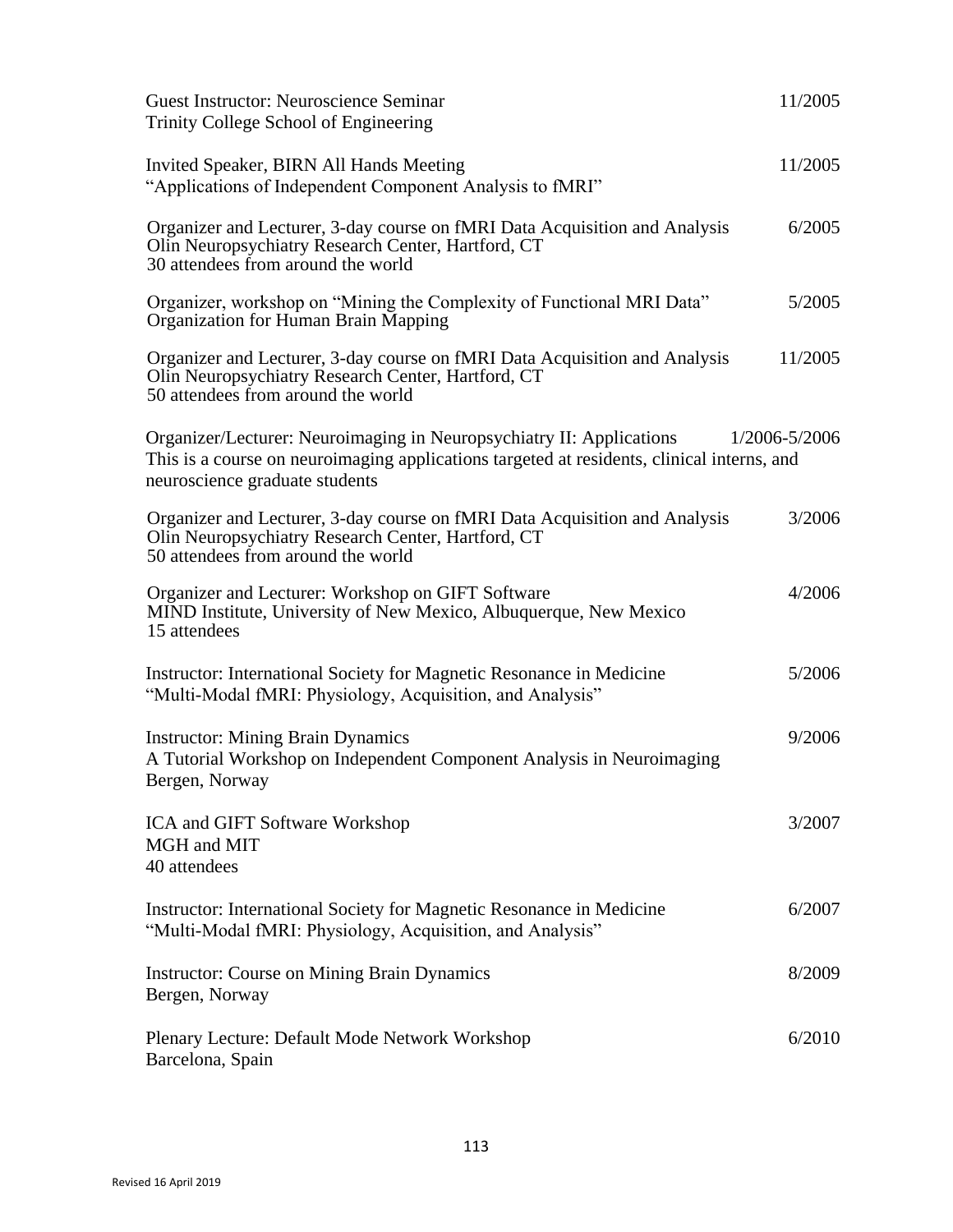Guest Instructor: Neuroscience Seminar — 11/2005
Trinity College School of Engineering

Invited Speaker, BIRN All Hands Meeting — 11/2005
"Applications of Independent Component Analysis to fMRI"

Organizer and Lecturer, 3-day course on fMRI Data Acquisition and Analysis — 6/2005
Olin Neuropsychiatry Research Center, Hartford, CT
30 attendees from around the world

Organizer, workshop on "Mining the Complexity of Functional MRI Data" — 5/2005
Organization for Human Brain Mapping

Organizer and Lecturer, 3-day course on fMRI Data Acquisition and Analysis — 11/2005
Olin Neuropsychiatry Research Center, Hartford, CT
50 attendees from around the world

Organizer/Lecturer: Neuroimaging in Neuropsychiatry II: Applications — 1/2006-5/2006
This is a course on neuroimaging applications targeted at residents, clinical interns, and neuroscience graduate students

Organizer and Lecturer, 3-day course on fMRI Data Acquisition and Analysis — 3/2006
Olin Neuropsychiatry Research Center, Hartford, CT
50 attendees from around the world

Organizer and Lecturer: Workshop on GIFT Software — 4/2006
MIND Institute, University of New Mexico, Albuquerque, New Mexico
15 attendees

Instructor: International Society for Magnetic Resonance in Medicine — 5/2006
"Multi-Modal fMRI: Physiology, Acquisition, and Analysis"

Instructor: Mining Brain Dynamics — 9/2006
A Tutorial Workshop on Independent Component Analysis in Neuroimaging
Bergen, Norway

ICA and GIFT Software Workshop — 3/2007
MGH and MIT
40 attendees

Instructor: International Society for Magnetic Resonance in Medicine — 6/2007
"Multi-Modal fMRI: Physiology, Acquisition, and Analysis"

Instructor: Course on Mining Brain Dynamics — 8/2009
Bergen, Norway

Plenary Lecture: Default Mode Network Workshop — 6/2010
Barcelona, Spain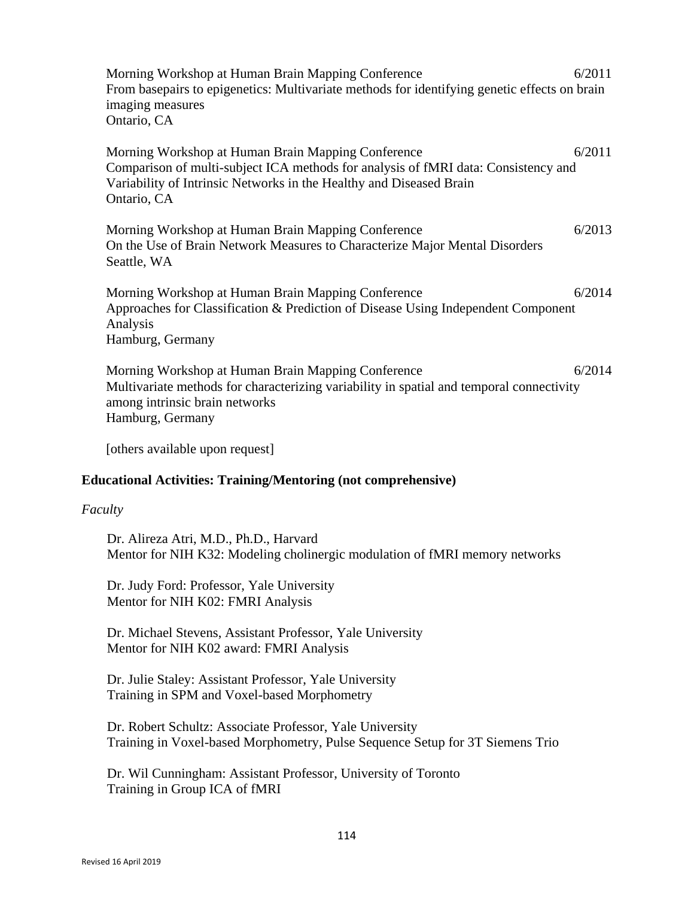Morning Workshop at Human Brain Mapping Conference 6/2011
From basepairs to epigenetics: Multivariate methods for identifying genetic effects on brain imaging measures
Ontario, CA

Morning Workshop at Human Brain Mapping Conference 6/2011
Comparison of multi-subject ICA methods for analysis of fMRI data: Consistency and Variability of Intrinsic Networks in the Healthy and Diseased Brain
Ontario, CA

Morning Workshop at Human Brain Mapping Conference 6/2013
On the Use of Brain Network Measures to Characterize Major Mental Disorders
Seattle, WA

Morning Workshop at Human Brain Mapping Conference 6/2014
Approaches for Classification & Prediction of Disease Using Independent Component Analysis
Hamburg, Germany

Morning Workshop at Human Brain Mapping Conference 6/2014
Multivariate methods for characterizing variability in spatial and temporal connectivity among intrinsic brain networks
Hamburg, Germany

[others available upon request]

**Educational Activities: Training/Mentoring (not comprehensive)**

*Faculty*

Dr. Alireza Atri, M.D., Ph.D., Harvard
Mentor for NIH K32: Modeling cholinergic modulation of fMRI memory networks

Dr. Judy Ford: Professor, Yale University
Mentor for NIH K02: FMRI Analysis

Dr. Michael Stevens, Assistant Professor, Yale University
Mentor for NIH K02 award: FMRI Analysis

Dr. Julie Staley: Assistant Professor, Yale University
Training in SPM and Voxel-based Morphometry

Dr. Robert Schultz: Associate Professor, Yale University
Training in Voxel-based Morphometry, Pulse Sequence Setup for 3T Siemens Trio

Dr. Wil Cunningham: Assistant Professor, University of Toronto
Training in Group ICA of fMRI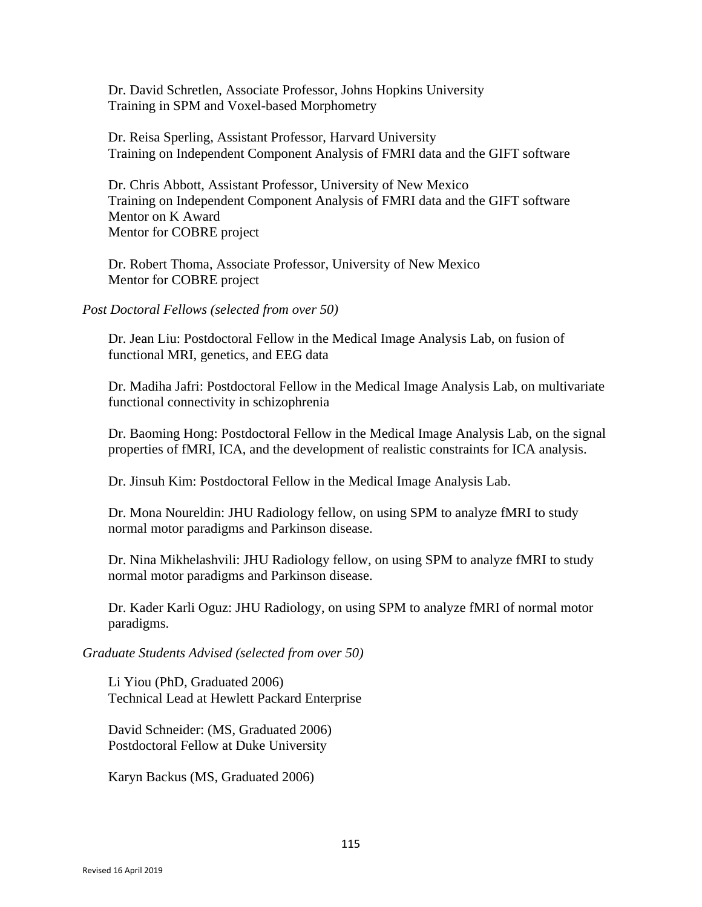Dr. David Schretlen, Associate Professor, Johns Hopkins University
Training in SPM and Voxel-based Morphometry

Dr. Reisa Sperling, Assistant Professor, Harvard University
Training on Independent Component Analysis of FMRI data and the GIFT software

Dr. Chris Abbott, Assistant Professor, University of New Mexico
Training on Independent Component Analysis of FMRI data and the GIFT software
Mentor on K Award
Mentor for COBRE project

Dr. Robert Thoma, Associate Professor, University of New Mexico
Mentor for COBRE project

*Post Doctoral Fellows (selected from over 50)*

Dr. Jean Liu: Postdoctoral Fellow in the Medical Image Analysis Lab, on fusion of functional MRI, genetics, and EEG data

Dr. Madiha Jafri: Postdoctoral Fellow in the Medical Image Analysis Lab, on multivariate functional connectivity in schizophrenia

Dr. Baoming Hong: Postdoctoral Fellow in the Medical Image Analysis Lab, on the signal properties of fMRI, ICA, and the development of realistic constraints for ICA analysis.

Dr. Jinsuh Kim: Postdoctoral Fellow in the Medical Image Analysis Lab.

Dr. Mona Noureldin: JHU Radiology fellow, on using SPM to analyze fMRI to study normal motor paradigms and Parkinson disease.

Dr. Nina Mikhelashvili: JHU Radiology fellow, on using SPM to analyze fMRI to study normal motor paradigms and Parkinson disease.

Dr. Kader Karli Oguz: JHU Radiology, on using SPM to analyze fMRI of normal motor paradigms.

*Graduate Students Advised (selected from over 50)*

Li Yiou (PhD, Graduated 2006)
Technical Lead at Hewlett Packard Enterprise

David Schneider: (MS, Graduated 2006)
Postdoctoral Fellow at Duke University

Karyn Backus (MS, Graduated 2006)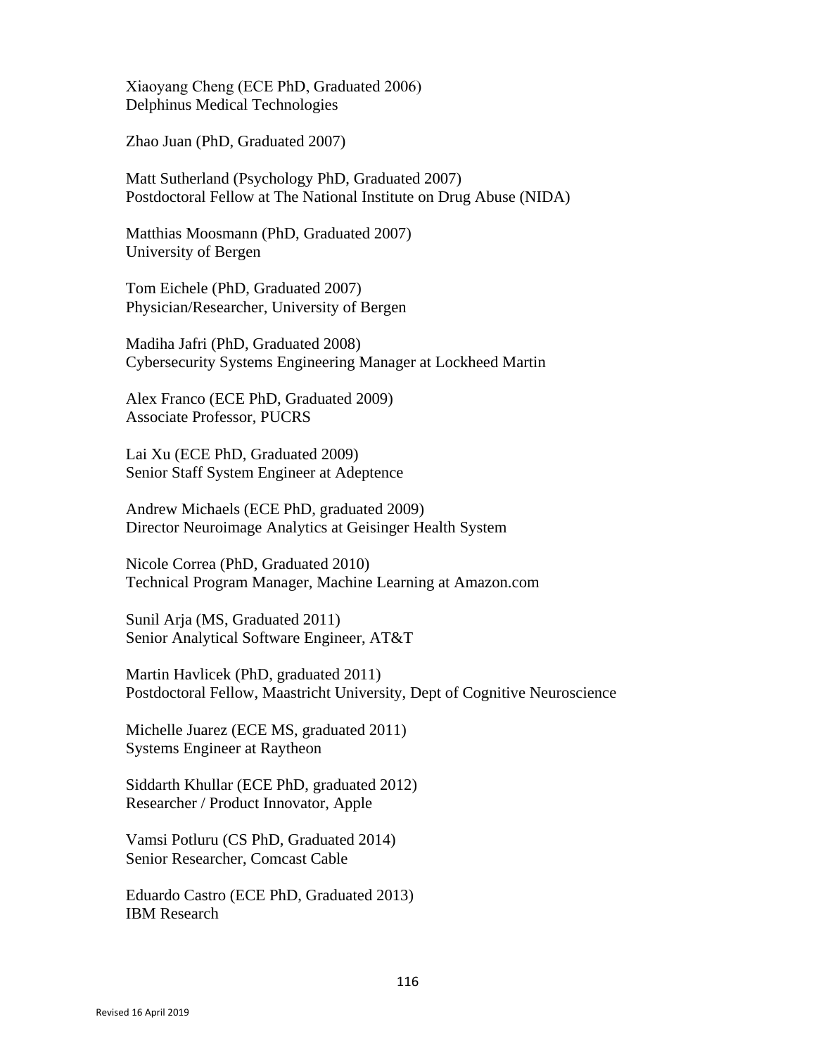Xiaoyang Cheng (ECE PhD, Graduated 2006)
Delphinus Medical Technologies

Zhao Juan (PhD, Graduated 2007)

Matt Sutherland (Psychology PhD, Graduated 2007)
Postdoctoral Fellow at The National Institute on Drug Abuse (NIDA)

Matthias Moosmann (PhD, Graduated 2007)
University of Bergen

Tom Eichele (PhD, Graduated 2007)
Physician/Researcher, University of Bergen

Madiha Jafri (PhD, Graduated 2008)
Cybersecurity Systems Engineering Manager at Lockheed Martin

Alex Franco (ECE PhD, Graduated 2009)
Associate Professor, PUCRS

Lai Xu (ECE PhD, Graduated 2009)
Senior Staff System Engineer at Adeptence

Andrew Michaels (ECE PhD, graduated 2009)
Director Neuroimage Analytics at Geisinger Health System

Nicole Correa (PhD, Graduated 2010)
Technical Program Manager, Machine Learning at Amazon.com

Sunil Arja (MS, Graduated 2011)
Senior Analytical Software Engineer, AT&T

Martin Havlicek (PhD, graduated 2011)
Postdoctoral Fellow, Maastricht University, Dept of Cognitive Neuroscience

Michelle Juarez (ECE MS, graduated 2011)
Systems Engineer at Raytheon

Siddarth Khullar (ECE PhD, graduated 2012)
Researcher / Product Innovator, Apple

Vamsi Potluru (CS PhD, Graduated 2014)
Senior Researcher, Comcast Cable

Eduardo Castro (ECE PhD, Graduated 2013)
IBM Research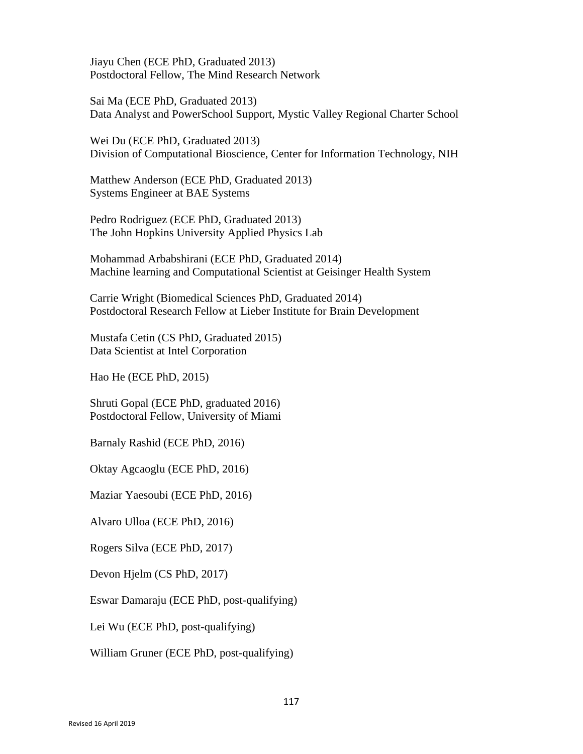Jiayu Chen (ECE PhD, Graduated 2013)
Postdoctoral Fellow, The Mind Research Network

Sai Ma (ECE PhD, Graduated 2013)
Data Analyst and PowerSchool Support, Mystic Valley Regional Charter School

Wei Du (ECE PhD, Graduated 2013)
Division of Computational Bioscience, Center for Information Technology, NIH

Matthew Anderson (ECE PhD, Graduated 2013)
Systems Engineer at BAE Systems

Pedro Rodriguez (ECE PhD, Graduated 2013)
The John Hopkins University Applied Physics Lab

Mohammad Arbabshirani (ECE PhD, Graduated 2014)
Machine learning and Computational Scientist at Geisinger Health System

Carrie Wright (Biomedical Sciences PhD, Graduated 2014)
Postdoctoral Research Fellow at Lieber Institute for Brain Development

Mustafa Cetin (CS PhD, Graduated 2015)
Data Scientist at Intel Corporation

Hao He (ECE PhD, 2015)

Shruti Gopal (ECE PhD, graduated 2016)
Postdoctoral Fellow, University of Miami

Barnaly Rashid (ECE PhD, 2016)

Oktay Agcaoglu (ECE PhD, 2016)

Maziar Yaesoubi (ECE PhD, 2016)

Alvaro Ulloa (ECE PhD, 2016)

Rogers Silva (ECE PhD, 2017)

Devon Hjelm (CS PhD, 2017)

Eswar Damaraju (ECE PhD, post-qualifying)

Lei Wu (ECE PhD, post-qualifying)

William Gruner (ECE PhD, post-qualifying)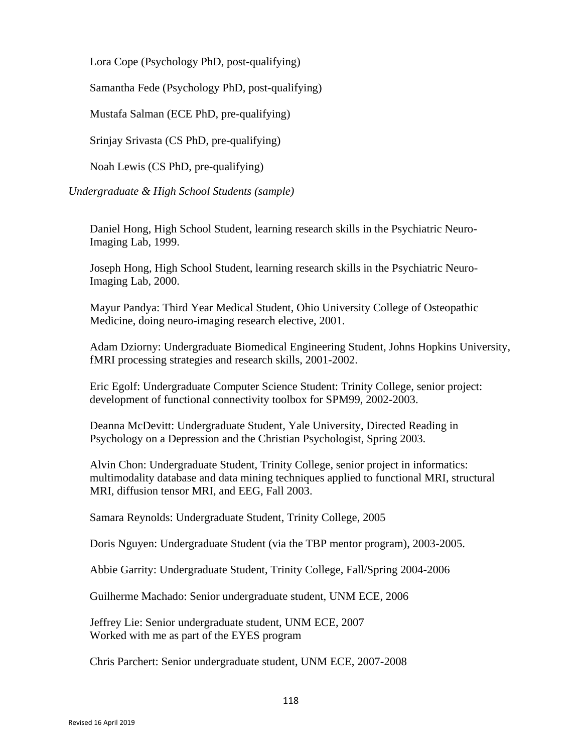Lora Cope (Psychology PhD, post-qualifying)

Samantha Fede (Psychology PhD, post-qualifying)

Mustafa Salman (ECE PhD, pre-qualifying)

Srinjay Srivasta (CS PhD, pre-qualifying)

Noah Lewis (CS PhD, pre-qualifying)

*Undergraduate & High School Students (sample)*

Daniel Hong, High School Student, learning research skills in the Psychiatric Neuro-Imaging Lab, 1999.

Joseph Hong, High School Student, learning research skills in the Psychiatric Neuro-Imaging Lab, 2000.

Mayur Pandya: Third Year Medical Student, Ohio University College of Osteopathic Medicine, doing neuro-imaging research elective, 2001.

Adam Dziorny: Undergraduate Biomedical Engineering Student, Johns Hopkins University, fMRI processing strategies and research skills, 2001-2002.

Eric Egolf: Undergraduate Computer Science Student: Trinity College, senior project: development of functional connectivity toolbox for SPM99, 2002-2003.

Deanna McDevitt: Undergraduate Student, Yale University, Directed Reading in Psychology on a Depression and the Christian Psychologist, Spring 2003.

Alvin Chon: Undergraduate Student, Trinity College, senior project in informatics: multimodality database and data mining techniques applied to functional MRI, structural MRI, diffusion tensor MRI, and EEG, Fall 2003.

Samara Reynolds: Undergraduate Student, Trinity College, 2005

Doris Nguyen: Undergraduate Student (via the TBP mentor program), 2003-2005.

Abbie Garrity: Undergraduate Student, Trinity College, Fall/Spring 2004-2006

Guilherme Machado: Senior undergraduate student, UNM ECE, 2006

Jeffrey Lie: Senior undergraduate student, UNM ECE, 2007
Worked with me as part of the EYES program

Chris Parchert: Senior undergraduate student, UNM ECE, 2007-2008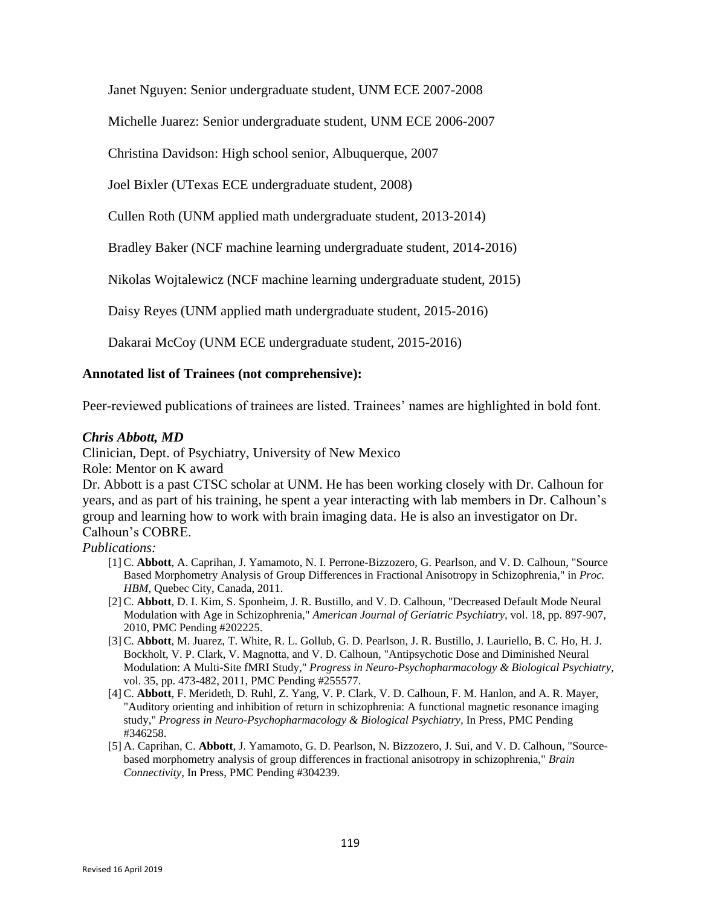Janet Nguyen: Senior undergraduate student, UNM ECE 2007-2008

Michelle Juarez: Senior undergraduate student, UNM ECE 2006-2007

Christina Davidson: High school senior, Albuquerque, 2007

Joel Bixler (UTexas ECE undergraduate student, 2008)

Cullen Roth (UNM applied math undergraduate student, 2013-2014)

Bradley Baker (NCF machine learning undergraduate student, 2014-2016)

Nikolas Wojtalewicz (NCF machine learning undergraduate student, 2015)

Daisy Reyes (UNM applied math undergraduate student, 2015-2016)

Dakarai McCoy (UNM ECE undergraduate student, 2015-2016)

**Annotated list of Trainees (not comprehensive):**

Peer-reviewed publications of trainees are listed. Trainees' names are highlighted in bold font.

***Chris Abbott, MD***

Clinician, Dept. of Psychiatry, University of New Mexico

Role: Mentor on K award

Dr. Abbott is a past CTSC scholar at UNM. He has been working closely with Dr. Calhoun for years, and as part of his training, he spent a year interacting with lab members in Dr. Calhoun's group and learning how to work with brain imaging data. He is also an investigator on Dr. Calhoun's COBRE.

*Publications:*

[1] C. **Abbott**, A. Caprihan, J. Yamamoto, N. I. Perrone-Bizzozero, G. Pearlson, and V. D. Calhoun, "Source Based Morphometry Analysis of Group Differences in Fractional Anisotropy in Schizophrenia," in *Proc. HBM*, Quebec City, Canada, 2011.

[2] C. **Abbott**, D. I. Kim, S. Sponheim, J. R. Bustillo, and V. D. Calhoun, "Decreased Default Mode Neural Modulation with Age in Schizophrenia," *American Journal of Geriatric Psychiatry*, vol. 18, pp. 897-907, 2010, PMC Pending #202225.

[3] C. **Abbott**, M. Juarez, T. White, R. L. Gollub, G. D. Pearlson, J. R. Bustillo, J. Lauriello, B. C. Ho, H. J. Bockholt, V. P. Clark, V. Magnotta, and V. D. Calhoun, "Antipsychotic Dose and Diminished Neural Modulation: A Multi-Site fMRI Study," *Progress in Neuro-Psychopharmacology & Biological Psychiatry*, vol. 35, pp. 473-482, 2011, PMC Pending #255577.

[4] C. **Abbott**, F. Merideth, D. Ruhl, Z. Yang, V. P. Clark, V. D. Calhoun, F. M. Hanlon, and A. R. Mayer, "Auditory orienting and inhibition of return in schizophrenia: A functional magnetic resonance imaging study," *Progress in Neuro-Psychopharmacology & Biological Psychiatry*, In Press, PMC Pending #346258.

[5] A. Caprihan, C. **Abbott**, J. Yamamoto, G. D. Pearlson, N. Bizzozero, J. Sui, and V. D. Calhoun, "Source-based morphometry analysis of group differences in fractional anisotropy in schizophrenia," *Brain Connectivity*, In Press, PMC Pending #304239.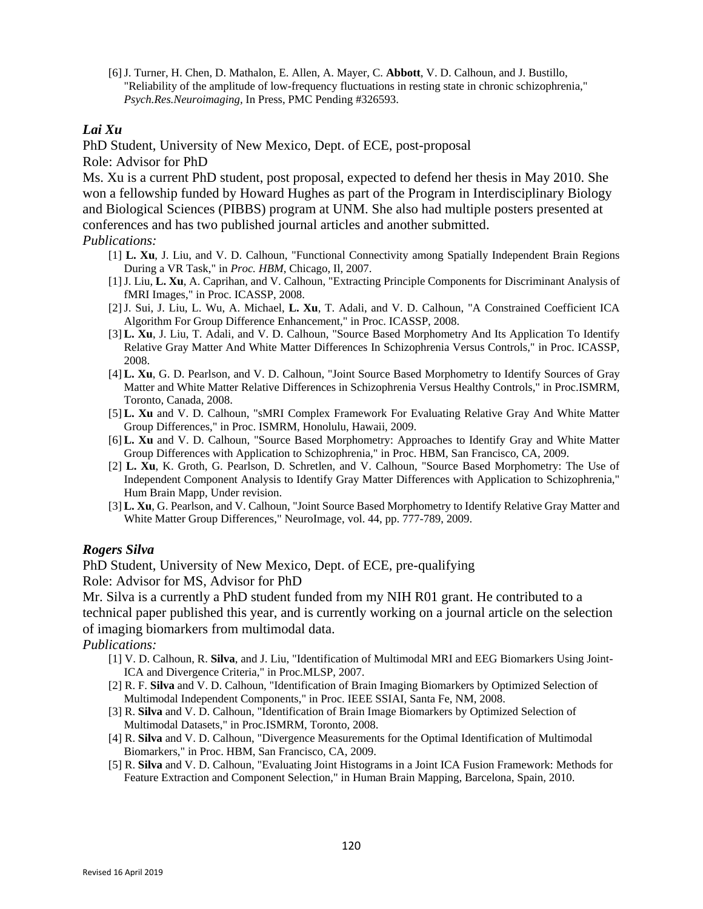[6] J. Turner, H. Chen, D. Mathalon, E. Allen, A. Mayer, C. **Abbott**, V. D. Calhoun, and J. Bustillo, "Reliability of the amplitude of low-frequency fluctuations in resting state in chronic schizophrenia," *Psych.Res.Neuroimaging*, In Press, PMC Pending #326593.

### *Lai Xu*

PhD Student, University of New Mexico, Dept. of ECE, post-proposal

Role: Advisor for PhD

Ms. Xu is a current PhD student, post proposal, expected to defend her thesis in May 2010. She won a fellowship funded by Howard Hughes as part of the Program in Interdisciplinary Biology and Biological Sciences (PIBBS) program at UNM. She also had multiple posters presented at conferences and has two published journal articles and another submitted.

*Publications:*

[1] **L. Xu**, J. Liu, and V. D. Calhoun, "Functional Connectivity among Spatially Independent Brain Regions During a VR Task," in *Proc. HBM*, Chicago, Il, 2007.

[1] J. Liu, **L. Xu**, A. Caprihan, and V. Calhoun, "Extracting Principle Components for Discriminant Analysis of fMRI Images," in Proc. ICASSP, 2008.

[2] J. Sui, J. Liu, L. Wu, A. Michael, **L. Xu**, T. Adali, and V. D. Calhoun, "A Constrained Coefficient ICA Algorithm For Group Difference Enhancement," in Proc. ICASSP, 2008.

[3] **L. Xu**, J. Liu, T. Adali, and V. D. Calhoun, "Source Based Morphometry And Its Application To Identify Relative Gray Matter And White Matter Differences In Schizophrenia Versus Controls," in Proc. ICASSP, 2008.

[4] **L. Xu**, G. D. Pearlson, and V. D. Calhoun, "Joint Source Based Morphometry to Identify Sources of Gray Matter and White Matter Relative Differences in Schizophrenia Versus Healthy Controls," in Proc.ISMRM, Toronto, Canada, 2008.

[5] **L. Xu** and V. D. Calhoun, "sMRI Complex Framework For Evaluating Relative Gray And White Matter Group Differences," in Proc. ISMRM, Honolulu, Hawaii, 2009.

[6] **L. Xu** and V. D. Calhoun, "Source Based Morphometry: Approaches to Identify Gray and White Matter Group Differences with Application to Schizophrenia," in Proc. HBM, San Francisco, CA, 2009.

[2] **L. Xu**, K. Groth, G. Pearlson, D. Schretlen, and V. Calhoun, "Source Based Morphometry: The Use of Independent Component Analysis to Identify Gray Matter Differences with Application to Schizophrenia," Hum Brain Mapp, Under revision.

[3] **L. Xu**, G. Pearlson, and V. Calhoun, "Joint Source Based Morphometry to Identify Relative Gray Matter and White Matter Group Differences," NeuroImage, vol. 44, pp. 777-789, 2009.

### *Rogers Silva*

PhD Student, University of New Mexico, Dept. of ECE, pre-qualifying

Role: Advisor for MS, Advisor for PhD

Mr. Silva is a currently a PhD student funded from my NIH R01 grant. He contributed to a technical paper published this year, and is currently working on a journal article on the selection of imaging biomarkers from multimodal data.

*Publications:*

[1] V. D. Calhoun, R. **Silva**, and J. Liu, "Identification of Multimodal MRI and EEG Biomarkers Using Joint-ICA and Divergence Criteria," in Proc.MLSP, 2007.

[2] R. F. **Silva** and V. D. Calhoun, "Identification of Brain Imaging Biomarkers by Optimized Selection of Multimodal Independent Components," in Proc. IEEE SSIAI, Santa Fe, NM, 2008.

[3] R. **Silva** and V. D. Calhoun, "Identification of Brain Image Biomarkers by Optimized Selection of Multimodal Datasets," in Proc.ISMRM, Toronto, 2008.

[4] R. **Silva** and V. D. Calhoun, "Divergence Measurements for the Optimal Identification of Multimodal Biomarkers," in Proc. HBM, San Francisco, CA, 2009.

[5] R. **Silva** and V. D. Calhoun, "Evaluating Joint Histograms in a Joint ICA Fusion Framework: Methods for Feature Extraction and Component Selection," in Human Brain Mapping, Barcelona, Spain, 2010.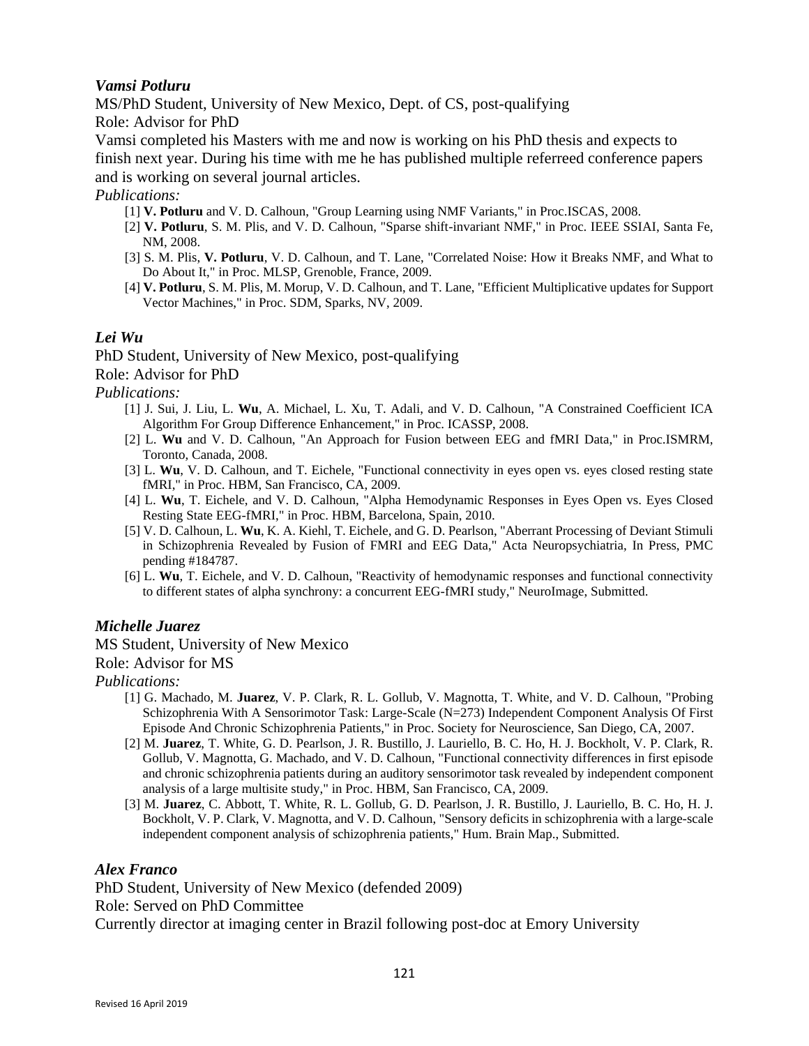***Vamsi Potluru***

MS/PhD Student, University of New Mexico, Dept. of CS, post-qualifying
Role: Advisor for PhD
Vamsi completed his Masters with me and now is working on his PhD thesis and expects to finish next year. During his time with me he has published multiple referreed conference papers and is working on several journal articles.

*Publications:*

[1] **V. Potluru** and V. D. Calhoun, "Group Learning using NMF Variants," in Proc.ISCAS, 2008.
[2] **V. Potluru**, S. M. Plis, and V. D. Calhoun, "Sparse shift-invariant NMF," in Proc. IEEE SSIAI, Santa Fe, NM, 2008.
[3] S. M. Plis, **V. Potluru**, V. D. Calhoun, and T. Lane, "Correlated Noise: How it Breaks NMF, and What to Do About It," in Proc. MLSP, Grenoble, France, 2009.
[4] **V. Potluru**, S. M. Plis, M. Morup, V. D. Calhoun, and T. Lane, "Efficient Multiplicative updates for Support Vector Machines," in Proc. SDM, Sparks, NV, 2009.

***Lei Wu***

PhD Student, University of New Mexico, post-qualifying
Role: Advisor for PhD

*Publications:*

[1] J. Sui, J. Liu, L. **Wu**, A. Michael, L. Xu, T. Adali, and V. D. Calhoun, "A Constrained Coefficient ICA Algorithm For Group Difference Enhancement," in Proc. ICASSP, 2008.
[2] L. **Wu** and V. D. Calhoun, "An Approach for Fusion between EEG and fMRI Data," in Proc.ISMRM, Toronto, Canada, 2008.
[3] L. **Wu**, V. D. Calhoun, and T. Eichele, "Functional connectivity in eyes open vs. eyes closed resting state fMRI," in Proc. HBM, San Francisco, CA, 2009.
[4] L. **Wu**, T. Eichele, and V. D. Calhoun, "Alpha Hemodynamic Responses in Eyes Open vs. Eyes Closed Resting State EEG-fMRI," in Proc. HBM, Barcelona, Spain, 2010.
[5] V. D. Calhoun, L. **Wu**, K. A. Kiehl, T. Eichele, and G. D. Pearlson, "Aberrant Processing of Deviant Stimuli in Schizophrenia Revealed by Fusion of FMRI and EEG Data," Acta Neuropsychiatria, In Press, PMC pending #184787.
[6] L. **Wu**, T. Eichele, and V. D. Calhoun, "Reactivity of hemodynamic responses and functional connectivity to different states of alpha synchrony: a concurrent EEG-fMRI study," NeuroImage, Submitted.

***Michelle Juarez***

MS Student, University of New Mexico
Role: Advisor for MS

*Publications:*

[1] G. Machado, M. **Juarez**, V. P. Clark, R. L. Gollub, V. Magnotta, T. White, and V. D. Calhoun, "Probing Schizophrenia With A Sensorimotor Task: Large-Scale (N=273) Independent Component Analysis Of First Episode And Chronic Schizophrenia Patients," in Proc. Society for Neuroscience, San Diego, CA, 2007.
[2] M. **Juarez**, T. White, G. D. Pearlson, J. R. Bustillo, J. Lauriello, B. C. Ho, H. J. Bockholt, V. P. Clark, R. Gollub, V. Magnotta, G. Machado, and V. D. Calhoun, "Functional connectivity differences in first episode and chronic schizophrenia patients during an auditory sensorimotor task revealed by independent component analysis of a large multisite study," in Proc. HBM, San Francisco, CA, 2009.
[3] M. **Juarez**, C. Abbott, T. White, R. L. Gollub, G. D. Pearlson, J. R. Bustillo, J. Lauriello, B. C. Ho, H. J. Bockholt, V. P. Clark, V. Magnotta, and V. D. Calhoun, "Sensory deficits in schizophrenia with a large-scale independent component analysis of schizophrenia patients," Hum. Brain Map., Submitted.

***Alex Franco***

PhD Student, University of New Mexico (defended 2009)
Role: Served on PhD Committee
Currently director at imaging center in Brazil following post-doc at Emory University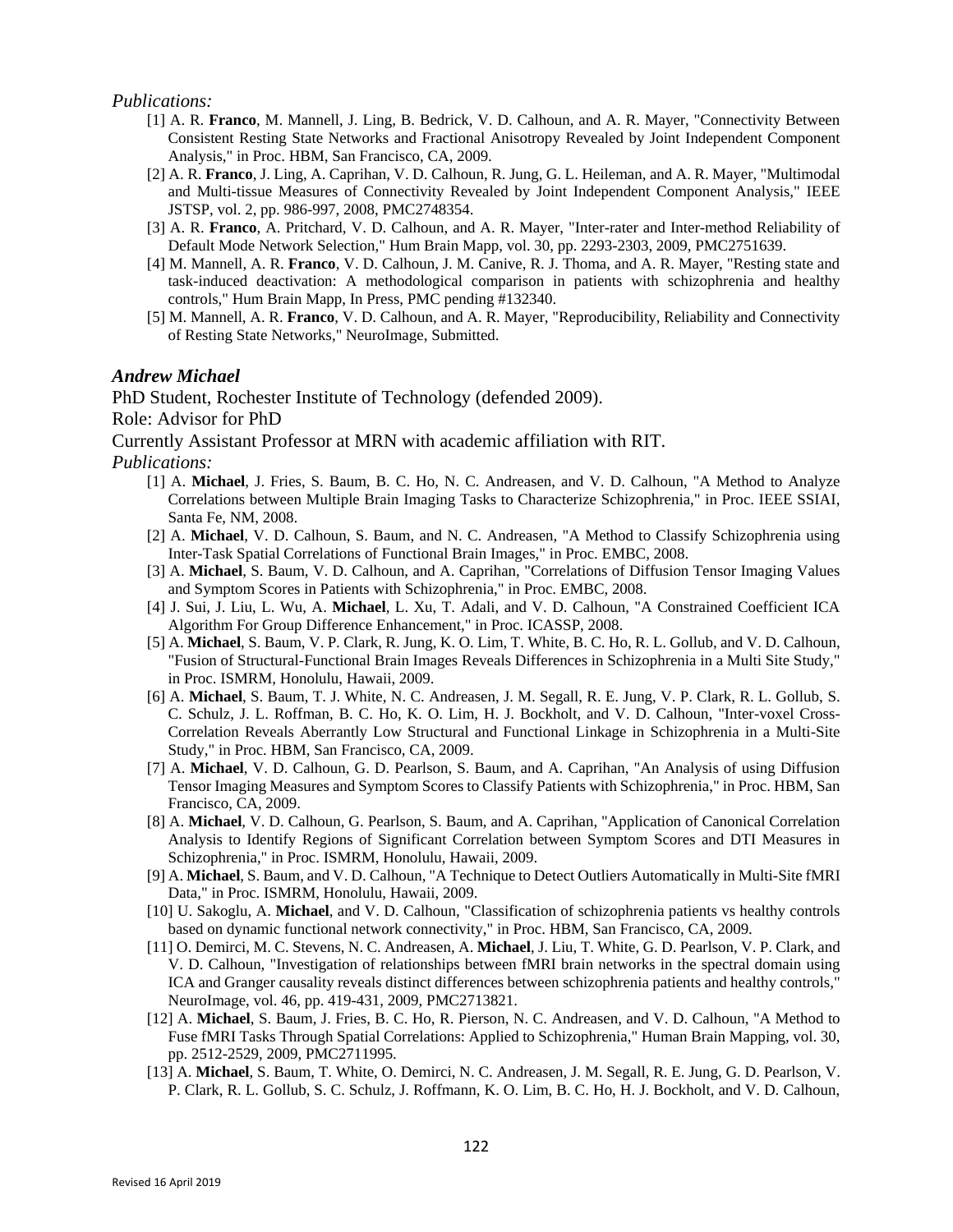*Publications:*

[1] A. R. **Franco**, M. Mannell, J. Ling, B. Bedrick, V. D. Calhoun, and A. R. Mayer, "Connectivity Between Consistent Resting State Networks and Fractional Anisotropy Revealed by Joint Independent Component Analysis," in Proc. HBM, San Francisco, CA, 2009.

[2] A. R. **Franco**, J. Ling, A. Caprihan, V. D. Calhoun, R. Jung, G. L. Heileman, and A. R. Mayer, "Multimodal and Multi-tissue Measures of Connectivity Revealed by Joint Independent Component Analysis," IEEE JSTSP, vol. 2, pp. 986-997, 2008, PMC2748354.

[3] A. R. **Franco**, A. Pritchard, V. D. Calhoun, and A. R. Mayer, "Inter-rater and Inter-method Reliability of Default Mode Network Selection," Hum Brain Mapp, vol. 30, pp. 2293-2303, 2009, PMC2751639.

[4] M. Mannell, A. R. **Franco**, V. D. Calhoun, J. M. Canive, R. J. Thoma, and A. R. Mayer, "Resting state and task-induced deactivation: A methodological comparison in patients with schizophrenia and healthy controls," Hum Brain Mapp, In Press, PMC pending #132340.

[5] M. Mannell, A. R. **Franco**, V. D. Calhoun, and A. R. Mayer, "Reproducibility, Reliability and Connectivity of Resting State Networks," NeuroImage, Submitted.

### *Andrew Michael*

PhD Student, Rochester Institute of Technology (defended 2009).

Role: Advisor for PhD

Currently Assistant Professor at MRN with academic affiliation with RIT.

*Publications:*

[1] A. **Michael**, J. Fries, S. Baum, B. C. Ho, N. C. Andreasen, and V. D. Calhoun, "A Method to Analyze Correlations between Multiple Brain Imaging Tasks to Characterize Schizophrenia," in Proc. IEEE SSIAI, Santa Fe, NM, 2008.

[2] A. **Michael**, V. D. Calhoun, S. Baum, and N. C. Andreasen, "A Method to Classify Schizophrenia using Inter-Task Spatial Correlations of Functional Brain Images," in Proc. EMBC, 2008.

[3] A. **Michael**, S. Baum, V. D. Calhoun, and A. Caprihan, "Correlations of Diffusion Tensor Imaging Values and Symptom Scores in Patients with Schizophrenia," in Proc. EMBC, 2008.

[4] J. Sui, J. Liu, L. Wu, A. **Michael**, L. Xu, T. Adali, and V. D. Calhoun, "A Constrained Coefficient ICA Algorithm For Group Difference Enhancement," in Proc. ICASSP, 2008.

[5] A. **Michael**, S. Baum, V. P. Clark, R. Jung, K. O. Lim, T. White, B. C. Ho, R. L. Gollub, and V. D. Calhoun, "Fusion of Structural-Functional Brain Images Reveals Differences in Schizophrenia in a Multi Site Study," in Proc. ISMRM, Honolulu, Hawaii, 2009.

[6] A. **Michael**, S. Baum, T. J. White, N. C. Andreasen, J. M. Segall, R. E. Jung, V. P. Clark, R. L. Gollub, S. C. Schulz, J. L. Roffman, B. C. Ho, K. O. Lim, H. J. Bockholt, and V. D. Calhoun, "Inter-voxel Cross-Correlation Reveals Aberrantly Low Structural and Functional Linkage in Schizophrenia in a Multi-Site Study," in Proc. HBM, San Francisco, CA, 2009.

[7] A. **Michael**, V. D. Calhoun, G. D. Pearlson, S. Baum, and A. Caprihan, "An Analysis of using Diffusion Tensor Imaging Measures and Symptom Scores to Classify Patients with Schizophrenia," in Proc. HBM, San Francisco, CA, 2009.

[8] A. **Michael**, V. D. Calhoun, G. Pearlson, S. Baum, and A. Caprihan, "Application of Canonical Correlation Analysis to Identify Regions of Significant Correlation between Symptom Scores and DTI Measures in Schizophrenia," in Proc. ISMRM, Honolulu, Hawaii, 2009.

[9] A. **Michael**, S. Baum, and V. D. Calhoun, "A Technique to Detect Outliers Automatically in Multi-Site fMRI Data," in Proc. ISMRM, Honolulu, Hawaii, 2009.

[10] U. Sakoglu, A. **Michael**, and V. D. Calhoun, "Classification of schizophrenia patients vs healthy controls based on dynamic functional network connectivity," in Proc. HBM, San Francisco, CA, 2009.

[11] O. Demirci, M. C. Stevens, N. C. Andreasen, A. **Michael**, J. Liu, T. White, G. D. Pearlson, V. P. Clark, and V. D. Calhoun, "Investigation of relationships between fMRI brain networks in the spectral domain using ICA and Granger causality reveals distinct differences between schizophrenia patients and healthy controls," NeuroImage, vol. 46, pp. 419-431, 2009, PMC2713821.

[12] A. **Michael**, S. Baum, J. Fries, B. C. Ho, R. Pierson, N. C. Andreasen, and V. D. Calhoun, "A Method to Fuse fMRI Tasks Through Spatial Correlations: Applied to Schizophrenia," Human Brain Mapping, vol. 30, pp. 2512-2529, 2009, PMC2711995.

[13] A. **Michael**, S. Baum, T. White, O. Demirci, N. C. Andreasen, J. M. Segall, R. E. Jung, G. D. Pearlson, V. P. Clark, R. L. Gollub, S. C. Schulz, J. Roffmann, K. O. Lim, B. C. Ho, H. J. Bockholt, and V. D. Calhoun,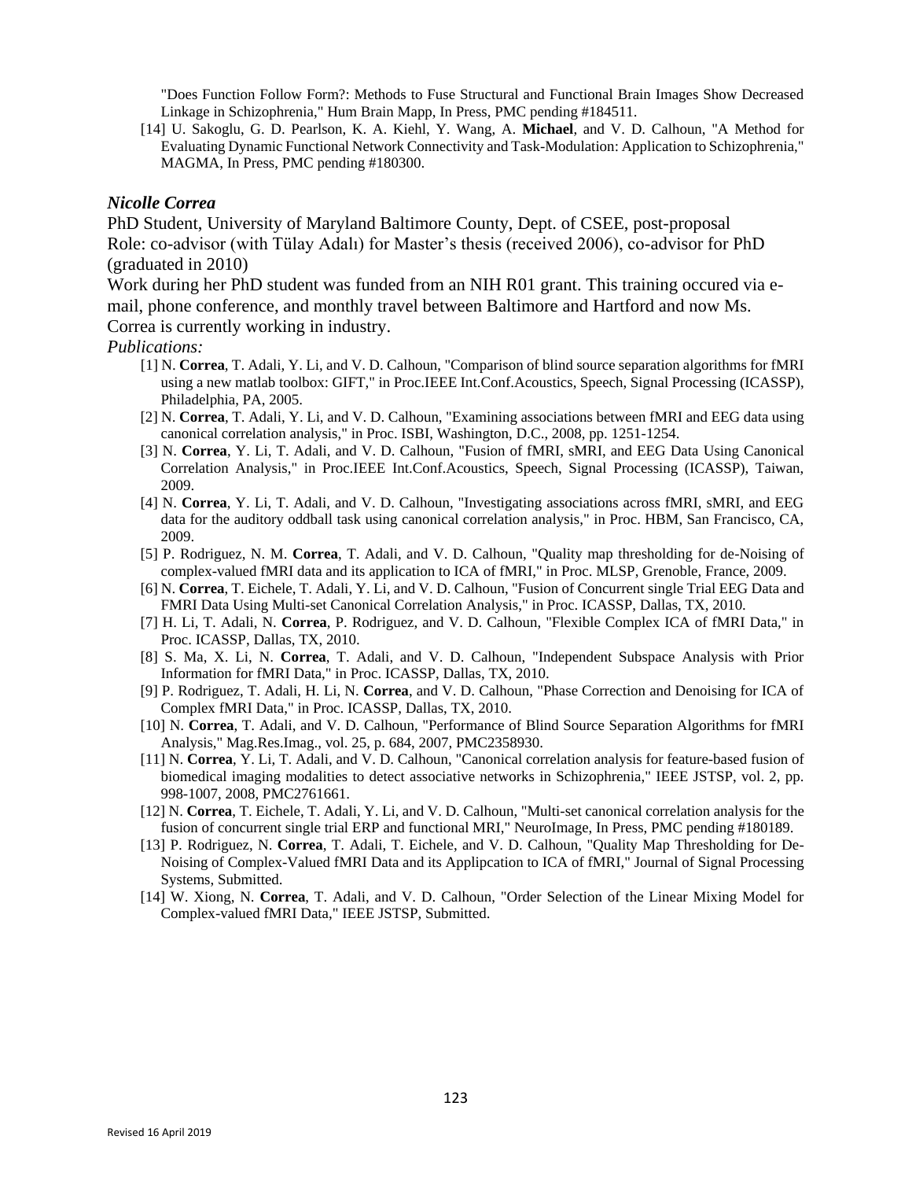"Does Function Follow Form?: Methods to Fuse Structural and Functional Brain Images Show Decreased Linkage in Schizophrenia," Hum Brain Mapp, In Press, PMC pending #184511.

[14] U. Sakoglu, G. D. Pearlson, K. A. Kiehl, Y. Wang, A. **Michael**, and V. D. Calhoun, "A Method for Evaluating Dynamic Functional Network Connectivity and Task-Modulation: Application to Schizophrenia," MAGMA, In Press, PMC pending #180300.

### *Nicolle Correa*

PhD Student, University of Maryland Baltimore County, Dept. of CSEE, post-proposal
Role: co-advisor (with Tülay Adalı) for Master's thesis (received 2006), co-advisor for PhD (graduated in 2010)
Work during her PhD student was funded from an NIH R01 grant. This training occured via e-mail, phone conference, and monthly travel between Baltimore and Hartford and now Ms. Correa is currently working in industry.

*Publications:*

[1] N. **Correa**, T. Adali, Y. Li, and V. D. Calhoun, "Comparison of blind source separation algorithms for fMRI using a new matlab toolbox: GIFT," in Proc.IEEE Int.Conf.Acoustics, Speech, Signal Processing (ICASSP), Philadelphia, PA, 2005.

[2] N. **Correa**, T. Adali, Y. Li, and V. D. Calhoun, "Examining associations between fMRI and EEG data using canonical correlation analysis," in Proc. ISBI, Washington, D.C., 2008, pp. 1251-1254.

[3] N. **Correa**, Y. Li, T. Adali, and V. D. Calhoun, "Fusion of fMRI, sMRI, and EEG Data Using Canonical Correlation Analysis," in Proc.IEEE Int.Conf.Acoustics, Speech, Signal Processing (ICASSP), Taiwan, 2009.

[4] N. **Correa**, Y. Li, T. Adali, and V. D. Calhoun, "Investigating associations across fMRI, sMRI, and EEG data for the auditory oddball task using canonical correlation analysis," in Proc. HBM, San Francisco, CA, 2009.

[5] P. Rodriguez, N. M. **Correa**, T. Adali, and V. D. Calhoun, "Quality map thresholding for de-Noising of complex-valued fMRI data and its application to ICA of fMRI," in Proc. MLSP, Grenoble, France, 2009.

[6] N. **Correa**, T. Eichele, T. Adali, Y. Li, and V. D. Calhoun, "Fusion of Concurrent single Trial EEG Data and FMRI Data Using Multi-set Canonical Correlation Analysis," in Proc. ICASSP, Dallas, TX, 2010.

[7] H. Li, T. Adali, N. **Correa**, P. Rodriguez, and V. D. Calhoun, "Flexible Complex ICA of fMRI Data," in Proc. ICASSP, Dallas, TX, 2010.

[8] S. Ma, X. Li, N. **Correa**, T. Adali, and V. D. Calhoun, "Independent Subspace Analysis with Prior Information for fMRI Data," in Proc. ICASSP, Dallas, TX, 2010.

[9] P. Rodriguez, T. Adali, H. Li, N. **Correa**, and V. D. Calhoun, "Phase Correction and Denoising for ICA of Complex fMRI Data," in Proc. ICASSP, Dallas, TX, 2010.

[10] N. **Correa**, T. Adali, and V. D. Calhoun, "Performance of Blind Source Separation Algorithms for fMRI Analysis," Mag.Res.Imag., vol. 25, p. 684, 2007, PMC2358930.

[11] N. **Correa**, Y. Li, T. Adali, and V. D. Calhoun, "Canonical correlation analysis for feature-based fusion of biomedical imaging modalities to detect associative networks in Schizophrenia," IEEE JSTSP, vol. 2, pp. 998-1007, 2008, PMC2761661.

[12] N. **Correa**, T. Eichele, T. Adali, Y. Li, and V. D. Calhoun, "Multi-set canonical correlation analysis for the fusion of concurrent single trial ERP and functional MRI," NeuroImage, In Press, PMC pending #180189.

[13] P. Rodriguez, N. **Correa**, T. Adali, T. Eichele, and V. D. Calhoun, "Quality Map Thresholding for De-Noising of Complex-Valued fMRI Data and its Applipcation to ICA of fMRI," Journal of Signal Processing Systems, Submitted.

[14] W. Xiong, N. **Correa**, T. Adali, and V. D. Calhoun, "Order Selection of the Linear Mixing Model for Complex-valued fMRI Data," IEEE JSTSP, Submitted.

Revised 16 April 2019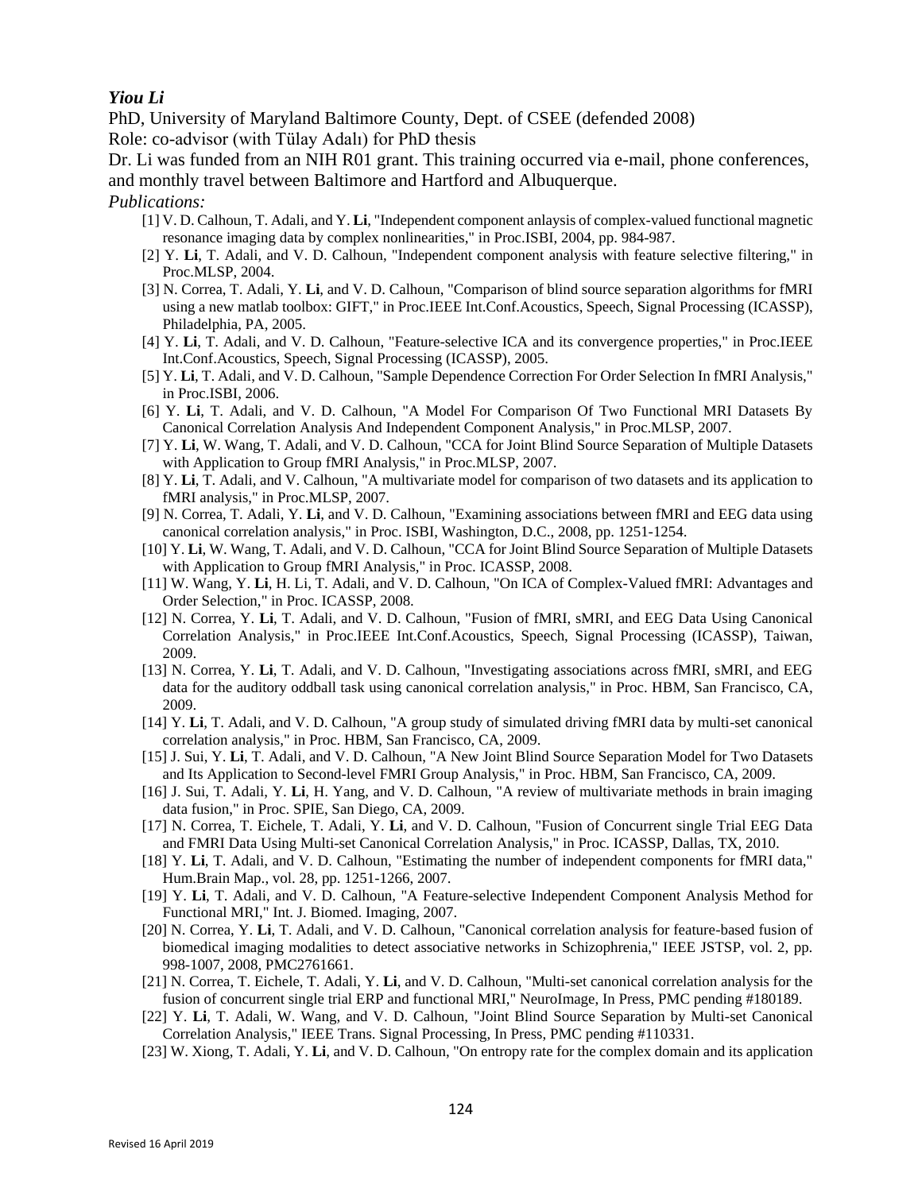***Yiou Li***

PhD, University of Maryland Baltimore County, Dept. of CSEE (defended 2008)

Role: co-advisor (with Tülay Adalı) for PhD thesis

Dr. Li was funded from an NIH R01 grant. This training occurred via e-mail, phone conferences, and monthly travel between Baltimore and Hartford and Albuquerque.

*Publications:*

[1] V. D. Calhoun, T. Adali, and Y. **Li**, "Independent component anlaysis of complex-valued functional magnetic resonance imaging data by complex nonlinearities," in Proc.ISBI, 2004, pp. 984-987.

[2] Y. **Li**, T. Adali, and V. D. Calhoun, "Independent component analysis with feature selective filtering," in Proc.MLSP, 2004.

[3] N. Correa, T. Adali, Y. **Li**, and V. D. Calhoun, "Comparison of blind source separation algorithms for fMRI using a new matlab toolbox: GIFT," in Proc.IEEE Int.Conf.Acoustics, Speech, Signal Processing (ICASSP), Philadelphia, PA, 2005.

[4] Y. **Li**, T. Adali, and V. D. Calhoun, "Feature-selective ICA and its convergence properties," in Proc.IEEE Int.Conf.Acoustics, Speech, Signal Processing (ICASSP), 2005.

[5] Y. **Li**, T. Adali, and V. D. Calhoun, "Sample Dependence Correction For Order Selection In fMRI Analysis," in Proc.ISBI, 2006.

[6] Y. **Li**, T. Adali, and V. D. Calhoun, "A Model For Comparison Of Two Functional MRI Datasets By Canonical Correlation Analysis And Independent Component Analysis," in Proc.MLSP, 2007.

[7] Y. **Li**, W. Wang, T. Adali, and V. D. Calhoun, "CCA for Joint Blind Source Separation of Multiple Datasets with Application to Group fMRI Analysis," in Proc.MLSP, 2007.

[8] Y. **Li**, T. Adali, and V. Calhoun, "A multivariate model for comparison of two datasets and its application to fMRI analysis," in Proc.MLSP, 2007.

[9] N. Correa, T. Adali, Y. **Li**, and V. D. Calhoun, "Examining associations between fMRI and EEG data using canonical correlation analysis," in Proc. ISBI, Washington, D.C., 2008, pp. 1251-1254.

[10] Y. **Li**, W. Wang, T. Adali, and V. D. Calhoun, "CCA for Joint Blind Source Separation of Multiple Datasets with Application to Group fMRI Analysis," in Proc. ICASSP, 2008.

[11] W. Wang, Y. **Li**, H. Li, T. Adali, and V. D. Calhoun, "On ICA of Complex-Valued fMRI: Advantages and Order Selection," in Proc. ICASSP, 2008.

[12] N. Correa, Y. **Li**, T. Adali, and V. D. Calhoun, "Fusion of fMRI, sMRI, and EEG Data Using Canonical Correlation Analysis," in Proc.IEEE Int.Conf.Acoustics, Speech, Signal Processing (ICASSP), Taiwan, 2009.

[13] N. Correa, Y. **Li**, T. Adali, and V. D. Calhoun, "Investigating associations across fMRI, sMRI, and EEG data for the auditory oddball task using canonical correlation analysis," in Proc. HBM, San Francisco, CA, 2009.

[14] Y. **Li**, T. Adali, and V. D. Calhoun, "A group study of simulated driving fMRI data by multi-set canonical correlation analysis," in Proc. HBM, San Francisco, CA, 2009.

[15] J. Sui, Y. **Li**, T. Adali, and V. D. Calhoun, "A New Joint Blind Source Separation Model for Two Datasets and Its Application to Second-level FMRI Group Analysis," in Proc. HBM, San Francisco, CA, 2009.

[16] J. Sui, T. Adali, Y. **Li**, H. Yang, and V. D. Calhoun, "A review of multivariate methods in brain imaging data fusion," in Proc. SPIE, San Diego, CA, 2009.

[17] N. Correa, T. Eichele, T. Adali, Y. **Li**, and V. D. Calhoun, "Fusion of Concurrent single Trial EEG Data and FMRI Data Using Multi-set Canonical Correlation Analysis," in Proc. ICASSP, Dallas, TX, 2010.

[18] Y. **Li**, T. Adali, and V. D. Calhoun, "Estimating the number of independent components for fMRI data," Hum.Brain Map., vol. 28, pp. 1251-1266, 2007.

[19] Y. **Li**, T. Adali, and V. D. Calhoun, "A Feature-selective Independent Component Analysis Method for Functional MRI," Int. J. Biomed. Imaging, 2007.

[20] N. Correa, Y. **Li**, T. Adali, and V. D. Calhoun, "Canonical correlation analysis for feature-based fusion of biomedical imaging modalities to detect associative networks in Schizophrenia," IEEE JSTSP, vol. 2, pp. 998-1007, 2008, PMC2761661.

[21] N. Correa, T. Eichele, T. Adali, Y. **Li**, and V. D. Calhoun, "Multi-set canonical correlation analysis for the fusion of concurrent single trial ERP and functional MRI," NeuroImage, In Press, PMC pending #180189.

[22] Y. **Li**, T. Adali, W. Wang, and V. D. Calhoun, "Joint Blind Source Separation by Multi-set Canonical Correlation Analysis," IEEE Trans. Signal Processing, In Press, PMC pending #110331.

[23] W. Xiong, T. Adali, Y. **Li**, and V. D. Calhoun, "On entropy rate for the complex domain and its application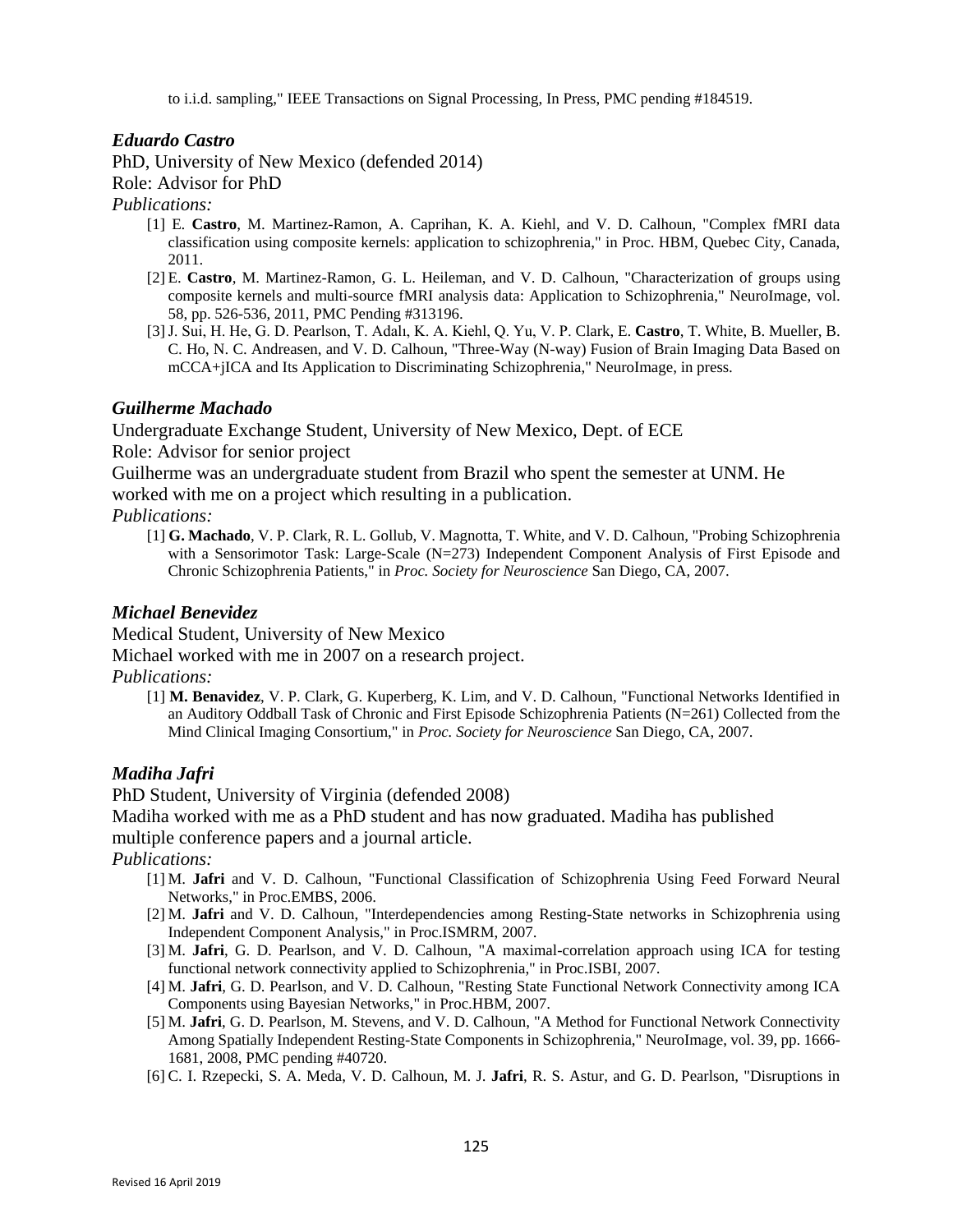to i.i.d. sampling," IEEE Transactions on Signal Processing, In Press, PMC pending #184519.

### *Eduardo Castro*

PhD, University of New Mexico (defended 2014)
Role: Advisor for PhD
*Publications:*

[1] E. **Castro**, M. Martinez-Ramon, A. Caprihan, K. A. Kiehl, and V. D. Calhoun, "Complex fMRI data classification using composite kernels: application to schizophrenia," in Proc. HBM, Quebec City, Canada, 2011.
[2] E. **Castro**, M. Martinez-Ramon, G. L. Heileman, and V. D. Calhoun, "Characterization of groups using composite kernels and multi-source fMRI analysis data: Application to Schizophrenia," NeuroImage, vol. 58, pp. 526-536, 2011, PMC Pending #313196.
[3] J. Sui, H. He, G. D. Pearlson, T. Adalı, K. A. Kiehl, Q. Yu, V. P. Clark, E. **Castro**, T. White, B. Mueller, B. C. Ho, N. C. Andreasen, and V. D. Calhoun, "Three-Way (N-way) Fusion of Brain Imaging Data Based on mCCA+jICA and Its Application to Discriminating Schizophrenia," NeuroImage, in press.

### *Guilherme Machado*

Undergraduate Exchange Student, University of New Mexico, Dept. of ECE
Role: Advisor for senior project
Guilherme was an undergraduate student from Brazil who spent the semester at UNM. He worked with me on a project which resulting in a publication.
*Publications:*

[1] **G. Machado**, V. P. Clark, R. L. Gollub, V. Magnotta, T. White, and V. D. Calhoun, "Probing Schizophrenia with a Sensorimotor Task: Large-Scale (N=273) Independent Component Analysis of First Episode and Chronic Schizophrenia Patients," in *Proc. Society for Neuroscience* San Diego, CA, 2007.

### *Michael Benevidez*

Medical Student, University of New Mexico
Michael worked with me in 2007 on a research project.
*Publications:*

[1] **M. Benavidez**, V. P. Clark, G. Kuperberg, K. Lim, and V. D. Calhoun, "Functional Networks Identified in an Auditory Oddball Task of Chronic and First Episode Schizophrenia Patients (N=261) Collected from the Mind Clinical Imaging Consortium," in *Proc. Society for Neuroscience* San Diego, CA, 2007.

### *Madiha Jafri*

PhD Student, University of Virginia (defended 2008)
Madiha worked with me as a PhD student and has now graduated. Madiha has published multiple conference papers and a journal article.
*Publications:*

[1] M. **Jafri** and V. D. Calhoun, "Functional Classification of Schizophrenia Using Feed Forward Neural Networks," in Proc.EMBS, 2006.
[2] M. **Jafri** and V. D. Calhoun, "Interdependencies among Resting-State networks in Schizophrenia using Independent Component Analysis," in Proc.ISMRM, 2007.
[3] M. **Jafri**, G. D. Pearlson, and V. D. Calhoun, "A maximal-correlation approach using ICA for testing functional network connectivity applied to Schizophrenia," in Proc.ISBI, 2007.
[4] M. **Jafri**, G. D. Pearlson, and V. D. Calhoun, "Resting State Functional Network Connectivity among ICA Components using Bayesian Networks," in Proc.HBM, 2007.
[5] M. **Jafri**, G. D. Pearlson, M. Stevens, and V. D. Calhoun, "A Method for Functional Network Connectivity Among Spatially Independent Resting-State Components in Schizophrenia," NeuroImage, vol. 39, pp. 1666-1681, 2008, PMC pending #40720.
[6] C. I. Rzepecki, S. A. Meda, V. D. Calhoun, M. J. **Jafri**, R. S. Astur, and G. D. Pearlson, "Disruptions in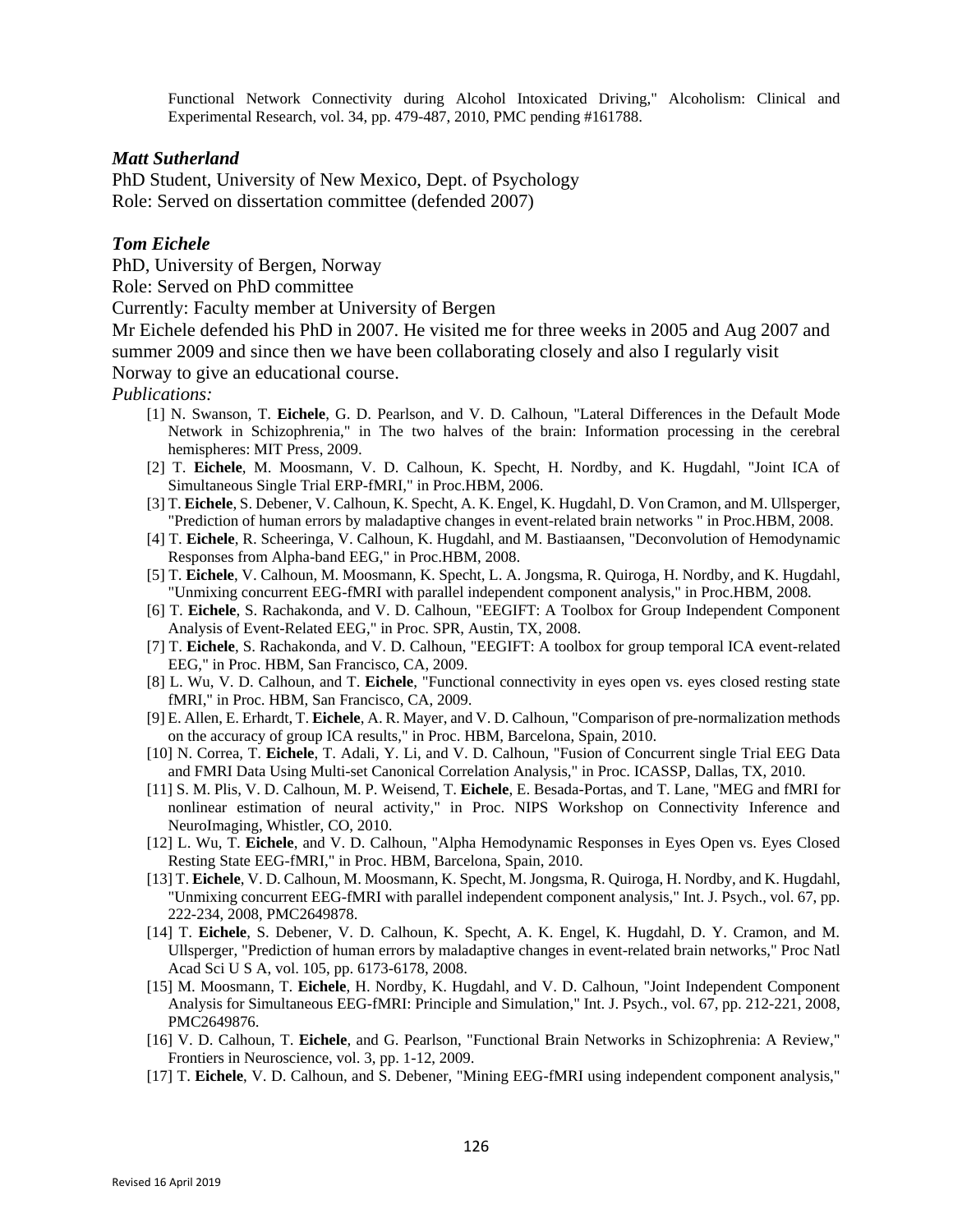Functional Network Connectivity during Alcohol Intoxicated Driving," Alcoholism: Clinical and Experimental Research, vol. 34, pp. 479-487, 2010, PMC pending #161788.

***Matt Sutherland***

PhD Student, University of New Mexico, Dept. of Psychology
Role: Served on dissertation committee (defended 2007)

***Tom Eichele***

PhD, University of Bergen, Norway
Role: Served on PhD committee
Currently: Faculty member at University of Bergen
Mr Eichele defended his PhD in 2007. He visited me for three weeks in 2005 and Aug 2007 and summer 2009 and since then we have been collaborating closely and also I regularly visit Norway to give an educational course.

*Publications:*

[1] N. Swanson, T. **Eichele**, G. D. Pearlson, and V. D. Calhoun, "Lateral Differences in the Default Mode Network in Schizophrenia," in The two halves of the brain: Information processing in the cerebral hemispheres: MIT Press, 2009.

[2] T. **Eichele**, M. Moosmann, V. D. Calhoun, K. Specht, H. Nordby, and K. Hugdahl, "Joint ICA of Simultaneous Single Trial ERP-fMRI," in Proc.HBM, 2006.

[3] T. **Eichele**, S. Debener, V. Calhoun, K. Specht, A. K. Engel, K. Hugdahl, D. Von Cramon, and M. Ullsperger, "Prediction of human errors by maladaptive changes in event-related brain networks " in Proc.HBM, 2008.

[4] T. **Eichele**, R. Scheeringa, V. Calhoun, K. Hugdahl, and M. Bastiaansen, "Deconvolution of Hemodynamic Responses from Alpha-band EEG," in Proc.HBM, 2008.

[5] T. **Eichele**, V. Calhoun, M. Moosmann, K. Specht, L. A. Jongsma, R. Quiroga, H. Nordby, and K. Hugdahl, "Unmixing concurrent EEG-fMRI with parallel independent component analysis," in Proc.HBM, 2008.

[6] T. **Eichele**, S. Rachakonda, and V. D. Calhoun, "EEGIFT: A Toolbox for Group Independent Component Analysis of Event-Related EEG," in Proc. SPR, Austin, TX, 2008.

[7] T. **Eichele**, S. Rachakonda, and V. D. Calhoun, "EEGIFT: A toolbox for group temporal ICA event-related EEG," in Proc. HBM, San Francisco, CA, 2009.

[8] L. Wu, V. D. Calhoun, and T. **Eichele**, "Functional connectivity in eyes open vs. eyes closed resting state fMRI," in Proc. HBM, San Francisco, CA, 2009.

[9] E. Allen, E. Erhardt, T. **Eichele**, A. R. Mayer, and V. D. Calhoun, "Comparison of pre-normalization methods on the accuracy of group ICA results," in Proc. HBM, Barcelona, Spain, 2010.

[10] N. Correa, T. **Eichele**, T. Adali, Y. Li, and V. D. Calhoun, "Fusion of Concurrent single Trial EEG Data and FMRI Data Using Multi-set Canonical Correlation Analysis," in Proc. ICASSP, Dallas, TX, 2010.

[11] S. M. Plis, V. D. Calhoun, M. P. Weisend, T. **Eichele**, E. Besada-Portas, and T. Lane, "MEG and fMRI for nonlinear estimation of neural activity," in Proc. NIPS Workshop on Connectivity Inference and NeuroImaging, Whistler, CO, 2010.

[12] L. Wu, T. **Eichele**, and V. D. Calhoun, "Alpha Hemodynamic Responses in Eyes Open vs. Eyes Closed Resting State EEG-fMRI," in Proc. HBM, Barcelona, Spain, 2010.

[13] T. **Eichele**, V. D. Calhoun, M. Moosmann, K. Specht, M. Jongsma, R. Quiroga, H. Nordby, and K. Hugdahl, "Unmixing concurrent EEG-fMRI with parallel independent component analysis," Int. J. Psych., vol. 67, pp. 222-234, 2008, PMC2649878.

[14] T. **Eichele**, S. Debener, V. D. Calhoun, K. Specht, A. K. Engel, K. Hugdahl, D. Y. Cramon, and M. Ullsperger, "Prediction of human errors by maladaptive changes in event-related brain networks," Proc Natl Acad Sci U S A, vol. 105, pp. 6173-6178, 2008.

[15] M. Moosmann, T. **Eichele**, H. Nordby, K. Hugdahl, and V. D. Calhoun, "Joint Independent Component Analysis for Simultaneous EEG-fMRI: Principle and Simulation," Int. J. Psych., vol. 67, pp. 212-221, 2008, PMC2649876.

[16] V. D. Calhoun, T. **Eichele**, and G. Pearlson, "Functional Brain Networks in Schizophrenia: A Review," Frontiers in Neuroscience, vol. 3, pp. 1-12, 2009.

[17] T. **Eichele**, V. D. Calhoun, and S. Debener, "Mining EEG-fMRI using independent component analysis,"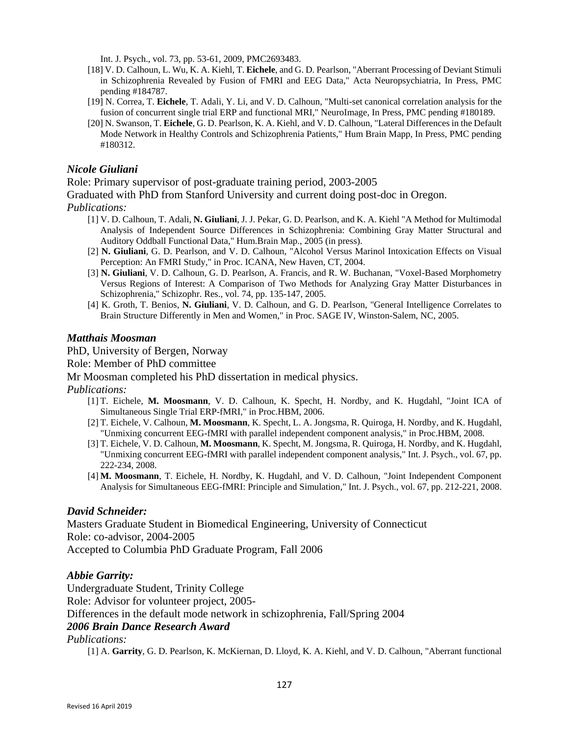Int. J. Psych., vol. 73, pp. 53-61, 2009, PMC2693483.

[18] V. D. Calhoun, L. Wu, K. A. Kiehl, T. **Eichele**, and G. D. Pearlson, "Aberrant Processing of Deviant Stimuli in Schizophrenia Revealed by Fusion of FMRI and EEG Data," Acta Neuropsychiatria, In Press, PMC pending #184787.

[19] N. Correa, T. **Eichele**, T. Adali, Y. Li, and V. D. Calhoun, "Multi-set canonical correlation analysis for the fusion of concurrent single trial ERP and functional MRI," NeuroImage, In Press, PMC pending #180189.

[20] N. Swanson, T. **Eichele**, G. D. Pearlson, K. A. Kiehl, and V. D. Calhoun, "Lateral Differences in the Default Mode Network in Healthy Controls and Schizophrenia Patients," Hum Brain Mapp, In Press, PMC pending #180312.

### *Nicole Giuliani*

Role: Primary supervisor of post-graduate training period, 2003-2005

Graduated with PhD from Stanford University and current doing post-doc in Oregon.

*Publications:*

[1] V. D. Calhoun, T. Adali, **N. Giuliani**, J. J. Pekar, G. D. Pearlson, and K. A. Kiehl "A Method for Multimodal Analysis of Independent Source Differences in Schizophrenia: Combining Gray Matter Structural and Auditory Oddball Functional Data," Hum.Brain Map., 2005 (in press).

[2] **N. Giuliani**, G. D. Pearlson, and V. D. Calhoun, "Alcohol Versus Marinol Intoxication Effects on Visual Perception: An FMRI Study," in Proc. ICANA, New Haven, CT, 2004.

[3] **N. Giuliani**, V. D. Calhoun, G. D. Pearlson, A. Francis, and R. W. Buchanan, "Voxel-Based Morphometry Versus Regions of Interest: A Comparison of Two Methods for Analyzing Gray Matter Disturbances in Schizophrenia," Schizophr. Res., vol. 74, pp. 135-147, 2005.

[4] K. Groth, T. Benios, **N. Giuliani**, V. D. Calhoun, and G. D. Pearlson, "General Intelligence Correlates to Brain Structure Differently in Men and Women," in Proc. SAGE IV, Winston-Salem, NC, 2005.

### *Matthais Moosman*

PhD, University of Bergen, Norway

Role: Member of PhD committee

Mr Moosman completed his PhD dissertation in medical physics.

*Publications:*

[1] T. Eichele, **M. Moosmann**, V. D. Calhoun, K. Specht, H. Nordby, and K. Hugdahl, "Joint ICA of Simultaneous Single Trial ERP-fMRI," in Proc.HBM, 2006.

[2] T. Eichele, V. Calhoun, **M. Moosmann**, K. Specht, L. A. Jongsma, R. Quiroga, H. Nordby, and K. Hugdahl, "Unmixing concurrent EEG-fMRI with parallel independent component analysis," in Proc.HBM, 2008.

[3] T. Eichele, V. D. Calhoun, **M. Moosmann**, K. Specht, M. Jongsma, R. Quiroga, H. Nordby, and K. Hugdahl, "Unmixing concurrent EEG-fMRI with parallel independent component analysis," Int. J. Psych., vol. 67, pp. 222-234, 2008.

[4] **M. Moosmann**, T. Eichele, H. Nordby, K. Hugdahl, and V. D. Calhoun, "Joint Independent Component Analysis for Simultaneous EEG-fMRI: Principle and Simulation," Int. J. Psych., vol. 67, pp. 212-221, 2008.

### *David Schneider:*

Masters Graduate Student in Biomedical Engineering, University of Connecticut

Role: co-advisor, 2004-2005

Accepted to Columbia PhD Graduate Program, Fall 2006

### *Abbie Garrity:*

Undergraduate Student, Trinity College

Role: Advisor for volunteer project, 2005-

Differences in the default mode network in schizophrenia, Fall/Spring 2004

***2006 Brain Dance Research Award***

*Publications:*

[1] A. **Garrity**, G. D. Pearlson, K. McKiernan, D. Lloyd, K. A. Kiehl, and V. D. Calhoun, "Aberrant functional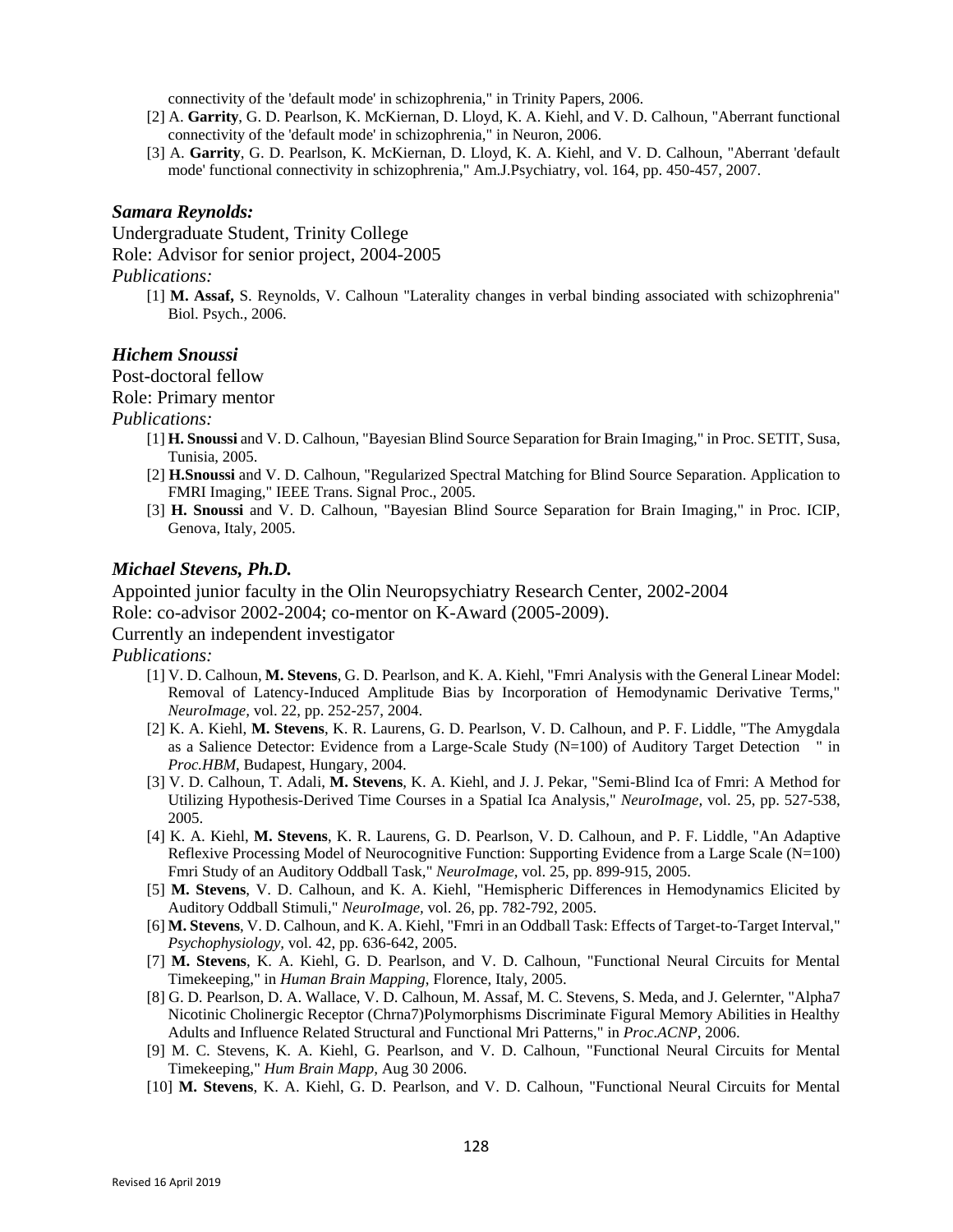connectivity of the 'default mode' in schizophrenia," in Trinity Papers, 2006.

[2] A. **Garrity**, G. D. Pearlson, K. McKiernan, D. Lloyd, K. A. Kiehl, and V. D. Calhoun, "Aberrant functional connectivity of the 'default mode' in schizophrenia," in Neuron, 2006.

[3] A. **Garrity**, G. D. Pearlson, K. McKiernan, D. Lloyd, K. A. Kiehl, and V. D. Calhoun, "Aberrant 'default mode' functional connectivity in schizophrenia," Am.J.Psychiatry, vol. 164, pp. 450-457, 2007.

***Samara Reynolds:***

Undergraduate Student, Trinity College

Role: Advisor for senior project, 2004-2005

*Publications:*

[1] **M. Assaf,** S. Reynolds, V. Calhoun "Laterality changes in verbal binding associated with schizophrenia" Biol. Psych., 2006.

***Hichem Snoussi***

Post-doctoral fellow

Role: Primary mentor

*Publications:*

[1] **H. Snoussi** and V. D. Calhoun, "Bayesian Blind Source Separation for Brain Imaging," in Proc. SETIT, Susa, Tunisia, 2005.

[2] **H.Snoussi** and V. D. Calhoun, "Regularized Spectral Matching for Blind Source Separation. Application to FMRI Imaging," IEEE Trans. Signal Proc., 2005.

[3] **H. Snoussi** and V. D. Calhoun, "Bayesian Blind Source Separation for Brain Imaging," in Proc. ICIP, Genova, Italy, 2005.

***Michael Stevens, Ph.D.***

Appointed junior faculty in the Olin Neuropsychiatry Research Center, 2002-2004

Role: co-advisor 2002-2004; co-mentor on K-Award (2005-2009).

Currently an independent investigator

*Publications:*

[1] V. D. Calhoun, **M. Stevens**, G. D. Pearlson, and K. A. Kiehl, "Fmri Analysis with the General Linear Model: Removal of Latency-Induced Amplitude Bias by Incorporation of Hemodynamic Derivative Terms," *NeuroImage*, vol. 22, pp. 252-257, 2004.

[2] K. A. Kiehl, **M. Stevens**, K. R. Laurens, G. D. Pearlson, V. D. Calhoun, and P. F. Liddle, "The Amygdala as a Salience Detector: Evidence from a Large-Scale Study (N=100) of Auditory Target Detection " in *Proc.HBM*, Budapest, Hungary, 2004.

[3] V. D. Calhoun, T. Adali, **M. Stevens**, K. A. Kiehl, and J. J. Pekar, "Semi-Blind Ica of Fmri: A Method for Utilizing Hypothesis-Derived Time Courses in a Spatial Ica Analysis," *NeuroImage*, vol. 25, pp. 527-538, 2005.

[4] K. A. Kiehl, **M. Stevens**, K. R. Laurens, G. D. Pearlson, V. D. Calhoun, and P. F. Liddle, "An Adaptive Reflexive Processing Model of Neurocognitive Function: Supporting Evidence from a Large Scale (N=100) Fmri Study of an Auditory Oddball Task," *NeuroImage*, vol. 25, pp. 899-915, 2005.

[5] **M. Stevens**, V. D. Calhoun, and K. A. Kiehl, "Hemispheric Differences in Hemodynamics Elicited by Auditory Oddball Stimuli," *NeuroImage*, vol. 26, pp. 782-792, 2005.

[6] **M. Stevens**, V. D. Calhoun, and K. A. Kiehl, "Fmri in an Oddball Task: Effects of Target-to-Target Interval," *Psychophysiology*, vol. 42, pp. 636-642, 2005.

[7] **M. Stevens**, K. A. Kiehl, G. D. Pearlson, and V. D. Calhoun, "Functional Neural Circuits for Mental Timekeeping," in *Human Brain Mapping*, Florence, Italy, 2005.

[8] G. D. Pearlson, D. A. Wallace, V. D. Calhoun, M. Assaf, M. C. Stevens, S. Meda, and J. Gelernter, "Alpha7 Nicotinic Cholinergic Receptor (Chrna7)Polymorphisms Discriminate Figural Memory Abilities in Healthy Adults and Influence Related Structural and Functional Mri Patterns," in *Proc.ACNP*, 2006.

[9] M. C. Stevens, K. A. Kiehl, G. Pearlson, and V. D. Calhoun, "Functional Neural Circuits for Mental Timekeeping," *Hum Brain Mapp*, Aug 30 2006.

[10] **M. Stevens**, K. A. Kiehl, G. D. Pearlson, and V. D. Calhoun, "Functional Neural Circuits for Mental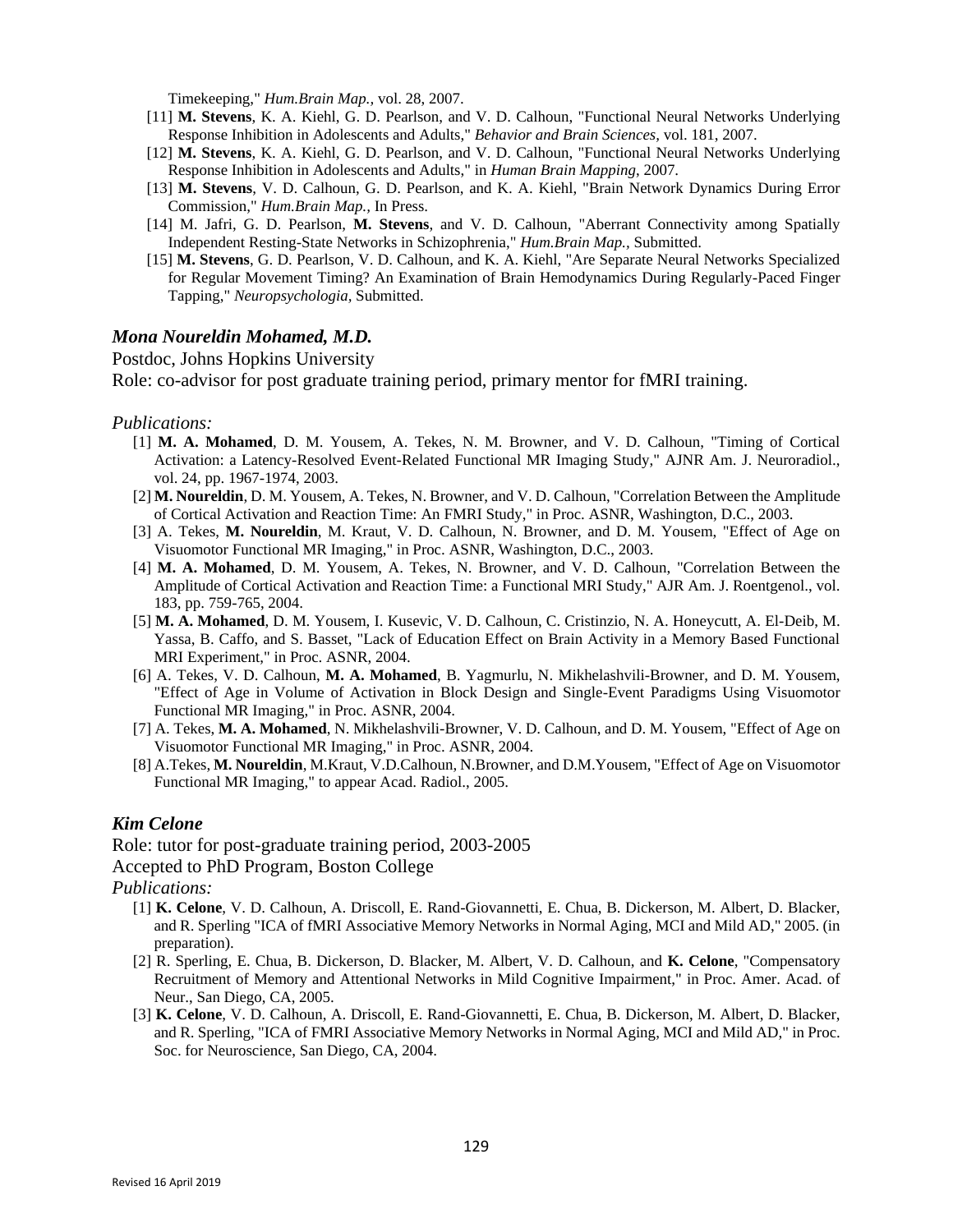Timekeeping," *Hum.Brain Map.*, vol. 28, 2007.

[11] **M. Stevens**, K. A. Kiehl, G. D. Pearlson, and V. D. Calhoun, "Functional Neural Networks Underlying Response Inhibition in Adolescents and Adults," *Behavior and Brain Sciences*, vol. 181, 2007.

[12] **M. Stevens**, K. A. Kiehl, G. D. Pearlson, and V. D. Calhoun, "Functional Neural Networks Underlying Response Inhibition in Adolescents and Adults," in *Human Brain Mapping*, 2007.

[13] **M. Stevens**, V. D. Calhoun, G. D. Pearlson, and K. A. Kiehl, "Brain Network Dynamics During Error Commission," *Hum.Brain Map.*, In Press.

[14] M. Jafri, G. D. Pearlson, **M. Stevens**, and V. D. Calhoun, "Aberrant Connectivity among Spatially Independent Resting-State Networks in Schizophrenia," *Hum.Brain Map.*, Submitted.

[15] **M. Stevens**, G. D. Pearlson, V. D. Calhoun, and K. A. Kiehl, "Are Separate Neural Networks Specialized for Regular Movement Timing? An Examination of Brain Hemodynamics During Regularly-Paced Finger Tapping," *Neuropsychologia*, Submitted.

### *Mona Noureldin Mohamed, M.D.*

Postdoc, Johns Hopkins University

Role: co-advisor for post graduate training period, primary mentor for fMRI training.

*Publications:*

[1] **M. A. Mohamed**, D. M. Yousem, A. Tekes, N. M. Browner, and V. D. Calhoun, "Timing of Cortical Activation: a Latency-Resolved Event-Related Functional MR Imaging Study," AJNR Am. J. Neuroradiol., vol. 24, pp. 1967-1974, 2003.

[2] **M. Noureldin**, D. M. Yousem, A. Tekes, N. Browner, and V. D. Calhoun, "Correlation Between the Amplitude of Cortical Activation and Reaction Time: An FMRI Study," in Proc. ASNR, Washington, D.C., 2003.

[3] A. Tekes, **M. Noureldin**, M. Kraut, V. D. Calhoun, N. Browner, and D. M. Yousem, "Effect of Age on Visuomotor Functional MR Imaging," in Proc. ASNR, Washington, D.C., 2003.

[4] **M. A. Mohamed**, D. M. Yousem, A. Tekes, N. Browner, and V. D. Calhoun, "Correlation Between the Amplitude of Cortical Activation and Reaction Time: a Functional MRI Study," AJR Am. J. Roentgenol., vol. 183, pp. 759-765, 2004.

[5] **M. A. Mohamed**, D. M. Yousem, I. Kusevic, V. D. Calhoun, C. Cristinzio, N. A. Honeycutt, A. El-Deib, M. Yassa, B. Caffo, and S. Basset, "Lack of Education Effect on Brain Activity in a Memory Based Functional MRI Experiment," in Proc. ASNR, 2004.

[6] A. Tekes, V. D. Calhoun, **M. A. Mohamed**, B. Yagmurlu, N. Mikhelashvili-Browner, and D. M. Yousem, "Effect of Age in Volume of Activation in Block Design and Single-Event Paradigms Using Visuomotor Functional MR Imaging," in Proc. ASNR, 2004.

[7] A. Tekes, **M. A. Mohamed**, N. Mikhelashvili-Browner, V. D. Calhoun, and D. M. Yousem, "Effect of Age on Visuomotor Functional MR Imaging," in Proc. ASNR, 2004.

[8] A.Tekes, **M. Noureldin**, M.Kraut, V.D.Calhoun, N.Browner, and D.M.Yousem, "Effect of Age on Visuomotor Functional MR Imaging," to appear Acad. Radiol., 2005.

### *Kim Celone*

Role: tutor for post-graduate training period, 2003-2005

Accepted to PhD Program, Boston College

*Publications:*

[1] **K. Celone**, V. D. Calhoun, A. Driscoll, E. Rand-Giovannetti, E. Chua, B. Dickerson, M. Albert, D. Blacker, and R. Sperling "ICA of fMRI Associative Memory Networks in Normal Aging, MCI and Mild AD," 2005. (in preparation).

[2] R. Sperling, E. Chua, B. Dickerson, D. Blacker, M. Albert, V. D. Calhoun, and **K. Celone**, "Compensatory Recruitment of Memory and Attentional Networks in Mild Cognitive Impairment," in Proc. Amer. Acad. of Neur., San Diego, CA, 2005.

[3] **K. Celone**, V. D. Calhoun, A. Driscoll, E. Rand-Giovannetti, E. Chua, B. Dickerson, M. Albert, D. Blacker, and R. Sperling, "ICA of FMRI Associative Memory Networks in Normal Aging, MCI and Mild AD," in Proc. Soc. for Neuroscience, San Diego, CA, 2004.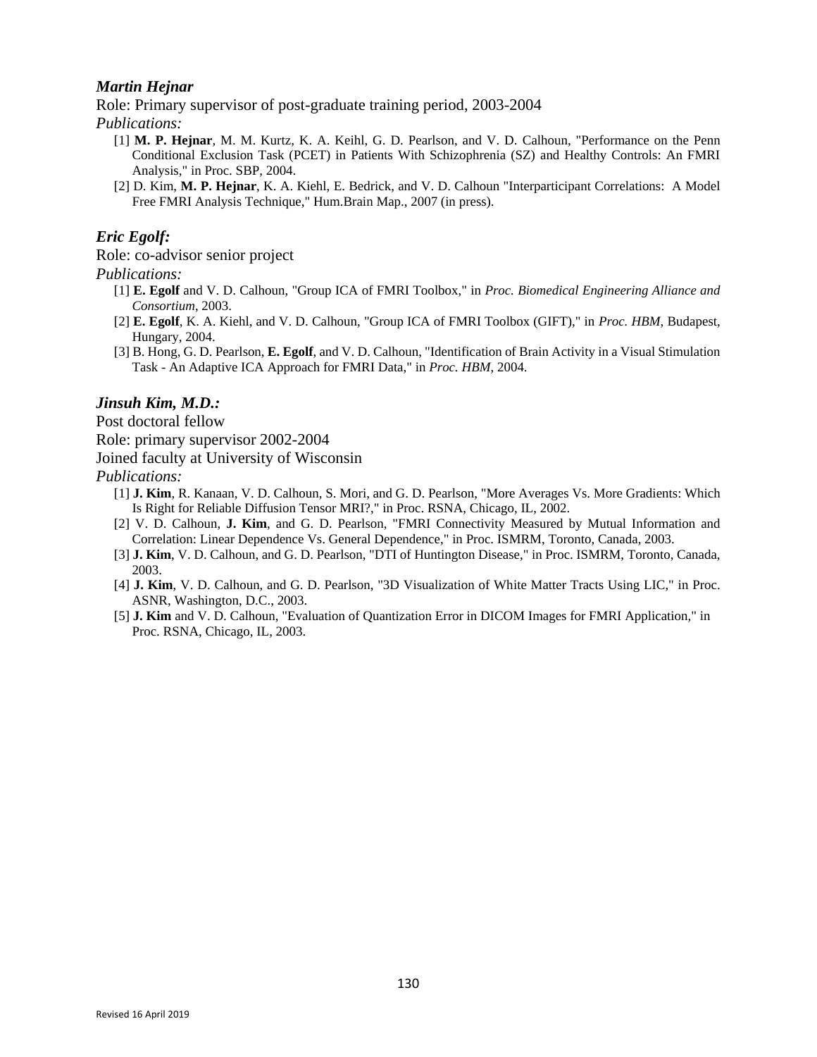### *Martin Hejnar*

Role: Primary supervisor of post-graduate training period, 2003-2004

*Publications:*

[1] **M. P. Hejnar**, M. M. Kurtz, K. A. Keihl, G. D. Pearlson, and V. D. Calhoun, "Performance on the Penn Conditional Exclusion Task (PCET) in Patients With Schizophrenia (SZ) and Healthy Controls: An FMRI Analysis," in Proc. SBP, 2004.

[2] D. Kim, **M. P. Hejnar**, K. A. Kiehl, E. Bedrick, and V. D. Calhoun "Interparticipant Correlations: A Model Free FMRI Analysis Technique," Hum.Brain Map., 2007 (in press).

### *Eric Egolf:*

Role: co-advisor senior project

*Publications:*

[1] **E. Egolf** and V. D. Calhoun, "Group ICA of FMRI Toolbox," in *Proc. Biomedical Engineering Alliance and Consortium*, 2003.

[2] **E. Egolf**, K. A. Kiehl, and V. D. Calhoun, "Group ICA of FMRI Toolbox (GIFT)," in *Proc. HBM*, Budapest, Hungary, 2004.

[3] B. Hong, G. D. Pearlson, **E. Egolf**, and V. D. Calhoun, "Identification of Brain Activity in a Visual Stimulation Task - An Adaptive ICA Approach for FMRI Data," in *Proc. HBM*, 2004.

### *Jinsuh Kim, M.D.:*

Post doctoral fellow

Role: primary supervisor 2002-2004

Joined faculty at University of Wisconsin

*Publications:*

[1] **J. Kim**, R. Kanaan, V. D. Calhoun, S. Mori, and G. D. Pearlson, "More Averages Vs. More Gradients: Which Is Right for Reliable Diffusion Tensor MRI?," in Proc. RSNA, Chicago, IL, 2002.

[2] V. D. Calhoun, **J. Kim**, and G. D. Pearlson, "FMRI Connectivity Measured by Mutual Information and Correlation: Linear Dependence Vs. General Dependence," in Proc. ISMRM, Toronto, Canada, 2003.

[3] **J. Kim**, V. D. Calhoun, and G. D. Pearlson, "DTI of Huntington Disease," in Proc. ISMRM, Toronto, Canada, 2003.

[4] **J. Kim**, V. D. Calhoun, and G. D. Pearlson, "3D Visualization of White Matter Tracts Using LIC," in Proc. ASNR, Washington, D.C., 2003.

[5] **J. Kim** and V. D. Calhoun, "Evaluation of Quantization Error in DICOM Images for FMRI Application," in Proc. RSNA, Chicago, IL, 2003.